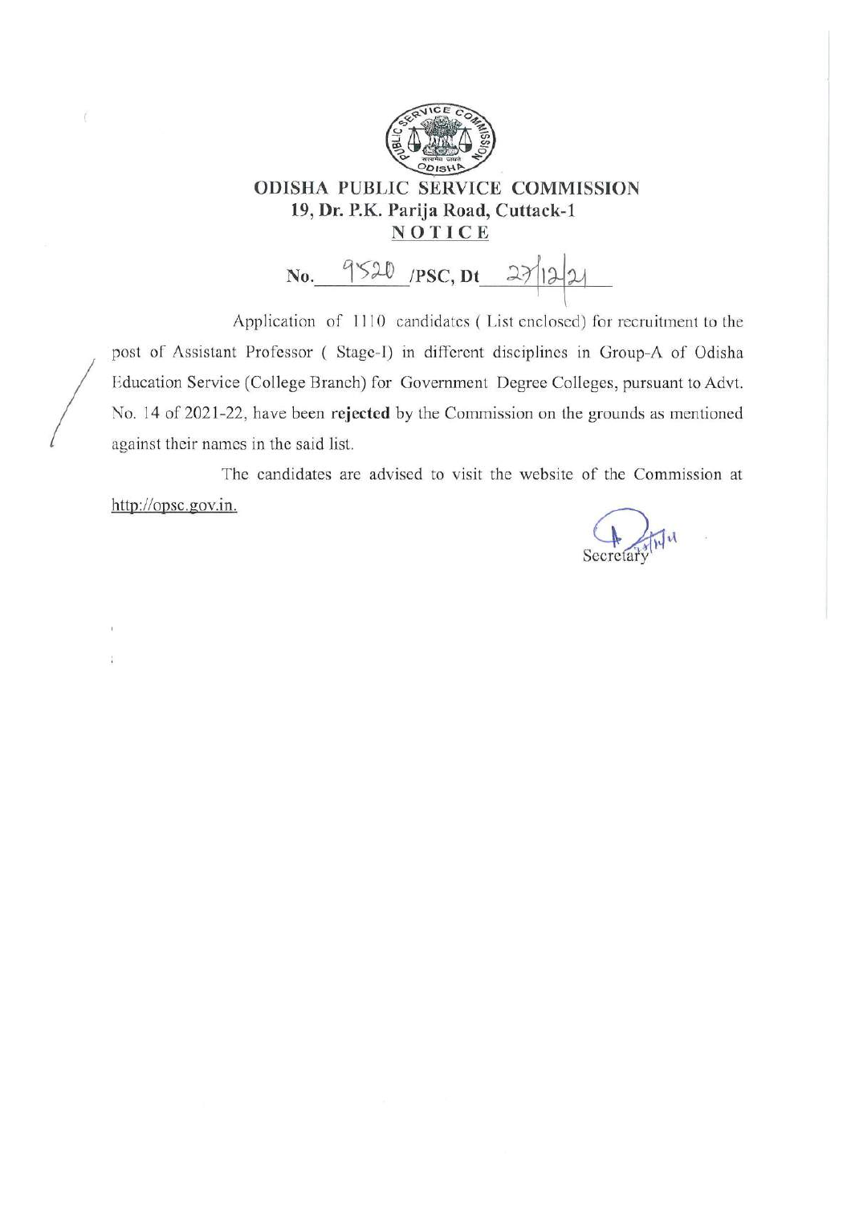# ODISHA PUBLIC SERVICE COMMISSION

## 19, Dr. P.K. Parija Road, Cuttack-1

## NOTICE

**No. 9520 /PSC, Dt 27/12/21**

Application of 1110 candidates ( List enclosed) for recruitment to the post of Assistant Professor ( Stage-I) in different disciplines in Group-A of Odisha Education Service (College Branch) for Government Degree Colleges, pursuant to Advt. No. 14 of 2021-22, have been **rejected** by the Commission on the grounds as mentioned against their names in the said list.

The candidates are advised to visit the website of the Commission at http://opsc.gov.in.

Secretary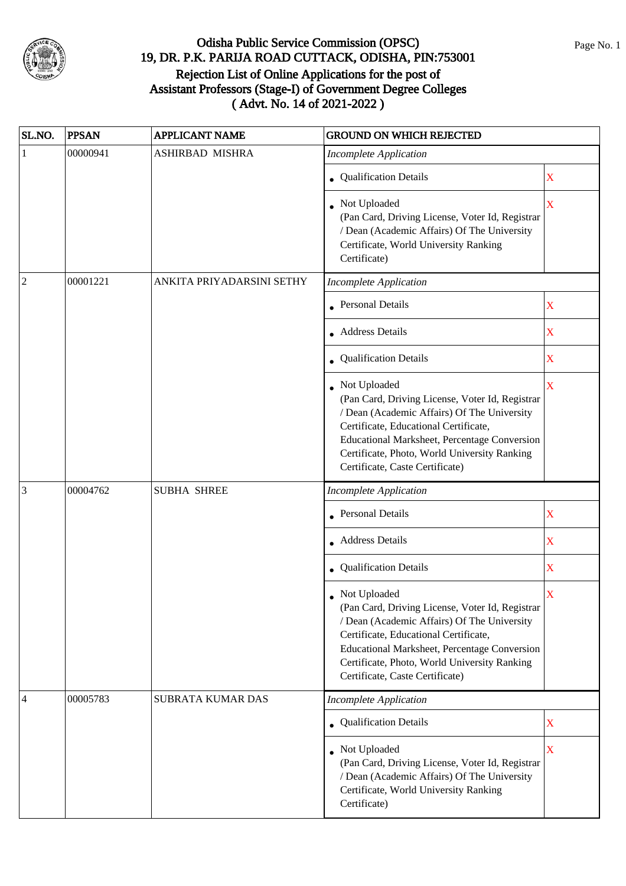# Odisha Public Service Commission (OPSC)
## 19, DR. P.K. PARIJA ROAD CUTTACK, ODISHA, PIN:753001
## Rejection List of Online Applications for the post of Assistant Professors (Stage-I) of Government Degree Colleges
## ( Advt. No. 14 of 2021-2022 )

| SL.NO. | PPSAN | APPLICANT NAME | GROUND ON WHICH REJECTED | |
|---|---|---|---|---|
| 1 | 00000941 | ASHIRBAD MISHRA | *Incomplete Application* | |
| | | | • Qualification Details | X |
| | | | • Not Uploaded (Pan Card, Driving License, Voter Id, Registrar / Dean (Academic Affairs) Of The University Certificate, World University Ranking Certificate) | X |
| 2 | 00001221 | ANKITA PRIYADARSINI SETHY | *Incomplete Application* | |
| | | | • Personal Details | X |
| | | | • Address Details | X |
| | | | • Qualification Details | X |
| | | | • Not Uploaded (Pan Card, Driving License, Voter Id, Registrar / Dean (Academic Affairs) Of The University Certificate, Educational Certificate, Educational Marksheet, Percentage Conversion Certificate, Photo, World University Ranking Certificate, Caste Certificate) | X |
| 3 | 00004762 | SUBHA SHREE | *Incomplete Application* | |
| | | | • Personal Details | X |
| | | | • Address Details | X |
| | | | • Qualification Details | X |
| | | | • Not Uploaded (Pan Card, Driving License, Voter Id, Registrar / Dean (Academic Affairs) Of The University Certificate, Educational Certificate, Educational Marksheet, Percentage Conversion Certificate, Photo, World University Ranking Certificate, Caste Certificate) | X |
| 4 | 00005783 | SUBRATA KUMAR DAS | *Incomplete Application* | |
| | | | • Qualification Details | X |
| | | | • Not Uploaded (Pan Card, Driving License, Voter Id, Registrar / Dean (Academic Affairs) Of The University Certificate, World University Ranking Certificate) | X |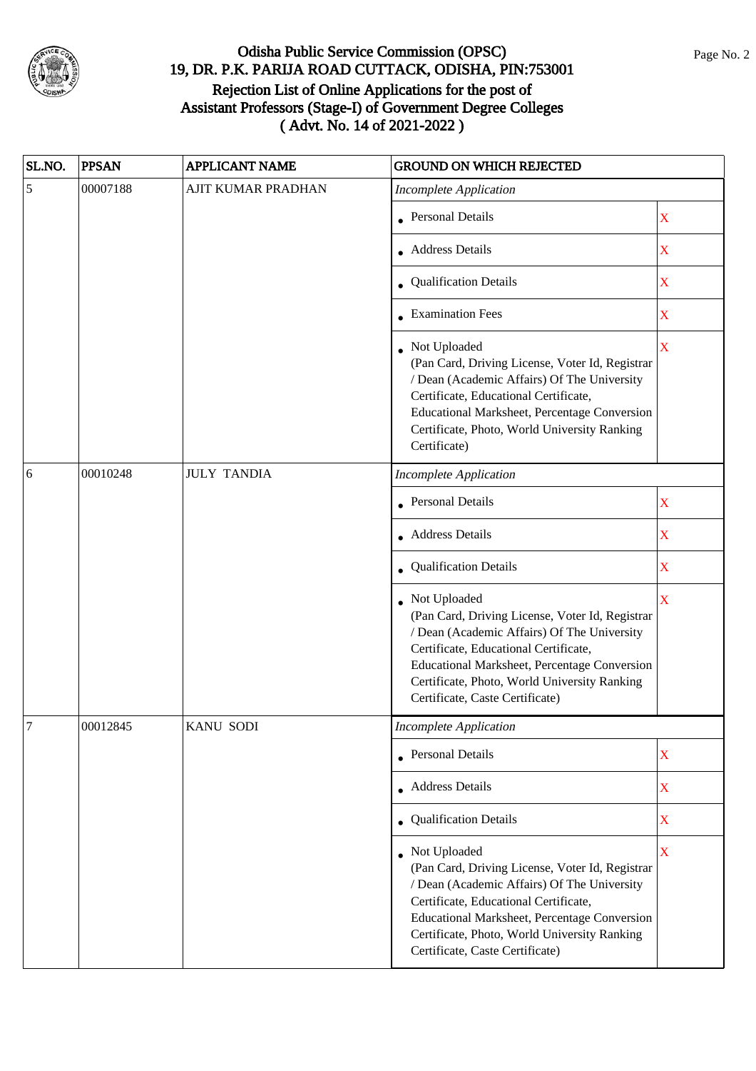# Odisha Public Service Commission (OPSC)
## 19, DR. P.K. PARIJA ROAD CUTTACK, ODISHA, PIN:753001
## Rejection List of Online Applications for the post of Assistant Professors (Stage-I) of Government Degree Colleges
## ( Advt. No. 14 of 2021-2022 )

| SL.NO. | PPSAN | APPLICANT NAME | GROUND ON WHICH REJECTED | |
|---|---|---|---|---|
| 5 | 00007188 | AJIT KUMAR PRADHAN | *Incomplete Application* | |
| | | | • Personal Details | X |
| | | | • Address Details | X |
| | | | • Qualification Details | X |
| | | | • Examination Fees | X |
| | | | • Not Uploaded (Pan Card, Driving License, Voter Id, Registrar / Dean (Academic Affairs) Of The University Certificate, Educational Certificate, Educational Marksheet, Percentage Conversion Certificate, Photo, World University Ranking Certificate) | X |
| 6 | 00010248 | JULY TANDIA | *Incomplete Application* | |
| | | | • Personal Details | X |
| | | | • Address Details | X |
| | | | • Qualification Details | X |
| | | | • Not Uploaded (Pan Card, Driving License, Voter Id, Registrar / Dean (Academic Affairs) Of The University Certificate, Educational Certificate, Educational Marksheet, Percentage Conversion Certificate, Photo, World University Ranking Certificate, Caste Certificate) | X |
| 7 | 00012845 | KANU SODI | *Incomplete Application* | |
| | | | • Personal Details | X |
| | | | • Address Details | X |
| | | | • Qualification Details | X |
| | | | • Not Uploaded (Pan Card, Driving License, Voter Id, Registrar / Dean (Academic Affairs) Of The University Certificate, Educational Certificate, Educational Marksheet, Percentage Conversion Certificate, Photo, World University Ranking Certificate, Caste Certificate) | X |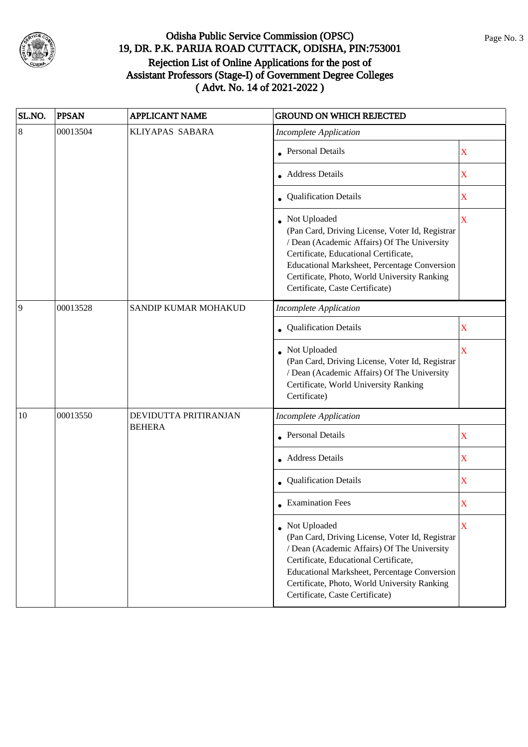# Odisha Public Service Commission (OPSC)
## 19, DR. P.K. PARIJA ROAD CUTTACK, ODISHA, PIN:753001
## Rejection List of Online Applications for the post of Assistant Professors (Stage-I) of Government Degree Colleges
## ( Advt. No. 14 of 2021-2022 )

| SL.NO. | PPSAN | APPLICANT NAME | GROUND ON WHICH REJECTED | |
|---|---|---|---|---|
| 8 | 00013504 | KLIYAPAS SABARA | *Incomplete Application* | |
| | | | • Personal Details | X |
| | | | • Address Details | X |
| | | | • Qualification Details | X |
| | | | • Not Uploaded (Pan Card, Driving License, Voter Id, Registrar / Dean (Academic Affairs) Of The University Certificate, Educational Certificate, Educational Marksheet, Percentage Conversion Certificate, Photo, World University Ranking Certificate, Caste Certificate) | X |
| 9 | 00013528 | SANDIP KUMAR MOHAKUD | *Incomplete Application* | |
| | | | • Qualification Details | X |
| | | | • Not Uploaded (Pan Card, Driving License, Voter Id, Registrar / Dean (Academic Affairs) Of The University Certificate, World University Ranking Certificate) | X |
| 10 | 00013550 | DEVIDUTTA PRITIRANJAN BEHERA | *Incomplete Application* | |
| | | | • Personal Details | X |
| | | | • Address Details | X |
| | | | • Qualification Details | X |
| | | | • Examination Fees | X |
| | | | • Not Uploaded (Pan Card, Driving License, Voter Id, Registrar / Dean (Academic Affairs) Of The University Certificate, Educational Certificate, Educational Marksheet, Percentage Conversion Certificate, Photo, World University Ranking Certificate, Caste Certificate) | X |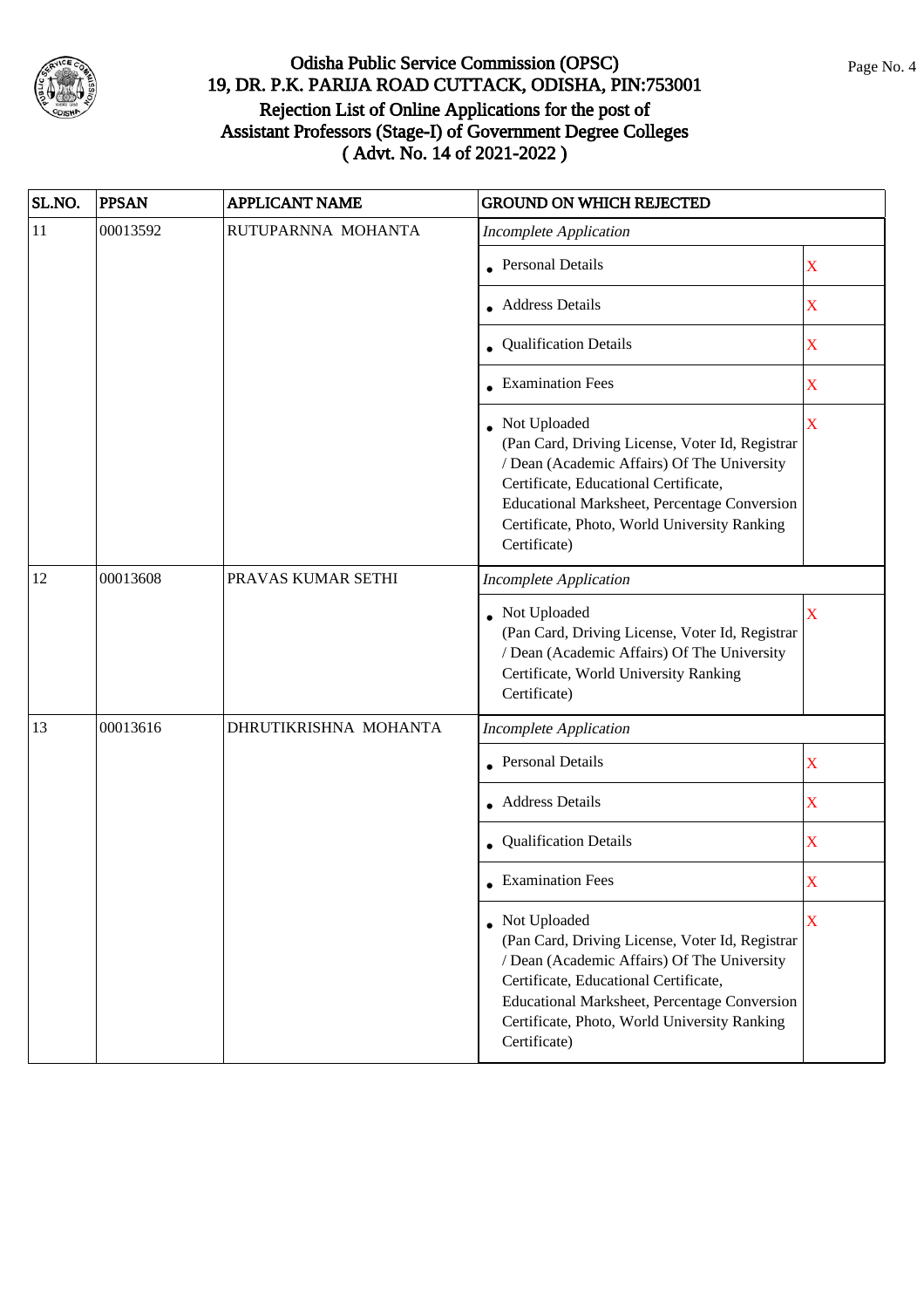# Odisha Public Service Commission (OPSC)
## 19, DR. P.K. PARIJA ROAD CUTTACK, ODISHA, PIN:753001
## Rejection List of Online Applications for the post of Assistant Professors (Stage-I) of Government Degree Colleges
## ( Advt. No. 14 of 2021-2022 )

| SL.NO. | PPSAN | APPLICANT NAME | GROUND ON WHICH REJECTED | |
|---|---|---|---|---|
| 11 | 00013592 | RUTUPARNNA MOHANTA | *Incomplete Application* | |
| | | | • Personal Details | X |
| | | | • Address Details | X |
| | | | • Qualification Details | X |
| | | | • Examination Fees | X |
| | | | • Not Uploaded (Pan Card, Driving License, Voter Id, Registrar / Dean (Academic Affairs) Of The University Certificate, Educational Certificate, Educational Marksheet, Percentage Conversion Certificate, Photo, World University Ranking Certificate) | X |
| 12 | 00013608 | PRAVAS KUMAR SETHI | *Incomplete Application* | |
| | | | • Not Uploaded (Pan Card, Driving License, Voter Id, Registrar / Dean (Academic Affairs) Of The University Certificate, World University Ranking Certificate) | X |
| 13 | 00013616 | DHRUTIKRISHNA MOHANTA | *Incomplete Application* | |
| | | | • Personal Details | X |
| | | | • Address Details | X |
| | | | • Qualification Details | X |
| | | | • Examination Fees | X |
| | | | • Not Uploaded (Pan Card, Driving License, Voter Id, Registrar / Dean (Academic Affairs) Of The University Certificate, Educational Certificate, Educational Marksheet, Percentage Conversion Certificate, Photo, World University Ranking Certificate) | X |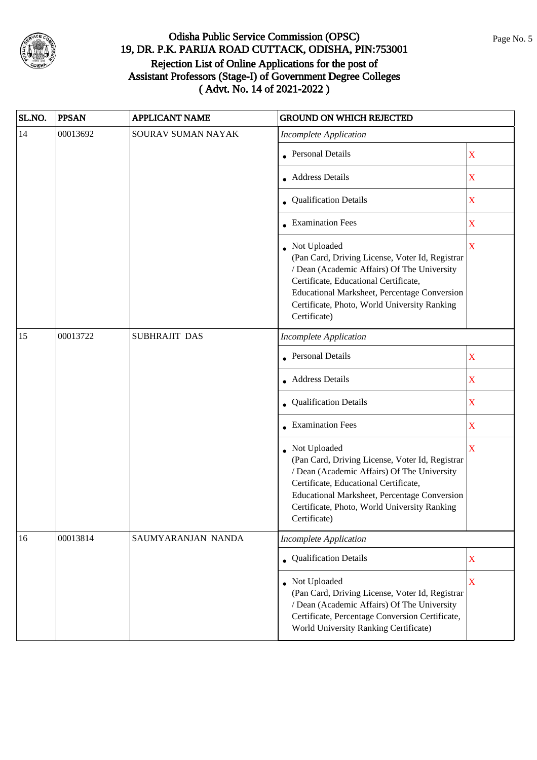# Odisha Public Service Commission (OPSC)
## 19, DR. P.K. PARIJA ROAD CUTTACK, ODISHA, PIN:753001
## Rejection List of Online Applications for the post of Assistant Professors (Stage-I) of Government Degree Colleges
## ( Advt. No. 14 of 2021-2022 )

| SL.NO. | PPSAN | APPLICANT NAME | GROUND ON WHICH REJECTED | |
|---|---|---|---|---|
| 14 | 00013692 | SOURAV SUMAN NAYAK | *Incomplete Application* | |
| | | | • Personal Details | X |
| | | | • Address Details | X |
| | | | • Qualification Details | X |
| | | | • Examination Fees | X |
| | | | • Not Uploaded (Pan Card, Driving License, Voter Id, Registrar / Dean (Academic Affairs) Of The University Certificate, Educational Certificate, Educational Marksheet, Percentage Conversion Certificate, Photo, World University Ranking Certificate) | X |
| 15 | 00013722 | SUBHRAJIT DAS | *Incomplete Application* | |
| | | | • Personal Details | X |
| | | | • Address Details | X |
| | | | • Qualification Details | X |
| | | | • Examination Fees | X |
| | | | • Not Uploaded (Pan Card, Driving License, Voter Id, Registrar / Dean (Academic Affairs) Of The University Certificate, Educational Certificate, Educational Marksheet, Percentage Conversion Certificate, Photo, World University Ranking Certificate) | X |
| 16 | 00013814 | SAUMYARANJAN NANDA | *Incomplete Application* | |
| | | | • Qualification Details | X |
| | | | • Not Uploaded (Pan Card, Driving License, Voter Id, Registrar / Dean (Academic Affairs) Of The University Certificate, Percentage Conversion Certificate, World University Ranking Certificate) | X |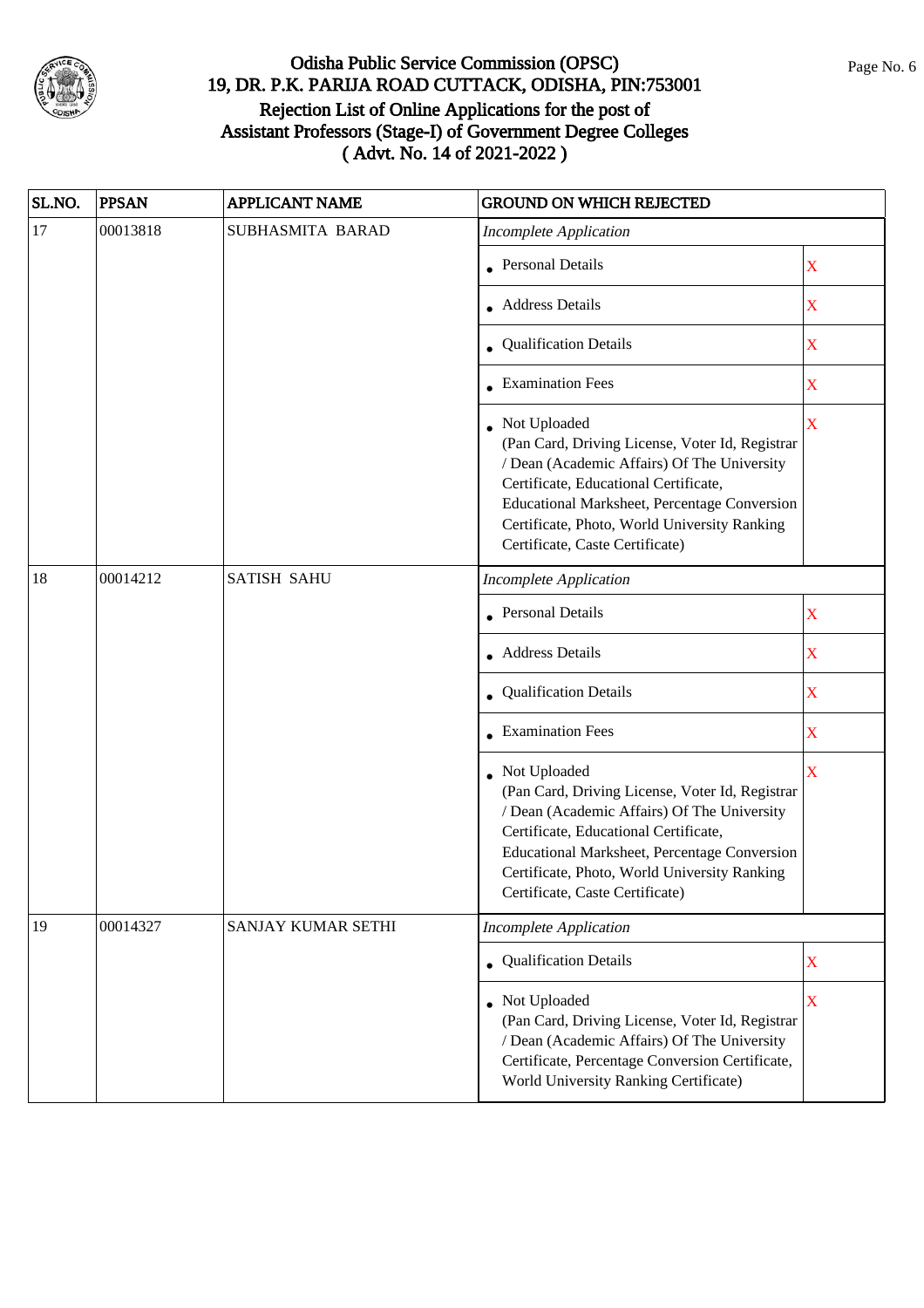# Odisha Public Service Commission (OPSC)
## 19, DR. P.K. PARIJA ROAD CUTTACK, ODISHA, PIN:753001
## Rejection List of Online Applications for the post of Assistant Professors (Stage-I) of Government Degree Colleges
## ( Advt. No. 14 of 2021-2022 )

| SL.NO. | PPSAN | APPLICANT NAME | GROUND ON WHICH REJECTED | |
|---|---|---|---|---|
| 17 | 00013818 | SUBHASMITA BARAD | *Incomplete Application* | |
| | | | • Personal Details | X |
| | | | • Address Details | X |
| | | | • Qualification Details | X |
| | | | • Examination Fees | X |
| | | | • Not Uploaded (Pan Card, Driving License, Voter Id, Registrar / Dean (Academic Affairs) Of The University Certificate, Educational Certificate, Educational Marksheet, Percentage Conversion Certificate, Photo, World University Ranking Certificate, Caste Certificate) | X |
| 18 | 00014212 | SATISH SAHU | *Incomplete Application* | |
| | | | • Personal Details | X |
| | | | • Address Details | X |
| | | | • Qualification Details | X |
| | | | • Examination Fees | X |
| | | | • Not Uploaded (Pan Card, Driving License, Voter Id, Registrar / Dean (Academic Affairs) Of The University Certificate, Educational Certificate, Educational Marksheet, Percentage Conversion Certificate, Photo, World University Ranking Certificate, Caste Certificate) | X |
| 19 | 00014327 | SANJAY KUMAR SETHI | *Incomplete Application* | |
| | | | • Qualification Details | X |
| | | | • Not Uploaded (Pan Card, Driving License, Voter Id, Registrar / Dean (Academic Affairs) Of The University Certificate, Percentage Conversion Certificate, World University Ranking Certificate) | X |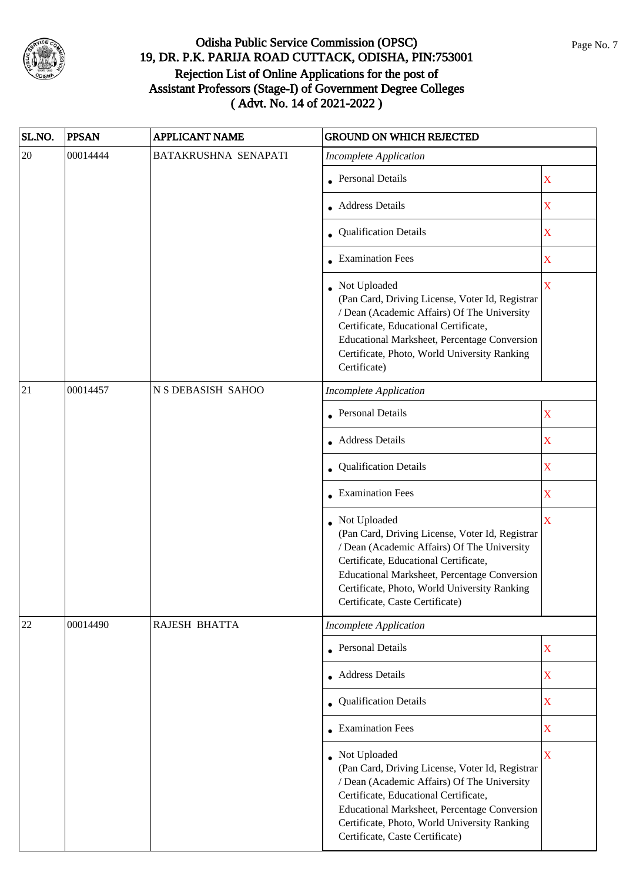# Odisha Public Service Commission (OPSC)

## 19, DR. P.K. PARIJA ROAD CUTTACK, ODISHA, PIN:753001

## Rejection List of Online Applications for the post of Assistant Professors (Stage-I) of Government Degree Colleges ( Advt. No. 14 of 2021-2022 )

| SL.NO. | PPSAN | APPLICANT NAME | GROUND ON WHICH REJECTED | |
|---|---|---|---|---|
| 20 | 00014444 | BATAKRUSHNA SENAPATI | *Incomplete Application* | |
| | | | • Personal Details | X |
| | | | • Address Details | X |
| | | | • Qualification Details | X |
| | | | • Examination Fees | X |
| | | | • Not Uploaded (Pan Card, Driving License, Voter Id, Registrar / Dean (Academic Affairs) Of The University Certificate, Educational Certificate, Educational Marksheet, Percentage Conversion Certificate, Photo, World University Ranking Certificate) | X |
| 21 | 00014457 | N S DEBASISH SAHOO | *Incomplete Application* | |
| | | | • Personal Details | X |
| | | | • Address Details | X |
| | | | • Qualification Details | X |
| | | | • Examination Fees | X |
| | | | • Not Uploaded (Pan Card, Driving License, Voter Id, Registrar / Dean (Academic Affairs) Of The University Certificate, Educational Certificate, Educational Marksheet, Percentage Conversion Certificate, Photo, World University Ranking Certificate, Caste Certificate) | X |
| 22 | 00014490 | RAJESH BHATTA | *Incomplete Application* | |
| | | | • Personal Details | X |
| | | | • Address Details | X |
| | | | • Qualification Details | X |
| | | | • Examination Fees | X |
| | | | • Not Uploaded (Pan Card, Driving License, Voter Id, Registrar / Dean (Academic Affairs) Of The University Certificate, Educational Certificate, Educational Marksheet, Percentage Conversion Certificate, Photo, World University Ranking Certificate, Caste Certificate) | X |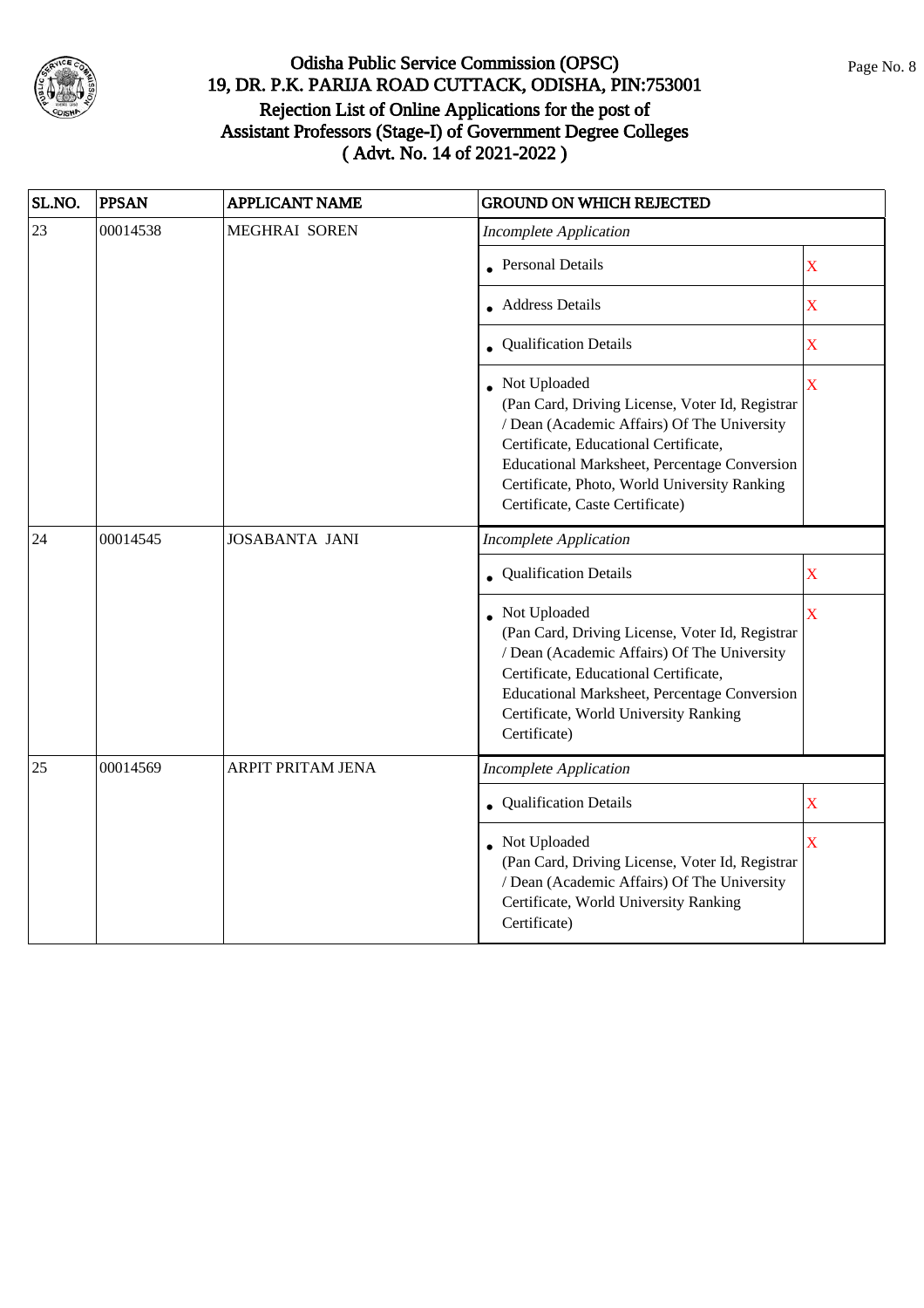# Odisha Public Service Commission (OPSC)
## 19, DR. P.K. PARIJA ROAD CUTTACK, ODISHA, PIN:753001
## Rejection List of Online Applications for the post of Assistant Professors (Stage-I) of Government Degree Colleges
## ( Advt. No. 14 of 2021-2022 )

| SL.NO. | PPSAN | APPLICANT NAME | GROUND ON WHICH REJECTED | |
|---|---|---|---|---|
| 23 | 00014538 | MEGHRAI SOREN | *Incomplete Application* | |
| | | | • Personal Details | X |
| | | | • Address Details | X |
| | | | • Qualification Details | X |
| | | | • Not Uploaded (Pan Card, Driving License, Voter Id, Registrar / Dean (Academic Affairs) Of The University Certificate, Educational Certificate, Educational Marksheet, Percentage Conversion Certificate, Photo, World University Ranking Certificate, Caste Certificate) | X |
| 24 | 00014545 | JOSABANTA JANI | *Incomplete Application* | |
| | | | • Qualification Details | X |
| | | | • Not Uploaded (Pan Card, Driving License, Voter Id, Registrar / Dean (Academic Affairs) Of The University Certificate, Educational Certificate, Educational Marksheet, Percentage Conversion Certificate, World University Ranking Certificate) | X |
| 25 | 00014569 | ARPIT PRITAM JENA | *Incomplete Application* | |
| | | | • Qualification Details | X |
| | | | • Not Uploaded (Pan Card, Driving License, Voter Id, Registrar / Dean (Academic Affairs) Of The University Certificate, World University Ranking Certificate) | X |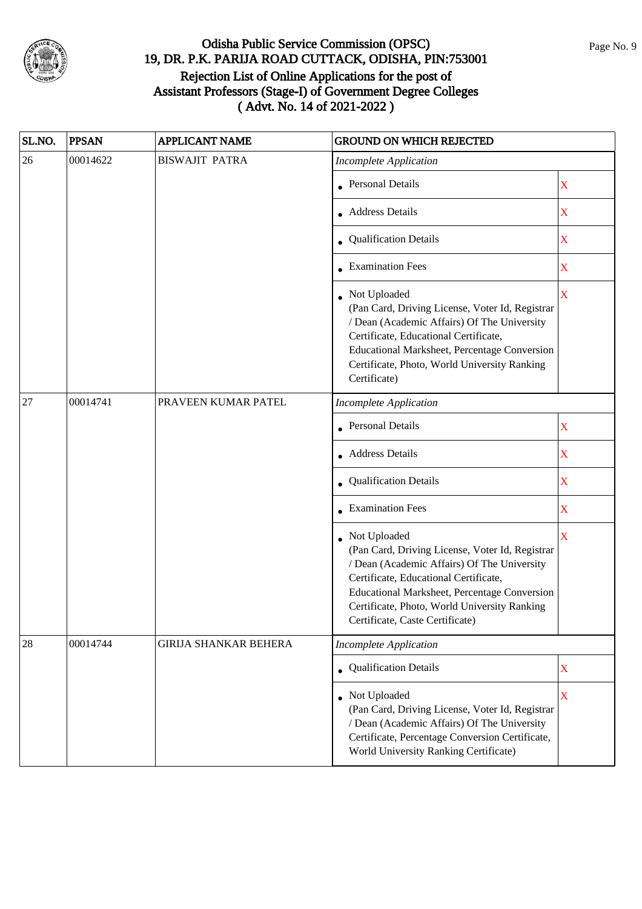# Odisha Public Service Commission (OPSC)
## 19, DR. P.K. PARIJA ROAD CUTTACK, ODISHA, PIN:753001
## Rejection List of Online Applications for the post of Assistant Professors (Stage-I) of Government Degree Colleges
## ( Advt. No. 14 of 2021-2022 )

| SL.NO. | PPSAN | APPLICANT NAME | GROUND ON WHICH REJECTED | |
|---|---|---|---|---|
| 26 | 00014622 | BISWAJIT PATRA | *Incomplete Application* | |
| | | | • Personal Details | X |
| | | | • Address Details | X |
| | | | • Qualification Details | X |
| | | | • Examination Fees | X |
| | | | • Not Uploaded (Pan Card, Driving License, Voter Id, Registrar / Dean (Academic Affairs) Of The University Certificate, Educational Certificate, Educational Marksheet, Percentage Conversion Certificate, Photo, World University Ranking Certificate) | X |
| 27 | 00014741 | PRAVEEN KUMAR PATEL | *Incomplete Application* | |
| | | | • Personal Details | X |
| | | | • Address Details | X |
| | | | • Qualification Details | X |
| | | | • Examination Fees | X |
| | | | • Not Uploaded (Pan Card, Driving License, Voter Id, Registrar / Dean (Academic Affairs) Of The University Certificate, Educational Certificate, Educational Marksheet, Percentage Conversion Certificate, Photo, World University Ranking Certificate, Caste Certificate) | X |
| 28 | 00014744 | GIRIJA SHANKAR BEHERA | *Incomplete Application* | |
| | | | • Qualification Details | X |
| | | | • Not Uploaded (Pan Card, Driving License, Voter Id, Registrar / Dean (Academic Affairs) Of The University Certificate, Percentage Conversion Certificate, World University Ranking Certificate) | X |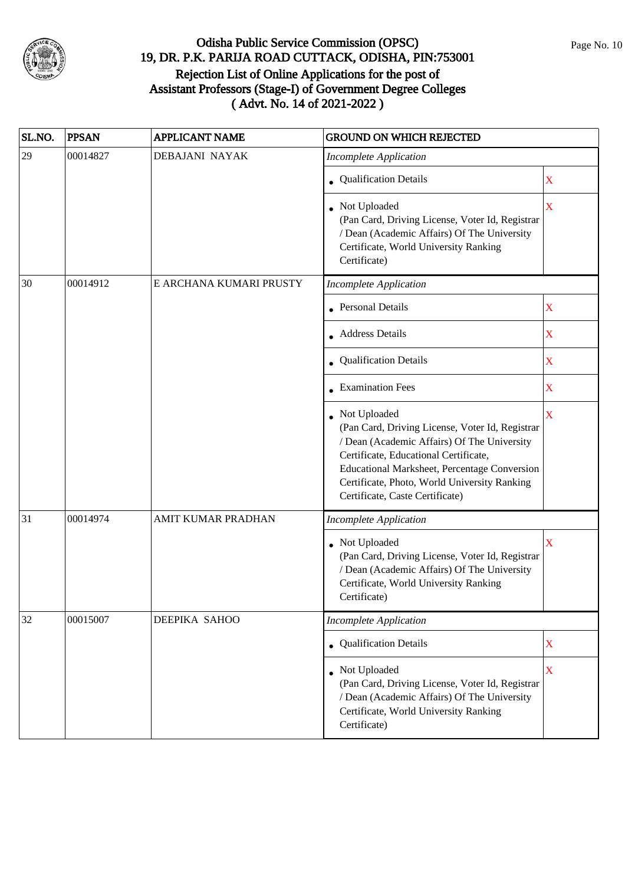# Odisha Public Service Commission (OPSC)

## 19, DR. P.K. PARIJA ROAD CUTTACK, ODISHA, PIN:753001

## Rejection List of Online Applications for the post of Assistant Professors (Stage-I) of Government Degree Colleges ( Advt. No. 14 of 2021-2022 )

| SL.NO. | PPSAN | APPLICANT NAME | GROUND ON WHICH REJECTED | |
|---|---|---|---|---|
| 29 | 00014827 | DEBAJANI NAYAK | *Incomplete Application* | |
| | | | • Qualification Details | X |
| | | | • Not Uploaded (Pan Card, Driving License, Voter Id, Registrar / Dean (Academic Affairs) Of The University Certificate, World University Ranking Certificate) | X |
| 30 | 00014912 | E ARCHANA KUMARI PRUSTY | *Incomplete Application* | |
| | | | • Personal Details | X |
| | | | • Address Details | X |
| | | | • Qualification Details | X |
| | | | • Examination Fees | X |
| | | | • Not Uploaded (Pan Card, Driving License, Voter Id, Registrar / Dean (Academic Affairs) Of The University Certificate, Educational Certificate, Educational Marksheet, Percentage Conversion Certificate, Photo, World University Ranking Certificate, Caste Certificate) | X |
| 31 | 00014974 | AMIT KUMAR PRADHAN | *Incomplete Application* | |
| | | | • Not Uploaded (Pan Card, Driving License, Voter Id, Registrar / Dean (Academic Affairs) Of The University Certificate, World University Ranking Certificate) | X |
| 32 | 00015007 | DEEPIKA SAHOO | *Incomplete Application* | |
| | | | • Qualification Details | X |
| | | | • Not Uploaded (Pan Card, Driving License, Voter Id, Registrar / Dean (Academic Affairs) Of The University Certificate, World University Ranking Certificate) | X |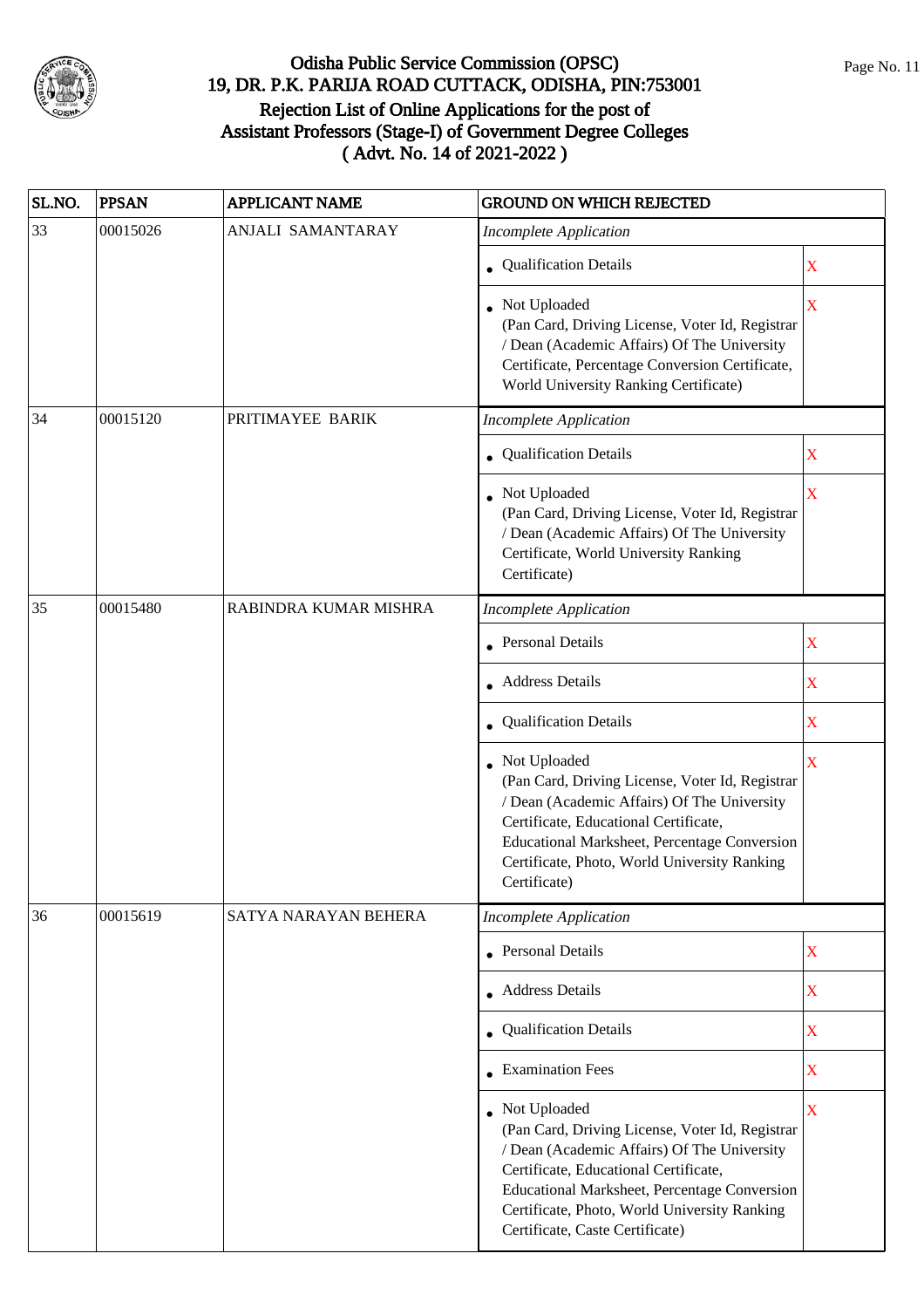# Odisha Public Service Commission (OPSC)

## 19, DR. P.K. PARIJA ROAD CUTTACK, ODISHA, PIN:753001

## Rejection List of Online Applications for the post of Assistant Professors (Stage-I) of Government Degree Colleges ( Advt. No. 14 of 2021-2022 )

| SL.NO. | PPSAN | APPLICANT NAME | GROUND ON WHICH REJECTED | |
|---|---|---|---|---|
| 33 | 00015026 | ANJALI SAMANTARAY | *Incomplete Application* | |
| | | | • Qualification Details | X |
| | | | • Not Uploaded (Pan Card, Driving License, Voter Id, Registrar / Dean (Academic Affairs) Of The University Certificate, Percentage Conversion Certificate, World University Ranking Certificate) | X |
| 34 | 00015120 | PRITIMAYEE BARIK | *Incomplete Application* | |
| | | | • Qualification Details | X |
| | | | • Not Uploaded (Pan Card, Driving License, Voter Id, Registrar / Dean (Academic Affairs) Of The University Certificate, World University Ranking Certificate) | X |
| 35 | 00015480 | RABINDRA KUMAR MISHRA | *Incomplete Application* | |
| | | | • Personal Details | X |
| | | | • Address Details | X |
| | | | • Qualification Details | X |
| | | | • Not Uploaded (Pan Card, Driving License, Voter Id, Registrar / Dean (Academic Affairs) Of The University Certificate, Educational Certificate, Educational Marksheet, Percentage Conversion Certificate, Photo, World University Ranking Certificate) | X |
| 36 | 00015619 | SATYA NARAYAN BEHERA | *Incomplete Application* | |
| | | | • Personal Details | X |
| | | | • Address Details | X |
| | | | • Qualification Details | X |
| | | | • Examination Fees | X |
| | | | • Not Uploaded (Pan Card, Driving License, Voter Id, Registrar / Dean (Academic Affairs) Of The University Certificate, Educational Certificate, Educational Marksheet, Percentage Conversion Certificate, Photo, World University Ranking Certificate, Caste Certificate) | X |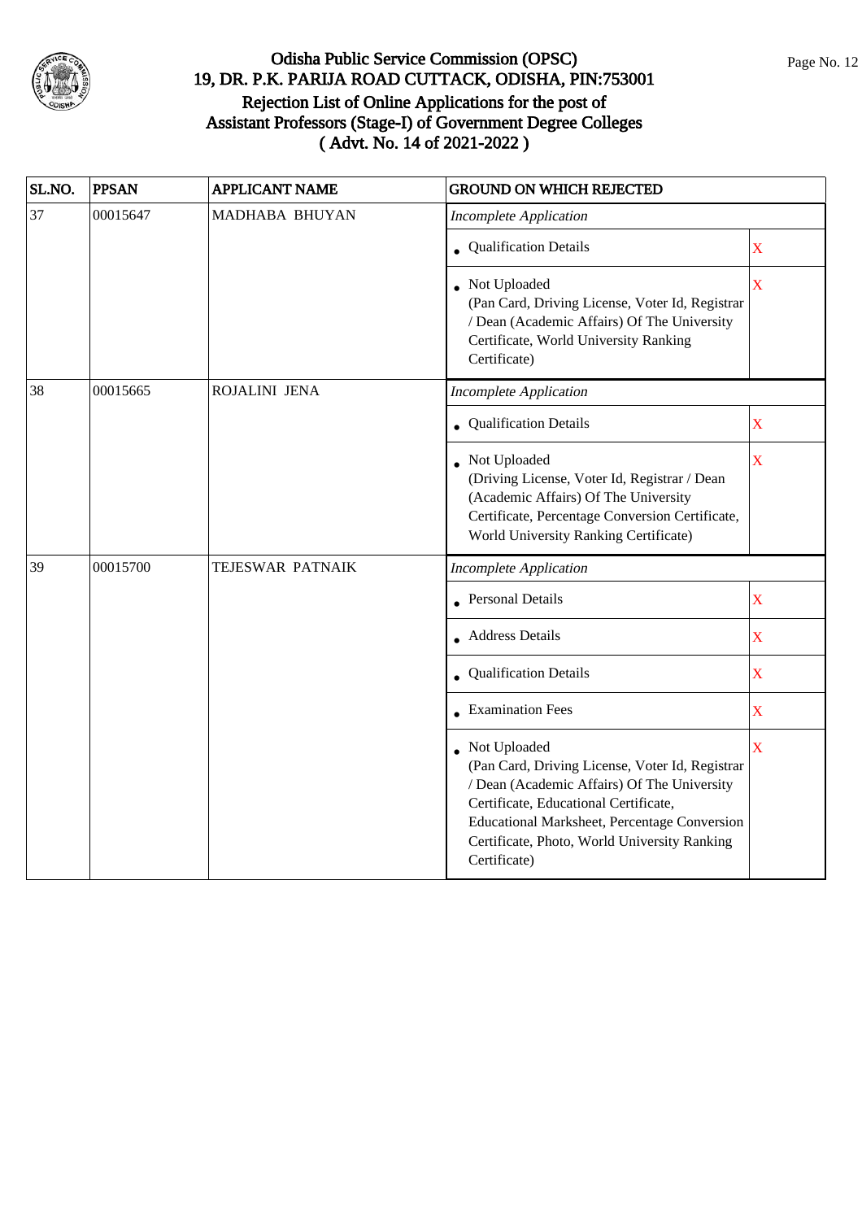# Odisha Public Service Commission (OPSC)
## 19, DR. P.K. PARIJA ROAD CUTTACK, ODISHA, PIN:753001
## Rejection List of Online Applications for the post of Assistant Professors (Stage-I) of Government Degree Colleges ( Advt. No. 14 of 2021-2022 )

| SL.NO. | PPSAN | APPLICANT NAME | GROUND ON WHICH REJECTED | |
|---|---|---|---|---|
| 37 | 00015647 | MADHABA BHUYAN | *Incomplete Application* | |
| | | | • Qualification Details | X |
| | | | • Not Uploaded (Pan Card, Driving License, Voter Id, Registrar / Dean (Academic Affairs) Of The University Certificate, World University Ranking Certificate) | X |
| 38 | 00015665 | ROJALINI JENA | *Incomplete Application* | |
| | | | • Qualification Details | X |
| | | | • Not Uploaded (Driving License, Voter Id, Registrar / Dean (Academic Affairs) Of The University Certificate, Percentage Conversion Certificate, World University Ranking Certificate) | X |
| 39 | 00015700 | TEJESWAR PATNAIK | *Incomplete Application* | |
| | | | • Personal Details | X |
| | | | • Address Details | X |
| | | | • Qualification Details | X |
| | | | • Examination Fees | X |
| | | | • Not Uploaded (Pan Card, Driving License, Voter Id, Registrar / Dean (Academic Affairs) Of The University Certificate, Educational Certificate, Educational Marksheet, Percentage Conversion Certificate, Photo, World University Ranking Certificate) | X |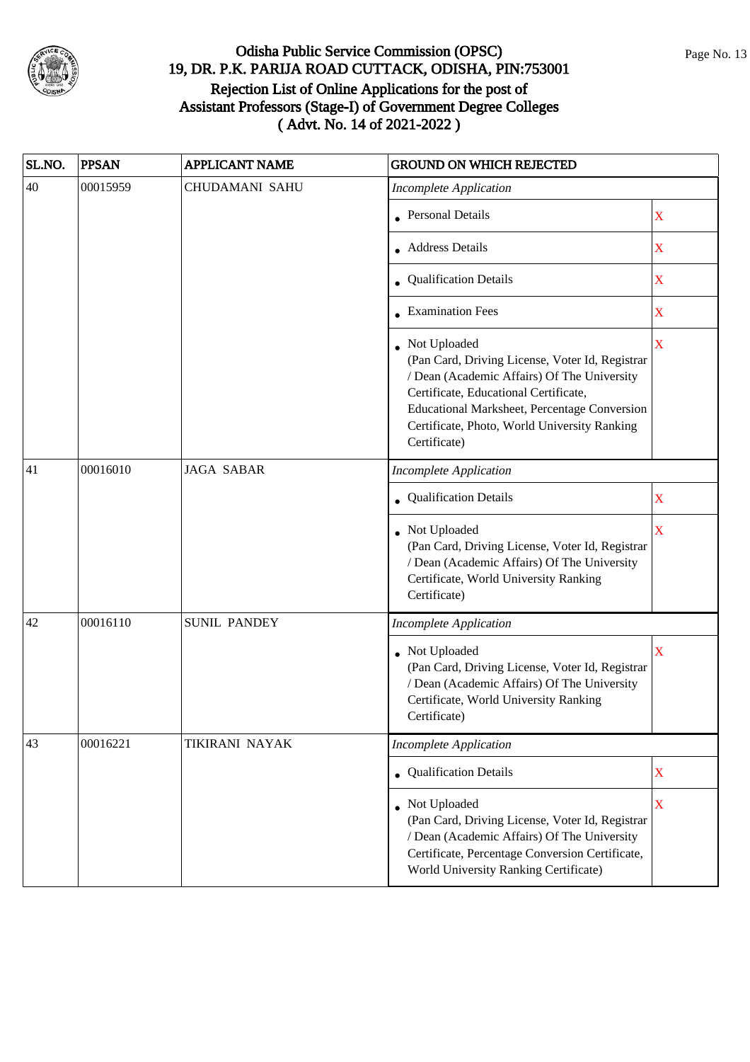# Odisha Public Service Commission (OPSC)
## 19, DR. P.K. PARIJA ROAD CUTTACK, ODISHA, PIN:753001
## Rejection List of Online Applications for the post of Assistant Professors (Stage-I) of Government Degree Colleges ( Advt. No. 14 of 2021-2022 )

| SL.NO. | PPSAN | APPLICANT NAME | GROUND ON WHICH REJECTED | |
|---|---|---|---|---|
| 40 | 00015959 | CHUDAMANI SAHU | *Incomplete Application* | |
| | | | • Personal Details | X |
| | | | • Address Details | X |
| | | | • Qualification Details | X |
| | | | • Examination Fees | X |
| | | | • Not Uploaded (Pan Card, Driving License, Voter Id, Registrar / Dean (Academic Affairs) Of The University Certificate, Educational Certificate, Educational Marksheet, Percentage Conversion Certificate, Photo, World University Ranking Certificate) | X |
| 41 | 00016010 | JAGA SABAR | *Incomplete Application* | |
| | | | • Qualification Details | X |
| | | | • Not Uploaded (Pan Card, Driving License, Voter Id, Registrar / Dean (Academic Affairs) Of The University Certificate, World University Ranking Certificate) | X |
| 42 | 00016110 | SUNIL PANDEY | *Incomplete Application* | |
| | | | • Not Uploaded (Pan Card, Driving License, Voter Id, Registrar / Dean (Academic Affairs) Of The University Certificate, World University Ranking Certificate) | X |
| 43 | 00016221 | TIKIRANI NAYAK | *Incomplete Application* | |
| | | | • Qualification Details | X |
| | | | • Not Uploaded (Pan Card, Driving License, Voter Id, Registrar / Dean (Academic Affairs) Of The University Certificate, Percentage Conversion Certificate, World University Ranking Certificate) | X |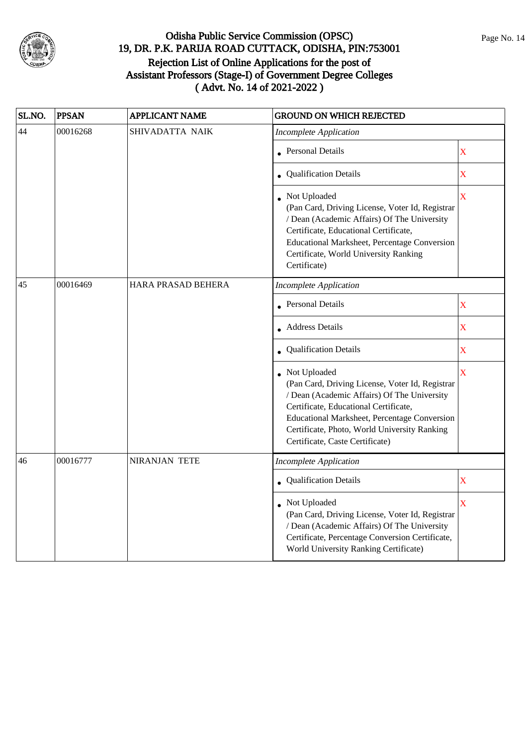# Odisha Public Service Commission (OPSC)
## 19, DR. P.K. PARIJA ROAD CUTTACK, ODISHA, PIN:753001
## Rejection List of Online Applications for the post of Assistant Professors (Stage-I) of Government Degree Colleges
## ( Advt. No. 14 of 2021-2022 )

| SL.NO. | PPSAN | APPLICANT NAME | GROUND ON WHICH REJECTED | |
|---|---|---|---|---|
| 44 | 00016268 | SHIVADATTA NAIK | *Incomplete Application* | |
| | | | • Personal Details | X |
| | | | • Qualification Details | X |
| | | | • Not Uploaded (Pan Card, Driving License, Voter Id, Registrar / Dean (Academic Affairs) Of The University Certificate, Educational Certificate, Educational Marksheet, Percentage Conversion Certificate, World University Ranking Certificate) | X |
| 45 | 00016469 | HARA PRASAD BEHERA | *Incomplete Application* | |
| | | | • Personal Details | X |
| | | | • Address Details | X |
| | | | • Qualification Details | X |
| | | | • Not Uploaded (Pan Card, Driving License, Voter Id, Registrar / Dean (Academic Affairs) Of The University Certificate, Educational Certificate, Educational Marksheet, Percentage Conversion Certificate, Photo, World University Ranking Certificate, Caste Certificate) | X |
| 46 | 00016777 | NIRANJAN TETE | *Incomplete Application* | |
| | | | • Qualification Details | X |
| | | | • Not Uploaded (Pan Card, Driving License, Voter Id, Registrar / Dean (Academic Affairs) Of The University Certificate, Percentage Conversion Certificate, World University Ranking Certificate) | X |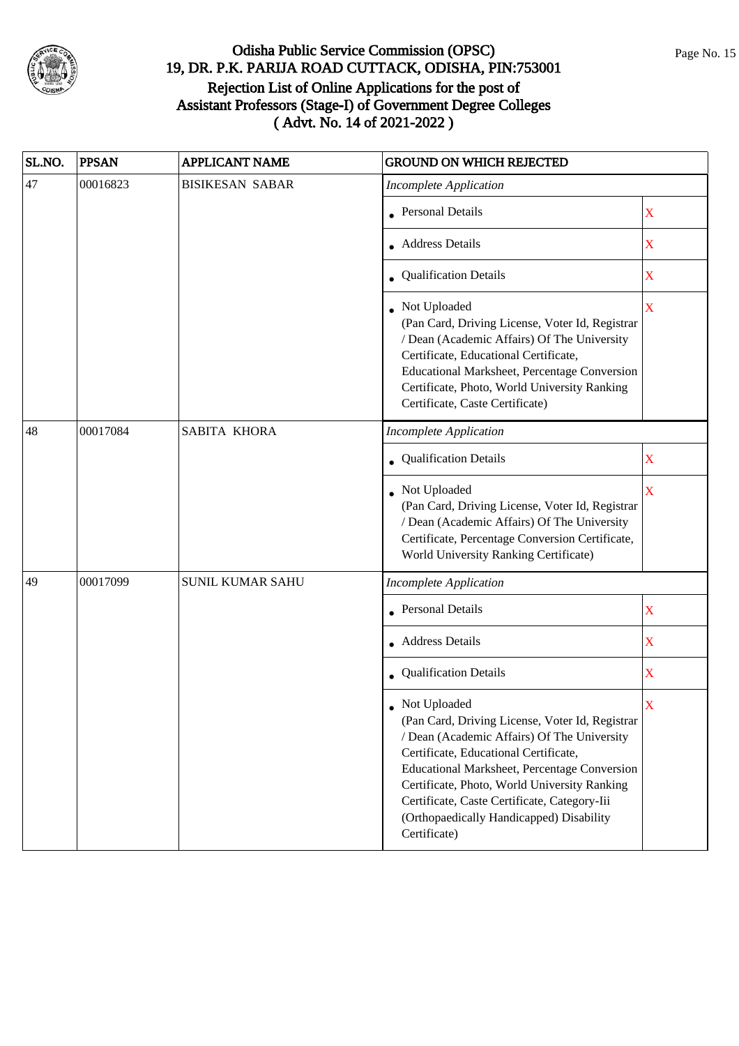# Odisha Public Service Commission (OPSC)
## 19, DR. P.K. PARIJA ROAD CUTTACK, ODISHA, PIN:753001
## Rejection List of Online Applications for the post of Assistant Professors (Stage-I) of Government Degree Colleges
## ( Advt. No. 14 of 2021-2022 )

| SL.NO. | PPSAN | APPLICANT NAME | GROUND ON WHICH REJECTED | |
|---|---|---|---|---|
| 47 | 00016823 | BISIKESAN SABAR | *Incomplete Application* | |
| | | | • Personal Details | X |
| | | | • Address Details | X |
| | | | • Qualification Details | X |
| | | | • Not Uploaded (Pan Card, Driving License, Voter Id, Registrar / Dean (Academic Affairs) Of The University Certificate, Educational Certificate, Educational Marksheet, Percentage Conversion Certificate, Photo, World University Ranking Certificate, Caste Certificate) | X |
| 48 | 00017084 | SABITA KHORA | *Incomplete Application* | |
| | | | • Qualification Details | X |
| | | | • Not Uploaded (Pan Card, Driving License, Voter Id, Registrar / Dean (Academic Affairs) Of The University Certificate, Percentage Conversion Certificate, World University Ranking Certificate) | X |
| 49 | 00017099 | SUNIL KUMAR SAHU | *Incomplete Application* | |
| | | | • Personal Details | X |
| | | | • Address Details | X |
| | | | • Qualification Details | X |
| | | | • Not Uploaded (Pan Card, Driving License, Voter Id, Registrar / Dean (Academic Affairs) Of The University Certificate, Educational Certificate, Educational Marksheet, Percentage Conversion Certificate, Photo, World University Ranking Certificate, Caste Certificate, Category-Iii (Orthopaedically Handicapped) Disability Certificate) | X |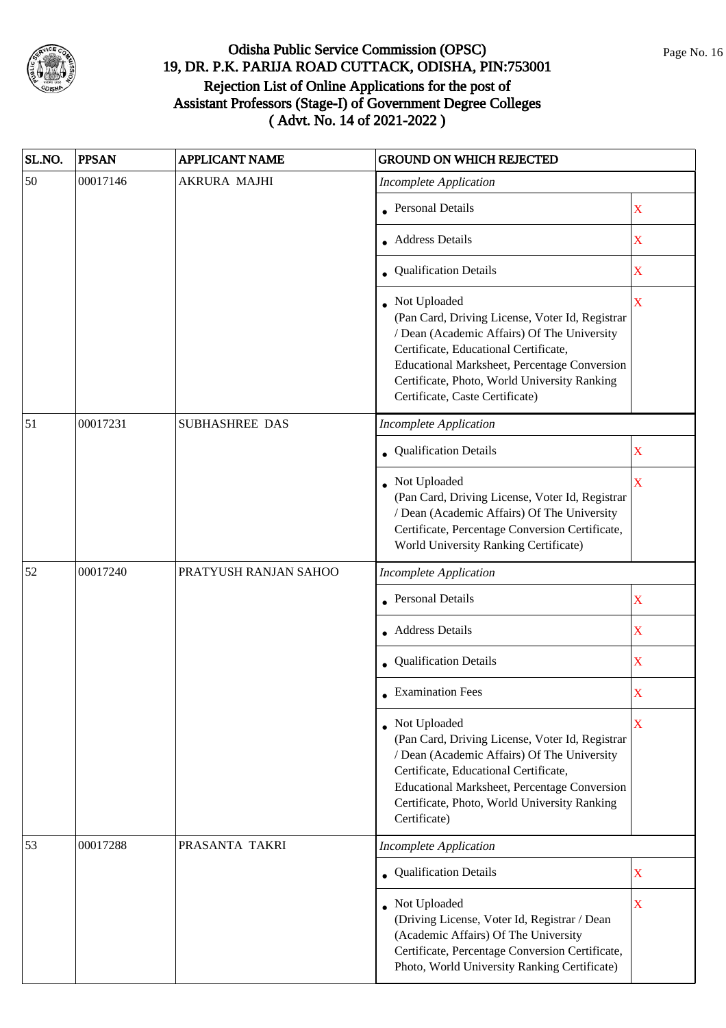# Odisha Public Service Commission (OPSC)
## 19, DR. P.K. PARIJA ROAD CUTTACK, ODISHA, PIN:753001
## Rejection List of Online Applications for the post of Assistant Professors (Stage-I) of Government Degree Colleges
## ( Advt. No. 14 of 2021-2022 )

| SL.NO. | PPSAN | APPLICANT NAME | GROUND ON WHICH REJECTED | |
|---|---|---|---|---|
| 50 | 00017146 | AKRURA MAJHI | *Incomplete Application* | |
| | | | • Personal Details | X |
| | | | • Address Details | X |
| | | | • Qualification Details | X |
| | | | • Not Uploaded (Pan Card, Driving License, Voter Id, Registrar / Dean (Academic Affairs) Of The University Certificate, Educational Certificate, Educational Marksheet, Percentage Conversion Certificate, Photo, World University Ranking Certificate, Caste Certificate) | X |
| 51 | 00017231 | SUBHASHREE DAS | *Incomplete Application* | |
| | | | • Qualification Details | X |
| | | | • Not Uploaded (Pan Card, Driving License, Voter Id, Registrar / Dean (Academic Affairs) Of The University Certificate, Percentage Conversion Certificate, World University Ranking Certificate) | X |
| 52 | 00017240 | PRATYUSH RANJAN SAHOO | *Incomplete Application* | |
| | | | • Personal Details | X |
| | | | • Address Details | X |
| | | | • Qualification Details | X |
| | | | • Examination Fees | X |
| | | | • Not Uploaded (Pan Card, Driving License, Voter Id, Registrar / Dean (Academic Affairs) Of The University Certificate, Educational Certificate, Educational Marksheet, Percentage Conversion Certificate, Photo, World University Ranking Certificate) | X |
| 53 | 00017288 | PRASANTA TAKRI | *Incomplete Application* | |
| | | | • Qualification Details | X |
| | | | • Not Uploaded (Driving License, Voter Id, Registrar / Dean (Academic Affairs) Of The University Certificate, Percentage Conversion Certificate, Photo, World University Ranking Certificate) | X |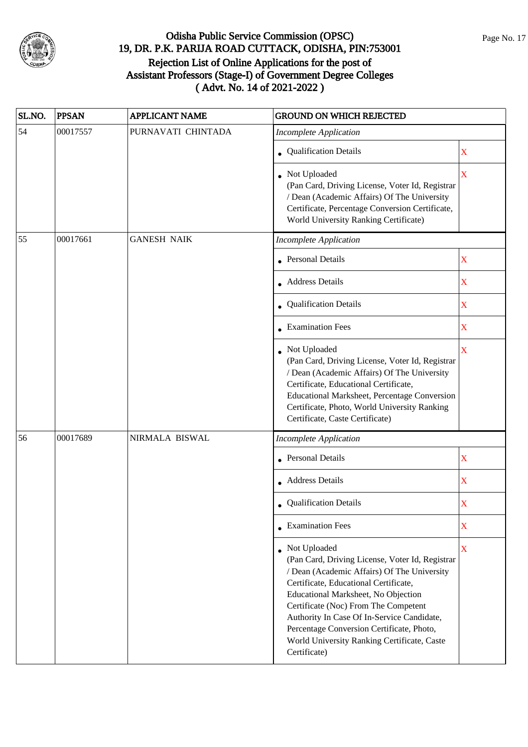# Odisha Public Service Commission (OPSC)

## 19, DR. P.K. PARIJA ROAD CUTTACK, ODISHA, PIN:753001

## Rejection List of Online Applications for the post of Assistant Professors (Stage-I) of Government Degree Colleges ( Advt. No. 14 of 2021-2022 )

| SL.NO. | PPSAN | APPLICANT NAME | GROUND ON WHICH REJECTED | |
|---|---|---|---|---|
| 54 | 00017557 | PURNAVATI CHINTADA | *Incomplete Application* | |
| | | | • Qualification Details | X |
| | | | • Not Uploaded (Pan Card, Driving License, Voter Id, Registrar / Dean (Academic Affairs) Of The University Certificate, Percentage Conversion Certificate, World University Ranking Certificate) | X |
| 55 | 00017661 | GANESH NAIK | *Incomplete Application* | |
| | | | • Personal Details | X |
| | | | • Address Details | X |
| | | | • Qualification Details | X |
| | | | • Examination Fees | X |
| | | | • Not Uploaded (Pan Card, Driving License, Voter Id, Registrar / Dean (Academic Affairs) Of The University Certificate, Educational Certificate, Educational Marksheet, Percentage Conversion Certificate, Photo, World University Ranking Certificate, Caste Certificate) | X |
| 56 | 00017689 | NIRMALA BISWAL | *Incomplete Application* | |
| | | | • Personal Details | X |
| | | | • Address Details | X |
| | | | • Qualification Details | X |
| | | | • Examination Fees | X |
| | | | • Not Uploaded (Pan Card, Driving License, Voter Id, Registrar / Dean (Academic Affairs) Of The University Certificate, Educational Certificate, Educational Marksheet, No Objection Certificate (Noc) From The Competent Authority In Case Of In-Service Candidate, Percentage Conversion Certificate, Photo, World University Ranking Certificate, Caste Certificate) | X |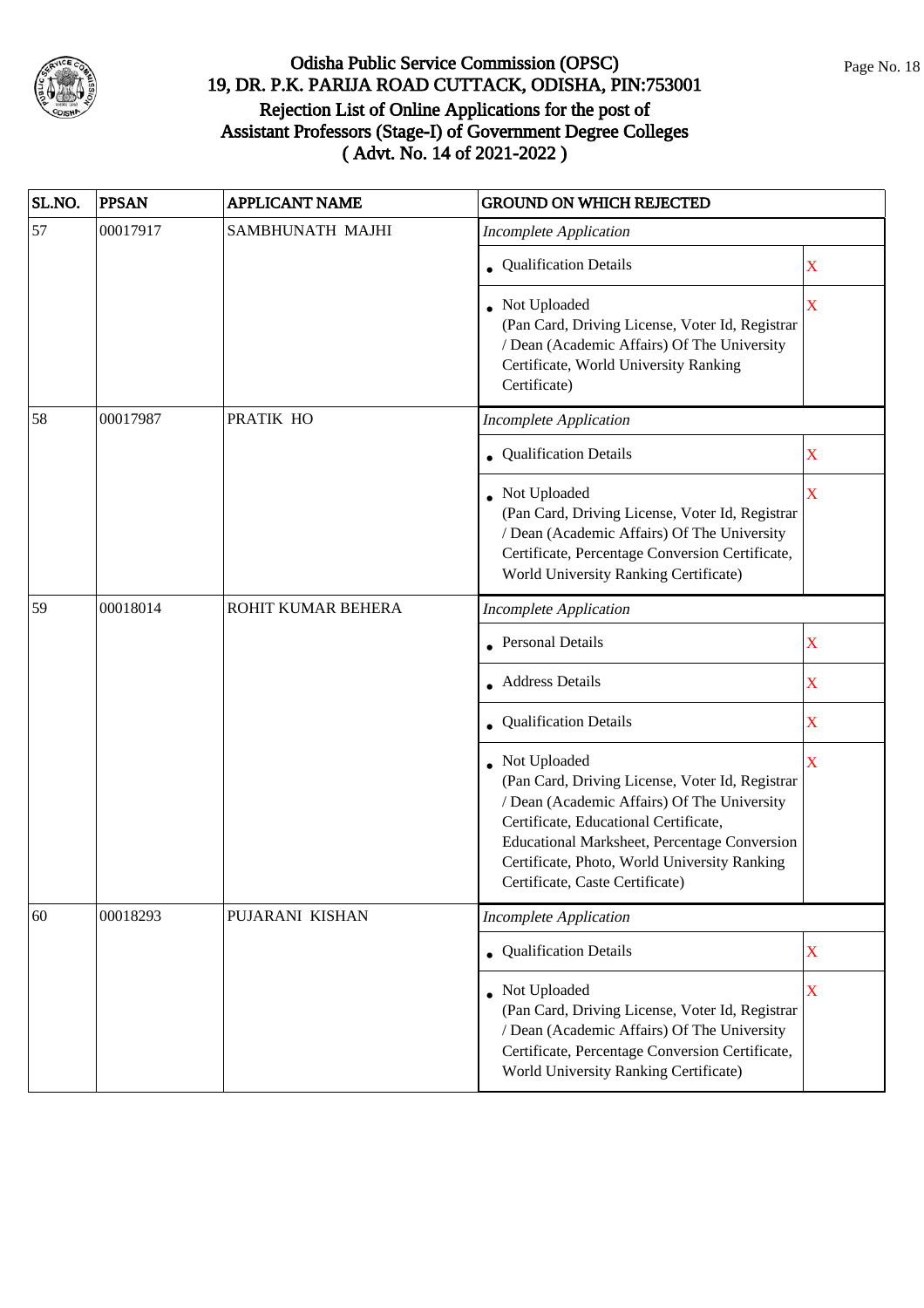# Odisha Public Service Commission (OPSC)
## 19, DR. P.K. PARIJA ROAD CUTTACK, ODISHA, PIN:753001
## Rejection List of Online Applications for the post of Assistant Professors (Stage-I) of Government Degree Colleges
## ( Advt. No. 14 of 2021-2022 )

| SL.NO. | PPSAN | APPLICANT NAME | GROUND ON WHICH REJECTED | |
|---|---|---|---|---|
| 57 | 00017917 | SAMBHUNATH MAJHI | *Incomplete Application* | |
| | | | • Qualification Details | X |
| | | | • Not Uploaded (Pan Card, Driving License, Voter Id, Registrar / Dean (Academic Affairs) Of The University Certificate, World University Ranking Certificate) | X |
| 58 | 00017987 | PRATIK HO | *Incomplete Application* | |
| | | | • Qualification Details | X |
| | | | • Not Uploaded (Pan Card, Driving License, Voter Id, Registrar / Dean (Academic Affairs) Of The University Certificate, Percentage Conversion Certificate, World University Ranking Certificate) | X |
| 59 | 00018014 | ROHIT KUMAR BEHERA | *Incomplete Application* | |
| | | | • Personal Details | X |
| | | | • Address Details | X |
| | | | • Qualification Details | X |
| | | | • Not Uploaded (Pan Card, Driving License, Voter Id, Registrar / Dean (Academic Affairs) Of The University Certificate, Educational Certificate, Educational Marksheet, Percentage Conversion Certificate, Photo, World University Ranking Certificate, Caste Certificate) | X |
| 60 | 00018293 | PUJARANI KISHAN | *Incomplete Application* | |
| | | | • Qualification Details | X |
| | | | • Not Uploaded (Pan Card, Driving License, Voter Id, Registrar / Dean (Academic Affairs) Of The University Certificate, Percentage Conversion Certificate, World University Ranking Certificate) | X |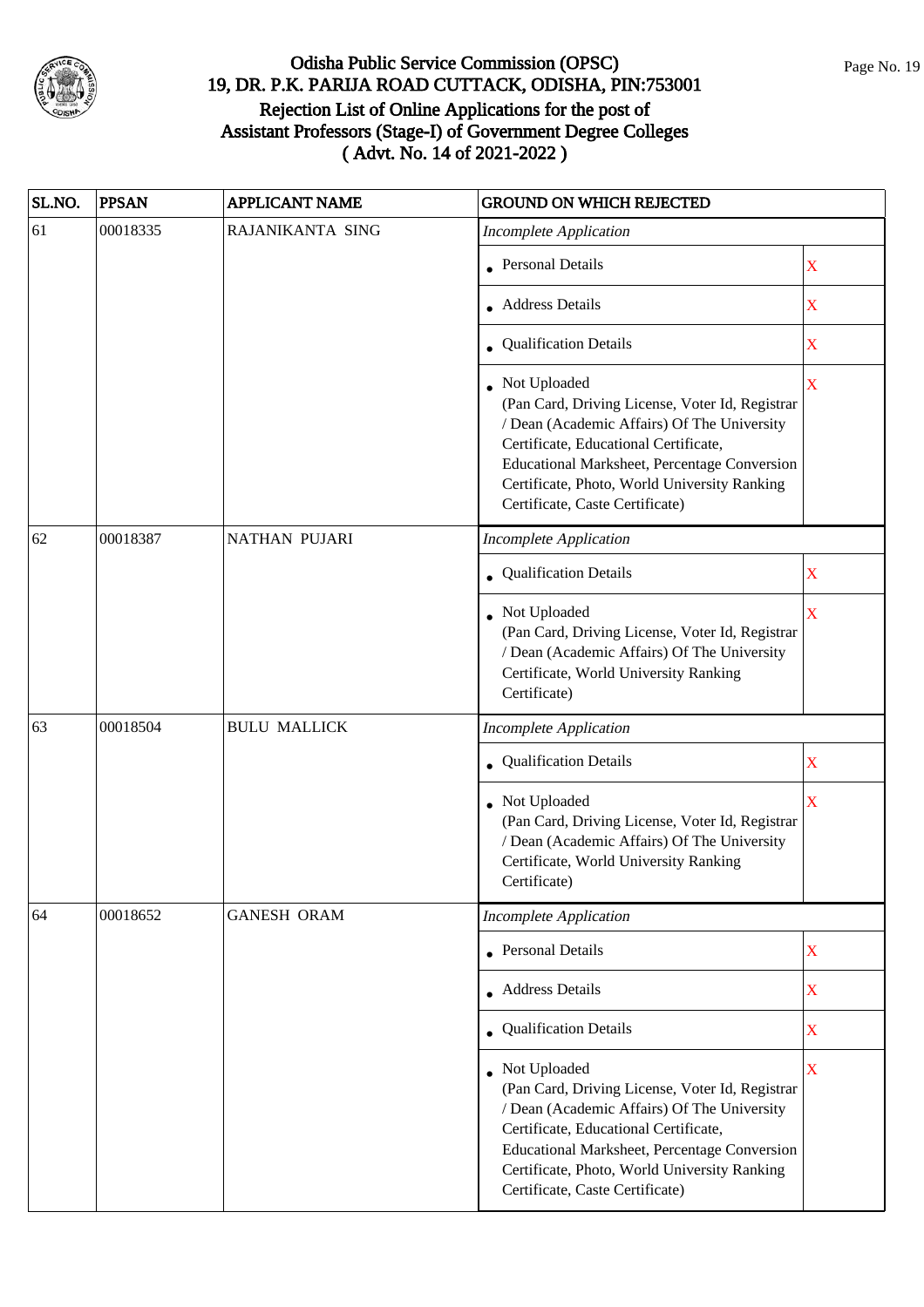# Odisha Public Service Commission (OPSC)
## 19, DR. P.K. PARIJA ROAD CUTTACK, ODISHA, PIN:753001
## Rejection List of Online Applications for the post of Assistant Professors (Stage-I) of Government Degree Colleges
## ( Advt. No. 14 of 2021-2022 )

| SL.NO. | PPSAN | APPLICANT NAME | GROUND ON WHICH REJECTED | |
|---|---|---|---|---|
| 61 | 00018335 | RAJANIKANTA SING | *Incomplete Application* | |
| | | | • Personal Details | X |
| | | | • Address Details | X |
| | | | • Qualification Details | X |
| | | | • Not Uploaded (Pan Card, Driving License, Voter Id, Registrar / Dean (Academic Affairs) Of The University Certificate, Educational Certificate, Educational Marksheet, Percentage Conversion Certificate, Photo, World University Ranking Certificate, Caste Certificate) | X |
| 62 | 00018387 | NATHAN PUJARI | *Incomplete Application* | |
| | | | • Qualification Details | X |
| | | | • Not Uploaded (Pan Card, Driving License, Voter Id, Registrar / Dean (Academic Affairs) Of The University Certificate, World University Ranking Certificate) | X |
| 63 | 00018504 | BULU MALLICK | *Incomplete Application* | |
| | | | • Qualification Details | X |
| | | | • Not Uploaded (Pan Card, Driving License, Voter Id, Registrar / Dean (Academic Affairs) Of The University Certificate, World University Ranking Certificate) | X |
| 64 | 00018652 | GANESH ORAM | *Incomplete Application* | |
| | | | • Personal Details | X |
| | | | • Address Details | X |
| | | | • Qualification Details | X |
| | | | • Not Uploaded (Pan Card, Driving License, Voter Id, Registrar / Dean (Academic Affairs) Of The University Certificate, Educational Certificate, Educational Marksheet, Percentage Conversion Certificate, Photo, World University Ranking Certificate, Caste Certificate) | X |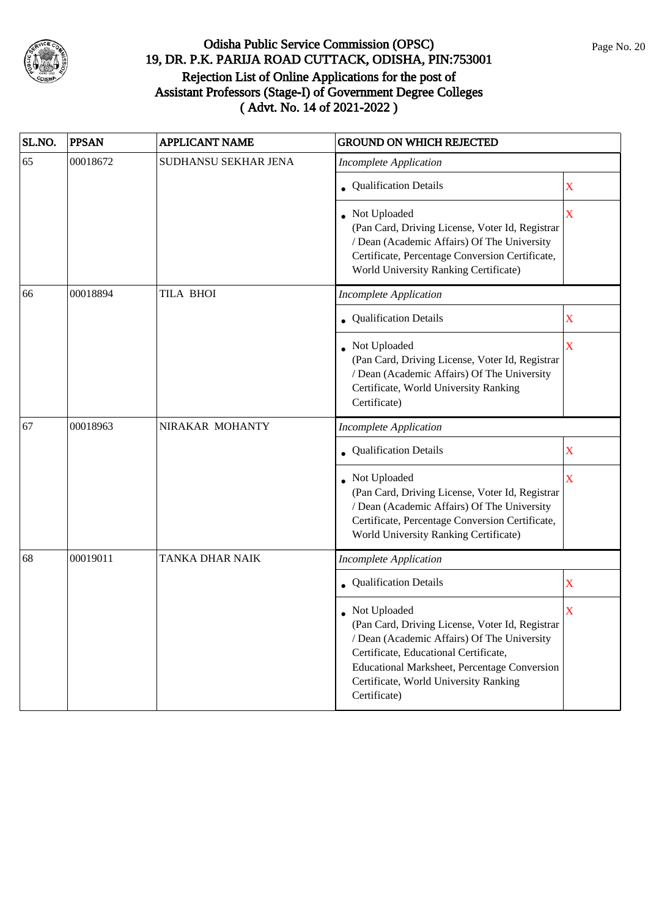# Odisha Public Service Commission (OPSC)
## 19, DR. P.K. PARIJA ROAD CUTTACK, ODISHA, PIN:753001
## Rejection List of Online Applications for the post of Assistant Professors (Stage-I) of Government Degree Colleges
## ( Advt. No. 14 of 2021-2022 )

| SL.NO. | PPSAN | APPLICANT NAME | GROUND ON WHICH REJECTED | |
|---|---|---|---|---|
| 65 | 00018672 | SUDHANSU SEKHAR JENA | *Incomplete Application* | |
| | | | • Qualification Details | X |
| | | | • Not Uploaded (Pan Card, Driving License, Voter Id, Registrar / Dean (Academic Affairs) Of The University Certificate, Percentage Conversion Certificate, World University Ranking Certificate) | X |
| 66 | 00018894 | TILA BHOI | *Incomplete Application* | |
| | | | • Qualification Details | X |
| | | | • Not Uploaded (Pan Card, Driving License, Voter Id, Registrar / Dean (Academic Affairs) Of The University Certificate, World University Ranking Certificate) | X |
| 67 | 00018963 | NIRAKAR MOHANTY | *Incomplete Application* | |
| | | | • Qualification Details | X |
| | | | • Not Uploaded (Pan Card, Driving License, Voter Id, Registrar / Dean (Academic Affairs) Of The University Certificate, Percentage Conversion Certificate, World University Ranking Certificate) | X |
| 68 | 00019011 | TANKA DHAR NAIK | *Incomplete Application* | |
| | | | • Qualification Details | X |
| | | | • Not Uploaded (Pan Card, Driving License, Voter Id, Registrar / Dean (Academic Affairs) Of The University Certificate, Educational Certificate, Educational Marksheet, Percentage Conversion Certificate, World University Ranking Certificate) | X |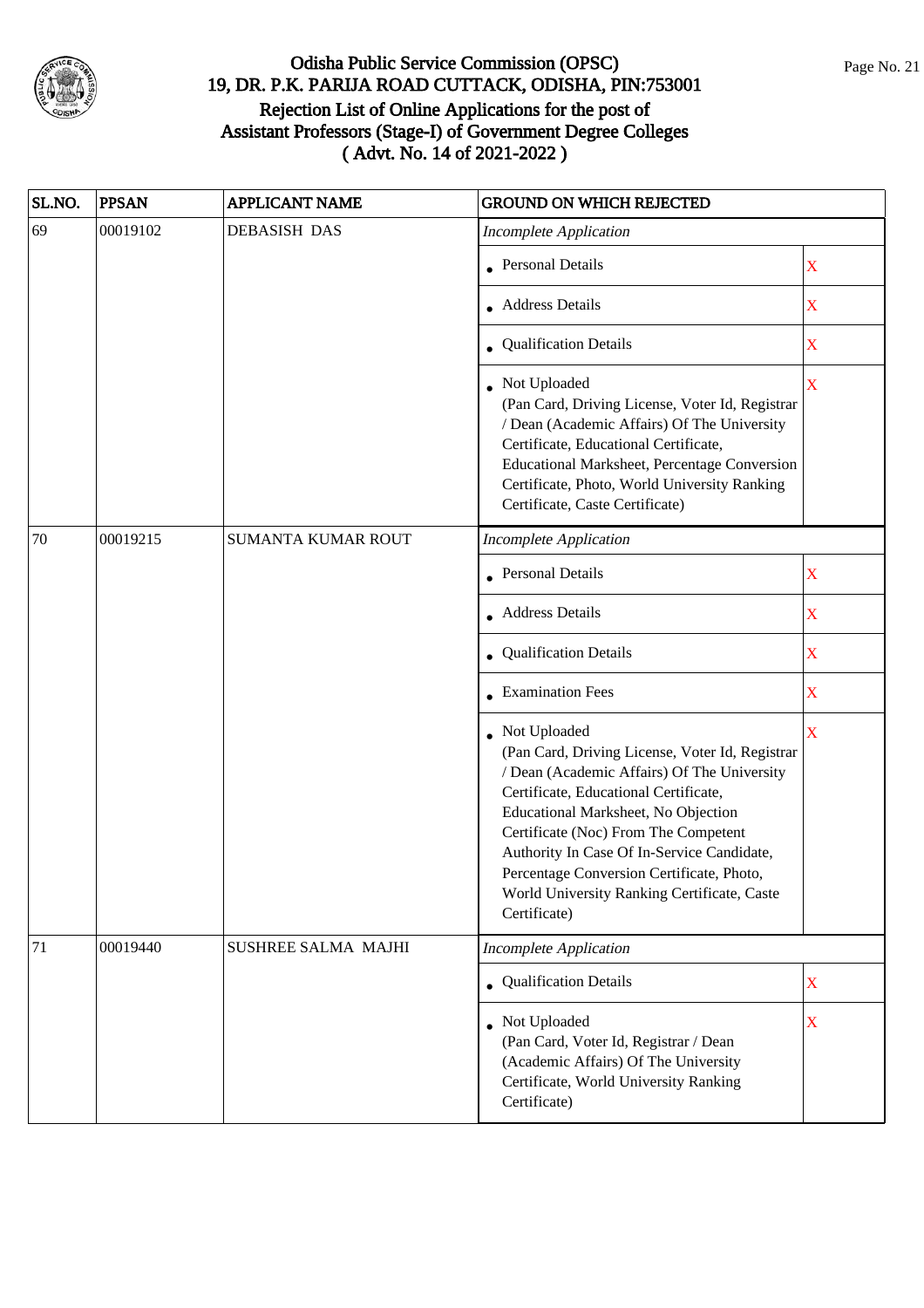# Odisha Public Service Commission (OPSC)
## 19, DR. P.K. PARIJA ROAD CUTTACK, ODISHA, PIN:753001
## Rejection List of Online Applications for the post of Assistant Professors (Stage-I) of Government Degree Colleges ( Advt. No. 14 of 2021-2022 )

| SL.NO. | PPSAN | APPLICANT NAME | GROUND ON WHICH REJECTED | |
|---|---|---|---|---|
| 69 | 00019102 | DEBASISH DAS | *Incomplete Application* | |
| | | | • Personal Details | X |
| | | | • Address Details | X |
| | | | • Qualification Details | X |
| | | | • Not Uploaded (Pan Card, Driving License, Voter Id, Registrar / Dean (Academic Affairs) Of The University Certificate, Educational Certificate, Educational Marksheet, Percentage Conversion Certificate, Photo, World University Ranking Certificate, Caste Certificate) | X |
| 70 | 00019215 | SUMANTA KUMAR ROUT | *Incomplete Application* | |
| | | | • Personal Details | X |
| | | | • Address Details | X |
| | | | • Qualification Details | X |
| | | | • Examination Fees | X |
| | | | • Not Uploaded (Pan Card, Driving License, Voter Id, Registrar / Dean (Academic Affairs) Of The University Certificate, Educational Certificate, Educational Marksheet, No Objection Certificate (Noc) From The Competent Authority In Case Of In-Service Candidate, Percentage Conversion Certificate, Photo, World University Ranking Certificate, Caste Certificate) | X |
| 71 | 00019440 | SUSHREE SALMA MAJHI | *Incomplete Application* | |
| | | | • Qualification Details | X |
| | | | • Not Uploaded (Pan Card, Voter Id, Registrar / Dean (Academic Affairs) Of The University Certificate, World University Ranking Certificate) | X |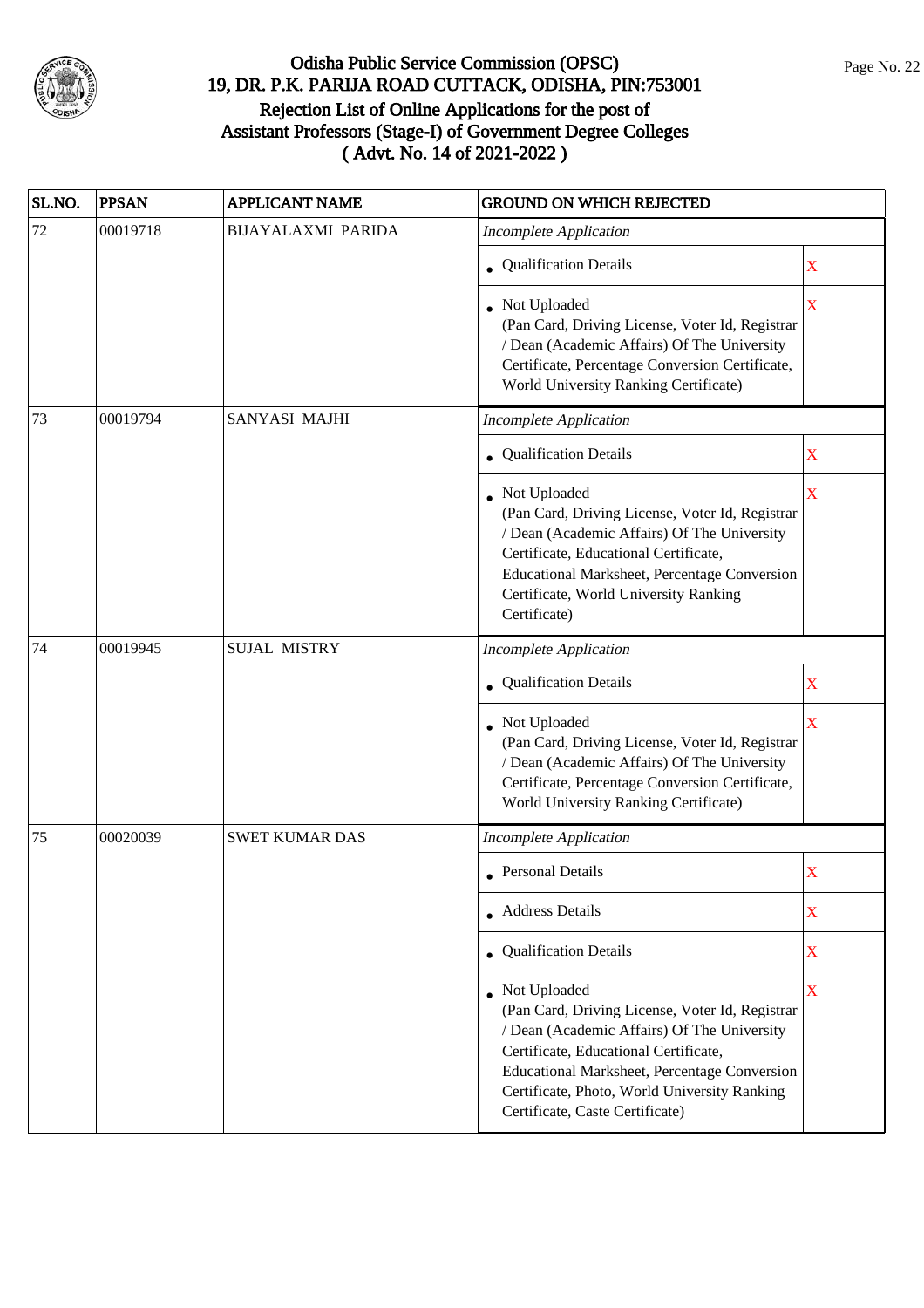# Odisha Public Service Commission (OPSC)
## 19, DR. P.K. PARIJA ROAD CUTTACK, ODISHA, PIN:753001
## Rejection List of Online Applications for the post of Assistant Professors (Stage-I) of Government Degree Colleges
## ( Advt. No. 14 of 2021-2022 )

| SL.NO. | PPSAN | APPLICANT NAME | GROUND ON WHICH REJECTED | |
|---|---|---|---|---|
| 72 | 00019718 | BIJAYALAXMI PARIDA | *Incomplete Application* | |
| | | | • Qualification Details | X |
| | | | • Not Uploaded (Pan Card, Driving License, Voter Id, Registrar / Dean (Academic Affairs) Of The University Certificate, Percentage Conversion Certificate, World University Ranking Certificate) | X |
| 73 | 00019794 | SANYASI MAJHI | *Incomplete Application* | |
| | | | • Qualification Details | X |
| | | | • Not Uploaded (Pan Card, Driving License, Voter Id, Registrar / Dean (Academic Affairs) Of The University Certificate, Educational Certificate, Educational Marksheet, Percentage Conversion Certificate, World University Ranking Certificate) | X |
| 74 | 00019945 | SUJAL MISTRY | *Incomplete Application* | |
| | | | • Qualification Details | X |
| | | | • Not Uploaded (Pan Card, Driving License, Voter Id, Registrar / Dean (Academic Affairs) Of The University Certificate, Percentage Conversion Certificate, World University Ranking Certificate) | X |
| 75 | 00020039 | SWET KUMAR DAS | *Incomplete Application* | |
| | | | • Personal Details | X |
| | | | • Address Details | X |
| | | | • Qualification Details | X |
| | | | • Not Uploaded (Pan Card, Driving License, Voter Id, Registrar / Dean (Academic Affairs) Of The University Certificate, Educational Certificate, Educational Marksheet, Percentage Conversion Certificate, Photo, World University Ranking Certificate, Caste Certificate) | X |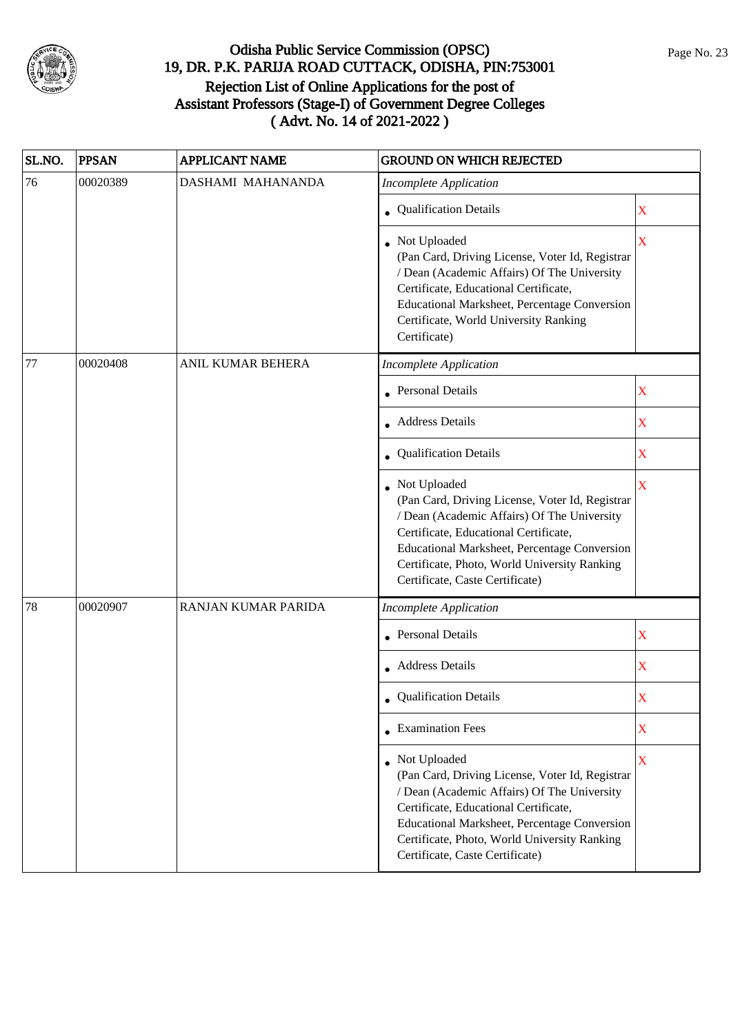# Odisha Public Service Commission (OPSC)
## 19, DR. P.K. PARIJA ROAD CUTTACK, ODISHA, PIN:753001
## Rejection List of Online Applications for the post of Assistant Professors (Stage-I) of Government Degree Colleges
## ( Advt. No. 14 of 2021-2022 )

| SL.NO. | PPSAN | APPLICANT NAME | GROUND ON WHICH REJECTED | |
|---|---|---|---|---|
| 76 | 00020389 | DASHAMI MAHANANDA | *Incomplete Application* | |
| | | | • Qualification Details | X |
| | | | • Not Uploaded (Pan Card, Driving License, Voter Id, Registrar / Dean (Academic Affairs) Of The University Certificate, Educational Certificate, Educational Marksheet, Percentage Conversion Certificate, World University Ranking Certificate) | X |
| 77 | 00020408 | ANIL KUMAR BEHERA | *Incomplete Application* | |
| | | | • Personal Details | X |
| | | | • Address Details | X |
| | | | • Qualification Details | X |
| | | | • Not Uploaded (Pan Card, Driving License, Voter Id, Registrar / Dean (Academic Affairs) Of The University Certificate, Educational Certificate, Educational Marksheet, Percentage Conversion Certificate, Photo, World University Ranking Certificate, Caste Certificate) | X |
| 78 | 00020907 | RANJAN KUMAR PARIDA | *Incomplete Application* | |
| | | | • Personal Details | X |
| | | | • Address Details | X |
| | | | • Qualification Details | X |
| | | | • Examination Fees | X |
| | | | • Not Uploaded (Pan Card, Driving License, Voter Id, Registrar / Dean (Academic Affairs) Of The University Certificate, Educational Certificate, Educational Marksheet, Percentage Conversion Certificate, Photo, World University Ranking Certificate, Caste Certificate) | X |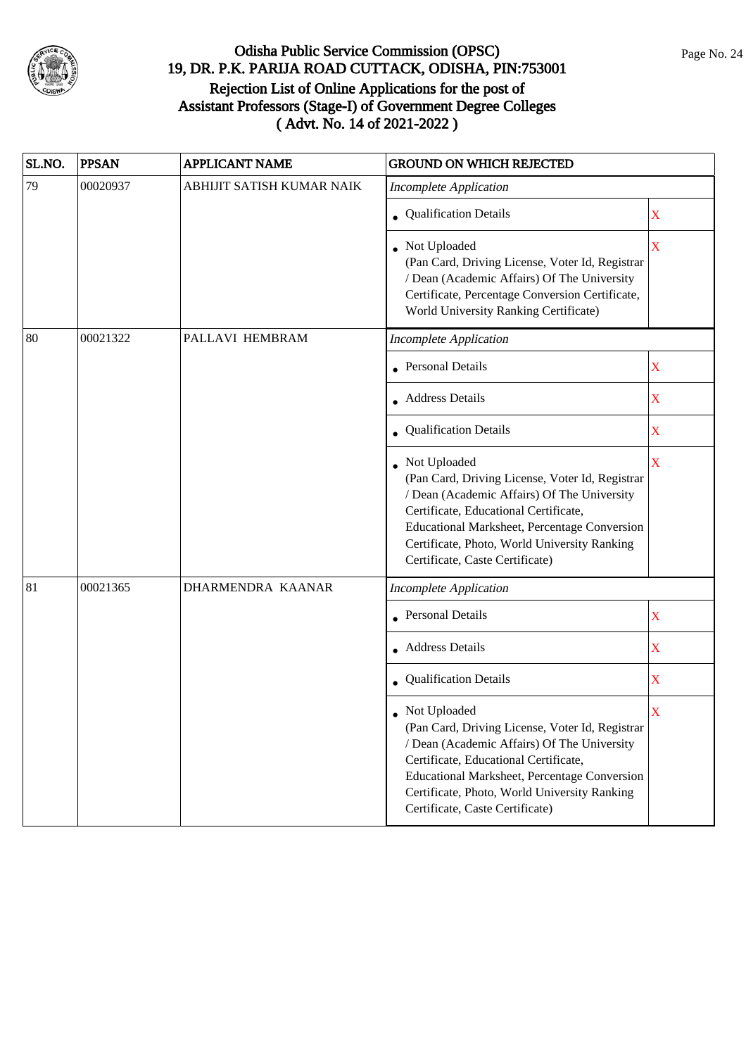# Odisha Public Service Commission (OPSC)
## 19, DR. P.K. PARIJA ROAD CUTTACK, ODISHA, PIN:753001
## Rejection List of Online Applications for the post of Assistant Professors (Stage-I) of Government Degree Colleges ( Advt. No. 14 of 2021-2022 )

| SL.NO. | PPSAN | APPLICANT NAME | GROUND ON WHICH REJECTED | |
|---|---|---|---|---|
| 79 | 00020937 | ABHIJIT SATISH KUMAR NAIK | *Incomplete Application* | |
| | | | • Qualification Details | X |
| | | | • Not Uploaded (Pan Card, Driving License, Voter Id, Registrar / Dean (Academic Affairs) Of The University Certificate, Percentage Conversion Certificate, World University Ranking Certificate) | X |
| 80 | 00021322 | PALLAVI HEMBRAM | *Incomplete Application* | |
| | | | • Personal Details | X |
| | | | • Address Details | X |
| | | | • Qualification Details | X |
| | | | • Not Uploaded (Pan Card, Driving License, Voter Id, Registrar / Dean (Academic Affairs) Of The University Certificate, Educational Certificate, Educational Marksheet, Percentage Conversion Certificate, Photo, World University Ranking Certificate, Caste Certificate) | X |
| 81 | 00021365 | DHARMENDRA KAANAR | *Incomplete Application* | |
| | | | • Personal Details | X |
| | | | • Address Details | X |
| | | | • Qualification Details | X |
| | | | • Not Uploaded (Pan Card, Driving License, Voter Id, Registrar / Dean (Academic Affairs) Of The University Certificate, Educational Certificate, Educational Marksheet, Percentage Conversion Certificate, Photo, World University Ranking Certificate, Caste Certificate) | X |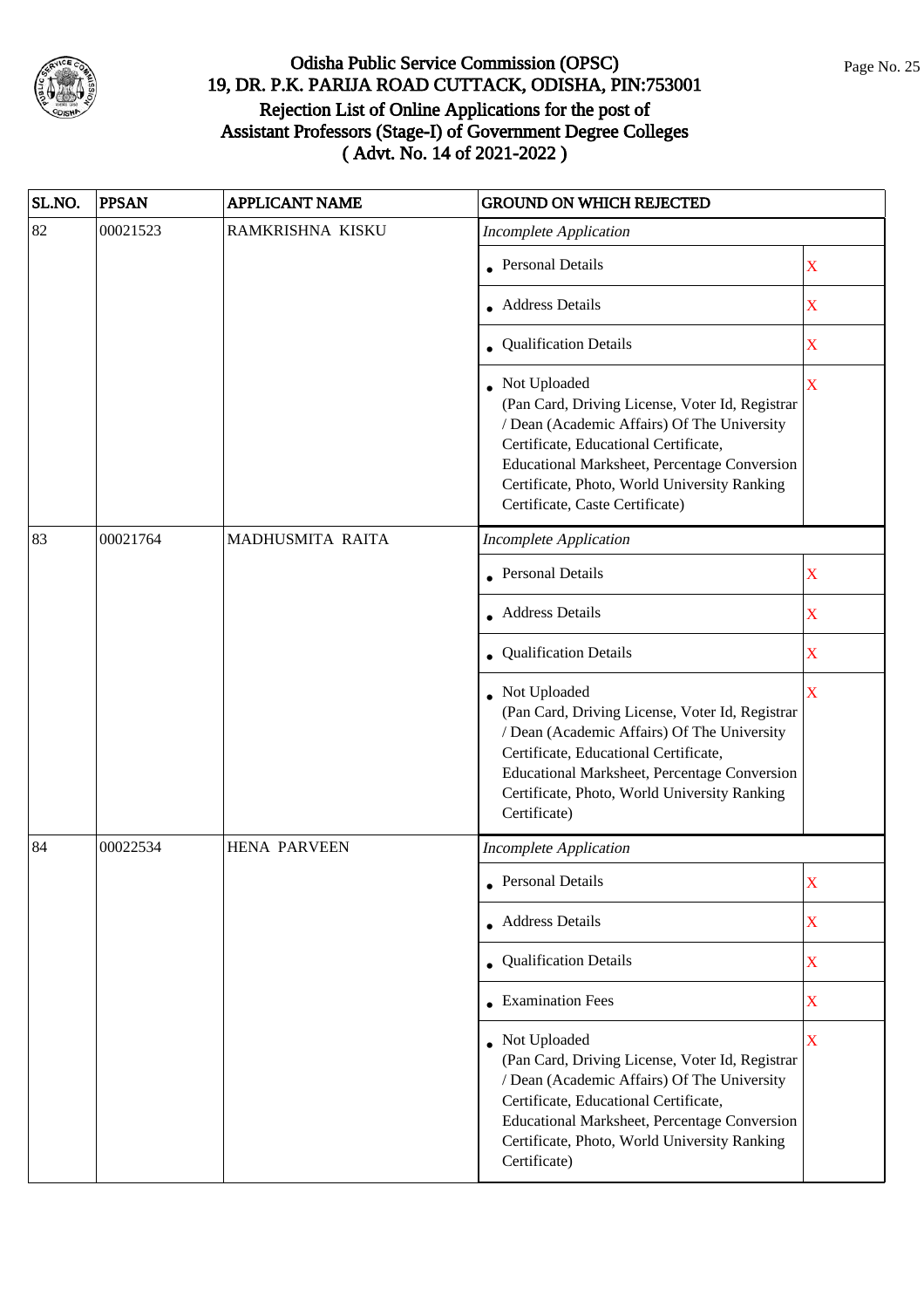# Odisha Public Service Commission (OPSC)
## 19, DR. P.K. PARIJA ROAD CUTTACK, ODISHA, PIN:753001
## Rejection List of Online Applications for the post of Assistant Professors (Stage-I) of Government Degree Colleges
## ( Advt. No. 14 of 2021-2022 )

| SL.NO. | PPSAN | APPLICANT NAME | GROUND ON WHICH REJECTED | |
|---|---|---|---|---|
| 82 | 00021523 | RAMKRISHNA KISKU | *Incomplete Application* | |
| | | | • Personal Details | X |
| | | | • Address Details | X |
| | | | • Qualification Details | X |
| | | | • Not Uploaded (Pan Card, Driving License, Voter Id, Registrar / Dean (Academic Affairs) Of The University Certificate, Educational Certificate, Educational Marksheet, Percentage Conversion Certificate, Photo, World University Ranking Certificate, Caste Certificate) | X |
| 83 | 00021764 | MADHUSMITA RAITA | *Incomplete Application* | |
| | | | • Personal Details | X |
| | | | • Address Details | X |
| | | | • Qualification Details | X |
| | | | • Not Uploaded (Pan Card, Driving License, Voter Id, Registrar / Dean (Academic Affairs) Of The University Certificate, Educational Certificate, Educational Marksheet, Percentage Conversion Certificate, Photo, World University Ranking Certificate) | X |
| 84 | 00022534 | HENA PARVEEN | *Incomplete Application* | |
| | | | • Personal Details | X |
| | | | • Address Details | X |
| | | | • Qualification Details | X |
| | | | • Examination Fees | X |
| | | | • Not Uploaded (Pan Card, Driving License, Voter Id, Registrar / Dean (Academic Affairs) Of The University Certificate, Educational Certificate, Educational Marksheet, Percentage Conversion Certificate, Photo, World University Ranking Certificate) | X |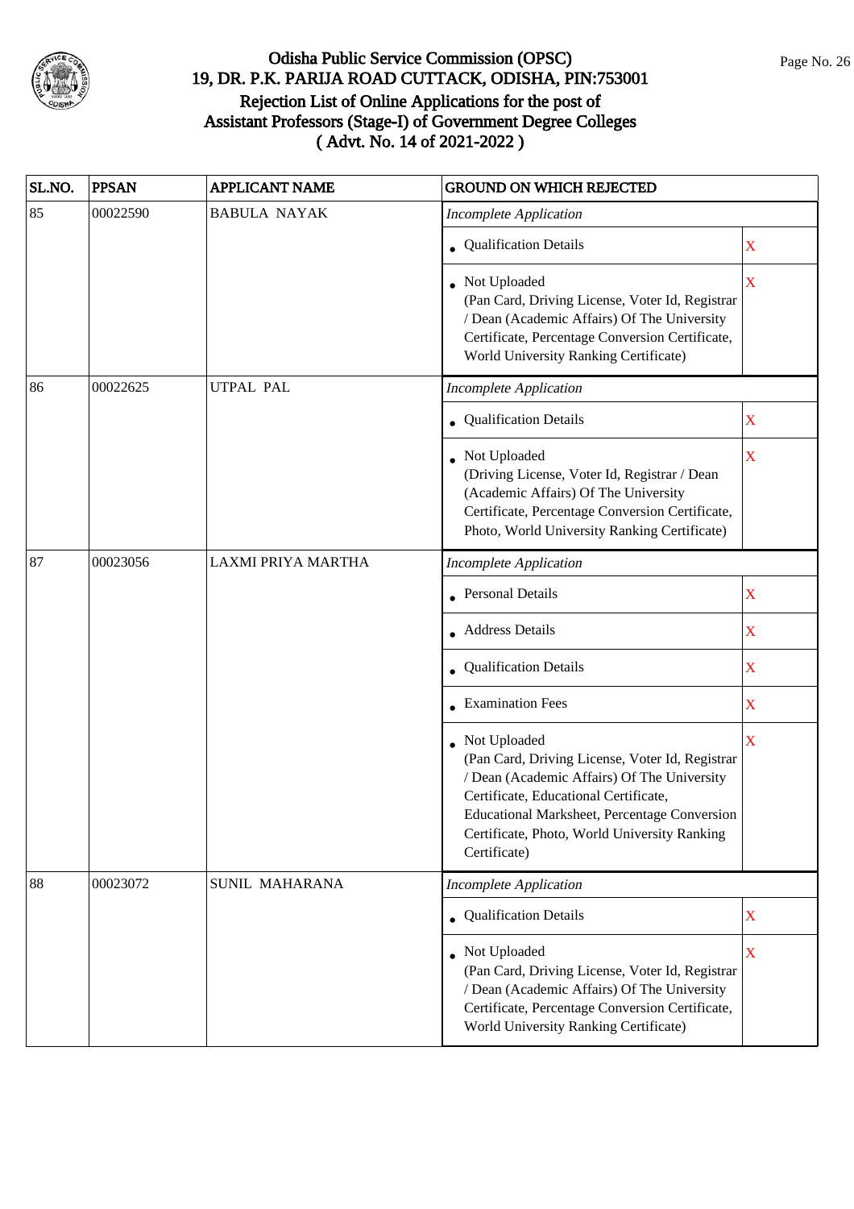# Odisha Public Service Commission (OPSC)
## 19, DR. P.K. PARIJA ROAD CUTTACK, ODISHA, PIN:753001
## Rejection List of Online Applications for the post of Assistant Professors (Stage-I) of Government Degree Colleges ( Advt. No. 14 of 2021-2022 )

| SL.NO. | PPSAN | APPLICANT NAME | GROUND ON WHICH REJECTED | |
|---|---|---|---|---|
| 85 | 00022590 | BABULA NAYAK | *Incomplete Application* | |
| | | | • Qualification Details | X |
| | | | • Not Uploaded (Pan Card, Driving License, Voter Id, Registrar / Dean (Academic Affairs) Of The University Certificate, Percentage Conversion Certificate, World University Ranking Certificate) | X |
| 86 | 00022625 | UTPAL PAL | *Incomplete Application* | |
| | | | • Qualification Details | X |
| | | | • Not Uploaded (Driving License, Voter Id, Registrar / Dean (Academic Affairs) Of The University Certificate, Percentage Conversion Certificate, Photo, World University Ranking Certificate) | X |
| 87 | 00023056 | LAXMI PRIYA MARTHA | *Incomplete Application* | |
| | | | • Personal Details | X |
| | | | • Address Details | X |
| | | | • Qualification Details | X |
| | | | • Examination Fees | X |
| | | | • Not Uploaded (Pan Card, Driving License, Voter Id, Registrar / Dean (Academic Affairs) Of The University Certificate, Educational Certificate, Educational Marksheet, Percentage Conversion Certificate, Photo, World University Ranking Certificate) | X |
| 88 | 00023072 | SUNIL MAHARANA | *Incomplete Application* | |
| | | | • Qualification Details | X |
| | | | • Not Uploaded (Pan Card, Driving License, Voter Id, Registrar / Dean (Academic Affairs) Of The University Certificate, Percentage Conversion Certificate, World University Ranking Certificate) | X |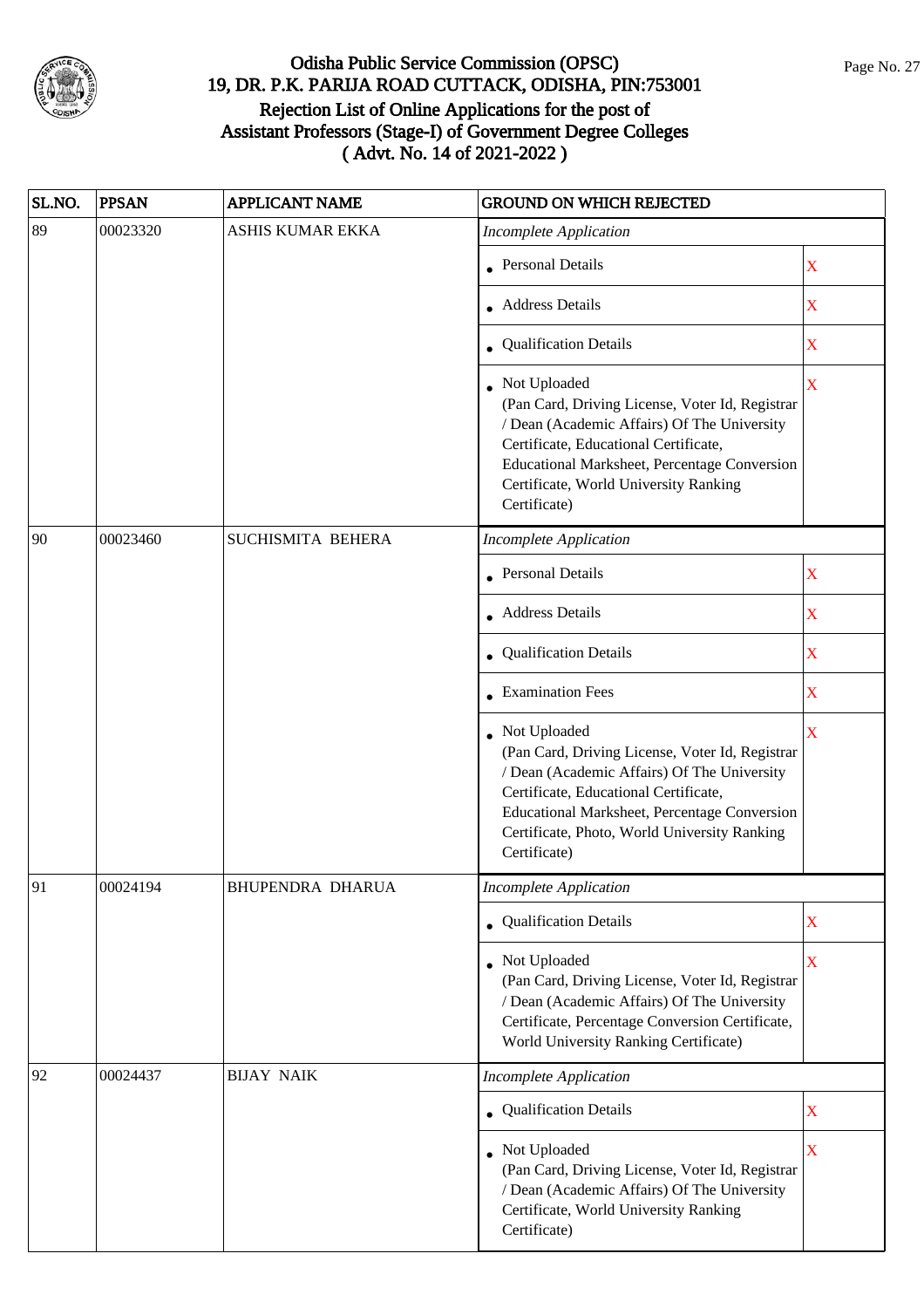# Odisha Public Service Commission (OPSC)
## 19, DR. P.K. PARIJA ROAD CUTTACK, ODISHA, PIN:753001
## Rejection List of Online Applications for the post of Assistant Professors (Stage-I) of Government Degree Colleges ( Advt. No. 14 of 2021-2022 )

| SL.NO. | PPSAN | APPLICANT NAME | GROUND ON WHICH REJECTED | |
|---|---|---|---|---|
| 89 | 00023320 | ASHIS KUMAR EKKA | *Incomplete Application* | |
| | | | • Personal Details | X |
| | | | • Address Details | X |
| | | | • Qualification Details | X |
| | | | • Not Uploaded (Pan Card, Driving License, Voter Id, Registrar / Dean (Academic Affairs) Of The University Certificate, Educational Certificate, Educational Marksheet, Percentage Conversion Certificate, World University Ranking Certificate) | X |
| 90 | 00023460 | SUCHISMITA BEHERA | *Incomplete Application* | |
| | | | • Personal Details | X |
| | | | • Address Details | X |
| | | | • Qualification Details | X |
| | | | • Examination Fees | X |
| | | | • Not Uploaded (Pan Card, Driving License, Voter Id, Registrar / Dean (Academic Affairs) Of The University Certificate, Educational Certificate, Educational Marksheet, Percentage Conversion Certificate, Photo, World University Ranking Certificate) | X |
| 91 | 00024194 | BHUPENDRA DHARUA | *Incomplete Application* | |
| | | | • Qualification Details | X |
| | | | • Not Uploaded (Pan Card, Driving License, Voter Id, Registrar / Dean (Academic Affairs) Of The University Certificate, Percentage Conversion Certificate, World University Ranking Certificate) | X |
| 92 | 00024437 | BIJAY NAIK | *Incomplete Application* | |
| | | | • Qualification Details | X |
| | | | • Not Uploaded (Pan Card, Driving License, Voter Id, Registrar / Dean (Academic Affairs) Of The University Certificate, World University Ranking Certificate) | X |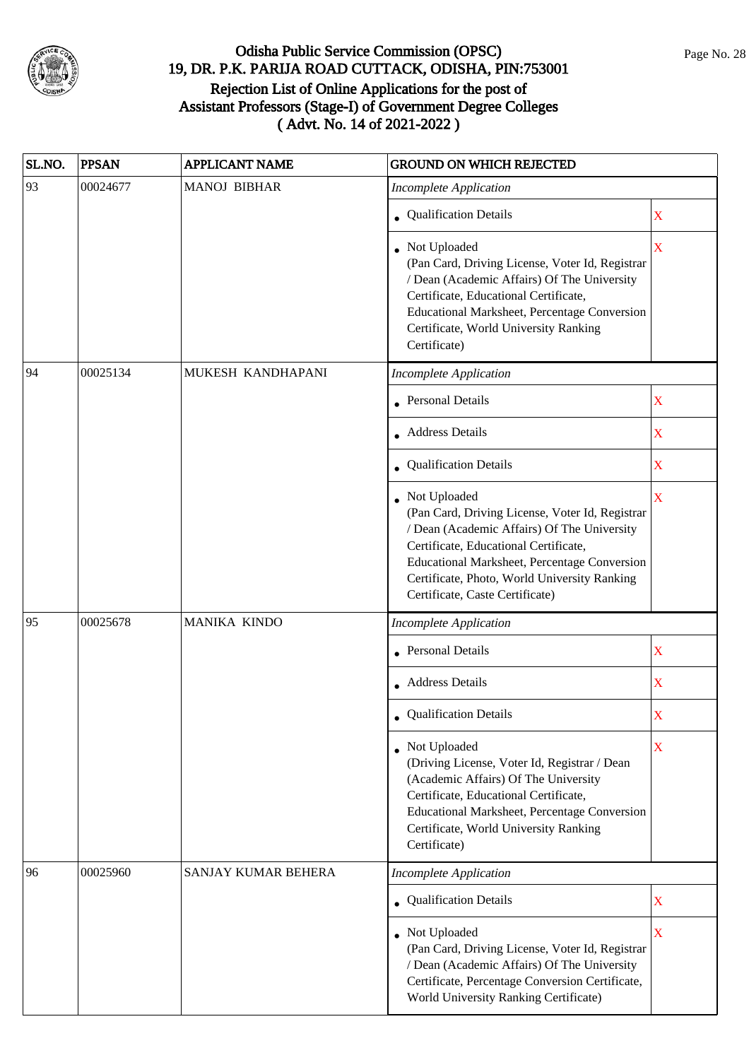# Odisha Public Service Commission (OPSC)
## 19, DR. P.K. PARIJA ROAD CUTTACK, ODISHA, PIN:753001
## Rejection List of Online Applications for the post of Assistant Professors (Stage-I) of Government Degree Colleges ( Advt. No. 14 of 2021-2022 )

| SL.NO. | PPSAN | APPLICANT NAME | GROUND ON WHICH REJECTED | |
|---|---|---|---|---|
| 93 | 00024677 | MANOJ BIBHAR | *Incomplete Application* | |
| | | | • Qualification Details | X |
| | | | • Not Uploaded (Pan Card, Driving License, Voter Id, Registrar / Dean (Academic Affairs) Of The University Certificate, Educational Certificate, Educational Marksheet, Percentage Conversion Certificate, World University Ranking Certificate) | X |
| 94 | 00025134 | MUKESH KANDHAPANI | *Incomplete Application* | |
| | | | • Personal Details | X |
| | | | • Address Details | X |
| | | | • Qualification Details | X |
| | | | • Not Uploaded (Pan Card, Driving License, Voter Id, Registrar / Dean (Academic Affairs) Of The University Certificate, Educational Certificate, Educational Marksheet, Percentage Conversion Certificate, Photo, World University Ranking Certificate, Caste Certificate) | X |
| 95 | 00025678 | MANIKA KINDO | *Incomplete Application* | |
| | | | • Personal Details | X |
| | | | • Address Details | X |
| | | | • Qualification Details | X |
| | | | • Not Uploaded (Driving License, Voter Id, Registrar / Dean (Academic Affairs) Of The University Certificate, Educational Certificate, Educational Marksheet, Percentage Conversion Certificate, World University Ranking Certificate) | X |
| 96 | 00025960 | SANJAY KUMAR BEHERA | *Incomplete Application* | |
| | | | • Qualification Details | X |
| | | | • Not Uploaded (Pan Card, Driving License, Voter Id, Registrar / Dean (Academic Affairs) Of The University Certificate, Percentage Conversion Certificate, World University Ranking Certificate) | X |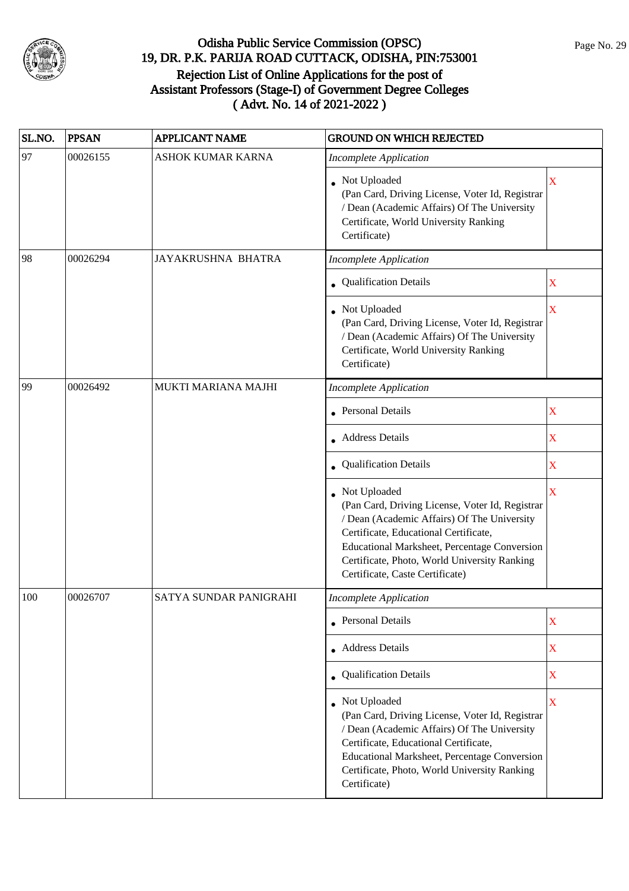# Odisha Public Service Commission (OPSC)

## 19, DR. P.K. PARIJA ROAD CUTTACK, ODISHA, PIN:753001

## Rejection List of Online Applications for the post of Assistant Professors (Stage-I) of Government Degree Colleges ( Advt. No. 14 of 2021-2022 )

| SL.NO. | PPSAN | APPLICANT NAME | GROUND ON WHICH REJECTED | |
|---|---|---|---|---|
| 97 | 00026155 | ASHOK KUMAR KARNA | *Incomplete Application* | |
| | | | • Not Uploaded (Pan Card, Driving License, Voter Id, Registrar / Dean (Academic Affairs) Of The University Certificate, World University Ranking Certificate) | X |
| 98 | 00026294 | JAYAKRUSHNA BHATRA | *Incomplete Application* | |
| | | | • Qualification Details | X |
| | | | • Not Uploaded (Pan Card, Driving License, Voter Id, Registrar / Dean (Academic Affairs) Of The University Certificate, World University Ranking Certificate) | X |
| 99 | 00026492 | MUKTI MARIANA MAJHI | *Incomplete Application* | |
| | | | • Personal Details | X |
| | | | • Address Details | X |
| | | | • Qualification Details | X |
| | | | • Not Uploaded (Pan Card, Driving License, Voter Id, Registrar / Dean (Academic Affairs) Of The University Certificate, Educational Certificate, Educational Marksheet, Percentage Conversion Certificate, Photo, World University Ranking Certificate, Caste Certificate) | X |
| 100 | 00026707 | SATYA SUNDAR PANIGRAHI | *Incomplete Application* | |
| | | | • Personal Details | X |
| | | | • Address Details | X |
| | | | • Qualification Details | X |
| | | | • Not Uploaded (Pan Card, Driving License, Voter Id, Registrar / Dean (Academic Affairs) Of The University Certificate, Educational Certificate, Educational Marksheet, Percentage Conversion Certificate, Photo, World University Ranking Certificate) | X |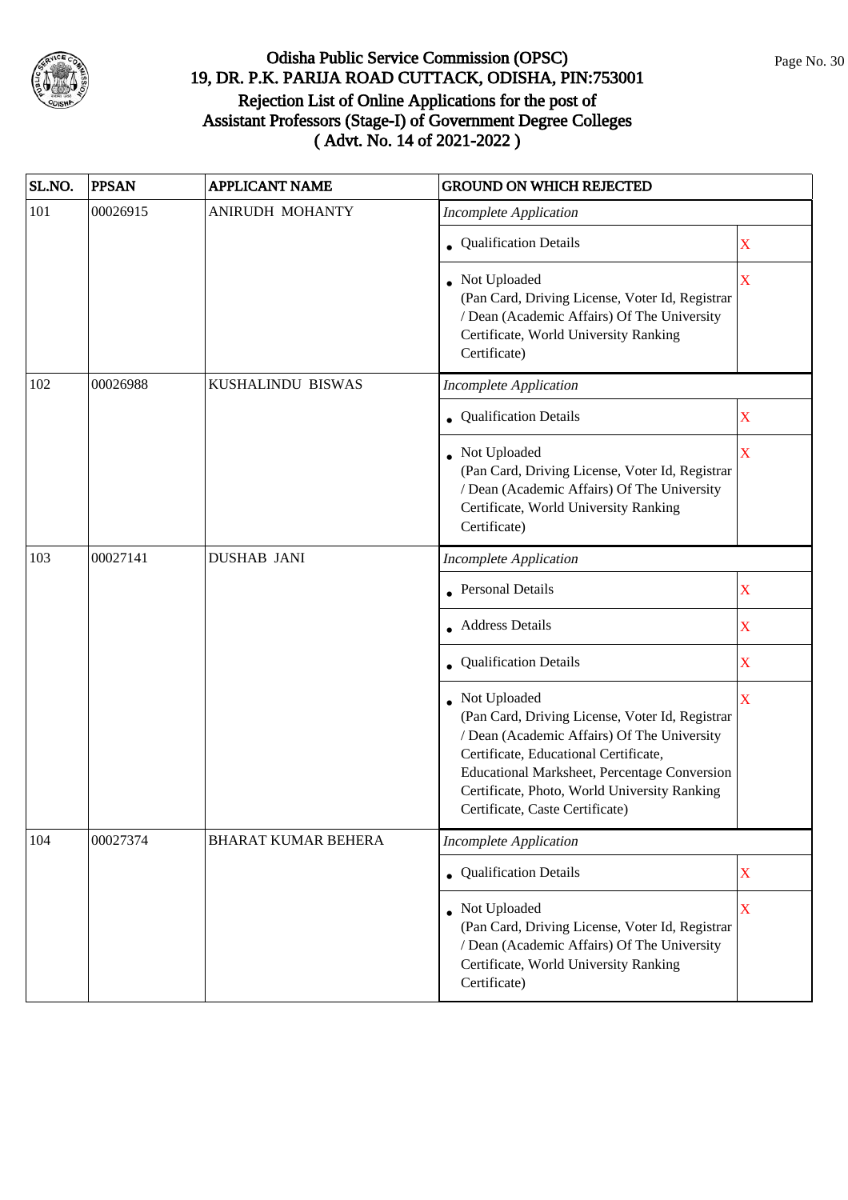# Odisha Public Service Commission (OPSC)

## 19, DR. P.K. PARIJA ROAD CUTTACK, ODISHA, PIN:753001

## Rejection List of Online Applications for the post of Assistant Professors (Stage-I) of Government Degree Colleges ( Advt. No. 14 of 2021-2022 )

| SL.NO. | PPSAN | APPLICANT NAME | GROUND ON WHICH REJECTED | |
|---|---|---|---|---|
| 101 | 00026915 | ANIRUDH MOHANTY | *Incomplete Application* | |
| | | | • Qualification Details | X |
| | | | • Not Uploaded (Pan Card, Driving License, Voter Id, Registrar / Dean (Academic Affairs) Of The University Certificate, World University Ranking Certificate) | X |
| 102 | 00026988 | KUSHALINDU BISWAS | *Incomplete Application* | |
| | | | • Qualification Details | X |
| | | | • Not Uploaded (Pan Card, Driving License, Voter Id, Registrar / Dean (Academic Affairs) Of The University Certificate, World University Ranking Certificate) | X |
| 103 | 00027141 | DUSHAB JANI | *Incomplete Application* | |
| | | | • Personal Details | X |
| | | | • Address Details | X |
| | | | • Qualification Details | X |
| | | | • Not Uploaded (Pan Card, Driving License, Voter Id, Registrar / Dean (Academic Affairs) Of The University Certificate, Educational Certificate, Educational Marksheet, Percentage Conversion Certificate, Photo, World University Ranking Certificate, Caste Certificate) | X |
| 104 | 00027374 | BHARAT KUMAR BEHERA | *Incomplete Application* | |
| | | | • Qualification Details | X |
| | | | • Not Uploaded (Pan Card, Driving License, Voter Id, Registrar / Dean (Academic Affairs) Of The University Certificate, World University Ranking Certificate) | X |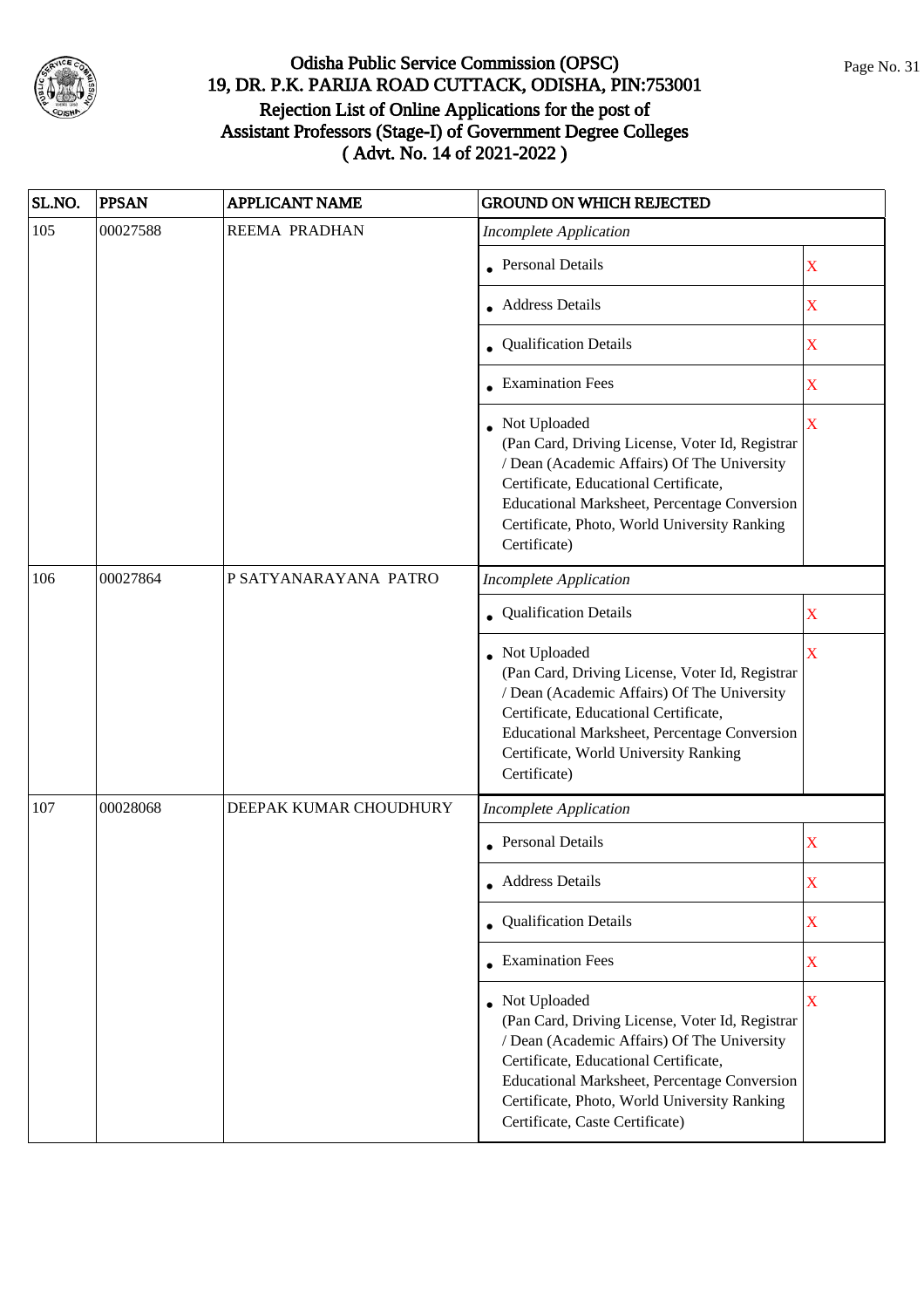# Odisha Public Service Commission (OPSC)
## 19, DR. P.K. PARIJA ROAD CUTTACK, ODISHA, PIN:753001
## Rejection List of Online Applications for the post of Assistant Professors (Stage-I) of Government Degree Colleges
## ( Advt. No. 14 of 2021-2022 )

| SL.NO. | PPSAN | APPLICANT NAME | GROUND ON WHICH REJECTED | |
|---|---|---|---|---|
| 105 | 00027588 | REEMA PRADHAN | *Incomplete Application* | |
| | | | • Personal Details | X |
| | | | • Address Details | X |
| | | | • Qualification Details | X |
| | | | • Examination Fees | X |
| | | | • Not Uploaded (Pan Card, Driving License, Voter Id, Registrar / Dean (Academic Affairs) Of The University Certificate, Educational Certificate, Educational Marksheet, Percentage Conversion Certificate, Photo, World University Ranking Certificate) | X |
| 106 | 00027864 | P SATYANARAYANA PATRO | *Incomplete Application* | |
| | | | • Qualification Details | X |
| | | | • Not Uploaded (Pan Card, Driving License, Voter Id, Registrar / Dean (Academic Affairs) Of The University Certificate, Educational Certificate, Educational Marksheet, Percentage Conversion Certificate, World University Ranking Certificate) | X |
| 107 | 00028068 | DEEPAK KUMAR CHOUDHURY | *Incomplete Application* | |
| | | | • Personal Details | X |
| | | | • Address Details | X |
| | | | • Qualification Details | X |
| | | | • Examination Fees | X |
| | | | • Not Uploaded (Pan Card, Driving License, Voter Id, Registrar / Dean (Academic Affairs) Of The University Certificate, Educational Certificate, Educational Marksheet, Percentage Conversion Certificate, Photo, World University Ranking Certificate, Caste Certificate) | X |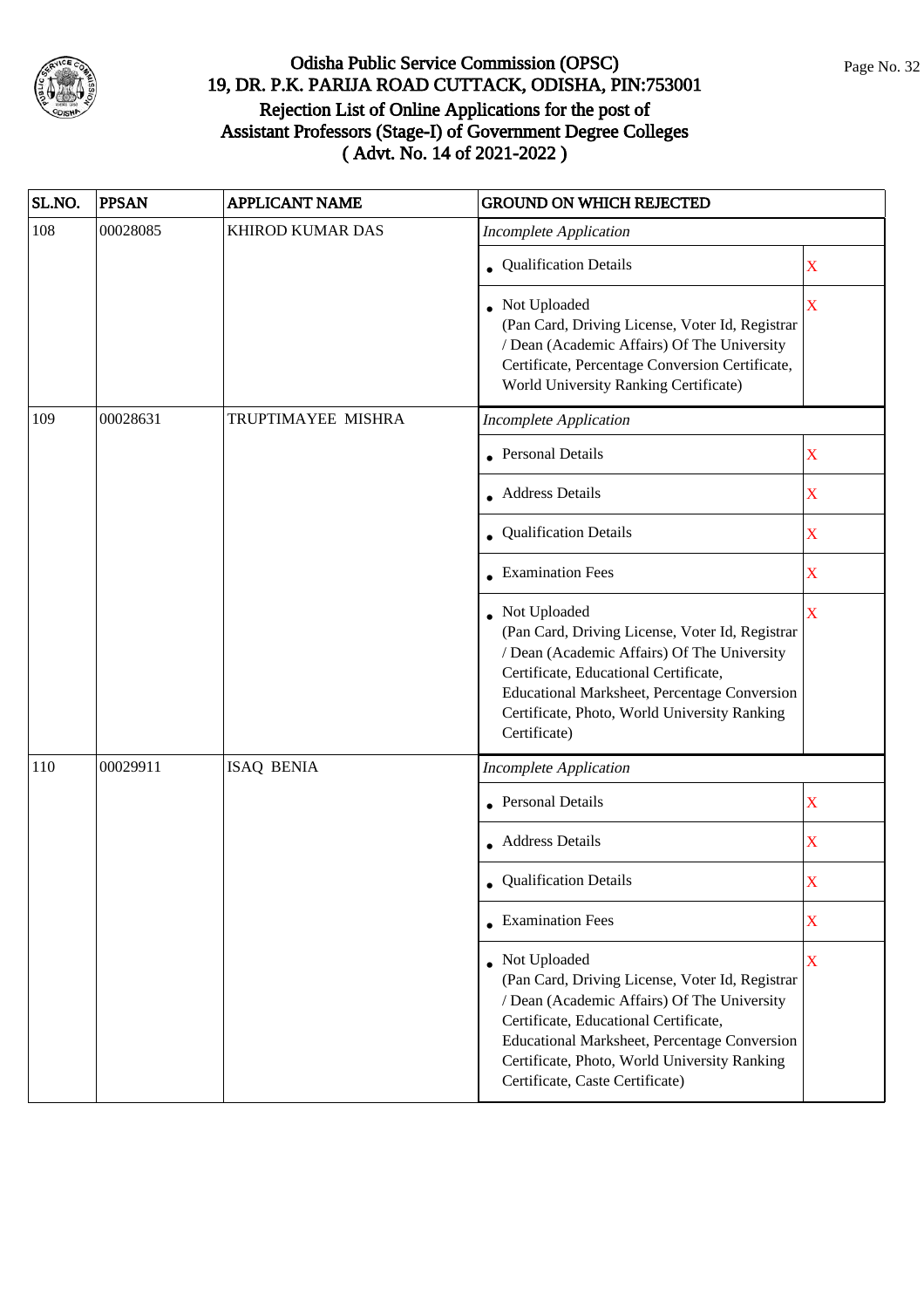# Odisha Public Service Commission (OPSC)
## 19, DR. P.K. PARIJA ROAD CUTTACK, ODISHA, PIN:753001
## Rejection List of Online Applications for the post of Assistant Professors (Stage-I) of Government Degree Colleges
## ( Advt. No. 14 of 2021-2022 )

| SL.NO. | PPSAN | APPLICANT NAME | GROUND ON WHICH REJECTED | |
|---|---|---|---|---|
| 108 | 00028085 | KHIROD KUMAR DAS | *Incomplete Application* | |
| | | | • Qualification Details | X |
| | | | • Not Uploaded (Pan Card, Driving License, Voter Id, Registrar / Dean (Academic Affairs) Of The University Certificate, Percentage Conversion Certificate, World University Ranking Certificate) | X |
| 109 | 00028631 | TRUPTIMAYEE MISHRA | *Incomplete Application* | |
| | | | • Personal Details | X |
| | | | • Address Details | X |
| | | | • Qualification Details | X |
| | | | • Examination Fees | X |
| | | | • Not Uploaded (Pan Card, Driving License, Voter Id, Registrar / Dean (Academic Affairs) Of The University Certificate, Educational Certificate, Educational Marksheet, Percentage Conversion Certificate, Photo, World University Ranking Certificate) | X |
| 110 | 00029911 | ISAQ BENIA | *Incomplete Application* | |
| | | | • Personal Details | X |
| | | | • Address Details | X |
| | | | • Qualification Details | X |
| | | | • Examination Fees | X |
| | | | • Not Uploaded (Pan Card, Driving License, Voter Id, Registrar / Dean (Academic Affairs) Of The University Certificate, Educational Certificate, Educational Marksheet, Percentage Conversion Certificate, Photo, World University Ranking Certificate, Caste Certificate) | X |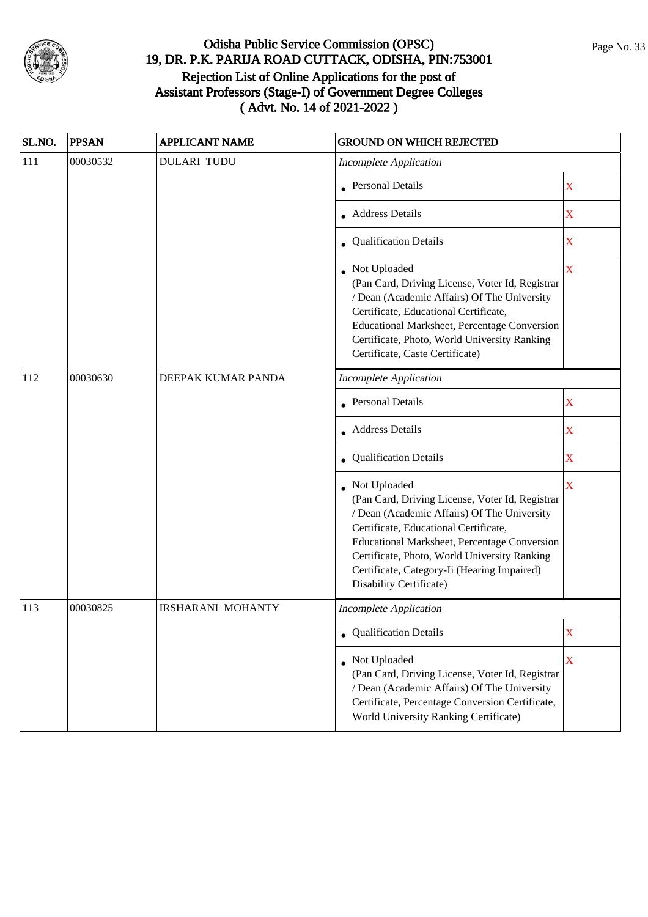# Odisha Public Service Commission (OPSC)
## 19, DR. P.K. PARIJA ROAD CUTTACK, ODISHA, PIN:753001
## Rejection List of Online Applications for the post of Assistant Professors (Stage-I) of Government Degree Colleges
## ( Advt. No. 14 of 2021-2022 )

| SL.NO. | PPSAN | APPLICANT NAME | GROUND ON WHICH REJECTED | |
|---|---|---|---|---|
| 111 | 00030532 | DULARI TUDU | *Incomplete Application* | |
| | | | • Personal Details | X |
| | | | • Address Details | X |
| | | | • Qualification Details | X |
| | | | • Not Uploaded (Pan Card, Driving License, Voter Id, Registrar / Dean (Academic Affairs) Of The University Certificate, Educational Certificate, Educational Marksheet, Percentage Conversion Certificate, Photo, World University Ranking Certificate, Caste Certificate) | X |
| 112 | 00030630 | DEEPAK KUMAR PANDA | *Incomplete Application* | |
| | | | • Personal Details | X |
| | | | • Address Details | X |
| | | | • Qualification Details | X |
| | | | • Not Uploaded (Pan Card, Driving License, Voter Id, Registrar / Dean (Academic Affairs) Of The University Certificate, Educational Certificate, Educational Marksheet, Percentage Conversion Certificate, Photo, World University Ranking Certificate, Category-Ii (Hearing Impaired) Disability Certificate) | X |
| 113 | 00030825 | IRSHARANI MOHANTY | *Incomplete Application* | |
| | | | • Qualification Details | X |
| | | | • Not Uploaded (Pan Card, Driving License, Voter Id, Registrar / Dean (Academic Affairs) Of The University Certificate, Percentage Conversion Certificate, World University Ranking Certificate) | X |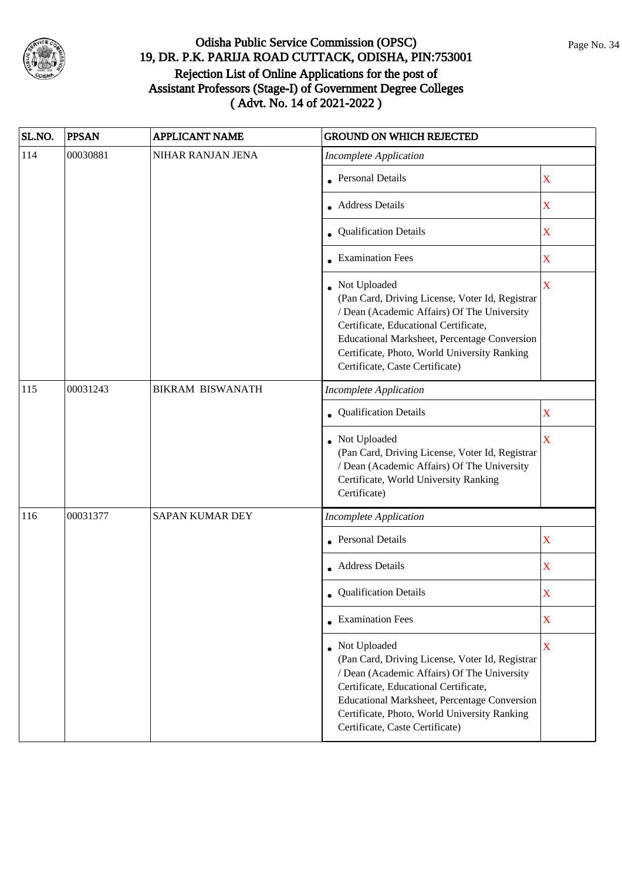# Odisha Public Service Commission (OPSC)
## 19, DR. P.K. PARIJA ROAD CUTTACK, ODISHA, PIN:753001
## Rejection List of Online Applications for the post of Assistant Professors (Stage-I) of Government Degree Colleges
## ( Advt. No. 14 of 2021-2022 )

| SL.NO. | PPSAN | APPLICANT NAME | GROUND ON WHICH REJECTED | |
|---|---|---|---|---|
| 114 | 00030881 | NIHAR RANJAN JENA | *Incomplete Application* | |
| | | | • Personal Details | X |
| | | | • Address Details | X |
| | | | • Qualification Details | X |
| | | | • Examination Fees | X |
| | | | • Not Uploaded (Pan Card, Driving License, Voter Id, Registrar / Dean (Academic Affairs) Of The University Certificate, Educational Certificate, Educational Marksheet, Percentage Conversion Certificate, Photo, World University Ranking Certificate, Caste Certificate) | X |
| 115 | 00031243 | BIKRAM BISWANATH | *Incomplete Application* | |
| | | | • Qualification Details | X |
| | | | • Not Uploaded (Pan Card, Driving License, Voter Id, Registrar / Dean (Academic Affairs) Of The University Certificate, World University Ranking Certificate) | X |
| 116 | 00031377 | SAPAN KUMAR DEY | *Incomplete Application* | |
| | | | • Personal Details | X |
| | | | • Address Details | X |
| | | | • Qualification Details | X |
| | | | • Examination Fees | X |
| | | | • Not Uploaded (Pan Card, Driving License, Voter Id, Registrar / Dean (Academic Affairs) Of The University Certificate, Educational Certificate, Educational Marksheet, Percentage Conversion Certificate, Photo, World University Ranking Certificate, Caste Certificate) | X |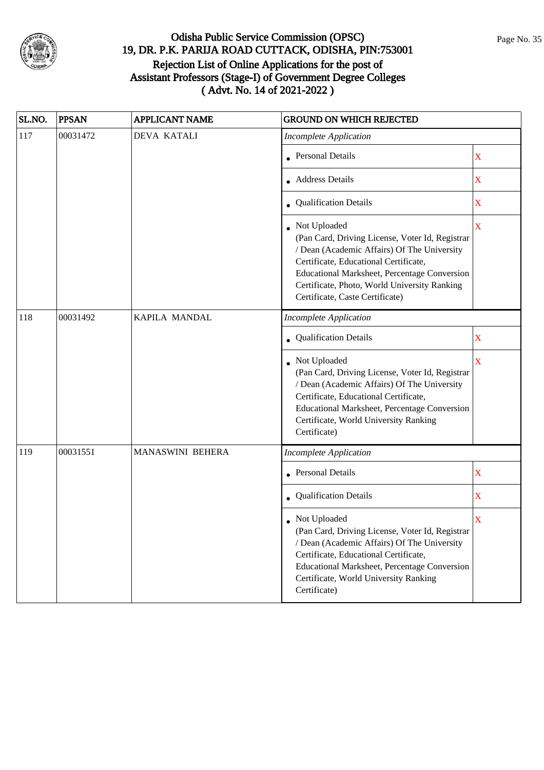# Odisha Public Service Commission (OPSC)

## 19, DR. P.K. PARIJA ROAD CUTTACK, ODISHA, PIN:753001

## Rejection List of Online Applications for the post of Assistant Professors (Stage-I) of Government Degree Colleges ( Advt. No. 14 of 2021-2022 )

| SL.NO. | PPSAN | APPLICANT NAME | GROUND ON WHICH REJECTED | |
|---|---|---|---|---|
| 117 | 00031472 | DEVA KATALI | *Incomplete Application* | |
| | | | • Personal Details | X |
| | | | • Address Details | X |
| | | | • Qualification Details | X |
| | | | • Not Uploaded (Pan Card, Driving License, Voter Id, Registrar / Dean (Academic Affairs) Of The University Certificate, Educational Certificate, Educational Marksheet, Percentage Conversion Certificate, Photo, World University Ranking Certificate, Caste Certificate) | X |
| 118 | 00031492 | KAPILA MANDAL | *Incomplete Application* | |
| | | | • Qualification Details | X |
| | | | • Not Uploaded (Pan Card, Driving License, Voter Id, Registrar / Dean (Academic Affairs) Of The University Certificate, Educational Certificate, Educational Marksheet, Percentage Conversion Certificate, World University Ranking Certificate) | X |
| 119 | 00031551 | MANASWINI BEHERA | *Incomplete Application* | |
| | | | • Personal Details | X |
| | | | • Qualification Details | X |
| | | | • Not Uploaded (Pan Card, Driving License, Voter Id, Registrar / Dean (Academic Affairs) Of The University Certificate, Educational Certificate, Educational Marksheet, Percentage Conversion Certificate, World University Ranking Certificate) | X |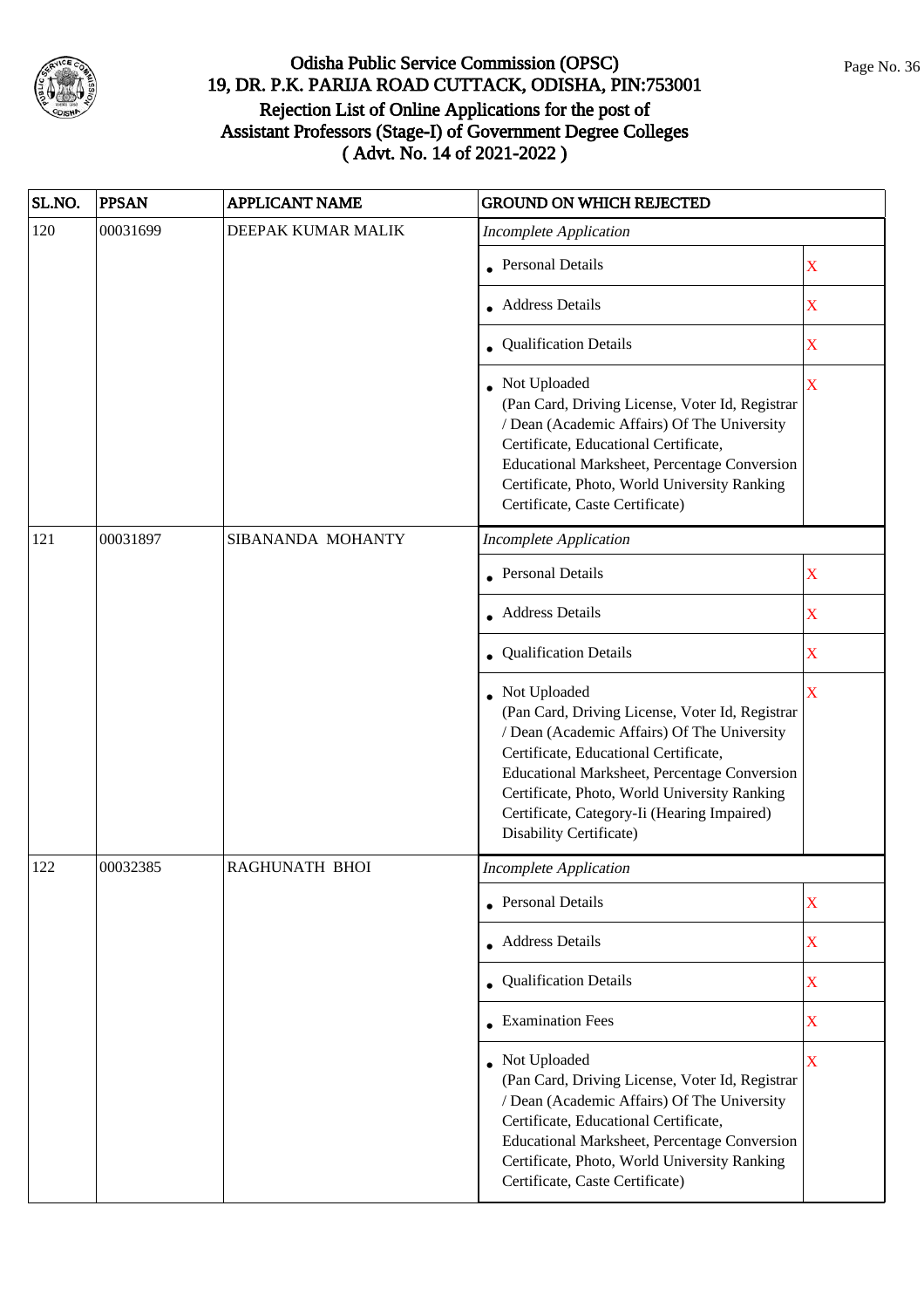# Odisha Public Service Commission (OPSC)
## 19, DR. P.K. PARIJA ROAD CUTTACK, ODISHA, PIN:753001
## Rejection List of Online Applications for the post of Assistant Professors (Stage-I) of Government Degree Colleges
## ( Advt. No. 14 of 2021-2022 )

| SL.NO. | PPSAN | APPLICANT NAME | GROUND ON WHICH REJECTED | |
|---|---|---|---|---|
| 120 | 00031699 | DEEPAK KUMAR MALIK | *Incomplete Application* | |
| | | | • Personal Details | X |
| | | | • Address Details | X |
| | | | • Qualification Details | X |
| | | | • Not Uploaded (Pan Card, Driving License, Voter Id, Registrar / Dean (Academic Affairs) Of The University Certificate, Educational Certificate, Educational Marksheet, Percentage Conversion Certificate, Photo, World University Ranking Certificate, Caste Certificate) | X |
| 121 | 00031897 | SIBANANDA MOHANTY | *Incomplete Application* | |
| | | | • Personal Details | X |
| | | | • Address Details | X |
| | | | • Qualification Details | X |
| | | | • Not Uploaded (Pan Card, Driving License, Voter Id, Registrar / Dean (Academic Affairs) Of The University Certificate, Educational Certificate, Educational Marksheet, Percentage Conversion Certificate, Photo, World University Ranking Certificate, Category-Ii (Hearing Impaired) Disability Certificate) | X |
| 122 | 00032385 | RAGHUNATH BHOI | *Incomplete Application* | |
| | | | • Personal Details | X |
| | | | • Address Details | X |
| | | | • Qualification Details | X |
| | | | • Examination Fees | X |
| | | | • Not Uploaded (Pan Card, Driving License, Voter Id, Registrar / Dean (Academic Affairs) Of The University Certificate, Educational Certificate, Educational Marksheet, Percentage Conversion Certificate, Photo, World University Ranking Certificate, Caste Certificate) | X |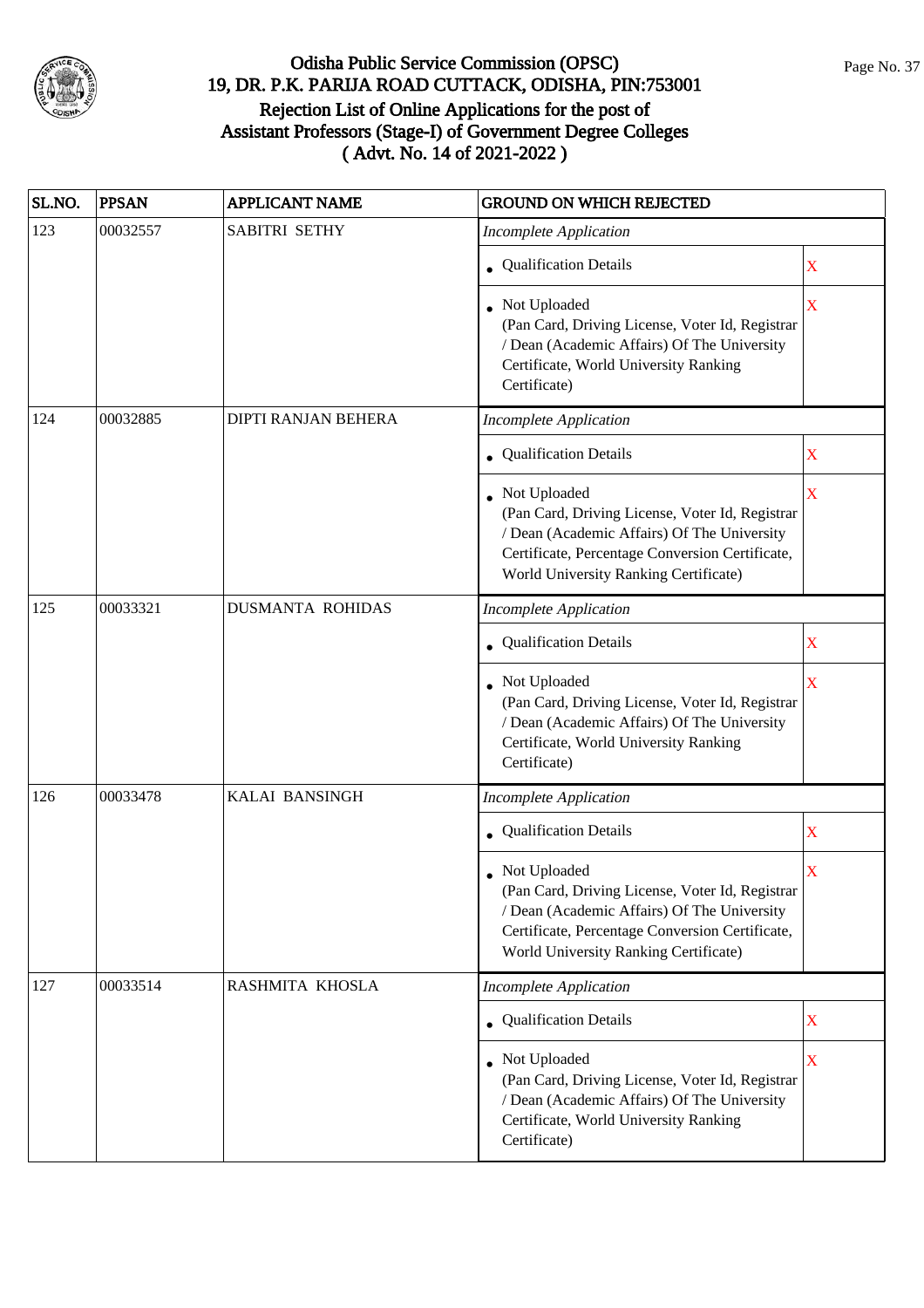# Odisha Public Service Commission (OPSC)
## 19, DR. P.K. PARIJA ROAD CUTTACK, ODISHA, PIN:753001
## Rejection List of Online Applications for the post of Assistant Professors (Stage-I) of Government Degree Colleges
## ( Advt. No. 14 of 2021-2022 )

| SL.NO. | PPSAN | APPLICANT NAME | GROUND ON WHICH REJECTED | |
|---|---|---|---|---|
| 123 | 00032557 | SABITRI SETHY | *Incomplete Application* | |
| | | | • Qualification Details | X |
| | | | • Not Uploaded (Pan Card, Driving License, Voter Id, Registrar / Dean (Academic Affairs) Of The University Certificate, World University Ranking Certificate) | X |
| 124 | 00032885 | DIPTI RANJAN BEHERA | *Incomplete Application* | |
| | | | • Qualification Details | X |
| | | | • Not Uploaded (Pan Card, Driving License, Voter Id, Registrar / Dean (Academic Affairs) Of The University Certificate, Percentage Conversion Certificate, World University Ranking Certificate) | X |
| 125 | 00033321 | DUSMANTA ROHIDAS | *Incomplete Application* | |
| | | | • Qualification Details | X |
| | | | • Not Uploaded (Pan Card, Driving License, Voter Id, Registrar / Dean (Academic Affairs) Of The University Certificate, World University Ranking Certificate) | X |
| 126 | 00033478 | KALAI BANSINGH | *Incomplete Application* | |
| | | | • Qualification Details | X |
| | | | • Not Uploaded (Pan Card, Driving License, Voter Id, Registrar / Dean (Academic Affairs) Of The University Certificate, Percentage Conversion Certificate, World University Ranking Certificate) | X |
| 127 | 00033514 | RASHMITA KHOSLA | *Incomplete Application* | |
| | | | • Qualification Details | X |
| | | | • Not Uploaded (Pan Card, Driving License, Voter Id, Registrar / Dean (Academic Affairs) Of The University Certificate, World University Ranking Certificate) | X |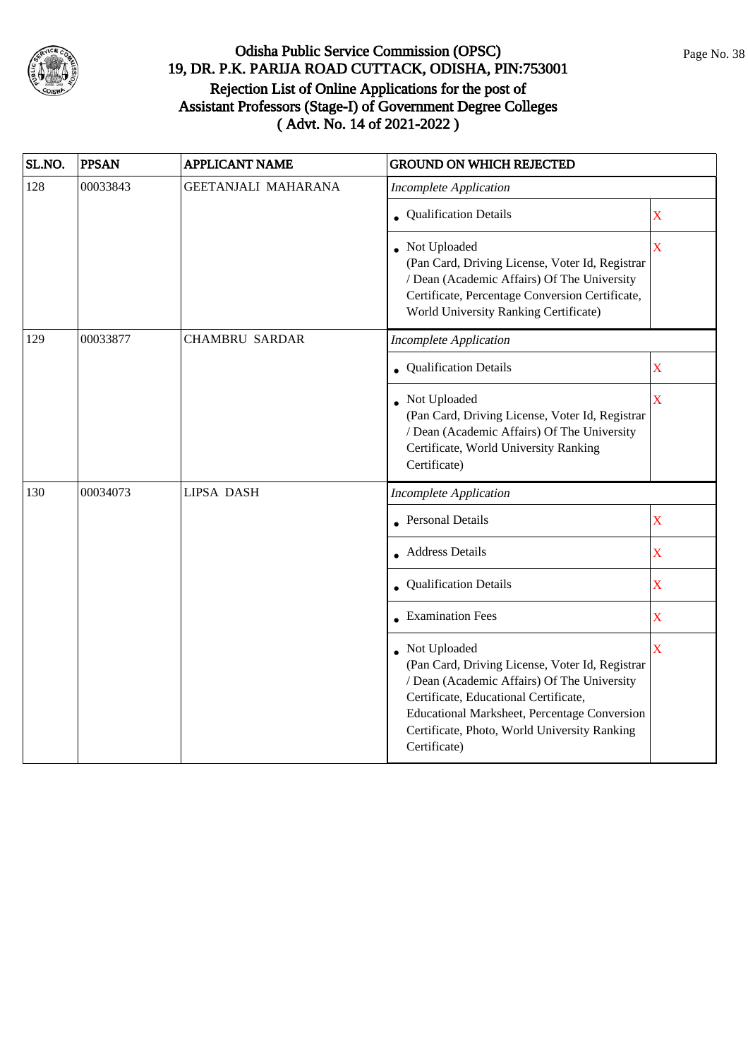# Odisha Public Service Commission (OPSC)
## 19, DR. P.K. PARIJA ROAD CUTTACK, ODISHA, PIN:753001
## Rejection List of Online Applications for the post of Assistant Professors (Stage-I) of Government Degree Colleges ( Advt. No. 14 of 2021-2022 )

| SL.NO. | PPSAN | APPLICANT NAME | GROUND ON WHICH REJECTED | |
|---|---|---|---|---|
| 128 | 00033843 | GEETANJALI MAHARANA | *Incomplete Application* | |
| | | | • Qualification Details | X |
| | | | • Not Uploaded (Pan Card, Driving License, Voter Id, Registrar / Dean (Academic Affairs) Of The University Certificate, Percentage Conversion Certificate, World University Ranking Certificate) | X |
| 129 | 00033877 | CHAMBRU SARDAR | *Incomplete Application* | |
| | | | • Qualification Details | X |
| | | | • Not Uploaded (Pan Card, Driving License, Voter Id, Registrar / Dean (Academic Affairs) Of The University Certificate, World University Ranking Certificate) | X |
| 130 | 00034073 | LIPSA DASH | *Incomplete Application* | |
| | | | • Personal Details | X |
| | | | • Address Details | X |
| | | | • Qualification Details | X |
| | | | • Examination Fees | X |
| | | | • Not Uploaded (Pan Card, Driving License, Voter Id, Registrar / Dean (Academic Affairs) Of The University Certificate, Educational Certificate, Educational Marksheet, Percentage Conversion Certificate, Photo, World University Ranking Certificate) | X |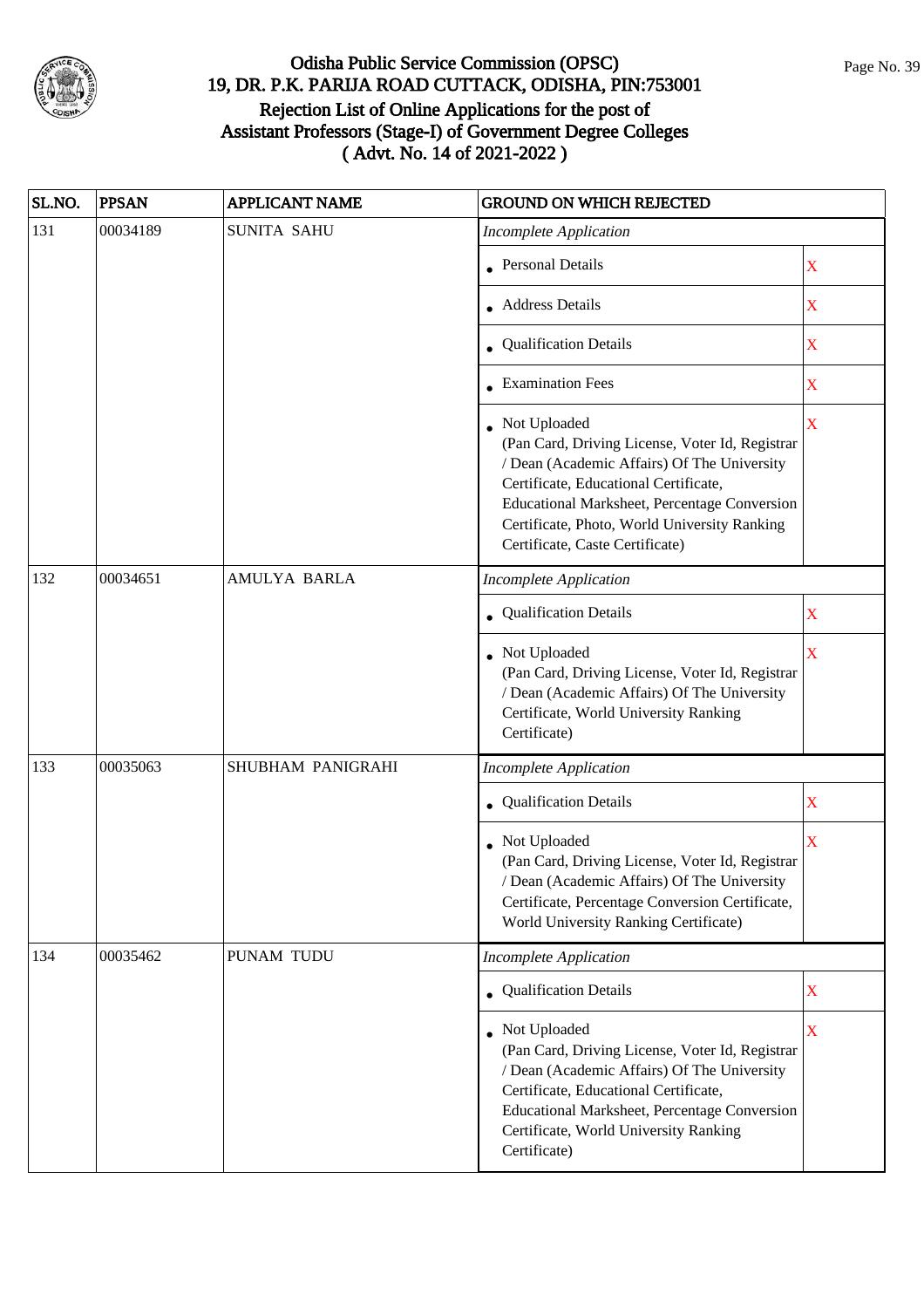# Odisha Public Service Commission (OPSC)

## 19, DR. P.K. PARIJA ROAD CUTTACK, ODISHA, PIN:753001

## Rejection List of Online Applications for the post of Assistant Professors (Stage-I) of Government Degree Colleges ( Advt. No. 14 of 2021-2022 )

| SL.NO. | PPSAN | APPLICANT NAME | GROUND ON WHICH REJECTED | |
|---|---|---|---|---|
| 131 | 00034189 | SUNITA SAHU | *Incomplete Application* | |
| | | | • Personal Details | X |
| | | | • Address Details | X |
| | | | • Qualification Details | X |
| | | | • Examination Fees | X |
| | | | • Not Uploaded (Pan Card, Driving License, Voter Id, Registrar / Dean (Academic Affairs) Of The University Certificate, Educational Certificate, Educational Marksheet, Percentage Conversion Certificate, Photo, World University Ranking Certificate, Caste Certificate) | X |
| 132 | 00034651 | AMULYA BARLA | *Incomplete Application* | |
| | | | • Qualification Details | X |
| | | | • Not Uploaded (Pan Card, Driving License, Voter Id, Registrar / Dean (Academic Affairs) Of The University Certificate, World University Ranking Certificate) | X |
| 133 | 00035063 | SHUBHAM PANIGRAHI | *Incomplete Application* | |
| | | | • Qualification Details | X |
| | | | • Not Uploaded (Pan Card, Driving License, Voter Id, Registrar / Dean (Academic Affairs) Of The University Certificate, Percentage Conversion Certificate, World University Ranking Certificate) | X |
| 134 | 00035462 | PUNAM TUDU | *Incomplete Application* | |
| | | | • Qualification Details | X |
| | | | • Not Uploaded (Pan Card, Driving License, Voter Id, Registrar / Dean (Academic Affairs) Of The University Certificate, Educational Certificate, Educational Marksheet, Percentage Conversion Certificate, World University Ranking Certificate) | X |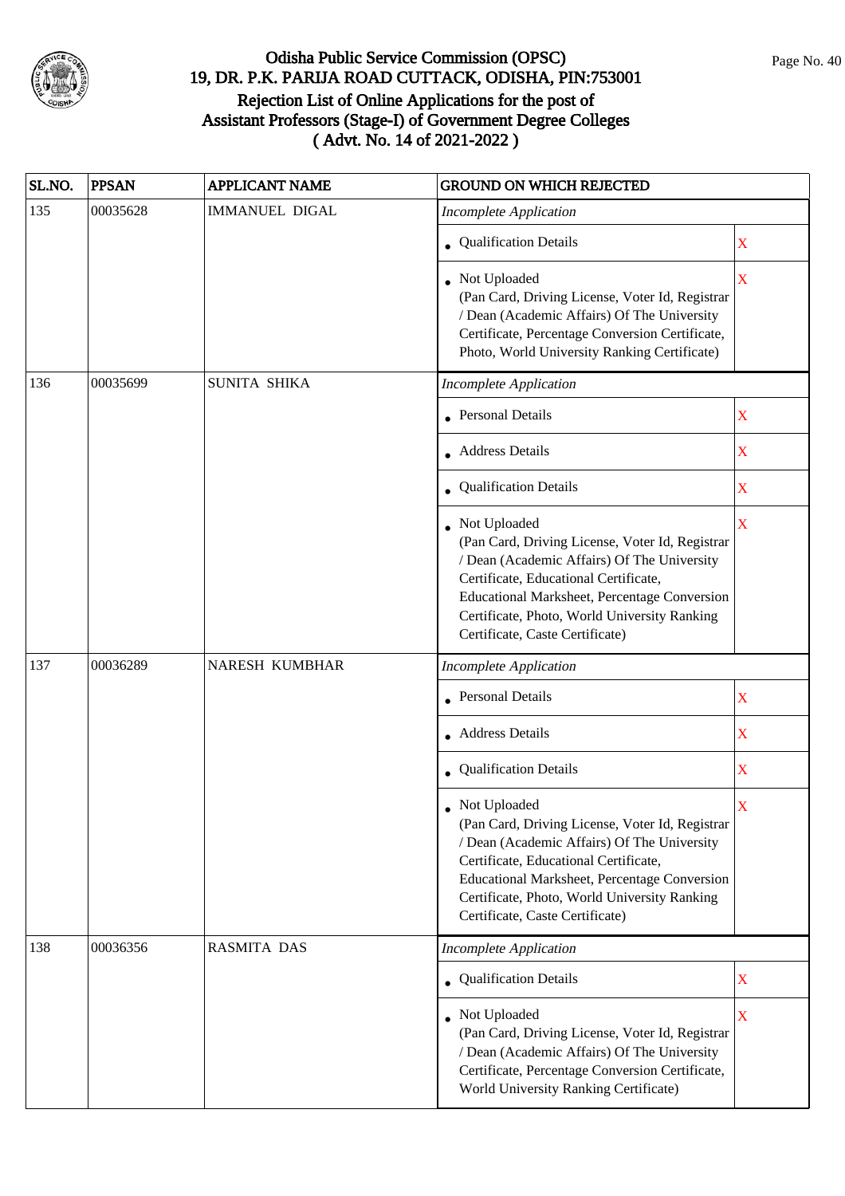# Odisha Public Service Commission (OPSC)
## 19, DR. P.K. PARIJA ROAD CUTTACK, ODISHA, PIN:753001
## Rejection List of Online Applications for the post of Assistant Professors (Stage-I) of Government Degree Colleges ( Advt. No. 14 of 2021-2022 )

| SL.NO. | PPSAN | APPLICANT NAME | GROUND ON WHICH REJECTED | |
|---|---|---|---|---|
| 135 | 00035628 | IMMANUEL DIGAL | *Incomplete Application* | |
| | | | • Qualification Details | X |
| | | | • Not Uploaded (Pan Card, Driving License, Voter Id, Registrar / Dean (Academic Affairs) Of The University Certificate, Percentage Conversion Certificate, Photo, World University Ranking Certificate) | X |
| 136 | 00035699 | SUNITA SHIKA | *Incomplete Application* | |
| | | | • Personal Details | X |
| | | | • Address Details | X |
| | | | • Qualification Details | X |
| | | | • Not Uploaded (Pan Card, Driving License, Voter Id, Registrar / Dean (Academic Affairs) Of The University Certificate, Educational Certificate, Educational Marksheet, Percentage Conversion Certificate, Photo, World University Ranking Certificate, Caste Certificate) | X |
| 137 | 00036289 | NARESH KUMBHAR | *Incomplete Application* | |
| | | | • Personal Details | X |
| | | | • Address Details | X |
| | | | • Qualification Details | X |
| | | | • Not Uploaded (Pan Card, Driving License, Voter Id, Registrar / Dean (Academic Affairs) Of The University Certificate, Educational Certificate, Educational Marksheet, Percentage Conversion Certificate, Photo, World University Ranking Certificate, Caste Certificate) | X |
| 138 | 00036356 | RASMITA DAS | *Incomplete Application* | |
| | | | • Qualification Details | X |
| | | | • Not Uploaded (Pan Card, Driving License, Voter Id, Registrar / Dean (Academic Affairs) Of The University Certificate, Percentage Conversion Certificate, World University Ranking Certificate) | X |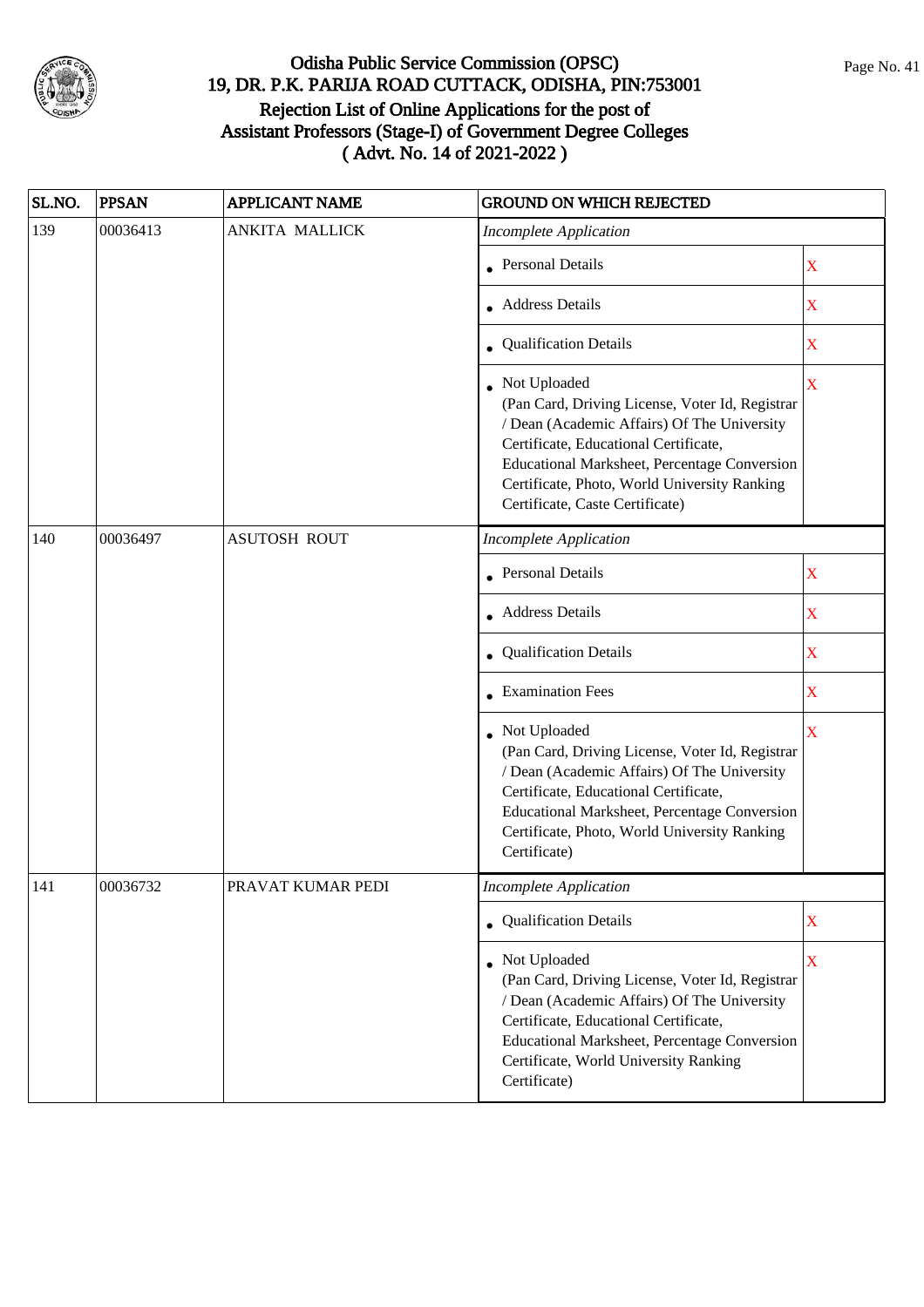# Odisha Public Service Commission (OPSC)
## 19, DR. P.K. PARIJA ROAD CUTTACK, ODISHA, PIN:753001
## Rejection List of Online Applications for the post of Assistant Professors (Stage-I) of Government Degree Colleges
## ( Advt. No. 14 of 2021-2022 )

| SL.NO. | PPSAN | APPLICANT NAME | GROUND ON WHICH REJECTED | |
|---|---|---|---|---|
| 139 | 00036413 | ANKITA MALLICK | *Incomplete Application* | |
| | | | • Personal Details | X |
| | | | • Address Details | X |
| | | | • Qualification Details | X |
| | | | • Not Uploaded (Pan Card, Driving License, Voter Id, Registrar / Dean (Academic Affairs) Of The University Certificate, Educational Certificate, Educational Marksheet, Percentage Conversion Certificate, Photo, World University Ranking Certificate, Caste Certificate) | X |
| 140 | 00036497 | ASUTOSH ROUT | *Incomplete Application* | |
| | | | • Personal Details | X |
| | | | • Address Details | X |
| | | | • Qualification Details | X |
| | | | • Examination Fees | X |
| | | | • Not Uploaded (Pan Card, Driving License, Voter Id, Registrar / Dean (Academic Affairs) Of The University Certificate, Educational Certificate, Educational Marksheet, Percentage Conversion Certificate, Photo, World University Ranking Certificate) | X |
| 141 | 00036732 | PRAVAT KUMAR PEDI | *Incomplete Application* | |
| | | | • Qualification Details | X |
| | | | • Not Uploaded (Pan Card, Driving License, Voter Id, Registrar / Dean (Academic Affairs) Of The University Certificate, Educational Certificate, Educational Marksheet, Percentage Conversion Certificate, World University Ranking Certificate) | X |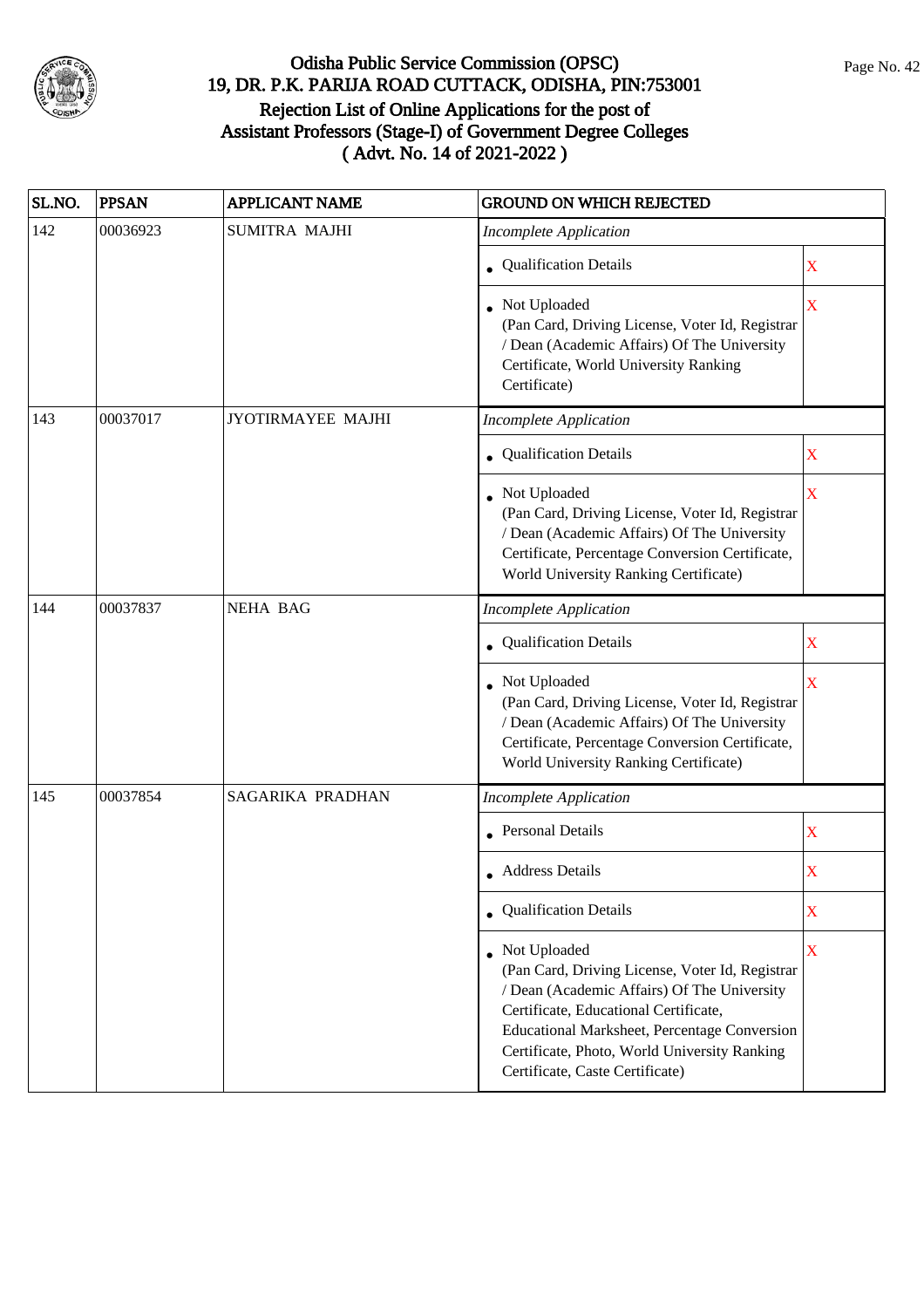# Odisha Public Service Commission (OPSC)
## 19, DR. P.K. PARIJA ROAD CUTTACK, ODISHA, PIN:753001
## Rejection List of Online Applications for the post of Assistant Professors (Stage-I) of Government Degree Colleges ( Advt. No. 14 of 2021-2022 )

| SL.NO. | PPSAN | APPLICANT NAME | GROUND ON WHICH REJECTED | |
|---|---|---|---|---|
| 142 | 00036923 | SUMITRA MAJHI | *Incomplete Application* | |
| | | | • Qualification Details | X |
| | | | • Not Uploaded (Pan Card, Driving License, Voter Id, Registrar / Dean (Academic Affairs) Of The University Certificate, World University Ranking Certificate) | X |
| 143 | 00037017 | JYOTIRMAYEE MAJHI | *Incomplete Application* | |
| | | | • Qualification Details | X |
| | | | • Not Uploaded (Pan Card, Driving License, Voter Id, Registrar / Dean (Academic Affairs) Of The University Certificate, Percentage Conversion Certificate, World University Ranking Certificate) | X |
| 144 | 00037837 | NEHA BAG | *Incomplete Application* | |
| | | | • Qualification Details | X |
| | | | • Not Uploaded (Pan Card, Driving License, Voter Id, Registrar / Dean (Academic Affairs) Of The University Certificate, Percentage Conversion Certificate, World University Ranking Certificate) | X |
| 145 | 00037854 | SAGARIKA PRADHAN | *Incomplete Application* | |
| | | | • Personal Details | X |
| | | | • Address Details | X |
| | | | • Qualification Details | X |
| | | | • Not Uploaded (Pan Card, Driving License, Voter Id, Registrar / Dean (Academic Affairs) Of The University Certificate, Educational Certificate, Educational Marksheet, Percentage Conversion Certificate, Photo, World University Ranking Certificate, Caste Certificate) | X |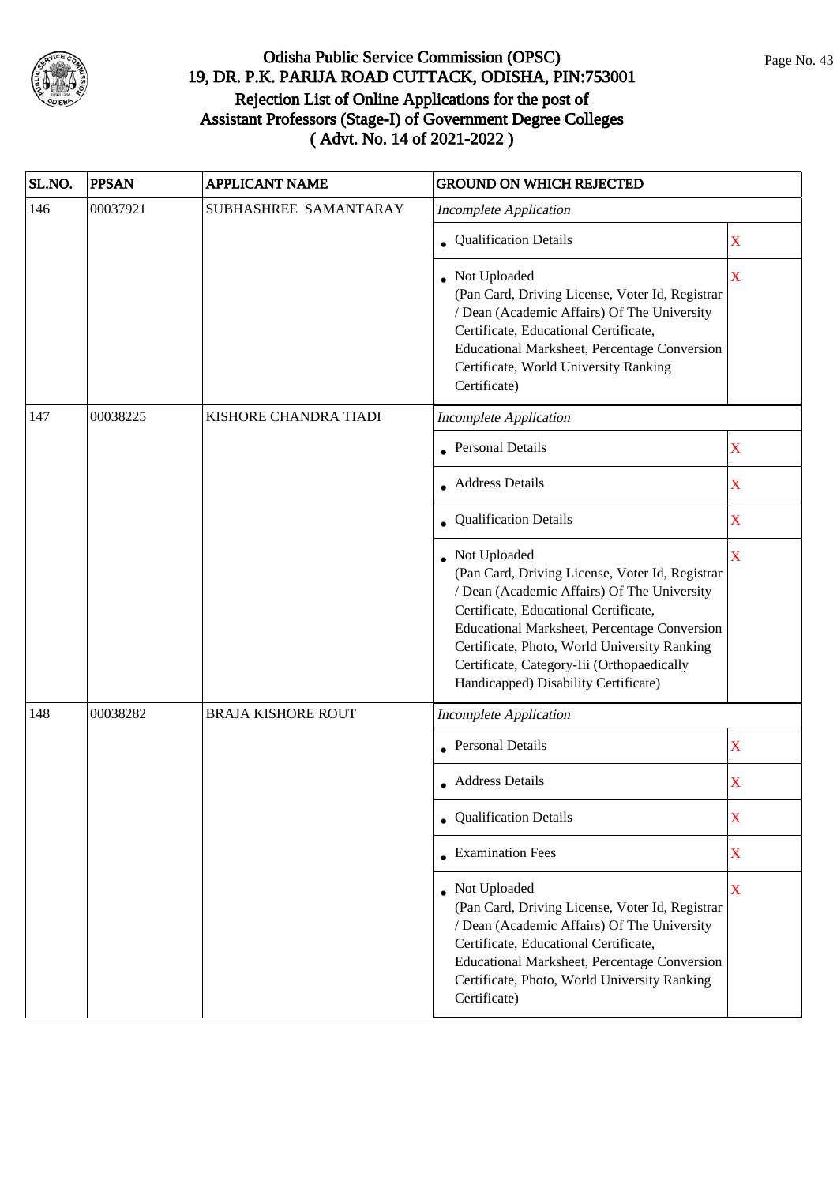# Odisha Public Service Commission (OPSC)

## 19, DR. P.K. PARIJA ROAD CUTTACK, ODISHA, PIN:753001

## Rejection List of Online Applications for the post of Assistant Professors (Stage-I) of Government Degree Colleges ( Advt. No. 14 of 2021-2022 )

| SL.NO. | PPSAN | APPLICANT NAME | GROUND ON WHICH REJECTED | |
|---|---|---|---|---|
| 146 | 00037921 | SUBHASHREE SAMANTARAY | *Incomplete Application* | |
| | | | • Qualification Details | X |
| | | | • Not Uploaded (Pan Card, Driving License, Voter Id, Registrar / Dean (Academic Affairs) Of The University Certificate, Educational Certificate, Educational Marksheet, Percentage Conversion Certificate, World University Ranking Certificate) | X |
| 147 | 00038225 | KISHORE CHANDRA TIADI | *Incomplete Application* | |
| | | | • Personal Details | X |
| | | | • Address Details | X |
| | | | • Qualification Details | X |
| | | | • Not Uploaded (Pan Card, Driving License, Voter Id, Registrar / Dean (Academic Affairs) Of The University Certificate, Educational Certificate, Educational Marksheet, Percentage Conversion Certificate, Photo, World University Ranking Certificate, Category-Iii (Orthopaedically Handicapped) Disability Certificate) | X |
| 148 | 00038282 | BRAJA KISHORE ROUT | *Incomplete Application* | |
| | | | • Personal Details | X |
| | | | • Address Details | X |
| | | | • Qualification Details | X |
| | | | • Examination Fees | X |
| | | | • Not Uploaded (Pan Card, Driving License, Voter Id, Registrar / Dean (Academic Affairs) Of The University Certificate, Educational Certificate, Educational Marksheet, Percentage Conversion Certificate, Photo, World University Ranking Certificate) | X |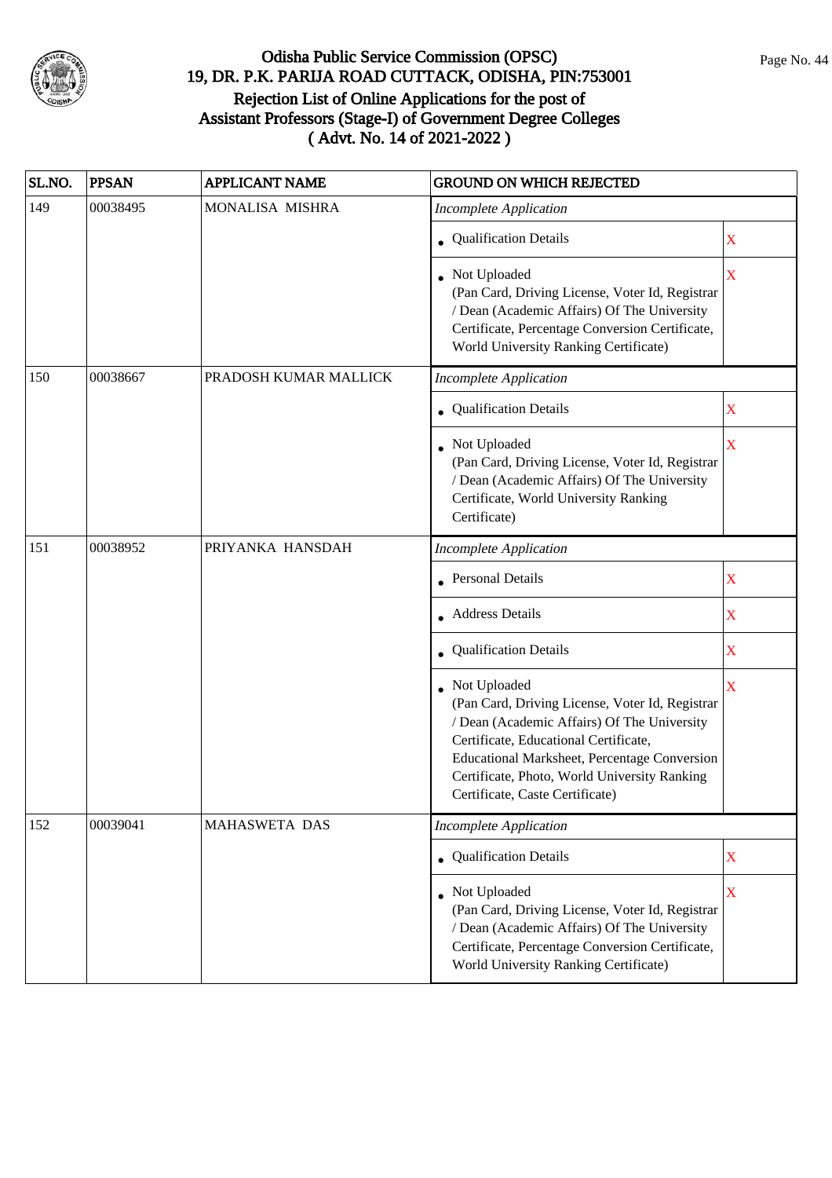# Odisha Public Service Commission (OPSC)
## 19, DR. P.K. PARIJA ROAD CUTTACK, ODISHA, PIN:753001
## Rejection List of Online Applications for the post of Assistant Professors (Stage-I) of Government Degree Colleges ( Advt. No. 14 of 2021-2022 )

| SL.NO. | PPSAN | APPLICANT NAME | GROUND ON WHICH REJECTED | |
|---|---|---|---|---|
| 149 | 00038495 | MONALISA MISHRA | *Incomplete Application* | |
| | | | • Qualification Details | X |
| | | | • Not Uploaded (Pan Card, Driving License, Voter Id, Registrar / Dean (Academic Affairs) Of The University Certificate, Percentage Conversion Certificate, World University Ranking Certificate) | X |
| 150 | 00038667 | PRADOSH KUMAR MALLICK | *Incomplete Application* | |
| | | | • Qualification Details | X |
| | | | • Not Uploaded (Pan Card, Driving License, Voter Id, Registrar / Dean (Academic Affairs) Of The University Certificate, World University Ranking Certificate) | X |
| 151 | 00038952 | PRIYANKA HANSDAH | *Incomplete Application* | |
| | | | • Personal Details | X |
| | | | • Address Details | X |
| | | | • Qualification Details | X |
| | | | • Not Uploaded (Pan Card, Driving License, Voter Id, Registrar / Dean (Academic Affairs) Of The University Certificate, Educational Certificate, Educational Marksheet, Percentage Conversion Certificate, Photo, World University Ranking Certificate, Caste Certificate) | X |
| 152 | 00039041 | MAHASWETA DAS | *Incomplete Application* | |
| | | | • Qualification Details | X |
| | | | • Not Uploaded (Pan Card, Driving License, Voter Id, Registrar / Dean (Academic Affairs) Of The University Certificate, Percentage Conversion Certificate, World University Ranking Certificate) | X |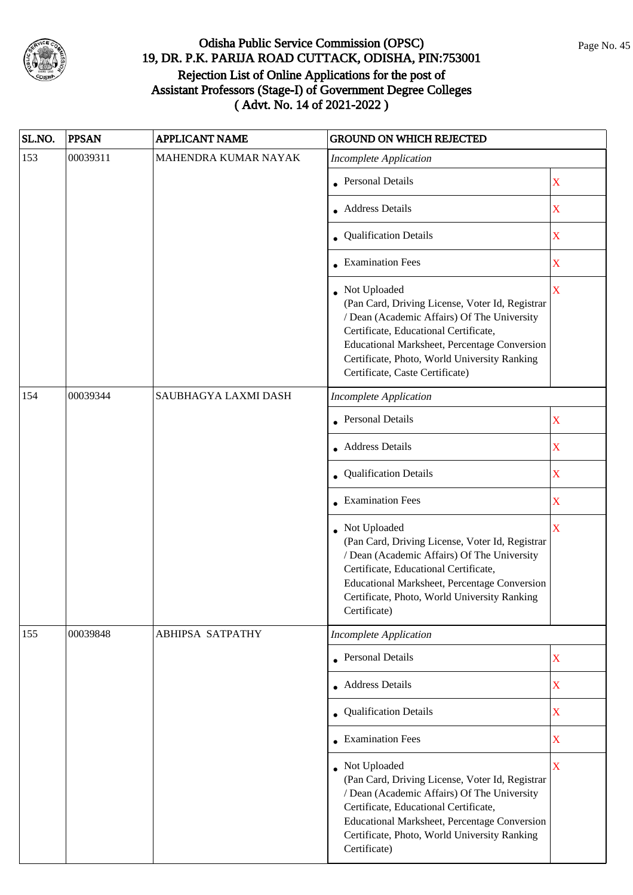# Odisha Public Service Commission (OPSC)
## 19, DR. P.K. PARIJA ROAD CUTTACK, ODISHA, PIN:753001
## Rejection List of Online Applications for the post of Assistant Professors (Stage-I) of Government Degree Colleges
## ( Advt. No. 14 of 2021-2022 )

| SL.NO. | PPSAN | APPLICANT NAME | GROUND ON WHICH REJECTED | |
|---|---|---|---|---|
| 153 | 00039311 | MAHENDRA KUMAR NAYAK | *Incomplete Application* | |
| | | | • Personal Details | X |
| | | | • Address Details | X |
| | | | • Qualification Details | X |
| | | | • Examination Fees | X |
| | | | • Not Uploaded (Pan Card, Driving License, Voter Id, Registrar / Dean (Academic Affairs) Of The University Certificate, Educational Certificate, Educational Marksheet, Percentage Conversion Certificate, Photo, World University Ranking Certificate, Caste Certificate) | X |
| 154 | 00039344 | SAUBHAGYA LAXMI DASH | *Incomplete Application* | |
| | | | • Personal Details | X |
| | | | • Address Details | X |
| | | | • Qualification Details | X |
| | | | • Examination Fees | X |
| | | | • Not Uploaded (Pan Card, Driving License, Voter Id, Registrar / Dean (Academic Affairs) Of The University Certificate, Educational Certificate, Educational Marksheet, Percentage Conversion Certificate, Photo, World University Ranking Certificate) | X |
| 155 | 00039848 | ABHIPSA SATPATHY | *Incomplete Application* | |
| | | | • Personal Details | X |
| | | | • Address Details | X |
| | | | • Qualification Details | X |
| | | | • Examination Fees | X |
| | | | • Not Uploaded (Pan Card, Driving License, Voter Id, Registrar / Dean (Academic Affairs) Of The University Certificate, Educational Certificate, Educational Marksheet, Percentage Conversion Certificate, Photo, World University Ranking Certificate) | X |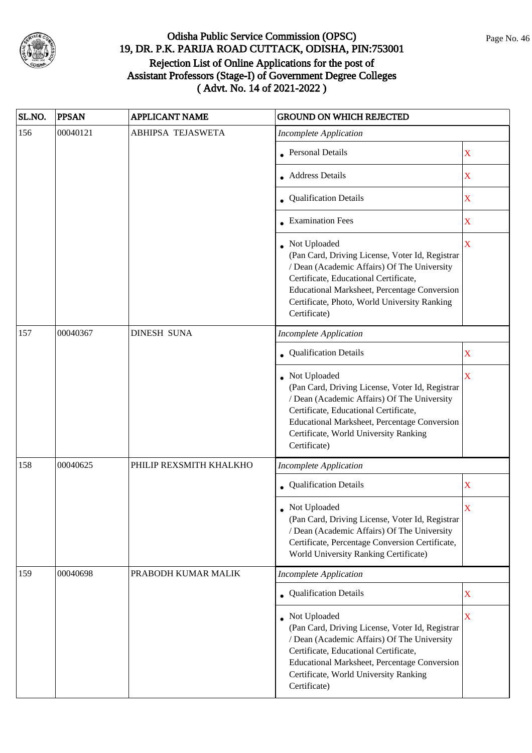# Odisha Public Service Commission (OPSC)
## 19, DR. P.K. PARIJA ROAD CUTTACK, ODISHA, PIN:753001
## Rejection List of Online Applications for the post of Assistant Professors (Stage-I) of Government Degree Colleges
## ( Advt. No. 14 of 2021-2022 )

| SL.NO. | PPSAN | APPLICANT NAME | GROUND ON WHICH REJECTED | |
|---|---|---|---|---|
| 156 | 00040121 | ABHIPSA TEJASWETA | *Incomplete Application* | |
| | | | • Personal Details | X |
| | | | • Address Details | X |
| | | | • Qualification Details | X |
| | | | • Examination Fees | X |
| | | | • Not Uploaded (Pan Card, Driving License, Voter Id, Registrar / Dean (Academic Affairs) Of The University Certificate, Educational Certificate, Educational Marksheet, Percentage Conversion Certificate, Photo, World University Ranking Certificate) | X |
| 157 | 00040367 | DINESH SUNA | *Incomplete Application* | |
| | | | • Qualification Details | X |
| | | | • Not Uploaded (Pan Card, Driving License, Voter Id, Registrar / Dean (Academic Affairs) Of The University Certificate, Educational Certificate, Educational Marksheet, Percentage Conversion Certificate, World University Ranking Certificate) | X |
| 158 | 00040625 | PHILIP REXSMITH KHALKHO | *Incomplete Application* | |
| | | | • Qualification Details | X |
| | | | • Not Uploaded (Pan Card, Driving License, Voter Id, Registrar / Dean (Academic Affairs) Of The University Certificate, Percentage Conversion Certificate, World University Ranking Certificate) | X |
| 159 | 00040698 | PRABODH KUMAR MALIK | *Incomplete Application* | |
| | | | • Qualification Details | X |
| | | | • Not Uploaded (Pan Card, Driving License, Voter Id, Registrar / Dean (Academic Affairs) Of The University Certificate, Educational Certificate, Educational Marksheet, Percentage Conversion Certificate, World University Ranking Certificate) | X |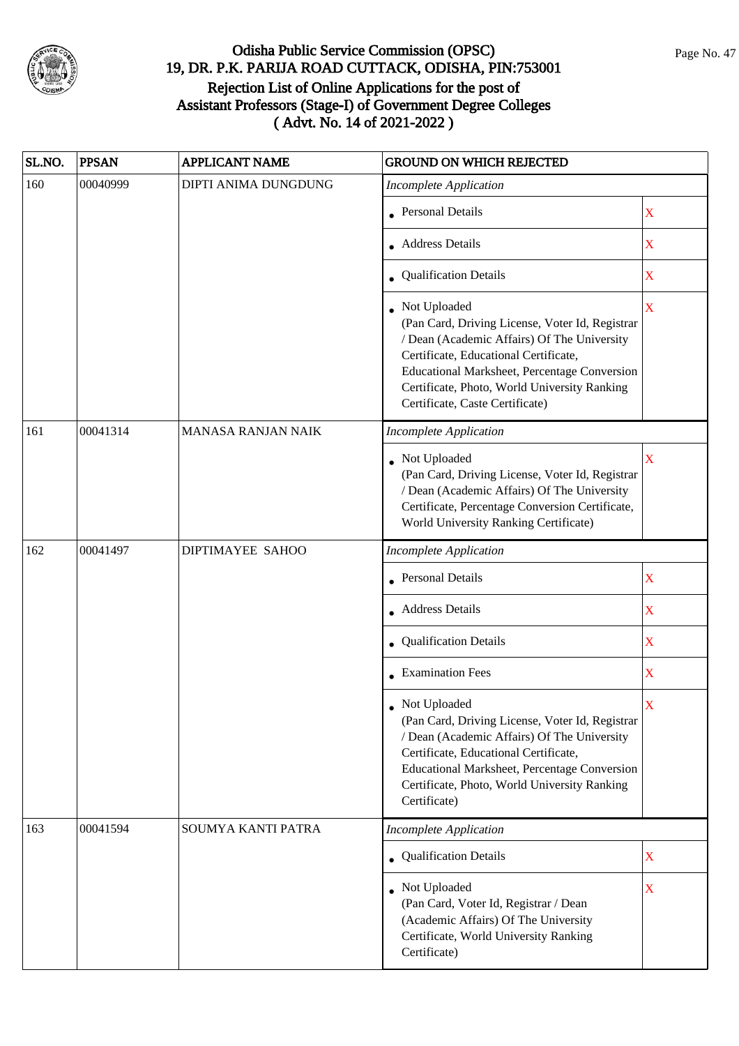# Odisha Public Service Commission (OPSC)
## 19, DR. P.K. PARIJA ROAD CUTTACK, ODISHA, PIN:753001
## Rejection List of Online Applications for the post of Assistant Professors (Stage-I) of Government Degree Colleges
## ( Advt. No. 14 of 2021-2022 )

| SL.NO. | PPSAN | APPLICANT NAME | GROUND ON WHICH REJECTED | |
|---|---|---|---|---|
| 160 | 00040999 | DIPTI ANIMA DUNGDUNG | *Incomplete Application* | |
| | | | • Personal Details | X |
| | | | • Address Details | X |
| | | | • Qualification Details | X |
| | | | • Not Uploaded (Pan Card, Driving License, Voter Id, Registrar / Dean (Academic Affairs) Of The University Certificate, Educational Certificate, Educational Marksheet, Percentage Conversion Certificate, Photo, World University Ranking Certificate, Caste Certificate) | X |
| 161 | 00041314 | MANASA RANJAN NAIK | *Incomplete Application* | |
| | | | • Not Uploaded (Pan Card, Driving License, Voter Id, Registrar / Dean (Academic Affairs) Of The University Certificate, Percentage Conversion Certificate, World University Ranking Certificate) | X |
| 162 | 00041497 | DIPTIMAYEE SAHOO | *Incomplete Application* | |
| | | | • Personal Details | X |
| | | | • Address Details | X |
| | | | • Qualification Details | X |
| | | | • Examination Fees | X |
| | | | • Not Uploaded (Pan Card, Driving License, Voter Id, Registrar / Dean (Academic Affairs) Of The University Certificate, Educational Certificate, Educational Marksheet, Percentage Conversion Certificate, Photo, World University Ranking Certificate) | X |
| 163 | 00041594 | SOUMYA KANTI PATRA | *Incomplete Application* | |
| | | | • Qualification Details | X |
| | | | • Not Uploaded (Pan Card, Voter Id, Registrar / Dean (Academic Affairs) Of The University Certificate, World University Ranking Certificate) | X |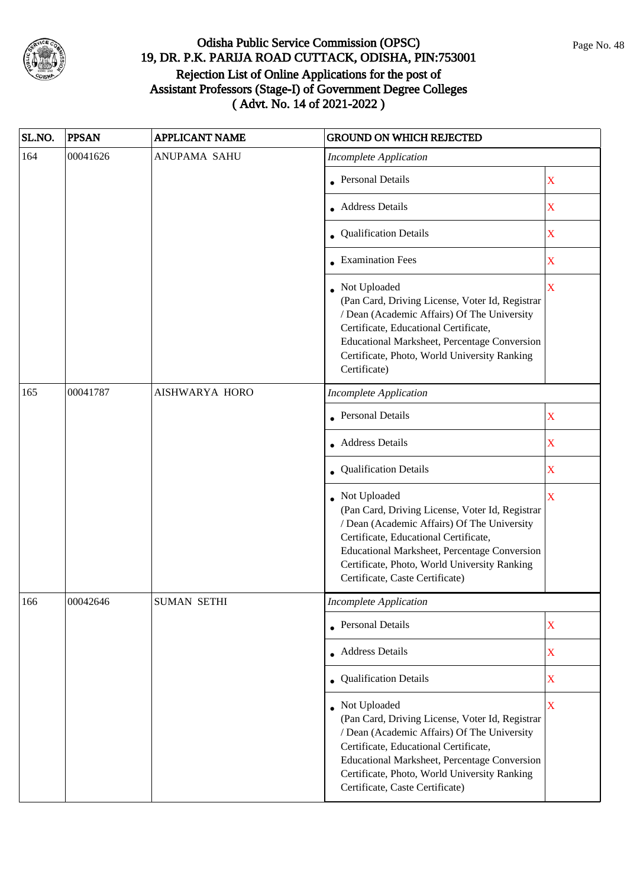# Odisha Public Service Commission (OPSC)
## 19, DR. P.K. PARIJA ROAD CUTTACK, ODISHA, PIN:753001
## Rejection List of Online Applications for the post of Assistant Professors (Stage-I) of Government Degree Colleges
## ( Advt. No. 14 of 2021-2022 )

| SL.NO. | PPSAN | APPLICANT NAME | GROUND ON WHICH REJECTED | |
|---|---|---|---|---|
| 164 | 00041626 | ANUPAMA SAHU | *Incomplete Application* | |
| | | | • Personal Details | X |
| | | | • Address Details | X |
| | | | • Qualification Details | X |
| | | | • Examination Fees | X |
| | | | • Not Uploaded (Pan Card, Driving License, Voter Id, Registrar / Dean (Academic Affairs) Of The University Certificate, Educational Certificate, Educational Marksheet, Percentage Conversion Certificate, Photo, World University Ranking Certificate) | X |
| 165 | 00041787 | AISHWARYA HORO | *Incomplete Application* | |
| | | | • Personal Details | X |
| | | | • Address Details | X |
| | | | • Qualification Details | X |
| | | | • Not Uploaded (Pan Card, Driving License, Voter Id, Registrar / Dean (Academic Affairs) Of The University Certificate, Educational Certificate, Educational Marksheet, Percentage Conversion Certificate, Photo, World University Ranking Certificate, Caste Certificate) | X |
| 166 | 00042646 | SUMAN SETHI | *Incomplete Application* | |
| | | | • Personal Details | X |
| | | | • Address Details | X |
| | | | • Qualification Details | X |
| | | | • Not Uploaded (Pan Card, Driving License, Voter Id, Registrar / Dean (Academic Affairs) Of The University Certificate, Educational Certificate, Educational Marksheet, Percentage Conversion Certificate, Photo, World University Ranking Certificate, Caste Certificate) | X |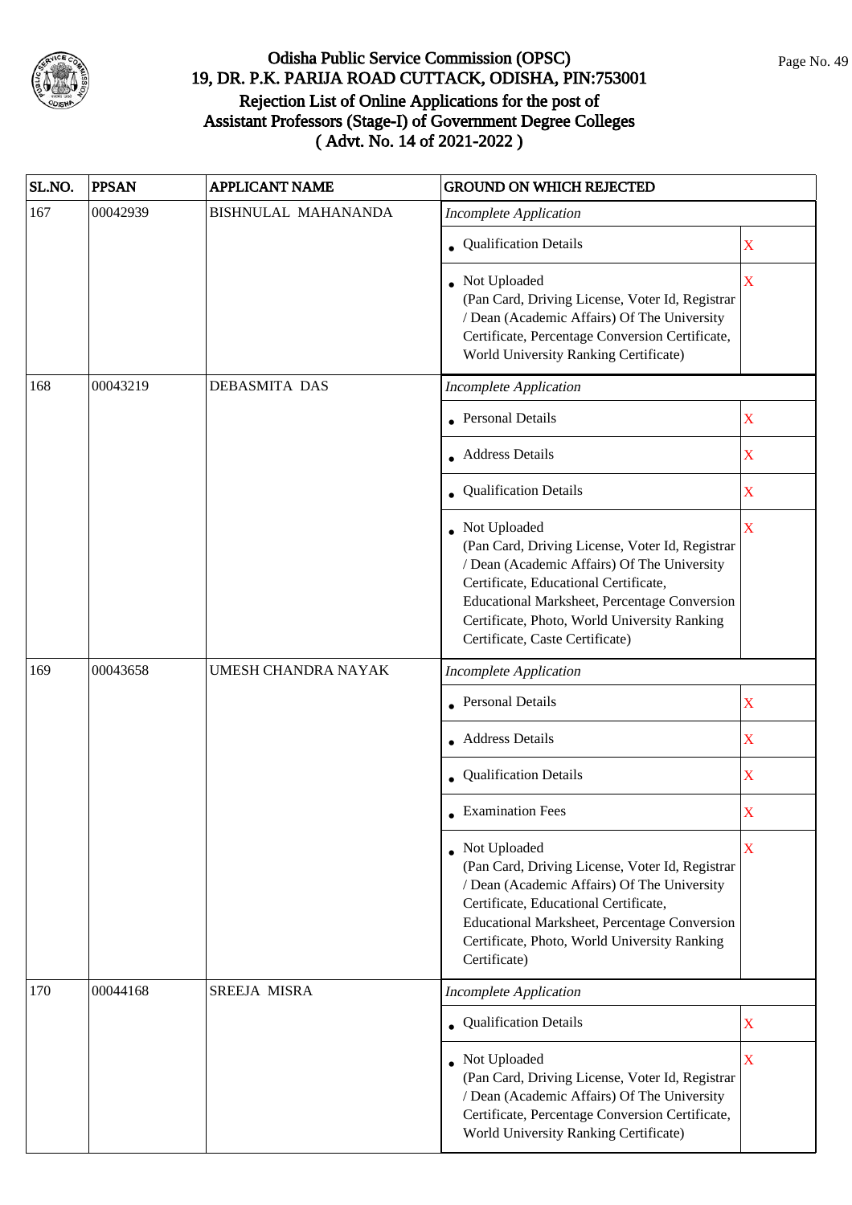# Odisha Public Service Commission (OPSC)
## 19, DR. P.K. PARIJA ROAD CUTTACK, ODISHA, PIN:753001
## Rejection List of Online Applications for the post of Assistant Professors (Stage-I) of Government Degree Colleges
## ( Advt. No. 14 of 2021-2022 )

| SL.NO. | PPSAN | APPLICANT NAME | GROUND ON WHICH REJECTED | |
|---|---|---|---|---|
| 167 | 00042939 | BISHNULAL MAHANANDA | *Incomplete Application* | |
| | | | • Qualification Details | X |
| | | | • Not Uploaded (Pan Card, Driving License, Voter Id, Registrar / Dean (Academic Affairs) Of The University Certificate, Percentage Conversion Certificate, World University Ranking Certificate) | X |
| 168 | 00043219 | DEBASMITA DAS | *Incomplete Application* | |
| | | | • Personal Details | X |
| | | | • Address Details | X |
| | | | • Qualification Details | X |
| | | | • Not Uploaded (Pan Card, Driving License, Voter Id, Registrar / Dean (Academic Affairs) Of The University Certificate, Educational Certificate, Educational Marksheet, Percentage Conversion Certificate, Photo, World University Ranking Certificate, Caste Certificate) | X |
| 169 | 00043658 | UMESH CHANDRA NAYAK | *Incomplete Application* | |
| | | | • Personal Details | X |
| | | | • Address Details | X |
| | | | • Qualification Details | X |
| | | | • Examination Fees | X |
| | | | • Not Uploaded (Pan Card, Driving License, Voter Id, Registrar / Dean (Academic Affairs) Of The University Certificate, Educational Certificate, Educational Marksheet, Percentage Conversion Certificate, Photo, World University Ranking Certificate) | X |
| 170 | 00044168 | SREEJA MISRA | *Incomplete Application* | |
| | | | • Qualification Details | X |
| | | | • Not Uploaded (Pan Card, Driving License, Voter Id, Registrar / Dean (Academic Affairs) Of The University Certificate, Percentage Conversion Certificate, World University Ranking Certificate) | X |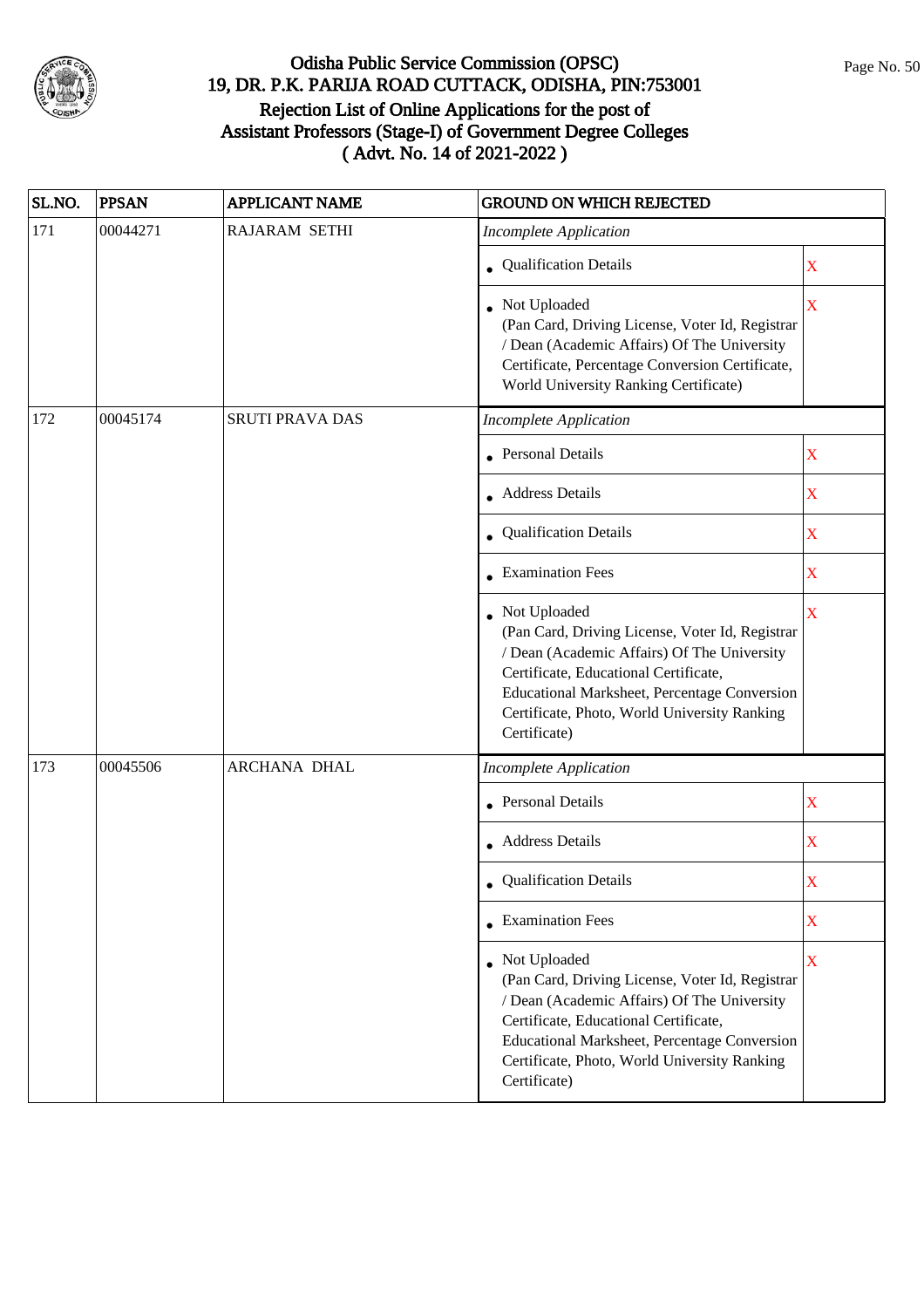# Odisha Public Service Commission (OPSC)
## 19, DR. P.K. PARIJA ROAD CUTTACK, ODISHA, PIN:753001
## Rejection List of Online Applications for the post of Assistant Professors (Stage-I) of Government Degree Colleges
## ( Advt. No. 14 of 2021-2022 )

| SL.NO. | PPSAN | APPLICANT NAME | GROUND ON WHICH REJECTED | |
|---|---|---|---|---|
| 171 | 00044271 | RAJARAM SETHI | *Incomplete Application* | |
| | | | • Qualification Details | X |
| | | | • Not Uploaded (Pan Card, Driving License, Voter Id, Registrar / Dean (Academic Affairs) Of The University Certificate, Percentage Conversion Certificate, World University Ranking Certificate) | X |
| 172 | 00045174 | SRUTI PRAVA DAS | *Incomplete Application* | |
| | | | • Personal Details | X |
| | | | • Address Details | X |
| | | | • Qualification Details | X |
| | | | • Examination Fees | X |
| | | | • Not Uploaded (Pan Card, Driving License, Voter Id, Registrar / Dean (Academic Affairs) Of The University Certificate, Educational Certificate, Educational Marksheet, Percentage Conversion Certificate, Photo, World University Ranking Certificate) | X |
| 173 | 00045506 | ARCHANA DHAL | *Incomplete Application* | |
| | | | • Personal Details | X |
| | | | • Address Details | X |
| | | | • Qualification Details | X |
| | | | • Examination Fees | X |
| | | | • Not Uploaded (Pan Card, Driving License, Voter Id, Registrar / Dean (Academic Affairs) Of The University Certificate, Educational Certificate, Educational Marksheet, Percentage Conversion Certificate, Photo, World University Ranking Certificate) | X |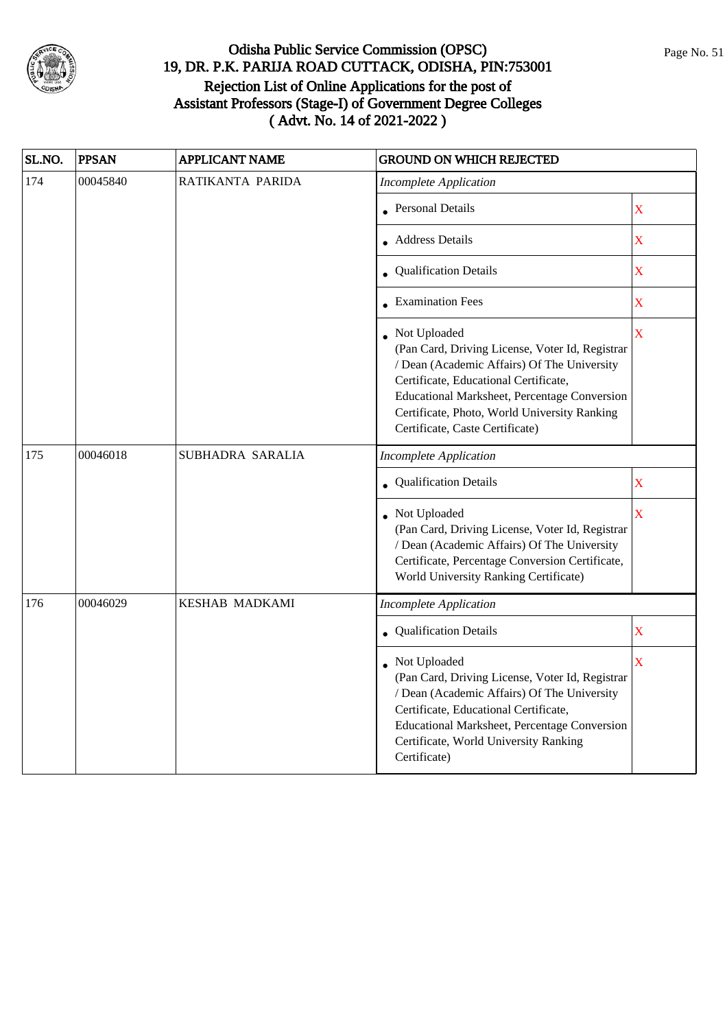# Odisha Public Service Commission (OPSC)
## 19, DR. P.K. PARIJA ROAD CUTTACK, ODISHA, PIN:753001
## Rejection List of Online Applications for the post of Assistant Professors (Stage-I) of Government Degree Colleges ( Advt. No. 14 of 2021-2022 )

| SL.NO. | PPSAN | APPLICANT NAME | GROUND ON WHICH REJECTED | |
|---|---|---|---|---|
| 174 | 00045840 | RATIKANTA PARIDA | *Incomplete Application* | |
| | | | • Personal Details | X |
| | | | • Address Details | X |
| | | | • Qualification Details | X |
| | | | • Examination Fees | X |
| | | | • Not Uploaded (Pan Card, Driving License, Voter Id, Registrar / Dean (Academic Affairs) Of The University Certificate, Educational Certificate, Educational Marksheet, Percentage Conversion Certificate, Photo, World University Ranking Certificate, Caste Certificate) | X |
| 175 | 00046018 | SUBHADRA SARALIA | *Incomplete Application* | |
| | | | • Qualification Details | X |
| | | | • Not Uploaded (Pan Card, Driving License, Voter Id, Registrar / Dean (Academic Affairs) Of The University Certificate, Percentage Conversion Certificate, World University Ranking Certificate) | X |
| 176 | 00046029 | KESHAB MADKAMI | *Incomplete Application* | |
| | | | • Qualification Details | X |
| | | | • Not Uploaded (Pan Card, Driving License, Voter Id, Registrar / Dean (Academic Affairs) Of The University Certificate, Educational Certificate, Educational Marksheet, Percentage Conversion Certificate, World University Ranking Certificate) | X |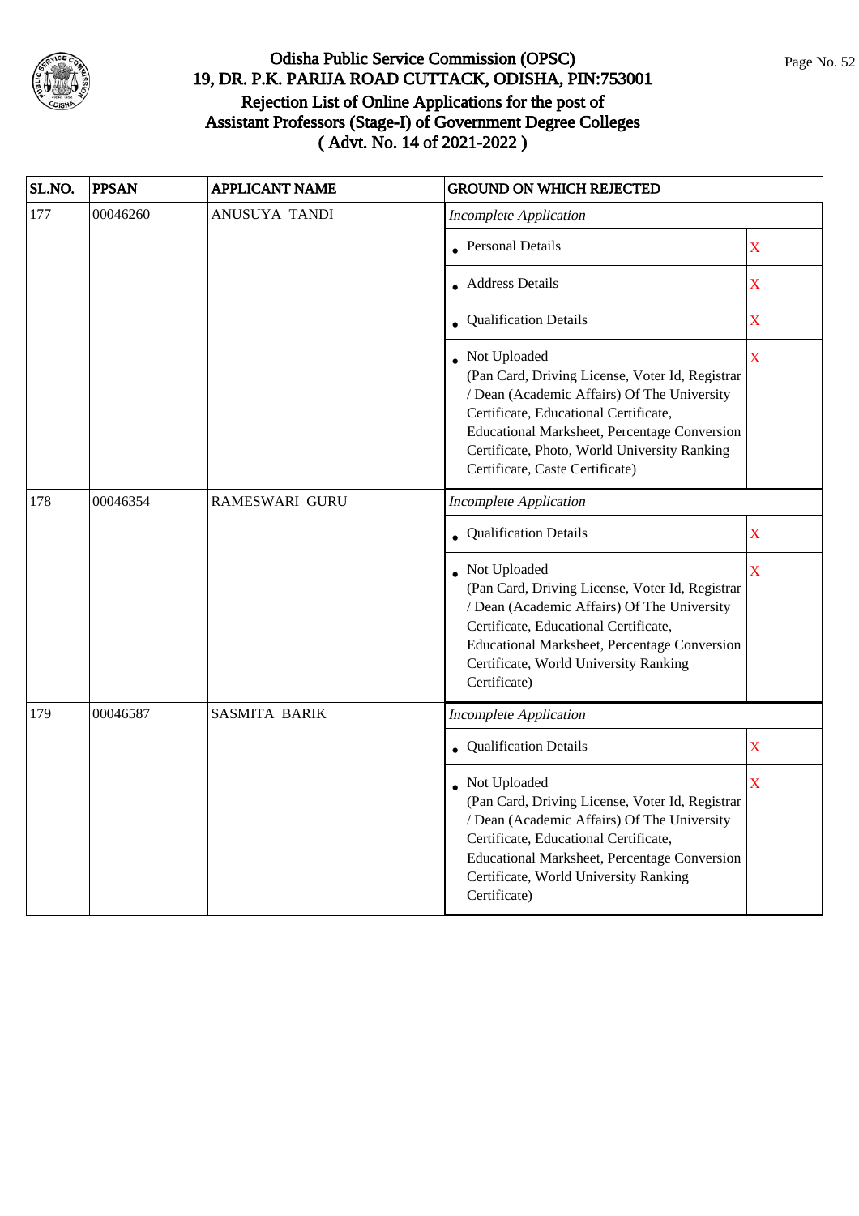# Odisha Public Service Commission (OPSC)
## 19, DR. P.K. PARIJA ROAD CUTTACK, ODISHA, PIN:753001
## Rejection List of Online Applications for the post of Assistant Professors (Stage-I) of Government Degree Colleges ( Advt. No. 14 of 2021-2022 )

| SL.NO. | PPSAN | APPLICANT NAME | GROUND ON WHICH REJECTED | |
|---|---|---|---|---|
| 177 | 00046260 | ANUSUYA TANDI | *Incomplete Application* | |
| | | | • Personal Details | X |
| | | | • Address Details | X |
| | | | • Qualification Details | X |
| | | | • Not Uploaded (Pan Card, Driving License, Voter Id, Registrar / Dean (Academic Affairs) Of The University Certificate, Educational Certificate, Educational Marksheet, Percentage Conversion Certificate, Photo, World University Ranking Certificate, Caste Certificate) | X |
| 178 | 00046354 | RAMESWARI GURU | *Incomplete Application* | |
| | | | • Qualification Details | X |
| | | | • Not Uploaded (Pan Card, Driving License, Voter Id, Registrar / Dean (Academic Affairs) Of The University Certificate, Educational Certificate, Educational Marksheet, Percentage Conversion Certificate, World University Ranking Certificate) | X |
| 179 | 00046587 | SASMITA BARIK | *Incomplete Application* | |
| | | | • Qualification Details | X |
| | | | • Not Uploaded (Pan Card, Driving License, Voter Id, Registrar / Dean (Academic Affairs) Of The University Certificate, Educational Certificate, Educational Marksheet, Percentage Conversion Certificate, World University Ranking Certificate) | X |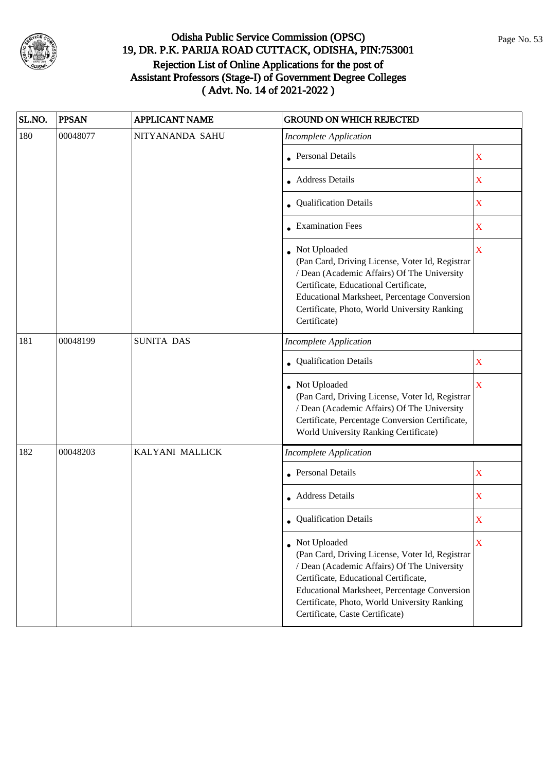# Odisha Public Service Commission (OPSC)
## 19, DR. P.K. PARIJA ROAD CUTTACK, ODISHA, PIN:753001
## Rejection List of Online Applications for the post of Assistant Professors (Stage-I) of Government Degree Colleges
## ( Advt. No. 14 of 2021-2022 )

| SL.NO. | PPSAN | APPLICANT NAME | GROUND ON WHICH REJECTED | |
|---|---|---|---|---|
| 180 | 00048077 | NITYANANDA SAHU | *Incomplete Application* | |
| | | | • Personal Details | X |
| | | | • Address Details | X |
| | | | • Qualification Details | X |
| | | | • Examination Fees | X |
| | | | • Not Uploaded (Pan Card, Driving License, Voter Id, Registrar / Dean (Academic Affairs) Of The University Certificate, Educational Certificate, Educational Marksheet, Percentage Conversion Certificate, Photo, World University Ranking Certificate) | X |
| 181 | 00048199 | SUNITA DAS | *Incomplete Application* | |
| | | | • Qualification Details | X |
| | | | • Not Uploaded (Pan Card, Driving License, Voter Id, Registrar / Dean (Academic Affairs) Of The University Certificate, Percentage Conversion Certificate, World University Ranking Certificate) | X |
| 182 | 00048203 | KALYANI MALLICK | *Incomplete Application* | |
| | | | • Personal Details | X |
| | | | • Address Details | X |
| | | | • Qualification Details | X |
| | | | • Not Uploaded (Pan Card, Driving License, Voter Id, Registrar / Dean (Academic Affairs) Of The University Certificate, Educational Certificate, Educational Marksheet, Percentage Conversion Certificate, Photo, World University Ranking Certificate, Caste Certificate) | X |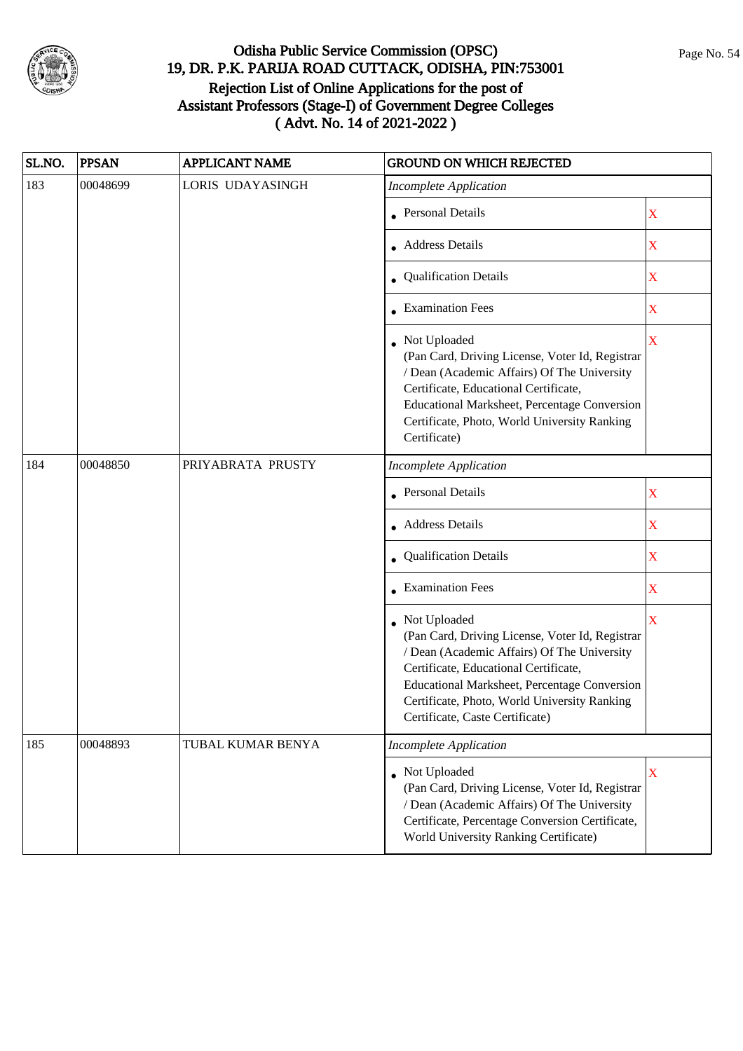# Odisha Public Service Commission (OPSC)
## 19, DR. P.K. PARIJA ROAD CUTTACK, ODISHA, PIN:753001
## Rejection List of Online Applications for the post of Assistant Professors (Stage-I) of Government Degree Colleges ( Advt. No. 14 of 2021-2022 )

| SL.NO. | PPSAN | APPLICANT NAME | GROUND ON WHICH REJECTED | |
|---|---|---|---|---|
| 183 | 00048699 | LORIS UDAYASINGH | *Incomplete Application* | |
| | | | • Personal Details | X |
| | | | • Address Details | X |
| | | | • Qualification Details | X |
| | | | • Examination Fees | X |
| | | | • Not Uploaded (Pan Card, Driving License, Voter Id, Registrar / Dean (Academic Affairs) Of The University Certificate, Educational Certificate, Educational Marksheet, Percentage Conversion Certificate, Photo, World University Ranking Certificate) | X |
| 184 | 00048850 | PRIYABRATA PRUSTY | *Incomplete Application* | |
| | | | • Personal Details | X |
| | | | • Address Details | X |
| | | | • Qualification Details | X |
| | | | • Examination Fees | X |
| | | | • Not Uploaded (Pan Card, Driving License, Voter Id, Registrar / Dean (Academic Affairs) Of The University Certificate, Educational Certificate, Educational Marksheet, Percentage Conversion Certificate, Photo, World University Ranking Certificate, Caste Certificate) | X |
| 185 | 00048893 | TUBAL KUMAR BENYA | *Incomplete Application* | |
| | | | • Not Uploaded (Pan Card, Driving License, Voter Id, Registrar / Dean (Academic Affairs) Of The University Certificate, Percentage Conversion Certificate, World University Ranking Certificate) | X |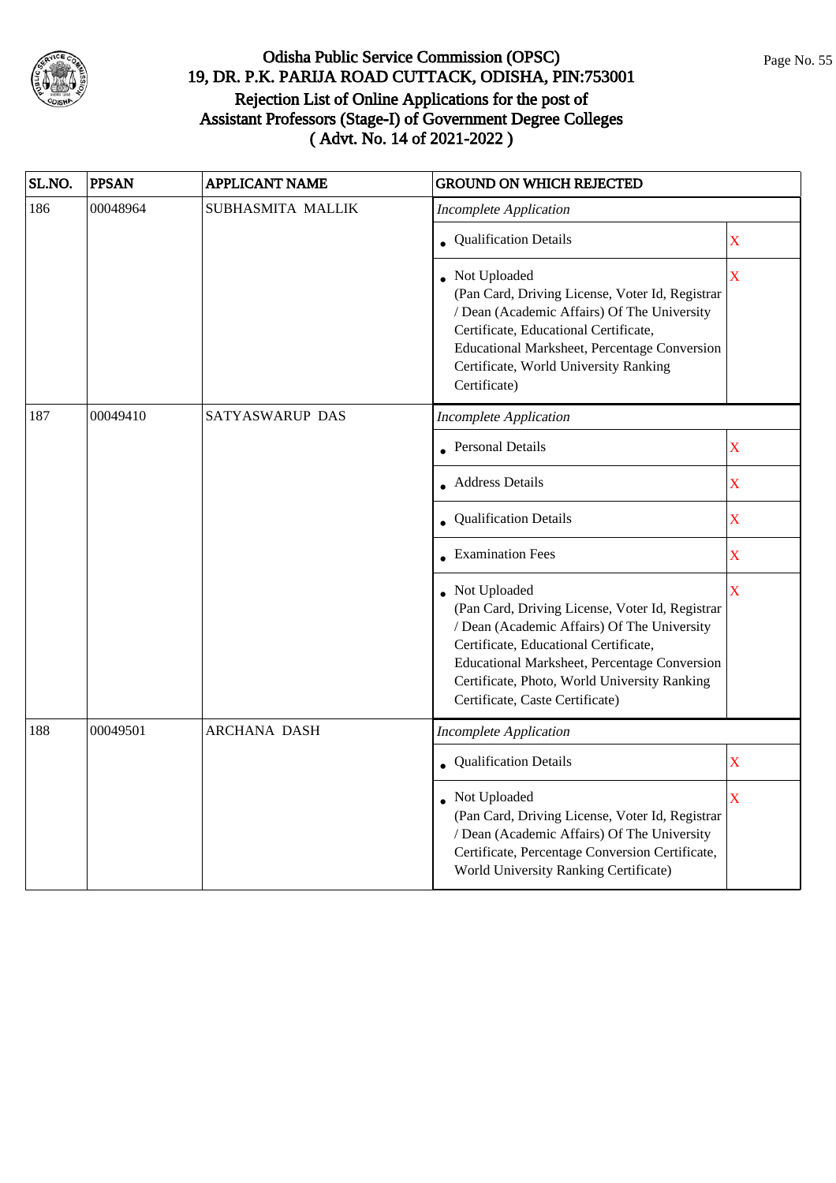# Odisha Public Service Commission (OPSC)
## 19, DR. P.K. PARIJA ROAD CUTTACK, ODISHA, PIN:753001
## Rejection List of Online Applications for the post of Assistant Professors (Stage-I) of Government Degree Colleges ( Advt. No. 14 of 2021-2022 )

| SL.NO. | PPSAN | APPLICANT NAME | GROUND ON WHICH REJECTED | |
|---|---|---|---|---|
| 186 | 00048964 | SUBHASMITA MALLIK | *Incomplete Application* | |
| | | | • Qualification Details | X |
| | | | • Not Uploaded (Pan Card, Driving License, Voter Id, Registrar / Dean (Academic Affairs) Of The University Certificate, Educational Certificate, Educational Marksheet, Percentage Conversion Certificate, World University Ranking Certificate) | X |
| 187 | 00049410 | SATYASWARUP DAS | *Incomplete Application* | |
| | | | • Personal Details | X |
| | | | • Address Details | X |
| | | | • Qualification Details | X |
| | | | • Examination Fees | X |
| | | | • Not Uploaded (Pan Card, Driving License, Voter Id, Registrar / Dean (Academic Affairs) Of The University Certificate, Educational Certificate, Educational Marksheet, Percentage Conversion Certificate, Photo, World University Ranking Certificate, Caste Certificate) | X |
| 188 | 00049501 | ARCHANA DASH | *Incomplete Application* | |
| | | | • Qualification Details | X |
| | | | • Not Uploaded (Pan Card, Driving License, Voter Id, Registrar / Dean (Academic Affairs) Of The University Certificate, Percentage Conversion Certificate, World University Ranking Certificate) | X |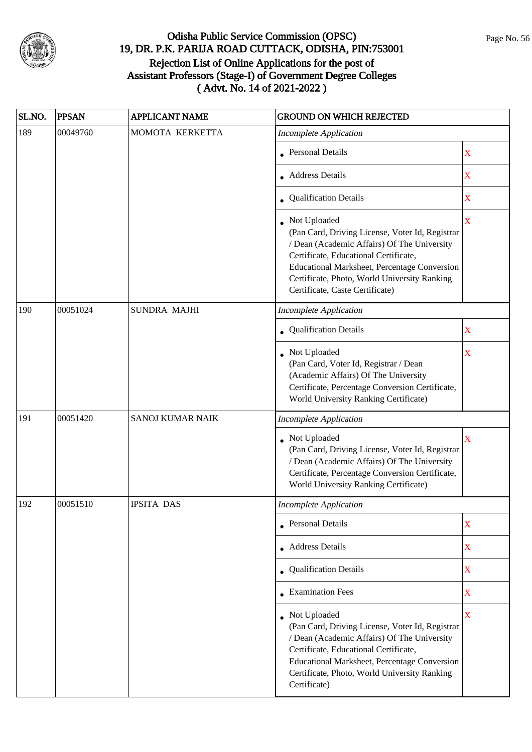# Odisha Public Service Commission (OPSC)
## 19, DR. P.K. PARIJA ROAD CUTTACK, ODISHA, PIN:753001
## Rejection List of Online Applications for the post of Assistant Professors (Stage-I) of Government Degree Colleges
## ( Advt. No. 14 of 2021-2022 )

| SL.NO. | PPSAN | APPLICANT NAME | GROUND ON WHICH REJECTED | |
|---|---|---|---|---|
| 189 | 00049760 | MOMOTA KERKETTA | *Incomplete Application* | |
| | | | • Personal Details | X |
| | | | • Address Details | X |
| | | | • Qualification Details | X |
| | | | • Not Uploaded (Pan Card, Driving License, Voter Id, Registrar / Dean (Academic Affairs) Of The University Certificate, Educational Certificate, Educational Marksheet, Percentage Conversion Certificate, Photo, World University Ranking Certificate, Caste Certificate) | X |
| 190 | 00051024 | SUNDRA MAJHI | *Incomplete Application* | |
| | | | • Qualification Details | X |
| | | | • Not Uploaded (Pan Card, Voter Id, Registrar / Dean (Academic Affairs) Of The University Certificate, Percentage Conversion Certificate, World University Ranking Certificate) | X |
| 191 | 00051420 | SANOJ KUMAR NAIK | *Incomplete Application* | |
| | | | • Not Uploaded (Pan Card, Driving License, Voter Id, Registrar / Dean (Academic Affairs) Of The University Certificate, Percentage Conversion Certificate, World University Ranking Certificate) | X |
| 192 | 00051510 | IPSITA DAS | *Incomplete Application* | |
| | | | • Personal Details | X |
| | | | • Address Details | X |
| | | | • Qualification Details | X |
| | | | • Examination Fees | X |
| | | | • Not Uploaded (Pan Card, Driving License, Voter Id, Registrar / Dean (Academic Affairs) Of The University Certificate, Educational Certificate, Educational Marksheet, Percentage Conversion Certificate, Photo, World University Ranking Certificate) | X |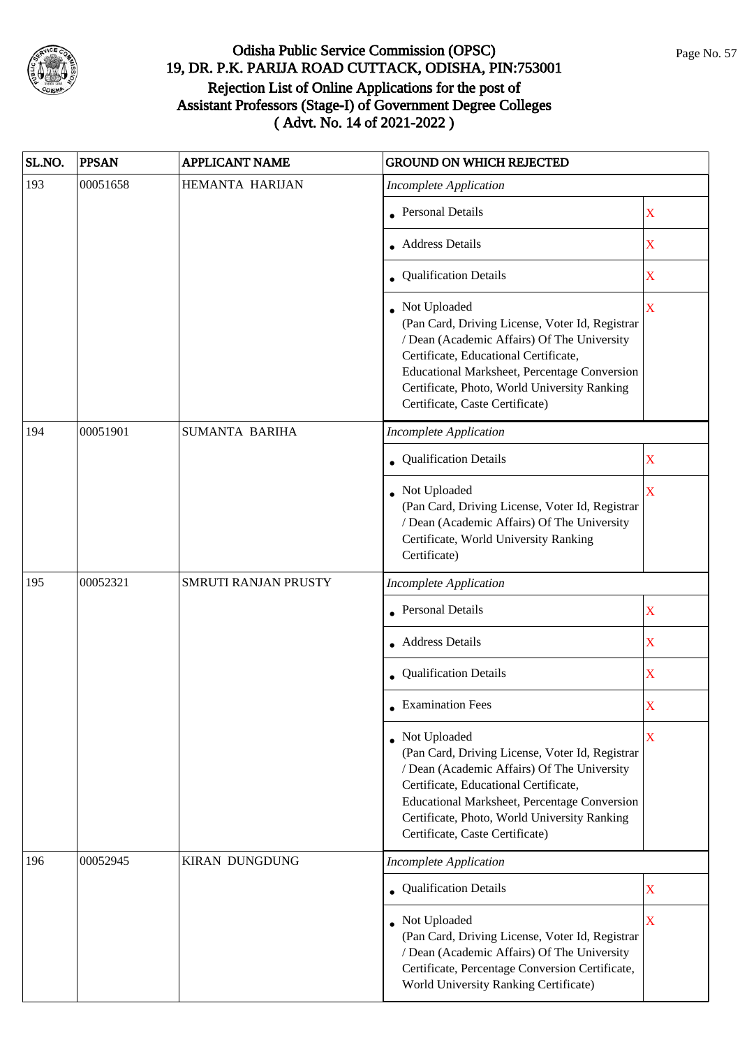# Odisha Public Service Commission (OPSC)

## 19, DR. P.K. PARIJA ROAD CUTTACK, ODISHA, PIN:753001

## Rejection List of Online Applications for the post of Assistant Professors (Stage-I) of Government Degree Colleges ( Advt. No. 14 of 2021-2022 )

| SL.NO. | PPSAN | APPLICANT NAME | GROUND ON WHICH REJECTED | |
|---|---|---|---|---|
| 193 | 00051658 | HEMANTA HARIJAN | *Incomplete Application* | |
| | | | • Personal Details | X |
| | | | • Address Details | X |
| | | | • Qualification Details | X |
| | | | • Not Uploaded (Pan Card, Driving License, Voter Id, Registrar / Dean (Academic Affairs) Of The University Certificate, Educational Certificate, Educational Marksheet, Percentage Conversion Certificate, Photo, World University Ranking Certificate, Caste Certificate) | X |
| 194 | 00051901 | SUMANTA BARIHA | *Incomplete Application* | |
| | | | • Qualification Details | X |
| | | | • Not Uploaded (Pan Card, Driving License, Voter Id, Registrar / Dean (Academic Affairs) Of The University Certificate, World University Ranking Certificate) | X |
| 195 | 00052321 | SMRUTI RANJAN PRUSTY | *Incomplete Application* | |
| | | | • Personal Details | X |
| | | | • Address Details | X |
| | | | • Qualification Details | X |
| | | | • Examination Fees | X |
| | | | • Not Uploaded (Pan Card, Driving License, Voter Id, Registrar / Dean (Academic Affairs) Of The University Certificate, Educational Certificate, Educational Marksheet, Percentage Conversion Certificate, Photo, World University Ranking Certificate, Caste Certificate) | X |
| 196 | 00052945 | KIRAN DUNGDUNG | *Incomplete Application* | |
| | | | • Qualification Details | X |
| | | | • Not Uploaded (Pan Card, Driving License, Voter Id, Registrar / Dean (Academic Affairs) Of The University Certificate, Percentage Conversion Certificate, World University Ranking Certificate) | X |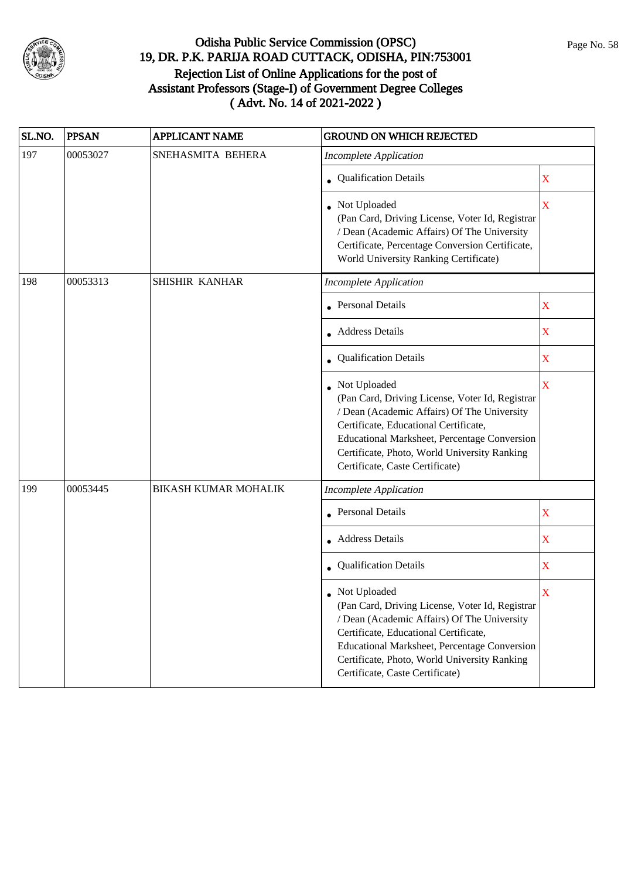# Odisha Public Service Commission (OPSC)
## 19, DR. P.K. PARIJA ROAD CUTTACK, ODISHA, PIN:753001
## Rejection List of Online Applications for the post of Assistant Professors (Stage-I) of Government Degree Colleges ( Advt. No. 14 of 2021-2022 )

| SL.NO. | PPSAN | APPLICANT NAME | GROUND ON WHICH REJECTED | |
|---|---|---|---|---|
| 197 | 00053027 | SNEHASMITA BEHERA | *Incomplete Application* | |
| | | | • Qualification Details | X |
| | | | • Not Uploaded (Pan Card, Driving License, Voter Id, Registrar / Dean (Academic Affairs) Of The University Certificate, Percentage Conversion Certificate, World University Ranking Certificate) | X |
| 198 | 00053313 | SHISHIR KANHAR | *Incomplete Application* | |
| | | | • Personal Details | X |
| | | | • Address Details | X |
| | | | • Qualification Details | X |
| | | | • Not Uploaded (Pan Card, Driving License, Voter Id, Registrar / Dean (Academic Affairs) Of The University Certificate, Educational Certificate, Educational Marksheet, Percentage Conversion Certificate, Photo, World University Ranking Certificate, Caste Certificate) | X |
| 199 | 00053445 | BIKASH KUMAR MOHALIK | *Incomplete Application* | |
| | | | • Personal Details | X |
| | | | • Address Details | X |
| | | | • Qualification Details | X |
| | | | • Not Uploaded (Pan Card, Driving License, Voter Id, Registrar / Dean (Academic Affairs) Of The University Certificate, Educational Certificate, Educational Marksheet, Percentage Conversion Certificate, Photo, World University Ranking Certificate, Caste Certificate) | X |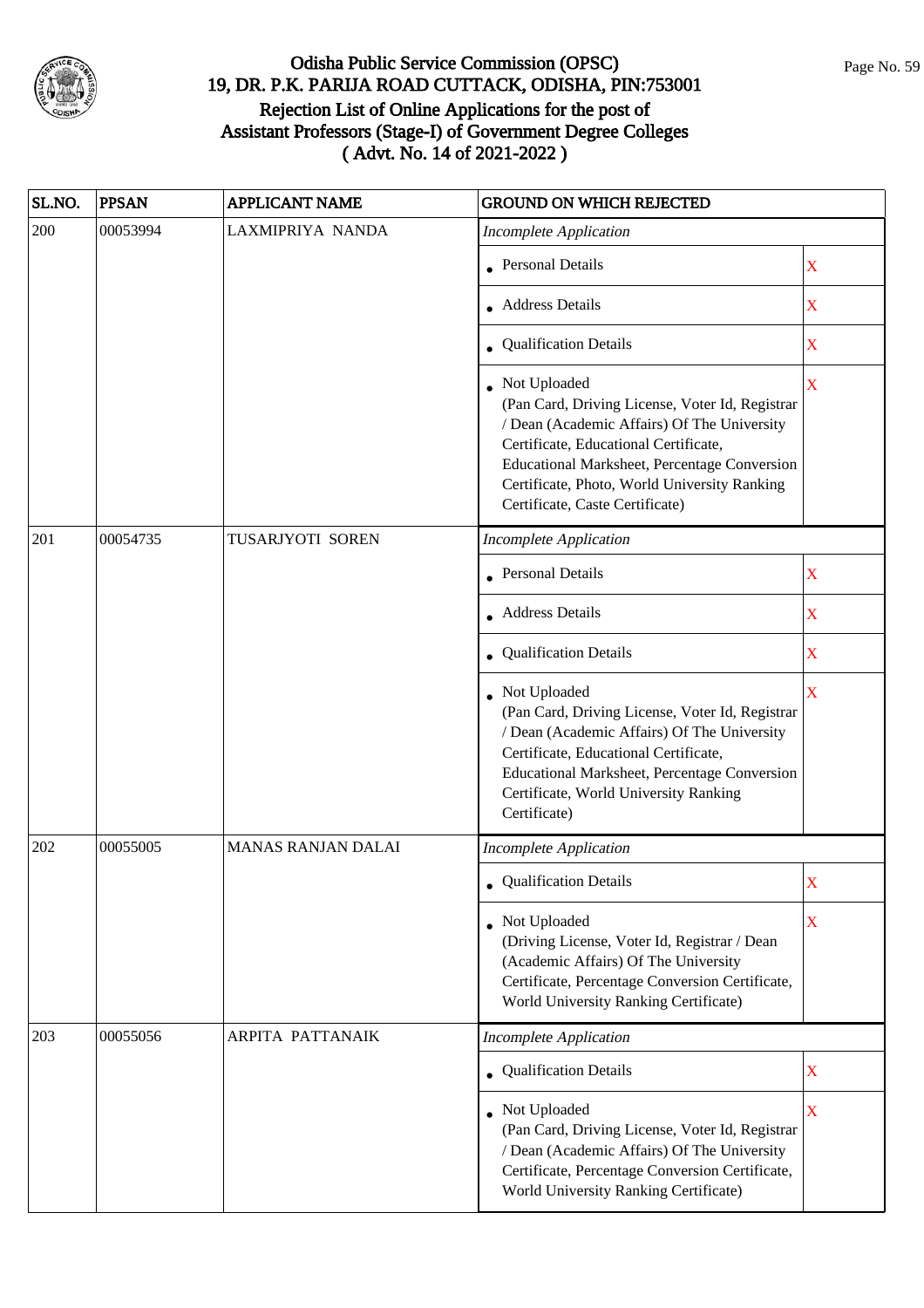# Odisha Public Service Commission (OPSC)
## 19, DR. P.K. PARIJA ROAD CUTTACK, ODISHA, PIN:753001
## Rejection List of Online Applications for the post of Assistant Professors (Stage-I) of Government Degree Colleges
## ( Advt. No. 14 of 2021-2022 )

| SL.NO. | PPSAN | APPLICANT NAME | GROUND ON WHICH REJECTED | |
|---|---|---|---|---|
| 200 | 00053994 | LAXMIPRIYA NANDA | *Incomplete Application* | |
| | | | • Personal Details | X |
| | | | • Address Details | X |
| | | | • Qualification Details | X |
| | | | • Not Uploaded (Pan Card, Driving License, Voter Id, Registrar / Dean (Academic Affairs) Of The University Certificate, Educational Certificate, Educational Marksheet, Percentage Conversion Certificate, Photo, World University Ranking Certificate, Caste Certificate) | X |
| 201 | 00054735 | TUSARJYOTI SOREN | *Incomplete Application* | |
| | | | • Personal Details | X |
| | | | • Address Details | X |
| | | | • Qualification Details | X |
| | | | • Not Uploaded (Pan Card, Driving License, Voter Id, Registrar / Dean (Academic Affairs) Of The University Certificate, Educational Certificate, Educational Marksheet, Percentage Conversion Certificate, World University Ranking Certificate) | X |
| 202 | 00055005 | MANAS RANJAN DALAI | *Incomplete Application* | |
| | | | • Qualification Details | X |
| | | | • Not Uploaded (Driving License, Voter Id, Registrar / Dean (Academic Affairs) Of The University Certificate, Percentage Conversion Certificate, World University Ranking Certificate) | X |
| 203 | 00055056 | ARPITA PATTANAIK | *Incomplete Application* | |
| | | | • Qualification Details | X |
| | | | • Not Uploaded (Pan Card, Driving License, Voter Id, Registrar / Dean (Academic Affairs) Of The University Certificate, Percentage Conversion Certificate, World University Ranking Certificate) | X |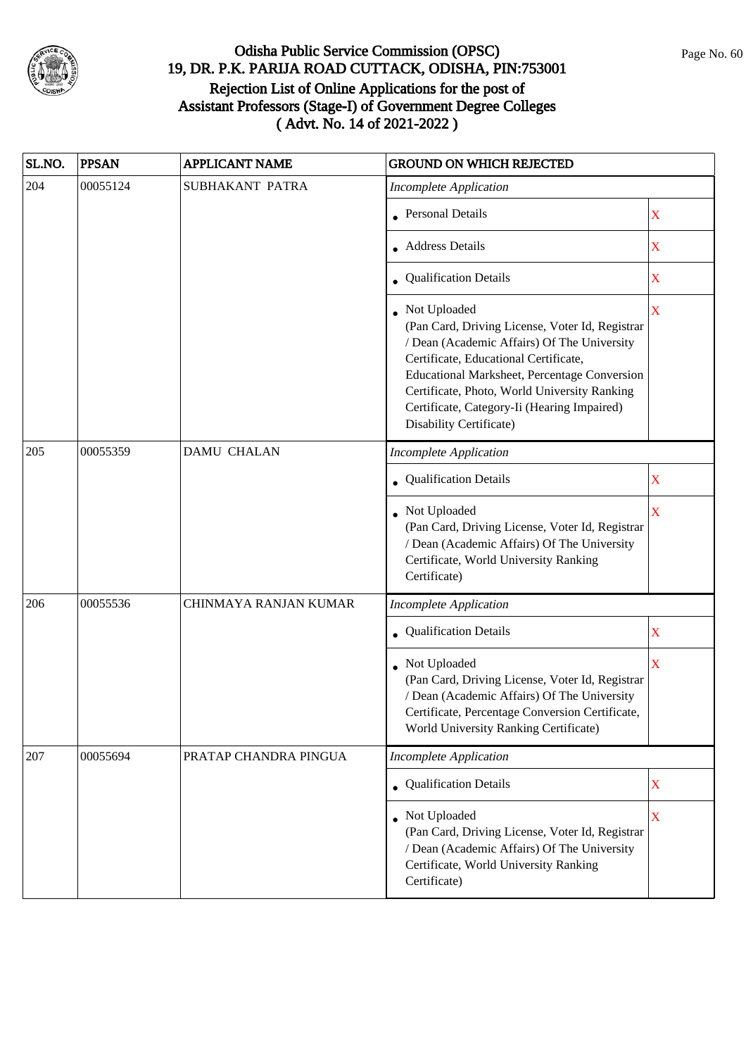# Odisha Public Service Commission (OPSC)
## 19, DR. P.K. PARIJA ROAD CUTTACK, ODISHA, PIN:753001
## Rejection List of Online Applications for the post of Assistant Professors (Stage-I) of Government Degree Colleges
## ( Advt. No. 14 of 2021-2022 )

| SL.NO. | PPSAN | APPLICANT NAME | GROUND ON WHICH REJECTED | |
|---|---|---|---|---|
| 204 | 00055124 | SUBHAKANT PATRA | *Incomplete Application* | |
| | | | • Personal Details | X |
| | | | • Address Details | X |
| | | | • Qualification Details | X |
| | | | • Not Uploaded (Pan Card, Driving License, Voter Id, Registrar / Dean (Academic Affairs) Of The University Certificate, Educational Certificate, Educational Marksheet, Percentage Conversion Certificate, Photo, World University Ranking Certificate, Category-Ii (Hearing Impaired) Disability Certificate) | X |
| 205 | 00055359 | DAMU CHALAN | *Incomplete Application* | |
| | | | • Qualification Details | X |
| | | | • Not Uploaded (Pan Card, Driving License, Voter Id, Registrar / Dean (Academic Affairs) Of The University Certificate, World University Ranking Certificate) | X |
| 206 | 00055536 | CHINMAYA RANJAN KUMAR | *Incomplete Application* | |
| | | | • Qualification Details | X |
| | | | • Not Uploaded (Pan Card, Driving License, Voter Id, Registrar / Dean (Academic Affairs) Of The University Certificate, Percentage Conversion Certificate, World University Ranking Certificate) | X |
| 207 | 00055694 | PRATAP CHANDRA PINGUA | *Incomplete Application* | |
| | | | • Qualification Details | X |
| | | | • Not Uploaded (Pan Card, Driving License, Voter Id, Registrar / Dean (Academic Affairs) Of The University Certificate, World University Ranking Certificate) | X |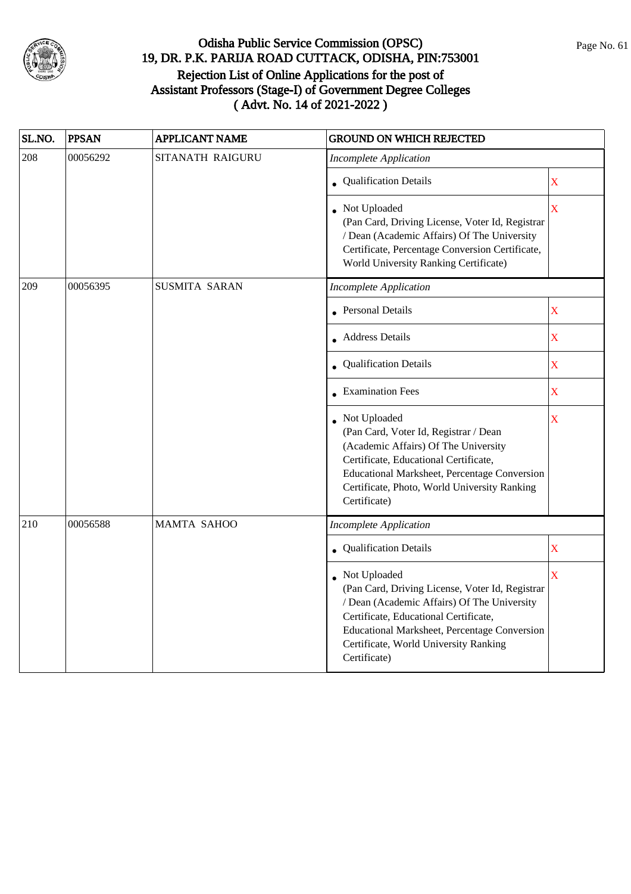# Odisha Public Service Commission (OPSC)
## 19, DR. P.K. PARIJA ROAD CUTTACK, ODISHA, PIN:753001
## Rejection List of Online Applications for the post of Assistant Professors (Stage-I) of Government Degree Colleges
## ( Advt. No. 14 of 2021-2022 )

| SL.NO. | PPSAN | APPLICANT NAME | GROUND ON WHICH REJECTED | |
|---|---|---|---|---|
| 208 | 00056292 | SITANATH RAIGURU | *Incomplete Application* | |
| | | | • Qualification Details | X |
| | | | • Not Uploaded (Pan Card, Driving License, Voter Id, Registrar / Dean (Academic Affairs) Of The University Certificate, Percentage Conversion Certificate, World University Ranking Certificate) | X |
| 209 | 00056395 | SUSMITA SARAN | *Incomplete Application* | |
| | | | • Personal Details | X |
| | | | • Address Details | X |
| | | | • Qualification Details | X |
| | | | • Examination Fees | X |
| | | | • Not Uploaded (Pan Card, Voter Id, Registrar / Dean (Academic Affairs) Of The University Certificate, Educational Certificate, Educational Marksheet, Percentage Conversion Certificate, Photo, World University Ranking Certificate) | X |
| 210 | 00056588 | MAMTA SAHOO | *Incomplete Application* | |
| | | | • Qualification Details | X |
| | | | • Not Uploaded (Pan Card, Driving License, Voter Id, Registrar / Dean (Academic Affairs) Of The University Certificate, Educational Certificate, Educational Marksheet, Percentage Conversion Certificate, World University Ranking Certificate) | X |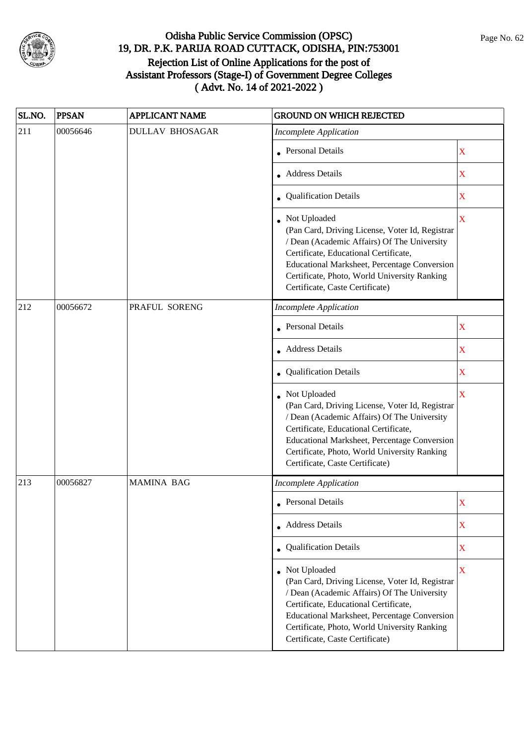# Odisha Public Service Commission (OPSC)
## 19, DR. P.K. PARIJA ROAD CUTTACK, ODISHA, PIN:753001
## Rejection List of Online Applications for the post of Assistant Professors (Stage-I) of Government Degree Colleges
## ( Advt. No. 14 of 2021-2022 )

| SL.NO. | PPSAN | APPLICANT NAME | GROUND ON WHICH REJECTED | |
|---|---|---|---|---|
| 211 | 00056646 | DULLAV BHOSAGAR | *Incomplete Application* | |
| | | | • Personal Details | X |
| | | | • Address Details | X |
| | | | • Qualification Details | X |
| | | | • Not Uploaded (Pan Card, Driving License, Voter Id, Registrar / Dean (Academic Affairs) Of The University Certificate, Educational Certificate, Educational Marksheet, Percentage Conversion Certificate, Photo, World University Ranking Certificate, Caste Certificate) | X |
| 212 | 00056672 | PRAFUL SORENG | *Incomplete Application* | |
| | | | • Personal Details | X |
| | | | • Address Details | X |
| | | | • Qualification Details | X |
| | | | • Not Uploaded (Pan Card, Driving License, Voter Id, Registrar / Dean (Academic Affairs) Of The University Certificate, Educational Certificate, Educational Marksheet, Percentage Conversion Certificate, Photo, World University Ranking Certificate, Caste Certificate) | X |
| 213 | 00056827 | MAMINA BAG | *Incomplete Application* | |
| | | | • Personal Details | X |
| | | | • Address Details | X |
| | | | • Qualification Details | X |
| | | | • Not Uploaded (Pan Card, Driving License, Voter Id, Registrar / Dean (Academic Affairs) Of The University Certificate, Educational Certificate, Educational Marksheet, Percentage Conversion Certificate, Photo, World University Ranking Certificate, Caste Certificate) | X |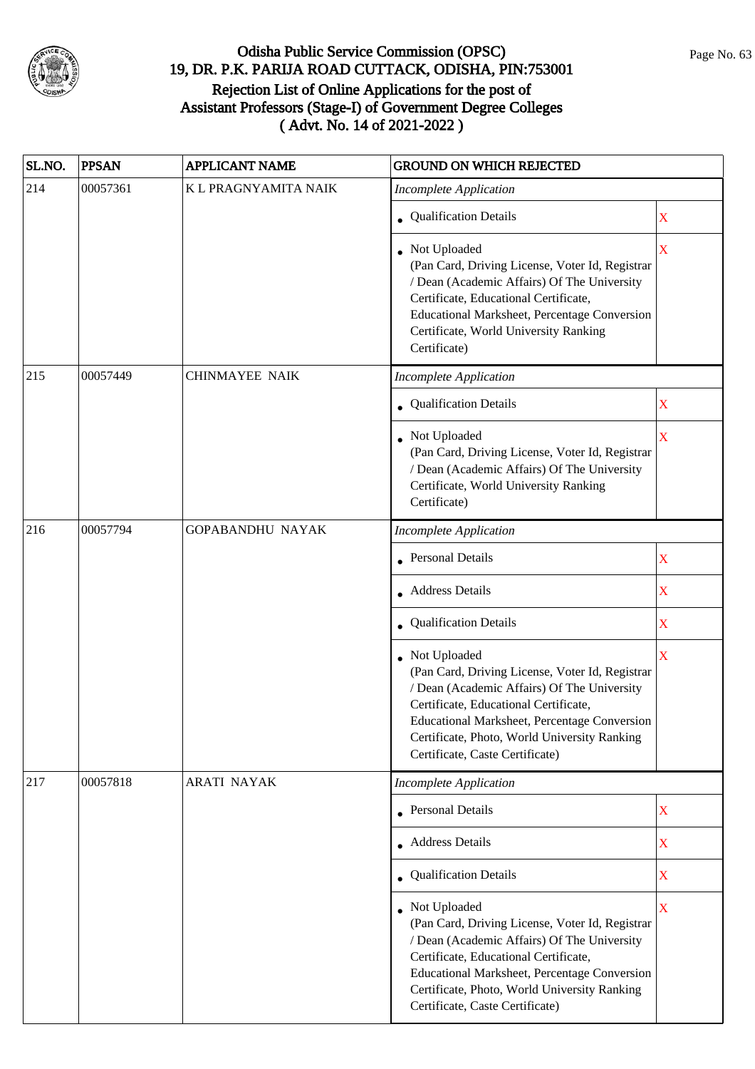# Odisha Public Service Commission (OPSC)
## 19, DR. P.K. PARIJA ROAD CUTTACK, ODISHA, PIN:753001
## Rejection List of Online Applications for the post of Assistant Professors (Stage-I) of Government Degree Colleges
## ( Advt. No. 14 of 2021-2022 )

| SL.NO. | PPSAN | APPLICANT NAME | GROUND ON WHICH REJECTED | |
|---|---|---|---|---|
| 214 | 00057361 | K L PRAGNYAMITA NAIK | *Incomplete Application* | |
| | | | • Qualification Details | X |
| | | | • Not Uploaded (Pan Card, Driving License, Voter Id, Registrar / Dean (Academic Affairs) Of The University Certificate, Educational Certificate, Educational Marksheet, Percentage Conversion Certificate, World University Ranking Certificate) | X |
| 215 | 00057449 | CHINMAYEE NAIK | *Incomplete Application* | |
| | | | • Qualification Details | X |
| | | | • Not Uploaded (Pan Card, Driving License, Voter Id, Registrar / Dean (Academic Affairs) Of The University Certificate, World University Ranking Certificate) | X |
| 216 | 00057794 | GOPABANDHU NAYAK | *Incomplete Application* | |
| | | | • Personal Details | X |
| | | | • Address Details | X |
| | | | • Qualification Details | X |
| | | | • Not Uploaded (Pan Card, Driving License, Voter Id, Registrar / Dean (Academic Affairs) Of The University Certificate, Educational Certificate, Educational Marksheet, Percentage Conversion Certificate, Photo, World University Ranking Certificate, Caste Certificate) | X |
| 217 | 00057818 | ARATI NAYAK | *Incomplete Application* | |
| | | | • Personal Details | X |
| | | | • Address Details | X |
| | | | • Qualification Details | X |
| | | | • Not Uploaded (Pan Card, Driving License, Voter Id, Registrar / Dean (Academic Affairs) Of The University Certificate, Educational Certificate, Educational Marksheet, Percentage Conversion Certificate, Photo, World University Ranking Certificate, Caste Certificate) | X |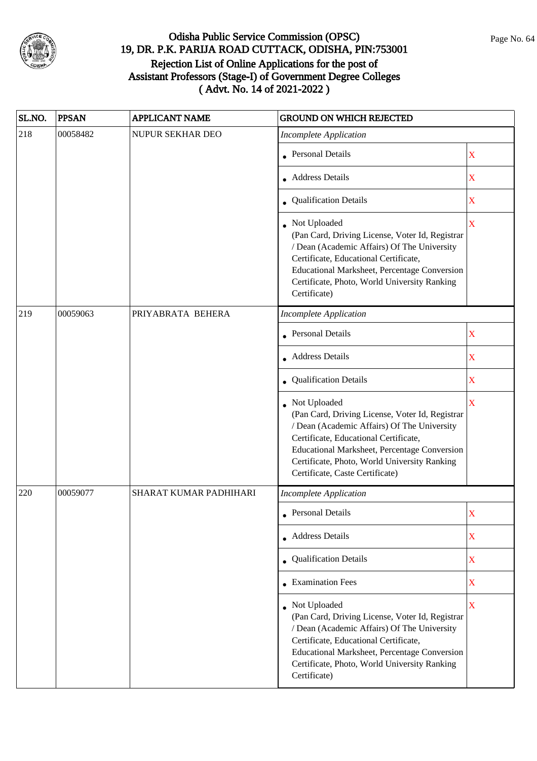# Odisha Public Service Commission (OPSC)
## 19, DR. P.K. PARIJA ROAD CUTTACK, ODISHA, PIN:753001
## Rejection List of Online Applications for the post of Assistant Professors (Stage-I) of Government Degree Colleges ( Advt. No. 14 of 2021-2022 )

| SL.NO. | PPSAN | APPLICANT NAME | GROUND ON WHICH REJECTED | |
|---|---|---|---|---|
| 218 | 00058482 | NUPUR SEKHAR DEO | *Incomplete Application* | |
| | | | • Personal Details | X |
| | | | • Address Details | X |
| | | | • Qualification Details | X |
| | | | • Not Uploaded (Pan Card, Driving License, Voter Id, Registrar / Dean (Academic Affairs) Of The University Certificate, Educational Certificate, Educational Marksheet, Percentage Conversion Certificate, Photo, World University Ranking Certificate) | X |
| 219 | 00059063 | PRIYABRATA BEHERA | *Incomplete Application* | |
| | | | • Personal Details | X |
| | | | • Address Details | X |
| | | | • Qualification Details | X |
| | | | • Not Uploaded (Pan Card, Driving License, Voter Id, Registrar / Dean (Academic Affairs) Of The University Certificate, Educational Certificate, Educational Marksheet, Percentage Conversion Certificate, Photo, World University Ranking Certificate, Caste Certificate) | X |
| 220 | 00059077 | SHARAT KUMAR PADHIHARI | *Incomplete Application* | |
| | | | • Personal Details | X |
| | | | • Address Details | X |
| | | | • Qualification Details | X |
| | | | • Examination Fees | X |
| | | | • Not Uploaded (Pan Card, Driving License, Voter Id, Registrar / Dean (Academic Affairs) Of The University Certificate, Educational Certificate, Educational Marksheet, Percentage Conversion Certificate, Photo, World University Ranking Certificate) | X |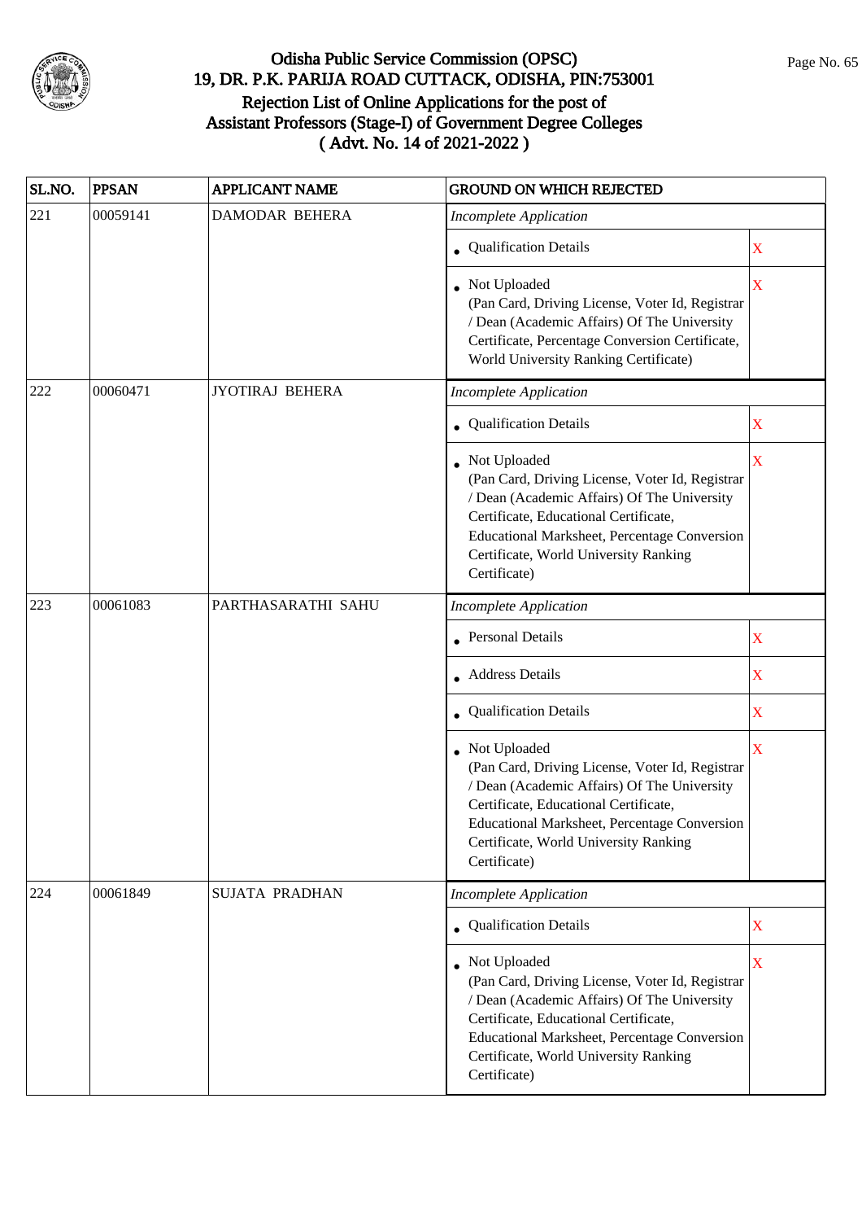# Odisha Public Service Commission (OPSC)
## 19, DR. P.K. PARIJA ROAD CUTTACK, ODISHA, PIN:753001
## Rejection List of Online Applications for the post of Assistant Professors (Stage-I) of Government Degree Colleges
## ( Advt. No. 14 of 2021-2022 )

| SL.NO. | PPSAN | APPLICANT NAME | GROUND ON WHICH REJECTED | |
|---|---|---|---|---|
| 221 | 00059141 | DAMODAR BEHERA | *Incomplete Application* | |
| | | | • Qualification Details | X |
| | | | • Not Uploaded (Pan Card, Driving License, Voter Id, Registrar / Dean (Academic Affairs) Of The University Certificate, Percentage Conversion Certificate, World University Ranking Certificate) | X |
| 222 | 00060471 | JYOTIRAJ BEHERA | *Incomplete Application* | |
| | | | • Qualification Details | X |
| | | | • Not Uploaded (Pan Card, Driving License, Voter Id, Registrar / Dean (Academic Affairs) Of The University Certificate, Educational Certificate, Educational Marksheet, Percentage Conversion Certificate, World University Ranking Certificate) | X |
| 223 | 00061083 | PARTHASARATHI SAHU | *Incomplete Application* | |
| | | | • Personal Details | X |
| | | | • Address Details | X |
| | | | • Qualification Details | X |
| | | | • Not Uploaded (Pan Card, Driving License, Voter Id, Registrar / Dean (Academic Affairs) Of The University Certificate, Educational Certificate, Educational Marksheet, Percentage Conversion Certificate, World University Ranking Certificate) | X |
| 224 | 00061849 | SUJATA PRADHAN | *Incomplete Application* | |
| | | | • Qualification Details | X |
| | | | • Not Uploaded (Pan Card, Driving License, Voter Id, Registrar / Dean (Academic Affairs) Of The University Certificate, Educational Certificate, Educational Marksheet, Percentage Conversion Certificate, World University Ranking Certificate) | X |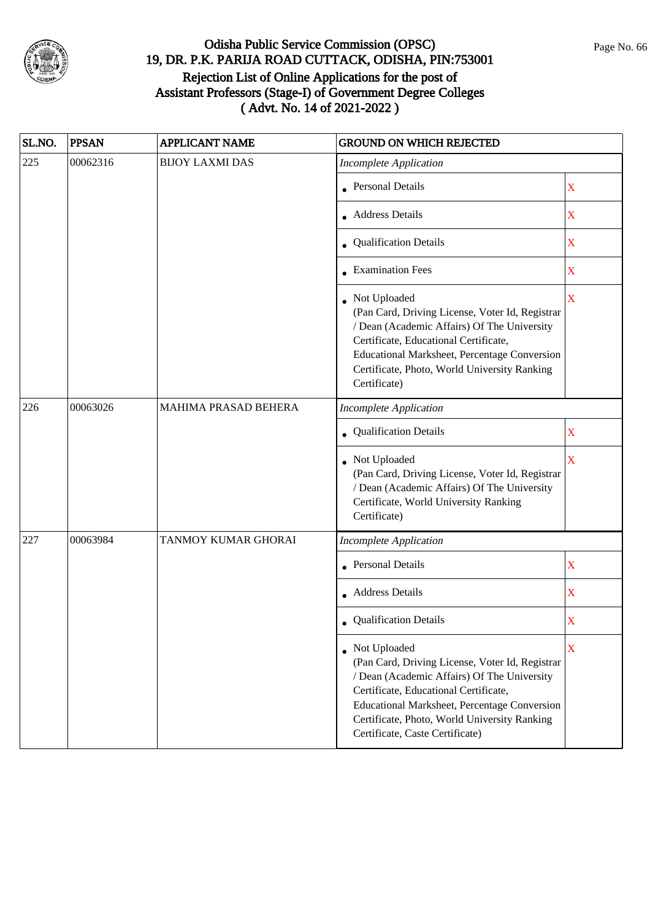# Odisha Public Service Commission (OPSC)

## 19, DR. P.K. PARIJA ROAD CUTTACK, ODISHA, PIN:753001

## Rejection List of Online Applications for the post of Assistant Professors (Stage-I) of Government Degree Colleges ( Advt. No. 14 of 2021-2022 )

| SL.NO. | PPSAN | APPLICANT NAME | GROUND ON WHICH REJECTED | |
|---|---|---|---|---|
| 225 | 00062316 | BIJOY LAXMI DAS | *Incomplete Application* | |
| | | | • Personal Details | X |
| | | | • Address Details | X |
| | | | • Qualification Details | X |
| | | | • Examination Fees | X |
| | | | • Not Uploaded (Pan Card, Driving License, Voter Id, Registrar / Dean (Academic Affairs) Of The University Certificate, Educational Certificate, Educational Marksheet, Percentage Conversion Certificate, Photo, World University Ranking Certificate) | X |
| 226 | 00063026 | MAHIMA PRASAD BEHERA | *Incomplete Application* | |
| | | | • Qualification Details | X |
| | | | • Not Uploaded (Pan Card, Driving License, Voter Id, Registrar / Dean (Academic Affairs) Of The University Certificate, World University Ranking Certificate) | X |
| 227 | 00063984 | TANMOY KUMAR GHORAI | *Incomplete Application* | |
| | | | • Personal Details | X |
| | | | • Address Details | X |
| | | | • Qualification Details | X |
| | | | • Not Uploaded (Pan Card, Driving License, Voter Id, Registrar / Dean (Academic Affairs) Of The University Certificate, Educational Certificate, Educational Marksheet, Percentage Conversion Certificate, Photo, World University Ranking Certificate, Caste Certificate) | X |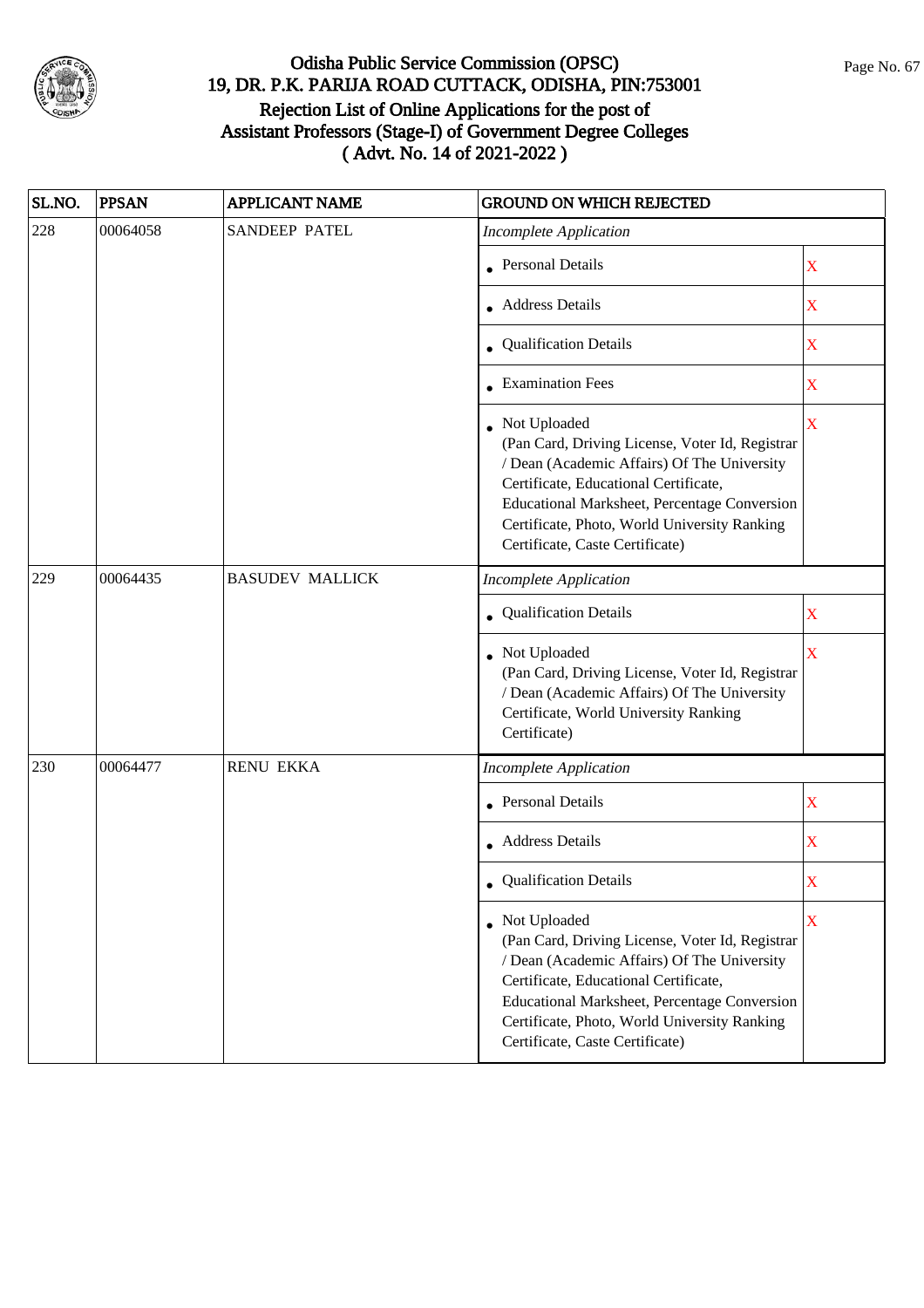# Odisha Public Service Commission (OPSC)
## 19, DR. P.K. PARIJA ROAD CUTTACK, ODISHA, PIN:753001
## Rejection List of Online Applications for the post of Assistant Professors (Stage-I) of Government Degree Colleges
## ( Advt. No. 14 of 2021-2022 )

| SL.NO. | PPSAN | APPLICANT NAME | GROUND ON WHICH REJECTED | |
|---|---|---|---|---|
| 228 | 00064058 | SANDEEP PATEL | *Incomplete Application* | |
| | | | • Personal Details | X |
| | | | • Address Details | X |
| | | | • Qualification Details | X |
| | | | • Examination Fees | X |
| | | | • Not Uploaded (Pan Card, Driving License, Voter Id, Registrar / Dean (Academic Affairs) Of The University Certificate, Educational Certificate, Educational Marksheet, Percentage Conversion Certificate, Photo, World University Ranking Certificate, Caste Certificate) | X |
| 229 | 00064435 | BASUDEV MALLICK | *Incomplete Application* | |
| | | | • Qualification Details | X |
| | | | • Not Uploaded (Pan Card, Driving License, Voter Id, Registrar / Dean (Academic Affairs) Of The University Certificate, World University Ranking Certificate) | X |
| 230 | 00064477 | RENU EKKA | *Incomplete Application* | |
| | | | • Personal Details | X |
| | | | • Address Details | X |
| | | | • Qualification Details | X |
| | | | • Not Uploaded (Pan Card, Driving License, Voter Id, Registrar / Dean (Academic Affairs) Of The University Certificate, Educational Certificate, Educational Marksheet, Percentage Conversion Certificate, Photo, World University Ranking Certificate, Caste Certificate) | X |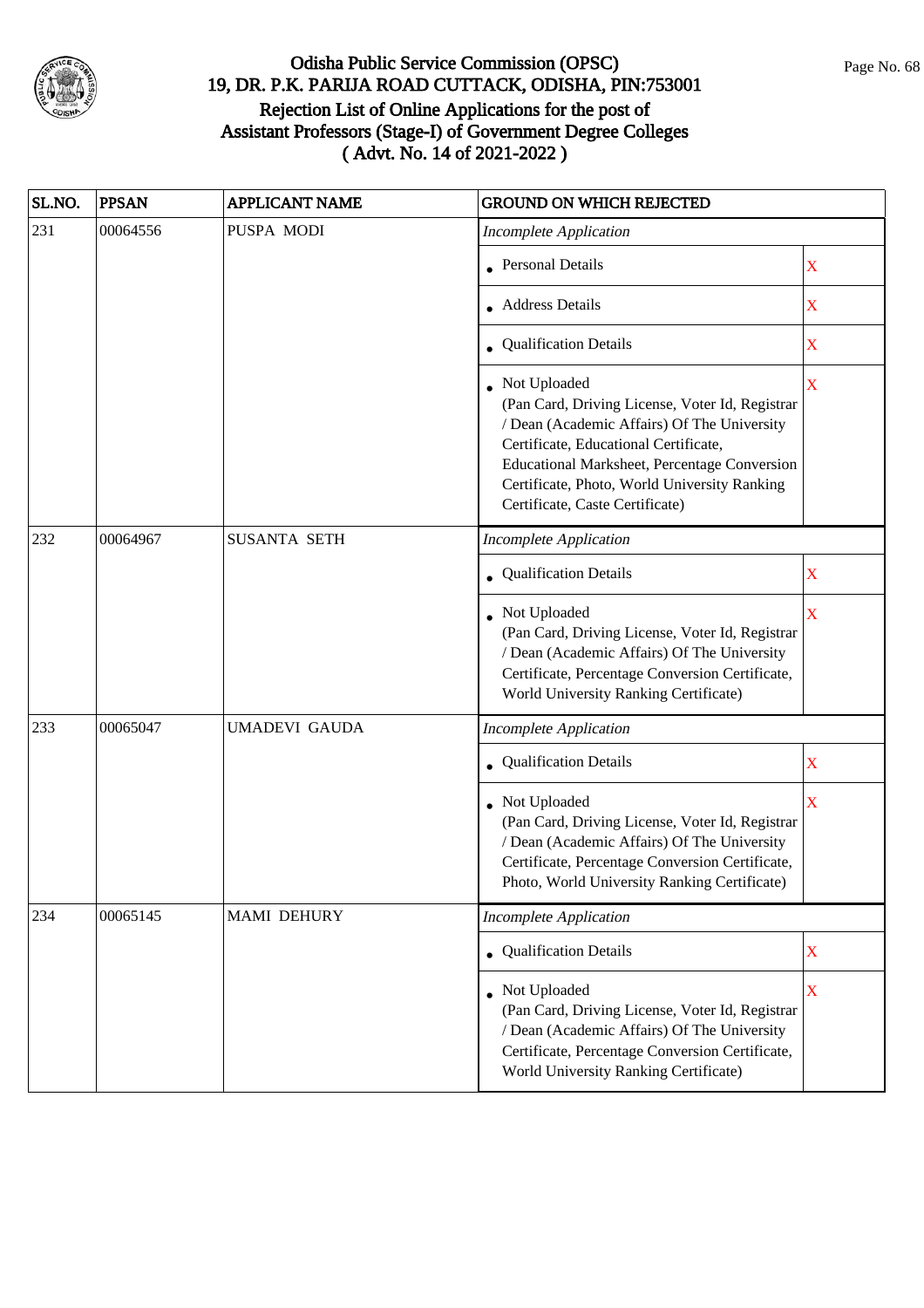# Odisha Public Service Commission (OPSC)
## 19, DR. P.K. PARIJA ROAD CUTTACK, ODISHA, PIN:753001
## Rejection List of Online Applications for the post of Assistant Professors (Stage-I) of Government Degree Colleges
## ( Advt. No. 14 of 2021-2022 )

| SL.NO. | PPSAN | APPLICANT NAME | GROUND ON WHICH REJECTED | |
|---|---|---|---|---|
| 231 | 00064556 | PUSPA MODI | *Incomplete Application* | |
| | | | • Personal Details | X |
| | | | • Address Details | X |
| | | | • Qualification Details | X |
| | | | • Not Uploaded (Pan Card, Driving License, Voter Id, Registrar / Dean (Academic Affairs) Of The University Certificate, Educational Certificate, Educational Marksheet, Percentage Conversion Certificate, Photo, World University Ranking Certificate, Caste Certificate) | X |
| 232 | 00064967 | SUSANTA SETH | *Incomplete Application* | |
| | | | • Qualification Details | X |
| | | | • Not Uploaded (Pan Card, Driving License, Voter Id, Registrar / Dean (Academic Affairs) Of The University Certificate, Percentage Conversion Certificate, World University Ranking Certificate) | X |
| 233 | 00065047 | UMADEVI GAUDA | *Incomplete Application* | |
| | | | • Qualification Details | X |
| | | | • Not Uploaded (Pan Card, Driving License, Voter Id, Registrar / Dean (Academic Affairs) Of The University Certificate, Percentage Conversion Certificate, Photo, World University Ranking Certificate) | X |
| 234 | 00065145 | MAMI DEHURY | *Incomplete Application* | |
| | | | • Qualification Details | X |
| | | | • Not Uploaded (Pan Card, Driving License, Voter Id, Registrar / Dean (Academic Affairs) Of The University Certificate, Percentage Conversion Certificate, World University Ranking Certificate) | X |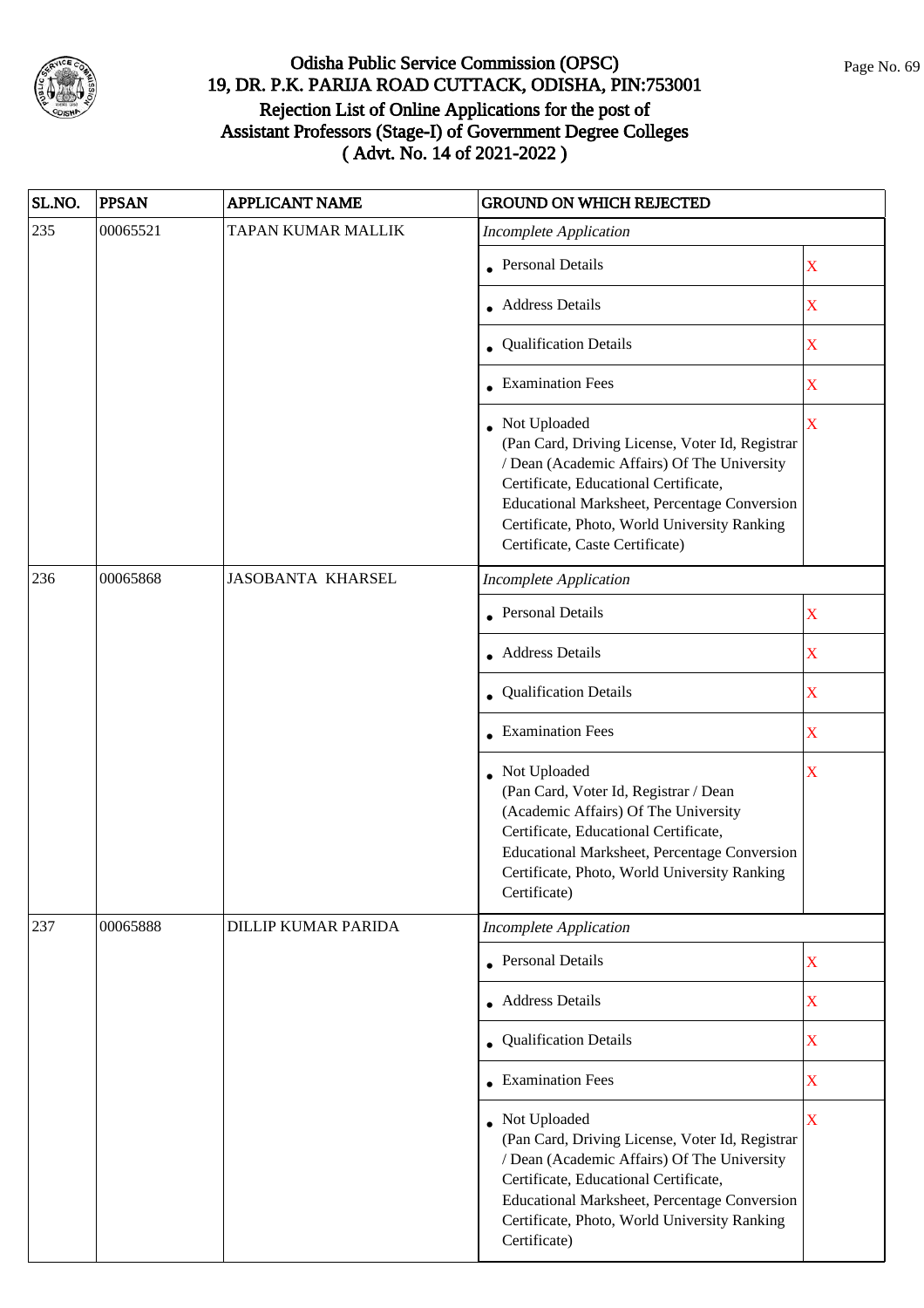# Odisha Public Service Commission (OPSC)

## 19, DR. P.K. PARIJA ROAD CUTTACK, ODISHA, PIN:753001

## Rejection List of Online Applications for the post of Assistant Professors (Stage-I) of Government Degree Colleges ( Advt. No. 14 of 2021-2022 )

| SL.NO. | PPSAN | APPLICANT NAME | GROUND ON WHICH REJECTED | |
|---|---|---|---|---|
| 235 | 00065521 | TAPAN KUMAR MALLIK | *Incomplete Application* | |
| | | | • Personal Details | X |
| | | | • Address Details | X |
| | | | • Qualification Details | X |
| | | | • Examination Fees | X |
| | | | • Not Uploaded (Pan Card, Driving License, Voter Id, Registrar / Dean (Academic Affairs) Of The University Certificate, Educational Certificate, Educational Marksheet, Percentage Conversion Certificate, Photo, World University Ranking Certificate, Caste Certificate) | X |
| 236 | 00065868 | JASOBANTA KHARSEL | *Incomplete Application* | |
| | | | • Personal Details | X |
| | | | • Address Details | X |
| | | | • Qualification Details | X |
| | | | • Examination Fees | X |
| | | | • Not Uploaded (Pan Card, Voter Id, Registrar / Dean (Academic Affairs) Of The University Certificate, Educational Certificate, Educational Marksheet, Percentage Conversion Certificate, Photo, World University Ranking Certificate) | X |
| 237 | 00065888 | DILLIP KUMAR PARIDA | *Incomplete Application* | |
| | | | • Personal Details | X |
| | | | • Address Details | X |
| | | | • Qualification Details | X |
| | | | • Examination Fees | X |
| | | | • Not Uploaded (Pan Card, Driving License, Voter Id, Registrar / Dean (Academic Affairs) Of The University Certificate, Educational Certificate, Educational Marksheet, Percentage Conversion Certificate, Photo, World University Ranking Certificate) | X |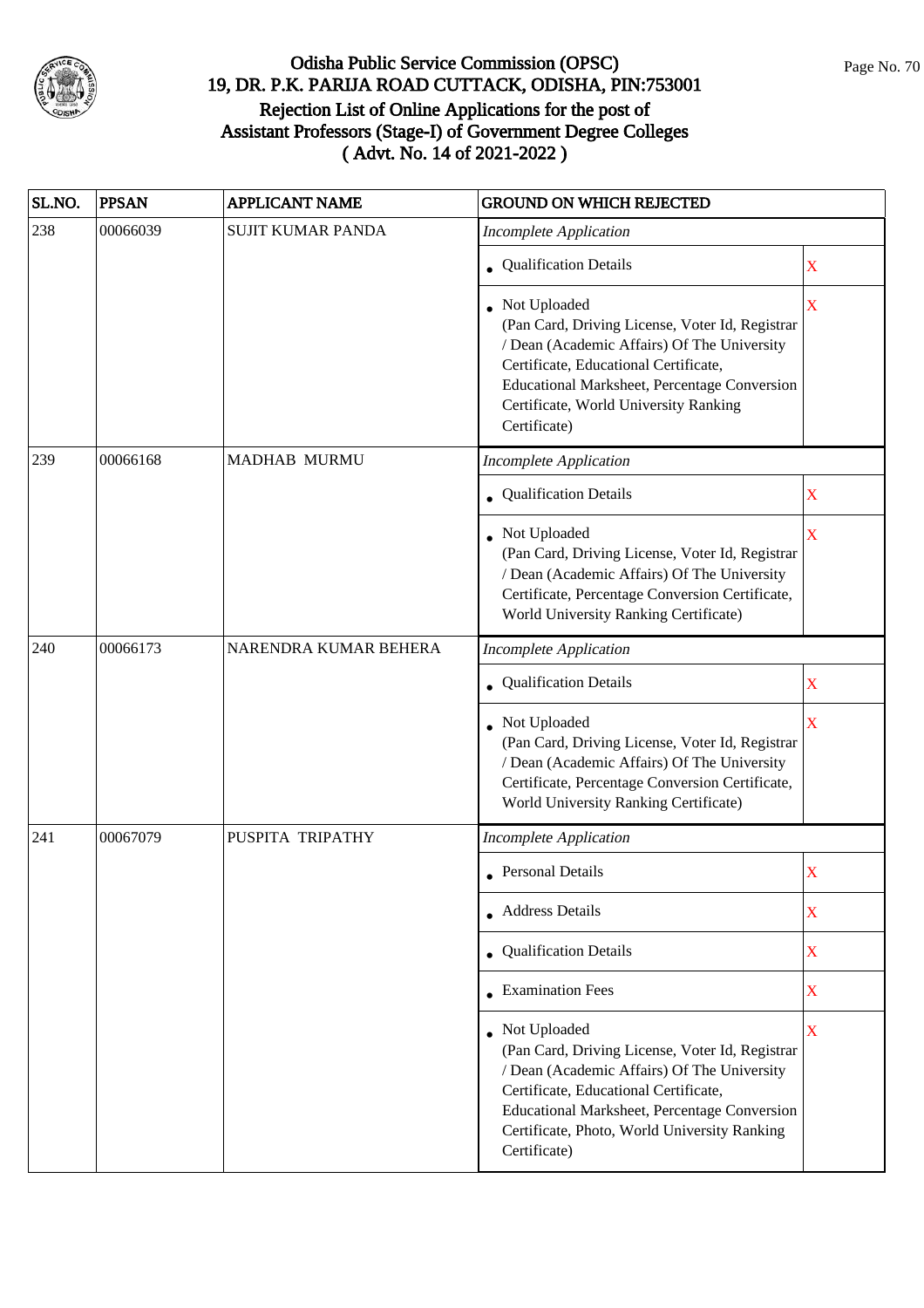# Odisha Public Service Commission (OPSC)
## 19, DR. P.K. PARIJA ROAD CUTTACK, ODISHA, PIN:753001
## Rejection List of Online Applications for the post of Assistant Professors (Stage-I) of Government Degree Colleges
## ( Advt. No. 14 of 2021-2022 )

| SL.NO. | PPSAN | APPLICANT NAME | GROUND ON WHICH REJECTED | |
|---|---|---|---|---|
| 238 | 00066039 | SUJIT KUMAR PANDA | *Incomplete Application* | |
| | | | • Qualification Details | X |
| | | | • Not Uploaded (Pan Card, Driving License, Voter Id, Registrar / Dean (Academic Affairs) Of The University Certificate, Educational Certificate, Educational Marksheet, Percentage Conversion Certificate, World University Ranking Certificate) | X |
| 239 | 00066168 | MADHAB MURMU | *Incomplete Application* | |
| | | | • Qualification Details | X |
| | | | • Not Uploaded (Pan Card, Driving License, Voter Id, Registrar / Dean (Academic Affairs) Of The University Certificate, Percentage Conversion Certificate, World University Ranking Certificate) | X |
| 240 | 00066173 | NARENDRA KUMAR BEHERA | *Incomplete Application* | |
| | | | • Qualification Details | X |
| | | | • Not Uploaded (Pan Card, Driving License, Voter Id, Registrar / Dean (Academic Affairs) Of The University Certificate, Percentage Conversion Certificate, World University Ranking Certificate) | X |
| 241 | 00067079 | PUSPITA TRIPATHY | *Incomplete Application* | |
| | | | • Personal Details | X |
| | | | • Address Details | X |
| | | | • Qualification Details | X |
| | | | • Examination Fees | X |
| | | | • Not Uploaded (Pan Card, Driving License, Voter Id, Registrar / Dean (Academic Affairs) Of The University Certificate, Educational Certificate, Educational Marksheet, Percentage Conversion Certificate, Photo, World University Ranking Certificate) | X |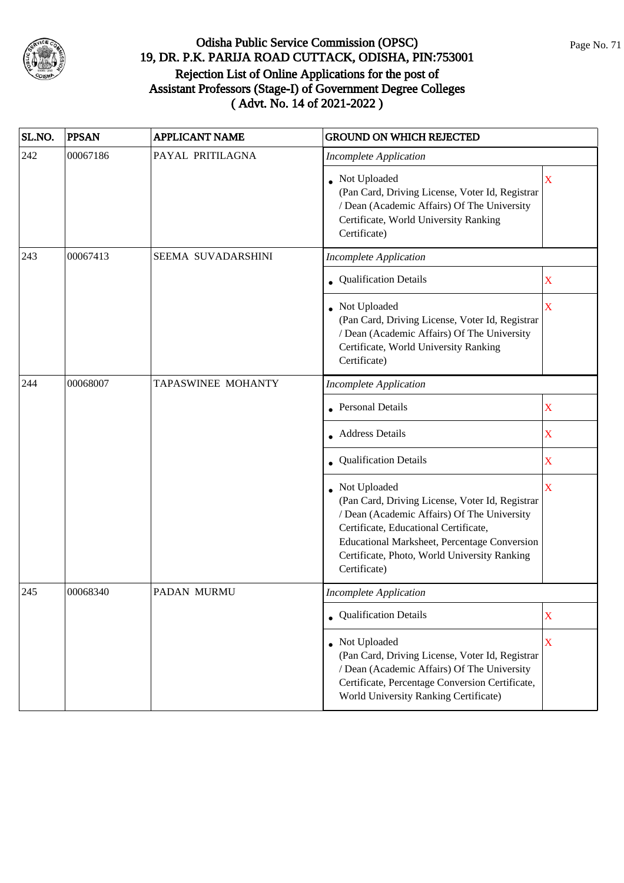# Odisha Public Service Commission (OPSC)
## 19, DR. P.K. PARIJA ROAD CUTTACK, ODISHA, PIN:753001
## Rejection List of Online Applications for the post of Assistant Professors (Stage-I) of Government Degree Colleges
## ( Advt. No. 14 of 2021-2022 )

| SL.NO. | PPSAN | APPLICANT NAME | GROUND ON WHICH REJECTED | |
|---|---|---|---|---|
| 242 | 00067186 | PAYAL PRITILAGNA | *Incomplete Application* | |
| | | | • Not Uploaded (Pan Card, Driving License, Voter Id, Registrar / Dean (Academic Affairs) Of The University Certificate, World University Ranking Certificate) | X |
| 243 | 00067413 | SEEMA SUVADARSHINI | *Incomplete Application* | |
| | | | • Qualification Details | X |
| | | | • Not Uploaded (Pan Card, Driving License, Voter Id, Registrar / Dean (Academic Affairs) Of The University Certificate, World University Ranking Certificate) | X |
| 244 | 00068007 | TAPASWINEE MOHANTY | *Incomplete Application* | |
| | | | • Personal Details | X |
| | | | • Address Details | X |
| | | | • Qualification Details | X |
| | | | • Not Uploaded (Pan Card, Driving License, Voter Id, Registrar / Dean (Academic Affairs) Of The University Certificate, Educational Certificate, Educational Marksheet, Percentage Conversion Certificate, Photo, World University Ranking Certificate) | X |
| 245 | 00068340 | PADAN MURMU | *Incomplete Application* | |
| | | | • Qualification Details | X |
| | | | • Not Uploaded (Pan Card, Driving License, Voter Id, Registrar / Dean (Academic Affairs) Of The University Certificate, Percentage Conversion Certificate, World University Ranking Certificate) | X |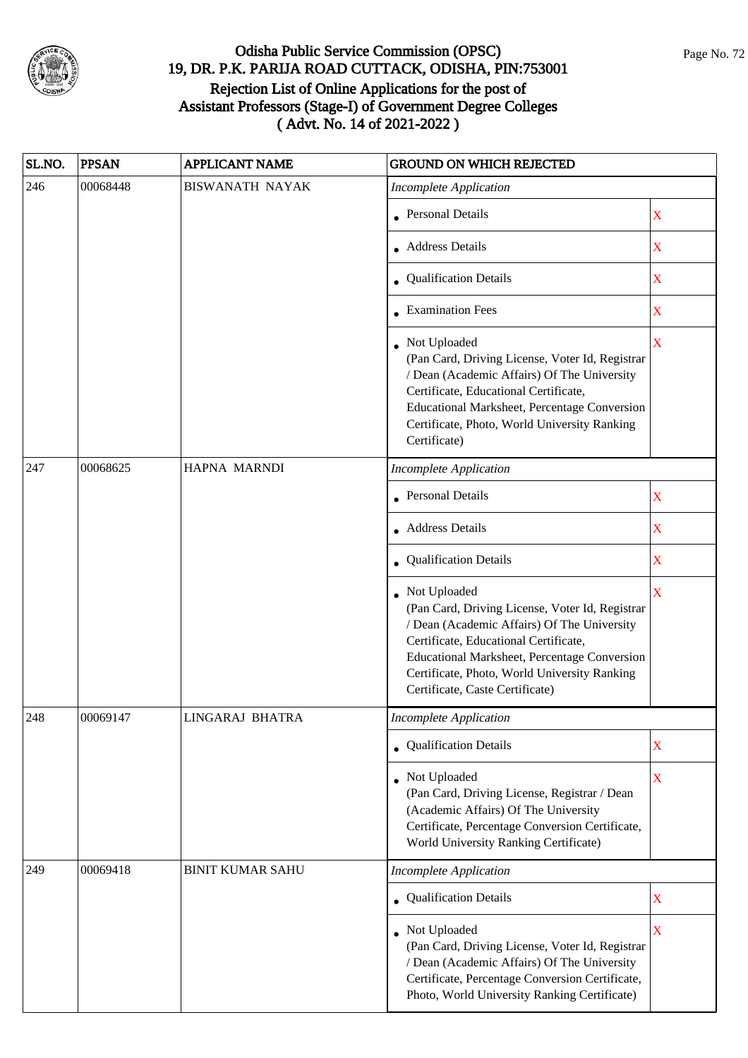# Odisha Public Service Commission (OPSC)
## 19, DR. P.K. PARIJA ROAD CUTTACK, ODISHA, PIN:753001
## Rejection List of Online Applications for the post of Assistant Professors (Stage-I) of Government Degree Colleges ( Advt. No. 14 of 2021-2022 )

| SL.NO. | PPSAN | APPLICANT NAME | GROUND ON WHICH REJECTED | |
|---|---|---|---|---|
| 246 | 00068448 | BISWANATH NAYAK | *Incomplete Application* | |
| | | | • Personal Details | X |
| | | | • Address Details | X |
| | | | • Qualification Details | X |
| | | | • Examination Fees | X |
| | | | • Not Uploaded (Pan Card, Driving License, Voter Id, Registrar / Dean (Academic Affairs) Of The University Certificate, Educational Certificate, Educational Marksheet, Percentage Conversion Certificate, Photo, World University Ranking Certificate) | X |
| 247 | 00068625 | HAPNA MARNDI | *Incomplete Application* | |
| | | | • Personal Details | X |
| | | | • Address Details | X |
| | | | • Qualification Details | X |
| | | | • Not Uploaded (Pan Card, Driving License, Voter Id, Registrar / Dean (Academic Affairs) Of The University Certificate, Educational Certificate, Educational Marksheet, Percentage Conversion Certificate, Photo, World University Ranking Certificate, Caste Certificate) | X |
| 248 | 00069147 | LINGARAJ BHATRA | *Incomplete Application* | |
| | | | • Qualification Details | X |
| | | | • Not Uploaded (Pan Card, Driving License, Registrar / Dean (Academic Affairs) Of The University Certificate, Percentage Conversion Certificate, World University Ranking Certificate) | X |
| 249 | 00069418 | BINIT KUMAR SAHU | *Incomplete Application* | |
| | | | • Qualification Details | X |
| | | | • Not Uploaded (Pan Card, Driving License, Voter Id, Registrar / Dean (Academic Affairs) Of The University Certificate, Percentage Conversion Certificate, Photo, World University Ranking Certificate) | X |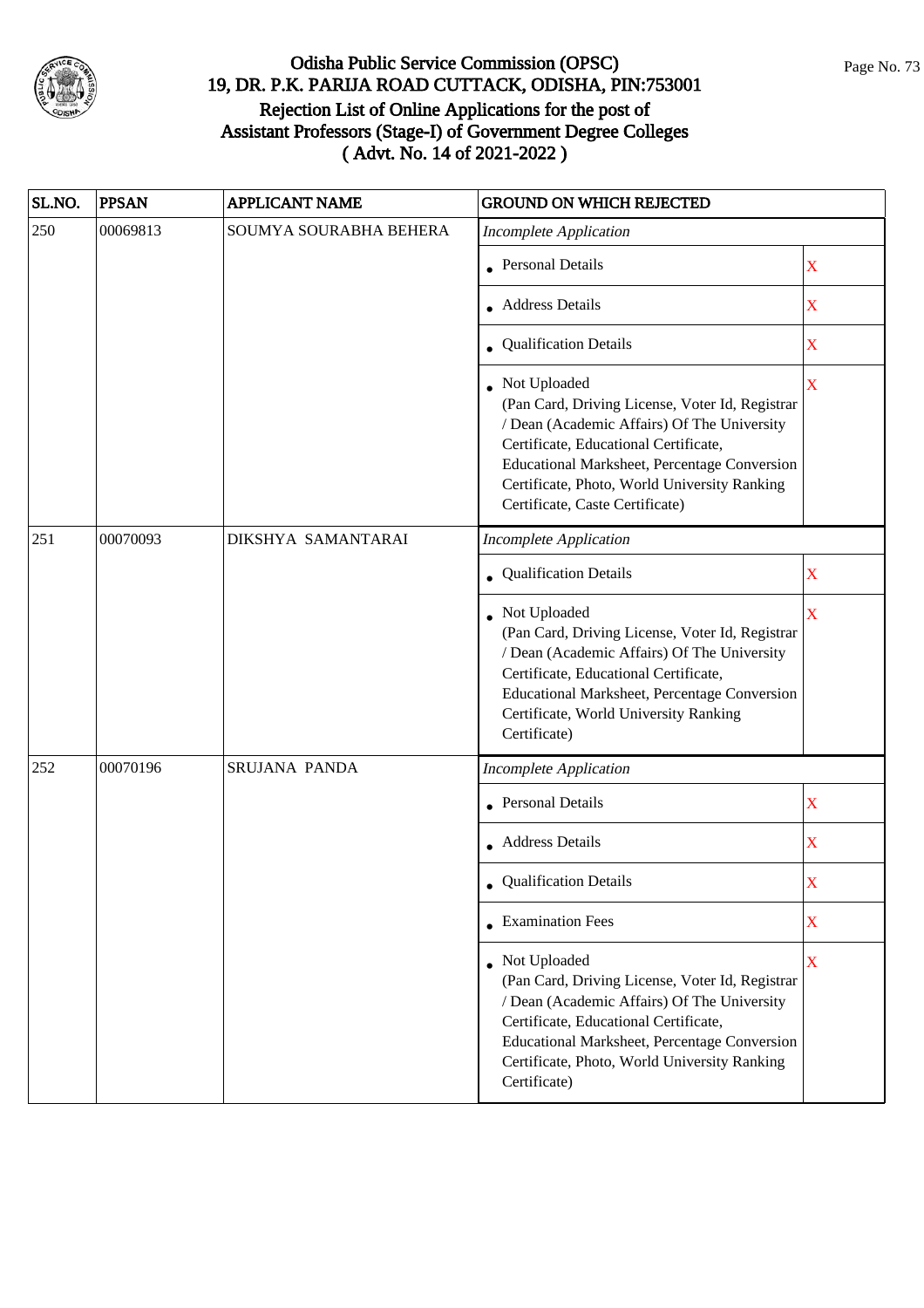# Odisha Public Service Commission (OPSC)
## 19, DR. P.K. PARIJA ROAD CUTTACK, ODISHA, PIN:753001
## Rejection List of Online Applications for the post of Assistant Professors (Stage-I) of Government Degree Colleges
## ( Advt. No. 14 of 2021-2022 )

| SL.NO. | PPSAN | APPLICANT NAME | GROUND ON WHICH REJECTED | |
|---|---|---|---|---|
| 250 | 00069813 | SOUMYA SOURABHA BEHERA | *Incomplete Application* | |
| | | | • Personal Details | X |
| | | | • Address Details | X |
| | | | • Qualification Details | X |
| | | | • Not Uploaded (Pan Card, Driving License, Voter Id, Registrar / Dean (Academic Affairs) Of The University Certificate, Educational Certificate, Educational Marksheet, Percentage Conversion Certificate, Photo, World University Ranking Certificate, Caste Certificate) | X |
| 251 | 00070093 | DIKSHYA SAMANTARAI | *Incomplete Application* | |
| | | | • Qualification Details | X |
| | | | • Not Uploaded (Pan Card, Driving License, Voter Id, Registrar / Dean (Academic Affairs) Of The University Certificate, Educational Certificate, Educational Marksheet, Percentage Conversion Certificate, World University Ranking Certificate) | X |
| 252 | 00070196 | SRUJANA PANDA | *Incomplete Application* | |
| | | | • Personal Details | X |
| | | | • Address Details | X |
| | | | • Qualification Details | X |
| | | | • Examination Fees | X |
| | | | • Not Uploaded (Pan Card, Driving License, Voter Id, Registrar / Dean (Academic Affairs) Of The University Certificate, Educational Certificate, Educational Marksheet, Percentage Conversion Certificate, Photo, World University Ranking Certificate) | X |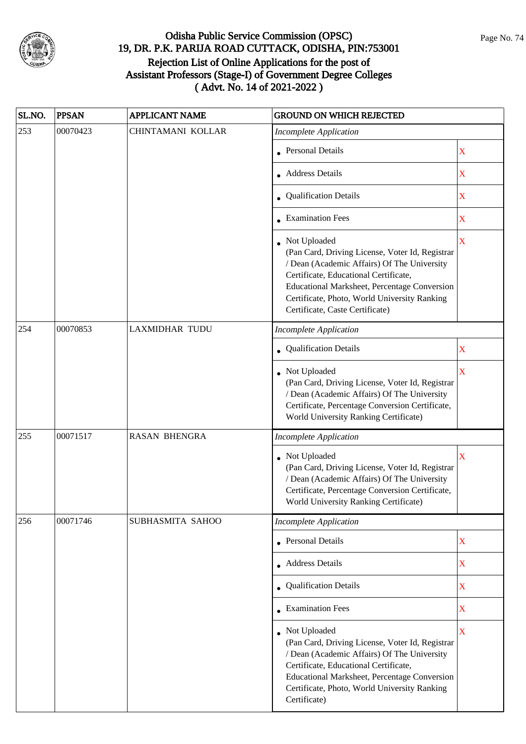# Odisha Public Service Commission (OPSC)
## 19, DR. P.K. PARIJA ROAD CUTTACK, ODISHA, PIN:753001
## Rejection List of Online Applications for the post of Assistant Professors (Stage-I) of Government Degree Colleges ( Advt. No. 14 of 2021-2022 )

| SL.NO. | PPSAN | APPLICANT NAME | GROUND ON WHICH REJECTED | |
|---|---|---|---|---|
| 253 | 00070423 | CHINTAMANI KOLLAR | *Incomplete Application* | |
| | | | • Personal Details | X |
| | | | • Address Details | X |
| | | | • Qualification Details | X |
| | | | • Examination Fees | X |
| | | | • Not Uploaded (Pan Card, Driving License, Voter Id, Registrar / Dean (Academic Affairs) Of The University Certificate, Educational Certificate, Educational Marksheet, Percentage Conversion Certificate, Photo, World University Ranking Certificate, Caste Certificate) | X |
| 254 | 00070853 | LAXMIDHAR TUDU | *Incomplete Application* | |
| | | | • Qualification Details | X |
| | | | • Not Uploaded (Pan Card, Driving License, Voter Id, Registrar / Dean (Academic Affairs) Of The University Certificate, Percentage Conversion Certificate, World University Ranking Certificate) | X |
| 255 | 00071517 | RASAN BHENGRA | *Incomplete Application* | |
| | | | • Not Uploaded (Pan Card, Driving License, Voter Id, Registrar / Dean (Academic Affairs) Of The University Certificate, Percentage Conversion Certificate, World University Ranking Certificate) | X |
| 256 | 00071746 | SUBHASMITA SAHOO | *Incomplete Application* | |
| | | | • Personal Details | X |
| | | | • Address Details | X |
| | | | • Qualification Details | X |
| | | | • Examination Fees | X |
| | | | • Not Uploaded (Pan Card, Driving License, Voter Id, Registrar / Dean (Academic Affairs) Of The University Certificate, Educational Certificate, Educational Marksheet, Percentage Conversion Certificate, Photo, World University Ranking Certificate) | X |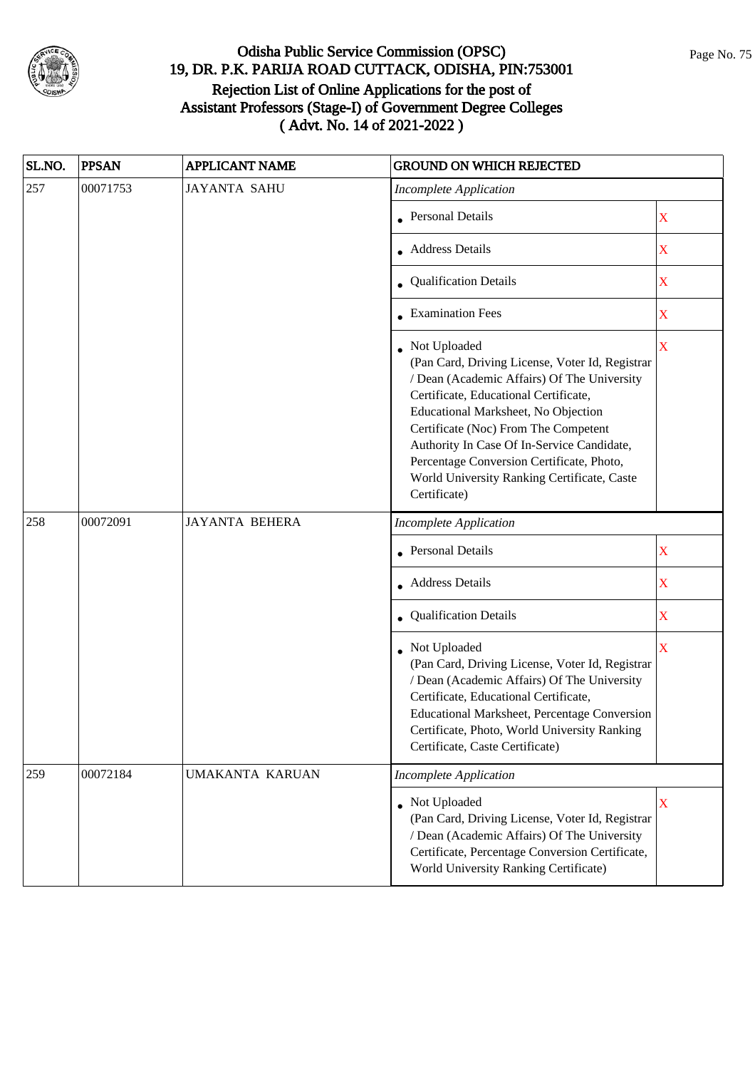# Odisha Public Service Commission (OPSC)

## 19, DR. P.K. PARIJA ROAD CUTTACK, ODISHA, PIN:753001

## Rejection List of Online Applications for the post of Assistant Professors (Stage-I) of Government Degree Colleges ( Advt. No. 14 of 2021-2022 )

| SL.NO. | PPSAN | APPLICANT NAME | GROUND ON WHICH REJECTED | |
|---|---|---|---|---|
| 257 | 00071753 | JAYANTA SAHU | *Incomplete Application* | |
| | | | • Personal Details | X |
| | | | • Address Details | X |
| | | | • Qualification Details | X |
| | | | • Examination Fees | X |
| | | | • Not Uploaded (Pan Card, Driving License, Voter Id, Registrar / Dean (Academic Affairs) Of The University Certificate, Educational Certificate, Educational Marksheet, No Objection Certificate (Noc) From The Competent Authority In Case Of In-Service Candidate, Percentage Conversion Certificate, Photo, World University Ranking Certificate, Caste Certificate) | X |
| 258 | 00072091 | JAYANTA BEHERA | *Incomplete Application* | |
| | | | • Personal Details | X |
| | | | • Address Details | X |
| | | | • Qualification Details | X |
| | | | • Not Uploaded (Pan Card, Driving License, Voter Id, Registrar / Dean (Academic Affairs) Of The University Certificate, Educational Certificate, Educational Marksheet, Percentage Conversion Certificate, Photo, World University Ranking Certificate, Caste Certificate) | X |
| 259 | 00072184 | UMAKANTA KARUAN | *Incomplete Application* | |
| | | | • Not Uploaded (Pan Card, Driving License, Voter Id, Registrar / Dean (Academic Affairs) Of The University Certificate, Percentage Conversion Certificate, World University Ranking Certificate) | X |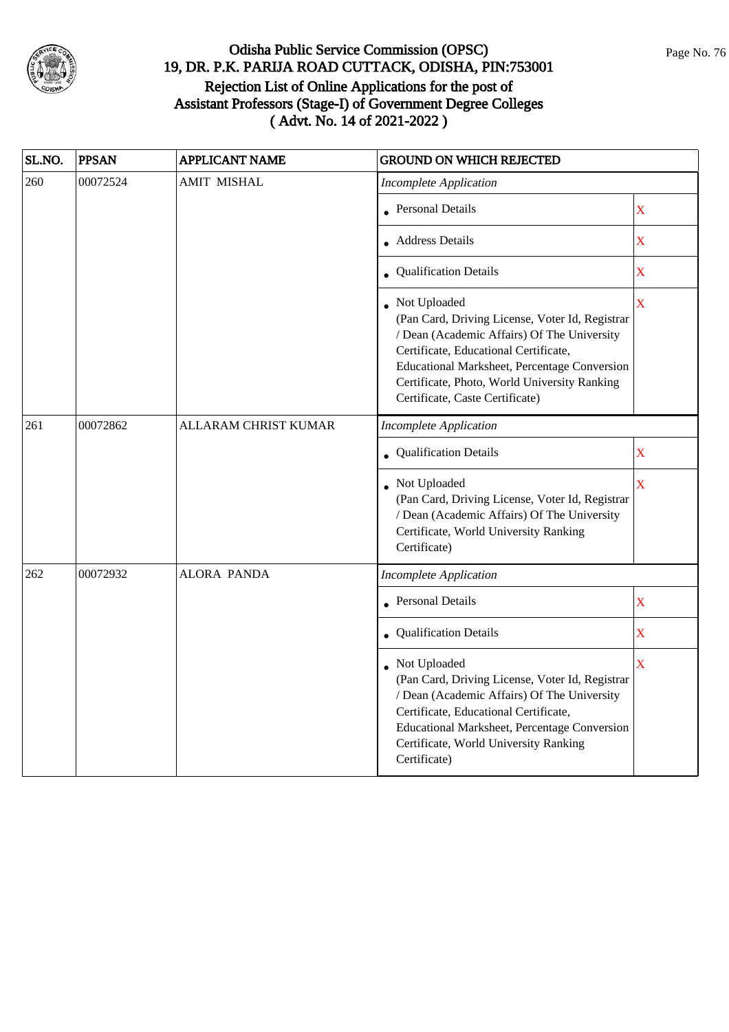# Odisha Public Service Commission (OPSC)
## 19, DR. P.K. PARIJA ROAD CUTTACK, ODISHA, PIN:753001
## Rejection List of Online Applications for the post of Assistant Professors (Stage-I) of Government Degree Colleges
## ( Advt. No. 14 of 2021-2022 )

| SL.NO. | PPSAN | APPLICANT NAME | GROUND ON WHICH REJECTED | |
|---|---|---|---|---|
| 260 | 00072524 | AMIT MISHAL | *Incomplete Application* | |
| | | | • Personal Details | X |
| | | | • Address Details | X |
| | | | • Qualification Details | X |
| | | | • Not Uploaded (Pan Card, Driving License, Voter Id, Registrar / Dean (Academic Affairs) Of The University Certificate, Educational Certificate, Educational Marksheet, Percentage Conversion Certificate, Photo, World University Ranking Certificate, Caste Certificate) | X |
| 261 | 00072862 | ALLARAM CHRIST KUMAR | *Incomplete Application* | |
| | | | • Qualification Details | X |
| | | | • Not Uploaded (Pan Card, Driving License, Voter Id, Registrar / Dean (Academic Affairs) Of The University Certificate, World University Ranking Certificate) | X |
| 262 | 00072932 | ALORA PANDA | *Incomplete Application* | |
| | | | • Personal Details | X |
| | | | • Qualification Details | X |
| | | | • Not Uploaded (Pan Card, Driving License, Voter Id, Registrar / Dean (Academic Affairs) Of The University Certificate, Educational Certificate, Educational Marksheet, Percentage Conversion Certificate, World University Ranking Certificate) | X |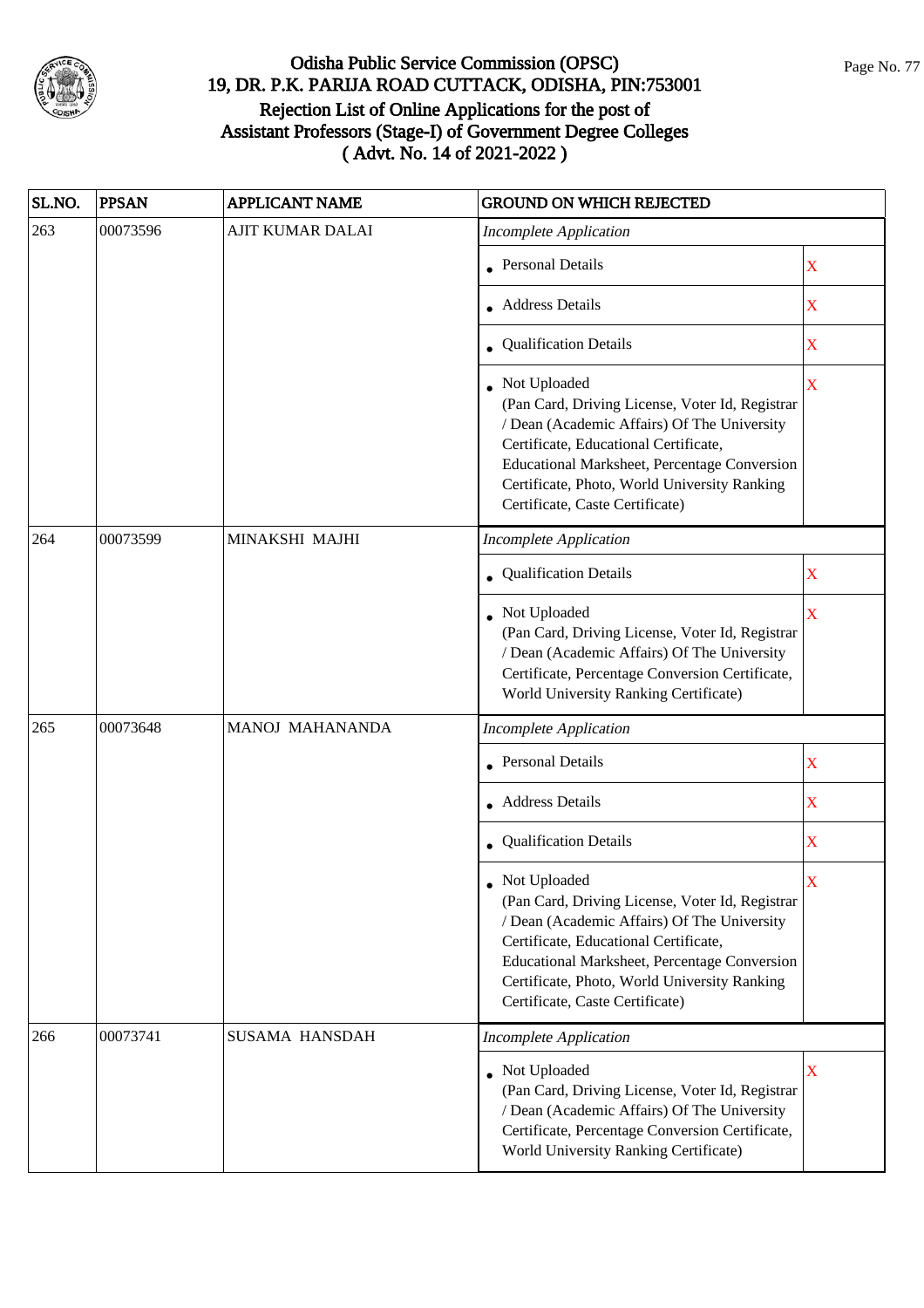# Odisha Public Service Commission (OPSC)
## 19, DR. P.K. PARIJA ROAD CUTTACK, ODISHA, PIN:753001
## Rejection List of Online Applications for the post of Assistant Professors (Stage-I) of Government Degree Colleges
## ( Advt. No. 14 of 2021-2022 )

| SL.NO. | PPSAN | APPLICANT NAME | GROUND ON WHICH REJECTED | |
|---|---|---|---|---|
| 263 | 00073596 | AJIT KUMAR DALAI | *Incomplete Application* | |
| | | | • Personal Details | X |
| | | | • Address Details | X |
| | | | • Qualification Details | X |
| | | | • Not Uploaded (Pan Card, Driving License, Voter Id, Registrar / Dean (Academic Affairs) Of The University Certificate, Educational Certificate, Educational Marksheet, Percentage Conversion Certificate, Photo, World University Ranking Certificate, Caste Certificate) | X |
| 264 | 00073599 | MINAKSHI MAJHI | *Incomplete Application* | |
| | | | • Qualification Details | X |
| | | | • Not Uploaded (Pan Card, Driving License, Voter Id, Registrar / Dean (Academic Affairs) Of The University Certificate, Percentage Conversion Certificate, World University Ranking Certificate) | X |
| 265 | 00073648 | MANOJ MAHANANDA | *Incomplete Application* | |
| | | | • Personal Details | X |
| | | | • Address Details | X |
| | | | • Qualification Details | X |
| | | | • Not Uploaded (Pan Card, Driving License, Voter Id, Registrar / Dean (Academic Affairs) Of The University Certificate, Educational Certificate, Educational Marksheet, Percentage Conversion Certificate, Photo, World University Ranking Certificate, Caste Certificate) | X |
| 266 | 00073741 | SUSAMA HANSDAH | *Incomplete Application* | |
| | | | • Not Uploaded (Pan Card, Driving License, Voter Id, Registrar / Dean (Academic Affairs) Of The University Certificate, Percentage Conversion Certificate, World University Ranking Certificate) | X |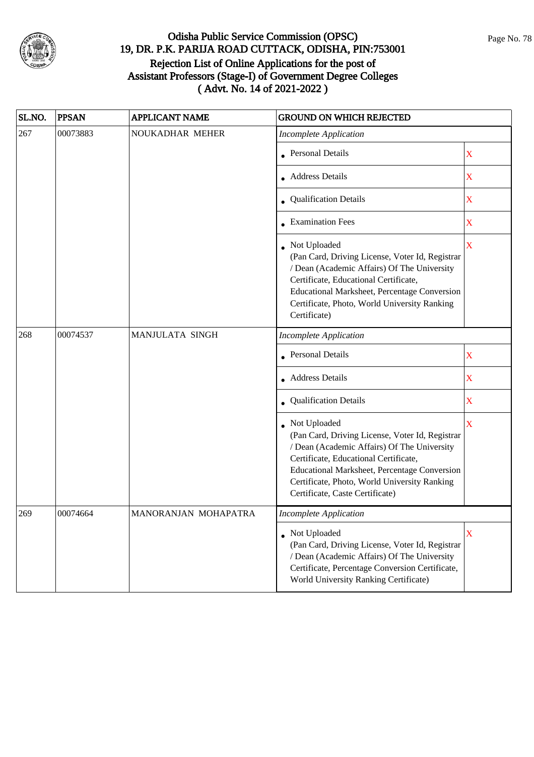# Odisha Public Service Commission (OPSC)
## 19, DR. P.K. PARIJA ROAD CUTTACK, ODISHA, PIN:753001
## Rejection List of Online Applications for the post of Assistant Professors (Stage-I) of Government Degree Colleges
## ( Advt. No. 14 of 2021-2022 )

| SL.NO. | PPSAN | APPLICANT NAME | GROUND ON WHICH REJECTED | |
|---|---|---|---|---|
| 267 | 00073883 | NOUKADHAR MEHER | *Incomplete Application* | |
| | | | • Personal Details | X |
| | | | • Address Details | X |
| | | | • Qualification Details | X |
| | | | • Examination Fees | X |
| | | | • Not Uploaded (Pan Card, Driving License, Voter Id, Registrar / Dean (Academic Affairs) Of The University Certificate, Educational Certificate, Educational Marksheet, Percentage Conversion Certificate, Photo, World University Ranking Certificate) | X |
| 268 | 00074537 | MANJULATA SINGH | *Incomplete Application* | |
| | | | • Personal Details | X |
| | | | • Address Details | X |
| | | | • Qualification Details | X |
| | | | • Not Uploaded (Pan Card, Driving License, Voter Id, Registrar / Dean (Academic Affairs) Of The University Certificate, Educational Certificate, Educational Marksheet, Percentage Conversion Certificate, Photo, World University Ranking Certificate, Caste Certificate) | X |
| 269 | 00074664 | MANORANJAN MOHAPATRA | *Incomplete Application* | |
| | | | • Not Uploaded (Pan Card, Driving License, Voter Id, Registrar / Dean (Academic Affairs) Of The University Certificate, Percentage Conversion Certificate, World University Ranking Certificate) | X |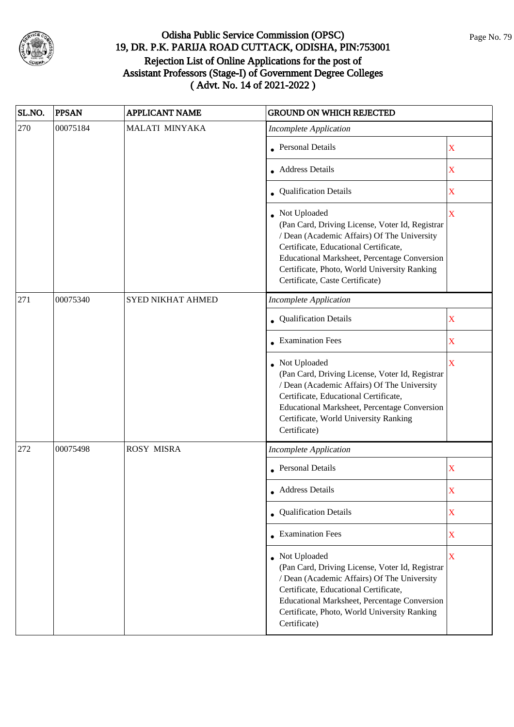# Odisha Public Service Commission (OPSC)
## 19, DR. P.K. PARIJA ROAD CUTTACK, ODISHA, PIN:753001
## Rejection List of Online Applications for the post of Assistant Professors (Stage-I) of Government Degree Colleges
## ( Advt. No. 14 of 2021-2022 )

| SL.NO. | PPSAN | APPLICANT NAME | GROUND ON WHICH REJECTED | |
|---|---|---|---|---|
| 270 | 00075184 | MALATI MINYAKA | *Incomplete Application* | |
| | | | • Personal Details | X |
| | | | • Address Details | X |
| | | | • Qualification Details | X |
| | | | • Not Uploaded (Pan Card, Driving License, Voter Id, Registrar / Dean (Academic Affairs) Of The University Certificate, Educational Certificate, Educational Marksheet, Percentage Conversion Certificate, Photo, World University Ranking Certificate, Caste Certificate) | X |
| 271 | 00075340 | SYED NIKHAT AHMED | *Incomplete Application* | |
| | | | • Qualification Details | X |
| | | | • Examination Fees | X |
| | | | • Not Uploaded (Pan Card, Driving License, Voter Id, Registrar / Dean (Academic Affairs) Of The University Certificate, Educational Certificate, Educational Marksheet, Percentage Conversion Certificate, World University Ranking Certificate) | X |
| 272 | 00075498 | ROSY MISRA | *Incomplete Application* | |
| | | | • Personal Details | X |
| | | | • Address Details | X |
| | | | • Qualification Details | X |
| | | | • Examination Fees | X |
| | | | • Not Uploaded (Pan Card, Driving License, Voter Id, Registrar / Dean (Academic Affairs) Of The University Certificate, Educational Certificate, Educational Marksheet, Percentage Conversion Certificate, Photo, World University Ranking Certificate) | X |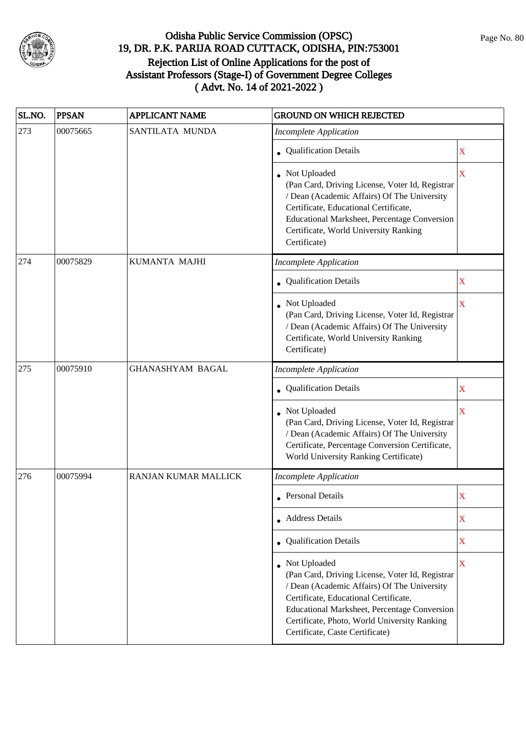# Odisha Public Service Commission (OPSC)
## 19, DR. P.K. PARIJA ROAD CUTTACK, ODISHA, PIN:753001
## Rejection List of Online Applications for the post of Assistant Professors (Stage-I) of Government Degree Colleges
## ( Advt. No. 14 of 2021-2022 )

| SL.NO. | PPSAN | APPLICANT NAME | GROUND ON WHICH REJECTED | |
|---|---|---|---|---|
| 273 | 00075665 | SANTILATA MUNDA | *Incomplete Application* | |
| | | | • Qualification Details | X |
| | | | • Not Uploaded (Pan Card, Driving License, Voter Id, Registrar / Dean (Academic Affairs) Of The University Certificate, Educational Certificate, Educational Marksheet, Percentage Conversion Certificate, World University Ranking Certificate) | X |
| 274 | 00075829 | KUMANTA MAJHI | *Incomplete Application* | |
| | | | • Qualification Details | X |
| | | | • Not Uploaded (Pan Card, Driving License, Voter Id, Registrar / Dean (Academic Affairs) Of The University Certificate, World University Ranking Certificate) | X |
| 275 | 00075910 | GHANASHYAM BAGAL | *Incomplete Application* | |
| | | | • Qualification Details | X |
| | | | • Not Uploaded (Pan Card, Driving License, Voter Id, Registrar / Dean (Academic Affairs) Of The University Certificate, Percentage Conversion Certificate, World University Ranking Certificate) | X |
| 276 | 00075994 | RANJAN KUMAR MALLICK | *Incomplete Application* | |
| | | | • Personal Details | X |
| | | | • Address Details | X |
| | | | • Qualification Details | X |
| | | | • Not Uploaded (Pan Card, Driving License, Voter Id, Registrar / Dean (Academic Affairs) Of The University Certificate, Educational Certificate, Educational Marksheet, Percentage Conversion Certificate, Photo, World University Ranking Certificate, Caste Certificate) | X |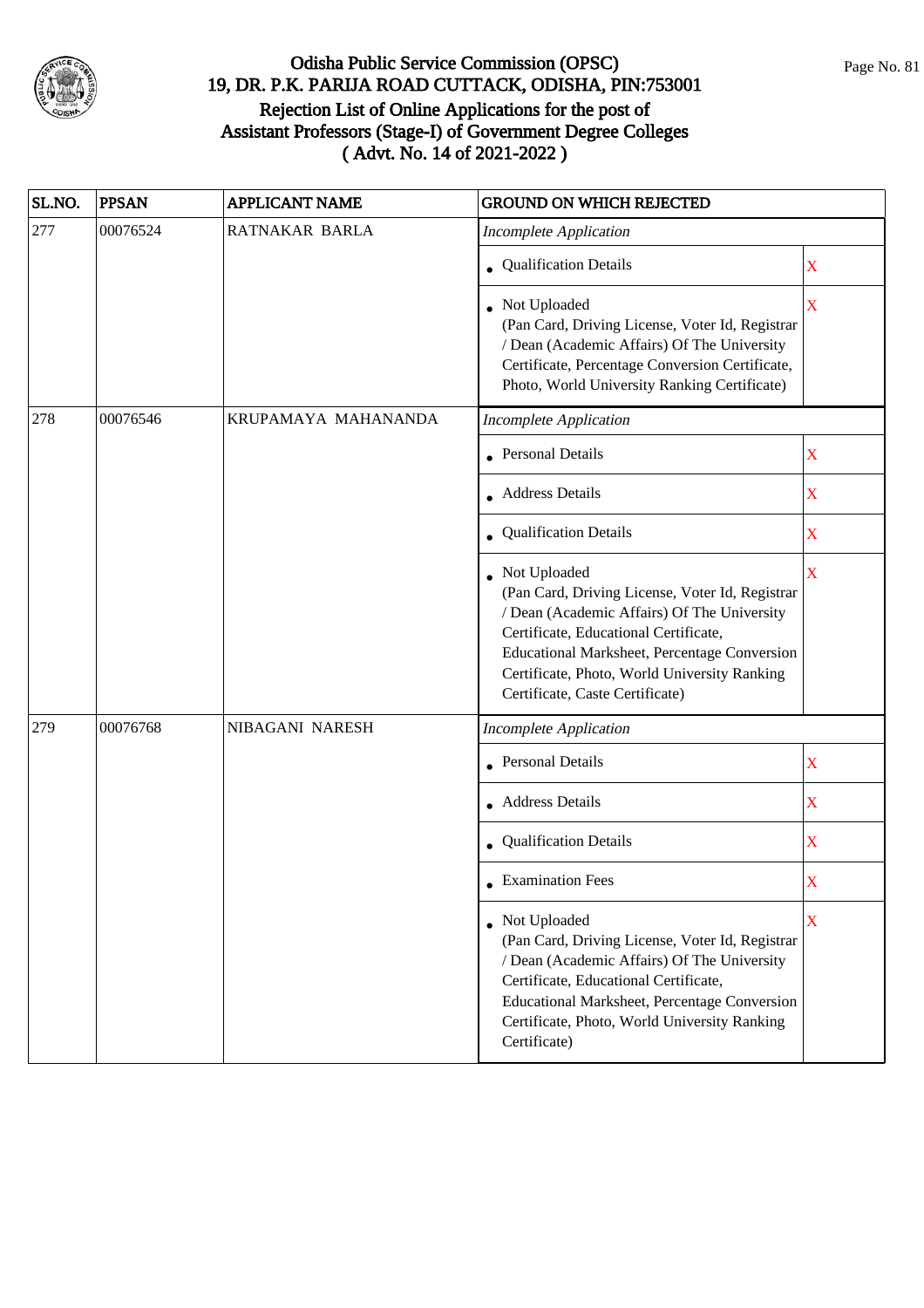# Odisha Public Service Commission (OPSC)
## 19, DR. P.K. PARIJA ROAD CUTTACK, ODISHA, PIN:753001
## Rejection List of Online Applications for the post of Assistant Professors (Stage-I) of Government Degree Colleges
## ( Advt. No. 14 of 2021-2022 )

| SL.NO. | PPSAN | APPLICANT NAME | GROUND ON WHICH REJECTED | |
|---|---|---|---|---|
| 277 | 00076524 | RATNAKAR BARLA | *Incomplete Application* | |
| | | | • Qualification Details | X |
| | | | • Not Uploaded (Pan Card, Driving License, Voter Id, Registrar / Dean (Academic Affairs) Of The University Certificate, Percentage Conversion Certificate, Photo, World University Ranking Certificate) | X |
| 278 | 00076546 | KRUPAMAYA MAHANANDA | *Incomplete Application* | |
| | | | • Personal Details | X |
| | | | • Address Details | X |
| | | | • Qualification Details | X |
| | | | • Not Uploaded (Pan Card, Driving License, Voter Id, Registrar / Dean (Academic Affairs) Of The University Certificate, Educational Certificate, Educational Marksheet, Percentage Conversion Certificate, Photo, World University Ranking Certificate, Caste Certificate) | X |
| 279 | 00076768 | NIBAGANI NARESH | *Incomplete Application* | |
| | | | • Personal Details | X |
| | | | • Address Details | X |
| | | | • Qualification Details | X |
| | | | • Examination Fees | X |
| | | | • Not Uploaded (Pan Card, Driving License, Voter Id, Registrar / Dean (Academic Affairs) Of The University Certificate, Educational Certificate, Educational Marksheet, Percentage Conversion Certificate, Photo, World University Ranking Certificate) | X |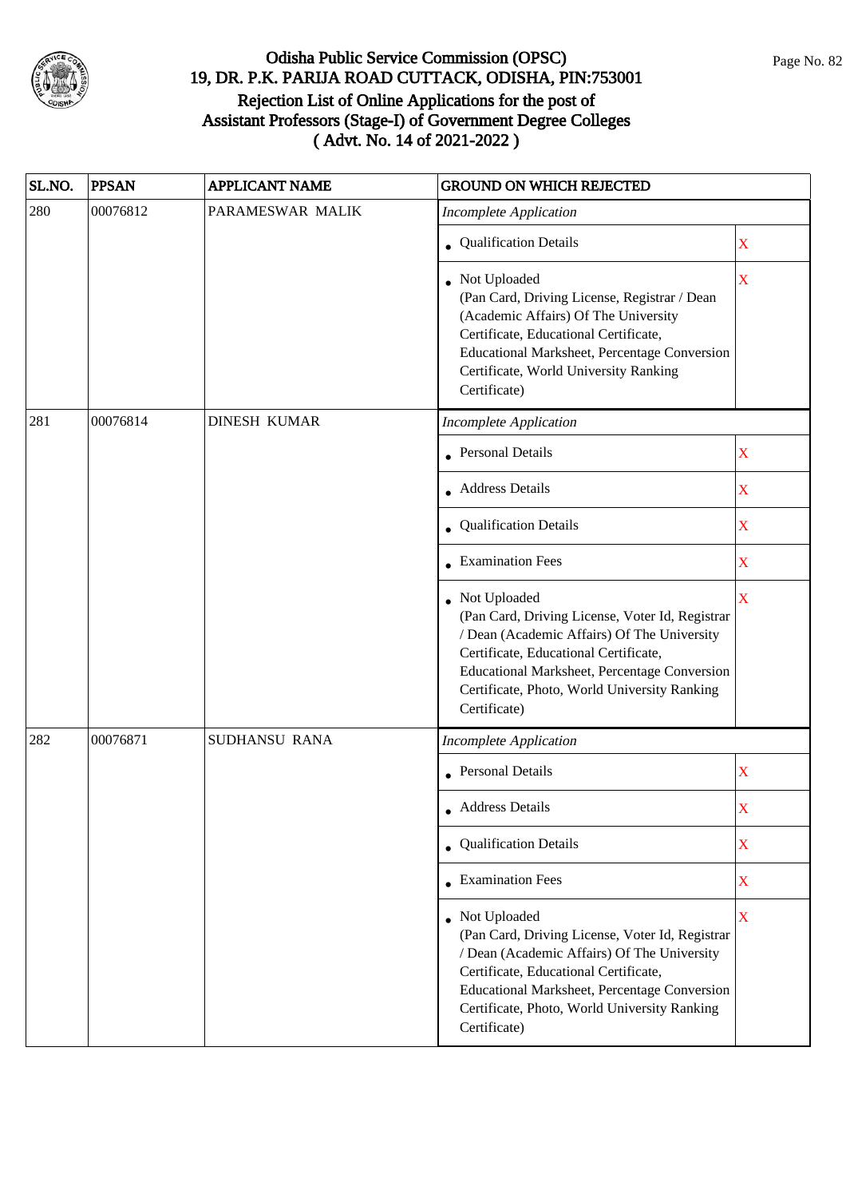# Odisha Public Service Commission (OPSC)
## 19, DR. P.K. PARIJA ROAD CUTTACK, ODISHA, PIN:753001
## Rejection List of Online Applications for the post of Assistant Professors (Stage-I) of Government Degree Colleges
## ( Advt. No. 14 of 2021-2022 )

| SL.NO. | PPSAN | APPLICANT NAME | GROUND ON WHICH REJECTED | |
|---|---|---|---|---|
| 280 | 00076812 | PARAMESWAR MALIK | *Incomplete Application* | |
| | | | • Qualification Details | X |
| | | | • Not Uploaded (Pan Card, Driving License, Registrar / Dean (Academic Affairs) Of The University Certificate, Educational Certificate, Educational Marksheet, Percentage Conversion Certificate, World University Ranking Certificate) | X |
| 281 | 00076814 | DINESH KUMAR | *Incomplete Application* | |
| | | | • Personal Details | X |
| | | | • Address Details | X |
| | | | • Qualification Details | X |
| | | | • Examination Fees | X |
| | | | • Not Uploaded (Pan Card, Driving License, Voter Id, Registrar / Dean (Academic Affairs) Of The University Certificate, Educational Certificate, Educational Marksheet, Percentage Conversion Certificate, Photo, World University Ranking Certificate) | X |
| 282 | 00076871 | SUDHANSU RANA | *Incomplete Application* | |
| | | | • Personal Details | X |
| | | | • Address Details | X |
| | | | • Qualification Details | X |
| | | | • Examination Fees | X |
| | | | • Not Uploaded (Pan Card, Driving License, Voter Id, Registrar / Dean (Academic Affairs) Of The University Certificate, Educational Certificate, Educational Marksheet, Percentage Conversion Certificate, Photo, World University Ranking Certificate) | X |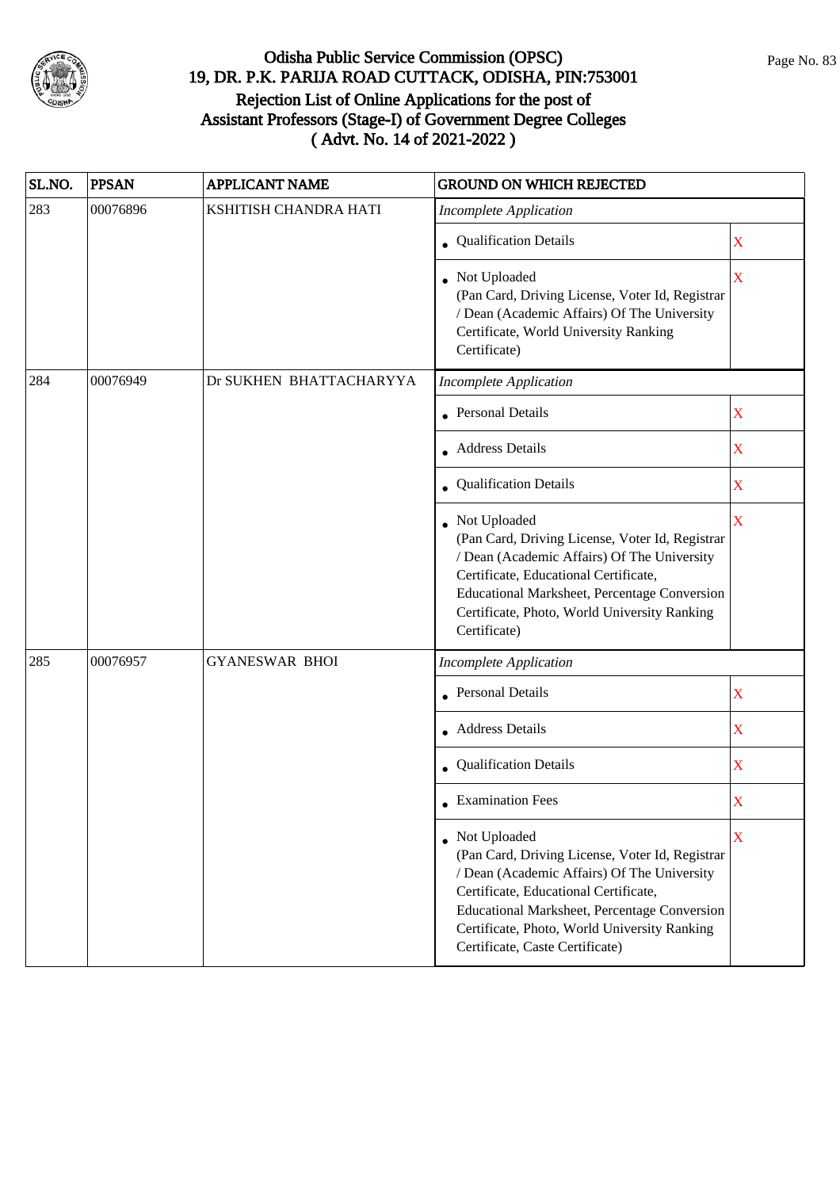# Odisha Public Service Commission (OPSC)
## 19, DR. P.K. PARIJA ROAD CUTTACK, ODISHA, PIN:753001
## Rejection List of Online Applications for the post of Assistant Professors (Stage-I) of Government Degree Colleges ( Advt. No. 14 of 2021-2022 )

| SL.NO. | PPSAN | APPLICANT NAME | GROUND ON WHICH REJECTED | |
|---|---|---|---|---|
| 283 | 00076896 | KSHITISH CHANDRA HATI | *Incomplete Application* | |
| | | | • Qualification Details | X |
| | | | • Not Uploaded (Pan Card, Driving License, Voter Id, Registrar / Dean (Academic Affairs) Of The University Certificate, World University Ranking Certificate) | X |
| 284 | 00076949 | Dr SUKHEN BHATTACHARYYA | *Incomplete Application* | |
| | | | • Personal Details | X |
| | | | • Address Details | X |
| | | | • Qualification Details | X |
| | | | • Not Uploaded (Pan Card, Driving License, Voter Id, Registrar / Dean (Academic Affairs) Of The University Certificate, Educational Certificate, Educational Marksheet, Percentage Conversion Certificate, Photo, World University Ranking Certificate) | X |
| 285 | 00076957 | GYANESWAR BHOI | *Incomplete Application* | |
| | | | • Personal Details | X |
| | | | • Address Details | X |
| | | | • Qualification Details | X |
| | | | • Examination Fees | X |
| | | | • Not Uploaded (Pan Card, Driving License, Voter Id, Registrar / Dean (Academic Affairs) Of The University Certificate, Educational Certificate, Educational Marksheet, Percentage Conversion Certificate, Photo, World University Ranking Certificate, Caste Certificate) | X |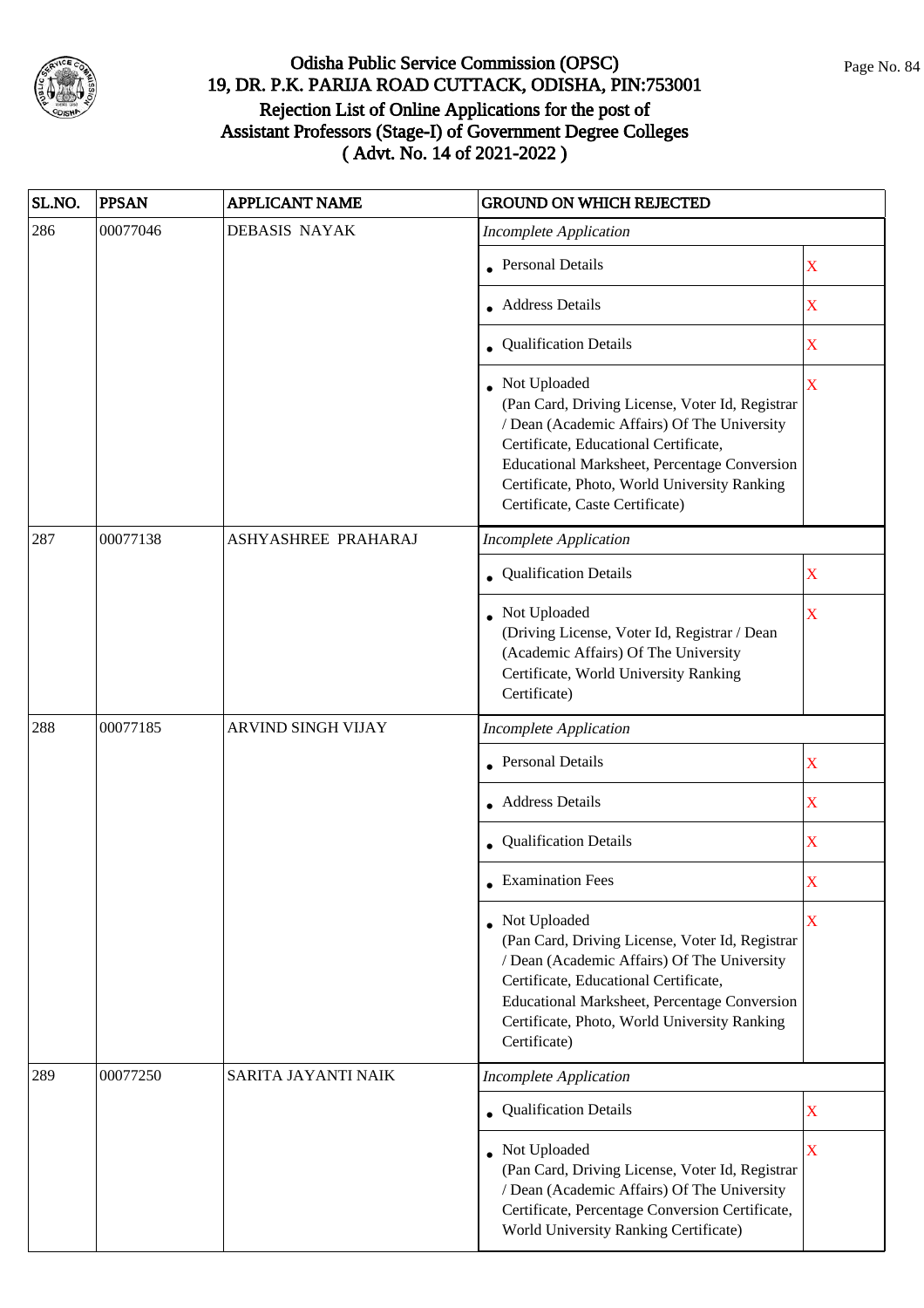# Odisha Public Service Commission (OPSC)
## 19, DR. P.K. PARIJA ROAD CUTTACK, ODISHA, PIN:753001
## Rejection List of Online Applications for the post of Assistant Professors (Stage-I) of Government Degree Colleges
## ( Advt. No. 14 of 2021-2022 )

| SL.NO. | PPSAN | APPLICANT NAME | GROUND ON WHICH REJECTED | |
|---|---|---|---|---|
| 286 | 00077046 | DEBASIS NAYAK | *Incomplete Application* | |
| | | | • Personal Details | X |
| | | | • Address Details | X |
| | | | • Qualification Details | X |
| | | | • Not Uploaded (Pan Card, Driving License, Voter Id, Registrar / Dean (Academic Affairs) Of The University Certificate, Educational Certificate, Educational Marksheet, Percentage Conversion Certificate, Photo, World University Ranking Certificate, Caste Certificate) | X |
| 287 | 00077138 | ASHYASHREE PRAHARAJ | *Incomplete Application* | |
| | | | • Qualification Details | X |
| | | | • Not Uploaded (Driving License, Voter Id, Registrar / Dean (Academic Affairs) Of The University Certificate, World University Ranking Certificate) | X |
| 288 | 00077185 | ARVIND SINGH VIJAY | *Incomplete Application* | |
| | | | • Personal Details | X |
| | | | • Address Details | X |
| | | | • Qualification Details | X |
| | | | • Examination Fees | X |
| | | | • Not Uploaded (Pan Card, Driving License, Voter Id, Registrar / Dean (Academic Affairs) Of The University Certificate, Educational Certificate, Educational Marksheet, Percentage Conversion Certificate, Photo, World University Ranking Certificate) | X |
| 289 | 00077250 | SARITA JAYANTI NAIK | *Incomplete Application* | |
| | | | • Qualification Details | X |
| | | | • Not Uploaded (Pan Card, Driving License, Voter Id, Registrar / Dean (Academic Affairs) Of The University Certificate, Percentage Conversion Certificate, World University Ranking Certificate) | X |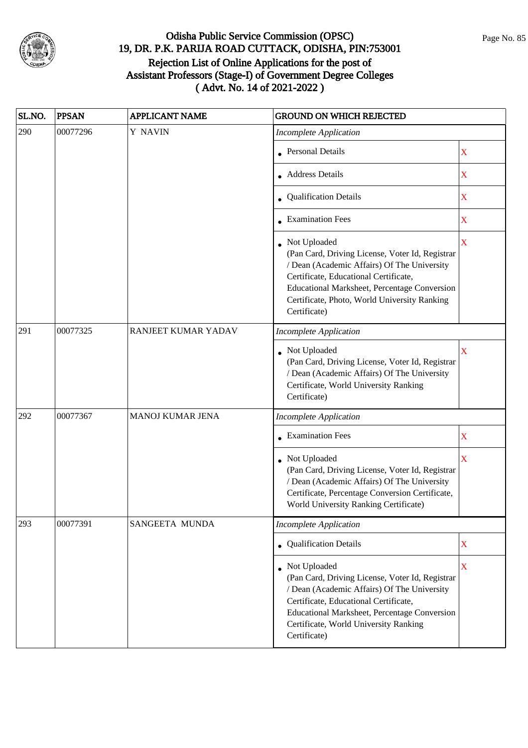# Odisha Public Service Commission (OPSC)
## 19, DR. P.K. PARIJA ROAD CUTTACK, ODISHA, PIN:753001
## Rejection List of Online Applications for the post of Assistant Professors (Stage-I) of Government Degree Colleges
## ( Advt. No. 14 of 2021-2022 )

| SL.NO. | PPSAN | APPLICANT NAME | GROUND ON WHICH REJECTED | |
|---|---|---|---|---|
| 290 | 00077296 | Y NAVIN | *Incomplete Application* | |
| | | | • Personal Details | X |
| | | | • Address Details | X |
| | | | • Qualification Details | X |
| | | | • Examination Fees | X |
| | | | • Not Uploaded (Pan Card, Driving License, Voter Id, Registrar / Dean (Academic Affairs) Of The University Certificate, Educational Certificate, Educational Marksheet, Percentage Conversion Certificate, Photo, World University Ranking Certificate) | X |
| 291 | 00077325 | RANJEET KUMAR YADAV | *Incomplete Application* | |
| | | | • Not Uploaded (Pan Card, Driving License, Voter Id, Registrar / Dean (Academic Affairs) Of The University Certificate, World University Ranking Certificate) | X |
| 292 | 00077367 | MANOJ KUMAR JENA | *Incomplete Application* | |
| | | | • Examination Fees | X |
| | | | • Not Uploaded (Pan Card, Driving License, Voter Id, Registrar / Dean (Academic Affairs) Of The University Certificate, Percentage Conversion Certificate, World University Ranking Certificate) | X |
| 293 | 00077391 | SANGEETA MUNDA | *Incomplete Application* | |
| | | | • Qualification Details | X |
| | | | • Not Uploaded (Pan Card, Driving License, Voter Id, Registrar / Dean (Academic Affairs) Of The University Certificate, Educational Certificate, Educational Marksheet, Percentage Conversion Certificate, World University Ranking Certificate) | X |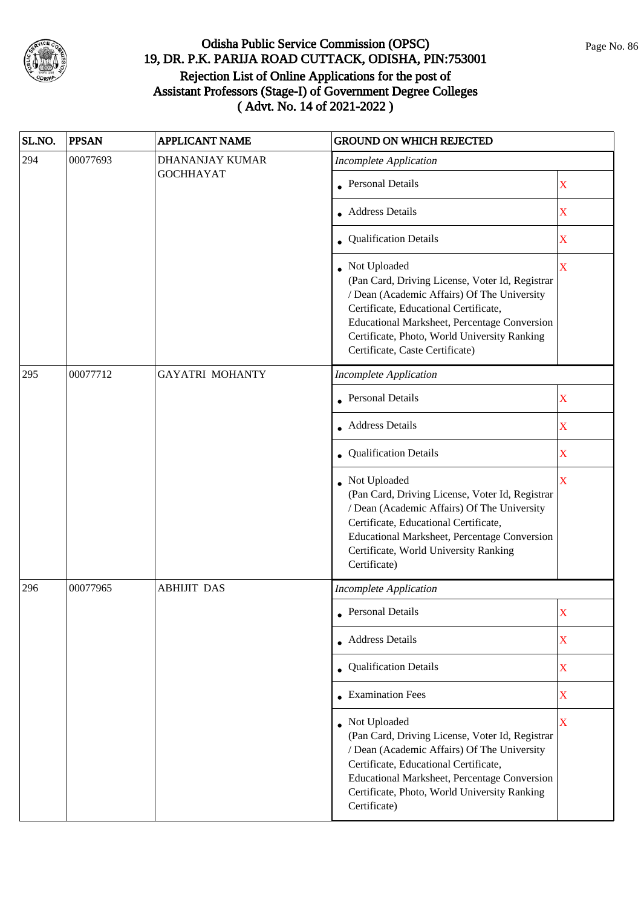# Odisha Public Service Commission (OPSC)
## 19, DR. P.K. PARIJA ROAD CUTTACK, ODISHA, PIN:753001
## Rejection List of Online Applications for the post of Assistant Professors (Stage-I) of Government Degree Colleges
## ( Advt. No. 14 of 2021-2022 )

| SL.NO. | PPSAN | APPLICANT NAME | GROUND ON WHICH REJECTED | |
|---|---|---|---|---|
| 294 | 00077693 | DHANANJAY KUMAR GOCHHAYAT | *Incomplete Application* | |
| | | | • Personal Details | X |
| | | | • Address Details | X |
| | | | • Qualification Details | X |
| | | | • Not Uploaded (Pan Card, Driving License, Voter Id, Registrar / Dean (Academic Affairs) Of The University Certificate, Educational Certificate, Educational Marksheet, Percentage Conversion Certificate, Photo, World University Ranking Certificate, Caste Certificate) | X |
| 295 | 00077712 | GAYATRI MOHANTY | *Incomplete Application* | |
| | | | • Personal Details | X |
| | | | • Address Details | X |
| | | | • Qualification Details | X |
| | | | • Not Uploaded (Pan Card, Driving License, Voter Id, Registrar / Dean (Academic Affairs) Of The University Certificate, Educational Certificate, Educational Marksheet, Percentage Conversion Certificate, World University Ranking Certificate) | X |
| 296 | 00077965 | ABHIJIT DAS | *Incomplete Application* | |
| | | | • Personal Details | X |
| | | | • Address Details | X |
| | | | • Qualification Details | X |
| | | | • Examination Fees | X |
| | | | • Not Uploaded (Pan Card, Driving License, Voter Id, Registrar / Dean (Academic Affairs) Of The University Certificate, Educational Certificate, Educational Marksheet, Percentage Conversion Certificate, Photo, World University Ranking Certificate) | X |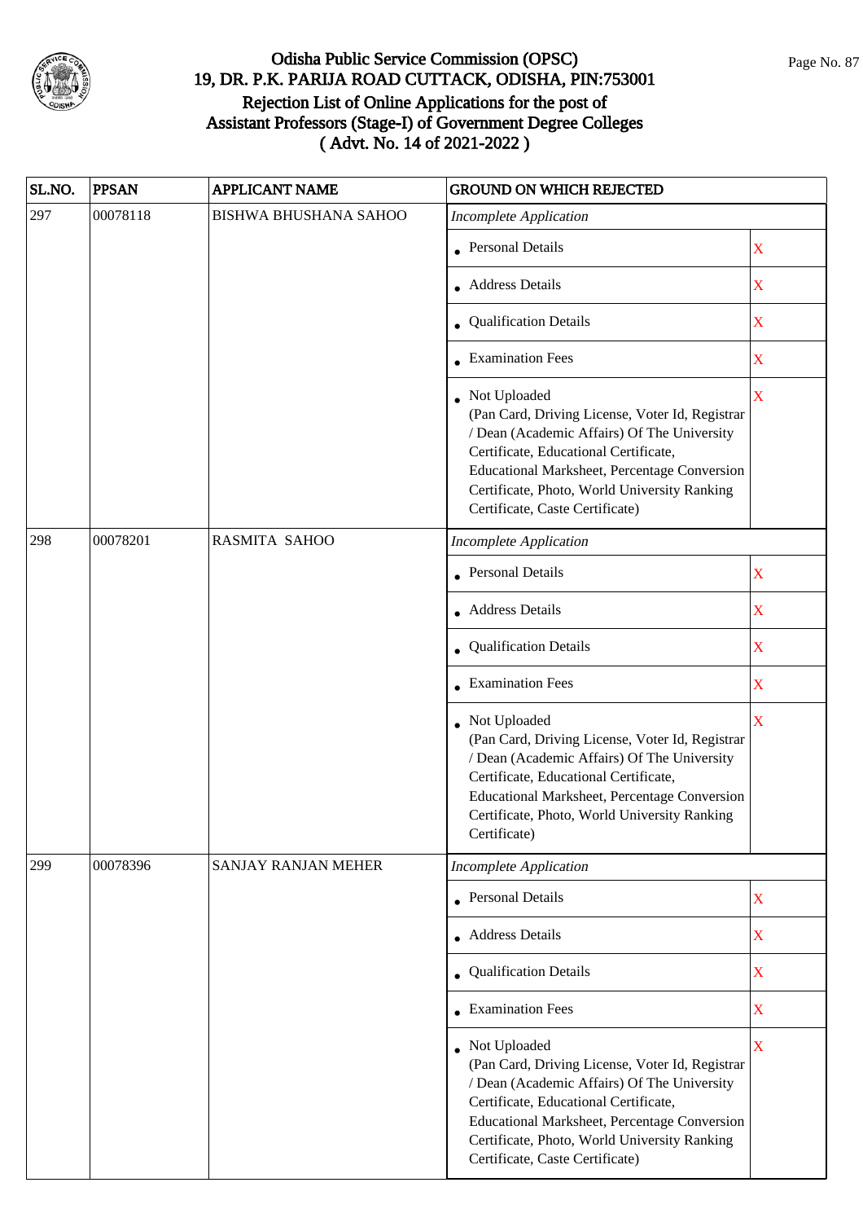# Odisha Public Service Commission (OPSC)
## 19, DR. P.K. PARIJA ROAD CUTTACK, ODISHA, PIN:753001
## Rejection List of Online Applications for the post of Assistant Professors (Stage-I) of Government Degree Colleges ( Advt. No. 14 of 2021-2022 )

| SL.NO. | PPSAN | APPLICANT NAME | GROUND ON WHICH REJECTED | |
|---|---|---|---|---|
| 297 | 00078118 | BISHWA BHUSHANA SAHOO | *Incomplete Application* | |
| | | | • Personal Details | X |
| | | | • Address Details | X |
| | | | • Qualification Details | X |
| | | | • Examination Fees | X |
| | | | • Not Uploaded (Pan Card, Driving License, Voter Id, Registrar / Dean (Academic Affairs) Of The University Certificate, Educational Certificate, Educational Marksheet, Percentage Conversion Certificate, Photo, World University Ranking Certificate, Caste Certificate) | X |
| 298 | 00078201 | RASMITA SAHOO | *Incomplete Application* | |
| | | | • Personal Details | X |
| | | | • Address Details | X |
| | | | • Qualification Details | X |
| | | | • Examination Fees | X |
| | | | • Not Uploaded (Pan Card, Driving License, Voter Id, Registrar / Dean (Academic Affairs) Of The University Certificate, Educational Certificate, Educational Marksheet, Percentage Conversion Certificate, Photo, World University Ranking Certificate) | X |
| 299 | 00078396 | SANJAY RANJAN MEHER | *Incomplete Application* | |
| | | | • Personal Details | X |
| | | | • Address Details | X |
| | | | • Qualification Details | X |
| | | | • Examination Fees | X |
| | | | • Not Uploaded (Pan Card, Driving License, Voter Id, Registrar / Dean (Academic Affairs) Of The University Certificate, Educational Certificate, Educational Marksheet, Percentage Conversion Certificate, Photo, World University Ranking Certificate, Caste Certificate) | X |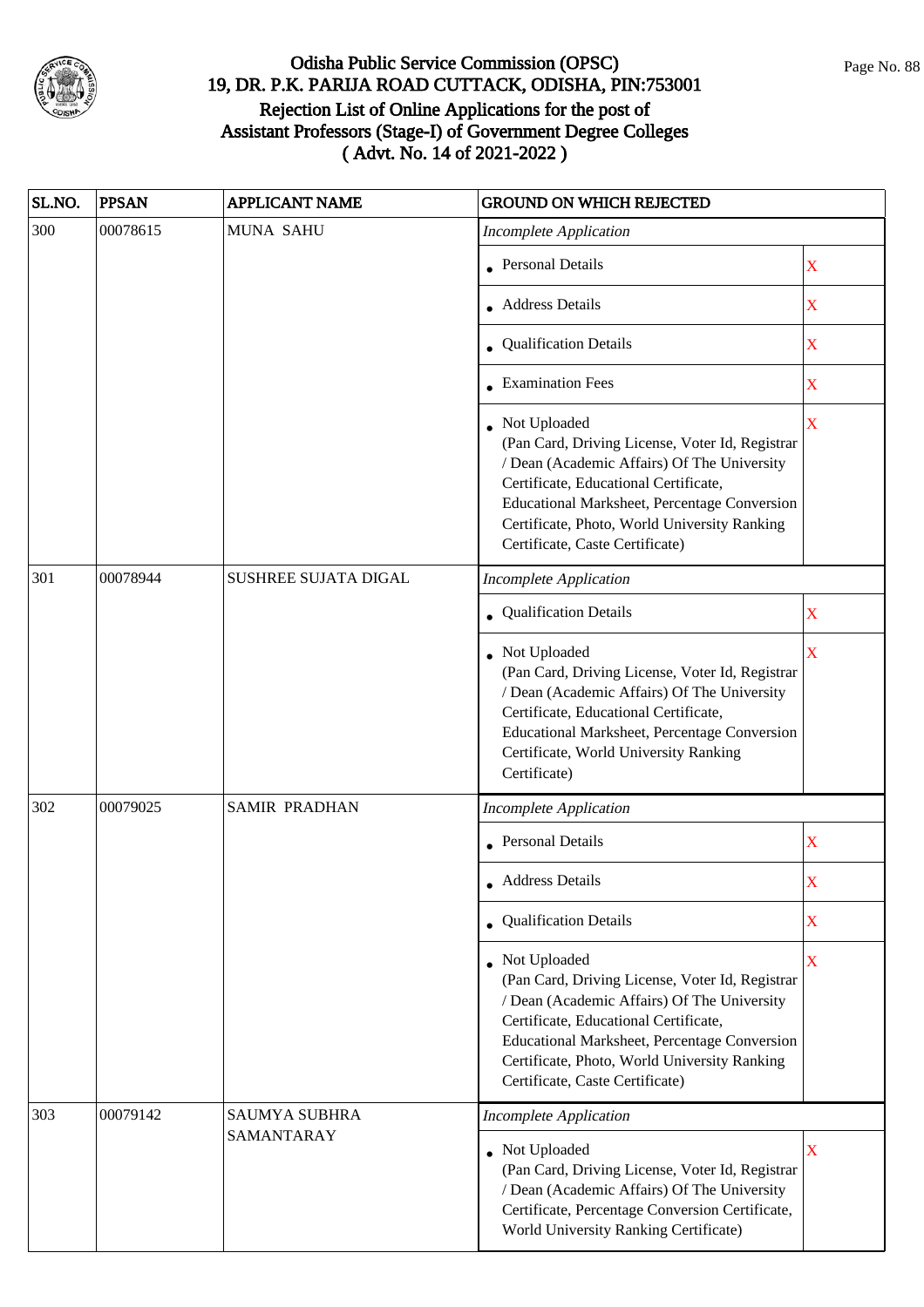# Odisha Public Service Commission (OPSC)
## 19, DR. P.K. PARIJA ROAD CUTTACK, ODISHA, PIN:753001
## Rejection List of Online Applications for the post of Assistant Professors (Stage-I) of Government Degree Colleges
## ( Advt. No. 14 of 2021-2022 )

| SL.NO. | PPSAN | APPLICANT NAME | GROUND ON WHICH REJECTED | |
|---|---|---|---|---|
| 300 | 00078615 | MUNA SAHU | *Incomplete Application* | |
| | | | • Personal Details | X |
| | | | • Address Details | X |
| | | | • Qualification Details | X |
| | | | • Examination Fees | X |
| | | | • Not Uploaded (Pan Card, Driving License, Voter Id, Registrar / Dean (Academic Affairs) Of The University Certificate, Educational Certificate, Educational Marksheet, Percentage Conversion Certificate, Photo, World University Ranking Certificate, Caste Certificate) | X |
| 301 | 00078944 | SUSHREE SUJATA DIGAL | *Incomplete Application* | |
| | | | • Qualification Details | X |
| | | | • Not Uploaded (Pan Card, Driving License, Voter Id, Registrar / Dean (Academic Affairs) Of The University Certificate, Educational Certificate, Educational Marksheet, Percentage Conversion Certificate, World University Ranking Certificate) | X |
| 302 | 00079025 | SAMIR PRADHAN | *Incomplete Application* | |
| | | | • Personal Details | X |
| | | | • Address Details | X |
| | | | • Qualification Details | X |
| | | | • Not Uploaded (Pan Card, Driving License, Voter Id, Registrar / Dean (Academic Affairs) Of The University Certificate, Educational Certificate, Educational Marksheet, Percentage Conversion Certificate, Photo, World University Ranking Certificate, Caste Certificate) | X |
| 303 | 00079142 | SAUMYA SUBHRA SAMANTARAY | *Incomplete Application* | |
| | | | • Not Uploaded (Pan Card, Driving License, Voter Id, Registrar / Dean (Academic Affairs) Of The University Certificate, Percentage Conversion Certificate, World University Ranking Certificate) | X |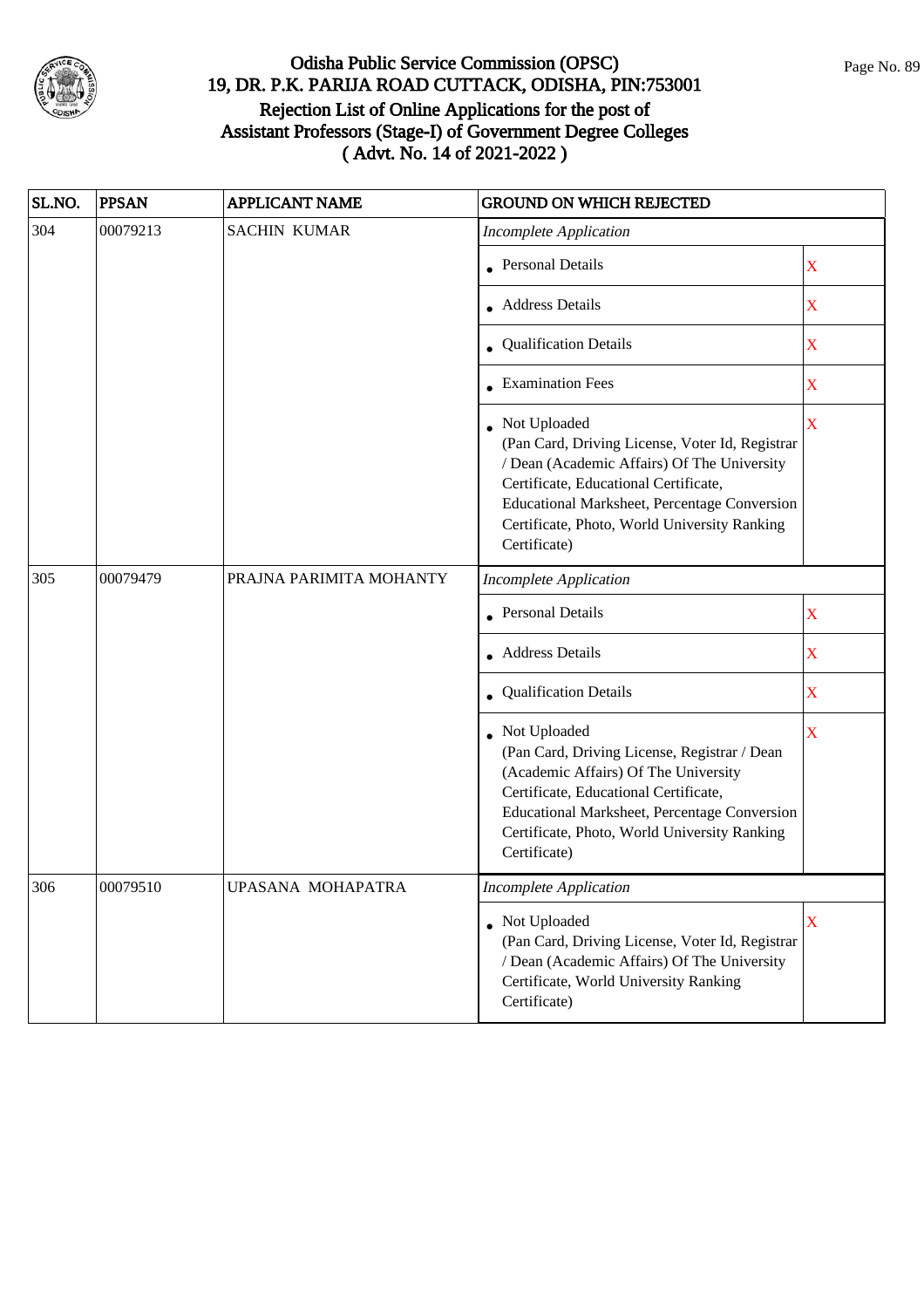# Odisha Public Service Commission (OPSC)
## 19, DR. P.K. PARIJA ROAD CUTTACK, ODISHA, PIN:753001
## Rejection List of Online Applications for the post of Assistant Professors (Stage-I) of Government Degree Colleges
## ( Advt. No. 14 of 2021-2022 )

| SL.NO. | PPSAN | APPLICANT NAME | GROUND ON WHICH REJECTED | |
|---|---|---|---|---|
| 304 | 00079213 | SACHIN KUMAR | *Incomplete Application* | |
| | | | • Personal Details | X |
| | | | • Address Details | X |
| | | | • Qualification Details | X |
| | | | • Examination Fees | X |
| | | | • Not Uploaded (Pan Card, Driving License, Voter Id, Registrar / Dean (Academic Affairs) Of The University Certificate, Educational Certificate, Educational Marksheet, Percentage Conversion Certificate, Photo, World University Ranking Certificate) | X |
| 305 | 00079479 | PRAJNA PARIMITA MOHANTY | *Incomplete Application* | |
| | | | • Personal Details | X |
| | | | • Address Details | X |
| | | | • Qualification Details | X |
| | | | • Not Uploaded (Pan Card, Driving License, Registrar / Dean (Academic Affairs) Of The University Certificate, Educational Certificate, Educational Marksheet, Percentage Conversion Certificate, Photo, World University Ranking Certificate) | X |
| 306 | 00079510 | UPASANA MOHAPATRA | *Incomplete Application* | |
| | | | • Not Uploaded (Pan Card, Driving License, Voter Id, Registrar / Dean (Academic Affairs) Of The University Certificate, World University Ranking Certificate) | X |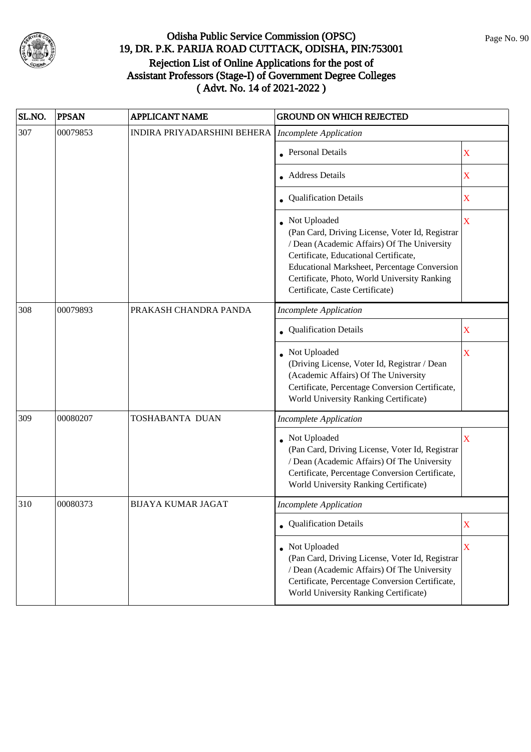# Odisha Public Service Commission (OPSC)
## 19, DR. P.K. PARIJA ROAD CUTTACK, ODISHA, PIN:753001
## Rejection List of Online Applications for the post of Assistant Professors (Stage-I) of Government Degree Colleges ( Advt. No. 14 of 2021-2022 )

| SL.NO. | PPSAN | APPLICANT NAME | GROUND ON WHICH REJECTED | |
|---|---|---|---|---|
| 307 | 00079853 | INDIRA PRIYADARSHINI BEHERA | *Incomplete Application* | |
| | | | • Personal Details | X |
| | | | • Address Details | X |
| | | | • Qualification Details | X |
| | | | • Not Uploaded (Pan Card, Driving License, Voter Id, Registrar / Dean (Academic Affairs) Of The University Certificate, Educational Certificate, Educational Marksheet, Percentage Conversion Certificate, Photo, World University Ranking Certificate, Caste Certificate) | X |
| 308 | 00079893 | PRAKASH CHANDRA PANDA | *Incomplete Application* | |
| | | | • Qualification Details | X |
| | | | • Not Uploaded (Driving License, Voter Id, Registrar / Dean (Academic Affairs) Of The University Certificate, Percentage Conversion Certificate, World University Ranking Certificate) | X |
| 309 | 00080207 | TOSHABANTA DUAN | *Incomplete Application* | |
| | | | • Not Uploaded (Pan Card, Driving License, Voter Id, Registrar / Dean (Academic Affairs) Of The University Certificate, Percentage Conversion Certificate, World University Ranking Certificate) | X |
| 310 | 00080373 | BIJAYA KUMAR JAGAT | *Incomplete Application* | |
| | | | • Qualification Details | X |
| | | | • Not Uploaded (Pan Card, Driving License, Voter Id, Registrar / Dean (Academic Affairs) Of The University Certificate, Percentage Conversion Certificate, World University Ranking Certificate) | X |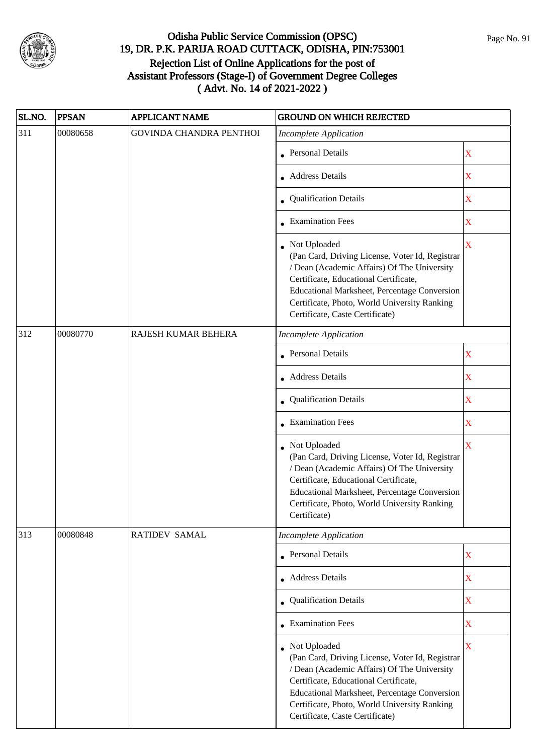# Odisha Public Service Commission (OPSC)
## 19, DR. P.K. PARIJA ROAD CUTTACK, ODISHA, PIN:753001
## Rejection List of Online Applications for the post of Assistant Professors (Stage-I) of Government Degree Colleges
## ( Advt. No. 14 of 2021-2022 )

| SL.NO. | PPSAN | APPLICANT NAME | GROUND ON WHICH REJECTED | |
|---|---|---|---|---|
| 311 | 00080658 | GOVINDA CHANDRA PENTHOI | *Incomplete Application* | |
| | | | • Personal Details | X |
| | | | • Address Details | X |
| | | | • Qualification Details | X |
| | | | • Examination Fees | X |
| | | | • Not Uploaded (Pan Card, Driving License, Voter Id, Registrar / Dean (Academic Affairs) Of The University Certificate, Educational Certificate, Educational Marksheet, Percentage Conversion Certificate, Photo, World University Ranking Certificate, Caste Certificate) | X |
| 312 | 00080770 | RAJESH KUMAR BEHERA | *Incomplete Application* | |
| | | | • Personal Details | X |
| | | | • Address Details | X |
| | | | • Qualification Details | X |
| | | | • Examination Fees | X |
| | | | • Not Uploaded (Pan Card, Driving License, Voter Id, Registrar / Dean (Academic Affairs) Of The University Certificate, Educational Certificate, Educational Marksheet, Percentage Conversion Certificate, Photo, World University Ranking Certificate) | X |
| 313 | 00080848 | RATIDEV SAMAL | *Incomplete Application* | |
| | | | • Personal Details | X |
| | | | • Address Details | X |
| | | | • Qualification Details | X |
| | | | • Examination Fees | X |
| | | | • Not Uploaded (Pan Card, Driving License, Voter Id, Registrar / Dean (Academic Affairs) Of The University Certificate, Educational Certificate, Educational Marksheet, Percentage Conversion Certificate, Photo, World University Ranking Certificate, Caste Certificate) | X |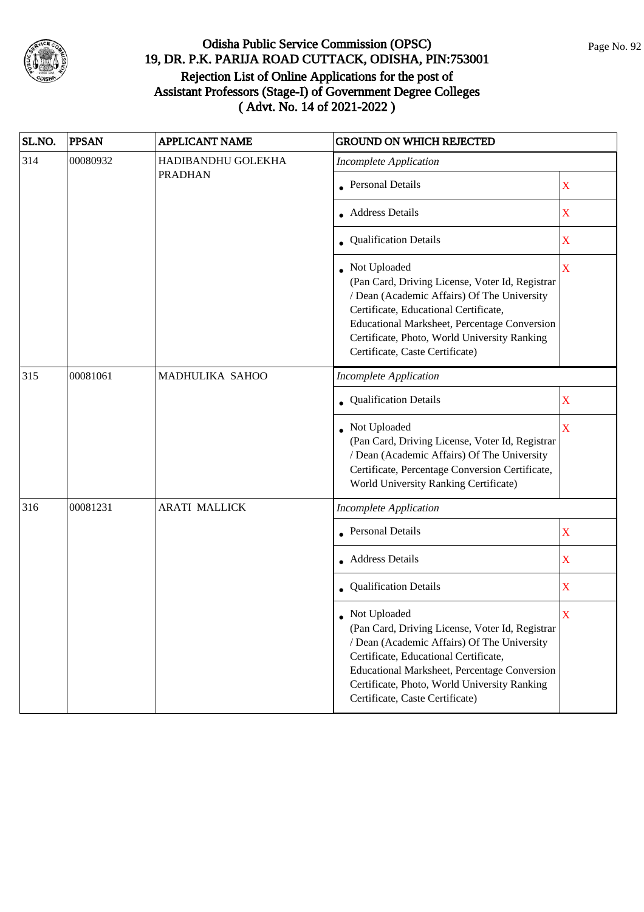# Odisha Public Service Commission (OPSC)
## 19, DR. P.K. PARIJA ROAD CUTTACK, ODISHA, PIN:753001
## Rejection List of Online Applications for the post of Assistant Professors (Stage-I) of Government Degree Colleges ( Advt. No. 14 of 2021-2022 )

| SL.NO. | PPSAN | APPLICANT NAME | GROUND ON WHICH REJECTED | |
|---|---|---|---|---|
| 314 | 00080932 | HADIBANDHU GOLEKHA PRADHAN | *Incomplete Application* | |
| | | | • Personal Details | X |
| | | | • Address Details | X |
| | | | • Qualification Details | X |
| | | | • Not Uploaded (Pan Card, Driving License, Voter Id, Registrar / Dean (Academic Affairs) Of The University Certificate, Educational Certificate, Educational Marksheet, Percentage Conversion Certificate, Photo, World University Ranking Certificate, Caste Certificate) | X |
| 315 | 00081061 | MADHULIKA SAHOO | *Incomplete Application* | |
| | | | • Qualification Details | X |
| | | | • Not Uploaded (Pan Card, Driving License, Voter Id, Registrar / Dean (Academic Affairs) Of The University Certificate, Percentage Conversion Certificate, World University Ranking Certificate) | X |
| 316 | 00081231 | ARATI MALLICK | *Incomplete Application* | |
| | | | • Personal Details | X |
| | | | • Address Details | X |
| | | | • Qualification Details | X |
| | | | • Not Uploaded (Pan Card, Driving License, Voter Id, Registrar / Dean (Academic Affairs) Of The University Certificate, Educational Certificate, Educational Marksheet, Percentage Conversion Certificate, Photo, World University Ranking Certificate, Caste Certificate) | X |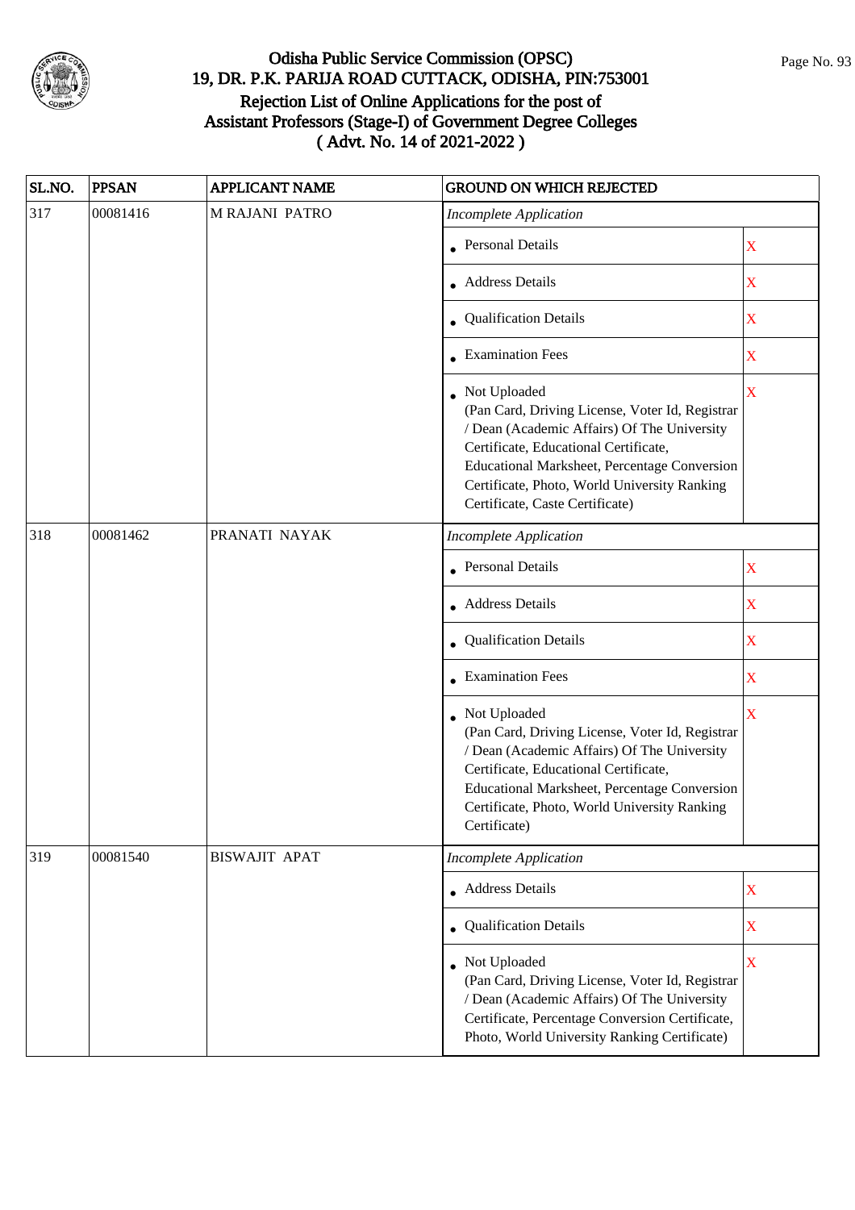# Odisha Public Service Commission (OPSC)
## 19, DR. P.K. PARIJA ROAD CUTTACK, ODISHA, PIN:753001
## Rejection List of Online Applications for the post of Assistant Professors (Stage-I) of Government Degree Colleges
## ( Advt. No. 14 of 2021-2022 )

| SL.NO. | PPSAN | APPLICANT NAME | GROUND ON WHICH REJECTED | |
|---|---|---|---|---|
| 317 | 00081416 | M RAJANI PATRO | *Incomplete Application* | |
| | | | • Personal Details | X |
| | | | • Address Details | X |
| | | | • Qualification Details | X |
| | | | • Examination Fees | X |
| | | | • Not Uploaded (Pan Card, Driving License, Voter Id, Registrar / Dean (Academic Affairs) Of The University Certificate, Educational Certificate, Educational Marksheet, Percentage Conversion Certificate, Photo, World University Ranking Certificate, Caste Certificate) | X |
| 318 | 00081462 | PRANATI NAYAK | *Incomplete Application* | |
| | | | • Personal Details | X |
| | | | • Address Details | X |
| | | | • Qualification Details | X |
| | | | • Examination Fees | X |
| | | | • Not Uploaded (Pan Card, Driving License, Voter Id, Registrar / Dean (Academic Affairs) Of The University Certificate, Educational Certificate, Educational Marksheet, Percentage Conversion Certificate, Photo, World University Ranking Certificate) | X |
| 319 | 00081540 | BISWAJIT APAT | *Incomplete Application* | |
| | | | • Address Details | X |
| | | | • Qualification Details | X |
| | | | • Not Uploaded (Pan Card, Driving License, Voter Id, Registrar / Dean (Academic Affairs) Of The University Certificate, Percentage Conversion Certificate, Photo, World University Ranking Certificate) | X |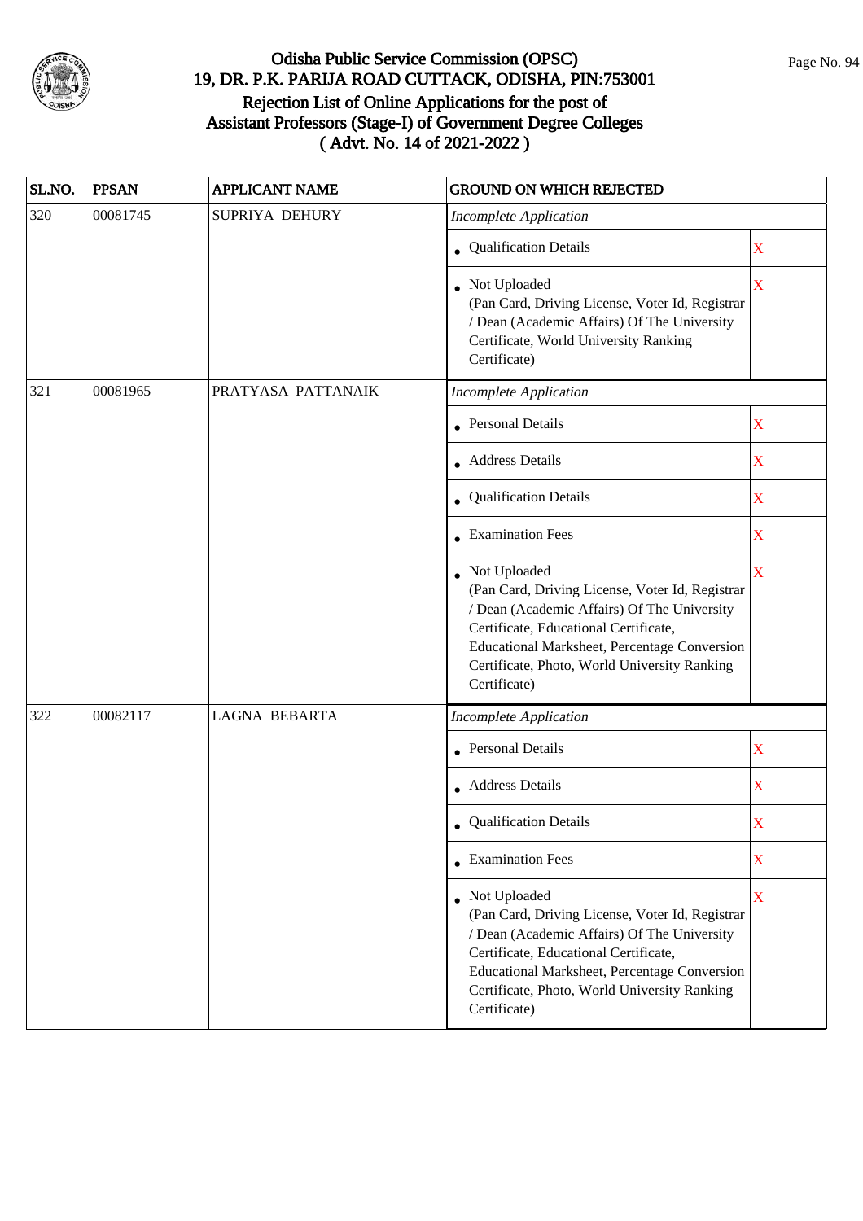# Odisha Public Service Commission (OPSC)
## 19, DR. P.K. PARIJA ROAD CUTTACK, ODISHA, PIN:753001
## Rejection List of Online Applications for the post of Assistant Professors (Stage-I) of Government Degree Colleges
## ( Advt. No. 14 of 2021-2022 )

| SL.NO. | PPSAN | APPLICANT NAME | GROUND ON WHICH REJECTED | |
|---|---|---|---|---|
| 320 | 00081745 | SUPRIYA DEHURY | *Incomplete Application* | |
| | | | • Qualification Details | X |
| | | | • Not Uploaded (Pan Card, Driving License, Voter Id, Registrar / Dean (Academic Affairs) Of The University Certificate, World University Ranking Certificate) | X |
| 321 | 00081965 | PRATYASA PATTANAIK | *Incomplete Application* | |
| | | | • Personal Details | X |
| | | | • Address Details | X |
| | | | • Qualification Details | X |
| | | | • Examination Fees | X |
| | | | • Not Uploaded (Pan Card, Driving License, Voter Id, Registrar / Dean (Academic Affairs) Of The University Certificate, Educational Certificate, Educational Marksheet, Percentage Conversion Certificate, Photo, World University Ranking Certificate) | X |
| 322 | 00082117 | LAGNA BEBARTA | *Incomplete Application* | |
| | | | • Personal Details | X |
| | | | • Address Details | X |
| | | | • Qualification Details | X |
| | | | • Examination Fees | X |
| | | | • Not Uploaded (Pan Card, Driving License, Voter Id, Registrar / Dean (Academic Affairs) Of The University Certificate, Educational Certificate, Educational Marksheet, Percentage Conversion Certificate, Photo, World University Ranking Certificate) | X |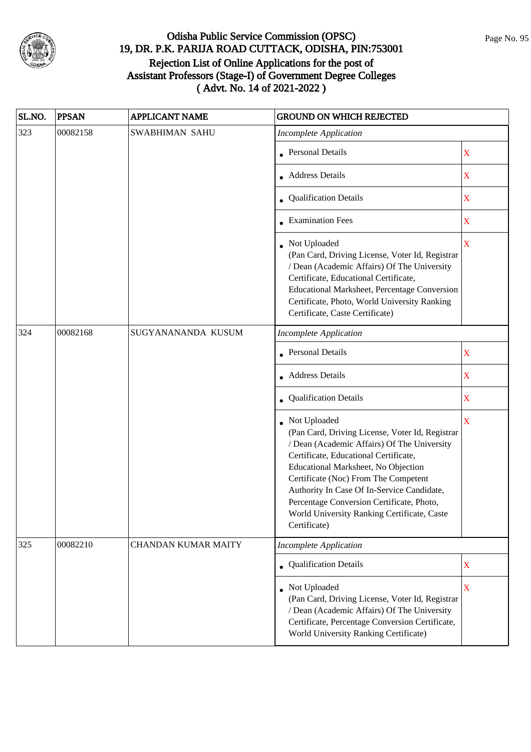# Odisha Public Service Commission (OPSC)
## 19, DR. P.K. PARIJA ROAD CUTTACK, ODISHA, PIN:753001
## Rejection List of Online Applications for the post of Assistant Professors (Stage-I) of Government Degree Colleges ( Advt. No. 14 of 2021-2022 )

| SL.NO. | PPSAN | APPLICANT NAME | GROUND ON WHICH REJECTED | |
|---|---|---|---|---|
| 323 | 00082158 | SWABHIMAN SAHU | *Incomplete Application* | |
| | | | • Personal Details | X |
| | | | • Address Details | X |
| | | | • Qualification Details | X |
| | | | • Examination Fees | X |
| | | | • Not Uploaded (Pan Card, Driving License, Voter Id, Registrar / Dean (Academic Affairs) Of The University Certificate, Educational Certificate, Educational Marksheet, Percentage Conversion Certificate, Photo, World University Ranking Certificate, Caste Certificate) | X |
| 324 | 00082168 | SUGYANANANDA KUSUM | *Incomplete Application* | |
| | | | • Personal Details | X |
| | | | • Address Details | X |
| | | | • Qualification Details | X |
| | | | • Not Uploaded (Pan Card, Driving License, Voter Id, Registrar / Dean (Academic Affairs) Of The University Certificate, Educational Certificate, Educational Marksheet, No Objection Certificate (Noc) From The Competent Authority In Case Of In-Service Candidate, Percentage Conversion Certificate, Photo, World University Ranking Certificate, Caste Certificate) | X |
| 325 | 00082210 | CHANDAN KUMAR MAITY | *Incomplete Application* | |
| | | | • Qualification Details | X |
| | | | • Not Uploaded (Pan Card, Driving License, Voter Id, Registrar / Dean (Academic Affairs) Of The University Certificate, Percentage Conversion Certificate, World University Ranking Certificate) | X |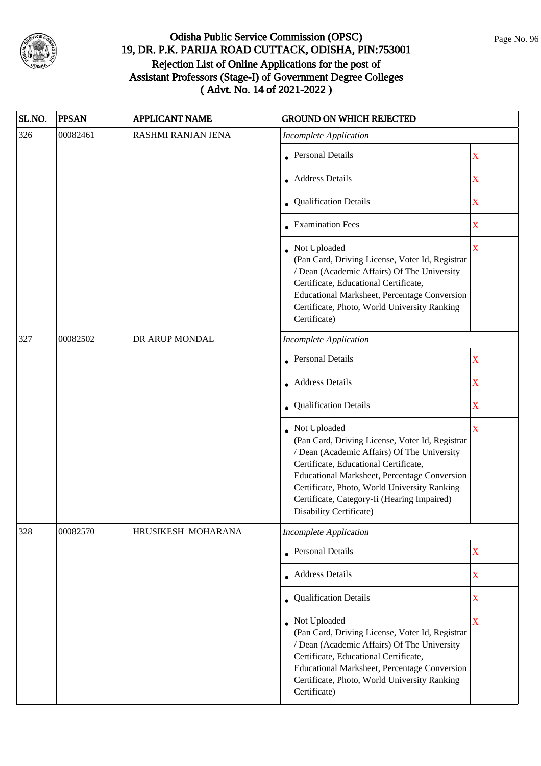# Odisha Public Service Commission (OPSC)
## 19, DR. P.K. PARIJA ROAD CUTTACK, ODISHA, PIN:753001
## Rejection List of Online Applications for the post of Assistant Professors (Stage-I) of Government Degree Colleges ( Advt. No. 14 of 2021-2022 )

| SL.NO. | PPSAN | APPLICANT NAME | GROUND ON WHICH REJECTED | |
|---|---|---|---|---|
| 326 | 00082461 | RASHMI RANJAN JENA | *Incomplete Application* | |
| | | | • Personal Details | X |
| | | | • Address Details | X |
| | | | • Qualification Details | X |
| | | | • Examination Fees | X |
| | | | • Not Uploaded (Pan Card, Driving License, Voter Id, Registrar / Dean (Academic Affairs) Of The University Certificate, Educational Certificate, Educational Marksheet, Percentage Conversion Certificate, Photo, World University Ranking Certificate) | X |
| 327 | 00082502 | DR ARUP MONDAL | *Incomplete Application* | |
| | | | • Personal Details | X |
| | | | • Address Details | X |
| | | | • Qualification Details | X |
| | | | • Not Uploaded (Pan Card, Driving License, Voter Id, Registrar / Dean (Academic Affairs) Of The University Certificate, Educational Certificate, Educational Marksheet, Percentage Conversion Certificate, Photo, World University Ranking Certificate, Category-Ii (Hearing Impaired) Disability Certificate) | X |
| 328 | 00082570 | HRUSIKESH MOHARANA | *Incomplete Application* | |
| | | | • Personal Details | X |
| | | | • Address Details | X |
| | | | • Qualification Details | X |
| | | | • Not Uploaded (Pan Card, Driving License, Voter Id, Registrar / Dean (Academic Affairs) Of The University Certificate, Educational Certificate, Educational Marksheet, Percentage Conversion Certificate, Photo, World University Ranking Certificate) | X |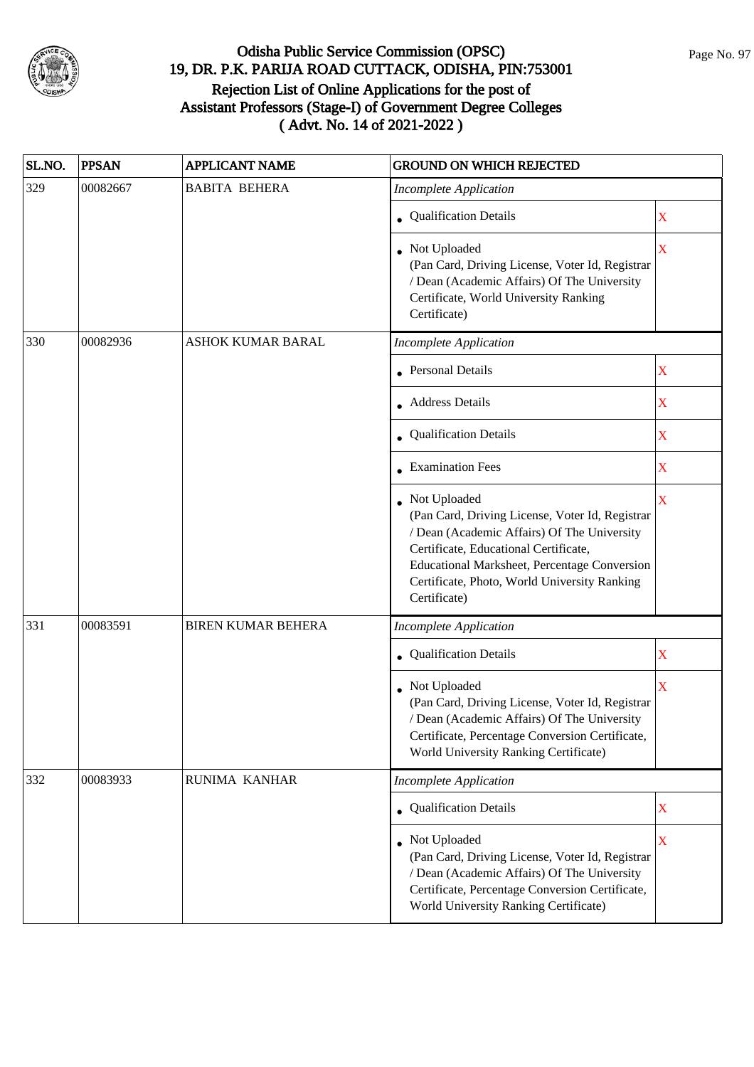# Odisha Public Service Commission (OPSC)
## 19, DR. P.K. PARIJA ROAD CUTTACK, ODISHA, PIN:753001
## Rejection List of Online Applications for the post of Assistant Professors (Stage-I) of Government Degree Colleges
## ( Advt. No. 14 of 2021-2022 )

| SL.NO. | PPSAN | APPLICANT NAME | GROUND ON WHICH REJECTED | |
|---|---|---|---|---|
| 329 | 00082667 | BABITA BEHERA | *Incomplete Application* | |
| | | | • Qualification Details | X |
| | | | • Not Uploaded (Pan Card, Driving License, Voter Id, Registrar / Dean (Academic Affairs) Of The University Certificate, World University Ranking Certificate) | X |
| 330 | 00082936 | ASHOK KUMAR BARAL | *Incomplete Application* | |
| | | | • Personal Details | X |
| | | | • Address Details | X |
| | | | • Qualification Details | X |
| | | | • Examination Fees | X |
| | | | • Not Uploaded (Pan Card, Driving License, Voter Id, Registrar / Dean (Academic Affairs) Of The University Certificate, Educational Certificate, Educational Marksheet, Percentage Conversion Certificate, Photo, World University Ranking Certificate) | X |
| 331 | 00083591 | BIREN KUMAR BEHERA | *Incomplete Application* | |
| | | | • Qualification Details | X |
| | | | • Not Uploaded (Pan Card, Driving License, Voter Id, Registrar / Dean (Academic Affairs) Of The University Certificate, Percentage Conversion Certificate, World University Ranking Certificate) | X |
| 332 | 00083933 | RUNIMA KANHAR | *Incomplete Application* | |
| | | | • Qualification Details | X |
| | | | • Not Uploaded (Pan Card, Driving License, Voter Id, Registrar / Dean (Academic Affairs) Of The University Certificate, Percentage Conversion Certificate, World University Ranking Certificate) | X |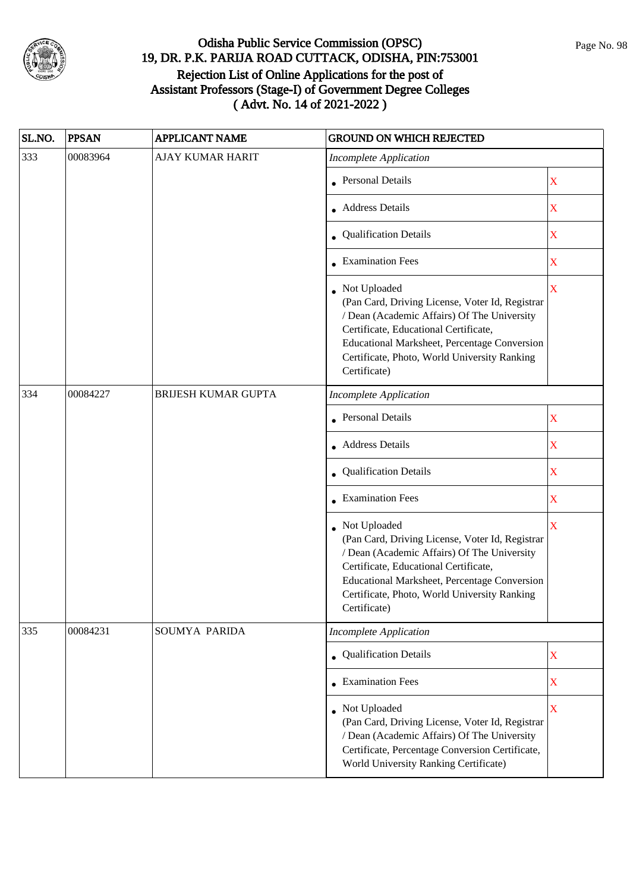# Odisha Public Service Commission (OPSC)

## 19, DR. P.K. PARIJA ROAD CUTTACK, ODISHA, PIN:753001

## Rejection List of Online Applications for the post of Assistant Professors (Stage-I) of Government Degree Colleges ( Advt. No. 14 of 2021-2022 )

| SL.NO. | PPSAN | APPLICANT NAME | GROUND ON WHICH REJECTED | |
|---|---|---|---|---|
| 333 | 00083964 | AJAY KUMAR HARIT | *Incomplete Application* | |
| | | | • Personal Details | X |
| | | | • Address Details | X |
| | | | • Qualification Details | X |
| | | | • Examination Fees | X |
| | | | • Not Uploaded (Pan Card, Driving License, Voter Id, Registrar / Dean (Academic Affairs) Of The University Certificate, Educational Certificate, Educational Marksheet, Percentage Conversion Certificate, Photo, World University Ranking Certificate) | X |
| 334 | 00084227 | BRIJESH KUMAR GUPTA | *Incomplete Application* | |
| | | | • Personal Details | X |
| | | | • Address Details | X |
| | | | • Qualification Details | X |
| | | | • Examination Fees | X |
| | | | • Not Uploaded (Pan Card, Driving License, Voter Id, Registrar / Dean (Academic Affairs) Of The University Certificate, Educational Certificate, Educational Marksheet, Percentage Conversion Certificate, Photo, World University Ranking Certificate) | X |
| 335 | 00084231 | SOUMYA PARIDA | *Incomplete Application* | |
| | | | • Qualification Details | X |
| | | | • Examination Fees | X |
| | | | • Not Uploaded (Pan Card, Driving License, Voter Id, Registrar / Dean (Academic Affairs) Of The University Certificate, Percentage Conversion Certificate, World University Ranking Certificate) | X |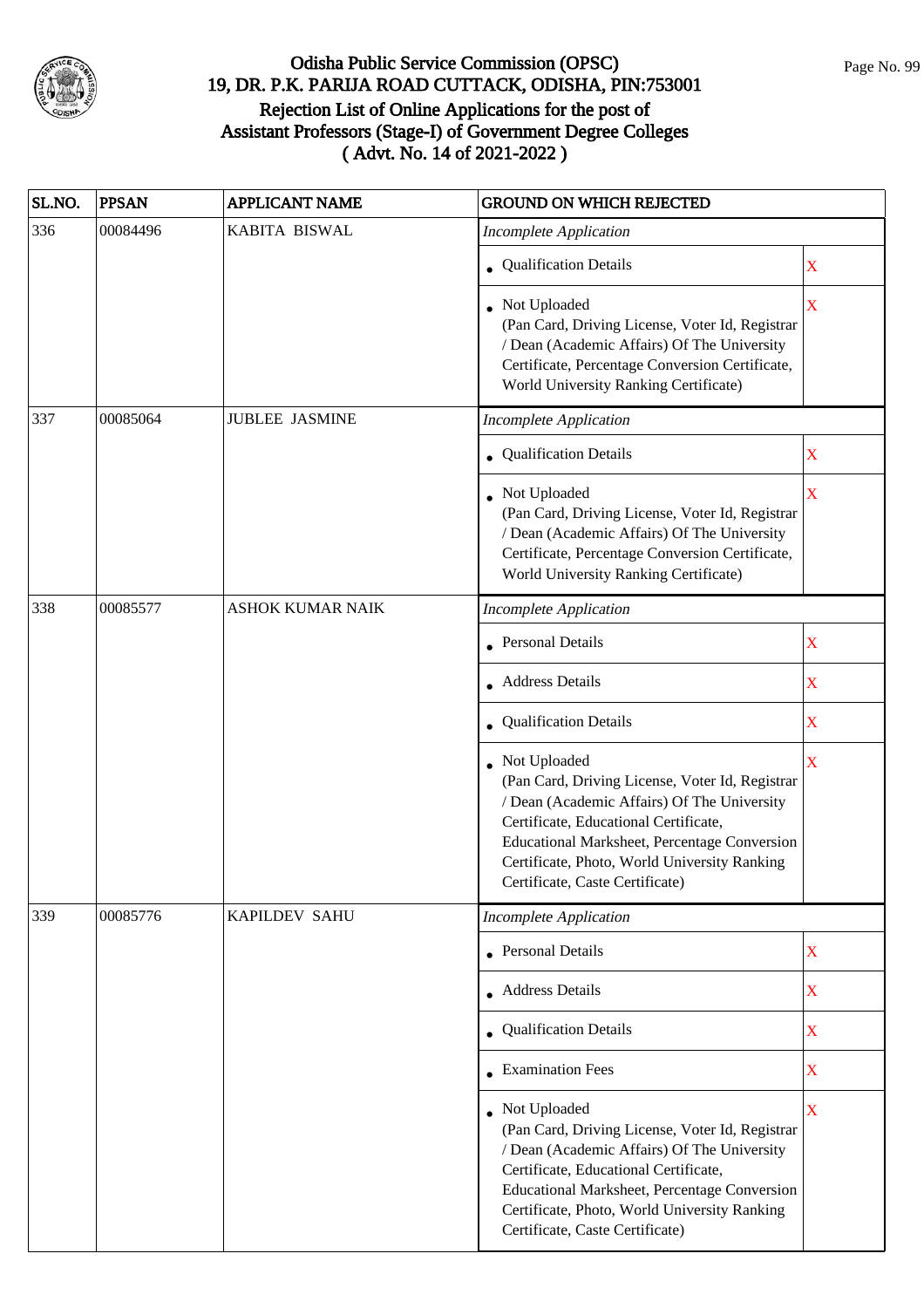# Odisha Public Service Commission (OPSC)
## 19, DR. P.K. PARIJA ROAD CUTTACK, ODISHA, PIN:753001
## Rejection List of Online Applications for the post of Assistant Professors (Stage-I) of Government Degree Colleges ( Advt. No. 14 of 2021-2022 )

| SL.NO. | PPSAN | APPLICANT NAME | GROUND ON WHICH REJECTED | |
|---|---|---|---|---|
| 336 | 00084496 | KABITA BISWAL | *Incomplete Application* | |
| | | | • Qualification Details | X |
| | | | • Not Uploaded (Pan Card, Driving License, Voter Id, Registrar / Dean (Academic Affairs) Of The University Certificate, Percentage Conversion Certificate, World University Ranking Certificate) | X |
| 337 | 00085064 | JUBLEE JASMINE | *Incomplete Application* | |
| | | | • Qualification Details | X |
| | | | • Not Uploaded (Pan Card, Driving License, Voter Id, Registrar / Dean (Academic Affairs) Of The University Certificate, Percentage Conversion Certificate, World University Ranking Certificate) | X |
| 338 | 00085577 | ASHOK KUMAR NAIK | *Incomplete Application* | |
| | | | • Personal Details | X |
| | | | • Address Details | X |
| | | | • Qualification Details | X |
| | | | • Not Uploaded (Pan Card, Driving License, Voter Id, Registrar / Dean (Academic Affairs) Of The University Certificate, Educational Certificate, Educational Marksheet, Percentage Conversion Certificate, Photo, World University Ranking Certificate, Caste Certificate) | X |
| 339 | 00085776 | KAPILDEV SAHU | *Incomplete Application* | |
| | | | • Personal Details | X |
| | | | • Address Details | X |
| | | | • Qualification Details | X |
| | | | • Examination Fees | X |
| | | | • Not Uploaded (Pan Card, Driving License, Voter Id, Registrar / Dean (Academic Affairs) Of The University Certificate, Educational Certificate, Educational Marksheet, Percentage Conversion Certificate, Photo, World University Ranking Certificate, Caste Certificate) | X |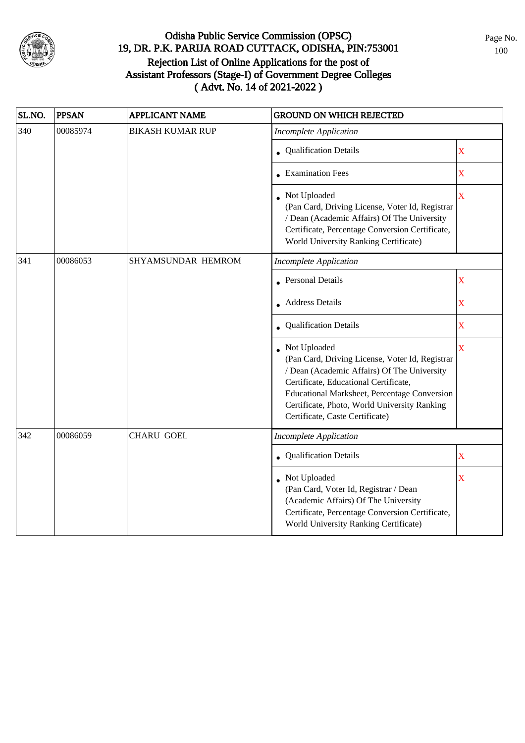# Odisha Public Service Commission (OPSC)
## 19, DR. P.K. PARIJA ROAD CUTTACK, ODISHA, PIN:753001
## Rejection List of Online Applications for the post of Assistant Professors (Stage-I) of Government Degree Colleges ( Advt. No. 14 of 2021-2022 )

| SL.NO. | PPSAN | APPLICANT NAME | GROUND ON WHICH REJECTED | |
|---|---|---|---|---|
| 340 | 00085974 | BIKASH KUMAR RUP | *Incomplete Application* | |
| | | | • Qualification Details | X |
| | | | • Examination Fees | X |
| | | | • Not Uploaded (Pan Card, Driving License, Voter Id, Registrar / Dean (Academic Affairs) Of The University Certificate, Percentage Conversion Certificate, World University Ranking Certificate) | X |
| 341 | 00086053 | SHYAMSUNDAR HEMROM | *Incomplete Application* | |
| | | | • Personal Details | X |
| | | | • Address Details | X |
| | | | • Qualification Details | X |
| | | | • Not Uploaded (Pan Card, Driving License, Voter Id, Registrar / Dean (Academic Affairs) Of The University Certificate, Educational Certificate, Educational Marksheet, Percentage Conversion Certificate, Photo, World University Ranking Certificate, Caste Certificate) | X |
| 342 | 00086059 | CHARU GOEL | *Incomplete Application* | |
| | | | • Qualification Details | X |
| | | | • Not Uploaded (Pan Card, Voter Id, Registrar / Dean (Academic Affairs) Of The University Certificate, Percentage Conversion Certificate, World University Ranking Certificate) | X |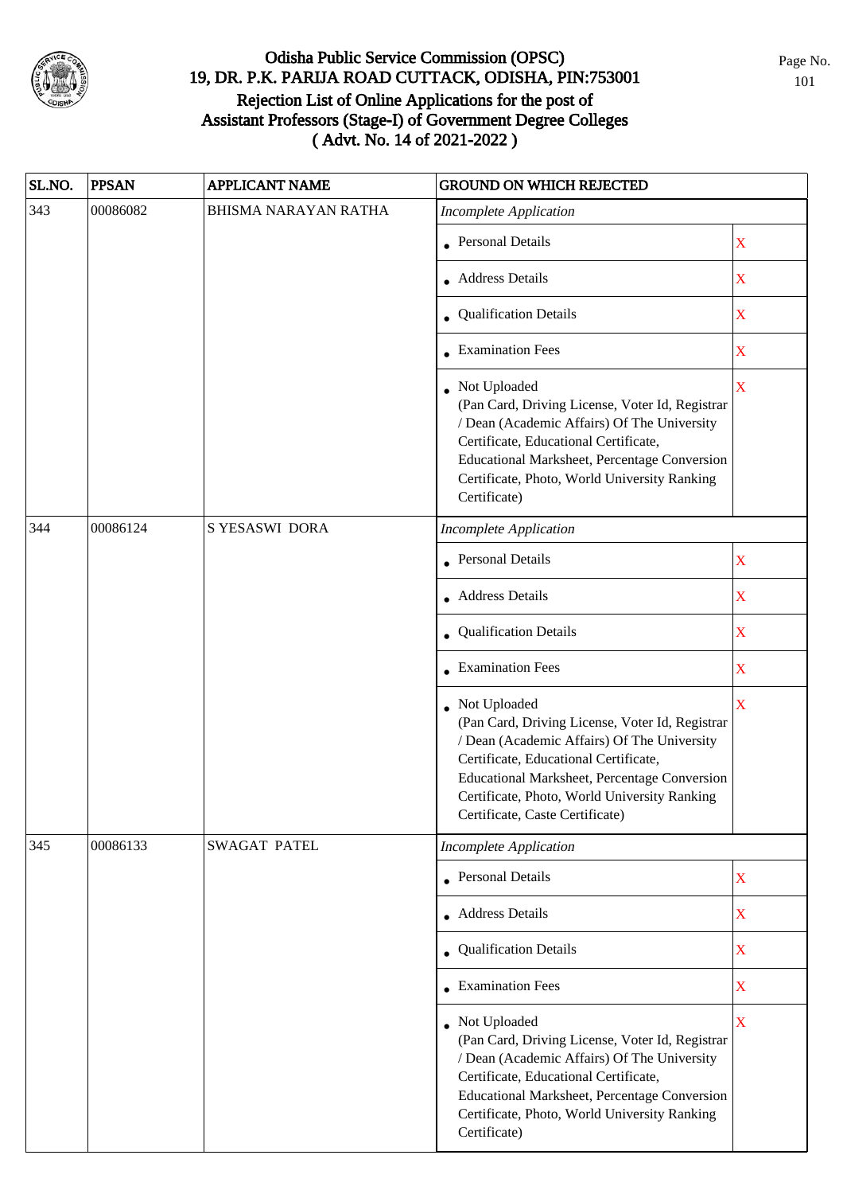# Odisha Public Service Commission (OPSC)
## 19, DR. P.K. PARIJA ROAD CUTTACK, ODISHA, PIN:753001
## Rejection List of Online Applications for the post of Assistant Professors (Stage-I) of Government Degree Colleges ( Advt. No. 14 of 2021-2022 )

| SL.NO. | PPSAN | APPLICANT NAME | GROUND ON WHICH REJECTED | |
|---|---|---|---|---|
| 343 | 00086082 | BHISMA NARAYAN RATHA | *Incomplete Application* | |
| | | | • Personal Details | X |
| | | | • Address Details | X |
| | | | • Qualification Details | X |
| | | | • Examination Fees | X |
| | | | • Not Uploaded (Pan Card, Driving License, Voter Id, Registrar / Dean (Academic Affairs) Of The University Certificate, Educational Certificate, Educational Marksheet, Percentage Conversion Certificate, Photo, World University Ranking Certificate) | X |
| 344 | 00086124 | S YESASWI DORA | *Incomplete Application* | |
| | | | • Personal Details | X |
| | | | • Address Details | X |
| | | | • Qualification Details | X |
| | | | • Examination Fees | X |
| | | | • Not Uploaded (Pan Card, Driving License, Voter Id, Registrar / Dean (Academic Affairs) Of The University Certificate, Educational Certificate, Educational Marksheet, Percentage Conversion Certificate, Photo, World University Ranking Certificate, Caste Certificate) | X |
| 345 | 00086133 | SWAGAT PATEL | *Incomplete Application* | |
| | | | • Personal Details | X |
| | | | • Address Details | X |
| | | | • Qualification Details | X |
| | | | • Examination Fees | X |
| | | | • Not Uploaded (Pan Card, Driving License, Voter Id, Registrar / Dean (Academic Affairs) Of The University Certificate, Educational Certificate, Educational Marksheet, Percentage Conversion Certificate, Photo, World University Ranking Certificate) | X |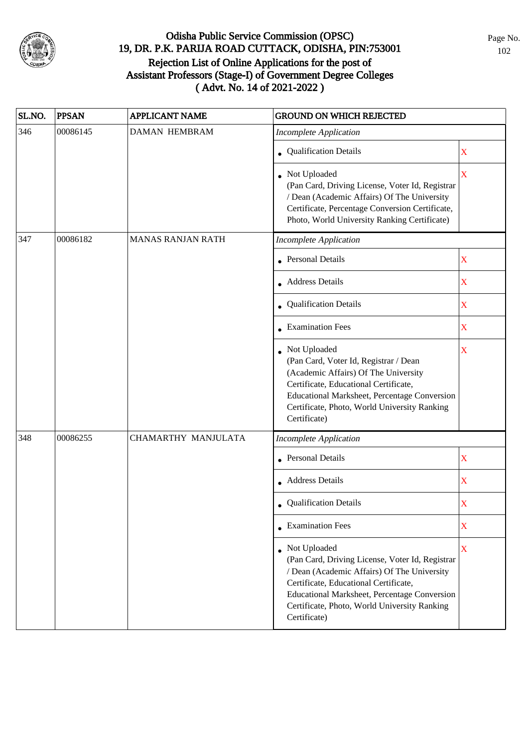# Odisha Public Service Commission (OPSC)
## 19, DR. P.K. PARIJA ROAD CUTTACK, ODISHA, PIN:753001
## Rejection List of Online Applications for the post of Assistant Professors (Stage-I) of Government Degree Colleges ( Advt. No. 14 of 2021-2022 )

| SL.NO. | PPSAN | APPLICANT NAME | GROUND ON WHICH REJECTED | |
|---|---|---|---|---|
| 346 | 00086145 | DAMAN HEMBRAM | *Incomplete Application* | |
| | | | • Qualification Details | X |
| | | | • Not Uploaded (Pan Card, Driving License, Voter Id, Registrar / Dean (Academic Affairs) Of The University Certificate, Percentage Conversion Certificate, Photo, World University Ranking Certificate) | X |
| 347 | 00086182 | MANAS RANJAN RATH | *Incomplete Application* | |
| | | | • Personal Details | X |
| | | | • Address Details | X |
| | | | • Qualification Details | X |
| | | | • Examination Fees | X |
| | | | • Not Uploaded (Pan Card, Voter Id, Registrar / Dean (Academic Affairs) Of The University Certificate, Educational Certificate, Educational Marksheet, Percentage Conversion Certificate, Photo, World University Ranking Certificate) | X |
| 348 | 00086255 | CHAMARTHY MANJULATA | *Incomplete Application* | |
| | | | • Personal Details | X |
| | | | • Address Details | X |
| | | | • Qualification Details | X |
| | | | • Examination Fees | X |
| | | | • Not Uploaded (Pan Card, Driving License, Voter Id, Registrar / Dean (Academic Affairs) Of The University Certificate, Educational Certificate, Educational Marksheet, Percentage Conversion Certificate, Photo, World University Ranking Certificate) | X |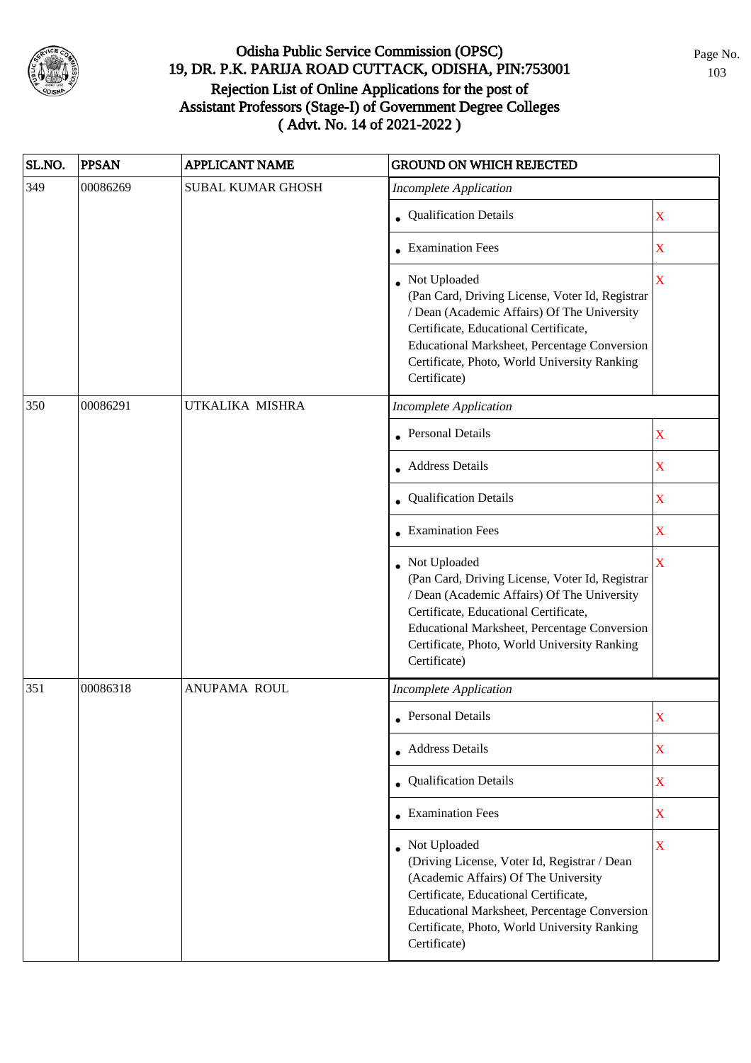# Odisha Public Service Commission (OPSC)
## 19, DR. P.K. PARIJA ROAD CUTTACK, ODISHA, PIN:753001
## Rejection List of Online Applications for the post of Assistant Professors (Stage-I) of Government Degree Colleges ( Advt. No. 14 of 2021-2022 )

| SL.NO. | PPSAN | APPLICANT NAME | GROUND ON WHICH REJECTED | |
|---|---|---|---|---|
| 349 | 00086269 | SUBAL KUMAR GHOSH | *Incomplete Application* | |
| | | | • Qualification Details | X |
| | | | • Examination Fees | X |
| | | | • Not Uploaded (Pan Card, Driving License, Voter Id, Registrar / Dean (Academic Affairs) Of The University Certificate, Educational Certificate, Educational Marksheet, Percentage Conversion Certificate, Photo, World University Ranking Certificate) | X |
| 350 | 00086291 | UTKALIKA MISHRA | *Incomplete Application* | |
| | | | • Personal Details | X |
| | | | • Address Details | X |
| | | | • Qualification Details | X |
| | | | • Examination Fees | X |
| | | | • Not Uploaded (Pan Card, Driving License, Voter Id, Registrar / Dean (Academic Affairs) Of The University Certificate, Educational Certificate, Educational Marksheet, Percentage Conversion Certificate, Photo, World University Ranking Certificate) | X |
| 351 | 00086318 | ANUPAMA ROUL | *Incomplete Application* | |
| | | | • Personal Details | X |
| | | | • Address Details | X |
| | | | • Qualification Details | X |
| | | | • Examination Fees | X |
| | | | • Not Uploaded (Driving License, Voter Id, Registrar / Dean (Academic Affairs) Of The University Certificate, Educational Certificate, Educational Marksheet, Percentage Conversion Certificate, Photo, World University Ranking Certificate) | X |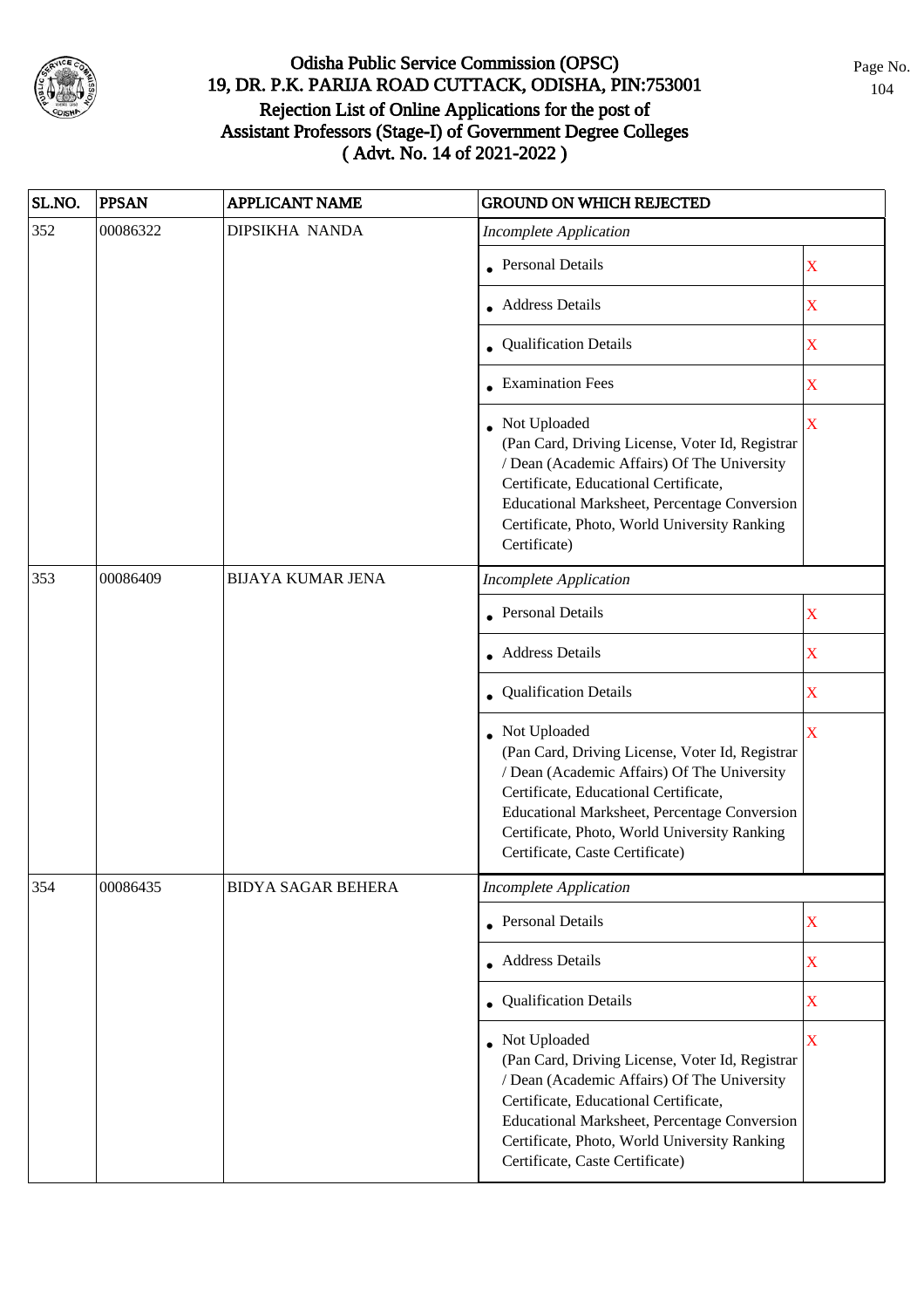# Odisha Public Service Commission (OPSC)
## 19, DR. P.K. PARIJA ROAD CUTTACK, ODISHA, PIN:753001
## Rejection List of Online Applications for the post of Assistant Professors (Stage-I) of Government Degree Colleges ( Advt. No. 14 of 2021-2022 )

| SL.NO. | PPSAN | APPLICANT NAME | GROUND ON WHICH REJECTED | |
|---|---|---|---|---|
| 352 | 00086322 | DIPSIKHA NANDA | *Incomplete Application* | |
| | | | • Personal Details | X |
| | | | • Address Details | X |
| | | | • Qualification Details | X |
| | | | • Examination Fees | X |
| | | | • Not Uploaded (Pan Card, Driving License, Voter Id, Registrar / Dean (Academic Affairs) Of The University Certificate, Educational Certificate, Educational Marksheet, Percentage Conversion Certificate, Photo, World University Ranking Certificate) | X |
| 353 | 00086409 | BIJAYA KUMAR JENA | *Incomplete Application* | |
| | | | • Personal Details | X |
| | | | • Address Details | X |
| | | | • Qualification Details | X |
| | | | • Not Uploaded (Pan Card, Driving License, Voter Id, Registrar / Dean (Academic Affairs) Of The University Certificate, Educational Certificate, Educational Marksheet, Percentage Conversion Certificate, Photo, World University Ranking Certificate, Caste Certificate) | X |
| 354 | 00086435 | BIDYA SAGAR BEHERA | *Incomplete Application* | |
| | | | • Personal Details | X |
| | | | • Address Details | X |
| | | | • Qualification Details | X |
| | | | • Not Uploaded (Pan Card, Driving License, Voter Id, Registrar / Dean (Academic Affairs) Of The University Certificate, Educational Certificate, Educational Marksheet, Percentage Conversion Certificate, Photo, World University Ranking Certificate, Caste Certificate) | X |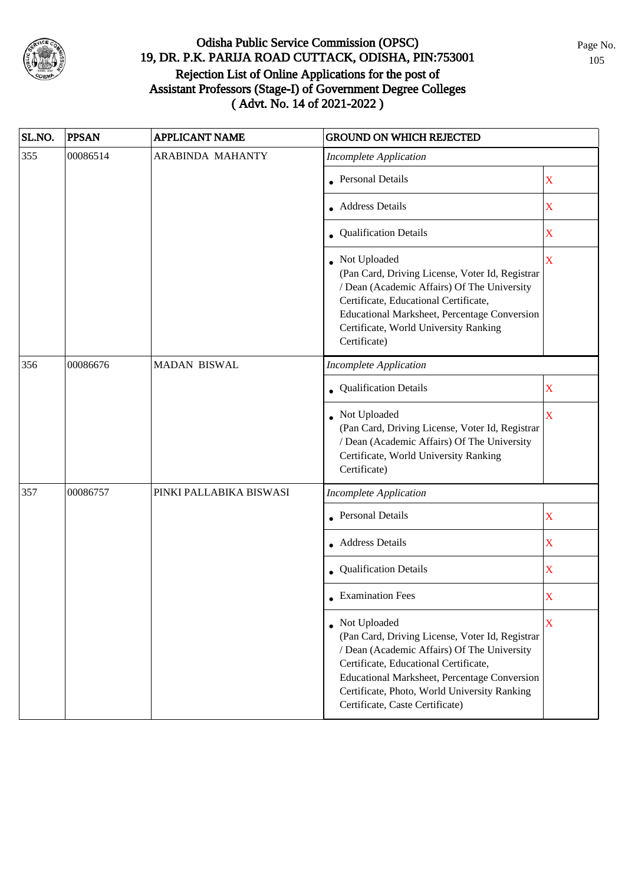# Odisha Public Service Commission (OPSC)
## 19, DR. P.K. PARIJA ROAD CUTTACK, ODISHA, PIN:753001
## Rejection List of Online Applications for the post of Assistant Professors (Stage-I) of Government Degree Colleges ( Advt. No. 14 of 2021-2022 )

| SL.NO. | PPSAN | APPLICANT NAME | GROUND ON WHICH REJECTED | |
|---|---|---|---|---|
| 355 | 00086514 | ARABINDA MAHANTY | *Incomplete Application* | |
| | | | • Personal Details | X |
| | | | • Address Details | X |
| | | | • Qualification Details | X |
| | | | • Not Uploaded (Pan Card, Driving License, Voter Id, Registrar / Dean (Academic Affairs) Of The University Certificate, Educational Certificate, Educational Marksheet, Percentage Conversion Certificate, World University Ranking Certificate) | X |
| 356 | 00086676 | MADAN BISWAL | *Incomplete Application* | |
| | | | • Qualification Details | X |
| | | | • Not Uploaded (Pan Card, Driving License, Voter Id, Registrar / Dean (Academic Affairs) Of The University Certificate, World University Ranking Certificate) | X |
| 357 | 00086757 | PINKI PALLABIKA BISWASI | *Incomplete Application* | |
| | | | • Personal Details | X |
| | | | • Address Details | X |
| | | | • Qualification Details | X |
| | | | • Examination Fees | X |
| | | | • Not Uploaded (Pan Card, Driving License, Voter Id, Registrar / Dean (Academic Affairs) Of The University Certificate, Educational Certificate, Educational Marksheet, Percentage Conversion Certificate, Photo, World University Ranking Certificate, Caste Certificate) | X |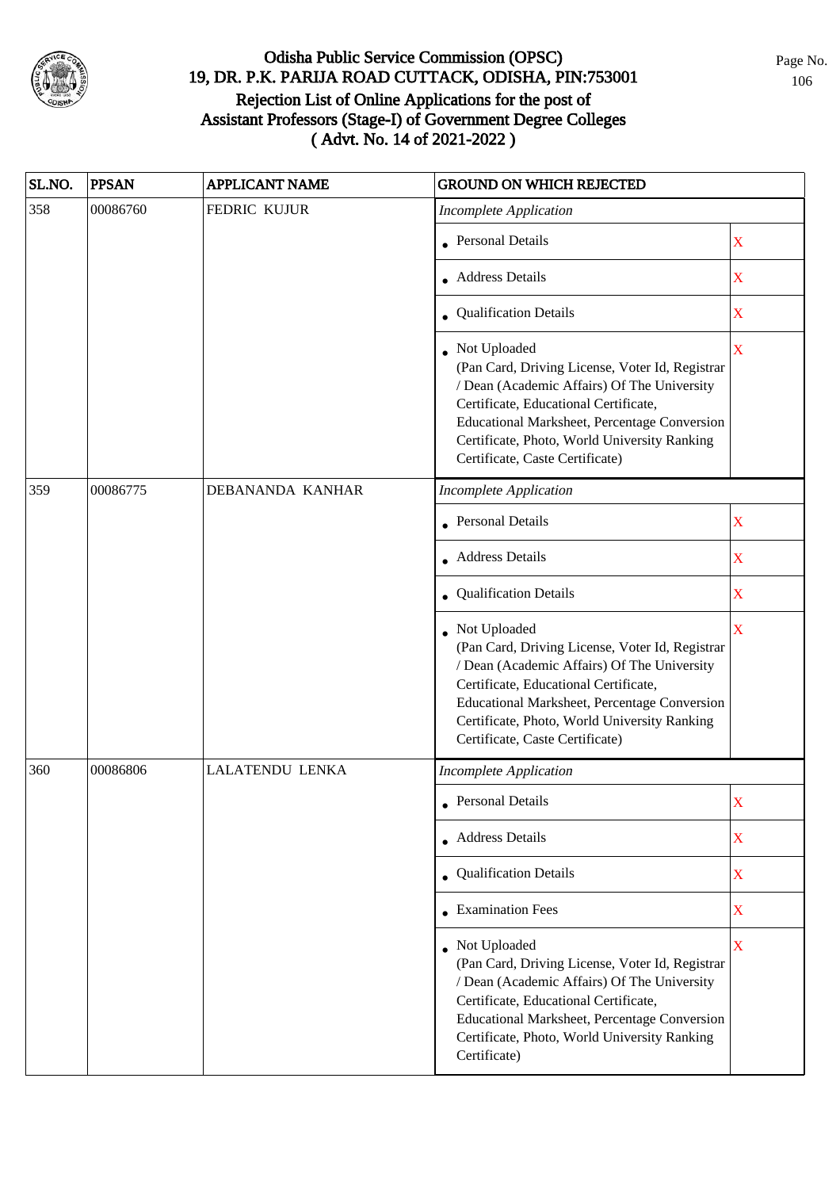# Odisha Public Service Commission (OPSC)
## 19, DR. P.K. PARIJA ROAD CUTTACK, ODISHA, PIN:753001
## Rejection List of Online Applications for the post of Assistant Professors (Stage-I) of Government Degree Colleges ( Advt. No. 14 of 2021-2022 )

| SL.NO. | PPSAN | APPLICANT NAME | GROUND ON WHICH REJECTED | |
|---|---|---|---|---|
| 358 | 00086760 | FEDRIC KUJUR | *Incomplete Application* | |
| | | | • Personal Details | X |
| | | | • Address Details | X |
| | | | • Qualification Details | X |
| | | | • Not Uploaded (Pan Card, Driving License, Voter Id, Registrar / Dean (Academic Affairs) Of The University Certificate, Educational Certificate, Educational Marksheet, Percentage Conversion Certificate, Photo, World University Ranking Certificate, Caste Certificate) | X |
| 359 | 00086775 | DEBANANDA KANHAR | *Incomplete Application* | |
| | | | • Personal Details | X |
| | | | • Address Details | X |
| | | | • Qualification Details | X |
| | | | • Not Uploaded (Pan Card, Driving License, Voter Id, Registrar / Dean (Academic Affairs) Of The University Certificate, Educational Certificate, Educational Marksheet, Percentage Conversion Certificate, Photo, World University Ranking Certificate, Caste Certificate) | X |
| 360 | 00086806 | LALATENDU LENKA | *Incomplete Application* | |
| | | | • Personal Details | X |
| | | | • Address Details | X |
| | | | • Qualification Details | X |
| | | | • Examination Fees | X |
| | | | • Not Uploaded (Pan Card, Driving License, Voter Id, Registrar / Dean (Academic Affairs) Of The University Certificate, Educational Certificate, Educational Marksheet, Percentage Conversion Certificate, Photo, World University Ranking Certificate) | X |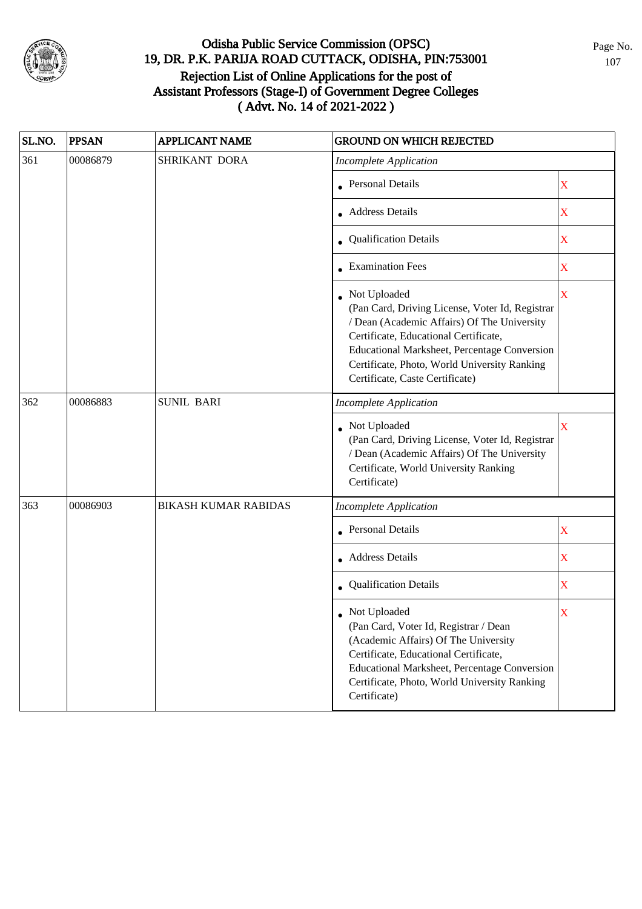# Odisha Public Service Commission (OPSC)
## 19, DR. P.K. PARIJA ROAD CUTTACK, ODISHA, PIN:753001
## Rejection List of Online Applications for the post of Assistant Professors (Stage-I) of Government Degree Colleges ( Advt. No. 14 of 2021-2022 )

| SL.NO. | PPSAN | APPLICANT NAME | GROUND ON WHICH REJECTED | |
|---|---|---|---|---|
| 361 | 00086879 | SHRIKANT DORA | *Incomplete Application* | |
| | | | • Personal Details | X |
| | | | • Address Details | X |
| | | | • Qualification Details | X |
| | | | • Examination Fees | X |
| | | | • Not Uploaded (Pan Card, Driving License, Voter Id, Registrar / Dean (Academic Affairs) Of The University Certificate, Educational Certificate, Educational Marksheet, Percentage Conversion Certificate, Photo, World University Ranking Certificate, Caste Certificate) | X |
| 362 | 00086883 | SUNIL BARI | *Incomplete Application* | |
| | | | • Not Uploaded (Pan Card, Driving License, Voter Id, Registrar / Dean (Academic Affairs) Of The University Certificate, World University Ranking Certificate) | X |
| 363 | 00086903 | BIKASH KUMAR RABIDAS | *Incomplete Application* | |
| | | | • Personal Details | X |
| | | | • Address Details | X |
| | | | • Qualification Details | X |
| | | | • Not Uploaded (Pan Card, Voter Id, Registrar / Dean (Academic Affairs) Of The University Certificate, Educational Certificate, Educational Marksheet, Percentage Conversion Certificate, Photo, World University Ranking Certificate) | X |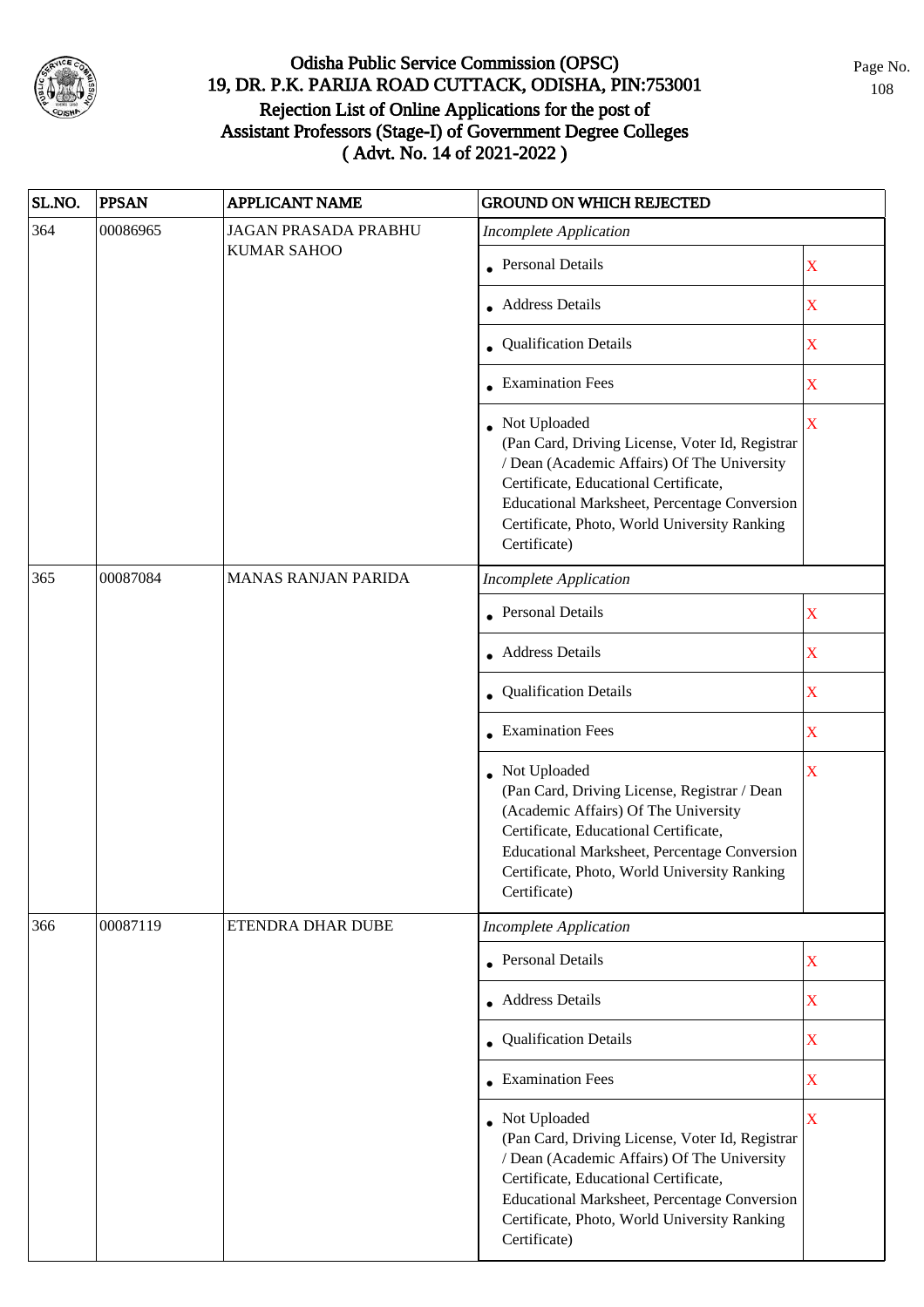# Odisha Public Service Commission (OPSC)

## 19, DR. P.K. PARIJA ROAD CUTTACK, ODISHA, PIN:753001

## Rejection List of Online Applications for the post of Assistant Professors (Stage-I) of Government Degree Colleges ( Advt. No. 14 of 2021-2022 )

| SL.NO. | PPSAN | APPLICANT NAME | GROUND ON WHICH REJECTED | |
|---|---|---|---|---|
| 364 | 00086965 | JAGAN PRASADA PRABHU KUMAR SAHOO | *Incomplete Application* | |
| | | | • Personal Details | X |
| | | | • Address Details | X |
| | | | • Qualification Details | X |
| | | | • Examination Fees | X |
| | | | • Not Uploaded (Pan Card, Driving License, Voter Id, Registrar / Dean (Academic Affairs) Of The University Certificate, Educational Certificate, Educational Marksheet, Percentage Conversion Certificate, Photo, World University Ranking Certificate) | X |
| 365 | 00087084 | MANAS RANJAN PARIDA | *Incomplete Application* | |
| | | | • Personal Details | X |
| | | | • Address Details | X |
| | | | • Qualification Details | X |
| | | | • Examination Fees | X |
| | | | • Not Uploaded (Pan Card, Driving License, Registrar / Dean (Academic Affairs) Of The University Certificate, Educational Certificate, Educational Marksheet, Percentage Conversion Certificate, Photo, World University Ranking Certificate) | X |
| 366 | 00087119 | ETENDRA DHAR DUBE | *Incomplete Application* | |
| | | | • Personal Details | X |
| | | | • Address Details | X |
| | | | • Qualification Details | X |
| | | | • Examination Fees | X |
| | | | • Not Uploaded (Pan Card, Driving License, Voter Id, Registrar / Dean (Academic Affairs) Of The University Certificate, Educational Certificate, Educational Marksheet, Percentage Conversion Certificate, Photo, World University Ranking Certificate) | X |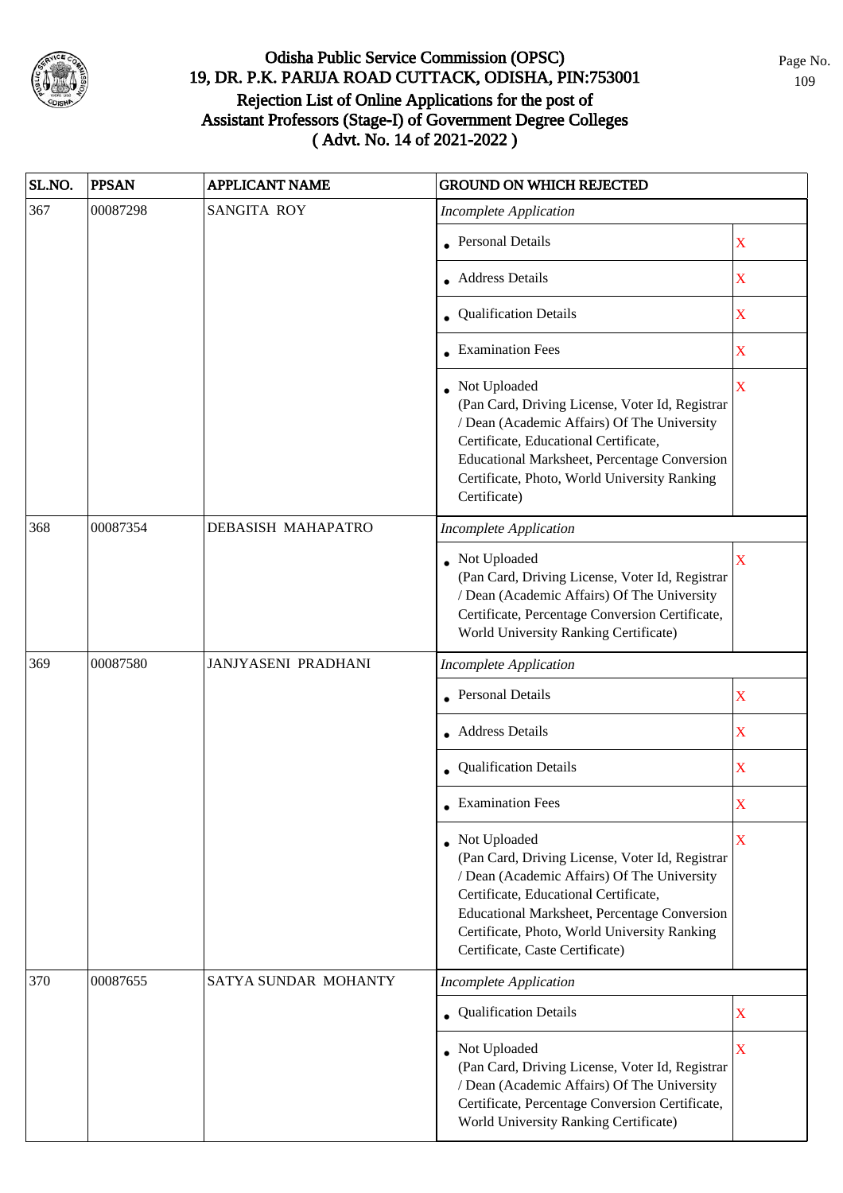# Odisha Public Service Commission (OPSC)
## 19, DR. P.K. PARIJA ROAD CUTTACK, ODISHA, PIN:753001
## Rejection List of Online Applications for the post of Assistant Professors (Stage-I) of Government Degree Colleges ( Advt. No. 14 of 2021-2022 )

| SL.NO. | PPSAN | APPLICANT NAME | GROUND ON WHICH REJECTED | |
|---|---|---|---|---|
| 367 | 00087298 | SANGITA ROY | *Incomplete Application* | |
| | | | • Personal Details | X |
| | | | • Address Details | X |
| | | | • Qualification Details | X |
| | | | • Examination Fees | X |
| | | | • Not Uploaded (Pan Card, Driving License, Voter Id, Registrar / Dean (Academic Affairs) Of The University Certificate, Educational Certificate, Educational Marksheet, Percentage Conversion Certificate, Photo, World University Ranking Certificate) | X |
| 368 | 00087354 | DEBASISH MAHAPATRO | *Incomplete Application* | |
| | | | • Not Uploaded (Pan Card, Driving License, Voter Id, Registrar / Dean (Academic Affairs) Of The University Certificate, Percentage Conversion Certificate, World University Ranking Certificate) | X |
| 369 | 00087580 | JANJYASENI PRADHANI | *Incomplete Application* | |
| | | | • Personal Details | X |
| | | | • Address Details | X |
| | | | • Qualification Details | X |
| | | | • Examination Fees | X |
| | | | • Not Uploaded (Pan Card, Driving License, Voter Id, Registrar / Dean (Academic Affairs) Of The University Certificate, Educational Certificate, Educational Marksheet, Percentage Conversion Certificate, Photo, World University Ranking Certificate, Caste Certificate) | X |
| 370 | 00087655 | SATYA SUNDAR MOHANTY | *Incomplete Application* | |
| | | | • Qualification Details | X |
| | | | • Not Uploaded (Pan Card, Driving License, Voter Id, Registrar / Dean (Academic Affairs) Of The University Certificate, Percentage Conversion Certificate, World University Ranking Certificate) | X |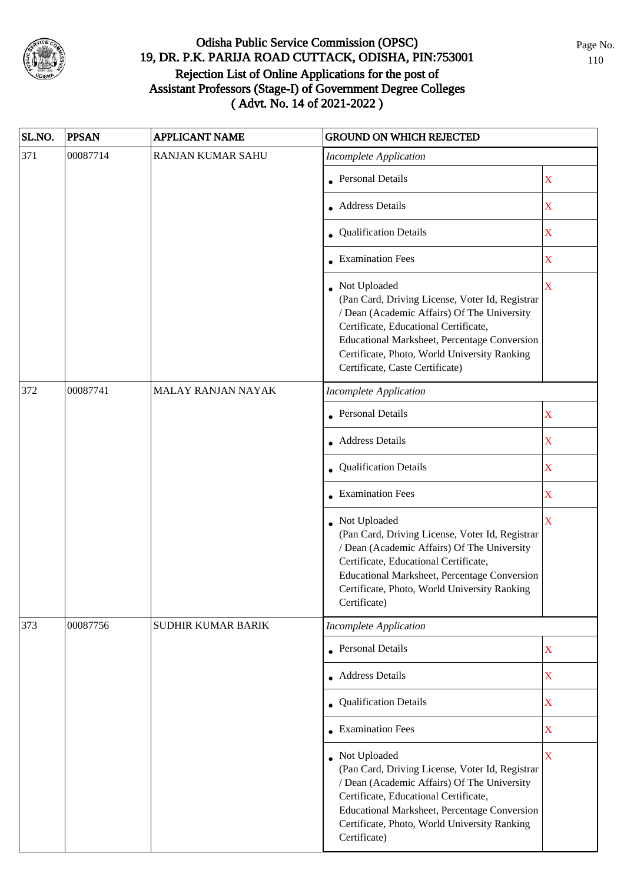# Odisha Public Service Commission (OPSC)
## 19, DR. P.K. PARIJA ROAD CUTTACK, ODISHA, PIN:753001
## Rejection List of Online Applications for the post of Assistant Professors (Stage-I) of Government Degree Colleges ( Advt. No. 14 of 2021-2022 )

| SL.NO. | PPSAN | APPLICANT NAME | GROUND ON WHICH REJECTED | |
|---|---|---|---|---|
| 371 | 00087714 | RANJAN KUMAR SAHU | *Incomplete Application* | |
| | | | • Personal Details | X |
| | | | • Address Details | X |
| | | | • Qualification Details | X |
| | | | • Examination Fees | X |
| | | | • Not Uploaded (Pan Card, Driving License, Voter Id, Registrar / Dean (Academic Affairs) Of The University Certificate, Educational Certificate, Educational Marksheet, Percentage Conversion Certificate, Photo, World University Ranking Certificate, Caste Certificate) | X |
| 372 | 00087741 | MALAY RANJAN NAYAK | *Incomplete Application* | |
| | | | • Personal Details | X |
| | | | • Address Details | X |
| | | | • Qualification Details | X |
| | | | • Examination Fees | X |
| | | | • Not Uploaded (Pan Card, Driving License, Voter Id, Registrar / Dean (Academic Affairs) Of The University Certificate, Educational Certificate, Educational Marksheet, Percentage Conversion Certificate, Photo, World University Ranking Certificate) | X |
| 373 | 00087756 | SUDHIR KUMAR BARIK | *Incomplete Application* | |
| | | | • Personal Details | X |
| | | | • Address Details | X |
| | | | • Qualification Details | X |
| | | | • Examination Fees | X |
| | | | • Not Uploaded (Pan Card, Driving License, Voter Id, Registrar / Dean (Academic Affairs) Of The University Certificate, Educational Certificate, Educational Marksheet, Percentage Conversion Certificate, Photo, World University Ranking Certificate) | X |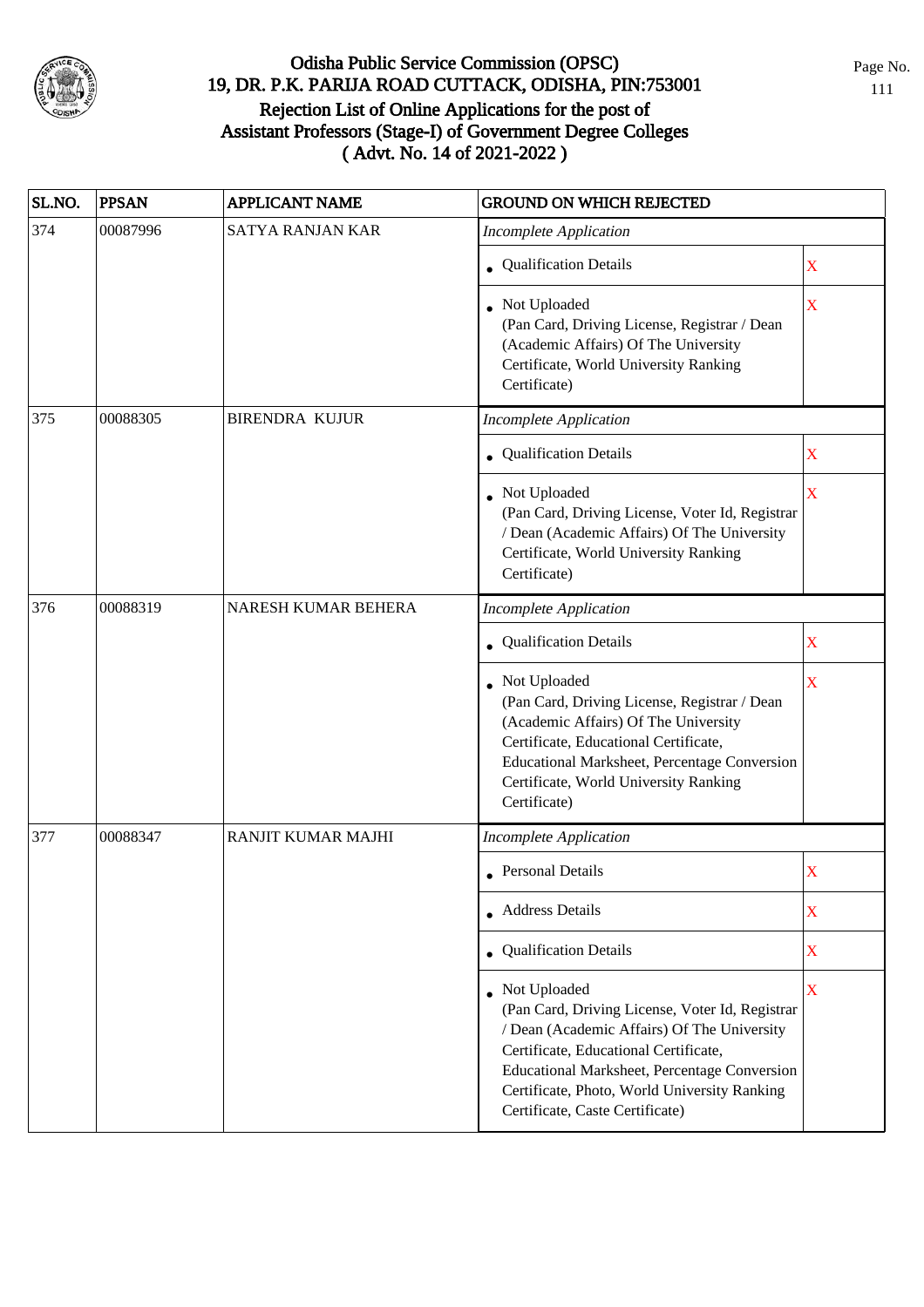# Odisha Public Service Commission (OPSC)
## 19, DR. P.K. PARIJA ROAD CUTTACK, ODISHA, PIN:753001
## Rejection List of Online Applications for the post of Assistant Professors (Stage-I) of Government Degree Colleges
## ( Advt. No. 14 of 2021-2022 )

| SL.NO. | PPSAN | APPLICANT NAME | GROUND ON WHICH REJECTED | |
|---|---|---|---|---|
| 374 | 00087996 | SATYA RANJAN KAR | *Incomplete Application* | |
| | | | • Qualification Details | X |
| | | | • Not Uploaded (Pan Card, Driving License, Registrar / Dean (Academic Affairs) Of The University Certificate, World University Ranking Certificate) | X |
| 375 | 00088305 | BIRENDRA KUJUR | *Incomplete Application* | |
| | | | • Qualification Details | X |
| | | | • Not Uploaded (Pan Card, Driving License, Voter Id, Registrar / Dean (Academic Affairs) Of The University Certificate, World University Ranking Certificate) | X |
| 376 | 00088319 | NARESH KUMAR BEHERA | *Incomplete Application* | |
| | | | • Qualification Details | X |
| | | | • Not Uploaded (Pan Card, Driving License, Registrar / Dean (Academic Affairs) Of The University Certificate, Educational Certificate, Educational Marksheet, Percentage Conversion Certificate, World University Ranking Certificate) | X |
| 377 | 00088347 | RANJIT KUMAR MAJHI | *Incomplete Application* | |
| | | | • Personal Details | X |
| | | | • Address Details | X |
| | | | • Qualification Details | X |
| | | | • Not Uploaded (Pan Card, Driving License, Voter Id, Registrar / Dean (Academic Affairs) Of The University Certificate, Educational Certificate, Educational Marksheet, Percentage Conversion Certificate, Photo, World University Ranking Certificate, Caste Certificate) | X |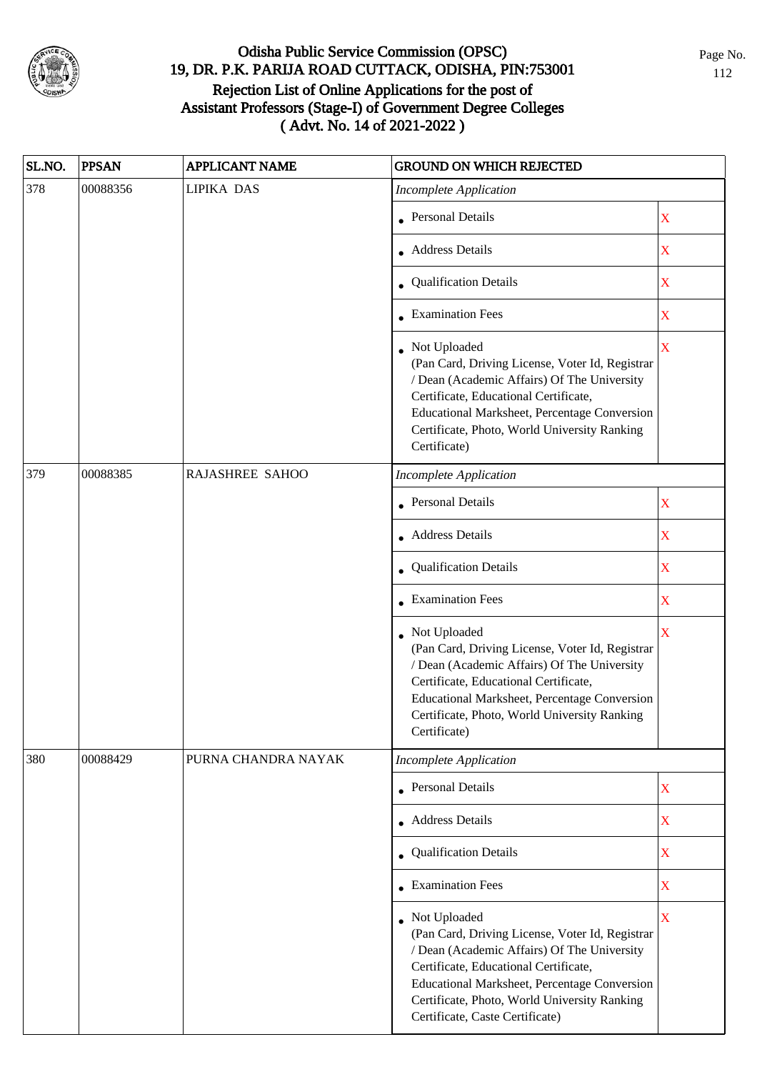# Odisha Public Service Commission (OPSC)
## 19, DR. P.K. PARIJA ROAD CUTTACK, ODISHA, PIN:753001
## Rejection List of Online Applications for the post of Assistant Professors (Stage-I) of Government Degree Colleges
## ( Advt. No. 14 of 2021-2022 )

| SL.NO. | PPSAN | APPLICANT NAME | GROUND ON WHICH REJECTED | |
|---|---|---|---|---|
| 378 | 00088356 | LIPIKA DAS | *Incomplete Application* | |
| | | | • Personal Details | X |
| | | | • Address Details | X |
| | | | • Qualification Details | X |
| | | | • Examination Fees | X |
| | | | • Not Uploaded (Pan Card, Driving License, Voter Id, Registrar / Dean (Academic Affairs) Of The University Certificate, Educational Certificate, Educational Marksheet, Percentage Conversion Certificate, Photo, World University Ranking Certificate) | X |
| 379 | 00088385 | RAJASHREE SAHOO | *Incomplete Application* | |
| | | | • Personal Details | X |
| | | | • Address Details | X |
| | | | • Qualification Details | X |
| | | | • Examination Fees | X |
| | | | • Not Uploaded (Pan Card, Driving License, Voter Id, Registrar / Dean (Academic Affairs) Of The University Certificate, Educational Certificate, Educational Marksheet, Percentage Conversion Certificate, Photo, World University Ranking Certificate) | X |
| 380 | 00088429 | PURNA CHANDRA NAYAK | *Incomplete Application* | |
| | | | • Personal Details | X |
| | | | • Address Details | X |
| | | | • Qualification Details | X |
| | | | • Examination Fees | X |
| | | | • Not Uploaded (Pan Card, Driving License, Voter Id, Registrar / Dean (Academic Affairs) Of The University Certificate, Educational Certificate, Educational Marksheet, Percentage Conversion Certificate, Photo, World University Ranking Certificate, Caste Certificate) | X |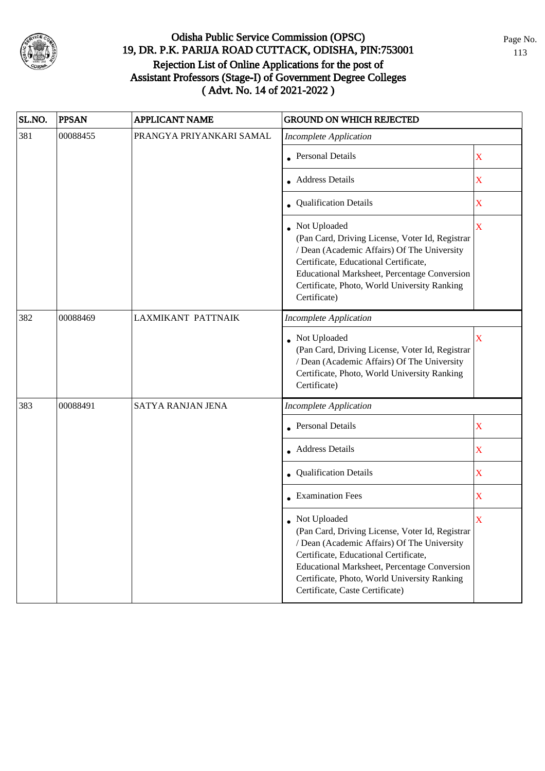# Odisha Public Service Commission (OPSC)
## 19, DR. P.K. PARIJA ROAD CUTTACK, ODISHA, PIN:753001
## Rejection List of Online Applications for the post of Assistant Professors (Stage-I) of Government Degree Colleges ( Advt. No. 14 of 2021-2022 )

| SL.NO. | PPSAN | APPLICANT NAME | GROUND ON WHICH REJECTED | |
|---|---|---|---|---|
| 381 | 00088455 | PRANGYA PRIYANKARI SAMAL | *Incomplete Application* | |
| | | | • Personal Details | X |
| | | | • Address Details | X |
| | | | • Qualification Details | X |
| | | | • Not Uploaded (Pan Card, Driving License, Voter Id, Registrar / Dean (Academic Affairs) Of The University Certificate, Educational Certificate, Educational Marksheet, Percentage Conversion Certificate, Photo, World University Ranking Certificate) | X |
| 382 | 00088469 | LAXMIKANT PATTNAIK | *Incomplete Application* | |
| | | | • Not Uploaded (Pan Card, Driving License, Voter Id, Registrar / Dean (Academic Affairs) Of The University Certificate, Photo, World University Ranking Certificate) | X |
| 383 | 00088491 | SATYA RANJAN JENA | *Incomplete Application* | |
| | | | • Personal Details | X |
| | | | • Address Details | X |
| | | | • Qualification Details | X |
| | | | • Examination Fees | X |
| | | | • Not Uploaded (Pan Card, Driving License, Voter Id, Registrar / Dean (Academic Affairs) Of The University Certificate, Educational Certificate, Educational Marksheet, Percentage Conversion Certificate, Photo, World University Ranking Certificate, Caste Certificate) | X |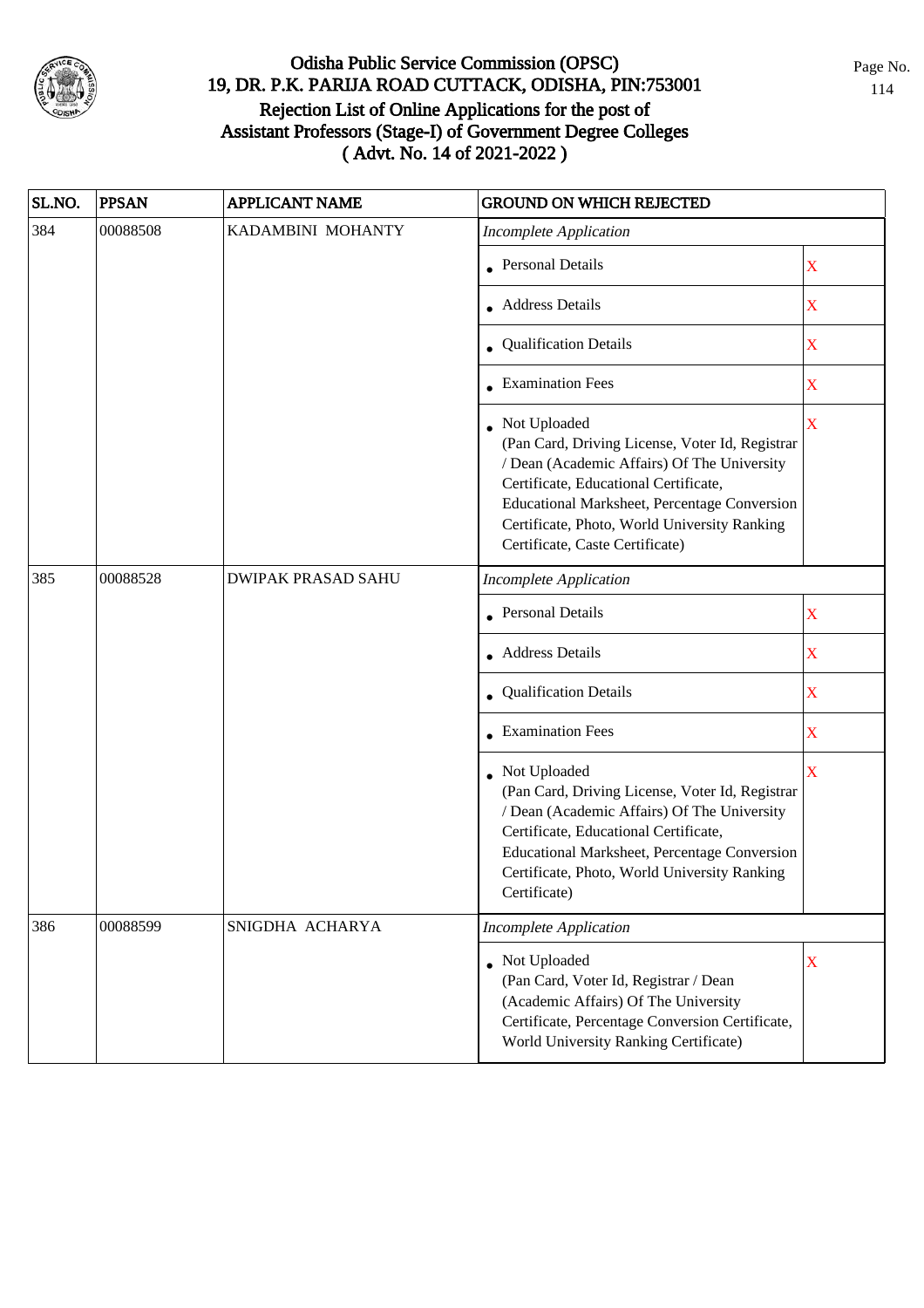# Odisha Public Service Commission (OPSC)
## 19, DR. P.K. PARIJA ROAD CUTTACK, ODISHA, PIN:753001
## Rejection List of Online Applications for the post of Assistant Professors (Stage-I) of Government Degree Colleges ( Advt. No. 14 of 2021-2022 )

| SL.NO. | PPSAN | APPLICANT NAME | GROUND ON WHICH REJECTED | |
|---|---|---|---|---|
| 384 | 00088508 | KADAMBINI MOHANTY | *Incomplete Application* | |
| | | | • Personal Details | X |
| | | | • Address Details | X |
| | | | • Qualification Details | X |
| | | | • Examination Fees | X |
| | | | • Not Uploaded (Pan Card, Driving License, Voter Id, Registrar / Dean (Academic Affairs) Of The University Certificate, Educational Certificate, Educational Marksheet, Percentage Conversion Certificate, Photo, World University Ranking Certificate, Caste Certificate) | X |
| 385 | 00088528 | DWIPAK PRASAD SAHU | *Incomplete Application* | |
| | | | • Personal Details | X |
| | | | • Address Details | X |
| | | | • Qualification Details | X |
| | | | • Examination Fees | X |
| | | | • Not Uploaded (Pan Card, Driving License, Voter Id, Registrar / Dean (Academic Affairs) Of The University Certificate, Educational Certificate, Educational Marksheet, Percentage Conversion Certificate, Photo, World University Ranking Certificate) | X |
| 386 | 00088599 | SNIGDHA ACHARYA | *Incomplete Application* | |
| | | | • Not Uploaded (Pan Card, Voter Id, Registrar / Dean (Academic Affairs) Of The University Certificate, Percentage Conversion Certificate, World University Ranking Certificate) | X |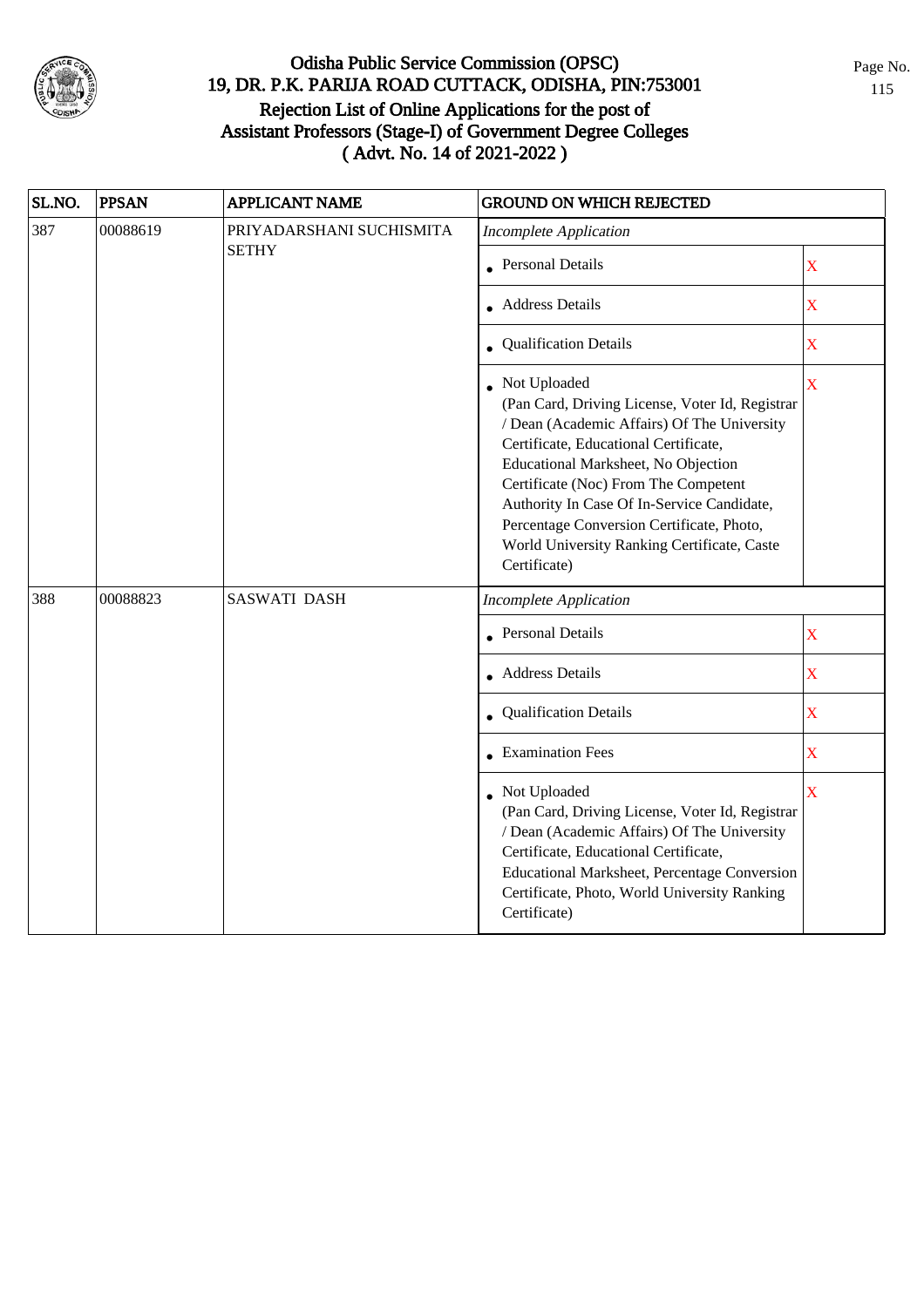# Odisha Public Service Commission (OPSC)
## 19, DR. P.K. PARIJA ROAD CUTTACK, ODISHA, PIN:753001
## Rejection List of Online Applications for the post of Assistant Professors (Stage-I) of Government Degree Colleges ( Advt. No. 14 of 2021-2022 )

| SL.NO. | PPSAN | APPLICANT NAME | GROUND ON WHICH REJECTED | |
|---|---|---|---|---|
| 387 | 00088619 | PRIYADARSHANI SUCHISMITA SETHY | *Incomplete Application* | |
| | | | • Personal Details | X |
| | | | • Address Details | X |
| | | | • Qualification Details | X |
| | | | • Not Uploaded (Pan Card, Driving License, Voter Id, Registrar / Dean (Academic Affairs) Of The University Certificate, Educational Certificate, Educational Marksheet, No Objection Certificate (Noc) From The Competent Authority In Case Of In-Service Candidate, Percentage Conversion Certificate, Photo, World University Ranking Certificate, Caste Certificate) | X |
| 388 | 00088823 | SASWATI DASH | *Incomplete Application* | |
| | | | • Personal Details | X |
| | | | • Address Details | X |
| | | | • Qualification Details | X |
| | | | • Examination Fees | X |
| | | | • Not Uploaded (Pan Card, Driving License, Voter Id, Registrar / Dean (Academic Affairs) Of The University Certificate, Educational Certificate, Educational Marksheet, Percentage Conversion Certificate, Photo, World University Ranking Certificate) | X |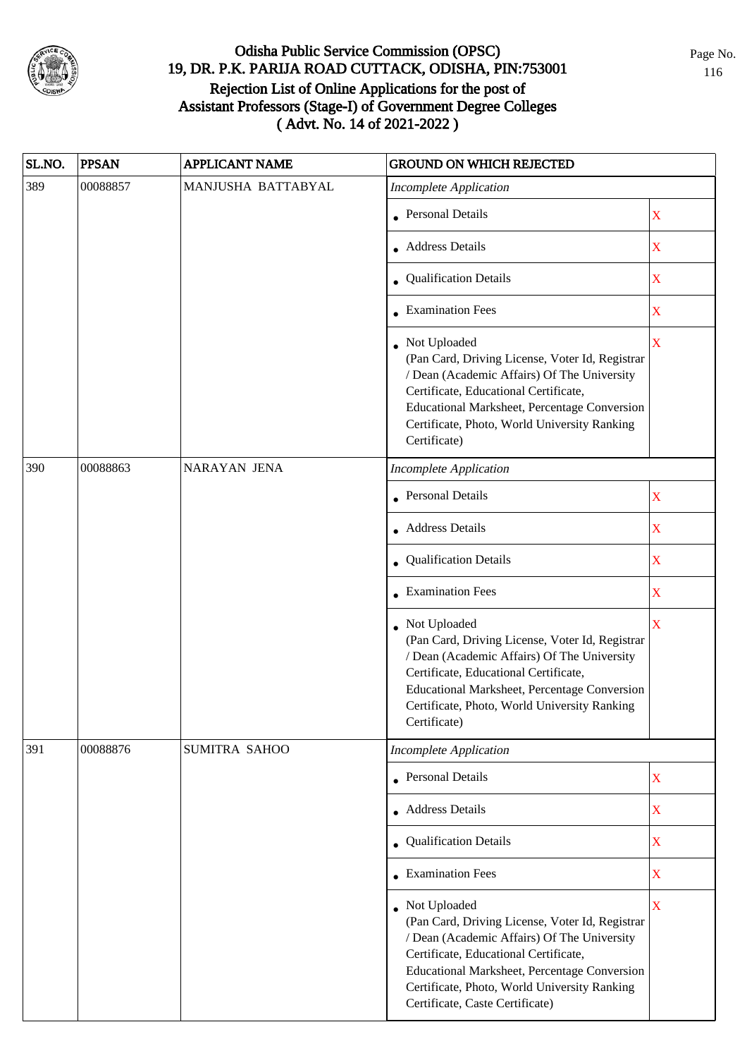# Odisha Public Service Commission (OPSC)
## 19, DR. P.K. PARIJA ROAD CUTTACK, ODISHA, PIN:753001
## Rejection List of Online Applications for the post of Assistant Professors (Stage-I) of Government Degree Colleges ( Advt. No. 14 of 2021-2022 )

| SL.NO. | PPSAN | APPLICANT NAME | GROUND ON WHICH REJECTED | |
|---|---|---|---|---|
| 389 | 00088857 | MANJUSHA BATTABYAL | *Incomplete Application* | |
| | | | • Personal Details | X |
| | | | • Address Details | X |
| | | | • Qualification Details | X |
| | | | • Examination Fees | X |
| | | | • Not Uploaded (Pan Card, Driving License, Voter Id, Registrar / Dean (Academic Affairs) Of The University Certificate, Educational Certificate, Educational Marksheet, Percentage Conversion Certificate, Photo, World University Ranking Certificate) | X |
| 390 | 00088863 | NARAYAN JENA | *Incomplete Application* | |
| | | | • Personal Details | X |
| | | | • Address Details | X |
| | | | • Qualification Details | X |
| | | | • Examination Fees | X |
| | | | • Not Uploaded (Pan Card, Driving License, Voter Id, Registrar / Dean (Academic Affairs) Of The University Certificate, Educational Certificate, Educational Marksheet, Percentage Conversion Certificate, Photo, World University Ranking Certificate) | X |
| 391 | 00088876 | SUMITRA SAHOO | *Incomplete Application* | |
| | | | • Personal Details | X |
| | | | • Address Details | X |
| | | | • Qualification Details | X |
| | | | • Examination Fees | X |
| | | | • Not Uploaded (Pan Card, Driving License, Voter Id, Registrar / Dean (Academic Affairs) Of The University Certificate, Educational Certificate, Educational Marksheet, Percentage Conversion Certificate, Photo, World University Ranking Certificate, Caste Certificate) | X |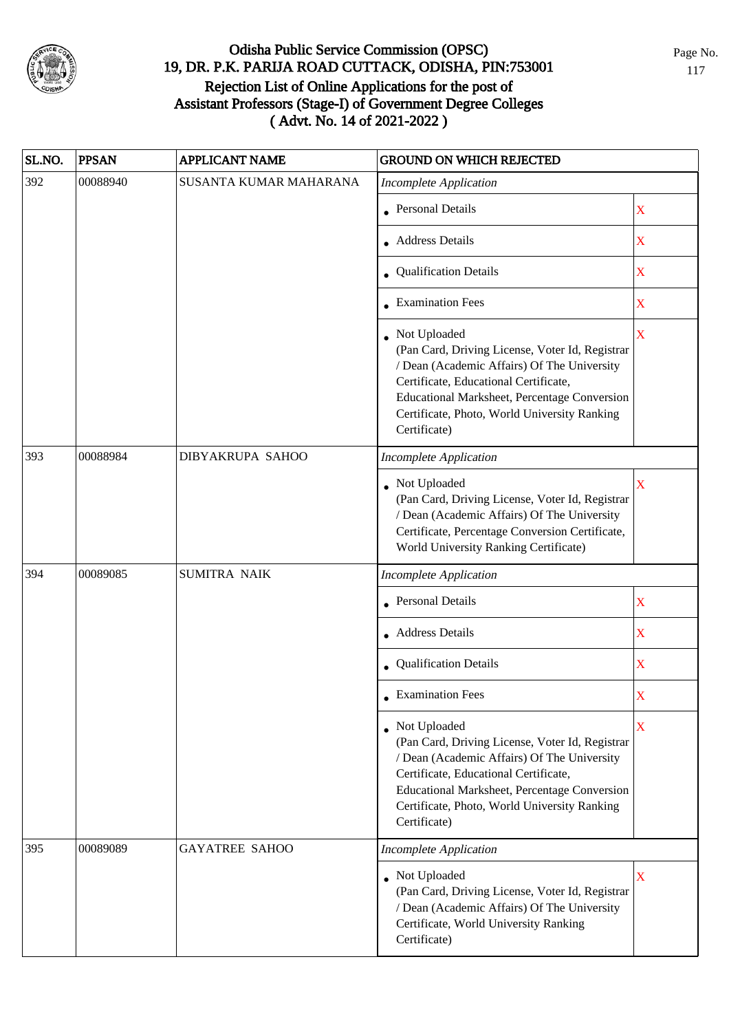# Odisha Public Service Commission (OPSC)
## 19, DR. P.K. PARIJA ROAD CUTTACK, ODISHA, PIN:753001
## Rejection List of Online Applications for the post of Assistant Professors (Stage-I) of Government Degree Colleges
## ( Advt. No. 14 of 2021-2022 )

| SL.NO. | PPSAN | APPLICANT NAME | GROUND ON WHICH REJECTED | |
|---|---|---|---|---|
| 392 | 00088940 | SUSANTA KUMAR MAHARANA | *Incomplete Application* | |
| | | | • Personal Details | X |
| | | | • Address Details | X |
| | | | • Qualification Details | X |
| | | | • Examination Fees | X |
| | | | • Not Uploaded (Pan Card, Driving License, Voter Id, Registrar / Dean (Academic Affairs) Of The University Certificate, Educational Certificate, Educational Marksheet, Percentage Conversion Certificate, Photo, World University Ranking Certificate) | X |
| 393 | 00088984 | DIBYAKRUPA SAHOO | *Incomplete Application* | |
| | | | • Not Uploaded (Pan Card, Driving License, Voter Id, Registrar / Dean (Academic Affairs) Of The University Certificate, Percentage Conversion Certificate, World University Ranking Certificate) | X |
| 394 | 00089085 | SUMITRA NAIK | *Incomplete Application* | |
| | | | • Personal Details | X |
| | | | • Address Details | X |
| | | | • Qualification Details | X |
| | | | • Examination Fees | X |
| | | | • Not Uploaded (Pan Card, Driving License, Voter Id, Registrar / Dean (Academic Affairs) Of The University Certificate, Educational Certificate, Educational Marksheet, Percentage Conversion Certificate, Photo, World University Ranking Certificate) | X |
| 395 | 00089089 | GAYATREE SAHOO | *Incomplete Application* | |
| | | | • Not Uploaded (Pan Card, Driving License, Voter Id, Registrar / Dean (Academic Affairs) Of The University Certificate, World University Ranking Certificate) | X |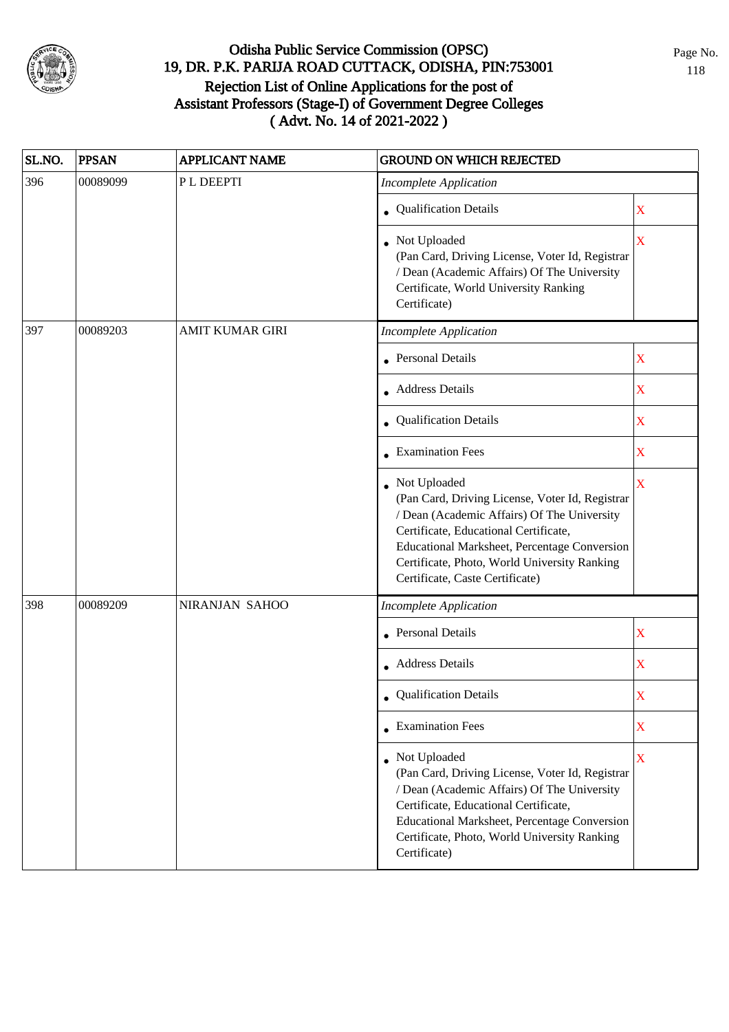# Odisha Public Service Commission (OPSC)
## 19, DR. P.K. PARIJA ROAD CUTTACK, ODISHA, PIN:753001
## Rejection List of Online Applications for the post of Assistant Professors (Stage-I) of Government Degree Colleges
## ( Advt. No. 14 of 2021-2022 )

| SL.NO. | PPSAN | APPLICANT NAME | GROUND ON WHICH REJECTED | |
|---|---|---|---|---|
| 396 | 00089099 | P L DEEPTI | *Incomplete Application* | |
| | | | • Qualification Details | X |
| | | | • Not Uploaded (Pan Card, Driving License, Voter Id, Registrar / Dean (Academic Affairs) Of The University Certificate, World University Ranking Certificate) | X |
| 397 | 00089203 | AMIT KUMAR GIRI | *Incomplete Application* | |
| | | | • Personal Details | X |
| | | | • Address Details | X |
| | | | • Qualification Details | X |
| | | | • Examination Fees | X |
| | | | • Not Uploaded (Pan Card, Driving License, Voter Id, Registrar / Dean (Academic Affairs) Of The University Certificate, Educational Certificate, Educational Marksheet, Percentage Conversion Certificate, Photo, World University Ranking Certificate, Caste Certificate) | X |
| 398 | 00089209 | NIRANJAN SAHOO | *Incomplete Application* | |
| | | | • Personal Details | X |
| | | | • Address Details | X |
| | | | • Qualification Details | X |
| | | | • Examination Fees | X |
| | | | • Not Uploaded (Pan Card, Driving License, Voter Id, Registrar / Dean (Academic Affairs) Of The University Certificate, Educational Certificate, Educational Marksheet, Percentage Conversion Certificate, Photo, World University Ranking Certificate) | X |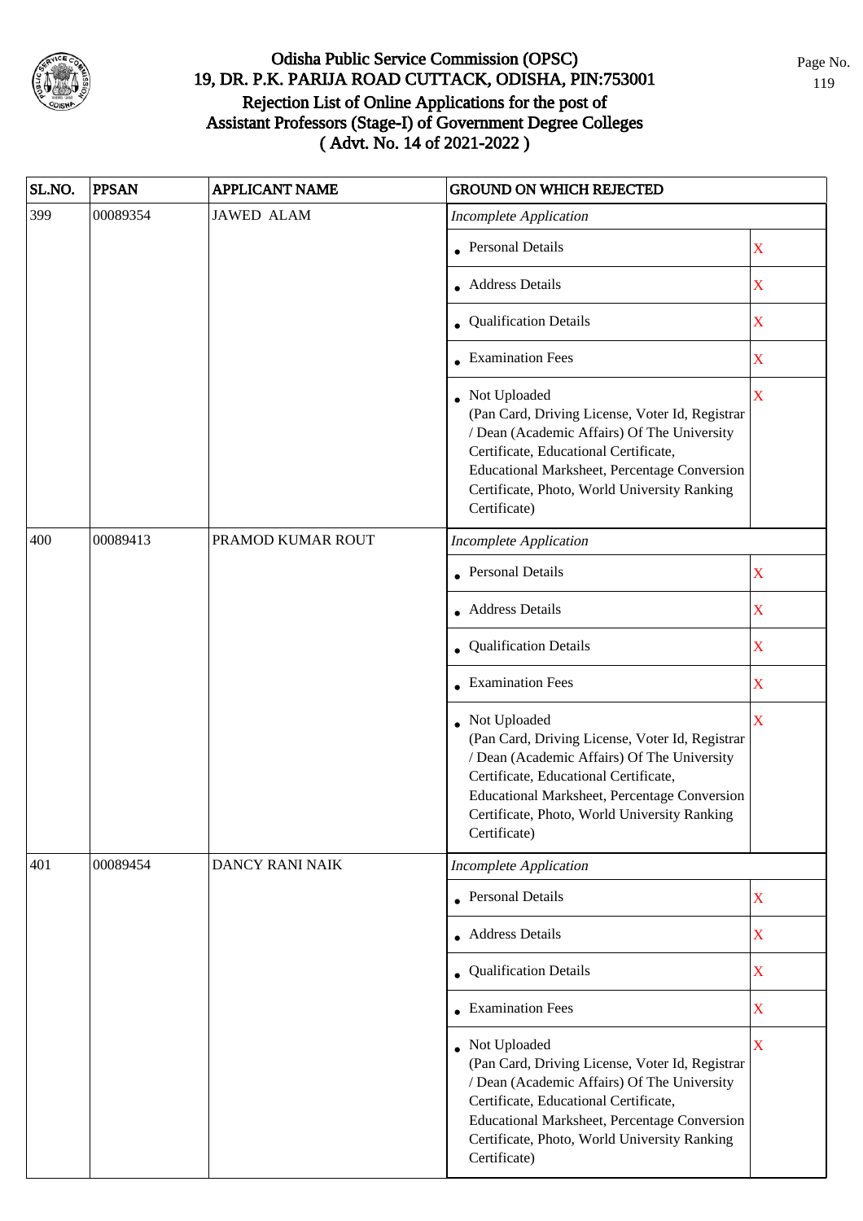# Odisha Public Service Commission (OPSC)
## 19, DR. P.K. PARIJA ROAD CUTTACK, ODISHA, PIN:753001
## Rejection List of Online Applications for the post of Assistant Professors (Stage-I) of Government Degree Colleges
## ( Advt. No. 14 of 2021-2022 )

| SL.NO. | PPSAN | APPLICANT NAME | GROUND ON WHICH REJECTED | |
|---|---|---|---|---|
| 399 | 00089354 | JAWED ALAM | *Incomplete Application* | |
| | | | • Personal Details | X |
| | | | • Address Details | X |
| | | | • Qualification Details | X |
| | | | • Examination Fees | X |
| | | | • Not Uploaded (Pan Card, Driving License, Voter Id, Registrar / Dean (Academic Affairs) Of The University Certificate, Educational Certificate, Educational Marksheet, Percentage Conversion Certificate, Photo, World University Ranking Certificate) | X |
| 400 | 00089413 | PRAMOD KUMAR ROUT | *Incomplete Application* | |
| | | | • Personal Details | X |
| | | | • Address Details | X |
| | | | • Qualification Details | X |
| | | | • Examination Fees | X |
| | | | • Not Uploaded (Pan Card, Driving License, Voter Id, Registrar / Dean (Academic Affairs) Of The University Certificate, Educational Certificate, Educational Marksheet, Percentage Conversion Certificate, Photo, World University Ranking Certificate) | X |
| 401 | 00089454 | DANCY RANI NAIK | *Incomplete Application* | |
| | | | • Personal Details | X |
| | | | • Address Details | X |
| | | | • Qualification Details | X |
| | | | • Examination Fees | X |
| | | | • Not Uploaded (Pan Card, Driving License, Voter Id, Registrar / Dean (Academic Affairs) Of The University Certificate, Educational Certificate, Educational Marksheet, Percentage Conversion Certificate, Photo, World University Ranking Certificate) | X |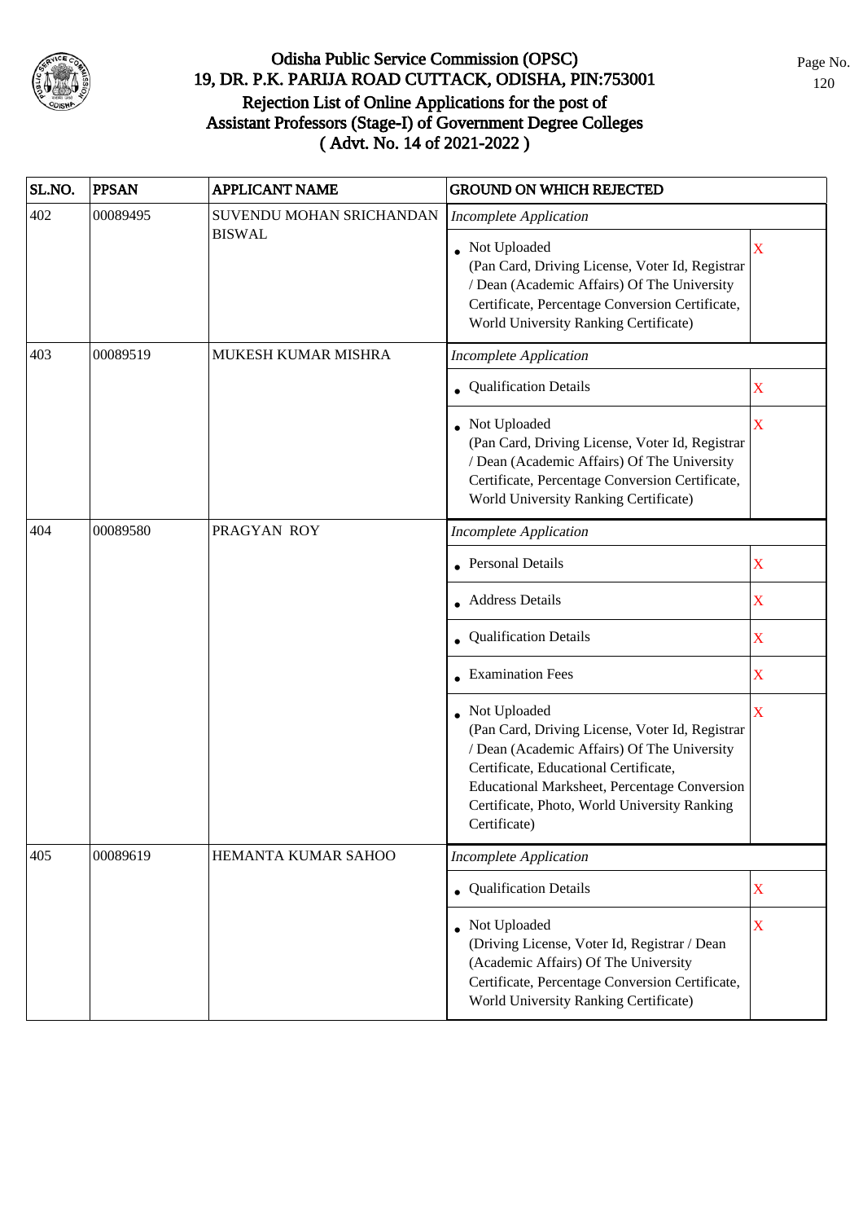# Odisha Public Service Commission (OPSC)
## 19, DR. P.K. PARIJA ROAD CUTTACK, ODISHA, PIN:753001
## Rejection List of Online Applications for the post of Assistant Professors (Stage-I) of Government Degree Colleges ( Advt. No. 14 of 2021-2022 )

| SL.NO. | PPSAN | APPLICANT NAME | GROUND ON WHICH REJECTED | |
|---|---|---|---|---|
| 402 | 00089495 | SUVENDU MOHAN SRICHANDAN BISWAL | *Incomplete Application* | |
| | | | • Not Uploaded (Pan Card, Driving License, Voter Id, Registrar / Dean (Academic Affairs) Of The University Certificate, Percentage Conversion Certificate, World University Ranking Certificate) | X |
| 403 | 00089519 | MUKESH KUMAR MISHRA | *Incomplete Application* | |
| | | | • Qualification Details | X |
| | | | • Not Uploaded (Pan Card, Driving License, Voter Id, Registrar / Dean (Academic Affairs) Of The University Certificate, Percentage Conversion Certificate, World University Ranking Certificate) | X |
| 404 | 00089580 | PRAGYAN ROY | *Incomplete Application* | |
| | | | • Personal Details | X |
| | | | • Address Details | X |
| | | | • Qualification Details | X |
| | | | • Examination Fees | X |
| | | | • Not Uploaded (Pan Card, Driving License, Voter Id, Registrar / Dean (Academic Affairs) Of The University Certificate, Educational Certificate, Educational Marksheet, Percentage Conversion Certificate, Photo, World University Ranking Certificate) | X |
| 405 | 00089619 | HEMANTA KUMAR SAHOO | *Incomplete Application* | |
| | | | • Qualification Details | X |
| | | | • Not Uploaded (Driving License, Voter Id, Registrar / Dean (Academic Affairs) Of The University Certificate, Percentage Conversion Certificate, World University Ranking Certificate) | X |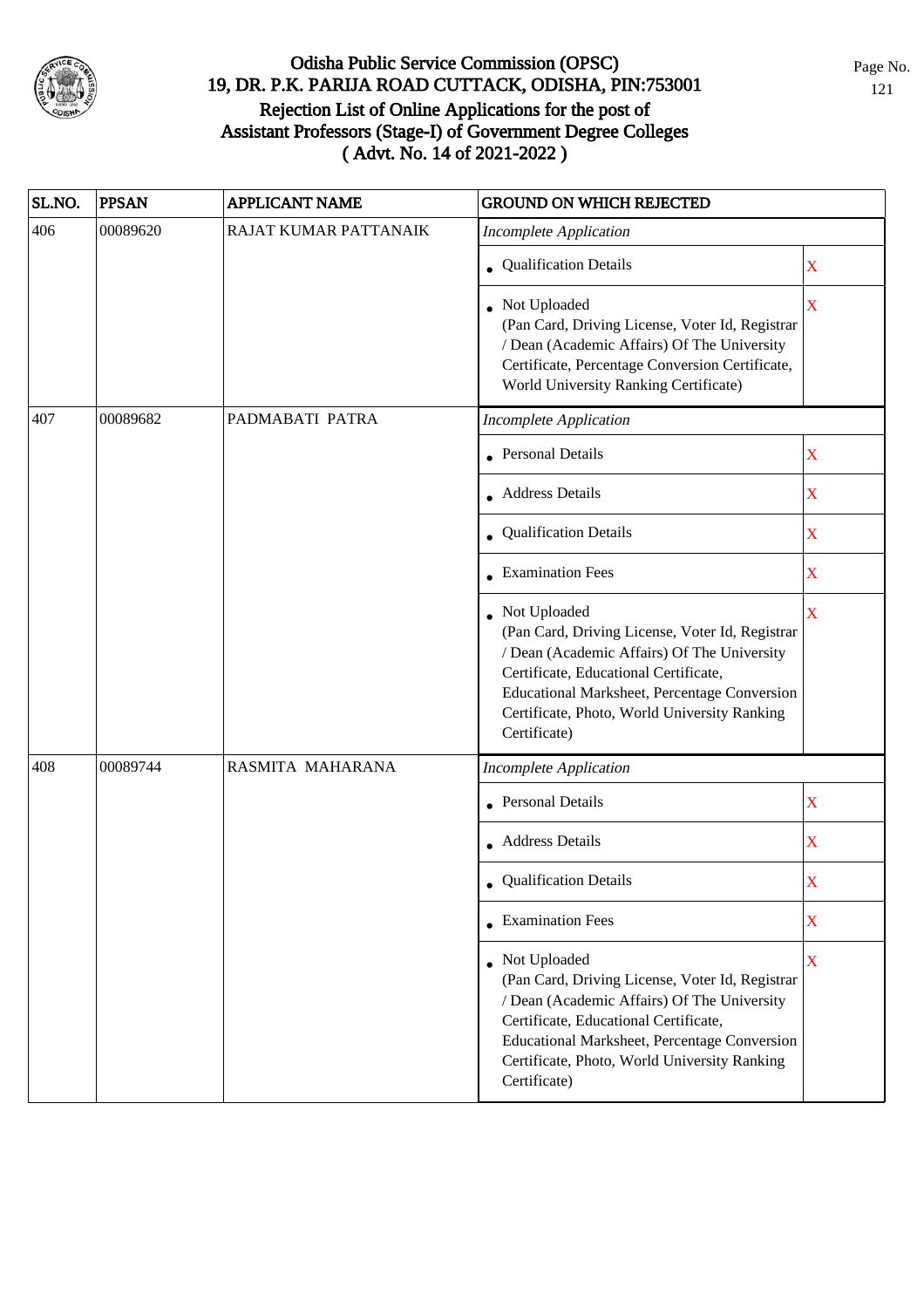# Odisha Public Service Commission (OPSC)
## 19, DR. P.K. PARIJA ROAD CUTTACK, ODISHA, PIN:753001
## Rejection List of Online Applications for the post of Assistant Professors (Stage-I) of Government Degree Colleges
## ( Advt. No. 14 of 2021-2022 )

| SL.NO. | PPSAN | APPLICANT NAME | GROUND ON WHICH REJECTED | |
|---|---|---|---|---|
| 406 | 00089620 | RAJAT KUMAR PATTANAIK | *Incomplete Application* | |
| | | | • Qualification Details | X |
| | | | • Not Uploaded (Pan Card, Driving License, Voter Id, Registrar / Dean (Academic Affairs) Of The University Certificate, Percentage Conversion Certificate, World University Ranking Certificate) | X |
| 407 | 00089682 | PADMABATI PATRA | *Incomplete Application* | |
| | | | • Personal Details | X |
| | | | • Address Details | X |
| | | | • Qualification Details | X |
| | | | • Examination Fees | X |
| | | | • Not Uploaded (Pan Card, Driving License, Voter Id, Registrar / Dean (Academic Affairs) Of The University Certificate, Educational Certificate, Educational Marksheet, Percentage Conversion Certificate, Photo, World University Ranking Certificate) | X |
| 408 | 00089744 | RASMITA MAHARANA | *Incomplete Application* | |
| | | | • Personal Details | X |
| | | | • Address Details | X |
| | | | • Qualification Details | X |
| | | | • Examination Fees | X |
| | | | • Not Uploaded (Pan Card, Driving License, Voter Id, Registrar / Dean (Academic Affairs) Of The University Certificate, Educational Certificate, Educational Marksheet, Percentage Conversion Certificate, Photo, World University Ranking Certificate) | X |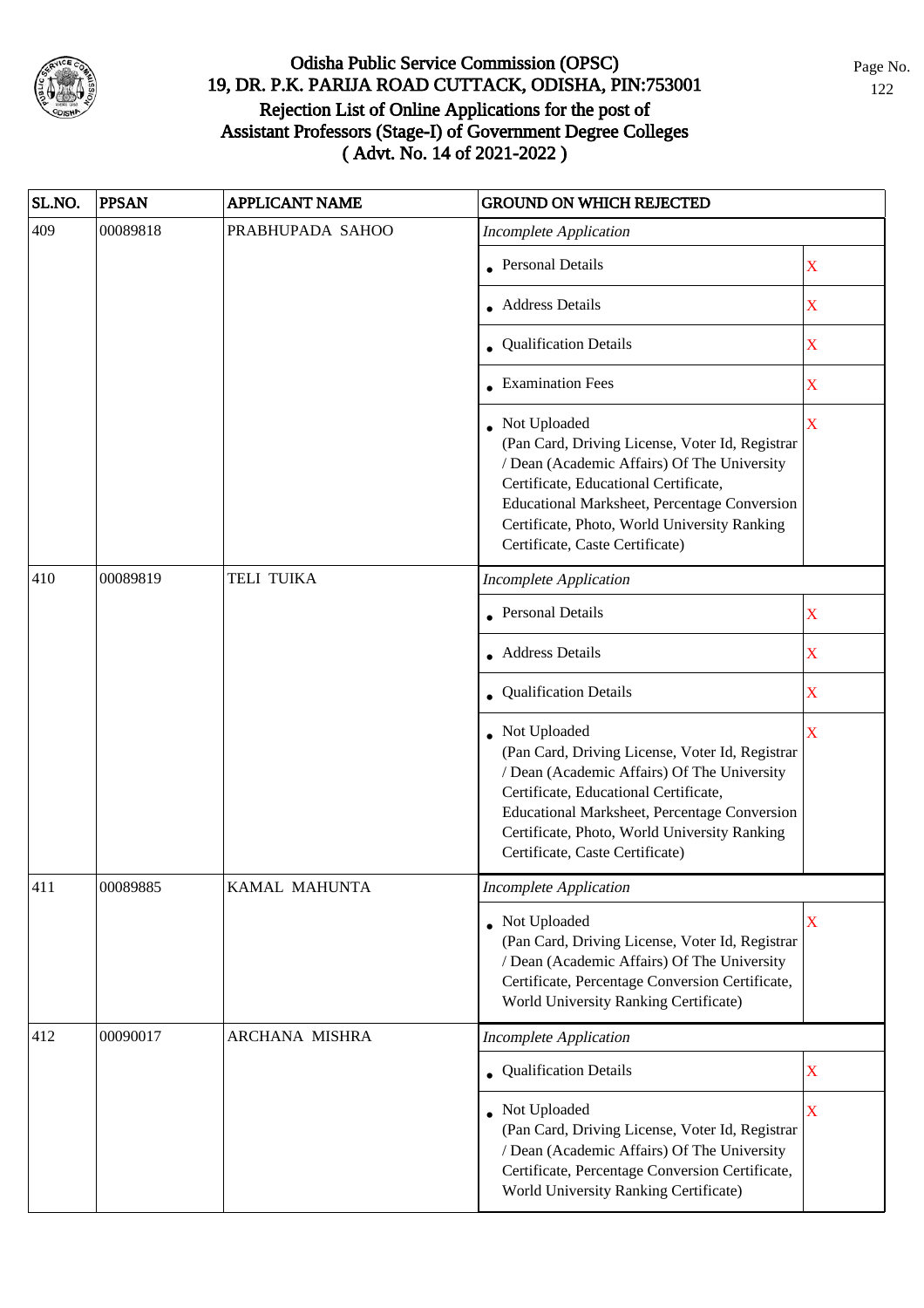# Odisha Public Service Commission (OPSC)
## 19, DR. P.K. PARIJA ROAD CUTTACK, ODISHA, PIN:753001
## Rejection List of Online Applications for the post of Assistant Professors (Stage-I) of Government Degree Colleges
## ( Advt. No. 14 of 2021-2022 )

| SL.NO. | PPSAN | APPLICANT NAME | GROUND ON WHICH REJECTED | |
|---|---|---|---|---|
| 409 | 00089818 | PRABHUPADA SAHOO | *Incomplete Application* | |
| | | | • Personal Details | X |
| | | | • Address Details | X |
| | | | • Qualification Details | X |
| | | | • Examination Fees | X |
| | | | • Not Uploaded (Pan Card, Driving License, Voter Id, Registrar / Dean (Academic Affairs) Of The University Certificate, Educational Certificate, Educational Marksheet, Percentage Conversion Certificate, Photo, World University Ranking Certificate, Caste Certificate) | X |
| 410 | 00089819 | TELI TUIKA | *Incomplete Application* | |
| | | | • Personal Details | X |
| | | | • Address Details | X |
| | | | • Qualification Details | X |
| | | | • Not Uploaded (Pan Card, Driving License, Voter Id, Registrar / Dean (Academic Affairs) Of The University Certificate, Educational Certificate, Educational Marksheet, Percentage Conversion Certificate, Photo, World University Ranking Certificate, Caste Certificate) | X |
| 411 | 00089885 | KAMAL MAHUNTA | *Incomplete Application* | |
| | | | • Not Uploaded (Pan Card, Driving License, Voter Id, Registrar / Dean (Academic Affairs) Of The University Certificate, Percentage Conversion Certificate, World University Ranking Certificate) | X |
| 412 | 00090017 | ARCHANA MISHRA | *Incomplete Application* | |
| | | | • Qualification Details | X |
| | | | • Not Uploaded (Pan Card, Driving License, Voter Id, Registrar / Dean (Academic Affairs) Of The University Certificate, Percentage Conversion Certificate, World University Ranking Certificate) | X |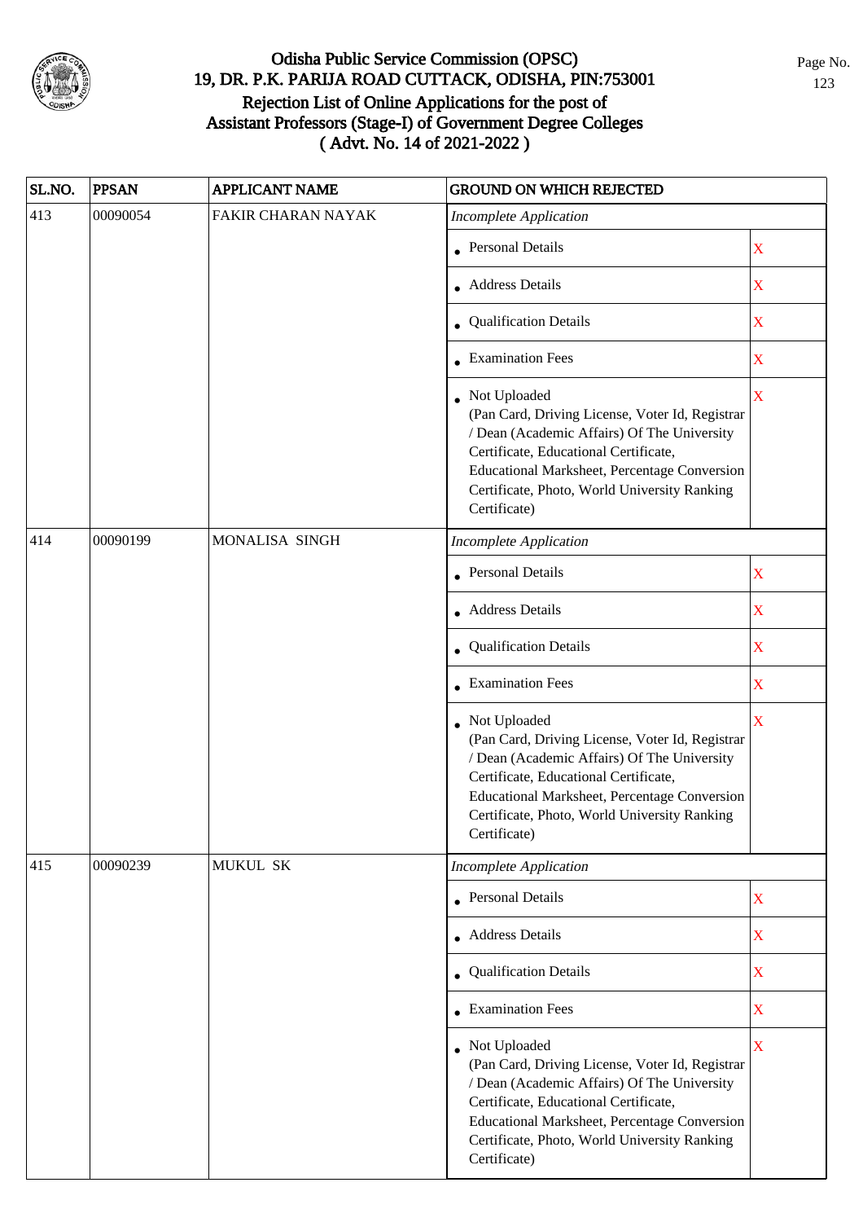# Odisha Public Service Commission (OPSC)
## 19, DR. P.K. PARIJA ROAD CUTTACK, ODISHA, PIN:753001
## Rejection List of Online Applications for the post of Assistant Professors (Stage-I) of Government Degree Colleges ( Advt. No. 14 of 2021-2022 )

| SL.NO. | PPSAN | APPLICANT NAME | GROUND ON WHICH REJECTED | |
|---|---|---|---|---|
| 413 | 00090054 | FAKIR CHARAN NAYAK | *Incomplete Application* | |
| | | | • Personal Details | X |
| | | | • Address Details | X |
| | | | • Qualification Details | X |
| | | | • Examination Fees | X |
| | | | • Not Uploaded (Pan Card, Driving License, Voter Id, Registrar / Dean (Academic Affairs) Of The University Certificate, Educational Certificate, Educational Marksheet, Percentage Conversion Certificate, Photo, World University Ranking Certificate) | X |
| 414 | 00090199 | MONALISA SINGH | *Incomplete Application* | |
| | | | • Personal Details | X |
| | | | • Address Details | X |
| | | | • Qualification Details | X |
| | | | • Examination Fees | X |
| | | | • Not Uploaded (Pan Card, Driving License, Voter Id, Registrar / Dean (Academic Affairs) Of The University Certificate, Educational Certificate, Educational Marksheet, Percentage Conversion Certificate, Photo, World University Ranking Certificate) | X |
| 415 | 00090239 | MUKUL SK | *Incomplete Application* | |
| | | | • Personal Details | X |
| | | | • Address Details | X |
| | | | • Qualification Details | X |
| | | | • Examination Fees | X |
| | | | • Not Uploaded (Pan Card, Driving License, Voter Id, Registrar / Dean (Academic Affairs) Of The University Certificate, Educational Certificate, Educational Marksheet, Percentage Conversion Certificate, Photo, World University Ranking Certificate) | X |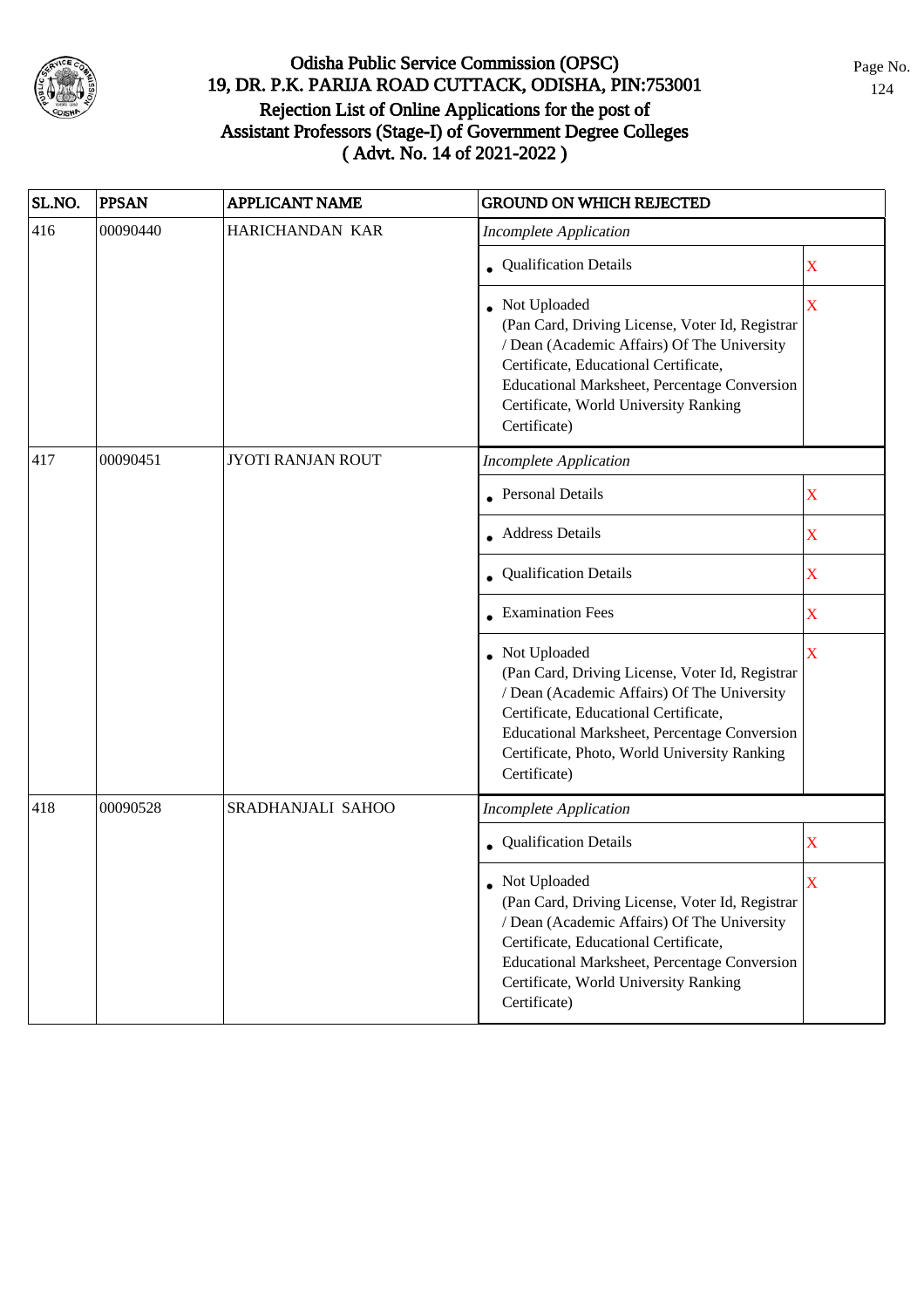# Odisha Public Service Commission (OPSC)
## 19, DR. P.K. PARIJA ROAD CUTTACK, ODISHA, PIN:753001
## Rejection List of Online Applications for the post of Assistant Professors (Stage-I) of Government Degree Colleges ( Advt. No. 14 of 2021-2022 )

| SL.NO. | PPSAN | APPLICANT NAME | GROUND ON WHICH REJECTED | |
|---|---|---|---|---|
| 416 | 00090440 | HARICHANDAN KAR | *Incomplete Application* | |
| | | | • Qualification Details | X |
| | | | • Not Uploaded (Pan Card, Driving License, Voter Id, Registrar / Dean (Academic Affairs) Of The University Certificate, Educational Certificate, Educational Marksheet, Percentage Conversion Certificate, World University Ranking Certificate) | X |
| 417 | 00090451 | JYOTI RANJAN ROUT | *Incomplete Application* | |
| | | | • Personal Details | X |
| | | | • Address Details | X |
| | | | • Qualification Details | X |
| | | | • Examination Fees | X |
| | | | • Not Uploaded (Pan Card, Driving License, Voter Id, Registrar / Dean (Academic Affairs) Of The University Certificate, Educational Certificate, Educational Marksheet, Percentage Conversion Certificate, Photo, World University Ranking Certificate) | X |
| 418 | 00090528 | SRADHANJALI SAHOO | *Incomplete Application* | |
| | | | • Qualification Details | X |
| | | | • Not Uploaded (Pan Card, Driving License, Voter Id, Registrar / Dean (Academic Affairs) Of The University Certificate, Educational Certificate, Educational Marksheet, Percentage Conversion Certificate, World University Ranking Certificate) | X |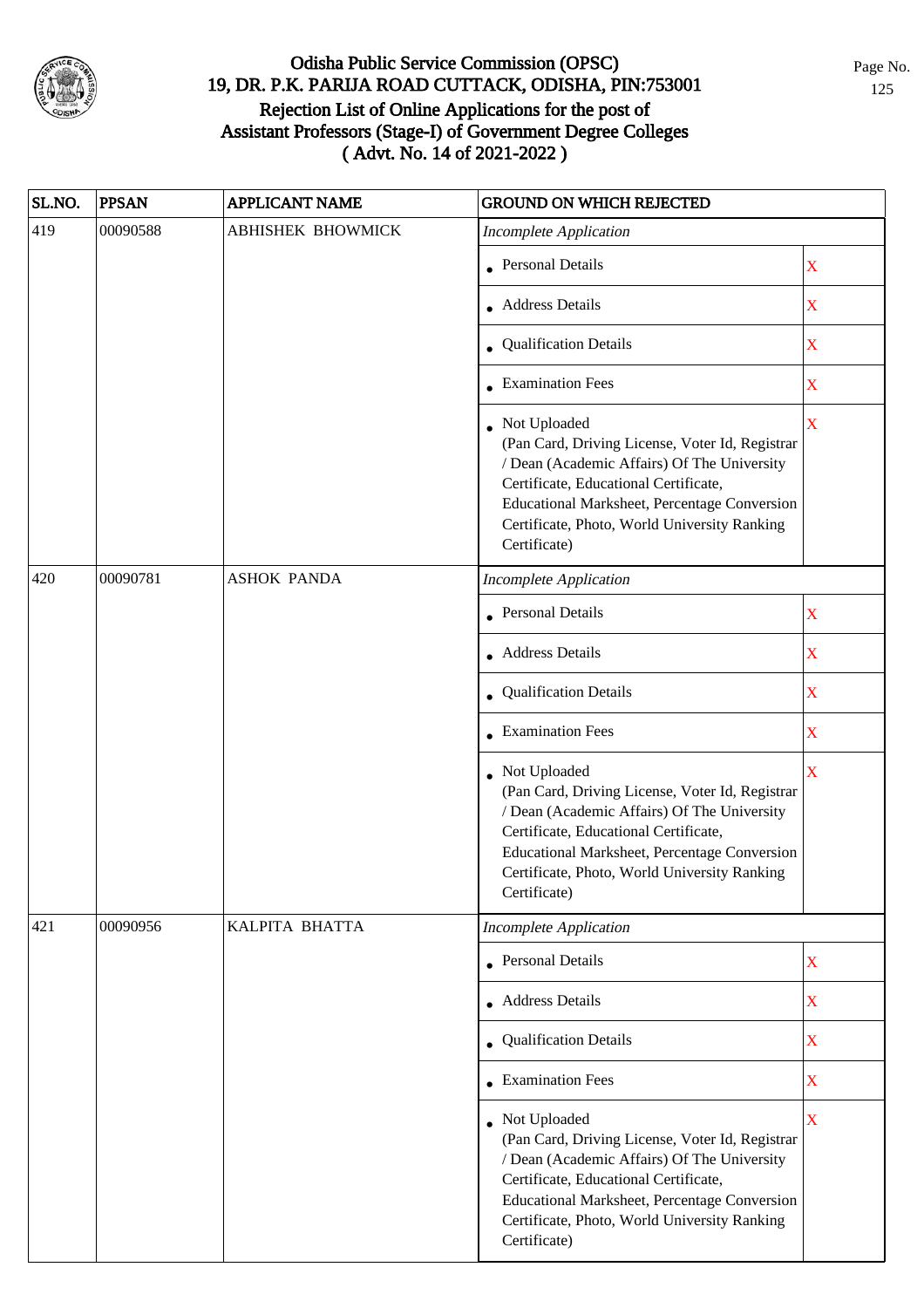# Odisha Public Service Commission (OPSC)
## 19, DR. P.K. PARIJA ROAD CUTTACK, ODISHA, PIN:753001
## Rejection List of Online Applications for the post of Assistant Professors (Stage-I) of Government Degree Colleges ( Advt. No. 14 of 2021-2022 )

| SL.NO. | PPSAN | APPLICANT NAME | GROUND ON WHICH REJECTED | |
|---|---|---|---|---|
| 419 | 00090588 | ABHISHEK BHOWMICK | *Incomplete Application* | |
| | | | • Personal Details | X |
| | | | • Address Details | X |
| | | | • Qualification Details | X |
| | | | • Examination Fees | X |
| | | | • Not Uploaded (Pan Card, Driving License, Voter Id, Registrar / Dean (Academic Affairs) Of The University Certificate, Educational Certificate, Educational Marksheet, Percentage Conversion Certificate, Photo, World University Ranking Certificate) | X |
| 420 | 00090781 | ASHOK PANDA | *Incomplete Application* | |
| | | | • Personal Details | X |
| | | | • Address Details | X |
| | | | • Qualification Details | X |
| | | | • Examination Fees | X |
| | | | • Not Uploaded (Pan Card, Driving License, Voter Id, Registrar / Dean (Academic Affairs) Of The University Certificate, Educational Certificate, Educational Marksheet, Percentage Conversion Certificate, Photo, World University Ranking Certificate) | X |
| 421 | 00090956 | KALPITA BHATTA | *Incomplete Application* | |
| | | | • Personal Details | X |
| | | | • Address Details | X |
| | | | • Qualification Details | X |
| | | | • Examination Fees | X |
| | | | • Not Uploaded (Pan Card, Driving License, Voter Id, Registrar / Dean (Academic Affairs) Of The University Certificate, Educational Certificate, Educational Marksheet, Percentage Conversion Certificate, Photo, World University Ranking Certificate) | X |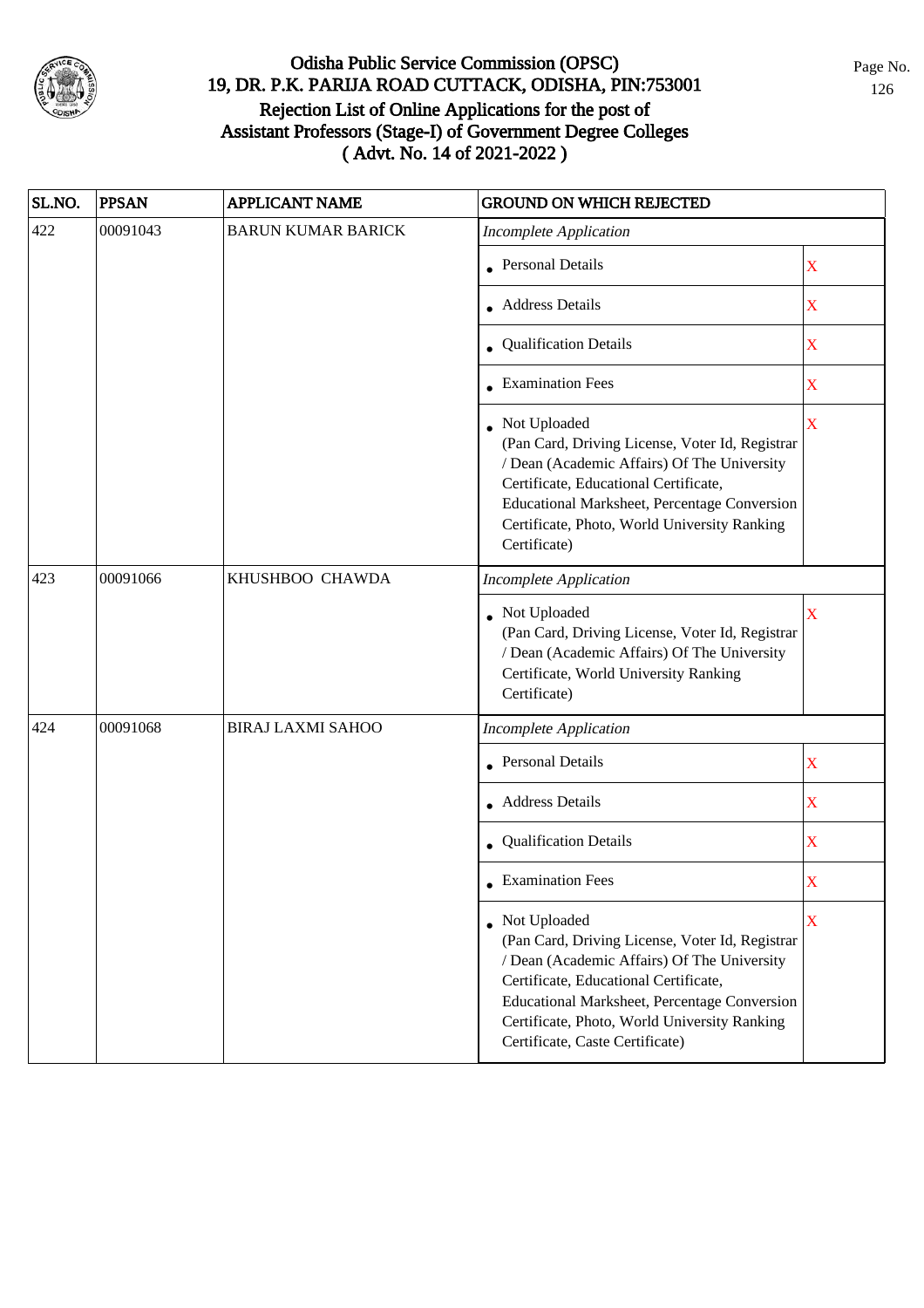# Odisha Public Service Commission (OPSC)
## 19, DR. P.K. PARIJA ROAD CUTTACK, ODISHA, PIN:753001
## Rejection List of Online Applications for the post of Assistant Professors (Stage-I) of Government Degree Colleges ( Advt. No. 14 of 2021-2022 )

| SL.NO. | PPSAN | APPLICANT NAME | GROUND ON WHICH REJECTED | |
|---|---|---|---|---|
| 422 | 00091043 | BARUN KUMAR BARICK | *Incomplete Application* | |
| | | | • Personal Details | X |
| | | | • Address Details | X |
| | | | • Qualification Details | X |
| | | | • Examination Fees | X |
| | | | • Not Uploaded (Pan Card, Driving License, Voter Id, Registrar / Dean (Academic Affairs) Of The University Certificate, Educational Certificate, Educational Marksheet, Percentage Conversion Certificate, Photo, World University Ranking Certificate) | X |
| 423 | 00091066 | KHUSHBOO CHAWDA | *Incomplete Application* | |
| | | | • Not Uploaded (Pan Card, Driving License, Voter Id, Registrar / Dean (Academic Affairs) Of The University Certificate, World University Ranking Certificate) | X |
| 424 | 00091068 | BIRAJ LAXMI SAHOO | *Incomplete Application* | |
| | | | • Personal Details | X |
| | | | • Address Details | X |
| | | | • Qualification Details | X |
| | | | • Examination Fees | X |
| | | | • Not Uploaded (Pan Card, Driving License, Voter Id, Registrar / Dean (Academic Affairs) Of The University Certificate, Educational Certificate, Educational Marksheet, Percentage Conversion Certificate, Photo, World University Ranking Certificate, Caste Certificate) | X |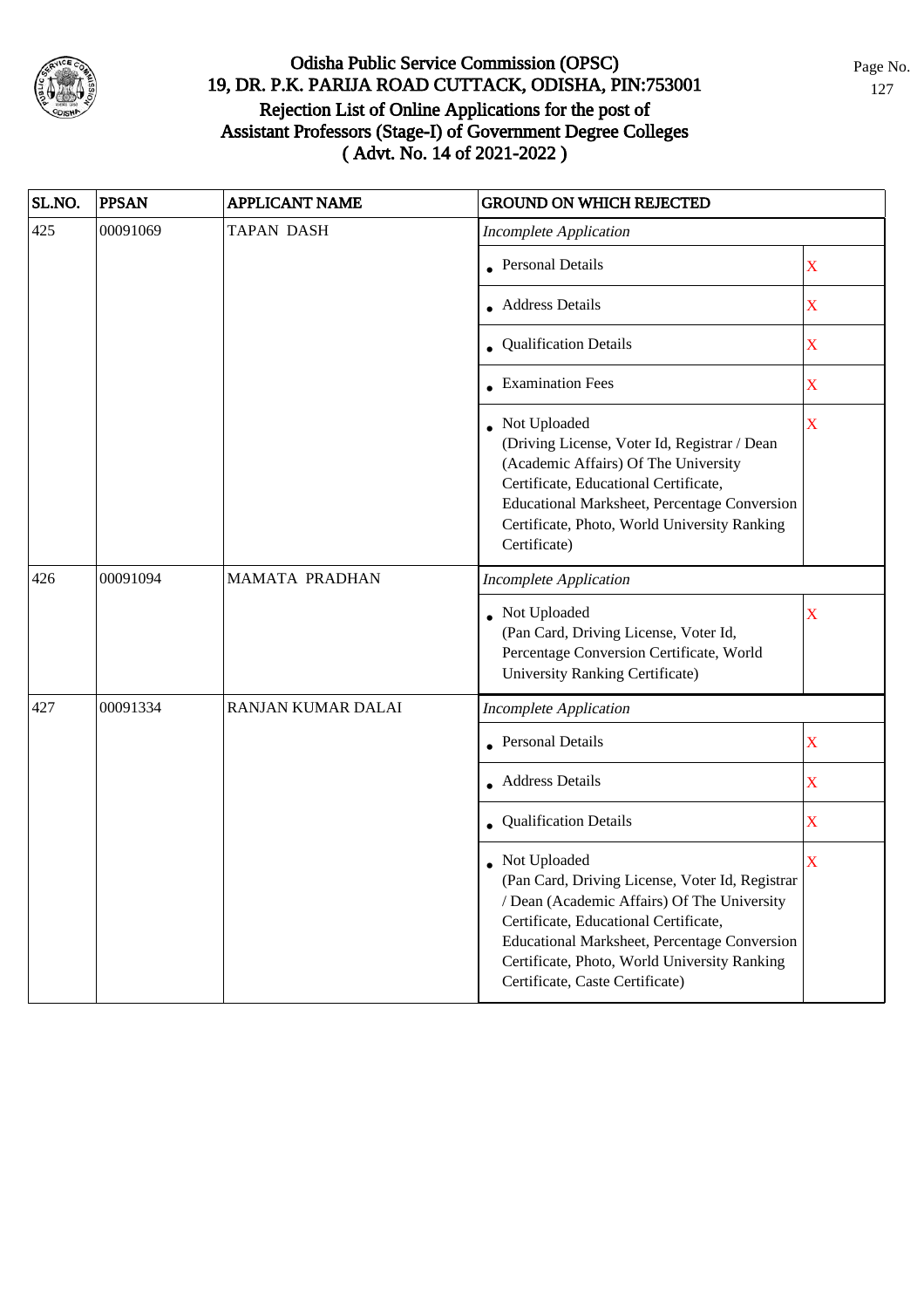# Odisha Public Service Commission (OPSC)
## 19, DR. P.K. PARIJA ROAD CUTTACK, ODISHA, PIN:753001
## Rejection List of Online Applications for the post of Assistant Professors (Stage-I) of Government Degree Colleges ( Advt. No. 14 of 2021-2022 )

| SL.NO. | PPSAN | APPLICANT NAME | GROUND ON WHICH REJECTED | |
|---|---|---|---|---|
| 425 | 00091069 | TAPAN DASH | *Incomplete Application* | |
| | | | • Personal Details | X |
| | | | • Address Details | X |
| | | | • Qualification Details | X |
| | | | • Examination Fees | X |
| | | | • Not Uploaded (Driving License, Voter Id, Registrar / Dean (Academic Affairs) Of The University Certificate, Educational Certificate, Educational Marksheet, Percentage Conversion Certificate, Photo, World University Ranking Certificate) | X |
| 426 | 00091094 | MAMATA PRADHAN | *Incomplete Application* | |
| | | | • Not Uploaded (Pan Card, Driving License, Voter Id, Percentage Conversion Certificate, World University Ranking Certificate) | X |
| 427 | 00091334 | RANJAN KUMAR DALAI | *Incomplete Application* | |
| | | | • Personal Details | X |
| | | | • Address Details | X |
| | | | • Qualification Details | X |
| | | | • Not Uploaded (Pan Card, Driving License, Voter Id, Registrar / Dean (Academic Affairs) Of The University Certificate, Educational Certificate, Educational Marksheet, Percentage Conversion Certificate, Photo, World University Ranking Certificate, Caste Certificate) | X |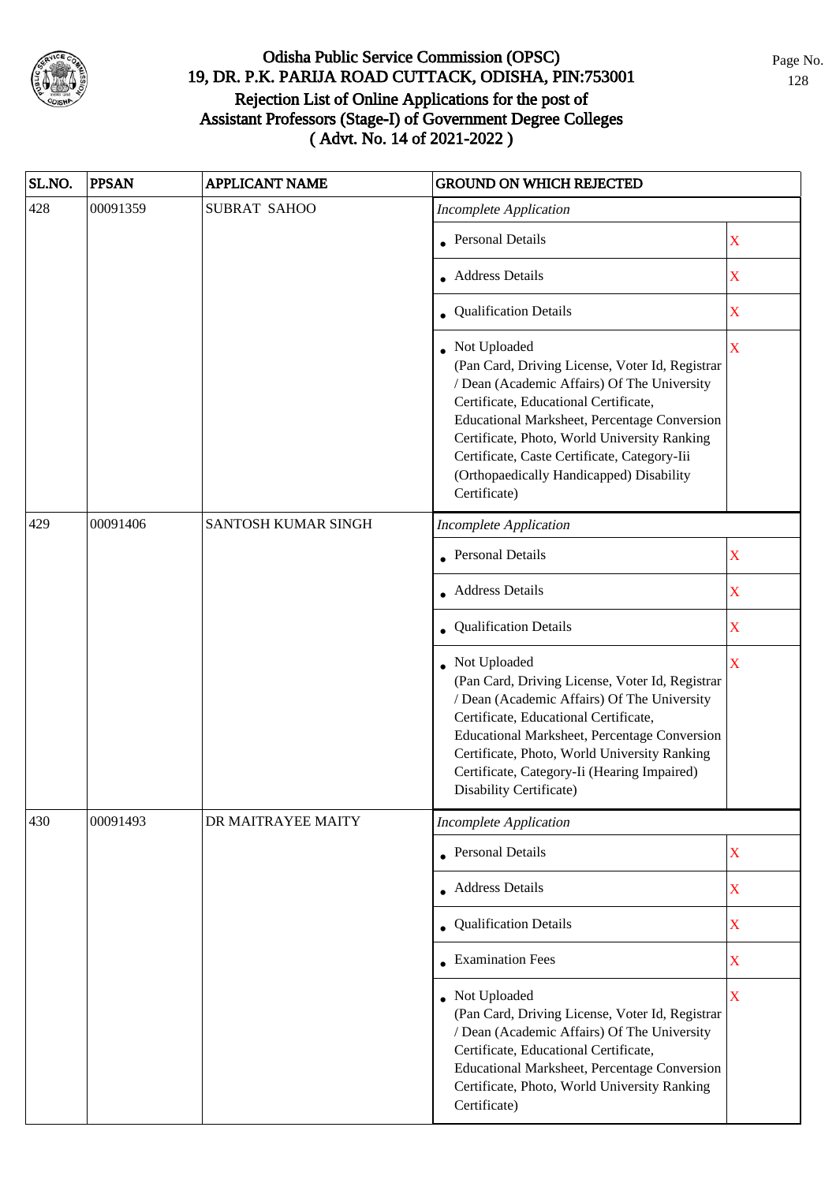# Odisha Public Service Commission (OPSC)
## 19, DR. P.K. PARIJA ROAD CUTTACK, ODISHA, PIN:753001
## Rejection List of Online Applications for the post of Assistant Professors (Stage-I) of Government Degree Colleges
## ( Advt. No. 14 of 2021-2022 )

| SL.NO. | PPSAN | APPLICANT NAME | GROUND ON WHICH REJECTED | |
|---|---|---|---|---|
| 428 | 00091359 | SUBRAT SAHOO | *Incomplete Application* | |
| | | | • Personal Details | X |
| | | | • Address Details | X |
| | | | • Qualification Details | X |
| | | | • Not Uploaded (Pan Card, Driving License, Voter Id, Registrar / Dean (Academic Affairs) Of The University Certificate, Educational Certificate, Educational Marksheet, Percentage Conversion Certificate, Photo, World University Ranking Certificate, Caste Certificate, Category-Iii (Orthopaedically Handicapped) Disability Certificate) | X |
| 429 | 00091406 | SANTOSH KUMAR SINGH | *Incomplete Application* | |
| | | | • Personal Details | X |
| | | | • Address Details | X |
| | | | • Qualification Details | X |
| | | | • Not Uploaded (Pan Card, Driving License, Voter Id, Registrar / Dean (Academic Affairs) Of The University Certificate, Educational Certificate, Educational Marksheet, Percentage Conversion Certificate, Photo, World University Ranking Certificate, Category-Ii (Hearing Impaired) Disability Certificate) | X |
| 430 | 00091493 | DR MAITRAYEE MAITY | *Incomplete Application* | |
| | | | • Personal Details | X |
| | | | • Address Details | X |
| | | | • Qualification Details | X |
| | | | • Examination Fees | X |
| | | | • Not Uploaded (Pan Card, Driving License, Voter Id, Registrar / Dean (Academic Affairs) Of The University Certificate, Educational Certificate, Educational Marksheet, Percentage Conversion Certificate, Photo, World University Ranking Certificate) | X |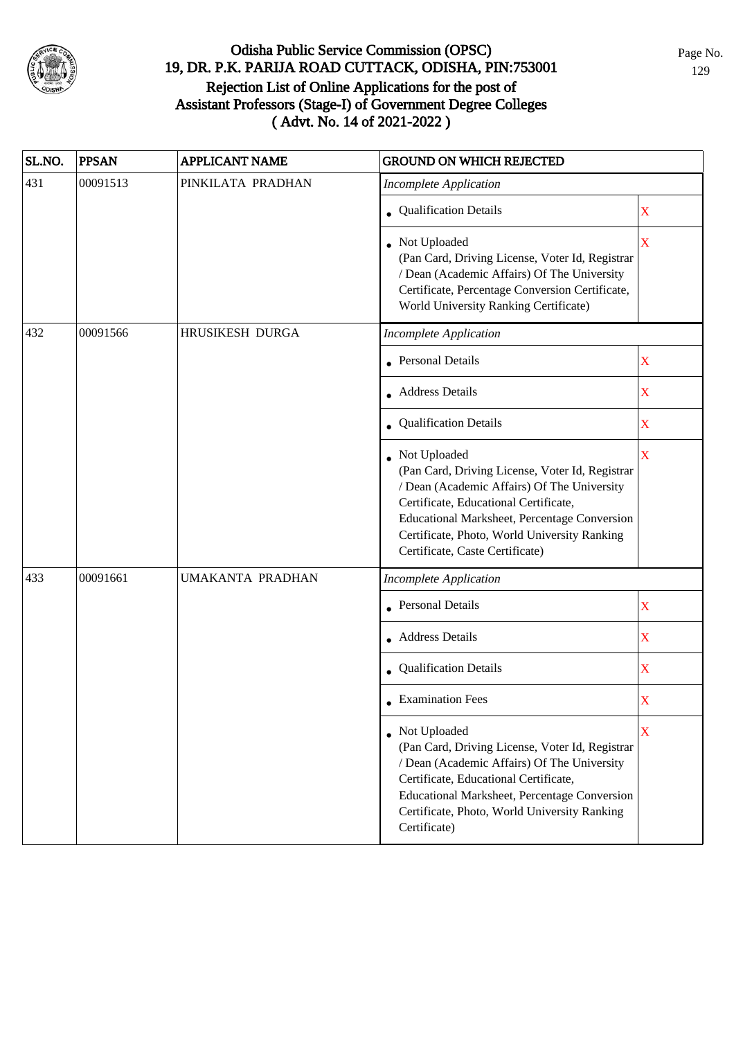# Odisha Public Service Commission (OPSC)
## 19, DR. P.K. PARIJA ROAD CUTTACK, ODISHA, PIN:753001
## Rejection List of Online Applications for the post of Assistant Professors (Stage-I) of Government Degree Colleges ( Advt. No. 14 of 2021-2022 )

| SL.NO. | PPSAN | APPLICANT NAME | GROUND ON WHICH REJECTED | |
|---|---|---|---|---|
| 431 | 00091513 | PINKILATA PRADHAN | *Incomplete Application* | |
| | | | • Qualification Details | X |
| | | | • Not Uploaded (Pan Card, Driving License, Voter Id, Registrar / Dean (Academic Affairs) Of The University Certificate, Percentage Conversion Certificate, World University Ranking Certificate) | X |
| 432 | 00091566 | HRUSIKESH DURGA | *Incomplete Application* | |
| | | | • Personal Details | X |
| | | | • Address Details | X |
| | | | • Qualification Details | X |
| | | | • Not Uploaded (Pan Card, Driving License, Voter Id, Registrar / Dean (Academic Affairs) Of The University Certificate, Educational Certificate, Educational Marksheet, Percentage Conversion Certificate, Photo, World University Ranking Certificate, Caste Certificate) | X |
| 433 | 00091661 | UMAKANTA PRADHAN | *Incomplete Application* | |
| | | | • Personal Details | X |
| | | | • Address Details | X |
| | | | • Qualification Details | X |
| | | | • Examination Fees | X |
| | | | • Not Uploaded (Pan Card, Driving License, Voter Id, Registrar / Dean (Academic Affairs) Of The University Certificate, Educational Certificate, Educational Marksheet, Percentage Conversion Certificate, Photo, World University Ranking Certificate) | X |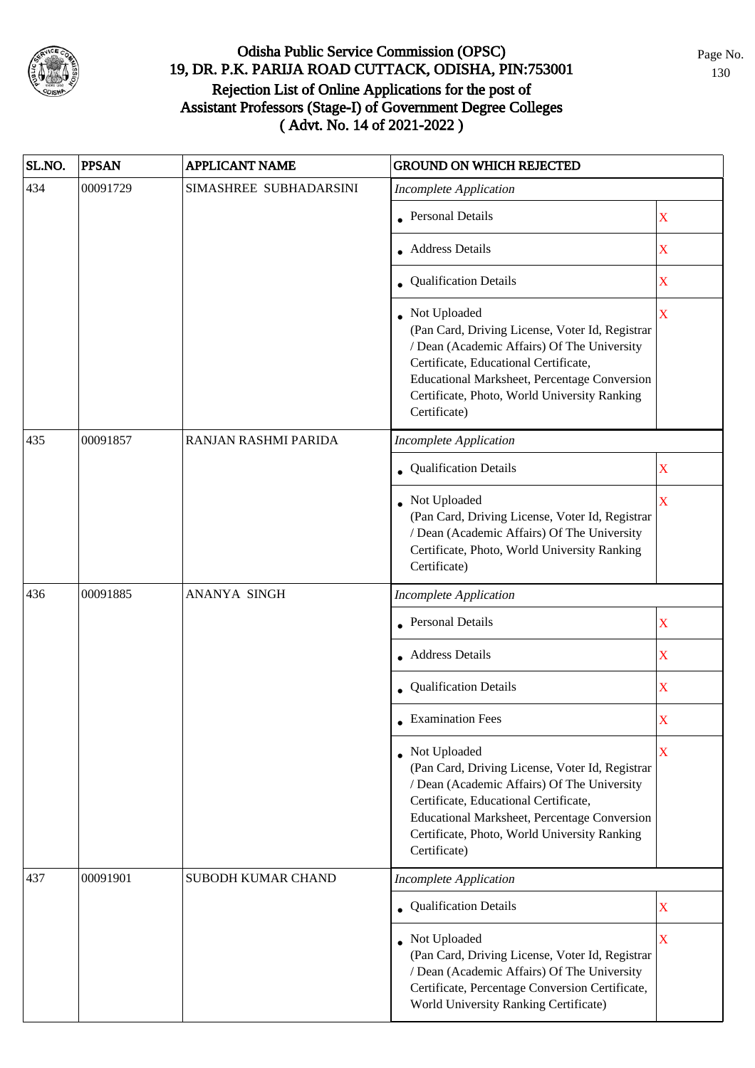# Odisha Public Service Commission (OPSC)
## 19, DR. P.K. PARIJA ROAD CUTTACK, ODISHA, PIN:753001
## Rejection List of Online Applications for the post of Assistant Professors (Stage-I) of Government Degree Colleges
## ( Advt. No. 14 of 2021-2022 )

| SL.NO. | PPSAN | APPLICANT NAME | GROUND ON WHICH REJECTED | |
|---|---|---|---|---|
| 434 | 00091729 | SIMASHREE SUBHADARSINI | *Incomplete Application* | |
| | | | • Personal Details | X |
| | | | • Address Details | X |
| | | | • Qualification Details | X |
| | | | • Not Uploaded (Pan Card, Driving License, Voter Id, Registrar / Dean (Academic Affairs) Of The University Certificate, Educational Certificate, Educational Marksheet, Percentage Conversion Certificate, Photo, World University Ranking Certificate) | X |
| 435 | 00091857 | RANJAN RASHMI PARIDA | *Incomplete Application* | |
| | | | • Qualification Details | X |
| | | | • Not Uploaded (Pan Card, Driving License, Voter Id, Registrar / Dean (Academic Affairs) Of The University Certificate, Photo, World University Ranking Certificate) | X |
| 436 | 00091885 | ANANYA SINGH | *Incomplete Application* | |
| | | | • Personal Details | X |
| | | | • Address Details | X |
| | | | • Qualification Details | X |
| | | | • Examination Fees | X |
| | | | • Not Uploaded (Pan Card, Driving License, Voter Id, Registrar / Dean (Academic Affairs) Of The University Certificate, Educational Certificate, Educational Marksheet, Percentage Conversion Certificate, Photo, World University Ranking Certificate) | X |
| 437 | 00091901 | SUBODH KUMAR CHAND | *Incomplete Application* | |
| | | | • Qualification Details | X |
| | | | • Not Uploaded (Pan Card, Driving License, Voter Id, Registrar / Dean (Academic Affairs) Of The University Certificate, Percentage Conversion Certificate, World University Ranking Certificate) | X |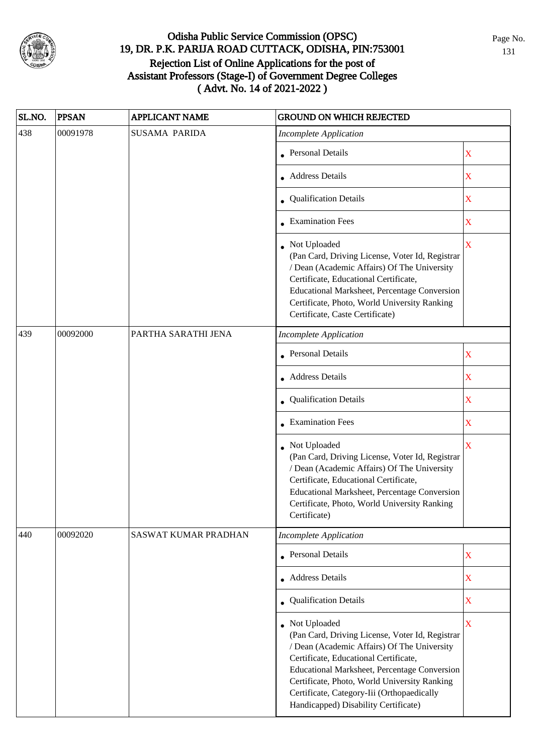# Odisha Public Service Commission (OPSC)
## 19, DR. P.K. PARIJA ROAD CUTTACK, ODISHA, PIN:753001
## Rejection List of Online Applications for the post of Assistant Professors (Stage-I) of Government Degree Colleges ( Advt. No. 14 of 2021-2022 )

| SL.NO. | PPSAN | APPLICANT NAME | GROUND ON WHICH REJECTED | |
|---|---|---|---|---|
| 438 | 00091978 | SUSAMA PARIDA | *Incomplete Application* | |
| | | | • Personal Details | X |
| | | | • Address Details | X |
| | | | • Qualification Details | X |
| | | | • Examination Fees | X |
| | | | • Not Uploaded (Pan Card, Driving License, Voter Id, Registrar / Dean (Academic Affairs) Of The University Certificate, Educational Certificate, Educational Marksheet, Percentage Conversion Certificate, Photo, World University Ranking Certificate, Caste Certificate) | X |
| 439 | 00092000 | PARTHA SARATHI JENA | *Incomplete Application* | |
| | | | • Personal Details | X |
| | | | • Address Details | X |
| | | | • Qualification Details | X |
| | | | • Examination Fees | X |
| | | | • Not Uploaded (Pan Card, Driving License, Voter Id, Registrar / Dean (Academic Affairs) Of The University Certificate, Educational Certificate, Educational Marksheet, Percentage Conversion Certificate, Photo, World University Ranking Certificate) | X |
| 440 | 00092020 | SASWAT KUMAR PRADHAN | *Incomplete Application* | |
| | | | • Personal Details | X |
| | | | • Address Details | X |
| | | | • Qualification Details | X |
| | | | • Not Uploaded (Pan Card, Driving License, Voter Id, Registrar / Dean (Academic Affairs) Of The University Certificate, Educational Certificate, Educational Marksheet, Percentage Conversion Certificate, Photo, World University Ranking Certificate, Category-Iii (Orthopaedically Handicapped) Disability Certificate) | X |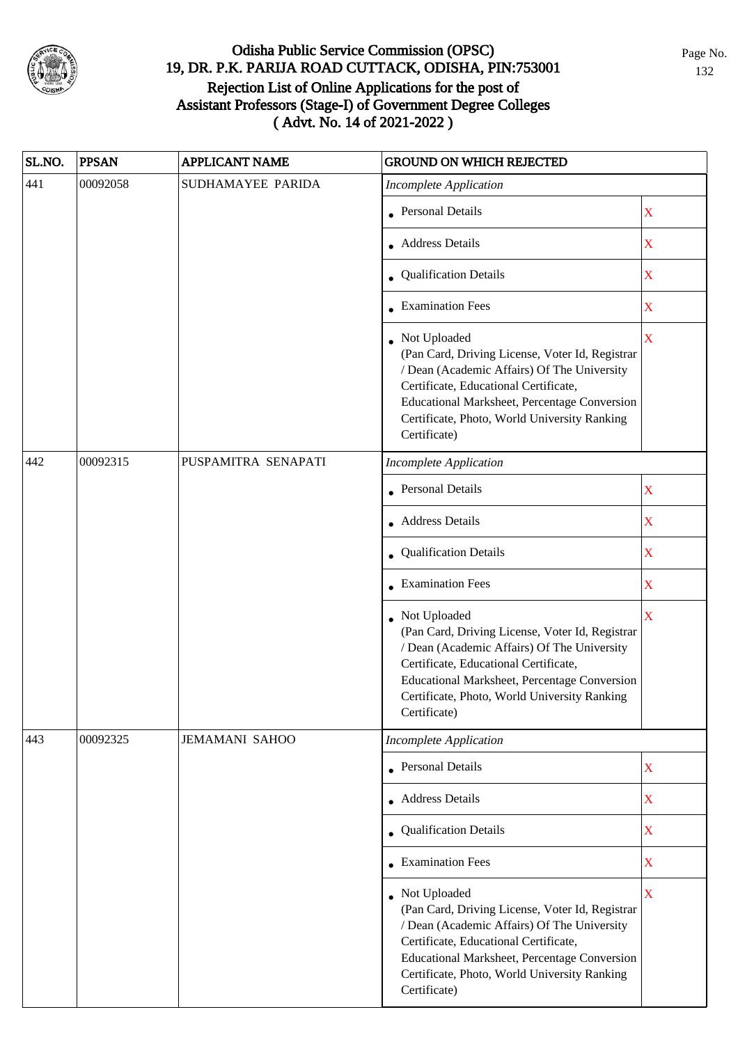# Odisha Public Service Commission (OPSC)
## 19, DR. P.K. PARIJA ROAD CUTTACK, ODISHA, PIN:753001
## Rejection List of Online Applications for the post of Assistant Professors (Stage-I) of Government Degree Colleges ( Advt. No. 14 of 2021-2022 )

| SL.NO. | PPSAN | APPLICANT NAME | GROUND ON WHICH REJECTED | |
|---|---|---|---|---|
| 441 | 00092058 | SUDHAMAYEE PARIDA | *Incomplete Application* | |
| | | | • Personal Details | X |
| | | | • Address Details | X |
| | | | • Qualification Details | X |
| | | | • Examination Fees | X |
| | | | • Not Uploaded (Pan Card, Driving License, Voter Id, Registrar / Dean (Academic Affairs) Of The University Certificate, Educational Certificate, Educational Marksheet, Percentage Conversion Certificate, Photo, World University Ranking Certificate) | X |
| 442 | 00092315 | PUSPAMITRA SENAPATI | *Incomplete Application* | |
| | | | • Personal Details | X |
| | | | • Address Details | X |
| | | | • Qualification Details | X |
| | | | • Examination Fees | X |
| | | | • Not Uploaded (Pan Card, Driving License, Voter Id, Registrar / Dean (Academic Affairs) Of The University Certificate, Educational Certificate, Educational Marksheet, Percentage Conversion Certificate, Photo, World University Ranking Certificate) | X |
| 443 | 00092325 | JEMAMANI SAHOO | *Incomplete Application* | |
| | | | • Personal Details | X |
| | | | • Address Details | X |
| | | | • Qualification Details | X |
| | | | • Examination Fees | X |
| | | | • Not Uploaded (Pan Card, Driving License, Voter Id, Registrar / Dean (Academic Affairs) Of The University Certificate, Educational Certificate, Educational Marksheet, Percentage Conversion Certificate, Photo, World University Ranking Certificate) | X |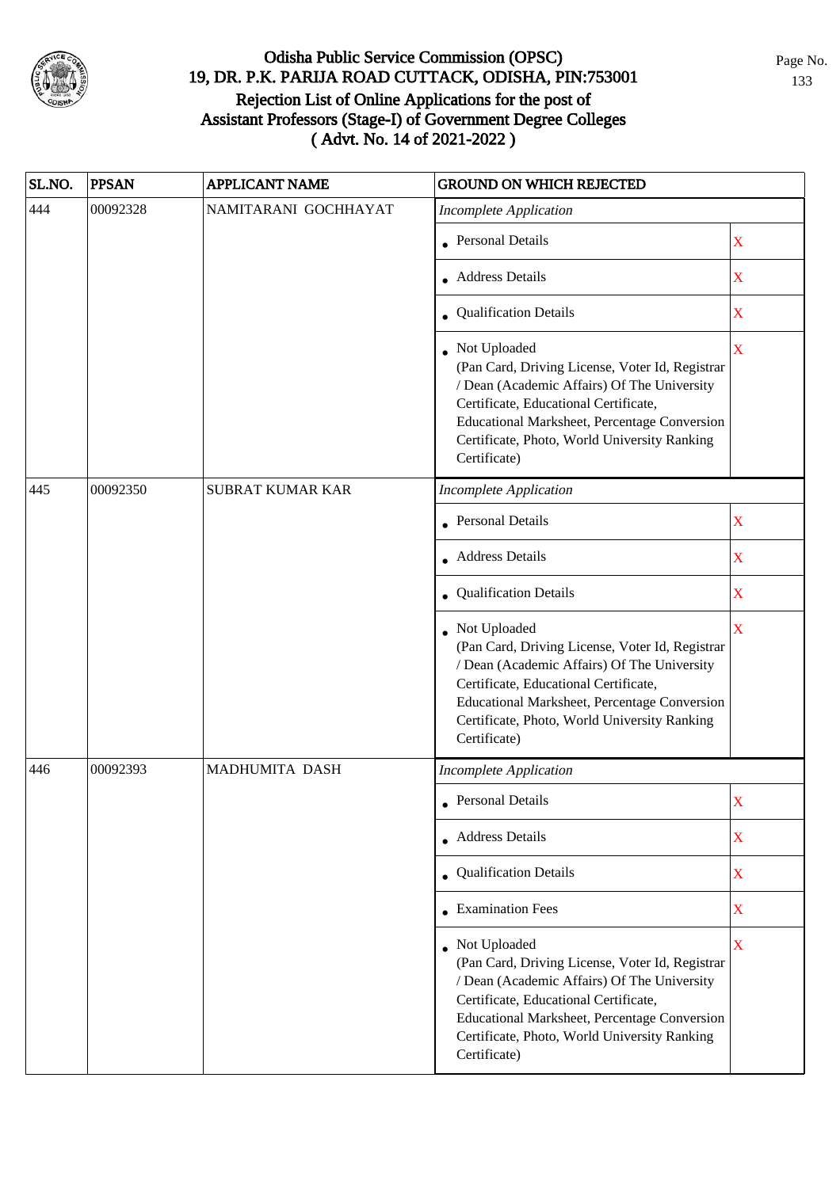# Odisha Public Service Commission (OPSC)
## 19, DR. P.K. PARIJA ROAD CUTTACK, ODISHA, PIN:753001
## Rejection List of Online Applications for the post of Assistant Professors (Stage-I) of Government Degree Colleges ( Advt. No. 14 of 2021-2022 )

| SL.NO. | PPSAN | APPLICANT NAME | GROUND ON WHICH REJECTED | |
|---|---|---|---|---|
| 444 | 00092328 | NAMITARANI GOCHHAYAT | *Incomplete Application* | |
| | | | • Personal Details | X |
| | | | • Address Details | X |
| | | | • Qualification Details | X |
| | | | • Not Uploaded (Pan Card, Driving License, Voter Id, Registrar / Dean (Academic Affairs) Of The University Certificate, Educational Certificate, Educational Marksheet, Percentage Conversion Certificate, Photo, World University Ranking Certificate) | X |
| 445 | 00092350 | SUBRAT KUMAR KAR | *Incomplete Application* | |
| | | | • Personal Details | X |
| | | | • Address Details | X |
| | | | • Qualification Details | X |
| | | | • Not Uploaded (Pan Card, Driving License, Voter Id, Registrar / Dean (Academic Affairs) Of The University Certificate, Educational Certificate, Educational Marksheet, Percentage Conversion Certificate, Photo, World University Ranking Certificate) | X |
| 446 | 00092393 | MADHUMITA DASH | *Incomplete Application* | |
| | | | • Personal Details | X |
| | | | • Address Details | X |
| | | | • Qualification Details | X |
| | | | • Examination Fees | X |
| | | | • Not Uploaded (Pan Card, Driving License, Voter Id, Registrar / Dean (Academic Affairs) Of The University Certificate, Educational Certificate, Educational Marksheet, Percentage Conversion Certificate, Photo, World University Ranking Certificate) | X |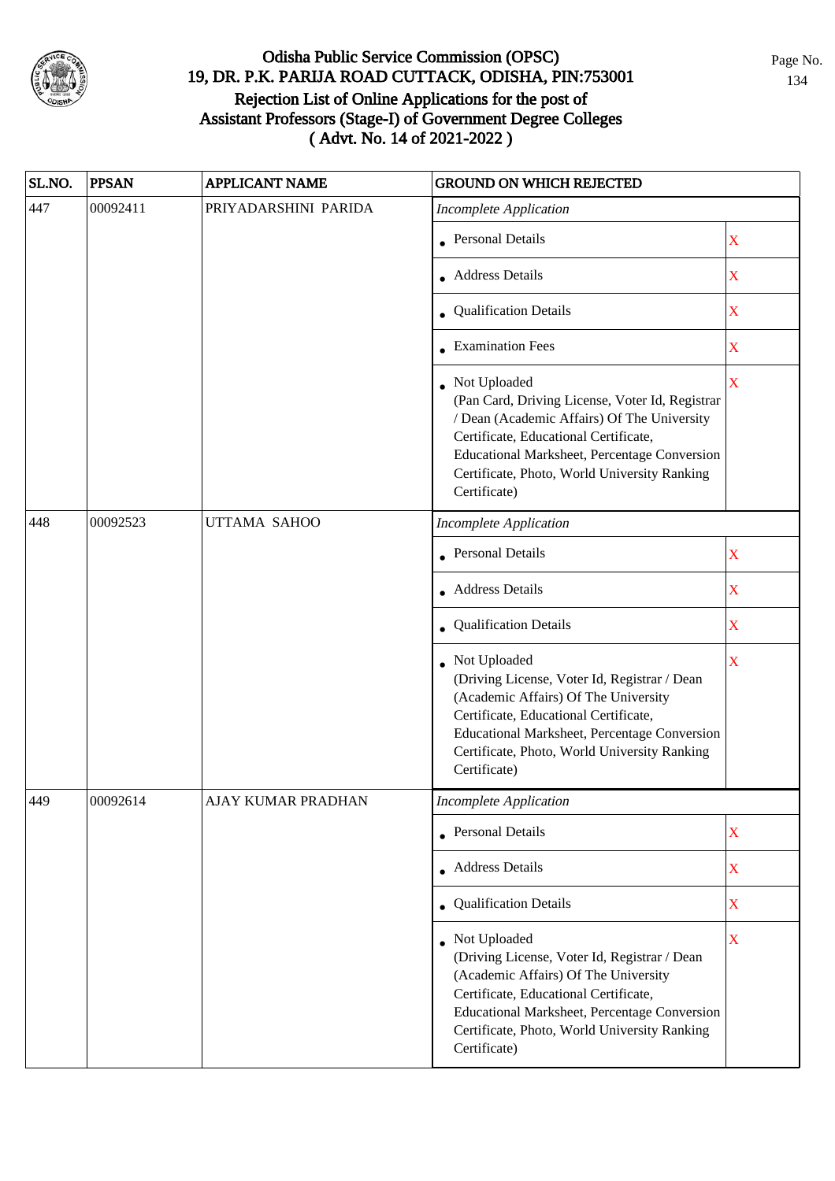# Odisha Public Service Commission (OPSC)
## 19, DR. P.K. PARIJA ROAD CUTTACK, ODISHA, PIN:753001
## Rejection List of Online Applications for the post of Assistant Professors (Stage-I) of Government Degree Colleges
## ( Advt. No. 14 of 2021-2022 )

| SL.NO. | PPSAN | APPLICANT NAME | GROUND ON WHICH REJECTED | |
|---|---|---|---|---|
| 447 | 00092411 | PRIYADARSHINI PARIDA | *Incomplete Application* | |
| | | | • Personal Details | X |
| | | | • Address Details | X |
| | | | • Qualification Details | X |
| | | | • Examination Fees | X |
| | | | • Not Uploaded (Pan Card, Driving License, Voter Id, Registrar / Dean (Academic Affairs) Of The University Certificate, Educational Certificate, Educational Marksheet, Percentage Conversion Certificate, Photo, World University Ranking Certificate) | X |
| 448 | 00092523 | UTTAMA SAHOO | *Incomplete Application* | |
| | | | • Personal Details | X |
| | | | • Address Details | X |
| | | | • Qualification Details | X |
| | | | • Not Uploaded (Driving License, Voter Id, Registrar / Dean (Academic Affairs) Of The University Certificate, Educational Certificate, Educational Marksheet, Percentage Conversion Certificate, Photo, World University Ranking Certificate) | X |
| 449 | 00092614 | AJAY KUMAR PRADHAN | *Incomplete Application* | |
| | | | • Personal Details | X |
| | | | • Address Details | X |
| | | | • Qualification Details | X |
| | | | • Not Uploaded (Driving License, Voter Id, Registrar / Dean (Academic Affairs) Of The University Certificate, Educational Certificate, Educational Marksheet, Percentage Conversion Certificate, Photo, World University Ranking Certificate) | X |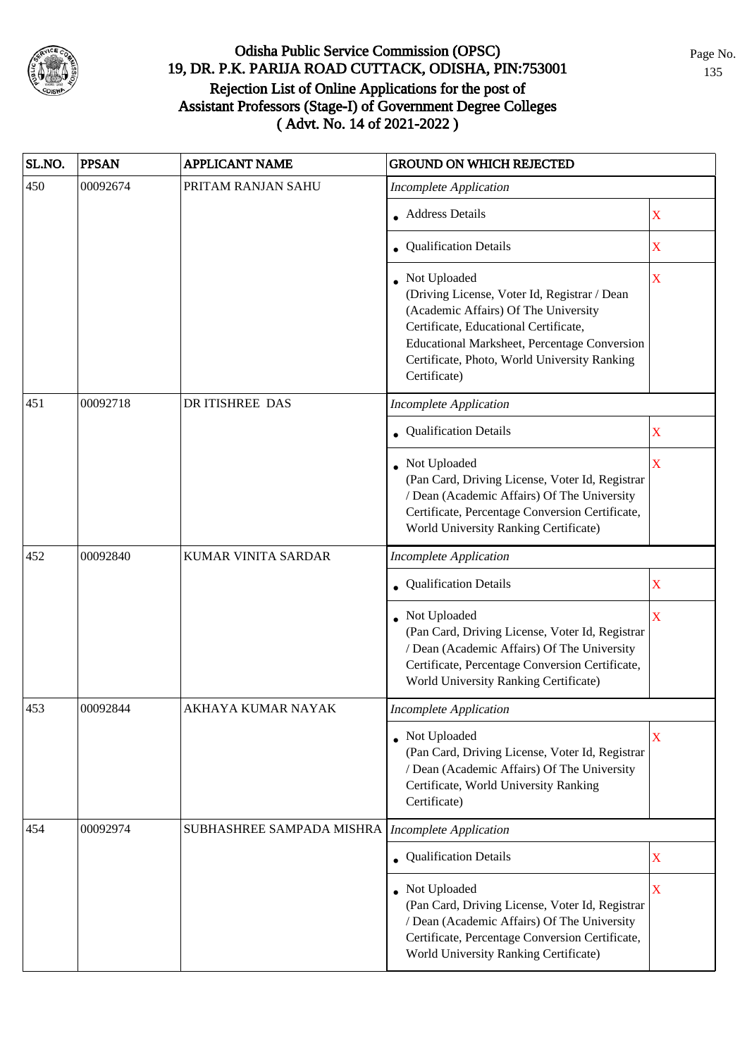# Odisha Public Service Commission (OPSC)
## 19, DR. P.K. PARIJA ROAD CUTTACK, ODISHA, PIN:753001
## Rejection List of Online Applications for the post of Assistant Professors (Stage-I) of Government Degree Colleges
## ( Advt. No. 14 of 2021-2022 )

| SL.NO. | PPSAN | APPLICANT NAME | GROUND ON WHICH REJECTED | |
|---|---|---|---|---|
| 450 | 00092674 | PRITAM RANJAN SAHU | *Incomplete Application* | |
| | | | • Address Details | X |
| | | | • Qualification Details | X |
| | | | • Not Uploaded (Driving License, Voter Id, Registrar / Dean (Academic Affairs) Of The University Certificate, Educational Certificate, Educational Marksheet, Percentage Conversion Certificate, Photo, World University Ranking Certificate) | X |
| 451 | 00092718 | DR ITISHREE DAS | *Incomplete Application* | |
| | | | • Qualification Details | X |
| | | | • Not Uploaded (Pan Card, Driving License, Voter Id, Registrar / Dean (Academic Affairs) Of The University Certificate, Percentage Conversion Certificate, World University Ranking Certificate) | X |
| 452 | 00092840 | KUMAR VINITA SARDAR | *Incomplete Application* | |
| | | | • Qualification Details | X |
| | | | • Not Uploaded (Pan Card, Driving License, Voter Id, Registrar / Dean (Academic Affairs) Of The University Certificate, Percentage Conversion Certificate, World University Ranking Certificate) | X |
| 453 | 00092844 | AKHAYA KUMAR NAYAK | *Incomplete Application* | |
| | | | • Not Uploaded (Pan Card, Driving License, Voter Id, Registrar / Dean (Academic Affairs) Of The University Certificate, World University Ranking Certificate) | X |
| 454 | 00092974 | SUBHASHREE SAMPADA MISHRA | *Incomplete Application* | |
| | | | • Qualification Details | X |
| | | | • Not Uploaded (Pan Card, Driving License, Voter Id, Registrar / Dean (Academic Affairs) Of The University Certificate, Percentage Conversion Certificate, World University Ranking Certificate) | X |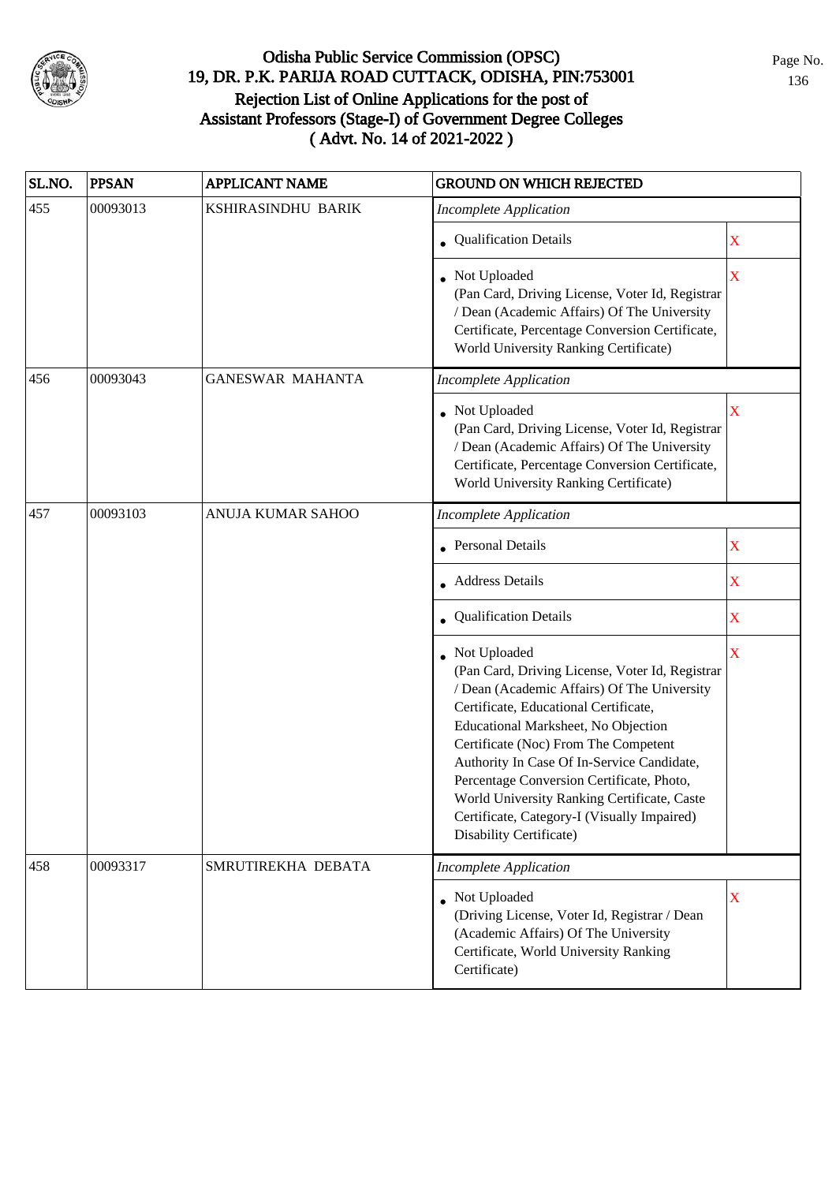# Odisha Public Service Commission (OPSC)
## 19, DR. P.K. PARIJA ROAD CUTTACK, ODISHA, PIN:753001
## Rejection List of Online Applications for the post of Assistant Professors (Stage-I) of Government Degree Colleges
## ( Advt. No. 14 of 2021-2022 )

| SL.NO. | PPSAN | APPLICANT NAME | GROUND ON WHICH REJECTED | |
|---|---|---|---|---|
| 455 | 00093013 | KSHIRASINDHU BARIK | *Incomplete Application* | |
| | | | • Qualification Details | X |
| | | | • Not Uploaded (Pan Card, Driving License, Voter Id, Registrar / Dean (Academic Affairs) Of The University Certificate, Percentage Conversion Certificate, World University Ranking Certificate) | X |
| 456 | 00093043 | GANESWAR MAHANTA | *Incomplete Application* | |
| | | | • Not Uploaded (Pan Card, Driving License, Voter Id, Registrar / Dean (Academic Affairs) Of The University Certificate, Percentage Conversion Certificate, World University Ranking Certificate) | X |
| 457 | 00093103 | ANUJA KUMAR SAHOO | *Incomplete Application* | |
| | | | • Personal Details | X |
| | | | • Address Details | X |
| | | | • Qualification Details | X |
| | | | • Not Uploaded (Pan Card, Driving License, Voter Id, Registrar / Dean (Academic Affairs) Of The University Certificate, Educational Certificate, Educational Marksheet, No Objection Certificate (Noc) From The Competent Authority In Case Of In-Service Candidate, Percentage Conversion Certificate, Photo, World University Ranking Certificate, Caste Certificate, Category-I (Visually Impaired) Disability Certificate) | X |
| 458 | 00093317 | SMRUTIREKHA DEBATA | *Incomplete Application* | |
| | | | • Not Uploaded (Driving License, Voter Id, Registrar / Dean (Academic Affairs) Of The University Certificate, World University Ranking Certificate) | X |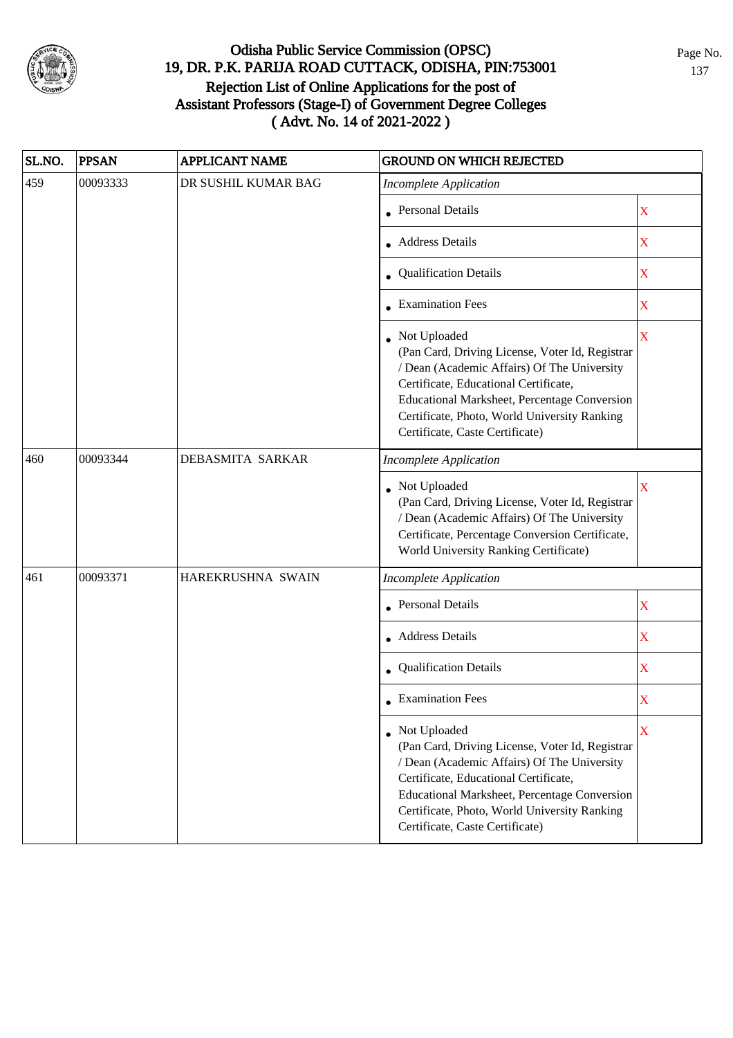# Odisha Public Service Commission (OPSC)
## 19, DR. P.K. PARIJA ROAD CUTTACK, ODISHA, PIN:753001
## Rejection List of Online Applications for the post of Assistant Professors (Stage-I) of Government Degree Colleges
## ( Advt. No. 14 of 2021-2022 )

| SL.NO. | PPSAN | APPLICANT NAME | GROUND ON WHICH REJECTED | |
|---|---|---|---|---|
| 459 | 00093333 | DR SUSHIL KUMAR BAG | *Incomplete Application* | |
| | | | • Personal Details | X |
| | | | • Address Details | X |
| | | | • Qualification Details | X |
| | | | • Examination Fees | X |
| | | | • Not Uploaded (Pan Card, Driving License, Voter Id, Registrar / Dean (Academic Affairs) Of The University Certificate, Educational Certificate, Educational Marksheet, Percentage Conversion Certificate, Photo, World University Ranking Certificate, Caste Certificate) | X |
| 460 | 00093344 | DEBASMITA SARKAR | *Incomplete Application* | |
| | | | • Not Uploaded (Pan Card, Driving License, Voter Id, Registrar / Dean (Academic Affairs) Of The University Certificate, Percentage Conversion Certificate, World University Ranking Certificate) | X |
| 461 | 00093371 | HAREKRUSHNA SWAIN | *Incomplete Application* | |
| | | | • Personal Details | X |
| | | | • Address Details | X |
| | | | • Qualification Details | X |
| | | | • Examination Fees | X |
| | | | • Not Uploaded (Pan Card, Driving License, Voter Id, Registrar / Dean (Academic Affairs) Of The University Certificate, Educational Certificate, Educational Marksheet, Percentage Conversion Certificate, Photo, World University Ranking Certificate, Caste Certificate) | X |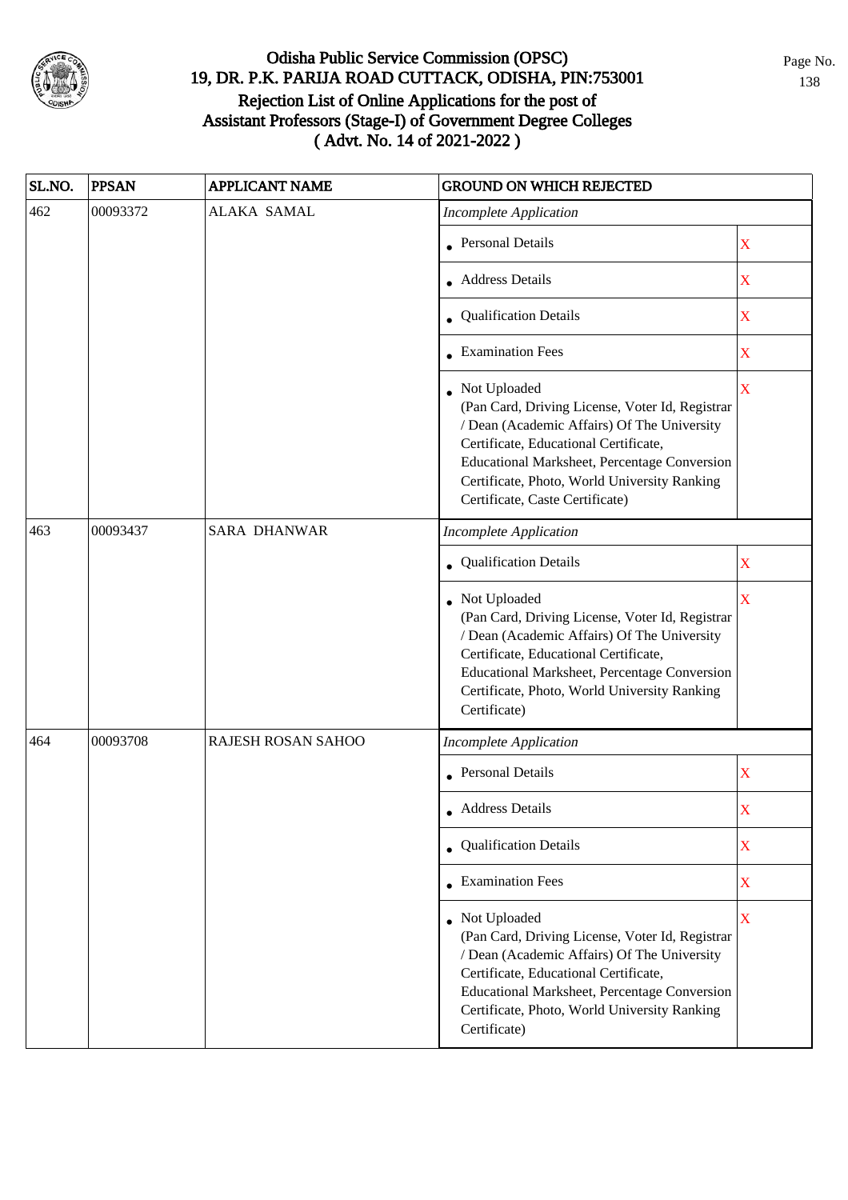# Odisha Public Service Commission (OPSC)
## 19, DR. P.K. PARIJA ROAD CUTTACK, ODISHA, PIN:753001
## Rejection List of Online Applications for the post of Assistant Professors (Stage-I) of Government Degree Colleges
## ( Advt. No. 14 of 2021-2022 )

| SL.NO. | PPSAN | APPLICANT NAME | GROUND ON WHICH REJECTED | |
|---|---|---|---|---|
| 462 | 00093372 | ALAKA SAMAL | *Incomplete Application* | |
| | | | • Personal Details | X |
| | | | • Address Details | X |
| | | | • Qualification Details | X |
| | | | • Examination Fees | X |
| | | | • Not Uploaded (Pan Card, Driving License, Voter Id, Registrar / Dean (Academic Affairs) Of The University Certificate, Educational Certificate, Educational Marksheet, Percentage Conversion Certificate, Photo, World University Ranking Certificate, Caste Certificate) | X |
| 463 | 00093437 | SARA DHANWAR | *Incomplete Application* | |
| | | | • Qualification Details | X |
| | | | • Not Uploaded (Pan Card, Driving License, Voter Id, Registrar / Dean (Academic Affairs) Of The University Certificate, Educational Certificate, Educational Marksheet, Percentage Conversion Certificate, Photo, World University Ranking Certificate) | X |
| 464 | 00093708 | RAJESH ROSAN SAHOO | *Incomplete Application* | |
| | | | • Personal Details | X |
| | | | • Address Details | X |
| | | | • Qualification Details | X |
| | | | • Examination Fees | X |
| | | | • Not Uploaded (Pan Card, Driving License, Voter Id, Registrar / Dean (Academic Affairs) Of The University Certificate, Educational Certificate, Educational Marksheet, Percentage Conversion Certificate, Photo, World University Ranking Certificate) | X |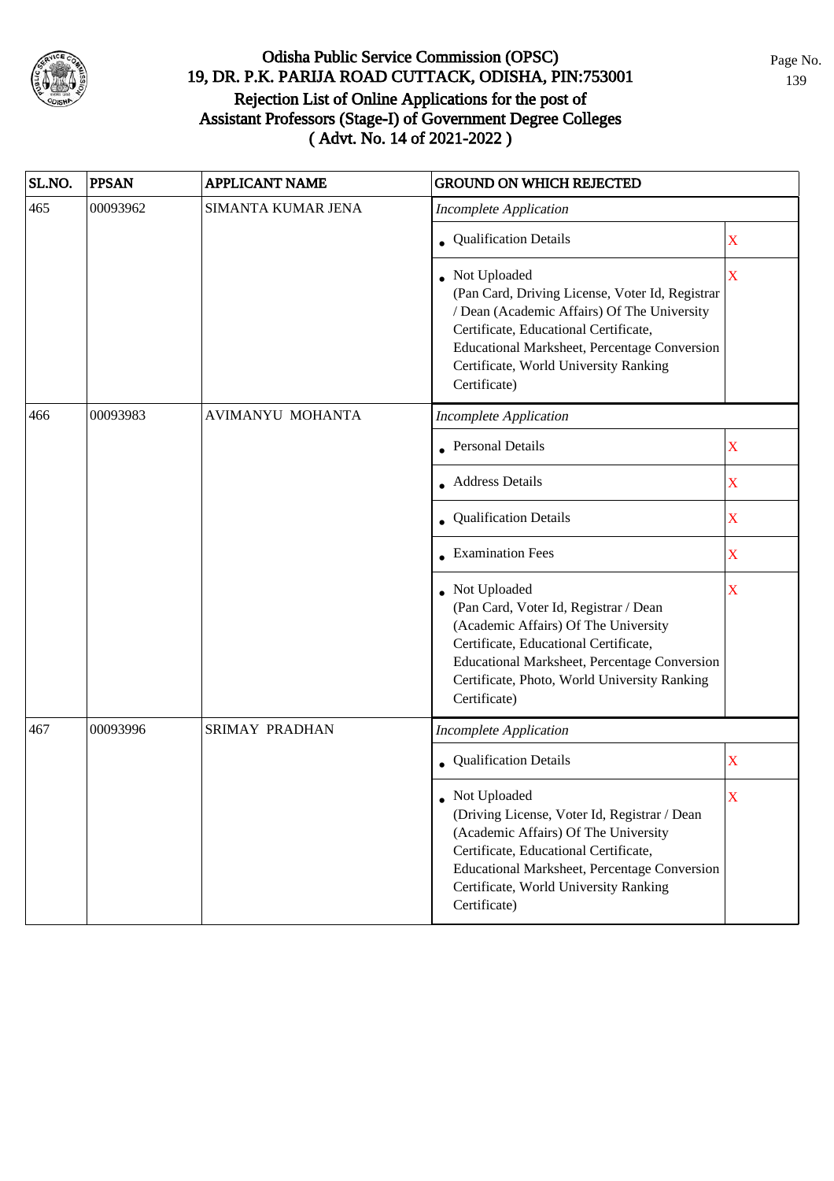# Odisha Public Service Commission (OPSC)
## 19, DR. P.K. PARIJA ROAD CUTTACK, ODISHA, PIN:753001
## Rejection List of Online Applications for the post of Assistant Professors (Stage-I) of Government Degree Colleges
## ( Advt. No. 14 of 2021-2022 )

| SL.NO. | PPSAN | APPLICANT NAME | GROUND ON WHICH REJECTED | |
|---|---|---|---|---|
| 465 | 00093962 | SIMANTA KUMAR JENA | *Incomplete Application* | |
| | | | • Qualification Details | X |
| | | | • Not Uploaded (Pan Card, Driving License, Voter Id, Registrar / Dean (Academic Affairs) Of The University Certificate, Educational Certificate, Educational Marksheet, Percentage Conversion Certificate, World University Ranking Certificate) | X |
| 466 | 00093983 | AVIMANYU MOHANTA | *Incomplete Application* | |
| | | | • Personal Details | X |
| | | | • Address Details | X |
| | | | • Qualification Details | X |
| | | | • Examination Fees | X |
| | | | • Not Uploaded (Pan Card, Voter Id, Registrar / Dean (Academic Affairs) Of The University Certificate, Educational Certificate, Educational Marksheet, Percentage Conversion Certificate, Photo, World University Ranking Certificate) | X |
| 467 | 00093996 | SRIMAY PRADHAN | *Incomplete Application* | |
| | | | • Qualification Details | X |
| | | | • Not Uploaded (Driving License, Voter Id, Registrar / Dean (Academic Affairs) Of The University Certificate, Educational Certificate, Educational Marksheet, Percentage Conversion Certificate, World University Ranking Certificate) | X |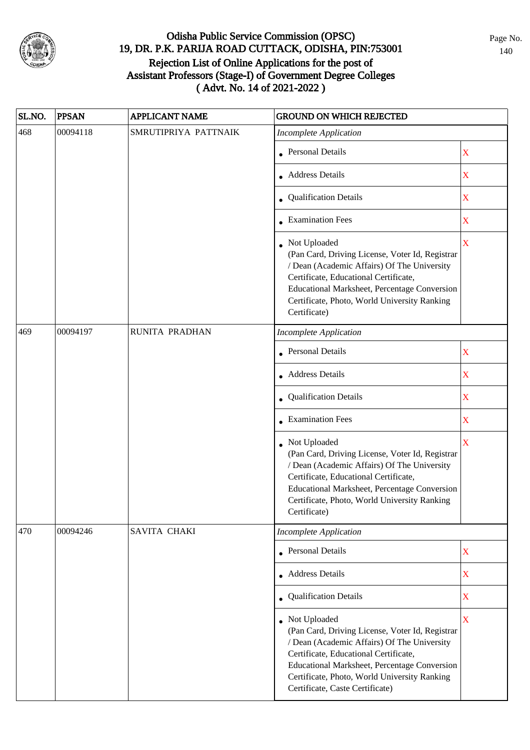# Odisha Public Service Commission (OPSC)
## 19, DR. P.K. PARIJA ROAD CUTTACK, ODISHA, PIN:753001
## Rejection List of Online Applications for the post of Assistant Professors (Stage-I) of Government Degree Colleges
## ( Advt. No. 14 of 2021-2022 )

| SL.NO. | PPSAN | APPLICANT NAME | GROUND ON WHICH REJECTED | |
|---|---|---|---|---|
| 468 | 00094118 | SMRUTIPRIYA PATTNAIK | *Incomplete Application* | |
| | | | • Personal Details | X |
| | | | • Address Details | X |
| | | | • Qualification Details | X |
| | | | • Examination Fees | X |
| | | | • Not Uploaded (Pan Card, Driving License, Voter Id, Registrar / Dean (Academic Affairs) Of The University Certificate, Educational Certificate, Educational Marksheet, Percentage Conversion Certificate, Photo, World University Ranking Certificate) | X |
| 469 | 00094197 | RUNITA PRADHAN | *Incomplete Application* | |
| | | | • Personal Details | X |
| | | | • Address Details | X |
| | | | • Qualification Details | X |
| | | | • Examination Fees | X |
| | | | • Not Uploaded (Pan Card, Driving License, Voter Id, Registrar / Dean (Academic Affairs) Of The University Certificate, Educational Certificate, Educational Marksheet, Percentage Conversion Certificate, Photo, World University Ranking Certificate) | X |
| 470 | 00094246 | SAVITA CHAKI | *Incomplete Application* | |
| | | | • Personal Details | X |
| | | | • Address Details | X |
| | | | • Qualification Details | X |
| | | | • Not Uploaded (Pan Card, Driving License, Voter Id, Registrar / Dean (Academic Affairs) Of The University Certificate, Educational Certificate, Educational Marksheet, Percentage Conversion Certificate, Photo, World University Ranking Certificate, Caste Certificate) | X |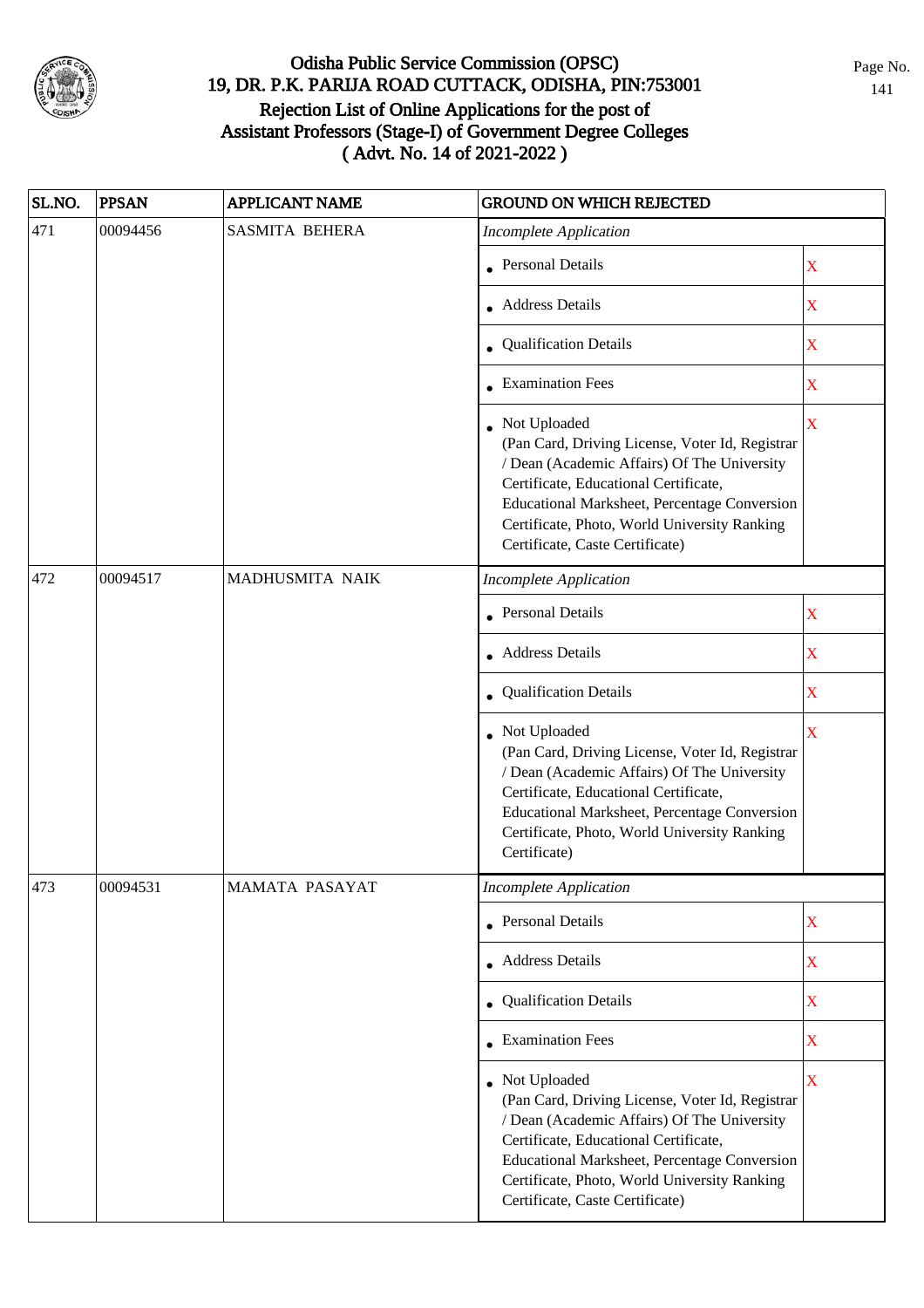# Odisha Public Service Commission (OPSC)
## 19, DR. P.K. PARIJA ROAD CUTTACK, ODISHA, PIN:753001
## Rejection List of Online Applications for the post of Assistant Professors (Stage-I) of Government Degree Colleges
## ( Advt. No. 14 of 2021-2022 )

| SL.NO. | PPSAN | APPLICANT NAME | GROUND ON WHICH REJECTED | |
|---|---|---|---|---|
| 471 | 00094456 | SASMITA BEHERA | *Incomplete Application* | |
| | | | • Personal Details | X |
| | | | • Address Details | X |
| | | | • Qualification Details | X |
| | | | • Examination Fees | X |
| | | | • Not Uploaded (Pan Card, Driving License, Voter Id, Registrar / Dean (Academic Affairs) Of The University Certificate, Educational Certificate, Educational Marksheet, Percentage Conversion Certificate, Photo, World University Ranking Certificate, Caste Certificate) | X |
| 472 | 00094517 | MADHUSMITA NAIK | *Incomplete Application* | |
| | | | • Personal Details | X |
| | | | • Address Details | X |
| | | | • Qualification Details | X |
| | | | • Not Uploaded (Pan Card, Driving License, Voter Id, Registrar / Dean (Academic Affairs) Of The University Certificate, Educational Certificate, Educational Marksheet, Percentage Conversion Certificate, Photo, World University Ranking Certificate) | X |
| 473 | 00094531 | MAMATA PASAYAT | *Incomplete Application* | |
| | | | • Personal Details | X |
| | | | • Address Details | X |
| | | | • Qualification Details | X |
| | | | • Examination Fees | X |
| | | | • Not Uploaded (Pan Card, Driving License, Voter Id, Registrar / Dean (Academic Affairs) Of The University Certificate, Educational Certificate, Educational Marksheet, Percentage Conversion Certificate, Photo, World University Ranking Certificate, Caste Certificate) | X |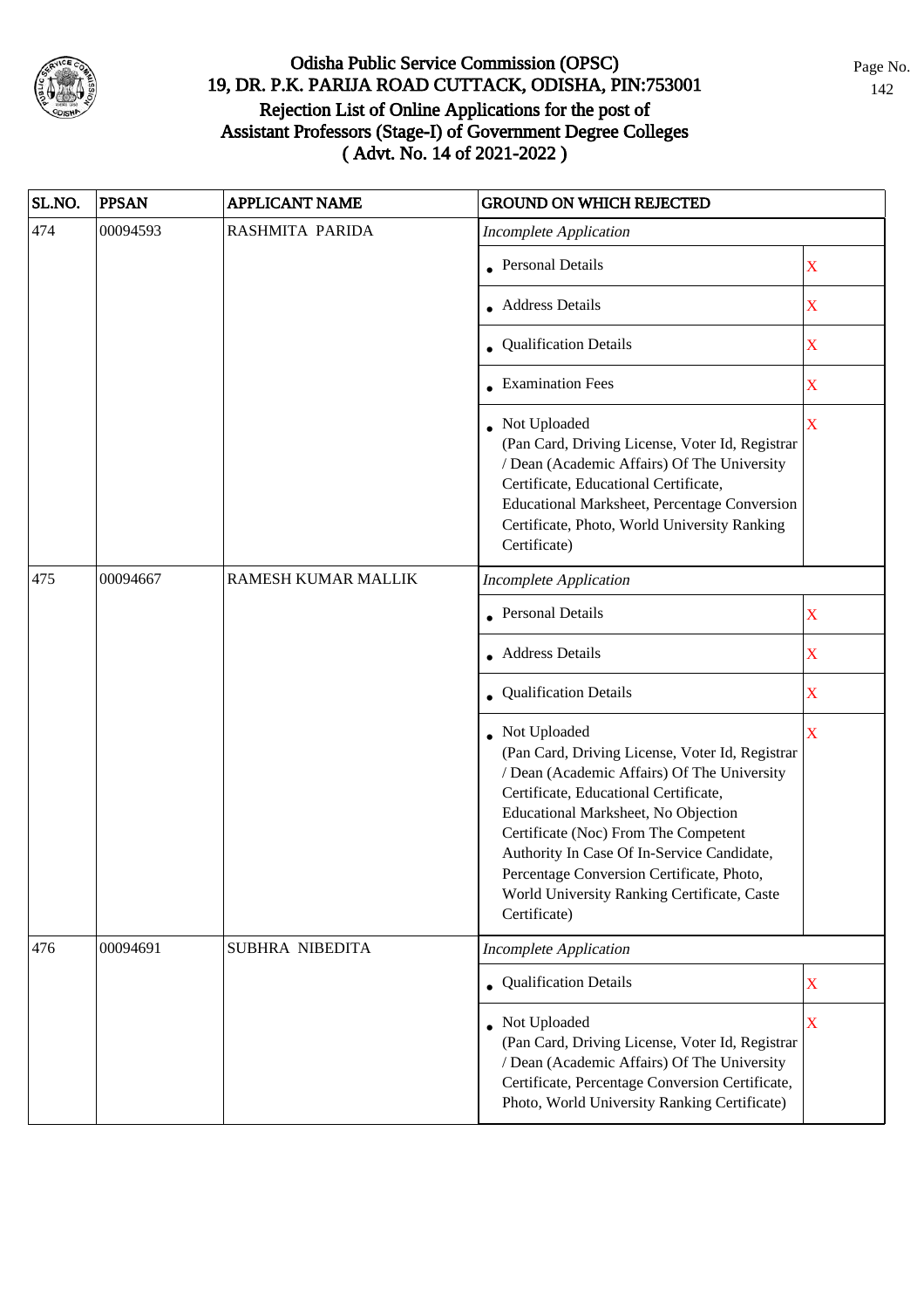# Odisha Public Service Commission (OPSC)
## 19, DR. P.K. PARIJA ROAD CUTTACK, ODISHA, PIN:753001
## Rejection List of Online Applications for the post of Assistant Professors (Stage-I) of Government Degree Colleges
## ( Advt. No. 14 of 2021-2022 )

| SL.NO. | PPSAN | APPLICANT NAME | GROUND ON WHICH REJECTED | |
|---|---|---|---|---|
| 474 | 00094593 | RASHMITA PARIDA | *Incomplete Application* | |
| | | | • Personal Details | X |
| | | | • Address Details | X |
| | | | • Qualification Details | X |
| | | | • Examination Fees | X |
| | | | • Not Uploaded (Pan Card, Driving License, Voter Id, Registrar / Dean (Academic Affairs) Of The University Certificate, Educational Certificate, Educational Marksheet, Percentage Conversion Certificate, Photo, World University Ranking Certificate) | X |
| 475 | 00094667 | RAMESH KUMAR MALLIK | *Incomplete Application* | |
| | | | • Personal Details | X |
| | | | • Address Details | X |
| | | | • Qualification Details | X |
| | | | • Not Uploaded (Pan Card, Driving License, Voter Id, Registrar / Dean (Academic Affairs) Of The University Certificate, Educational Certificate, Educational Marksheet, No Objection Certificate (Noc) From The Competent Authority In Case Of In-Service Candidate, Percentage Conversion Certificate, Photo, World University Ranking Certificate, Caste Certificate) | X |
| 476 | 00094691 | SUBHRA NIBEDITA | *Incomplete Application* | |
| | | | • Qualification Details | X |
| | | | • Not Uploaded (Pan Card, Driving License, Voter Id, Registrar / Dean (Academic Affairs) Of The University Certificate, Percentage Conversion Certificate, Photo, World University Ranking Certificate) | X |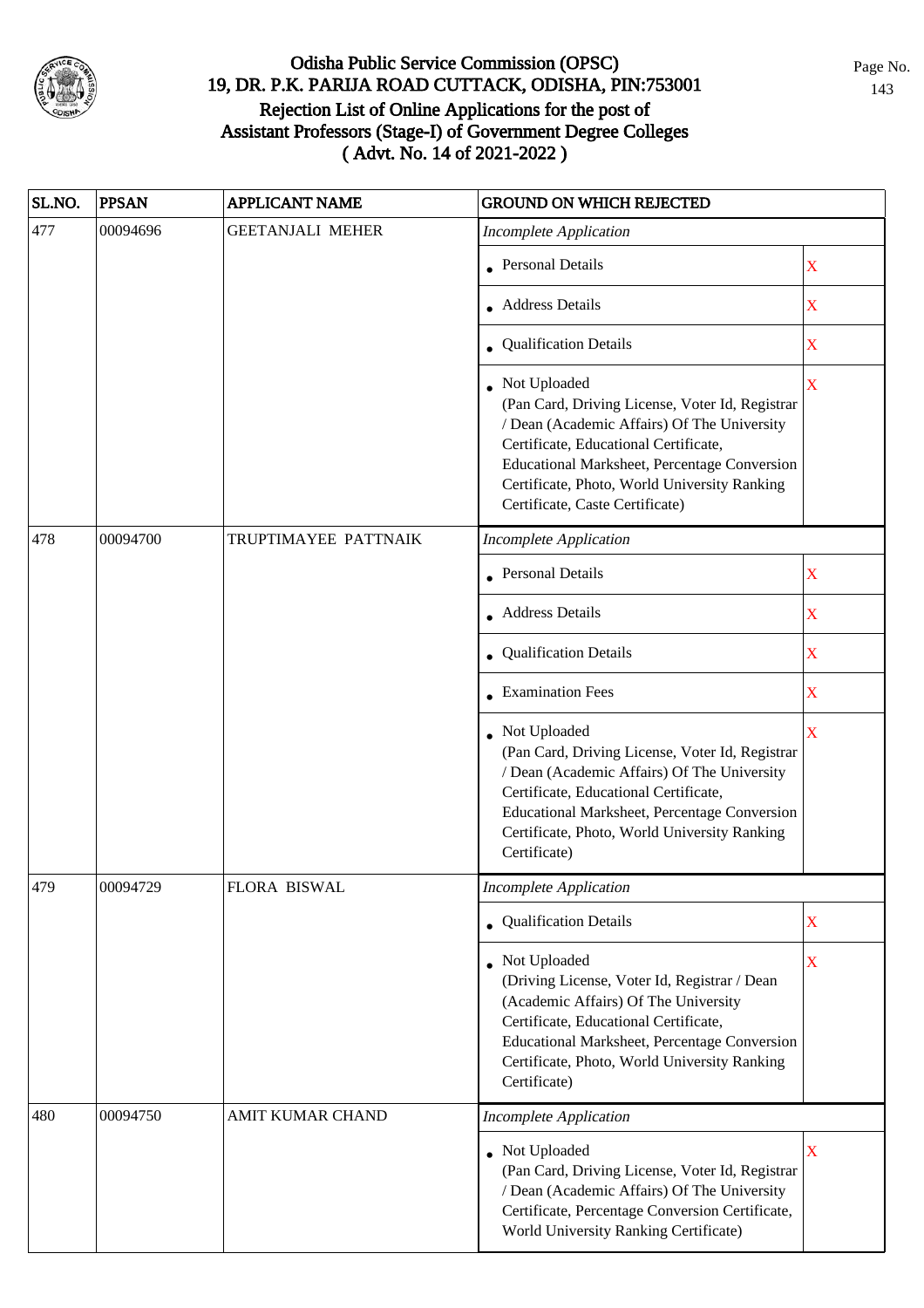# Odisha Public Service Commission (OPSC)
## 19, DR. P.K. PARIJA ROAD CUTTACK, ODISHA, PIN:753001
## Rejection List of Online Applications for the post of Assistant Professors (Stage-I) of Government Degree Colleges
## ( Advt. No. 14 of 2021-2022 )

| SL.NO. | PPSAN | APPLICANT NAME | GROUND ON WHICH REJECTED | |
|---|---|---|---|---|
| 477 | 00094696 | GEETANJALI MEHER | *Incomplete Application* | |
| | | | • Personal Details | X |
| | | | • Address Details | X |
| | | | • Qualification Details | X |
| | | | • Not Uploaded (Pan Card, Driving License, Voter Id, Registrar / Dean (Academic Affairs) Of The University Certificate, Educational Certificate, Educational Marksheet, Percentage Conversion Certificate, Photo, World University Ranking Certificate, Caste Certificate) | X |
| 478 | 00094700 | TRUPTIMAYEE PATTNAIK | *Incomplete Application* | |
| | | | • Personal Details | X |
| | | | • Address Details | X |
| | | | • Qualification Details | X |
| | | | • Examination Fees | X |
| | | | • Not Uploaded (Pan Card, Driving License, Voter Id, Registrar / Dean (Academic Affairs) Of The University Certificate, Educational Certificate, Educational Marksheet, Percentage Conversion Certificate, Photo, World University Ranking Certificate) | X |
| 479 | 00094729 | FLORA BISWAL | *Incomplete Application* | |
| | | | • Qualification Details | X |
| | | | • Not Uploaded (Driving License, Voter Id, Registrar / Dean (Academic Affairs) Of The University Certificate, Educational Certificate, Educational Marksheet, Percentage Conversion Certificate, Photo, World University Ranking Certificate) | X |
| 480 | 00094750 | AMIT KUMAR CHAND | *Incomplete Application* | |
| | | | • Not Uploaded (Pan Card, Driving License, Voter Id, Registrar / Dean (Academic Affairs) Of The University Certificate, Percentage Conversion Certificate, World University Ranking Certificate) | X |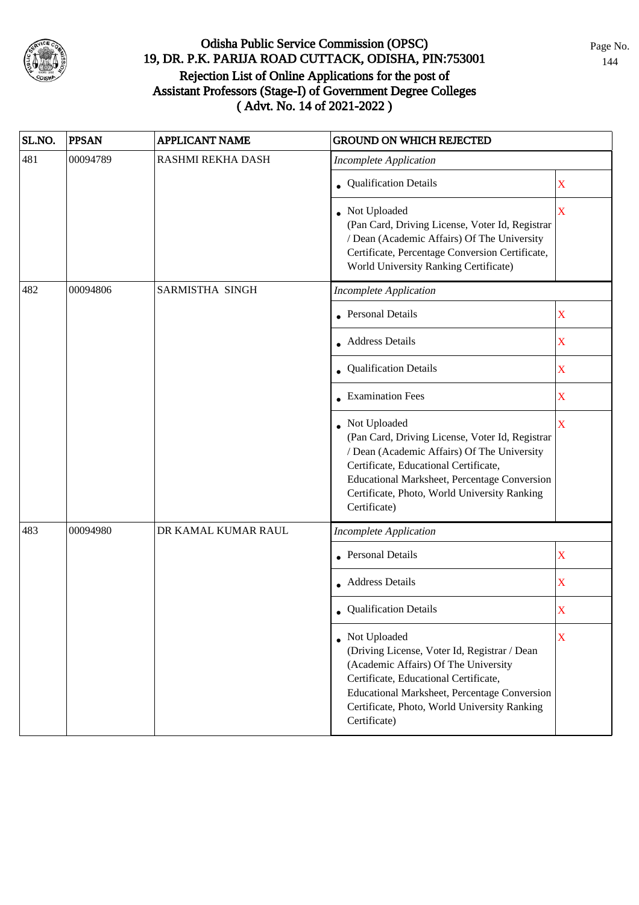# Odisha Public Service Commission (OPSC)
## 19, DR. P.K. PARIJA ROAD CUTTACK, ODISHA, PIN:753001
## Rejection List of Online Applications for the post of Assistant Professors (Stage-I) of Government Degree Colleges
## ( Advt. No. 14 of 2021-2022 )

| SL.NO. | PPSAN | APPLICANT NAME | GROUND ON WHICH REJECTED | |
|---|---|---|---|---|
| 481 | 00094789 | RASHMI REKHA DASH | *Incomplete Application* | |
| | | | • Qualification Details | X |
| | | | • Not Uploaded (Pan Card, Driving License, Voter Id, Registrar / Dean (Academic Affairs) Of The University Certificate, Percentage Conversion Certificate, World University Ranking Certificate) | X |
| 482 | 00094806 | SARMISTHA SINGH | *Incomplete Application* | |
| | | | • Personal Details | X |
| | | | • Address Details | X |
| | | | • Qualification Details | X |
| | | | • Examination Fees | X |
| | | | • Not Uploaded (Pan Card, Driving License, Voter Id, Registrar / Dean (Academic Affairs) Of The University Certificate, Educational Certificate, Educational Marksheet, Percentage Conversion Certificate, Photo, World University Ranking Certificate) | X |
| 483 | 00094980 | DR KAMAL KUMAR RAUL | *Incomplete Application* | |
| | | | • Personal Details | X |
| | | | • Address Details | X |
| | | | • Qualification Details | X |
| | | | • Not Uploaded (Driving License, Voter Id, Registrar / Dean (Academic Affairs) Of The University Certificate, Educational Certificate, Educational Marksheet, Percentage Conversion Certificate, Photo, World University Ranking Certificate) | X |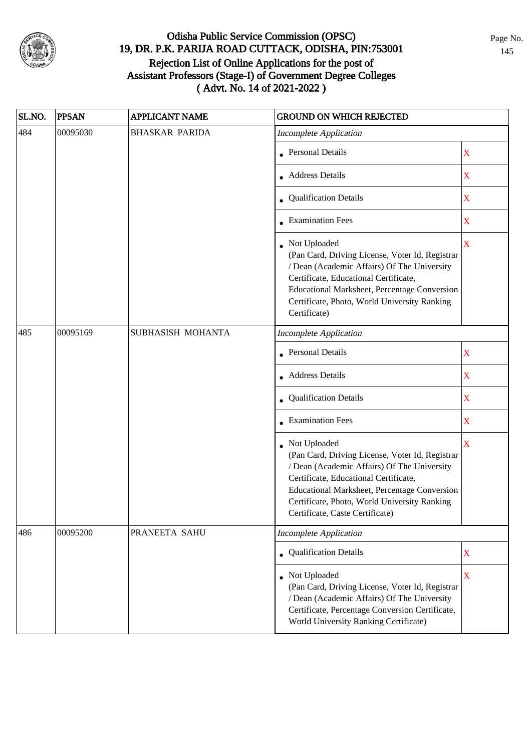# Odisha Public Service Commission (OPSC)
## 19, DR. P.K. PARIJA ROAD CUTTACK, ODISHA, PIN:753001
## Rejection List of Online Applications for the post of Assistant Professors (Stage-I) of Government Degree Colleges
## ( Advt. No. 14 of 2021-2022 )

| SL.NO. | PPSAN | APPLICANT NAME | GROUND ON WHICH REJECTED | |
|---|---|---|---|---|
| 484 | 00095030 | BHASKAR PARIDA | *Incomplete Application* | |
| | | | • Personal Details | X |
| | | | • Address Details | X |
| | | | • Qualification Details | X |
| | | | • Examination Fees | X |
| | | | • Not Uploaded (Pan Card, Driving License, Voter Id, Registrar / Dean (Academic Affairs) Of The University Certificate, Educational Certificate, Educational Marksheet, Percentage Conversion Certificate, Photo, World University Ranking Certificate) | X |
| 485 | 00095169 | SUBHASISH MOHANTA | *Incomplete Application* | |
| | | | • Personal Details | X |
| | | | • Address Details | X |
| | | | • Qualification Details | X |
| | | | • Examination Fees | X |
| | | | • Not Uploaded (Pan Card, Driving License, Voter Id, Registrar / Dean (Academic Affairs) Of The University Certificate, Educational Certificate, Educational Marksheet, Percentage Conversion Certificate, Photo, World University Ranking Certificate, Caste Certificate) | X |
| 486 | 00095200 | PRANEETA SAHU | *Incomplete Application* | |
| | | | • Qualification Details | X |
| | | | • Not Uploaded (Pan Card, Driving License, Voter Id, Registrar / Dean (Academic Affairs) Of The University Certificate, Percentage Conversion Certificate, World University Ranking Certificate) | X |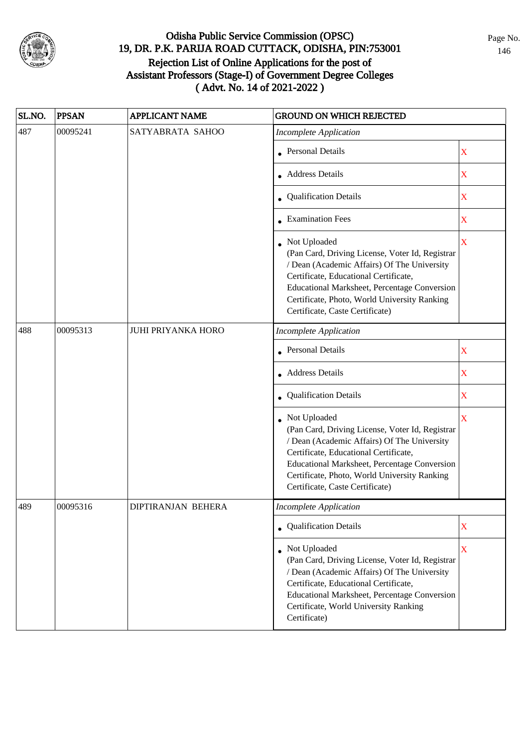# Odisha Public Service Commission (OPSC)
## 19, DR. P.K. PARIJA ROAD CUTTACK, ODISHA, PIN:753001
## Rejection List of Online Applications for the post of Assistant Professors (Stage-I) of Government Degree Colleges ( Advt. No. 14 of 2021-2022 )

| SL.NO. | PPSAN | APPLICANT NAME | GROUND ON WHICH REJECTED | |
|---|---|---|---|---|
| 487 | 00095241 | SATYABRATA SAHOO | *Incomplete Application* | |
| | | | • Personal Details | X |
| | | | • Address Details | X |
| | | | • Qualification Details | X |
| | | | • Examination Fees | X |
| | | | • Not Uploaded (Pan Card, Driving License, Voter Id, Registrar / Dean (Academic Affairs) Of The University Certificate, Educational Certificate, Educational Marksheet, Percentage Conversion Certificate, Photo, World University Ranking Certificate, Caste Certificate) | X |
| 488 | 00095313 | JUHI PRIYANKA HORO | *Incomplete Application* | |
| | | | • Personal Details | X |
| | | | • Address Details | X |
| | | | • Qualification Details | X |
| | | | • Not Uploaded (Pan Card, Driving License, Voter Id, Registrar / Dean (Academic Affairs) Of The University Certificate, Educational Certificate, Educational Marksheet, Percentage Conversion Certificate, Photo, World University Ranking Certificate, Caste Certificate) | X |
| 489 | 00095316 | DIPTIRANJAN BEHERA | *Incomplete Application* | |
| | | | • Qualification Details | X |
| | | | • Not Uploaded (Pan Card, Driving License, Voter Id, Registrar / Dean (Academic Affairs) Of The University Certificate, Educational Certificate, Educational Marksheet, Percentage Conversion Certificate, World University Ranking Certificate) | X |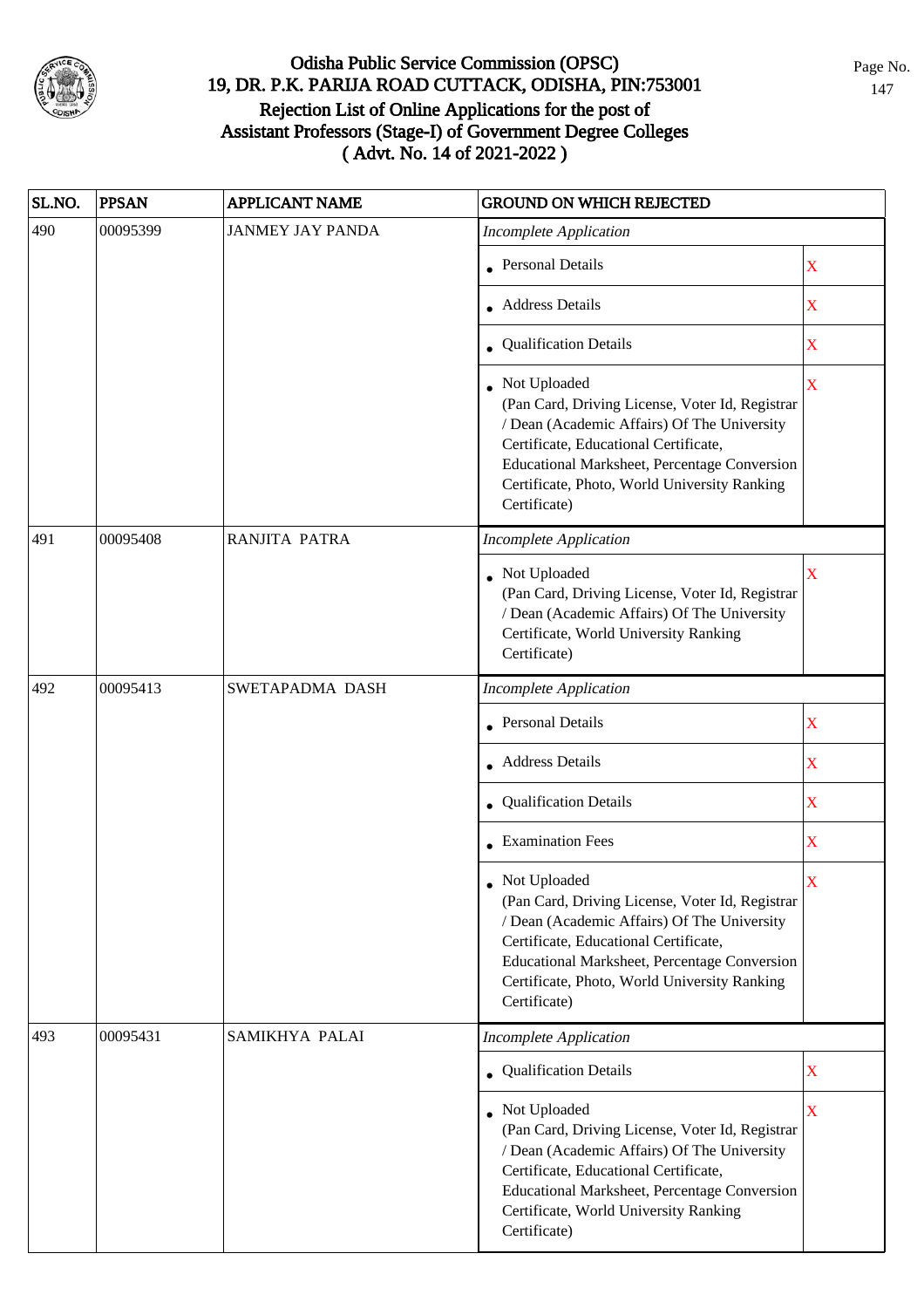# Odisha Public Service Commission (OPSC)

## 19, DR. P.K. PARIJA ROAD CUTTACK, ODISHA, PIN:753001

## Rejection List of Online Applications for the post of Assistant Professors (Stage-I) of Government Degree Colleges ( Advt. No. 14 of 2021-2022 )

| SL.NO. | PPSAN | APPLICANT NAME | GROUND ON WHICH REJECTED | |
|---|---|---|---|---|
| 490 | 00095399 | JANMEY JAY PANDA | *Incomplete Application* | |
| | | | • Personal Details | X |
| | | | • Address Details | X |
| | | | • Qualification Details | X |
| | | | • Not Uploaded (Pan Card, Driving License, Voter Id, Registrar / Dean (Academic Affairs) Of The University Certificate, Educational Certificate, Educational Marksheet, Percentage Conversion Certificate, Photo, World University Ranking Certificate) | X |
| 491 | 00095408 | RANJITA PATRA | *Incomplete Application* | |
| | | | • Not Uploaded (Pan Card, Driving License, Voter Id, Registrar / Dean (Academic Affairs) Of The University Certificate, World University Ranking Certificate) | X |
| 492 | 00095413 | SWETAPADMA DASH | *Incomplete Application* | |
| | | | • Personal Details | X |
| | | | • Address Details | X |
| | | | • Qualification Details | X |
| | | | • Examination Fees | X |
| | | | • Not Uploaded (Pan Card, Driving License, Voter Id, Registrar / Dean (Academic Affairs) Of The University Certificate, Educational Certificate, Educational Marksheet, Percentage Conversion Certificate, Photo, World University Ranking Certificate) | X |
| 493 | 00095431 | SAMIKHYA PALAI | *Incomplete Application* | |
| | | | • Qualification Details | X |
| | | | • Not Uploaded (Pan Card, Driving License, Voter Id, Registrar / Dean (Academic Affairs) Of The University Certificate, Educational Certificate, Educational Marksheet, Percentage Conversion Certificate, World University Ranking Certificate) | X |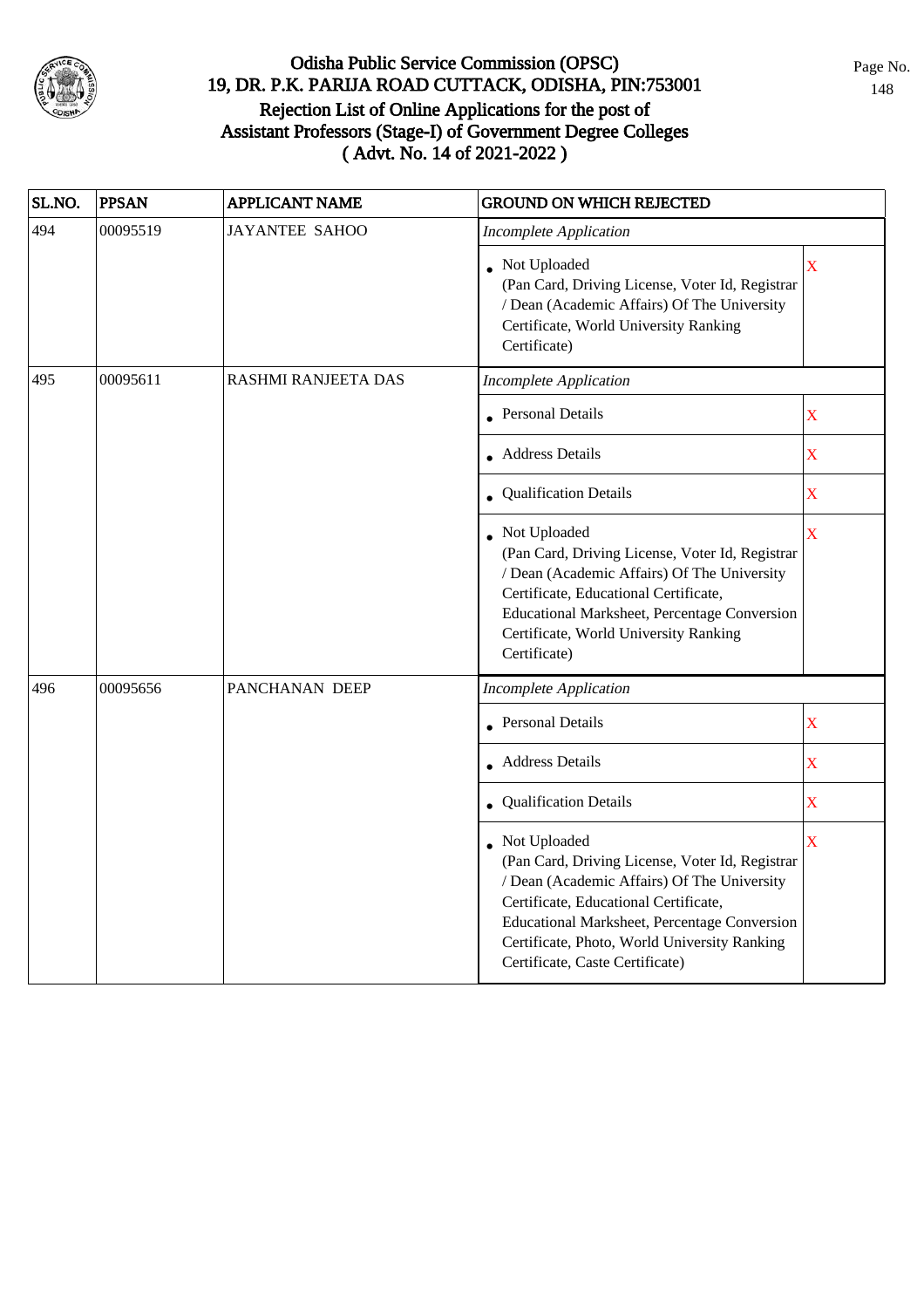# Odisha Public Service Commission (OPSC)
## 19, DR. P.K. PARIJA ROAD CUTTACK, ODISHA, PIN:753001
## Rejection List of Online Applications for the post of Assistant Professors (Stage-I) of Government Degree Colleges ( Advt. No. 14 of 2021-2022 )

| SL.NO. | PPSAN | APPLICANT NAME | GROUND ON WHICH REJECTED | |
|---|---|---|---|---|
| 494 | 00095519 | JAYANTEE SAHOO | *Incomplete Application* | |
| | | | • Not Uploaded (Pan Card, Driving License, Voter Id, Registrar / Dean (Academic Affairs) Of The University Certificate, World University Ranking Certificate) | X |
| 495 | 00095611 | RASHMI RANJEETA DAS | *Incomplete Application* | |
| | | | • Personal Details | X |
| | | | • Address Details | X |
| | | | • Qualification Details | X |
| | | | • Not Uploaded (Pan Card, Driving License, Voter Id, Registrar / Dean (Academic Affairs) Of The University Certificate, Educational Certificate, Educational Marksheet, Percentage Conversion Certificate, World University Ranking Certificate) | X |
| 496 | 00095656 | PANCHANAN DEEP | *Incomplete Application* | |
| | | | • Personal Details | X |
| | | | • Address Details | X |
| | | | • Qualification Details | X |
| | | | • Not Uploaded (Pan Card, Driving License, Voter Id, Registrar / Dean (Academic Affairs) Of The University Certificate, Educational Certificate, Educational Marksheet, Percentage Conversion Certificate, Photo, World University Ranking Certificate, Caste Certificate) | X |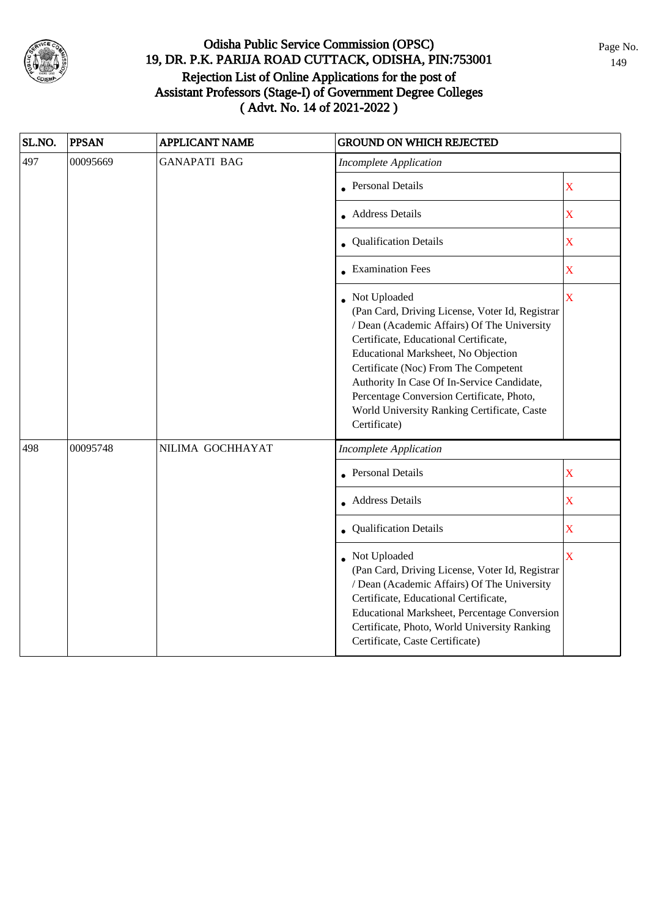# Odisha Public Service Commission (OPSC)
## 19, DR. P.K. PARIJA ROAD CUTTACK, ODISHA, PIN:753001
## Rejection List of Online Applications for the post of Assistant Professors (Stage-I) of Government Degree Colleges ( Advt. No. 14 of 2021-2022 )

| SL.NO. | PPSAN | APPLICANT NAME | GROUND ON WHICH REJECTED | |
|---|---|---|---|---|
| 497 | 00095669 | GANAPATI BAG | *Incomplete Application* | |
| | | | • Personal Details | X |
| | | | • Address Details | X |
| | | | • Qualification Details | X |
| | | | • Examination Fees | X |
| | | | • Not Uploaded (Pan Card, Driving License, Voter Id, Registrar / Dean (Academic Affairs) Of The University Certificate, Educational Certificate, Educational Marksheet, No Objection Certificate (Noc) From The Competent Authority In Case Of In-Service Candidate, Percentage Conversion Certificate, Photo, World University Ranking Certificate, Caste Certificate) | X |
| 498 | 00095748 | NILIMA GOCHHAYAT | *Incomplete Application* | |
| | | | • Personal Details | X |
| | | | • Address Details | X |
| | | | • Qualification Details | X |
| | | | • Not Uploaded (Pan Card, Driving License, Voter Id, Registrar / Dean (Academic Affairs) Of The University Certificate, Educational Certificate, Educational Marksheet, Percentage Conversion Certificate, Photo, World University Ranking Certificate, Caste Certificate) | X |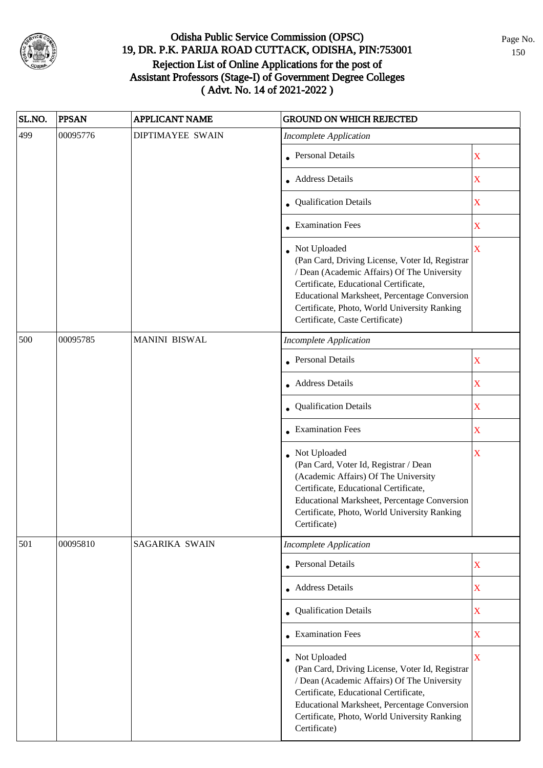# Odisha Public Service Commission (OPSC)
## 19, DR. P.K. PARIJA ROAD CUTTACK, ODISHA, PIN:753001
## Rejection List of Online Applications for the post of Assistant Professors (Stage-I) of Government Degree Colleges ( Advt. No. 14 of 2021-2022 )

| SL.NO. | PPSAN | APPLICANT NAME | GROUND ON WHICH REJECTED | |
|---|---|---|---|---|
| 499 | 00095776 | DIPTIMAYEE SWAIN | *Incomplete Application* | |
| | | | • Personal Details | X |
| | | | • Address Details | X |
| | | | • Qualification Details | X |
| | | | • Examination Fees | X |
| | | | • Not Uploaded (Pan Card, Driving License, Voter Id, Registrar / Dean (Academic Affairs) Of The University Certificate, Educational Certificate, Educational Marksheet, Percentage Conversion Certificate, Photo, World University Ranking Certificate, Caste Certificate) | X |
| 500 | 00095785 | MANINI BISWAL | *Incomplete Application* | |
| | | | • Personal Details | X |
| | | | • Address Details | X |
| | | | • Qualification Details | X |
| | | | • Examination Fees | X |
| | | | • Not Uploaded (Pan Card, Voter Id, Registrar / Dean (Academic Affairs) Of The University Certificate, Educational Certificate, Educational Marksheet, Percentage Conversion Certificate, Photo, World University Ranking Certificate) | X |
| 501 | 00095810 | SAGARIKA SWAIN | *Incomplete Application* | |
| | | | • Personal Details | X |
| | | | • Address Details | X |
| | | | • Qualification Details | X |
| | | | • Examination Fees | X |
| | | | • Not Uploaded (Pan Card, Driving License, Voter Id, Registrar / Dean (Academic Affairs) Of The University Certificate, Educational Certificate, Educational Marksheet, Percentage Conversion Certificate, Photo, World University Ranking Certificate) | X |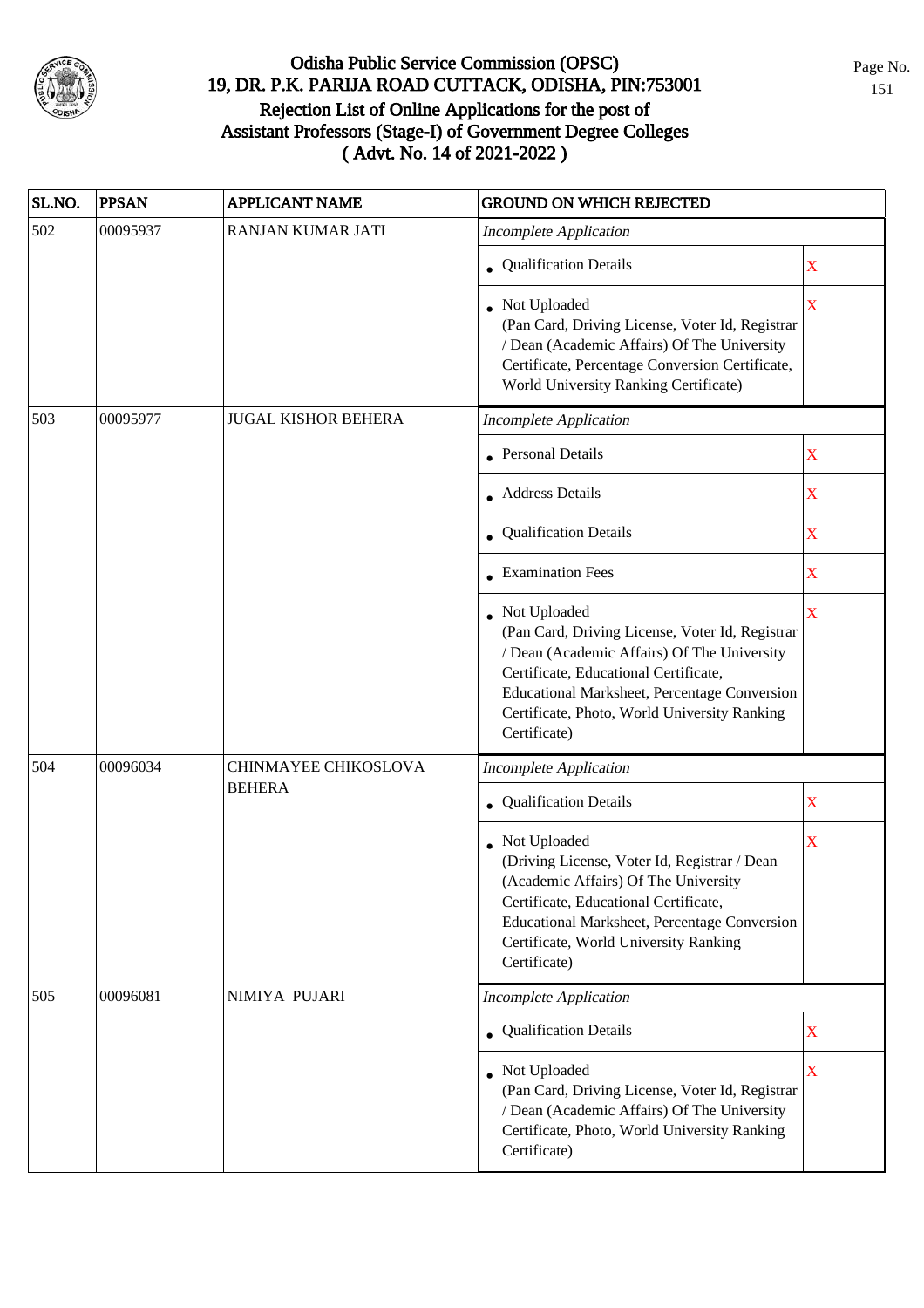# Odisha Public Service Commission (OPSC)
## 19, DR. P.K. PARIJA ROAD CUTTACK, ODISHA, PIN:753001
## Rejection List of Online Applications for the post of Assistant Professors (Stage-I) of Government Degree Colleges ( Advt. No. 14 of 2021-2022 )

| SL.NO. | PPSAN | APPLICANT NAME | GROUND ON WHICH REJECTED | |
|---|---|---|---|---|
| 502 | 00095937 | RANJAN KUMAR JATI | *Incomplete Application* | |
| | | | • Qualification Details | X |
| | | | • Not Uploaded (Pan Card, Driving License, Voter Id, Registrar / Dean (Academic Affairs) Of The University Certificate, Percentage Conversion Certificate, World University Ranking Certificate) | X |
| 503 | 00095977 | JUGAL KISHOR BEHERA | *Incomplete Application* | |
| | | | • Personal Details | X |
| | | | • Address Details | X |
| | | | • Qualification Details | X |
| | | | • Examination Fees | X |
| | | | • Not Uploaded (Pan Card, Driving License, Voter Id, Registrar / Dean (Academic Affairs) Of The University Certificate, Educational Certificate, Educational Marksheet, Percentage Conversion Certificate, Photo, World University Ranking Certificate) | X |
| 504 | 00096034 | CHINMAYEE CHIKOSLOVA BEHERA | *Incomplete Application* | |
| | | | • Qualification Details | X |
| | | | • Not Uploaded (Driving License, Voter Id, Registrar / Dean (Academic Affairs) Of The University Certificate, Educational Certificate, Educational Marksheet, Percentage Conversion Certificate, World University Ranking Certificate) | X |
| 505 | 00096081 | NIMIYA PUJARI | *Incomplete Application* | |
| | | | • Qualification Details | X |
| | | | • Not Uploaded (Pan Card, Driving License, Voter Id, Registrar / Dean (Academic Affairs) Of The University Certificate, Photo, World University Ranking Certificate) | X |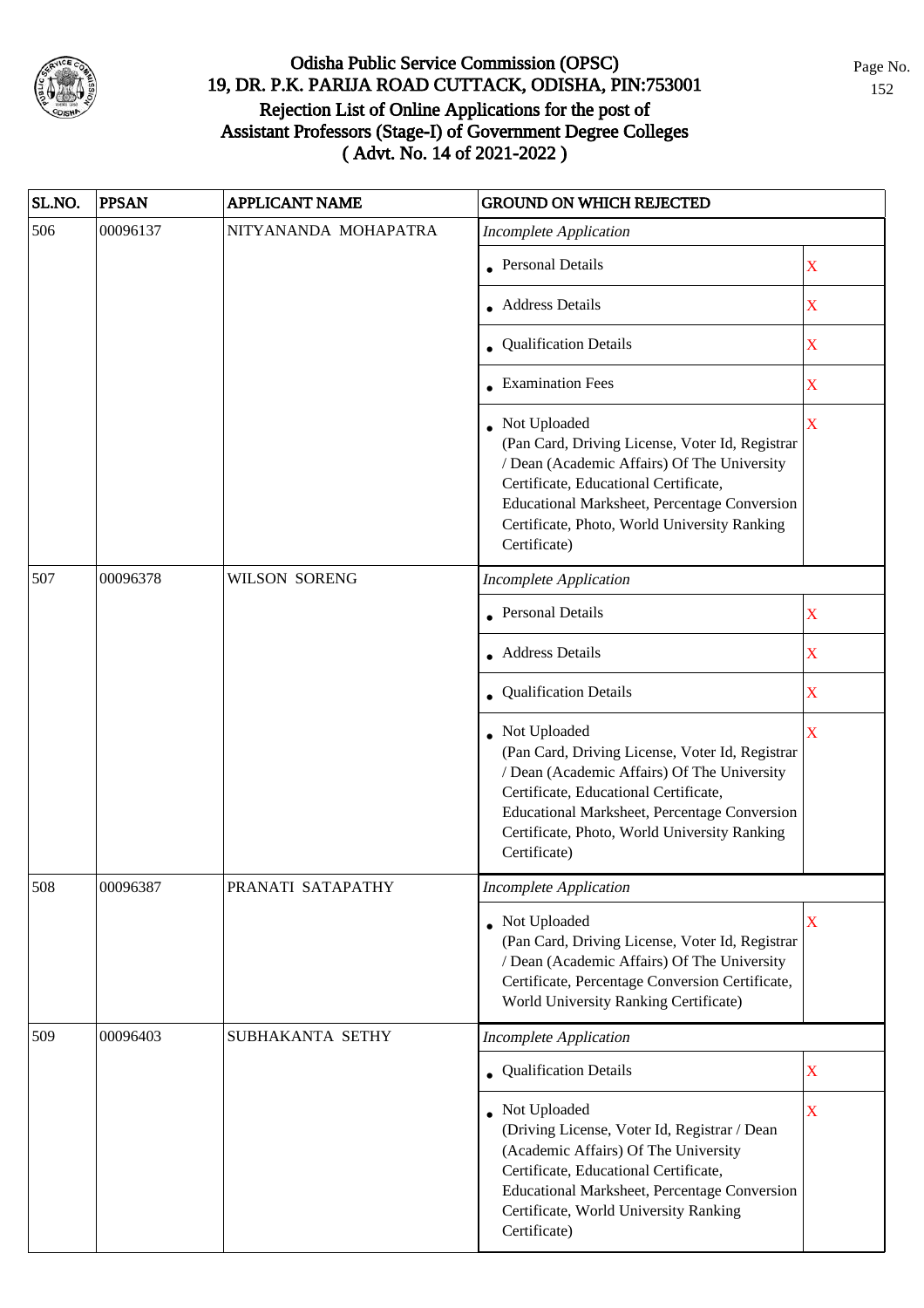# Odisha Public Service Commission (OPSC)
## 19, DR. P.K. PARIJA ROAD CUTTACK, ODISHA, PIN:753001
## Rejection List of Online Applications for the post of Assistant Professors (Stage-I) of Government Degree Colleges ( Advt. No. 14 of 2021-2022 )

| SL.NO. | PPSAN | APPLICANT NAME | GROUND ON WHICH REJECTED | |
|---|---|---|---|---|
| 506 | 00096137 | NITYANANDA MOHAPATRA | *Incomplete Application* | |
| | | | • Personal Details | X |
| | | | • Address Details | X |
| | | | • Qualification Details | X |
| | | | • Examination Fees | X |
| | | | • Not Uploaded (Pan Card, Driving License, Voter Id, Registrar / Dean (Academic Affairs) Of The University Certificate, Educational Certificate, Educational Marksheet, Percentage Conversion Certificate, Photo, World University Ranking Certificate) | X |
| 507 | 00096378 | WILSON SORENG | *Incomplete Application* | |
| | | | • Personal Details | X |
| | | | • Address Details | X |
| | | | • Qualification Details | X |
| | | | • Not Uploaded (Pan Card, Driving License, Voter Id, Registrar / Dean (Academic Affairs) Of The University Certificate, Educational Certificate, Educational Marksheet, Percentage Conversion Certificate, Photo, World University Ranking Certificate) | X |
| 508 | 00096387 | PRANATI SATAPATHY | *Incomplete Application* | |
| | | | • Not Uploaded (Pan Card, Driving License, Voter Id, Registrar / Dean (Academic Affairs) Of The University Certificate, Percentage Conversion Certificate, World University Ranking Certificate) | X |
| 509 | 00096403 | SUBHAKANTA SETHY | *Incomplete Application* | |
| | | | • Qualification Details | X |
| | | | • Not Uploaded (Driving License, Voter Id, Registrar / Dean (Academic Affairs) Of The University Certificate, Educational Certificate, Educational Marksheet, Percentage Conversion Certificate, World University Ranking Certificate) | X |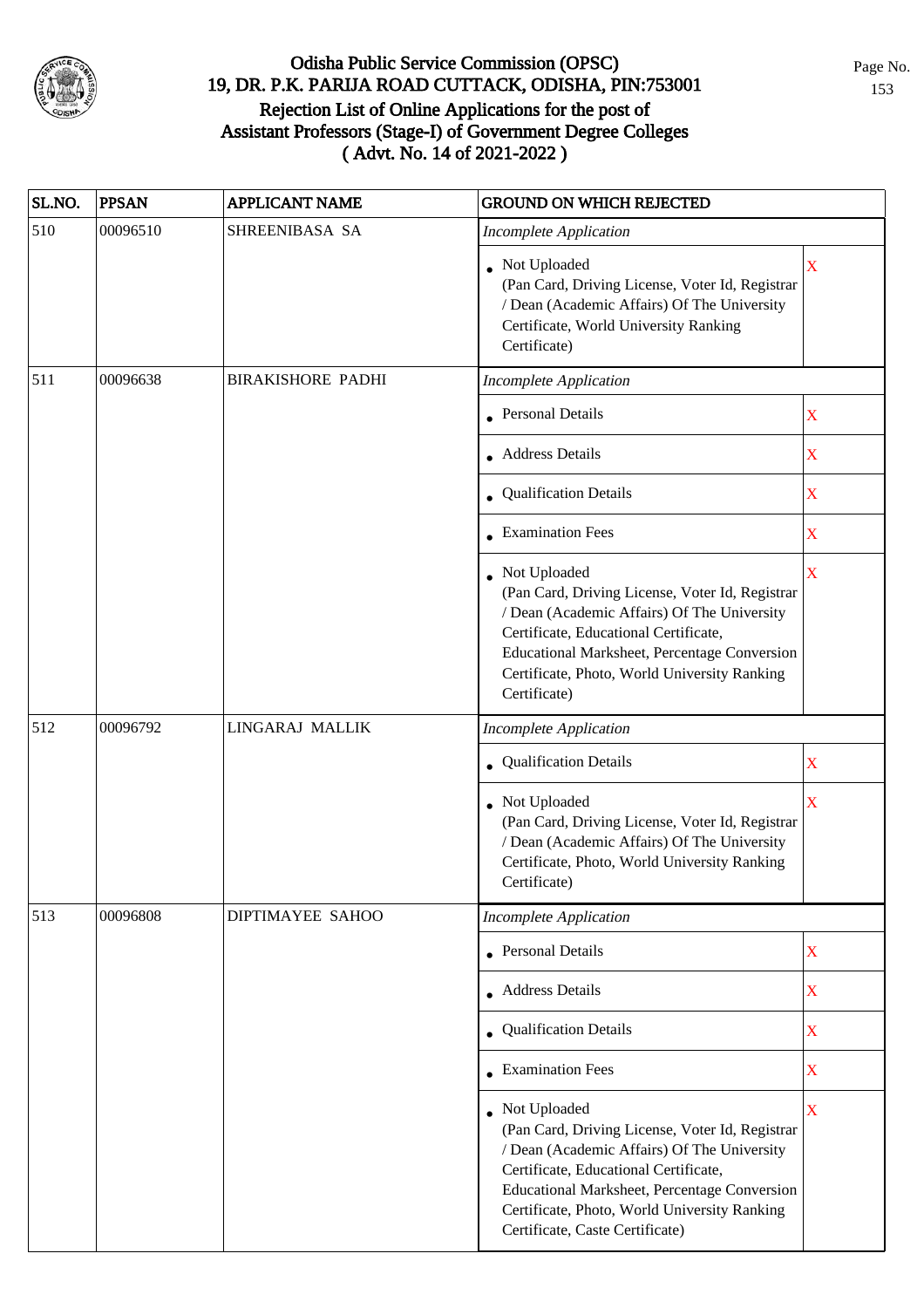# Odisha Public Service Commission (OPSC)
## 19, DR. P.K. PARIJA ROAD CUTTACK, ODISHA, PIN:753001
## Rejection List of Online Applications for the post of Assistant Professors (Stage-I) of Government Degree Colleges
## ( Advt. No. 14 of 2021-2022 )

| SL.NO. | PPSAN | APPLICANT NAME | GROUND ON WHICH REJECTED | |
|---|---|---|---|---|
| 510 | 00096510 | SHREENIBASA SA | *Incomplete Application* | |
| | | | • Not Uploaded (Pan Card, Driving License, Voter Id, Registrar / Dean (Academic Affairs) Of The University Certificate, World University Ranking Certificate) | X |
| 511 | 00096638 | BIRAKISHORE PADHI | *Incomplete Application* | |
| | | | • Personal Details | X |
| | | | • Address Details | X |
| | | | • Qualification Details | X |
| | | | • Examination Fees | X |
| | | | • Not Uploaded (Pan Card, Driving License, Voter Id, Registrar / Dean (Academic Affairs) Of The University Certificate, Educational Certificate, Educational Marksheet, Percentage Conversion Certificate, Photo, World University Ranking Certificate) | X |
| 512 | 00096792 | LINGARAJ MALLIK | *Incomplete Application* | |
| | | | • Qualification Details | X |
| | | | • Not Uploaded (Pan Card, Driving License, Voter Id, Registrar / Dean (Academic Affairs) Of The University Certificate, Photo, World University Ranking Certificate) | X |
| 513 | 00096808 | DIPTIMAYEE SAHOO | *Incomplete Application* | |
| | | | • Personal Details | X |
| | | | • Address Details | X |
| | | | • Qualification Details | X |
| | | | • Examination Fees | X |
| | | | • Not Uploaded (Pan Card, Driving License, Voter Id, Registrar / Dean (Academic Affairs) Of The University Certificate, Educational Certificate, Educational Marksheet, Percentage Conversion Certificate, Photo, World University Ranking Certificate, Caste Certificate) | X |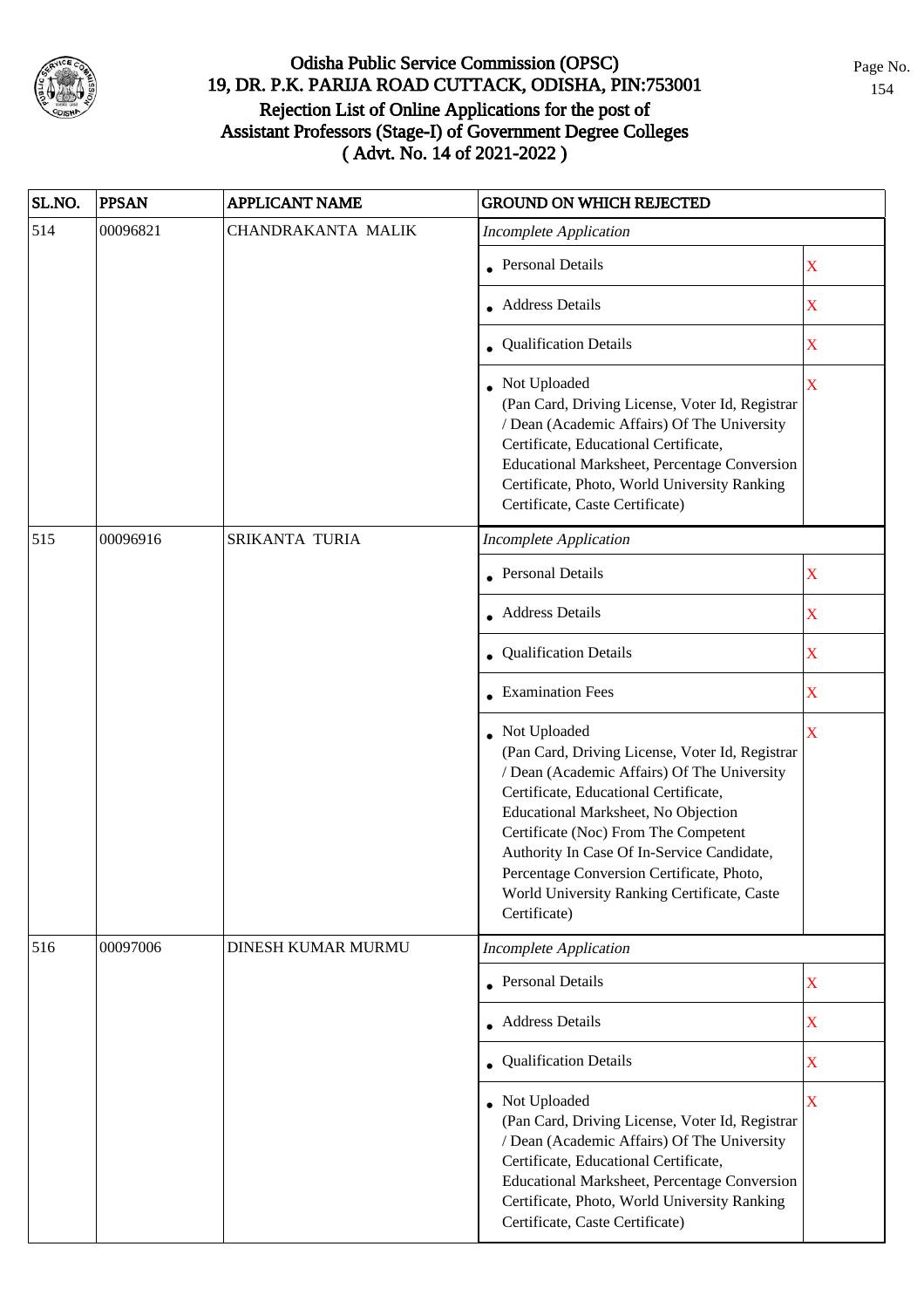# Odisha Public Service Commission (OPSC)
## 19, DR. P.K. PARIJA ROAD CUTTACK, ODISHA, PIN:753001
## Rejection List of Online Applications for the post of Assistant Professors (Stage-I) of Government Degree Colleges
## ( Advt. No. 14 of 2021-2022 )

| SL.NO. | PPSAN | APPLICANT NAME | GROUND ON WHICH REJECTED | |
|---|---|---|---|---|
| 514 | 00096821 | CHANDRAKANTA MALIK | *Incomplete Application* | |
| | | | • Personal Details | X |
| | | | • Address Details | X |
| | | | • Qualification Details | X |
| | | | • Not Uploaded (Pan Card, Driving License, Voter Id, Registrar / Dean (Academic Affairs) Of The University Certificate, Educational Certificate, Educational Marksheet, Percentage Conversion Certificate, Photo, World University Ranking Certificate, Caste Certificate) | X |
| 515 | 00096916 | SRIKANTA TURIA | *Incomplete Application* | |
| | | | • Personal Details | X |
| | | | • Address Details | X |
| | | | • Qualification Details | X |
| | | | • Examination Fees | X |
| | | | • Not Uploaded (Pan Card, Driving License, Voter Id, Registrar / Dean (Academic Affairs) Of The University Certificate, Educational Certificate, Educational Marksheet, No Objection Certificate (Noc) From The Competent Authority In Case Of In-Service Candidate, Percentage Conversion Certificate, Photo, World University Ranking Certificate, Caste Certificate) | X |
| 516 | 00097006 | DINESH KUMAR MURMU | *Incomplete Application* | |
| | | | • Personal Details | X |
| | | | • Address Details | X |
| | | | • Qualification Details | X |
| | | | • Not Uploaded (Pan Card, Driving License, Voter Id, Registrar / Dean (Academic Affairs) Of The University Certificate, Educational Certificate, Educational Marksheet, Percentage Conversion Certificate, Photo, World University Ranking Certificate, Caste Certificate) | X |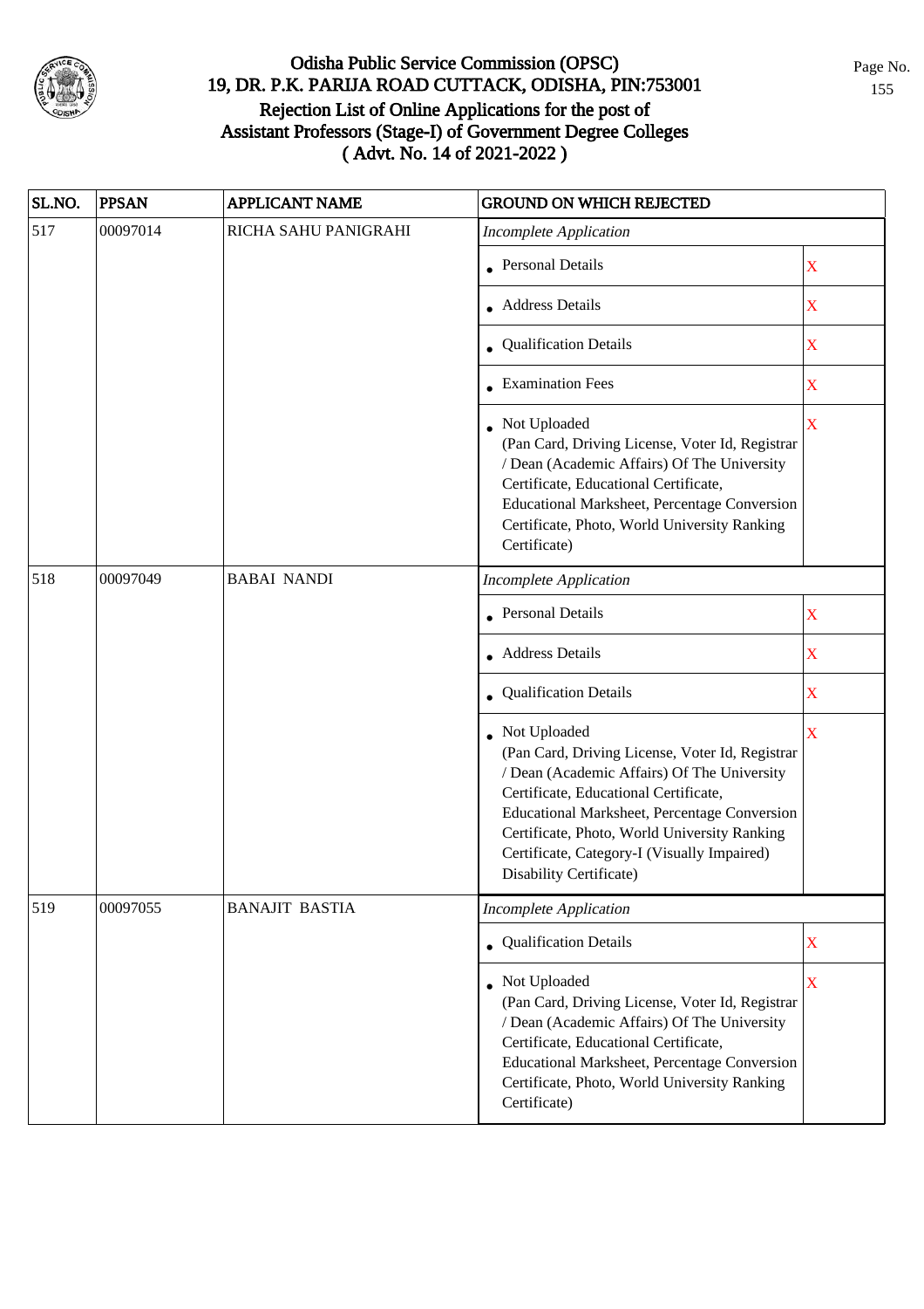# Odisha Public Service Commission (OPSC)
## 19, DR. P.K. PARIJA ROAD CUTTACK, ODISHA, PIN:753001
## Rejection List of Online Applications for the post of Assistant Professors (Stage-I) of Government Degree Colleges
## ( Advt. No. 14 of 2021-2022 )

| SL.NO. | PPSAN | APPLICANT NAME | GROUND ON WHICH REJECTED | |
|---|---|---|---|---|
| 517 | 00097014 | RICHA SAHU PANIGRAHI | *Incomplete Application* | |
| | | | • Personal Details | X |
| | | | • Address Details | X |
| | | | • Qualification Details | X |
| | | | • Examination Fees | X |
| | | | • Not Uploaded (Pan Card, Driving License, Voter Id, Registrar / Dean (Academic Affairs) Of The University Certificate, Educational Certificate, Educational Marksheet, Percentage Conversion Certificate, Photo, World University Ranking Certificate) | X |
| 518 | 00097049 | BABAI NANDI | *Incomplete Application* | |
| | | | • Personal Details | X |
| | | | • Address Details | X |
| | | | • Qualification Details | X |
| | | | • Not Uploaded (Pan Card, Driving License, Voter Id, Registrar / Dean (Academic Affairs) Of The University Certificate, Educational Certificate, Educational Marksheet, Percentage Conversion Certificate, Photo, World University Ranking Certificate, Category-I (Visually Impaired) Disability Certificate) | X |
| 519 | 00097055 | BANAJIT BASTIA | *Incomplete Application* | |
| | | | • Qualification Details | X |
| | | | • Not Uploaded (Pan Card, Driving License, Voter Id, Registrar / Dean (Academic Affairs) Of The University Certificate, Educational Certificate, Educational Marksheet, Percentage Conversion Certificate, Photo, World University Ranking Certificate) | X |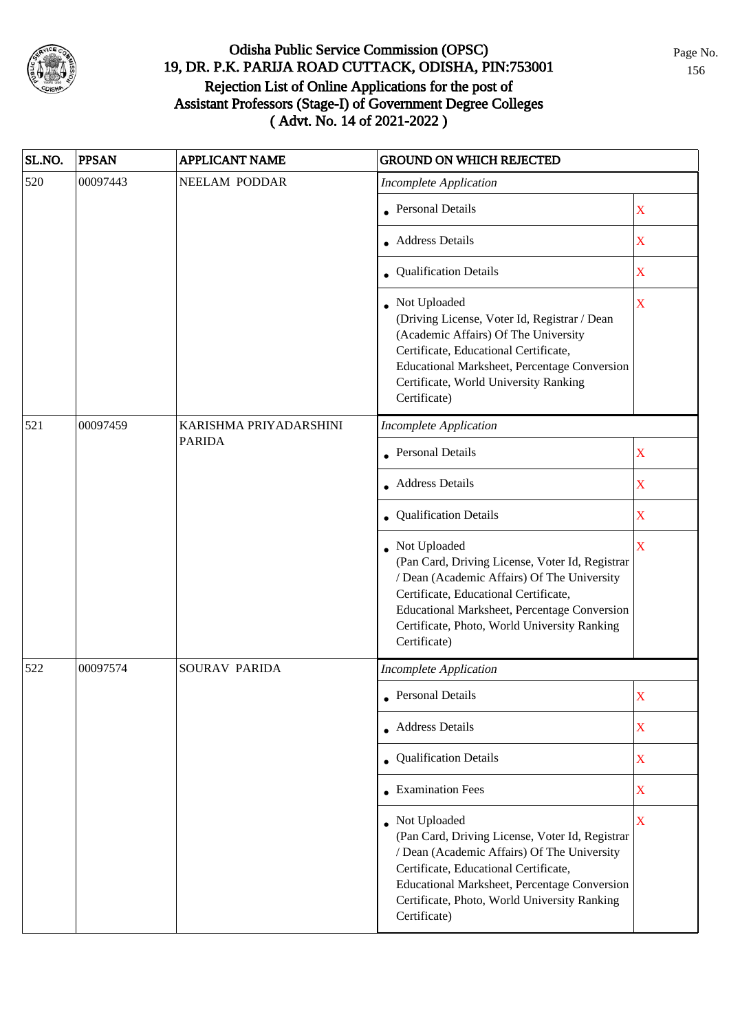# Odisha Public Service Commission (OPSC)
## 19, DR. P.K. PARIJA ROAD CUTTACK, ODISHA, PIN:753001
## Rejection List of Online Applications for the post of Assistant Professors (Stage-I) of Government Degree Colleges
## ( Advt. No. 14 of 2021-2022 )

| SL.NO. | PPSAN | APPLICANT NAME | GROUND ON WHICH REJECTED | |
|---|---|---|---|---|
| 520 | 00097443 | NEELAM PODDAR | *Incomplete Application* | |
| | | | • Personal Details | X |
| | | | • Address Details | X |
| | | | • Qualification Details | X |
| | | | • Not Uploaded (Driving License, Voter Id, Registrar / Dean (Academic Affairs) Of The University Certificate, Educational Certificate, Educational Marksheet, Percentage Conversion Certificate, World University Ranking Certificate) | X |
| 521 | 00097459 | KARISHMA PRIYADARSHINI PARIDA | *Incomplete Application* | |
| | | | • Personal Details | X |
| | | | • Address Details | X |
| | | | • Qualification Details | X |
| | | | • Not Uploaded (Pan Card, Driving License, Voter Id, Registrar / Dean (Academic Affairs) Of The University Certificate, Educational Certificate, Educational Marksheet, Percentage Conversion Certificate, Photo, World University Ranking Certificate) | X |
| 522 | 00097574 | SOURAV PARIDA | *Incomplete Application* | |
| | | | • Personal Details | X |
| | | | • Address Details | X |
| | | | • Qualification Details | X |
| | | | • Examination Fees | X |
| | | | • Not Uploaded (Pan Card, Driving License, Voter Id, Registrar / Dean (Academic Affairs) Of The University Certificate, Educational Certificate, Educational Marksheet, Percentage Conversion Certificate, Photo, World University Ranking Certificate) | X |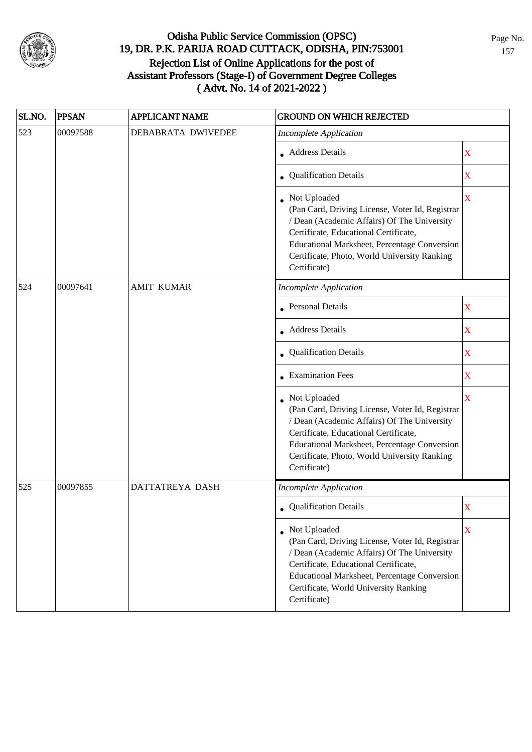# Odisha Public Service Commission (OPSC)
## 19, DR. P.K. PARIJA ROAD CUTTACK, ODISHA, PIN:753001
## Rejection List of Online Applications for the post of Assistant Professors (Stage-I) of Government Degree Colleges ( Advt. No. 14 of 2021-2022 )

| SL.NO. | PPSAN | APPLICANT NAME | GROUND ON WHICH REJECTED | |
|---|---|---|---|---|
| 523 | 00097588 | DEBABRATA DWIVEDEE | *Incomplete Application* | |
| | | | • Address Details | X |
| | | | • Qualification Details | X |
| | | | • Not Uploaded (Pan Card, Driving License, Voter Id, Registrar / Dean (Academic Affairs) Of The University Certificate, Educational Certificate, Educational Marksheet, Percentage Conversion Certificate, Photo, World University Ranking Certificate) | X |
| 524 | 00097641 | AMIT KUMAR | *Incomplete Application* | |
| | | | • Personal Details | X |
| | | | • Address Details | X |
| | | | • Qualification Details | X |
| | | | • Examination Fees | X |
| | | | • Not Uploaded (Pan Card, Driving License, Voter Id, Registrar / Dean (Academic Affairs) Of The University Certificate, Educational Certificate, Educational Marksheet, Percentage Conversion Certificate, Photo, World University Ranking Certificate) | X |
| 525 | 00097855 | DATTATREYA DASH | *Incomplete Application* | |
| | | | • Qualification Details | X |
| | | | • Not Uploaded (Pan Card, Driving License, Voter Id, Registrar / Dean (Academic Affairs) Of The University Certificate, Educational Certificate, Educational Marksheet, Percentage Conversion Certificate, World University Ranking Certificate) | X |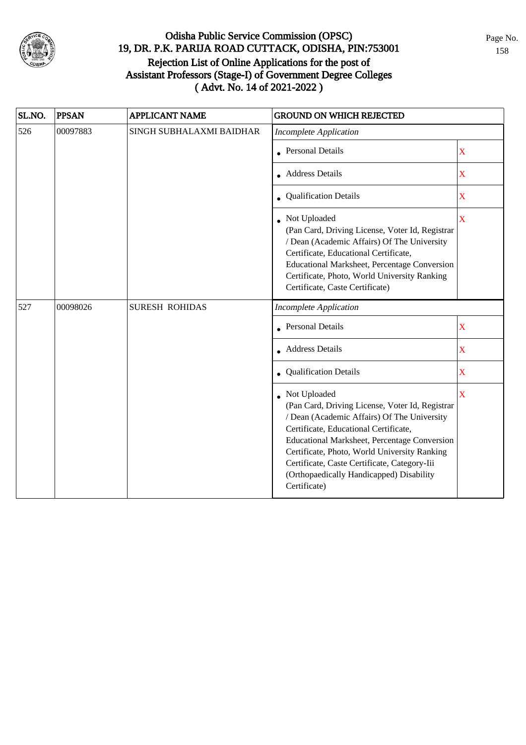# Odisha Public Service Commission (OPSC)

## 19, DR. P.K. PARIJA ROAD CUTTACK, ODISHA, PIN:753001

## Rejection List of Online Applications for the post of Assistant Professors (Stage-I) of Government Degree Colleges ( Advt. No. 14 of 2021-2022 )

| SL.NO. | PPSAN | APPLICANT NAME | GROUND ON WHICH REJECTED | |
|---|---|---|---|---|
| 526 | 00097883 | SINGH SUBHALAXMI BAIDHAR | *Incomplete Application* | |
| | | | • Personal Details | X |
| | | | • Address Details | X |
| | | | • Qualification Details | X |
| | | | • Not Uploaded (Pan Card, Driving License, Voter Id, Registrar / Dean (Academic Affairs) Of The University Certificate, Educational Certificate, Educational Marksheet, Percentage Conversion Certificate, Photo, World University Ranking Certificate, Caste Certificate) | X |
| 527 | 00098026 | SURESH ROHIDAS | *Incomplete Application* | |
| | | | • Personal Details | X |
| | | | • Address Details | X |
| | | | • Qualification Details | X |
| | | | • Not Uploaded (Pan Card, Driving License, Voter Id, Registrar / Dean (Academic Affairs) Of The University Certificate, Educational Certificate, Educational Marksheet, Percentage Conversion Certificate, Photo, World University Ranking Certificate, Caste Certificate, Category-Iii (Orthopaedically Handicapped) Disability Certificate) | X |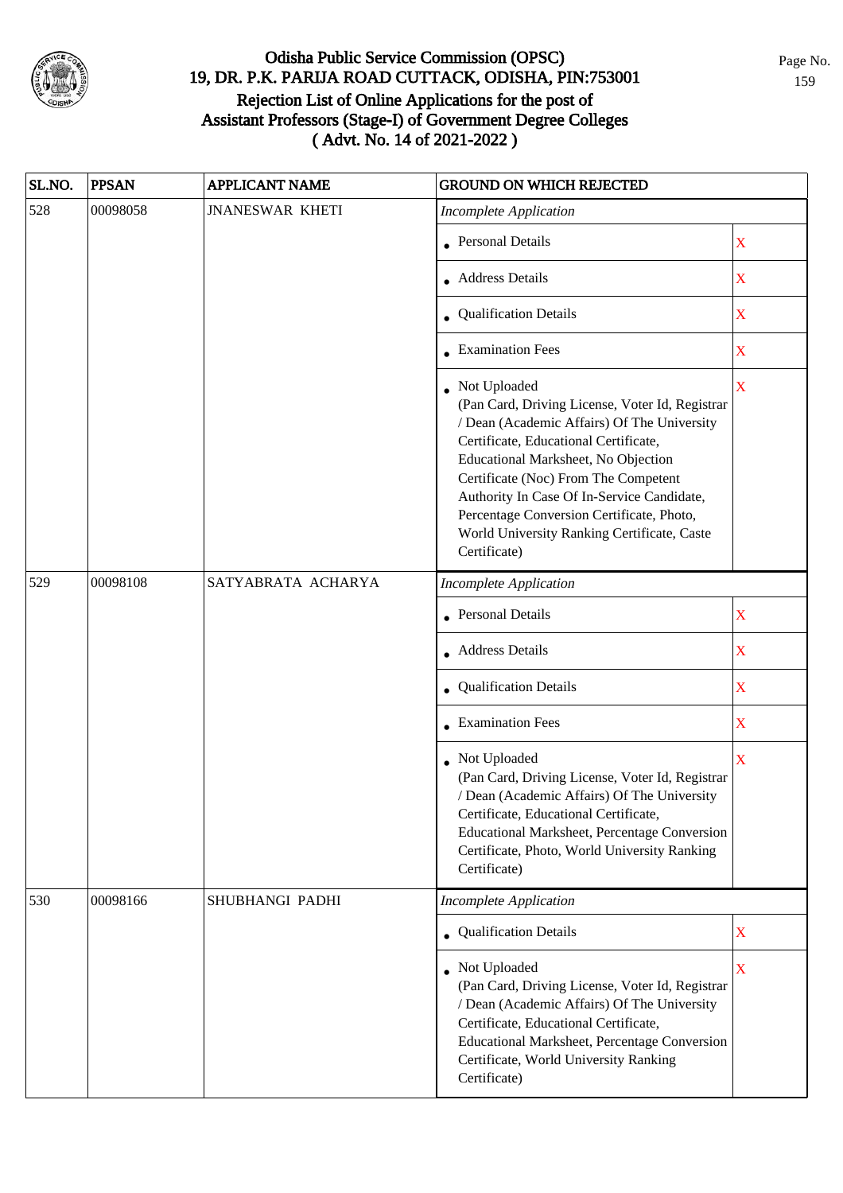# Odisha Public Service Commission (OPSC)
## 19, DR. P.K. PARIJA ROAD CUTTACK, ODISHA, PIN:753001
## Rejection List of Online Applications for the post of Assistant Professors (Stage-I) of Government Degree Colleges
## ( Advt. No. 14 of 2021-2022 )

| SL.NO. | PPSAN | APPLICANT NAME | GROUND ON WHICH REJECTED | |
|---|---|---|---|---|
| 528 | 00098058 | JNANESWAR KHETI | *Incomplete Application* | |
| | | | • Personal Details | X |
| | | | • Address Details | X |
| | | | • Qualification Details | X |
| | | | • Examination Fees | X |
| | | | • Not Uploaded (Pan Card, Driving License, Voter Id, Registrar / Dean (Academic Affairs) Of The University Certificate, Educational Certificate, Educational Marksheet, No Objection Certificate (Noc) From The Competent Authority In Case Of In-Service Candidate, Percentage Conversion Certificate, Photo, World University Ranking Certificate, Caste Certificate) | X |
| 529 | 00098108 | SATYABRATA ACHARYA | *Incomplete Application* | |
| | | | • Personal Details | X |
| | | | • Address Details | X |
| | | | • Qualification Details | X |
| | | | • Examination Fees | X |
| | | | • Not Uploaded (Pan Card, Driving License, Voter Id, Registrar / Dean (Academic Affairs) Of The University Certificate, Educational Certificate, Educational Marksheet, Percentage Conversion Certificate, Photo, World University Ranking Certificate) | X |
| 530 | 00098166 | SHUBHANGI PADHI | *Incomplete Application* | |
| | | | • Qualification Details | X |
| | | | • Not Uploaded (Pan Card, Driving License, Voter Id, Registrar / Dean (Academic Affairs) Of The University Certificate, Educational Certificate, Educational Marksheet, Percentage Conversion Certificate, World University Ranking Certificate) | X |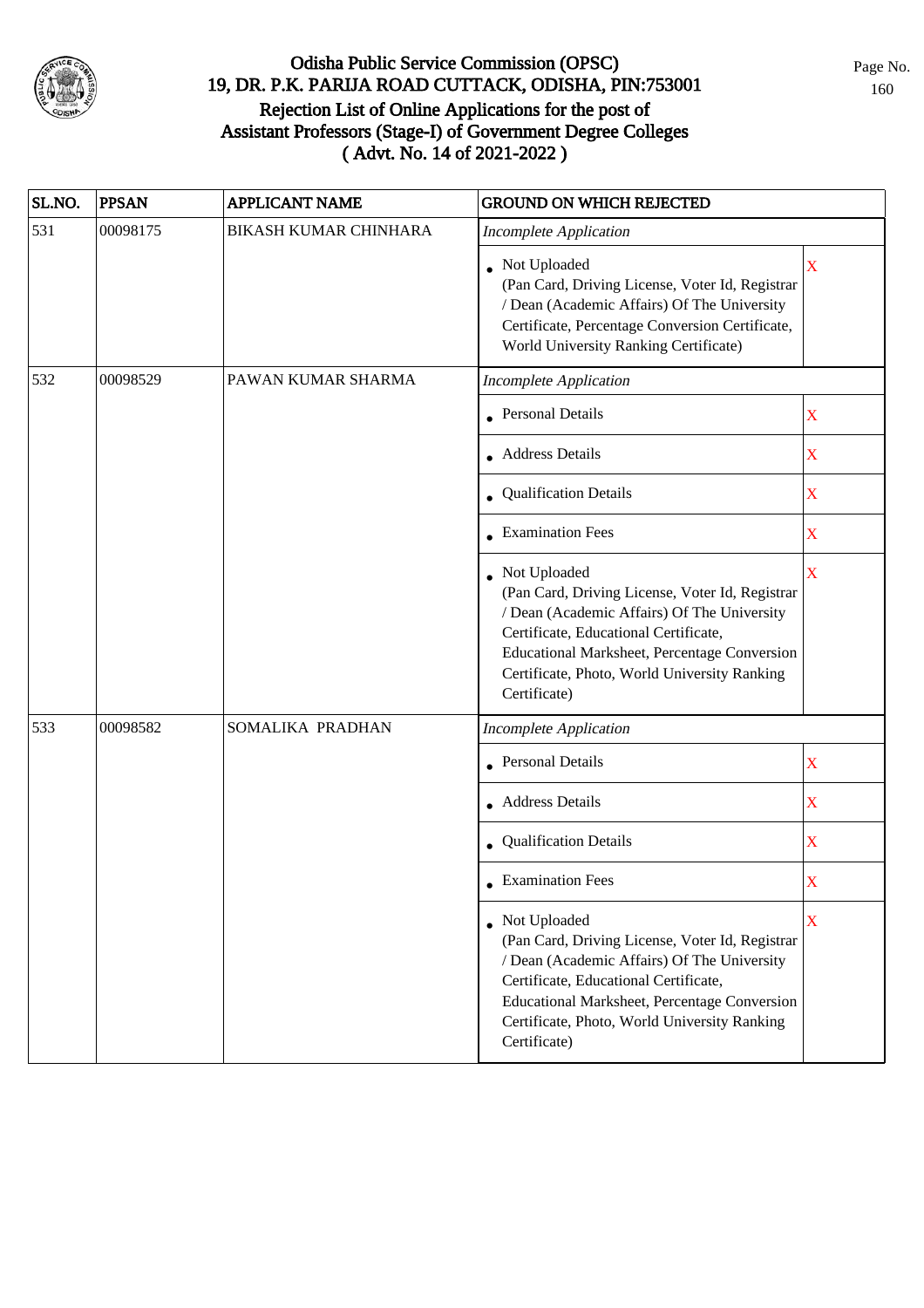# Odisha Public Service Commission (OPSC)
## 19, DR. P.K. PARIJA ROAD CUTTACK, ODISHA, PIN:753001
## Rejection List of Online Applications for the post of Assistant Professors (Stage-I) of Government Degree Colleges ( Advt. No. 14 of 2021-2022 )

| SL.NO. | PPSAN | APPLICANT NAME | GROUND ON WHICH REJECTED | |
|---|---|---|---|---|
| 531 | 00098175 | BIKASH KUMAR CHINHARA | *Incomplete Application* | |
| | | | • Not Uploaded (Pan Card, Driving License, Voter Id, Registrar / Dean (Academic Affairs) Of The University Certificate, Percentage Conversion Certificate, World University Ranking Certificate) | X |
| 532 | 00098529 | PAWAN KUMAR SHARMA | *Incomplete Application* | |
| | | | • Personal Details | X |
| | | | • Address Details | X |
| | | | • Qualification Details | X |
| | | | • Examination Fees | X |
| | | | • Not Uploaded (Pan Card, Driving License, Voter Id, Registrar / Dean (Academic Affairs) Of The University Certificate, Educational Certificate, Educational Marksheet, Percentage Conversion Certificate, Photo, World University Ranking Certificate) | X |
| 533 | 00098582 | SOMALIKA PRADHAN | *Incomplete Application* | |
| | | | • Personal Details | X |
| | | | • Address Details | X |
| | | | • Qualification Details | X |
| | | | • Examination Fees | X |
| | | | • Not Uploaded (Pan Card, Driving License, Voter Id, Registrar / Dean (Academic Affairs) Of The University Certificate, Educational Certificate, Educational Marksheet, Percentage Conversion Certificate, Photo, World University Ranking Certificate) | X |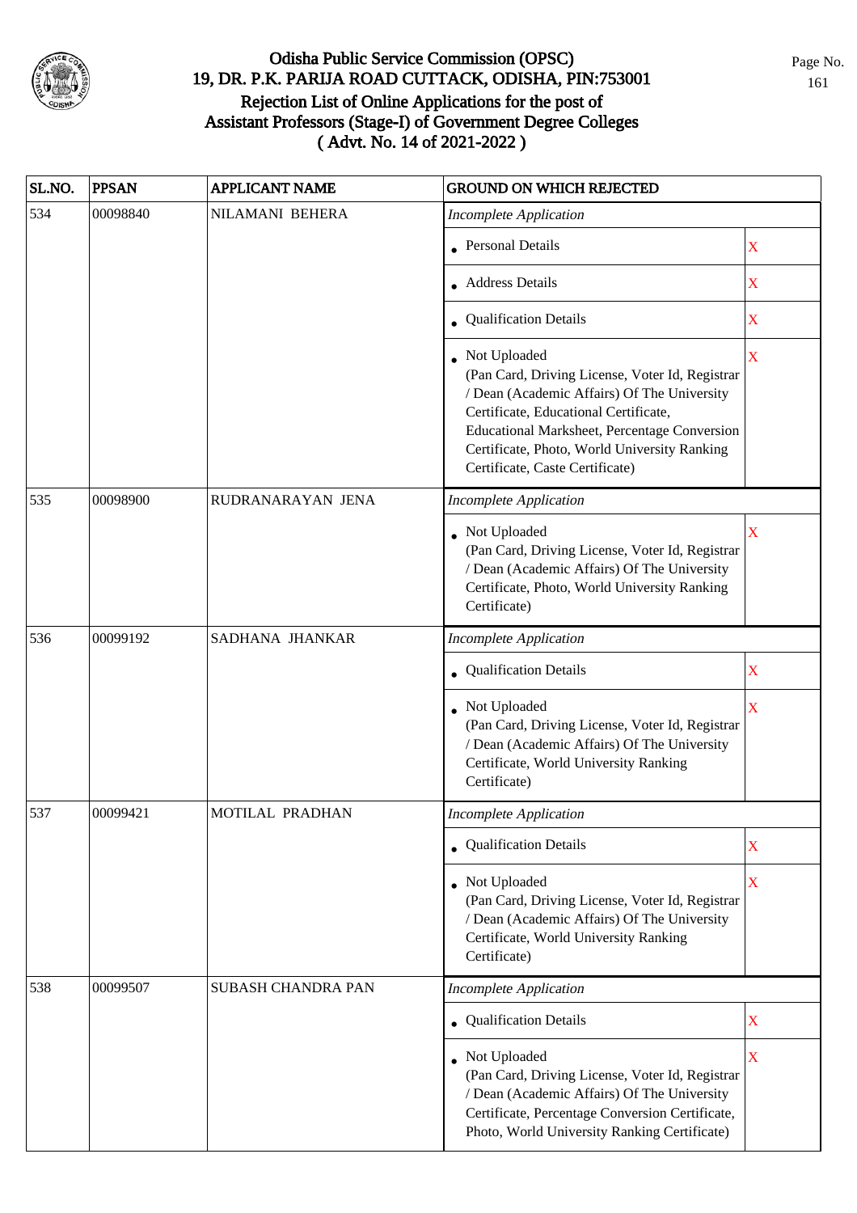# Odisha Public Service Commission (OPSC)
## 19, DR. P.K. PARIJA ROAD CUTTACK, ODISHA, PIN:753001
## Rejection List of Online Applications for the post of Assistant Professors (Stage-I) of Government Degree Colleges
## ( Advt. No. 14 of 2021-2022 )

| SL.NO. | PPSAN | APPLICANT NAME | GROUND ON WHICH REJECTED | |
|---|---|---|---|---|
| 534 | 00098840 | NILAMANI BEHERA | *Incomplete Application* | |
| | | | • Personal Details | X |
| | | | • Address Details | X |
| | | | • Qualification Details | X |
| | | | • Not Uploaded (Pan Card, Driving License, Voter Id, Registrar / Dean (Academic Affairs) Of The University Certificate, Educational Certificate, Educational Marksheet, Percentage Conversion Certificate, Photo, World University Ranking Certificate, Caste Certificate) | X |
| 535 | 00098900 | RUDRANARAYAN JENA | *Incomplete Application* | |
| | | | • Not Uploaded (Pan Card, Driving License, Voter Id, Registrar / Dean (Academic Affairs) Of The University Certificate, Photo, World University Ranking Certificate) | X |
| 536 | 00099192 | SADHANA JHANKAR | *Incomplete Application* | |
| | | | • Qualification Details | X |
| | | | • Not Uploaded (Pan Card, Driving License, Voter Id, Registrar / Dean (Academic Affairs) Of The University Certificate, World University Ranking Certificate) | X |
| 537 | 00099421 | MOTILAL PRADHAN | *Incomplete Application* | |
| | | | • Qualification Details | X |
| | | | • Not Uploaded (Pan Card, Driving License, Voter Id, Registrar / Dean (Academic Affairs) Of The University Certificate, World University Ranking Certificate) | X |
| 538 | 00099507 | SUBASH CHANDRA PAN | *Incomplete Application* | |
| | | | • Qualification Details | X |
| | | | • Not Uploaded (Pan Card, Driving License, Voter Id, Registrar / Dean (Academic Affairs) Of The University Certificate, Percentage Conversion Certificate, Photo, World University Ranking Certificate) | X |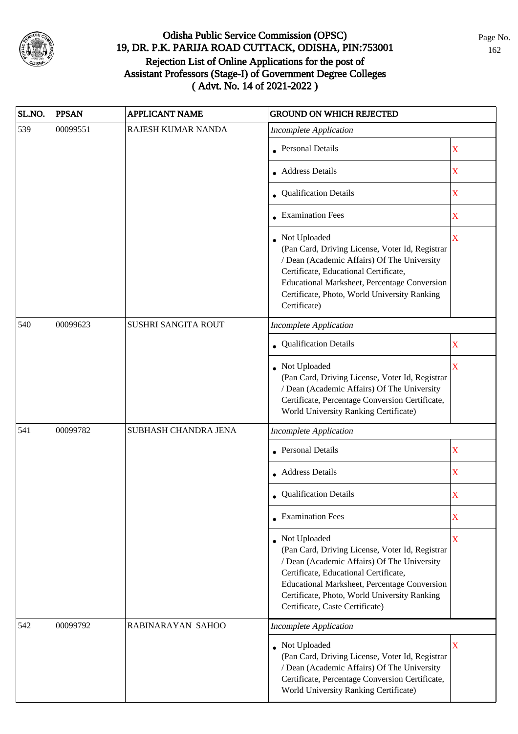# Odisha Public Service Commission (OPSC)
## 19, DR. P.K. PARIJA ROAD CUTTACK, ODISHA, PIN:753001
## Rejection List of Online Applications for the post of Assistant Professors (Stage-I) of Government Degree Colleges
## ( Advt. No. 14 of 2021-2022 )

| SL.NO. | PPSAN | APPLICANT NAME | GROUND ON WHICH REJECTED | |
|---|---|---|---|---|
| 539 | 00099551 | RAJESH KUMAR NANDA | *Incomplete Application* | |
| | | | • Personal Details | X |
| | | | • Address Details | X |
| | | | • Qualification Details | X |
| | | | • Examination Fees | X |
| | | | • Not Uploaded (Pan Card, Driving License, Voter Id, Registrar / Dean (Academic Affairs) Of The University Certificate, Educational Certificate, Educational Marksheet, Percentage Conversion Certificate, Photo, World University Ranking Certificate) | X |
| 540 | 00099623 | SUSHRI SANGITA ROUT | *Incomplete Application* | |
| | | | • Qualification Details | X |
| | | | • Not Uploaded (Pan Card, Driving License, Voter Id, Registrar / Dean (Academic Affairs) Of The University Certificate, Percentage Conversion Certificate, World University Ranking Certificate) | X |
| 541 | 00099782 | SUBHASH CHANDRA JENA | *Incomplete Application* | |
| | | | • Personal Details | X |
| | | | • Address Details | X |
| | | | • Qualification Details | X |
| | | | • Examination Fees | X |
| | | | • Not Uploaded (Pan Card, Driving License, Voter Id, Registrar / Dean (Academic Affairs) Of The University Certificate, Educational Certificate, Educational Marksheet, Percentage Conversion Certificate, Photo, World University Ranking Certificate, Caste Certificate) | X |
| 542 | 00099792 | RABINARAYAN SAHOO | *Incomplete Application* | |
| | | | • Not Uploaded (Pan Card, Driving License, Voter Id, Registrar / Dean (Academic Affairs) Of The University Certificate, Percentage Conversion Certificate, World University Ranking Certificate) | X |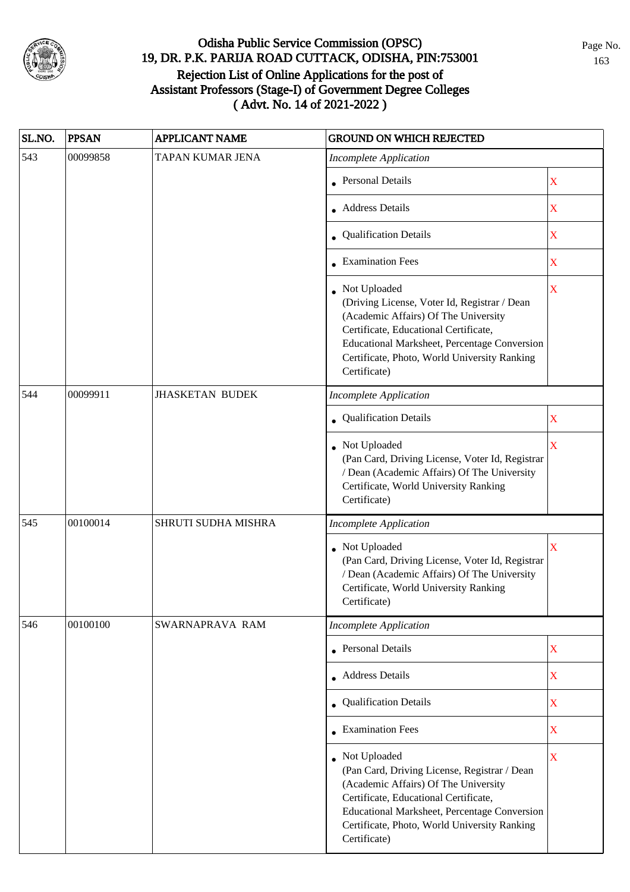# Odisha Public Service Commission (OPSC)
## 19, DR. P.K. PARIJA ROAD CUTTACK, ODISHA, PIN:753001
## Rejection List of Online Applications for the post of Assistant Professors (Stage-I) of Government Degree Colleges ( Advt. No. 14 of 2021-2022 )

| SL.NO. | PPSAN | APPLICANT NAME | GROUND ON WHICH REJECTED | |
|---|---|---|---|---|
| 543 | 00099858 | TAPAN KUMAR JENA | *Incomplete Application* | |
| | | | • Personal Details | X |
| | | | • Address Details | X |
| | | | • Qualification Details | X |
| | | | • Examination Fees | X |
| | | | • Not Uploaded (Driving License, Voter Id, Registrar / Dean (Academic Affairs) Of The University Certificate, Educational Certificate, Educational Marksheet, Percentage Conversion Certificate, Photo, World University Ranking Certificate) | X |
| 544 | 00099911 | JHASKETAN BUDEK | *Incomplete Application* | |
| | | | • Qualification Details | X |
| | | | • Not Uploaded (Pan Card, Driving License, Voter Id, Registrar / Dean (Academic Affairs) Of The University Certificate, World University Ranking Certificate) | X |
| 545 | 00100014 | SHRUTI SUDHA MISHRA | *Incomplete Application* | |
| | | | • Not Uploaded (Pan Card, Driving License, Voter Id, Registrar / Dean (Academic Affairs) Of The University Certificate, World University Ranking Certificate) | X |
| 546 | 00100100 | SWARNAPRAVA RAM | *Incomplete Application* | |
| | | | • Personal Details | X |
| | | | • Address Details | X |
| | | | • Qualification Details | X |
| | | | • Examination Fees | X |
| | | | • Not Uploaded (Pan Card, Driving License, Registrar / Dean (Academic Affairs) Of The University Certificate, Educational Certificate, Educational Marksheet, Percentage Conversion Certificate, Photo, World University Ranking Certificate) | X |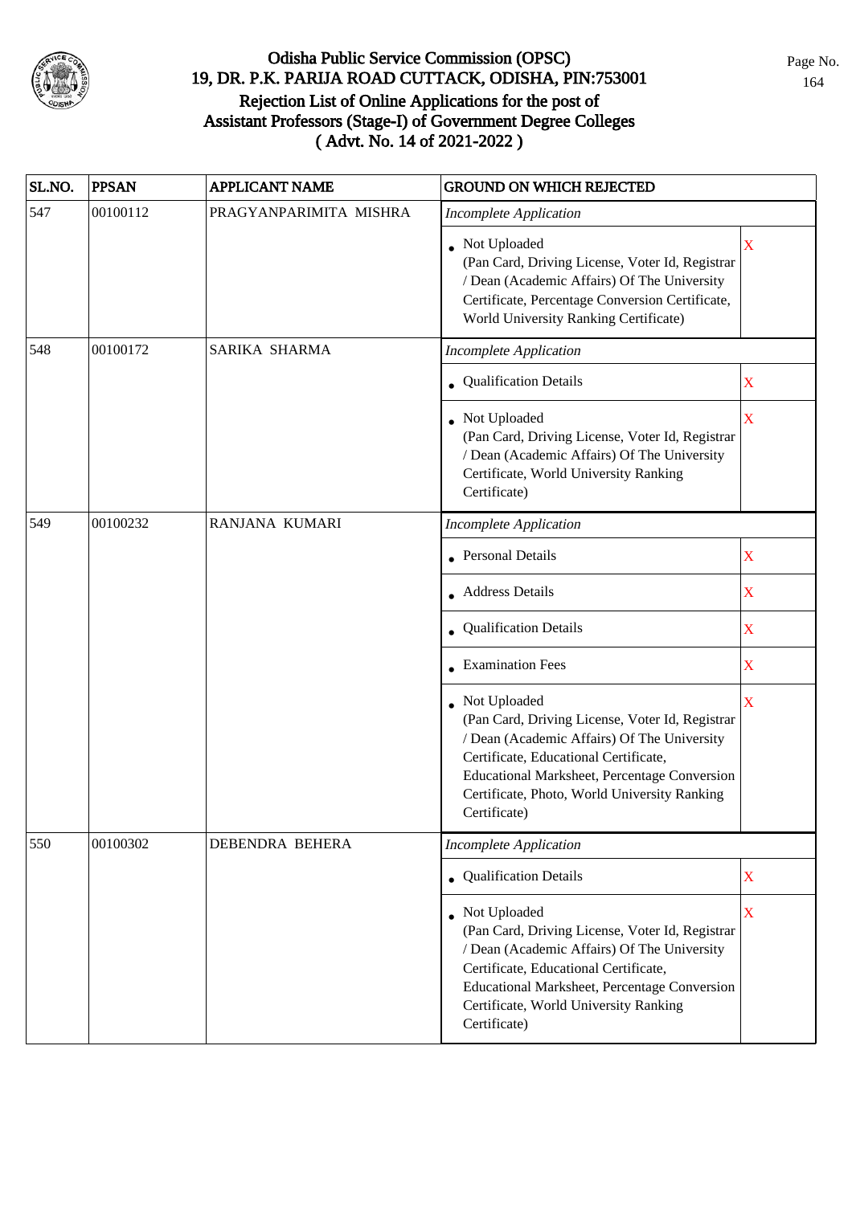# Odisha Public Service Commission (OPSC)
## 19, DR. P.K. PARIJA ROAD CUTTACK, ODISHA, PIN:753001
## Rejection List of Online Applications for the post of Assistant Professors (Stage-I) of Government Degree Colleges
## ( Advt. No. 14 of 2021-2022 )

| SL.NO. | PPSAN | APPLICANT NAME | GROUND ON WHICH REJECTED | |
|---|---|---|---|---|
| 547 | 00100112 | PRAGYANPARIMITA MISHRA | *Incomplete Application* | |
| | | | • Not Uploaded (Pan Card, Driving License, Voter Id, Registrar / Dean (Academic Affairs) Of The University Certificate, Percentage Conversion Certificate, World University Ranking Certificate) | X |
| 548 | 00100172 | SARIKA SHARMA | *Incomplete Application* | |
| | | | • Qualification Details | X |
| | | | • Not Uploaded (Pan Card, Driving License, Voter Id, Registrar / Dean (Academic Affairs) Of The University Certificate, World University Ranking Certificate) | X |
| 549 | 00100232 | RANJANA KUMARI | *Incomplete Application* | |
| | | | • Personal Details | X |
| | | | • Address Details | X |
| | | | • Qualification Details | X |
| | | | • Examination Fees | X |
| | | | • Not Uploaded (Pan Card, Driving License, Voter Id, Registrar / Dean (Academic Affairs) Of The University Certificate, Educational Certificate, Educational Marksheet, Percentage Conversion Certificate, Photo, World University Ranking Certificate) | X |
| 550 | 00100302 | DEBENDRA BEHERA | *Incomplete Application* | |
| | | | • Qualification Details | X |
| | | | • Not Uploaded (Pan Card, Driving License, Voter Id, Registrar / Dean (Academic Affairs) Of The University Certificate, Educational Certificate, Educational Marksheet, Percentage Conversion Certificate, World University Ranking Certificate) | X |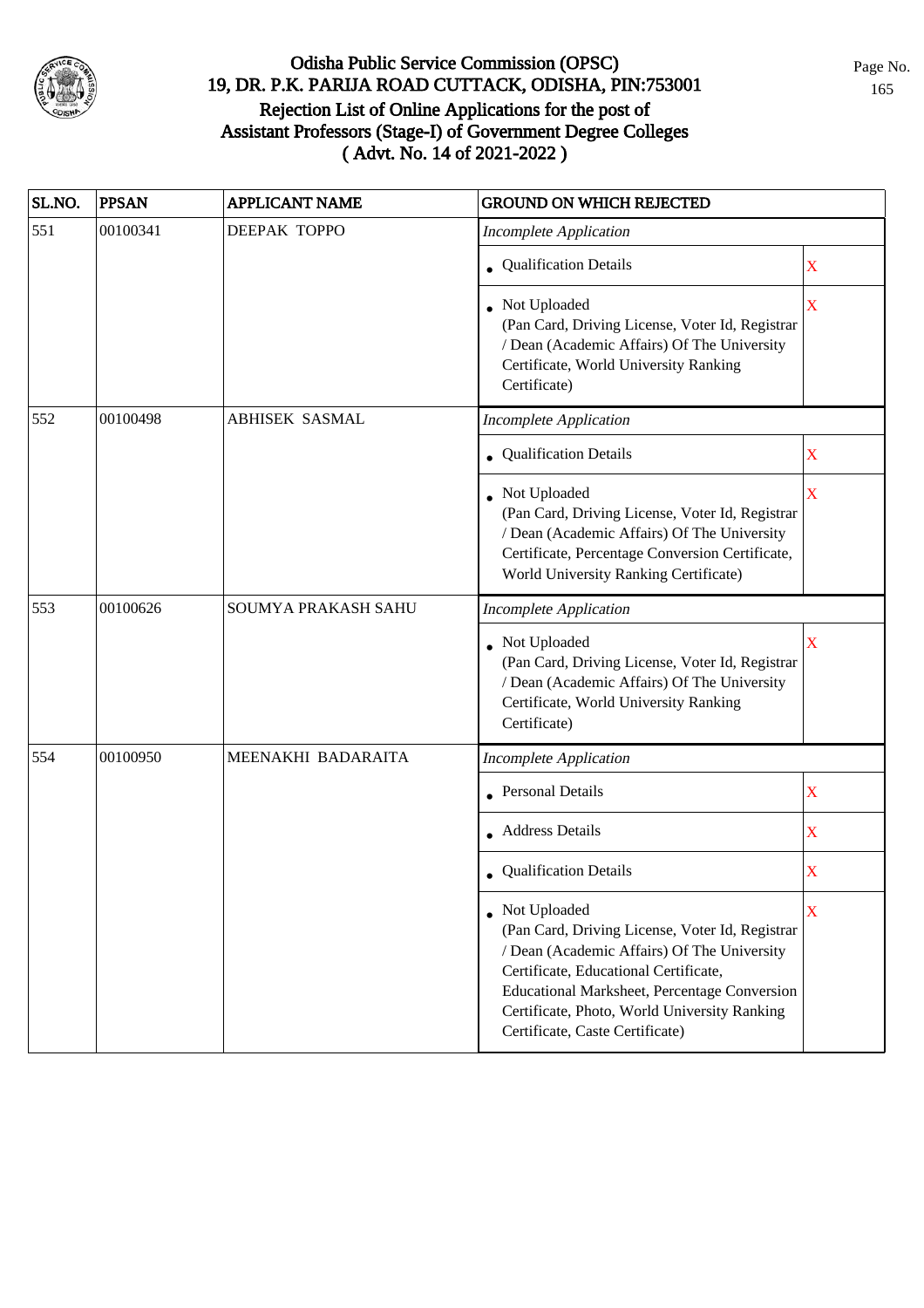# Odisha Public Service Commission (OPSC)
## 19, DR. P.K. PARIJA ROAD CUTTACK, ODISHA, PIN:753001
## Rejection List of Online Applications for the post of Assistant Professors (Stage-I) of Government Degree Colleges
## ( Advt. No. 14 of 2021-2022 )

| SL.NO. | PPSAN | APPLICANT NAME | GROUND ON WHICH REJECTED | |
|---|---|---|---|---|
| 551 | 00100341 | DEEPAK TOPPO | *Incomplete Application* | |
| | | | • Qualification Details | X |
| | | | • Not Uploaded (Pan Card, Driving License, Voter Id, Registrar / Dean (Academic Affairs) Of The University Certificate, World University Ranking Certificate) | X |
| 552 | 00100498 | ABHISEK SASMAL | *Incomplete Application* | |
| | | | • Qualification Details | X |
| | | | • Not Uploaded (Pan Card, Driving License, Voter Id, Registrar / Dean (Academic Affairs) Of The University Certificate, Percentage Conversion Certificate, World University Ranking Certificate) | X |
| 553 | 00100626 | SOUMYA PRAKASH SAHU | *Incomplete Application* | |
| | | | • Not Uploaded (Pan Card, Driving License, Voter Id, Registrar / Dean (Academic Affairs) Of The University Certificate, World University Ranking Certificate) | X |
| 554 | 00100950 | MEENAKHI BADARAITA | *Incomplete Application* | |
| | | | • Personal Details | X |
| | | | • Address Details | X |
| | | | • Qualification Details | X |
| | | | • Not Uploaded (Pan Card, Driving License, Voter Id, Registrar / Dean (Academic Affairs) Of The University Certificate, Educational Certificate, Educational Marksheet, Percentage Conversion Certificate, Photo, World University Ranking Certificate, Caste Certificate) | X |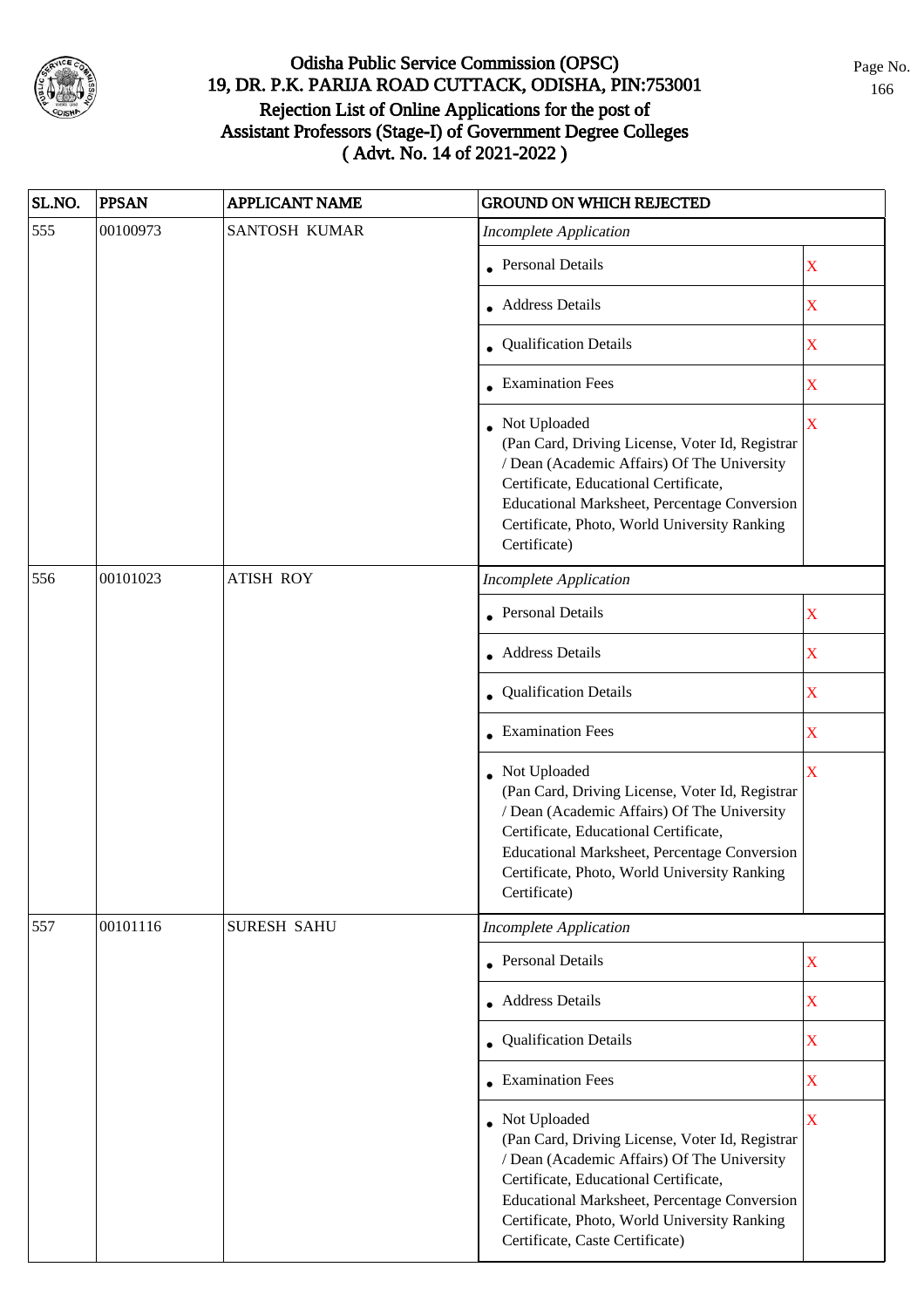# Odisha Public Service Commission (OPSC)

## 19, DR. P.K. PARIJA ROAD CUTTACK, ODISHA, PIN:753001

## Rejection List of Online Applications for the post of Assistant Professors (Stage-I) of Government Degree Colleges ( Advt. No. 14 of 2021-2022 )

| SL.NO. | PPSAN | APPLICANT NAME | GROUND ON WHICH REJECTED | |
|---|---|---|---|---|
| 555 | 00100973 | SANTOSH KUMAR | *Incomplete Application* | |
| | | | • Personal Details | X |
| | | | • Address Details | X |
| | | | • Qualification Details | X |
| | | | • Examination Fees | X |
| | | | • Not Uploaded (Pan Card, Driving License, Voter Id, Registrar / Dean (Academic Affairs) Of The University Certificate, Educational Certificate, Educational Marksheet, Percentage Conversion Certificate, Photo, World University Ranking Certificate) | X |
| 556 | 00101023 | ATISH ROY | *Incomplete Application* | |
| | | | • Personal Details | X |
| | | | • Address Details | X |
| | | | • Qualification Details | X |
| | | | • Examination Fees | X |
| | | | • Not Uploaded (Pan Card, Driving License, Voter Id, Registrar / Dean (Academic Affairs) Of The University Certificate, Educational Certificate, Educational Marksheet, Percentage Conversion Certificate, Photo, World University Ranking Certificate) | X |
| 557 | 00101116 | SURESH SAHU | *Incomplete Application* | |
| | | | • Personal Details | X |
| | | | • Address Details | X |
| | | | • Qualification Details | X |
| | | | • Examination Fees | X |
| | | | • Not Uploaded (Pan Card, Driving License, Voter Id, Registrar / Dean (Academic Affairs) Of The University Certificate, Educational Certificate, Educational Marksheet, Percentage Conversion Certificate, Photo, World University Ranking Certificate, Caste Certificate) | X |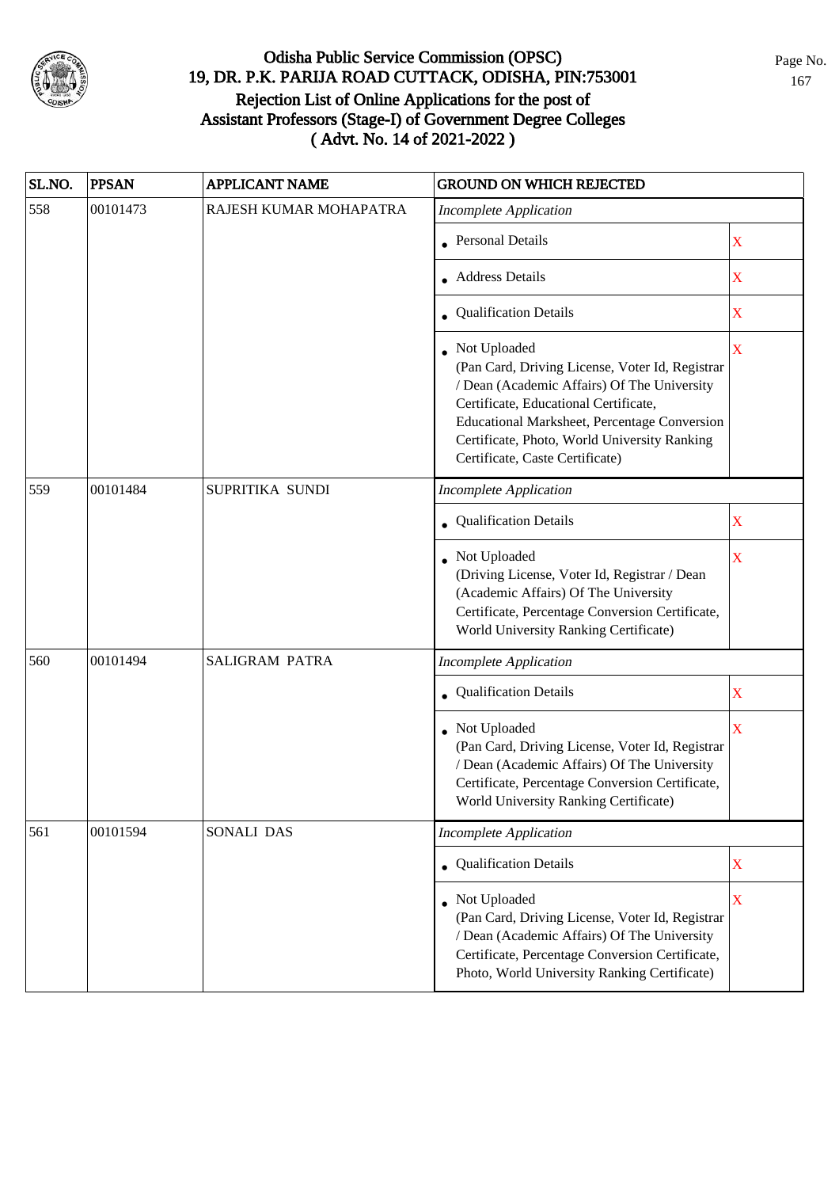# Odisha Public Service Commission (OPSC)
## 19, DR. P.K. PARIJA ROAD CUTTACK, ODISHA, PIN:753001
## Rejection List of Online Applications for the post of Assistant Professors (Stage-I) of Government Degree Colleges ( Advt. No. 14 of 2021-2022 )

| SL.NO. | PPSAN | APPLICANT NAME | GROUND ON WHICH REJECTED | |
|---|---|---|---|---|
| 558 | 00101473 | RAJESH KUMAR MOHAPATRA | *Incomplete Application* | |
| | | | • Personal Details | X |
| | | | • Address Details | X |
| | | | • Qualification Details | X |
| | | | • Not Uploaded (Pan Card, Driving License, Voter Id, Registrar / Dean (Academic Affairs) Of The University Certificate, Educational Certificate, Educational Marksheet, Percentage Conversion Certificate, Photo, World University Ranking Certificate, Caste Certificate) | X |
| 559 | 00101484 | SUPRITIKA SUNDI | *Incomplete Application* | |
| | | | • Qualification Details | X |
| | | | • Not Uploaded (Driving License, Voter Id, Registrar / Dean (Academic Affairs) Of The University Certificate, Percentage Conversion Certificate, World University Ranking Certificate) | X |
| 560 | 00101494 | SALIGRAM PATRA | *Incomplete Application* | |
| | | | • Qualification Details | X |
| | | | • Not Uploaded (Pan Card, Driving License, Voter Id, Registrar / Dean (Academic Affairs) Of The University Certificate, Percentage Conversion Certificate, World University Ranking Certificate) | X |
| 561 | 00101594 | SONALI DAS | *Incomplete Application* | |
| | | | • Qualification Details | X |
| | | | • Not Uploaded (Pan Card, Driving License, Voter Id, Registrar / Dean (Academic Affairs) Of The University Certificate, Percentage Conversion Certificate, Photo, World University Ranking Certificate) | X |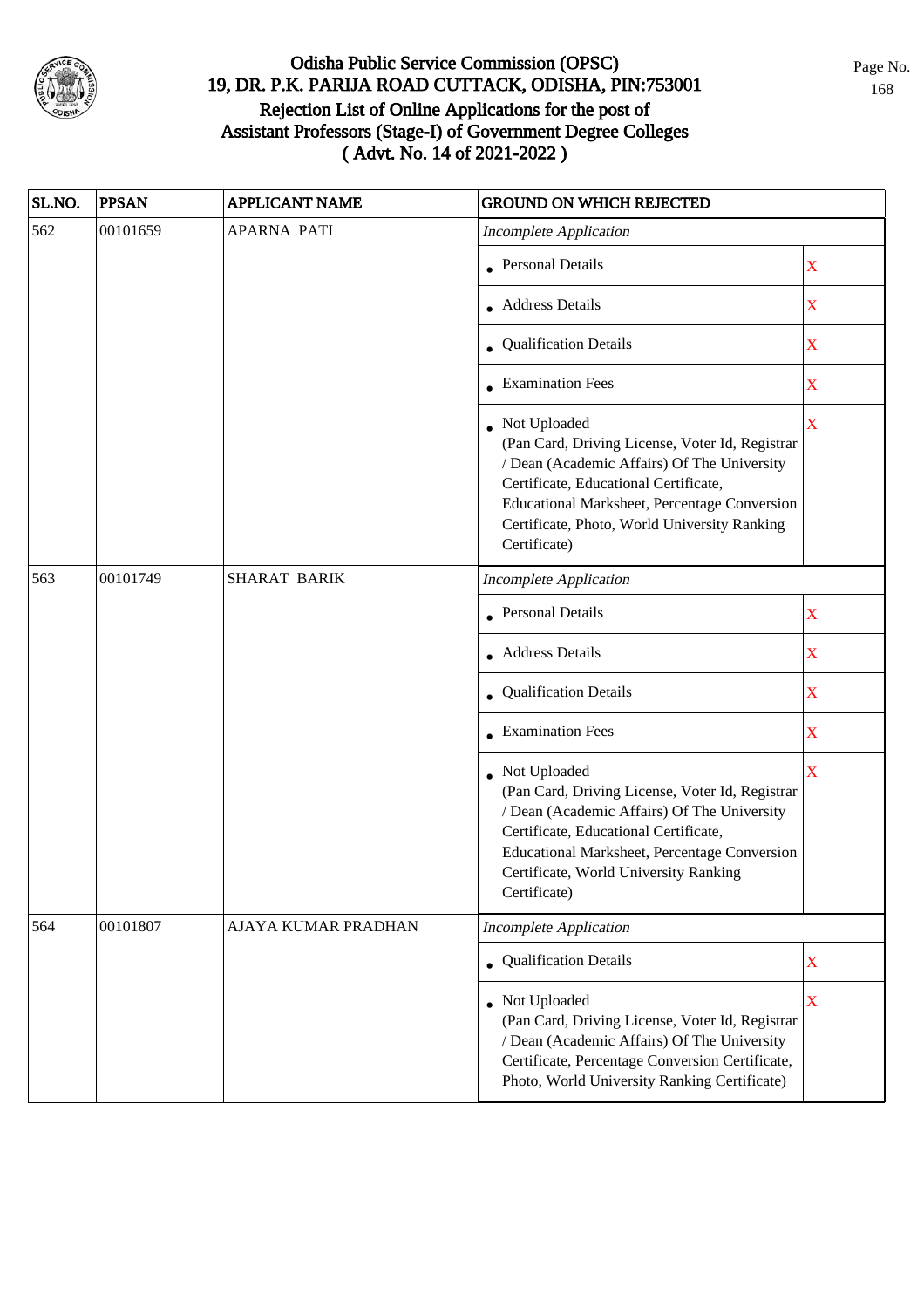# Odisha Public Service Commission (OPSC)
## 19, DR. P.K. PARIJA ROAD CUTTACK, ODISHA, PIN:753001
## Rejection List of Online Applications for the post of Assistant Professors (Stage-I) of Government Degree Colleges ( Advt. No. 14 of 2021-2022 )

| SL.NO. | PPSAN | APPLICANT NAME | GROUND ON WHICH REJECTED | |
|---|---|---|---|---|
| 562 | 00101659 | APARNA PATI | *Incomplete Application* | |
| | | | • Personal Details | X |
| | | | • Address Details | X |
| | | | • Qualification Details | X |
| | | | • Examination Fees | X |
| | | | • Not Uploaded (Pan Card, Driving License, Voter Id, Registrar / Dean (Academic Affairs) Of The University Certificate, Educational Certificate, Educational Marksheet, Percentage Conversion Certificate, Photo, World University Ranking Certificate) | X |
| 563 | 00101749 | SHARAT BARIK | *Incomplete Application* | |
| | | | • Personal Details | X |
| | | | • Address Details | X |
| | | | • Qualification Details | X |
| | | | • Examination Fees | X |
| | | | • Not Uploaded (Pan Card, Driving License, Voter Id, Registrar / Dean (Academic Affairs) Of The University Certificate, Educational Certificate, Educational Marksheet, Percentage Conversion Certificate, World University Ranking Certificate) | X |
| 564 | 00101807 | AJAYA KUMAR PRADHAN | *Incomplete Application* | |
| | | | • Qualification Details | X |
| | | | • Not Uploaded (Pan Card, Driving License, Voter Id, Registrar / Dean (Academic Affairs) Of The University Certificate, Percentage Conversion Certificate, Photo, World University Ranking Certificate) | X |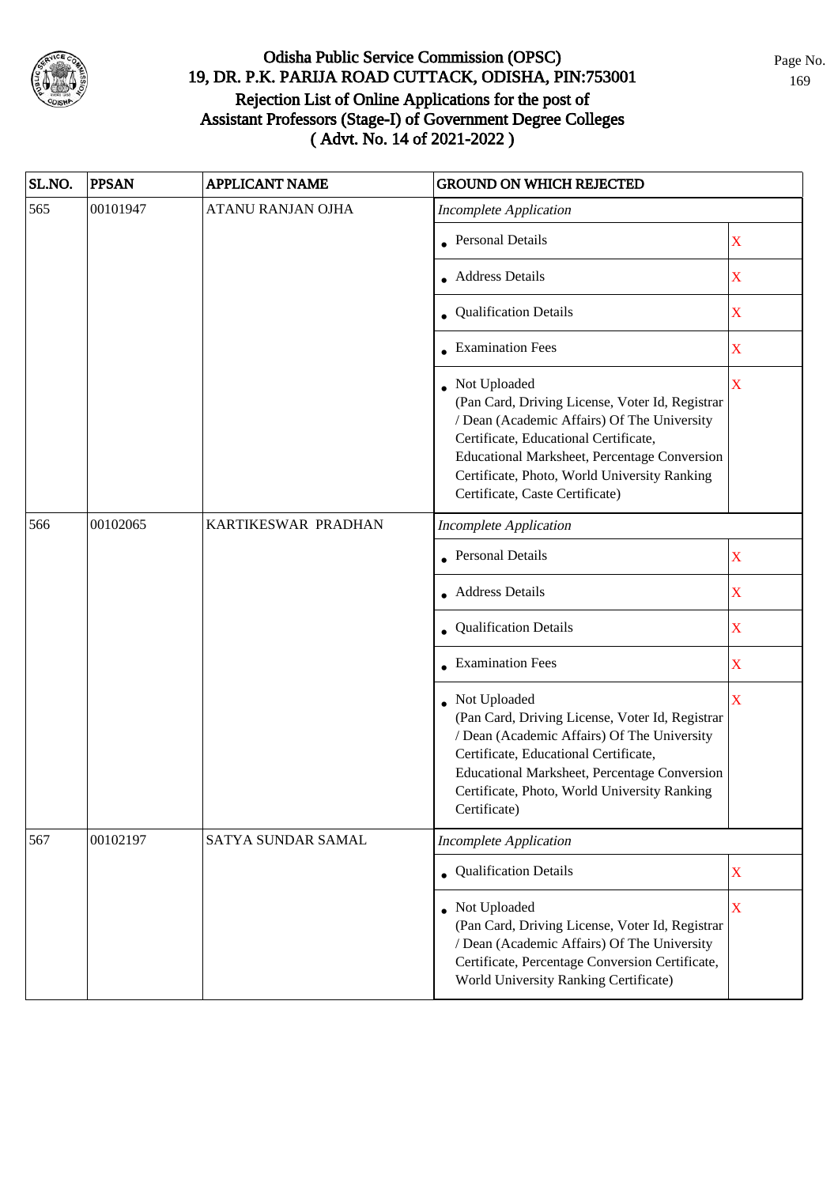# Odisha Public Service Commission (OPSC)
## 19, DR. P.K. PARIJA ROAD CUTTACK, ODISHA, PIN:753001
## Rejection List of Online Applications for the post of Assistant Professors (Stage-I) of Government Degree Colleges ( Advt. No. 14 of 2021-2022 )

| SL.NO. | PPSAN | APPLICANT NAME | GROUND ON WHICH REJECTED | |
|---|---|---|---|---|
| 565 | 00101947 | ATANU RANJAN OJHA | *Incomplete Application* | |
| | | | • Personal Details | X |
| | | | • Address Details | X |
| | | | • Qualification Details | X |
| | | | • Examination Fees | X |
| | | | • Not Uploaded (Pan Card, Driving License, Voter Id, Registrar / Dean (Academic Affairs) Of The University Certificate, Educational Certificate, Educational Marksheet, Percentage Conversion Certificate, Photo, World University Ranking Certificate, Caste Certificate) | X |
| 566 | 00102065 | KARTIKESWAR PRADHAN | *Incomplete Application* | |
| | | | • Personal Details | X |
| | | | • Address Details | X |
| | | | • Qualification Details | X |
| | | | • Examination Fees | X |
| | | | • Not Uploaded (Pan Card, Driving License, Voter Id, Registrar / Dean (Academic Affairs) Of The University Certificate, Educational Certificate, Educational Marksheet, Percentage Conversion Certificate, Photo, World University Ranking Certificate) | X |
| 567 | 00102197 | SATYA SUNDAR SAMAL | *Incomplete Application* | |
| | | | • Qualification Details | X |
| | | | • Not Uploaded (Pan Card, Driving License, Voter Id, Registrar / Dean (Academic Affairs) Of The University Certificate, Percentage Conversion Certificate, World University Ranking Certificate) | X |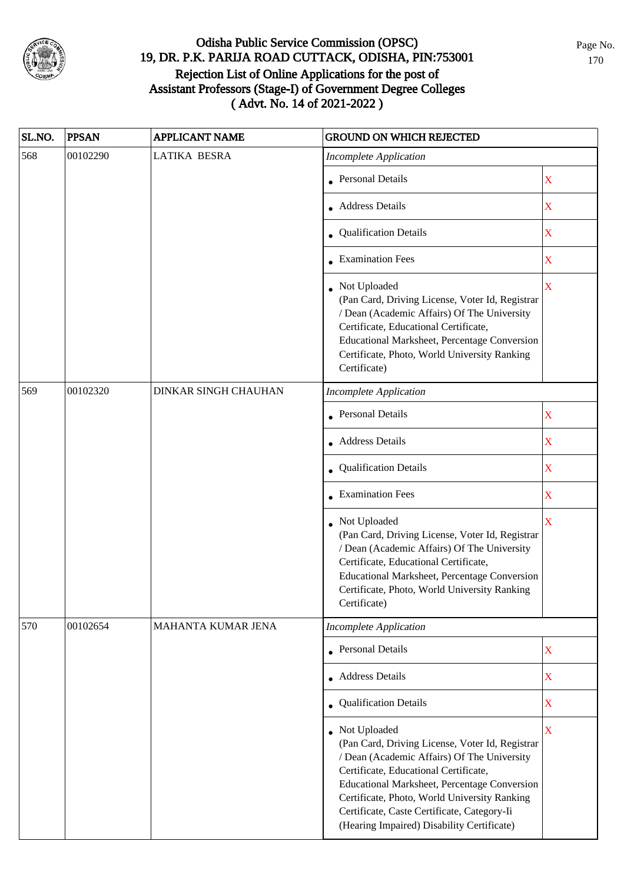# Odisha Public Service Commission (OPSC)
## 19, DR. P.K. PARIJA ROAD CUTTACK, ODISHA, PIN:753001
## Rejection List of Online Applications for the post of Assistant Professors (Stage-I) of Government Degree Colleges ( Advt. No. 14 of 2021-2022 )

| SL.NO. | PPSAN | APPLICANT NAME | GROUND ON WHICH REJECTED | |
|---|---|---|---|---|
| 568 | 00102290 | LATIKA BESRA | *Incomplete Application* | |
| | | | • Personal Details | X |
| | | | • Address Details | X |
| | | | • Qualification Details | X |
| | | | • Examination Fees | X |
| | | | • Not Uploaded (Pan Card, Driving License, Voter Id, Registrar / Dean (Academic Affairs) Of The University Certificate, Educational Certificate, Educational Marksheet, Percentage Conversion Certificate, Photo, World University Ranking Certificate) | X |
| 569 | 00102320 | DINKAR SINGH CHAUHAN | *Incomplete Application* | |
| | | | • Personal Details | X |
| | | | • Address Details | X |
| | | | • Qualification Details | X |
| | | | • Examination Fees | X |
| | | | • Not Uploaded (Pan Card, Driving License, Voter Id, Registrar / Dean (Academic Affairs) Of The University Certificate, Educational Certificate, Educational Marksheet, Percentage Conversion Certificate, Photo, World University Ranking Certificate) | X |
| 570 | 00102654 | MAHANTA KUMAR JENA | *Incomplete Application* | |
| | | | • Personal Details | X |
| | | | • Address Details | X |
| | | | • Qualification Details | X |
| | | | • Not Uploaded (Pan Card, Driving License, Voter Id, Registrar / Dean (Academic Affairs) Of The University Certificate, Educational Certificate, Educational Marksheet, Percentage Conversion Certificate, Photo, World University Ranking Certificate, Caste Certificate, Category-Ii (Hearing Impaired) Disability Certificate) | X |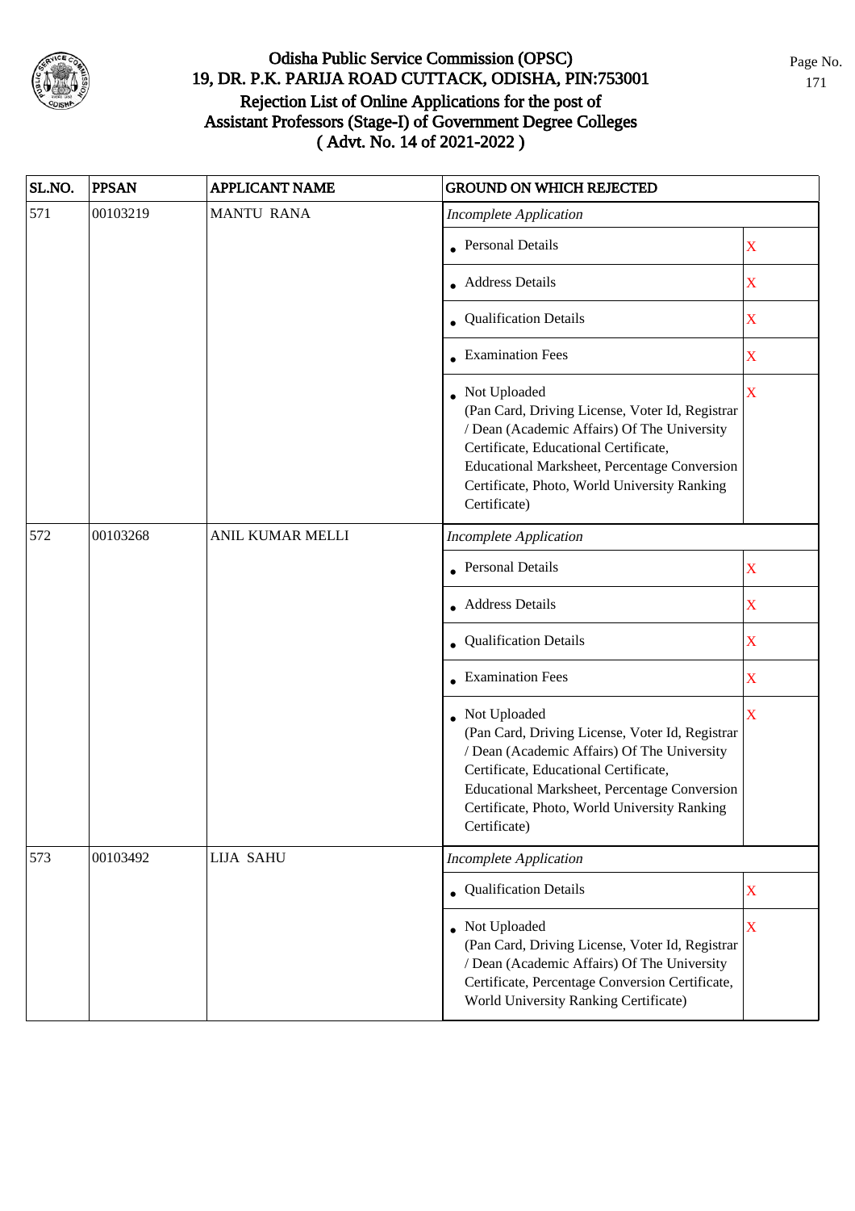# Odisha Public Service Commission (OPSC)
## 19, DR. P.K. PARIJA ROAD CUTTACK, ODISHA, PIN:753001
## Rejection List of Online Applications for the post of Assistant Professors (Stage-I) of Government Degree Colleges
## ( Advt. No. 14 of 2021-2022 )

| SL.NO. | PPSAN | APPLICANT NAME | GROUND ON WHICH REJECTED | |
|---|---|---|---|---|
| 571 | 00103219 | MANTU RANA | *Incomplete Application* | |
| | | | • Personal Details | X |
| | | | • Address Details | X |
| | | | • Qualification Details | X |
| | | | • Examination Fees | X |
| | | | • Not Uploaded (Pan Card, Driving License, Voter Id, Registrar / Dean (Academic Affairs) Of The University Certificate, Educational Certificate, Educational Marksheet, Percentage Conversion Certificate, Photo, World University Ranking Certificate) | X |
| 572 | 00103268 | ANIL KUMAR MELLI | *Incomplete Application* | |
| | | | • Personal Details | X |
| | | | • Address Details | X |
| | | | • Qualification Details | X |
| | | | • Examination Fees | X |
| | | | • Not Uploaded (Pan Card, Driving License, Voter Id, Registrar / Dean (Academic Affairs) Of The University Certificate, Educational Certificate, Educational Marksheet, Percentage Conversion Certificate, Photo, World University Ranking Certificate) | X |
| 573 | 00103492 | LIJA SAHU | *Incomplete Application* | |
| | | | • Qualification Details | X |
| | | | • Not Uploaded (Pan Card, Driving License, Voter Id, Registrar / Dean (Academic Affairs) Of The University Certificate, Percentage Conversion Certificate, World University Ranking Certificate) | X |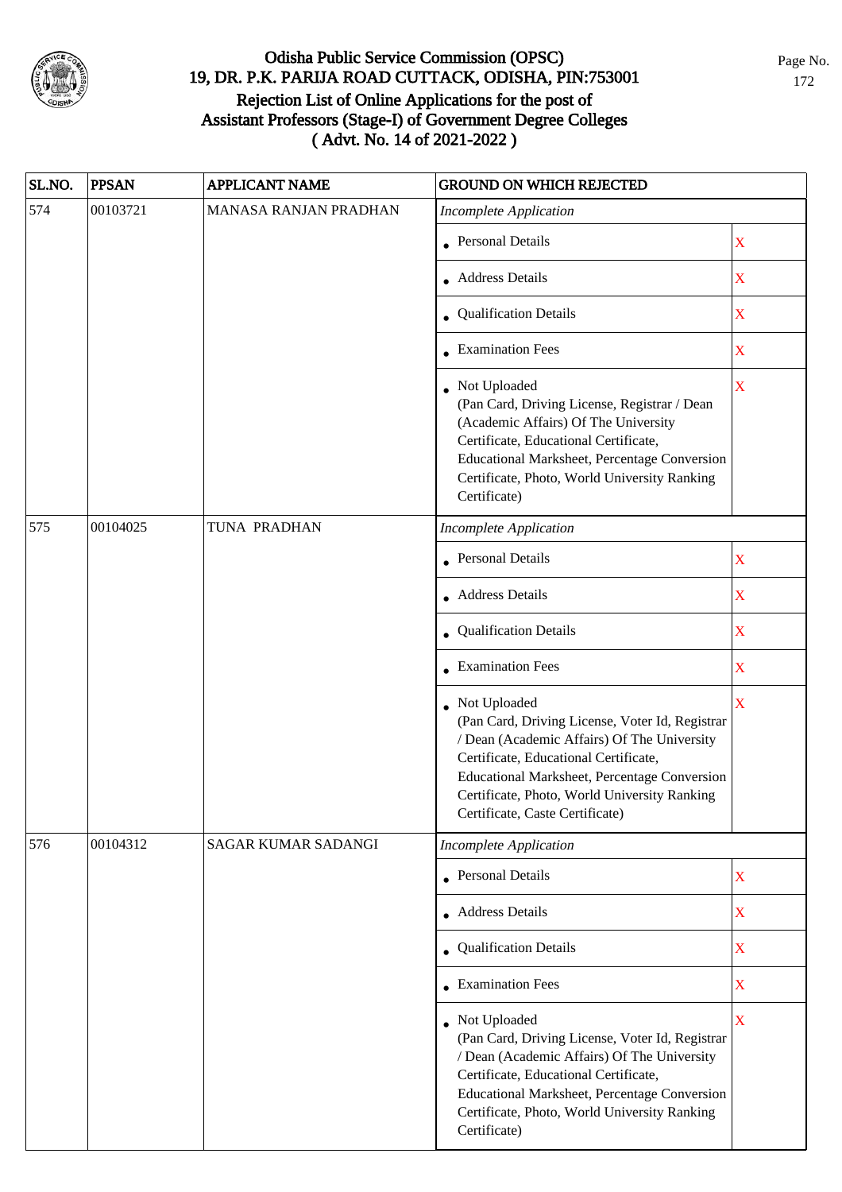# Odisha Public Service Commission (OPSC)
## 19, DR. P.K. PARIJA ROAD CUTTACK, ODISHA, PIN:753001
## Rejection List of Online Applications for the post of Assistant Professors (Stage-I) of Government Degree Colleges ( Advt. No. 14 of 2021-2022 )

| SL.NO. | PPSAN | APPLICANT NAME | GROUND ON WHICH REJECTED | |
|---|---|---|---|---|
| 574 | 00103721 | MANASA RANJAN PRADHAN | *Incomplete Application* | |
| | | | • Personal Details | X |
| | | | • Address Details | X |
| | | | • Qualification Details | X |
| | | | • Examination Fees | X |
| | | | • Not Uploaded (Pan Card, Driving License, Registrar / Dean (Academic Affairs) Of The University Certificate, Educational Certificate, Educational Marksheet, Percentage Conversion Certificate, Photo, World University Ranking Certificate) | X |
| 575 | 00104025 | TUNA PRADHAN | *Incomplete Application* | |
| | | | • Personal Details | X |
| | | | • Address Details | X |
| | | | • Qualification Details | X |
| | | | • Examination Fees | X |
| | | | • Not Uploaded (Pan Card, Driving License, Voter Id, Registrar / Dean (Academic Affairs) Of The University Certificate, Educational Certificate, Educational Marksheet, Percentage Conversion Certificate, Photo, World University Ranking Certificate, Caste Certificate) | X |
| 576 | 00104312 | SAGAR KUMAR SADANGI | *Incomplete Application* | |
| | | | • Personal Details | X |
| | | | • Address Details | X |
| | | | • Qualification Details | X |
| | | | • Examination Fees | X |
| | | | • Not Uploaded (Pan Card, Driving License, Voter Id, Registrar / Dean (Academic Affairs) Of The University Certificate, Educational Certificate, Educational Marksheet, Percentage Conversion Certificate, Photo, World University Ranking Certificate) | X |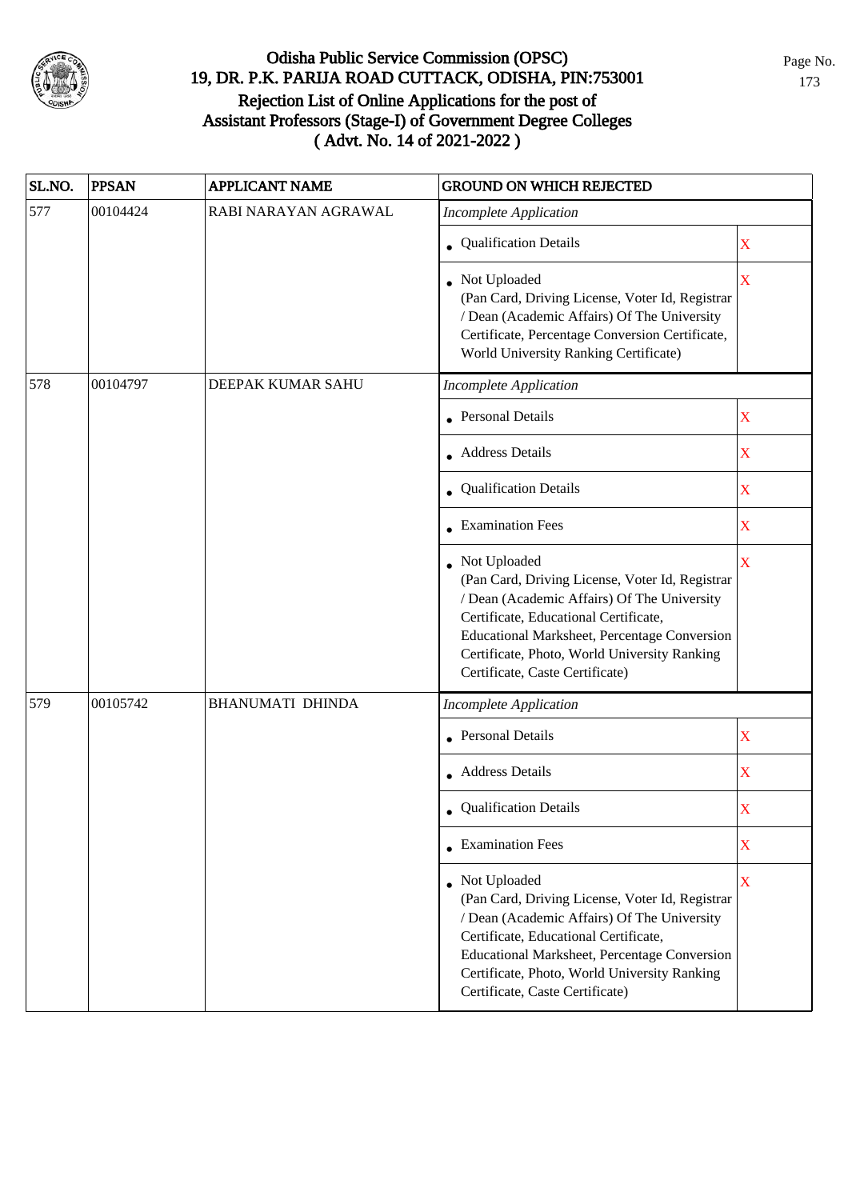# Odisha Public Service Commission (OPSC)
## 19, DR. P.K. PARIJA ROAD CUTTACK, ODISHA, PIN:753001
## Rejection List of Online Applications for the post of Assistant Professors (Stage-I) of Government Degree Colleges
## ( Advt. No. 14 of 2021-2022 )

| SL.NO. | PPSAN | APPLICANT NAME | GROUND ON WHICH REJECTED | |
|---|---|---|---|---|
| 577 | 00104424 | RABI NARAYAN AGRAWAL | *Incomplete Application* | |
| | | | • Qualification Details | X |
| | | | • Not Uploaded (Pan Card, Driving License, Voter Id, Registrar / Dean (Academic Affairs) Of The University Certificate, Percentage Conversion Certificate, World University Ranking Certificate) | X |
| 578 | 00104797 | DEEPAK KUMAR SAHU | *Incomplete Application* | |
| | | | • Personal Details | X |
| | | | • Address Details | X |
| | | | • Qualification Details | X |
| | | | • Examination Fees | X |
| | | | • Not Uploaded (Pan Card, Driving License, Voter Id, Registrar / Dean (Academic Affairs) Of The University Certificate, Educational Certificate, Educational Marksheet, Percentage Conversion Certificate, Photo, World University Ranking Certificate, Caste Certificate) | X |
| 579 | 00105742 | BHANUMATI DHINDA | *Incomplete Application* | |
| | | | • Personal Details | X |
| | | | • Address Details | X |
| | | | • Qualification Details | X |
| | | | • Examination Fees | X |
| | | | • Not Uploaded (Pan Card, Driving License, Voter Id, Registrar / Dean (Academic Affairs) Of The University Certificate, Educational Certificate, Educational Marksheet, Percentage Conversion Certificate, Photo, World University Ranking Certificate, Caste Certificate) | X |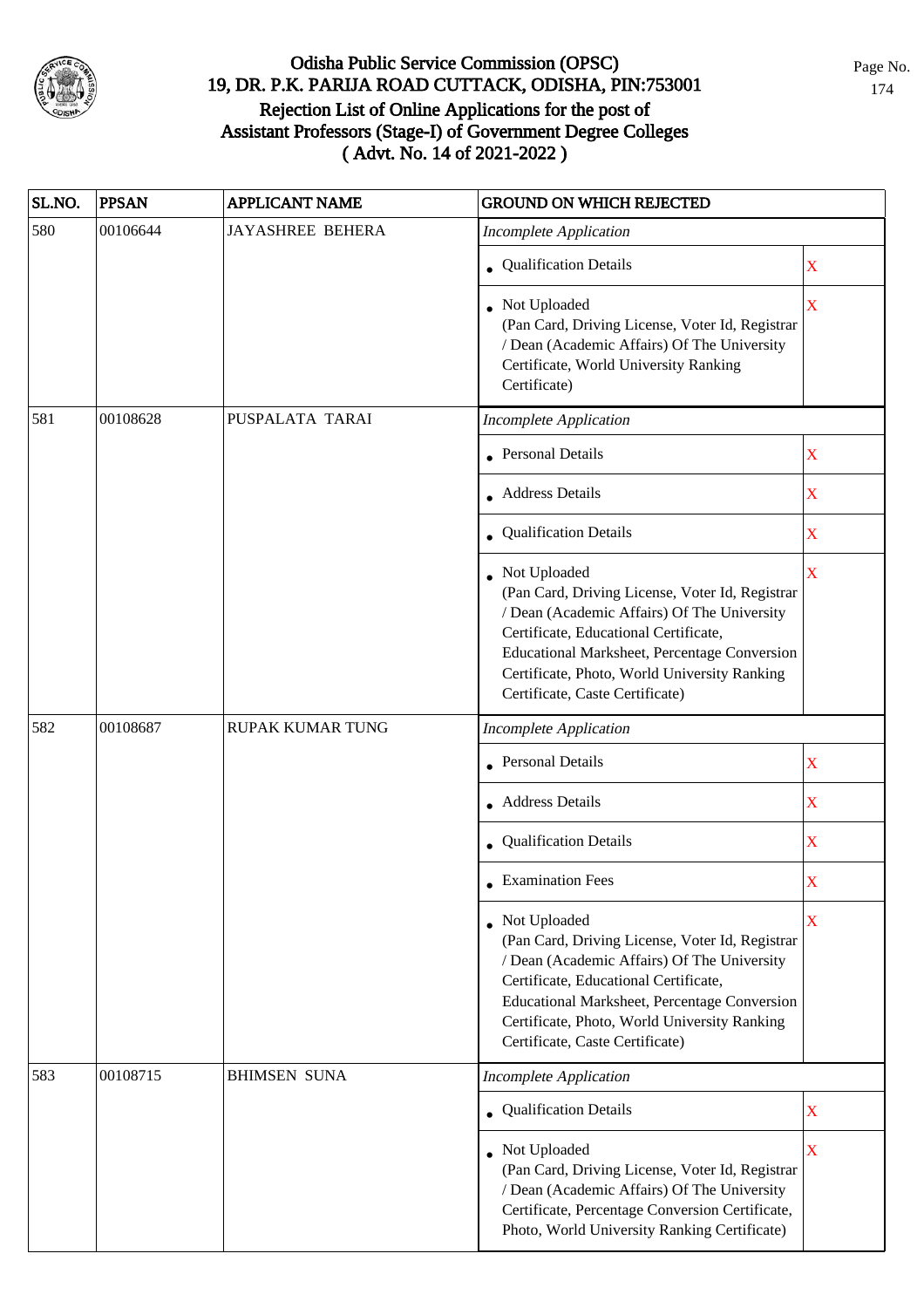# Odisha Public Service Commission (OPSC)
## 19, DR. P.K. PARIJA ROAD CUTTACK, ODISHA, PIN:753001
## Rejection List of Online Applications for the post of Assistant Professors (Stage-I) of Government Degree Colleges
## ( Advt. No. 14 of 2021-2022 )

| SL.NO. | PPSAN | APPLICANT NAME | GROUND ON WHICH REJECTED | |
|---|---|---|---|---|
| 580 | 00106644 | JAYASHREE BEHERA | *Incomplete Application* | |
| | | | • Qualification Details | X |
| | | | • Not Uploaded (Pan Card, Driving License, Voter Id, Registrar / Dean (Academic Affairs) Of The University Certificate, World University Ranking Certificate) | X |
| 581 | 00108628 | PUSPALATA TARAI | *Incomplete Application* | |
| | | | • Personal Details | X |
| | | | • Address Details | X |
| | | | • Qualification Details | X |
| | | | • Not Uploaded (Pan Card, Driving License, Voter Id, Registrar / Dean (Academic Affairs) Of The University Certificate, Educational Certificate, Educational Marksheet, Percentage Conversion Certificate, Photo, World University Ranking Certificate, Caste Certificate) | X |
| 582 | 00108687 | RUPAK KUMAR TUNG | *Incomplete Application* | |
| | | | • Personal Details | X |
| | | | • Address Details | X |
| | | | • Qualification Details | X |
| | | | • Examination Fees | X |
| | | | • Not Uploaded (Pan Card, Driving License, Voter Id, Registrar / Dean (Academic Affairs) Of The University Certificate, Educational Certificate, Educational Marksheet, Percentage Conversion Certificate, Photo, World University Ranking Certificate, Caste Certificate) | X |
| 583 | 00108715 | BHIMSEN SUNA | *Incomplete Application* | |
| | | | • Qualification Details | X |
| | | | • Not Uploaded (Pan Card, Driving License, Voter Id, Registrar / Dean (Academic Affairs) Of The University Certificate, Percentage Conversion Certificate, Photo, World University Ranking Certificate) | X |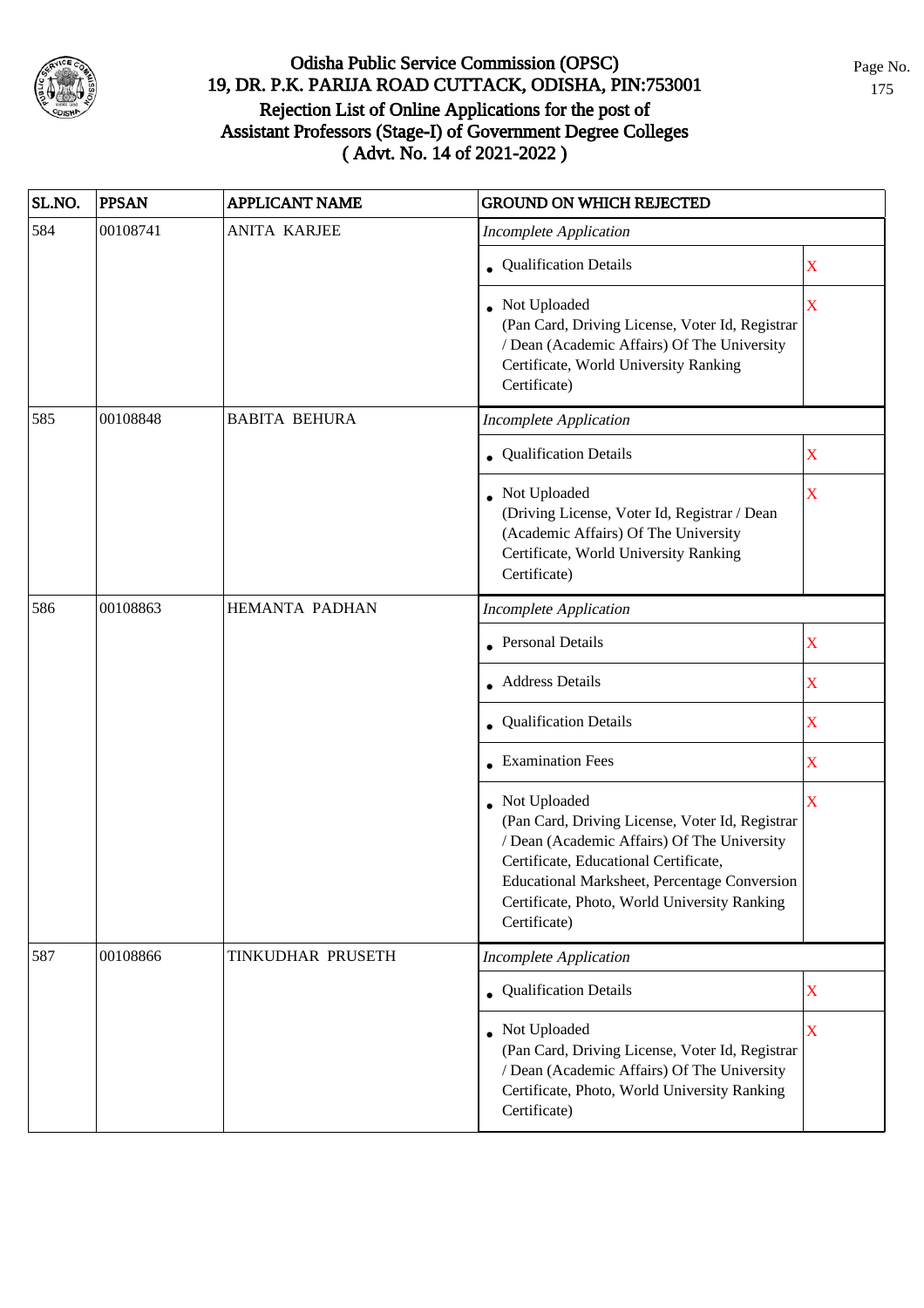# Odisha Public Service Commission (OPSC)

## 19, DR. P.K. PARIJA ROAD CUTTACK, ODISHA, PIN:753001

## Rejection List of Online Applications for the post of Assistant Professors (Stage-I) of Government Degree Colleges ( Advt. No. 14 of 2021-2022 )

| SL.NO. | PPSAN | APPLICANT NAME | GROUND ON WHICH REJECTED | |
|---|---|---|---|---|
| 584 | 00108741 | ANITA KARJEE | *Incomplete Application* | |
| | | | • Qualification Details | X |
| | | | • Not Uploaded (Pan Card, Driving License, Voter Id, Registrar / Dean (Academic Affairs) Of The University Certificate, World University Ranking Certificate) | X |
| 585 | 00108848 | BABITA BEHURA | *Incomplete Application* | |
| | | | • Qualification Details | X |
| | | | • Not Uploaded (Driving License, Voter Id, Registrar / Dean (Academic Affairs) Of The University Certificate, World University Ranking Certificate) | X |
| 586 | 00108863 | HEMANTA PADHAN | *Incomplete Application* | |
| | | | • Personal Details | X |
| | | | • Address Details | X |
| | | | • Qualification Details | X |
| | | | • Examination Fees | X |
| | | | • Not Uploaded (Pan Card, Driving License, Voter Id, Registrar / Dean (Academic Affairs) Of The University Certificate, Educational Certificate, Educational Marksheet, Percentage Conversion Certificate, Photo, World University Ranking Certificate) | X |
| 587 | 00108866 | TINKUDHAR PRUSETH | *Incomplete Application* | |
| | | | • Qualification Details | X |
| | | | • Not Uploaded (Pan Card, Driving License, Voter Id, Registrar / Dean (Academic Affairs) Of The University Certificate, Photo, World University Ranking Certificate) | X |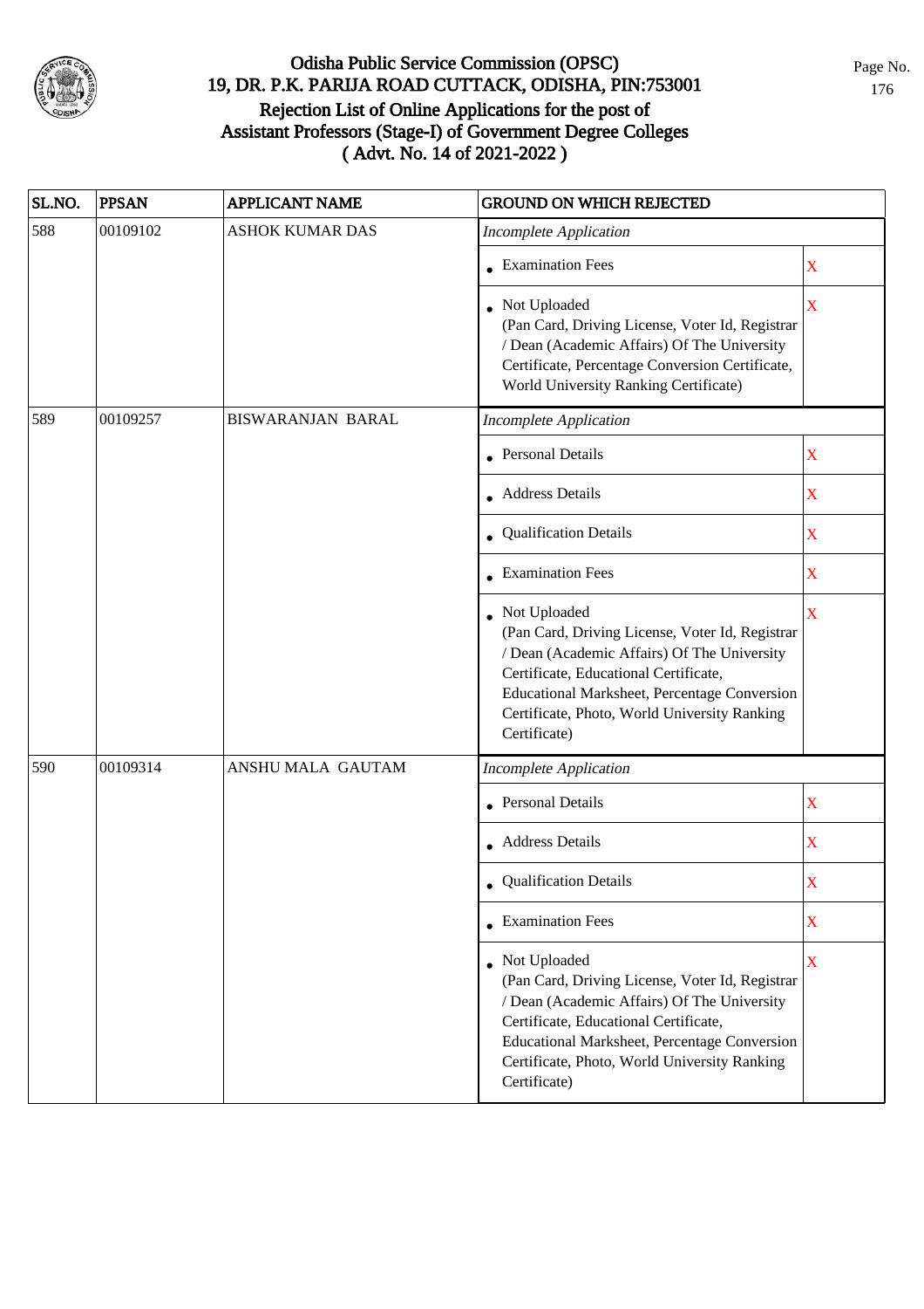# Odisha Public Service Commission (OPSC)
## 19, DR. P.K. PARIJA ROAD CUTTACK, ODISHA, PIN:753001
## Rejection List of Online Applications for the post of Assistant Professors (Stage-I) of Government Degree Colleges
## ( Advt. No. 14 of 2021-2022 )

| SL.NO. | PPSAN | APPLICANT NAME | GROUND ON WHICH REJECTED | |
|---|---|---|---|---|
| 588 | 00109102 | ASHOK KUMAR DAS | *Incomplete Application* | |
| | | | • Examination Fees | X |
| | | | • Not Uploaded (Pan Card, Driving License, Voter Id, Registrar / Dean (Academic Affairs) Of The University Certificate, Percentage Conversion Certificate, World University Ranking Certificate) | X |
| 589 | 00109257 | BISWARANJAN BARAL | *Incomplete Application* | |
| | | | • Personal Details | X |
| | | | • Address Details | X |
| | | | • Qualification Details | X |
| | | | • Examination Fees | X |
| | | | • Not Uploaded (Pan Card, Driving License, Voter Id, Registrar / Dean (Academic Affairs) Of The University Certificate, Educational Certificate, Educational Marksheet, Percentage Conversion Certificate, Photo, World University Ranking Certificate) | X |
| 590 | 00109314 | ANSHU MALA GAUTAM | *Incomplete Application* | |
| | | | • Personal Details | X |
| | | | • Address Details | X |
| | | | • Qualification Details | X |
| | | | • Examination Fees | X |
| | | | • Not Uploaded (Pan Card, Driving License, Voter Id, Registrar / Dean (Academic Affairs) Of The University Certificate, Educational Certificate, Educational Marksheet, Percentage Conversion Certificate, Photo, World University Ranking Certificate) | X |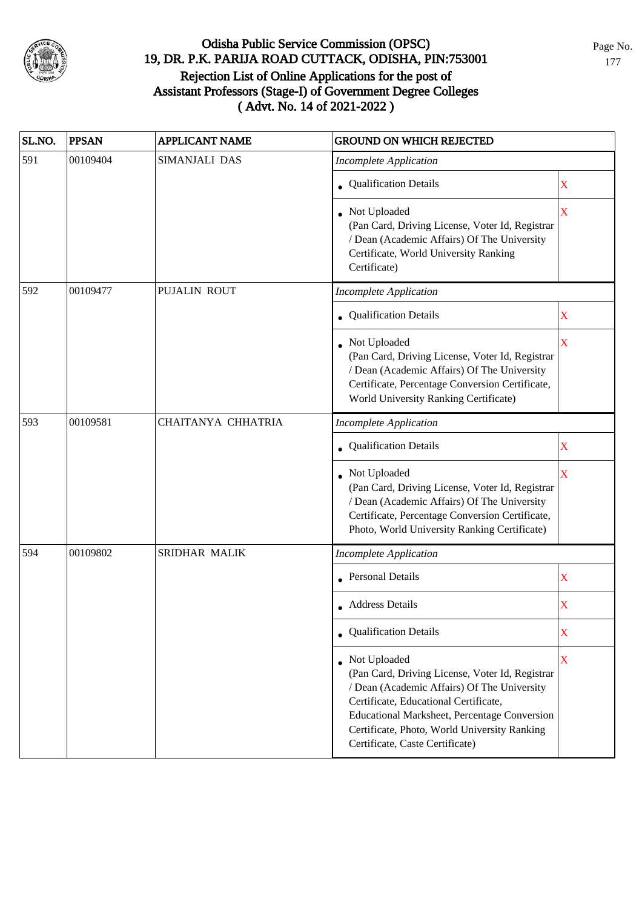# Odisha Public Service Commission (OPSC)
## 19, DR. P.K. PARIJA ROAD CUTTACK, ODISHA, PIN:753001
## Rejection List of Online Applications for the post of Assistant Professors (Stage-I) of Government Degree Colleges ( Advt. No. 14 of 2021-2022 )

| SL.NO. | PPSAN | APPLICANT NAME | GROUND ON WHICH REJECTED | |
|---|---|---|---|---|
| 591 | 00109404 | SIMANJALI DAS | *Incomplete Application* | |
| | | | • Qualification Details | X |
| | | | • Not Uploaded (Pan Card, Driving License, Voter Id, Registrar / Dean (Academic Affairs) Of The University Certificate, World University Ranking Certificate) | X |
| 592 | 00109477 | PUJALIN ROUT | *Incomplete Application* | |
| | | | • Qualification Details | X |
| | | | • Not Uploaded (Pan Card, Driving License, Voter Id, Registrar / Dean (Academic Affairs) Of The University Certificate, Percentage Conversion Certificate, World University Ranking Certificate) | X |
| 593 | 00109581 | CHAITANYA CHHATRIA | *Incomplete Application* | |
| | | | • Qualification Details | X |
| | | | • Not Uploaded (Pan Card, Driving License, Voter Id, Registrar / Dean (Academic Affairs) Of The University Certificate, Percentage Conversion Certificate, Photo, World University Ranking Certificate) | X |
| 594 | 00109802 | SRIDHAR MALIK | *Incomplete Application* | |
| | | | • Personal Details | X |
| | | | • Address Details | X |
| | | | • Qualification Details | X |
| | | | • Not Uploaded (Pan Card, Driving License, Voter Id, Registrar / Dean (Academic Affairs) Of The University Certificate, Educational Certificate, Educational Marksheet, Percentage Conversion Certificate, Photo, World University Ranking Certificate, Caste Certificate) | X |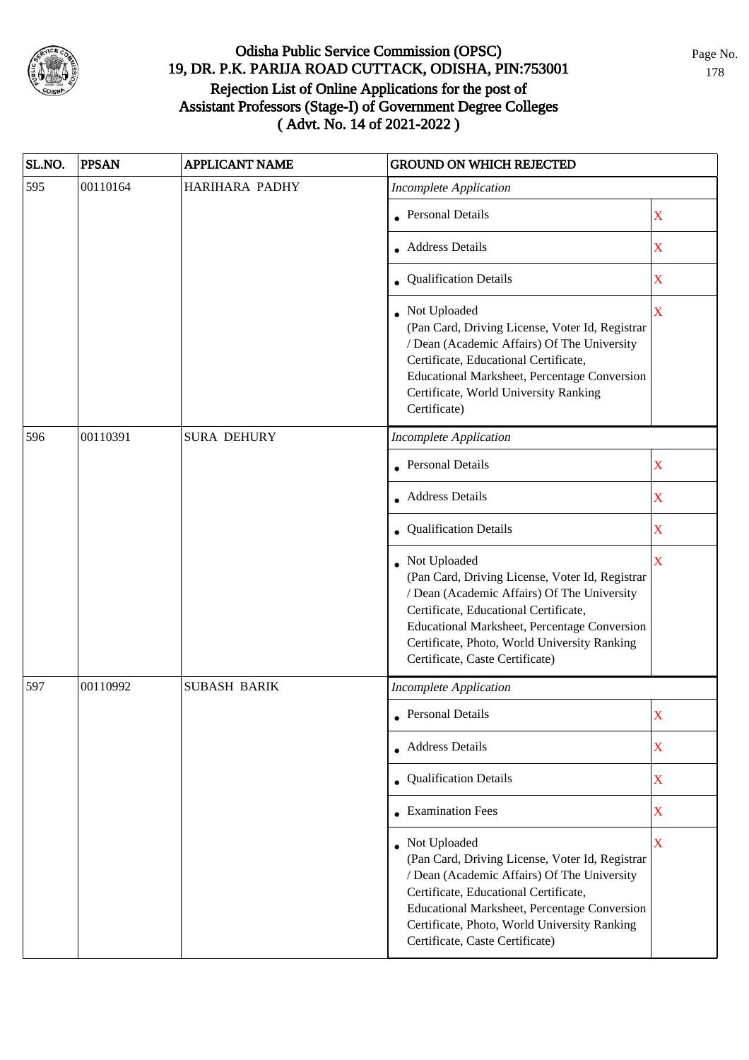# Odisha Public Service Commission (OPSC)
## 19, DR. P.K. PARIJA ROAD CUTTACK, ODISHA, PIN:753001
## Rejection List of Online Applications for the post of Assistant Professors (Stage-I) of Government Degree Colleges
## ( Advt. No. 14 of 2021-2022 )

| SL.NO. | PPSAN | APPLICANT NAME | GROUND ON WHICH REJECTED | |
|---|---|---|---|---|
| 595 | 00110164 | HARIHARA PADHY | *Incomplete Application* | |
| | | | • Personal Details | X |
| | | | • Address Details | X |
| | | | • Qualification Details | X |
| | | | • Not Uploaded (Pan Card, Driving License, Voter Id, Registrar / Dean (Academic Affairs) Of The University Certificate, Educational Certificate, Educational Marksheet, Percentage Conversion Certificate, World University Ranking Certificate) | X |
| 596 | 00110391 | SURA DEHURY | *Incomplete Application* | |
| | | | • Personal Details | X |
| | | | • Address Details | X |
| | | | • Qualification Details | X |
| | | | • Not Uploaded (Pan Card, Driving License, Voter Id, Registrar / Dean (Academic Affairs) Of The University Certificate, Educational Certificate, Educational Marksheet, Percentage Conversion Certificate, Photo, World University Ranking Certificate, Caste Certificate) | X |
| 597 | 00110992 | SUBASH BARIK | *Incomplete Application* | |
| | | | • Personal Details | X |
| | | | • Address Details | X |
| | | | • Qualification Details | X |
| | | | • Examination Fees | X |
| | | | • Not Uploaded (Pan Card, Driving License, Voter Id, Registrar / Dean (Academic Affairs) Of The University Certificate, Educational Certificate, Educational Marksheet, Percentage Conversion Certificate, Photo, World University Ranking Certificate, Caste Certificate) | X |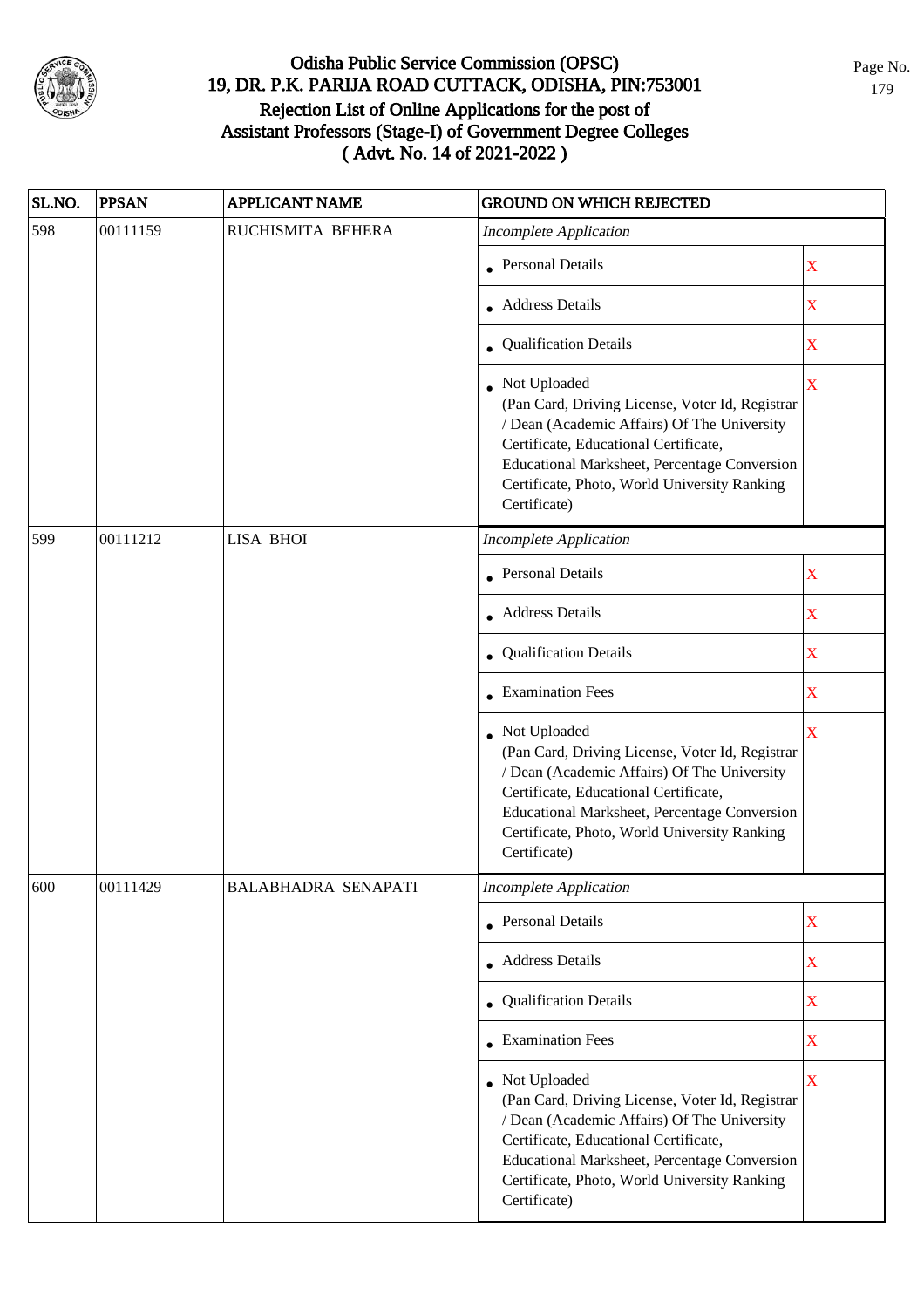# Odisha Public Service Commission (OPSC)
## 19, DR. P.K. PARIJA ROAD CUTTACK, ODISHA, PIN:753001
## Rejection List of Online Applications for the post of Assistant Professors (Stage-I) of Government Degree Colleges
## ( Advt. No. 14 of 2021-2022 )

| SL.NO. | PPSAN | APPLICANT NAME | GROUND ON WHICH REJECTED | |
|---|---|---|---|---|
| 598 | 00111159 | RUCHISMITA BEHERA | *Incomplete Application* | |
| | | | • Personal Details | X |
| | | | • Address Details | X |
| | | | • Qualification Details | X |
| | | | • Not Uploaded (Pan Card, Driving License, Voter Id, Registrar / Dean (Academic Affairs) Of The University Certificate, Educational Certificate, Educational Marksheet, Percentage Conversion Certificate, Photo, World University Ranking Certificate) | X |
| 599 | 00111212 | LISA BHOI | *Incomplete Application* | |
| | | | • Personal Details | X |
| | | | • Address Details | X |
| | | | • Qualification Details | X |
| | | | • Examination Fees | X |
| | | | • Not Uploaded (Pan Card, Driving License, Voter Id, Registrar / Dean (Academic Affairs) Of The University Certificate, Educational Certificate, Educational Marksheet, Percentage Conversion Certificate, Photo, World University Ranking Certificate) | X |
| 600 | 00111429 | BALABHADRA SENAPATI | *Incomplete Application* | |
| | | | • Personal Details | X |
| | | | • Address Details | X |
| | | | • Qualification Details | X |
| | | | • Examination Fees | X |
| | | | • Not Uploaded (Pan Card, Driving License, Voter Id, Registrar / Dean (Academic Affairs) Of The University Certificate, Educational Certificate, Educational Marksheet, Percentage Conversion Certificate, Photo, World University Ranking Certificate) | X |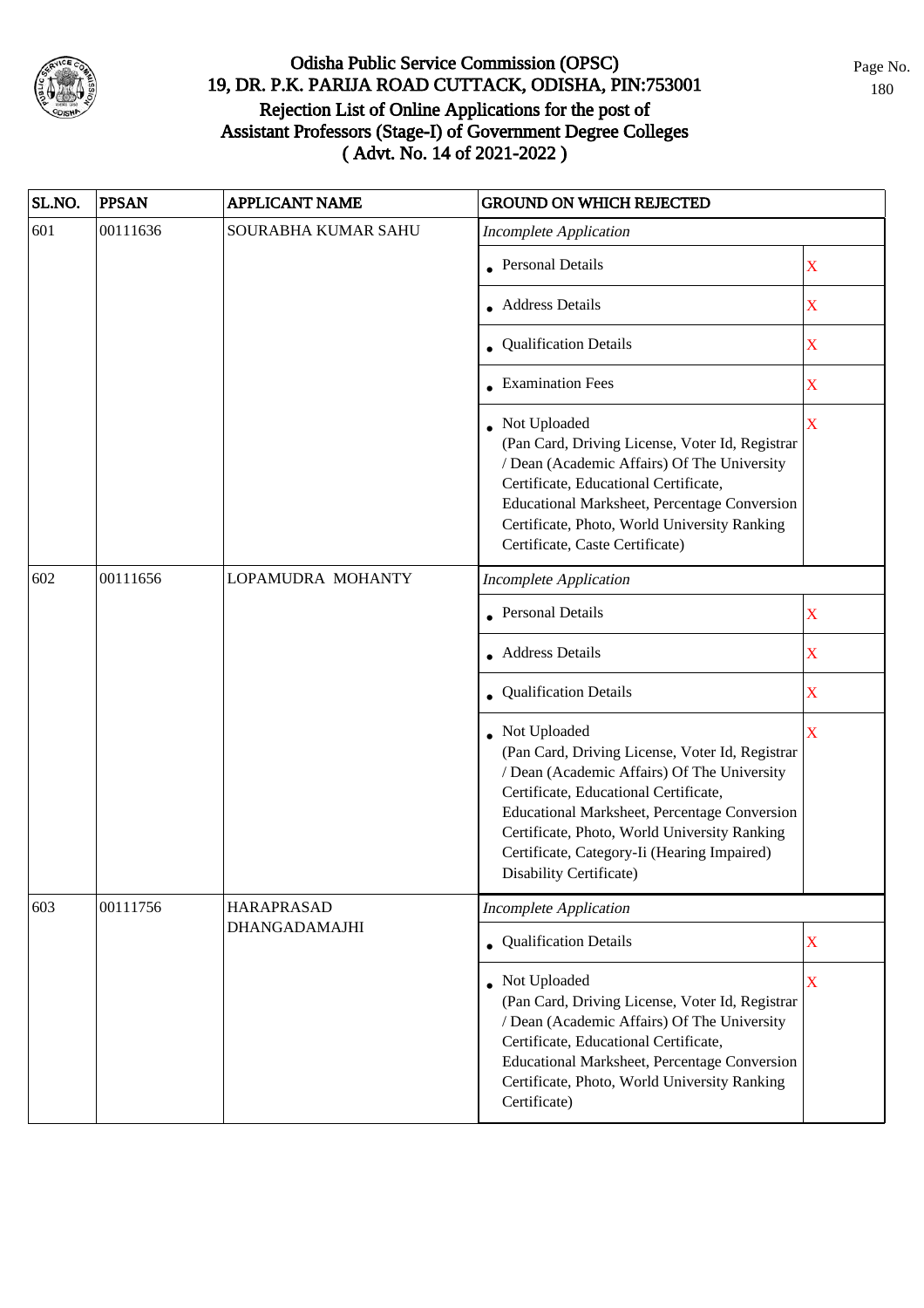# Odisha Public Service Commission (OPSC)
## 19, DR. P.K. PARIJA ROAD CUTTACK, ODISHA, PIN:753001
## Rejection List of Online Applications for the post of Assistant Professors (Stage-I) of Government Degree Colleges
## ( Advt. No. 14 of 2021-2022 )

| SL.NO. | PPSAN | APPLICANT NAME | GROUND ON WHICH REJECTED | |
|---|---|---|---|---|
| 601 | 00111636 | SOURABHA KUMAR SAHU | *Incomplete Application* | |
| | | | • Personal Details | X |
| | | | • Address Details | X |
| | | | • Qualification Details | X |
| | | | • Examination Fees | X |
| | | | • Not Uploaded (Pan Card, Driving License, Voter Id, Registrar / Dean (Academic Affairs) Of The University Certificate, Educational Certificate, Educational Marksheet, Percentage Conversion Certificate, Photo, World University Ranking Certificate, Caste Certificate) | X |
| 602 | 00111656 | LOPAMUDRA MOHANTY | *Incomplete Application* | |
| | | | • Personal Details | X |
| | | | • Address Details | X |
| | | | • Qualification Details | X |
| | | | • Not Uploaded (Pan Card, Driving License, Voter Id, Registrar / Dean (Academic Affairs) Of The University Certificate, Educational Certificate, Educational Marksheet, Percentage Conversion Certificate, Photo, World University Ranking Certificate, Category-Ii (Hearing Impaired) Disability Certificate) | X |
| 603 | 00111756 | HARAPRASAD DHANGADAMAJHI | *Incomplete Application* | |
| | | | • Qualification Details | X |
| | | | • Not Uploaded (Pan Card, Driving License, Voter Id, Registrar / Dean (Academic Affairs) Of The University Certificate, Educational Certificate, Educational Marksheet, Percentage Conversion Certificate, Photo, World University Ranking Certificate) | X |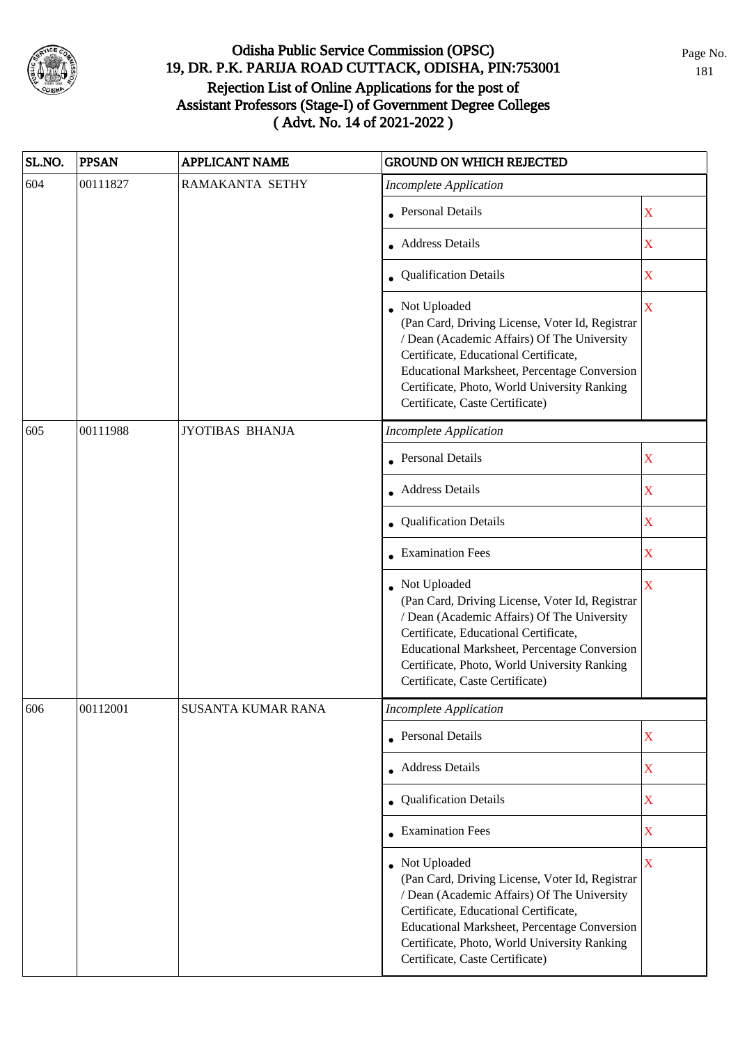# Odisha Public Service Commission (OPSC)
## 19, DR. P.K. PARIJA ROAD CUTTACK, ODISHA, PIN:753001
## Rejection List of Online Applications for the post of Assistant Professors (Stage-I) of Government Degree Colleges ( Advt. No. 14 of 2021-2022 )

| SL.NO. | PPSAN | APPLICANT NAME | GROUND ON WHICH REJECTED | |
|---|---|---|---|---|
| 604 | 00111827 | RAMAKANTA SETHY | *Incomplete Application* | |
| | | | • Personal Details | X |
| | | | • Address Details | X |
| | | | • Qualification Details | X |
| | | | • Not Uploaded (Pan Card, Driving License, Voter Id, Registrar / Dean (Academic Affairs) Of The University Certificate, Educational Certificate, Educational Marksheet, Percentage Conversion Certificate, Photo, World University Ranking Certificate, Caste Certificate) | X |
| 605 | 00111988 | JYOTIBAS BHANJA | *Incomplete Application* | |
| | | | • Personal Details | X |
| | | | • Address Details | X |
| | | | • Qualification Details | X |
| | | | • Examination Fees | X |
| | | | • Not Uploaded (Pan Card, Driving License, Voter Id, Registrar / Dean (Academic Affairs) Of The University Certificate, Educational Certificate, Educational Marksheet, Percentage Conversion Certificate, Photo, World University Ranking Certificate, Caste Certificate) | X |
| 606 | 00112001 | SUSANTA KUMAR RANA | *Incomplete Application* | |
| | | | • Personal Details | X |
| | | | • Address Details | X |
| | | | • Qualification Details | X |
| | | | • Examination Fees | X |
| | | | • Not Uploaded (Pan Card, Driving License, Voter Id, Registrar / Dean (Academic Affairs) Of The University Certificate, Educational Certificate, Educational Marksheet, Percentage Conversion Certificate, Photo, World University Ranking Certificate, Caste Certificate) | X |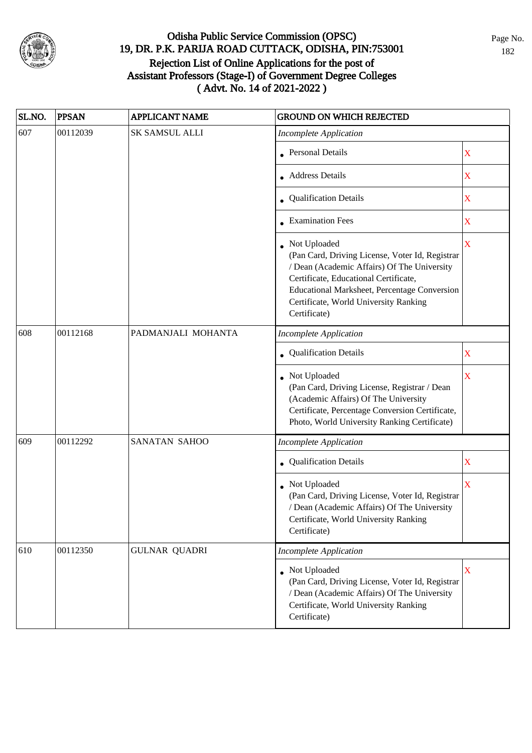# Odisha Public Service Commission (OPSC)
## 19, DR. P.K. PARIJA ROAD CUTTACK, ODISHA, PIN:753001
## Rejection List of Online Applications for the post of Assistant Professors (Stage-I) of Government Degree Colleges ( Advt. No. 14 of 2021-2022 )

| SL.NO. | PPSAN | APPLICANT NAME | GROUND ON WHICH REJECTED | |
|---|---|---|---|---|
| 607 | 00112039 | SK SAMSUL ALLI | *Incomplete Application* | |
| | | | • Personal Details | X |
| | | | • Address Details | X |
| | | | • Qualification Details | X |
| | | | • Examination Fees | X |
| | | | • Not Uploaded (Pan Card, Driving License, Voter Id, Registrar / Dean (Academic Affairs) Of The University Certificate, Educational Certificate, Educational Marksheet, Percentage Conversion Certificate, World University Ranking Certificate) | X |
| 608 | 00112168 | PADMANJALI MOHANTA | *Incomplete Application* | |
| | | | • Qualification Details | X |
| | | | • Not Uploaded (Pan Card, Driving License, Registrar / Dean (Academic Affairs) Of The University Certificate, Percentage Conversion Certificate, Photo, World University Ranking Certificate) | X |
| 609 | 00112292 | SANATAN SAHOO | *Incomplete Application* | |
| | | | • Qualification Details | X |
| | | | • Not Uploaded (Pan Card, Driving License, Voter Id, Registrar / Dean (Academic Affairs) Of The University Certificate, World University Ranking Certificate) | X |
| 610 | 00112350 | GULNAR QUADRI | *Incomplete Application* | |
| | | | • Not Uploaded (Pan Card, Driving License, Voter Id, Registrar / Dean (Academic Affairs) Of The University Certificate, World University Ranking Certificate) | X |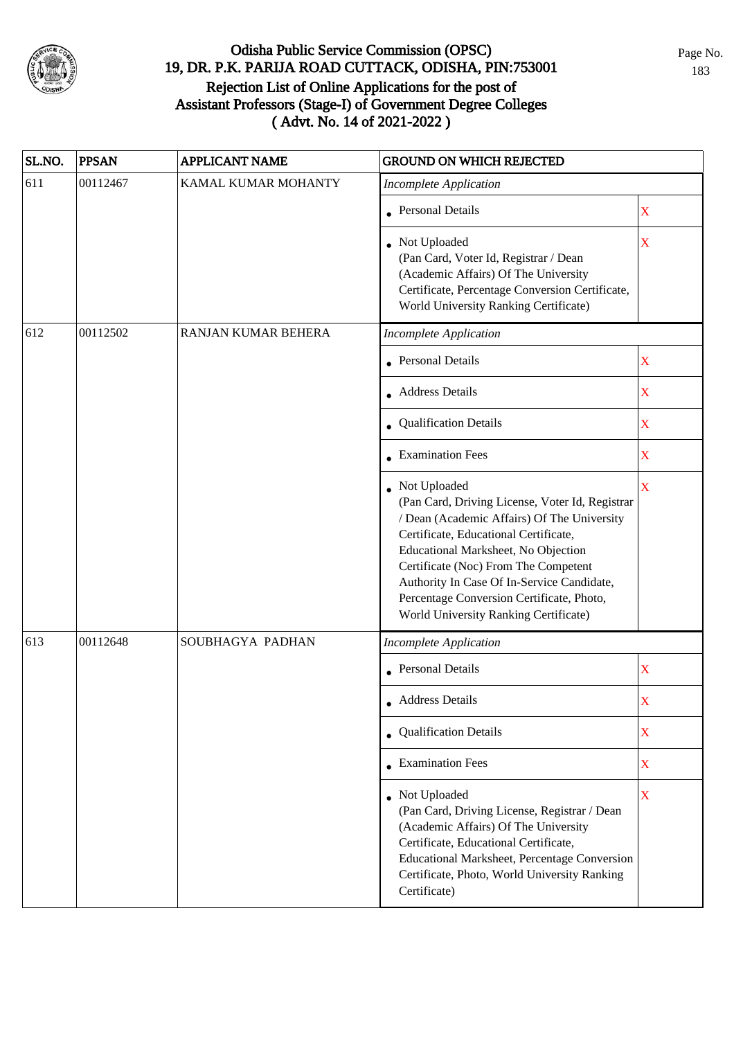# Odisha Public Service Commission (OPSC)
## 19, DR. P.K. PARIJA ROAD CUTTACK, ODISHA, PIN:753001
## Rejection List of Online Applications for the post of Assistant Professors (Stage-I) of Government Degree Colleges ( Advt. No. 14 of 2021-2022 )

| SL.NO. | PPSAN | APPLICANT NAME | GROUND ON WHICH REJECTED | |
|---|---|---|---|---|
| 611 | 00112467 | KAMAL KUMAR MOHANTY | *Incomplete Application* | |
| | | | • Personal Details | X |
| | | | • Not Uploaded (Pan Card, Voter Id, Registrar / Dean (Academic Affairs) Of The University Certificate, Percentage Conversion Certificate, World University Ranking Certificate) | X |
| 612 | 00112502 | RANJAN KUMAR BEHERA | *Incomplete Application* | |
| | | | • Personal Details | X |
| | | | • Address Details | X |
| | | | • Qualification Details | X |
| | | | • Examination Fees | X |
| | | | • Not Uploaded (Pan Card, Driving License, Voter Id, Registrar / Dean (Academic Affairs) Of The University Certificate, Educational Certificate, Educational Marksheet, No Objection Certificate (Noc) From The Competent Authority In Case Of In-Service Candidate, Percentage Conversion Certificate, Photo, World University Ranking Certificate) | X |
| 613 | 00112648 | SOUBHAGYA PADHAN | *Incomplete Application* | |
| | | | • Personal Details | X |
| | | | • Address Details | X |
| | | | • Qualification Details | X |
| | | | • Examination Fees | X |
| | | | • Not Uploaded (Pan Card, Driving License, Registrar / Dean (Academic Affairs) Of The University Certificate, Educational Certificate, Educational Marksheet, Percentage Conversion Certificate, Photo, World University Ranking Certificate) | X |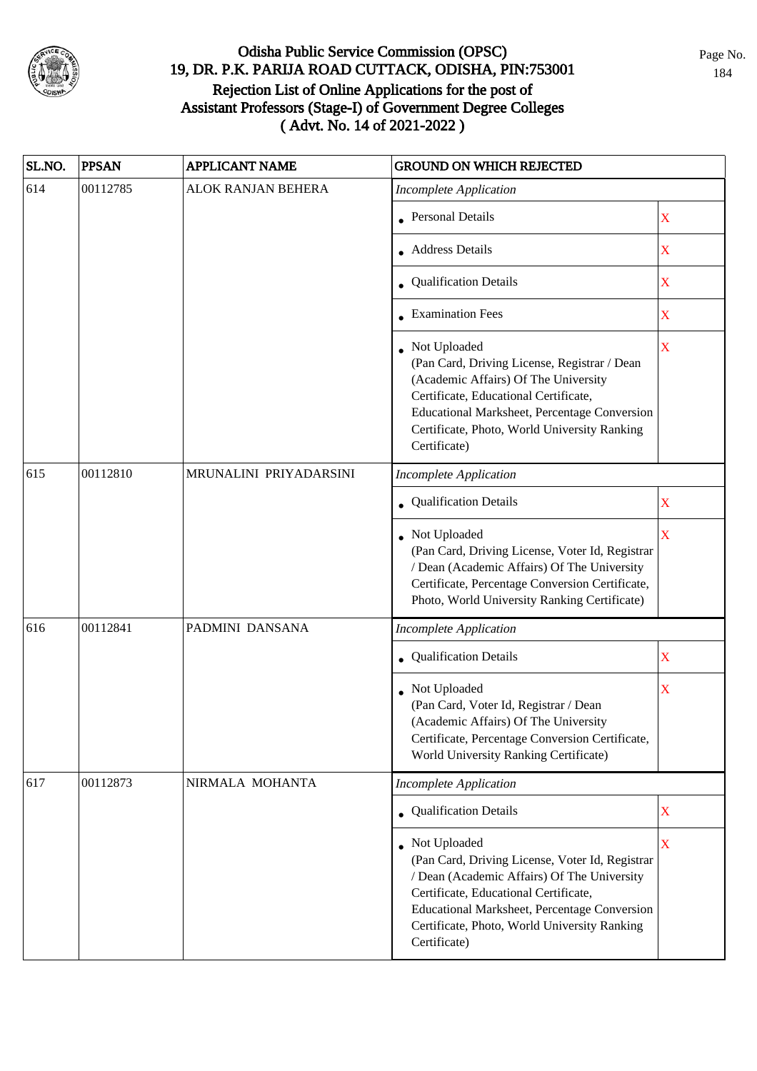# Odisha Public Service Commission (OPSC)
## 19, DR. P.K. PARIJA ROAD CUTTACK, ODISHA, PIN:753001
## Rejection List of Online Applications for the post of Assistant Professors (Stage-I) of Government Degree Colleges
## ( Advt. No. 14 of 2021-2022 )

| SL.NO. | PPSAN | APPLICANT NAME | GROUND ON WHICH REJECTED | |
|---|---|---|---|---|
| 614 | 00112785 | ALOK RANJAN BEHERA | *Incomplete Application* | |
| | | | • Personal Details | X |
| | | | • Address Details | X |
| | | | • Qualification Details | X |
| | | | • Examination Fees | X |
| | | | • Not Uploaded (Pan Card, Driving License, Registrar / Dean (Academic Affairs) Of The University Certificate, Educational Certificate, Educational Marksheet, Percentage Conversion Certificate, Photo, World University Ranking Certificate) | X |
| 615 | 00112810 | MRUNALINI PRIYADARSINI | *Incomplete Application* | |
| | | | • Qualification Details | X |
| | | | • Not Uploaded (Pan Card, Driving License, Voter Id, Registrar / Dean (Academic Affairs) Of The University Certificate, Percentage Conversion Certificate, Photo, World University Ranking Certificate) | X |
| 616 | 00112841 | PADMINI DANSANA | *Incomplete Application* | |
| | | | • Qualification Details | X |
| | | | • Not Uploaded (Pan Card, Voter Id, Registrar / Dean (Academic Affairs) Of The University Certificate, Percentage Conversion Certificate, World University Ranking Certificate) | X |
| 617 | 00112873 | NIRMALA MOHANTA | *Incomplete Application* | |
| | | | • Qualification Details | X |
| | | | • Not Uploaded (Pan Card, Driving License, Voter Id, Registrar / Dean (Academic Affairs) Of The University Certificate, Educational Certificate, Educational Marksheet, Percentage Conversion Certificate, Photo, World University Ranking Certificate) | X |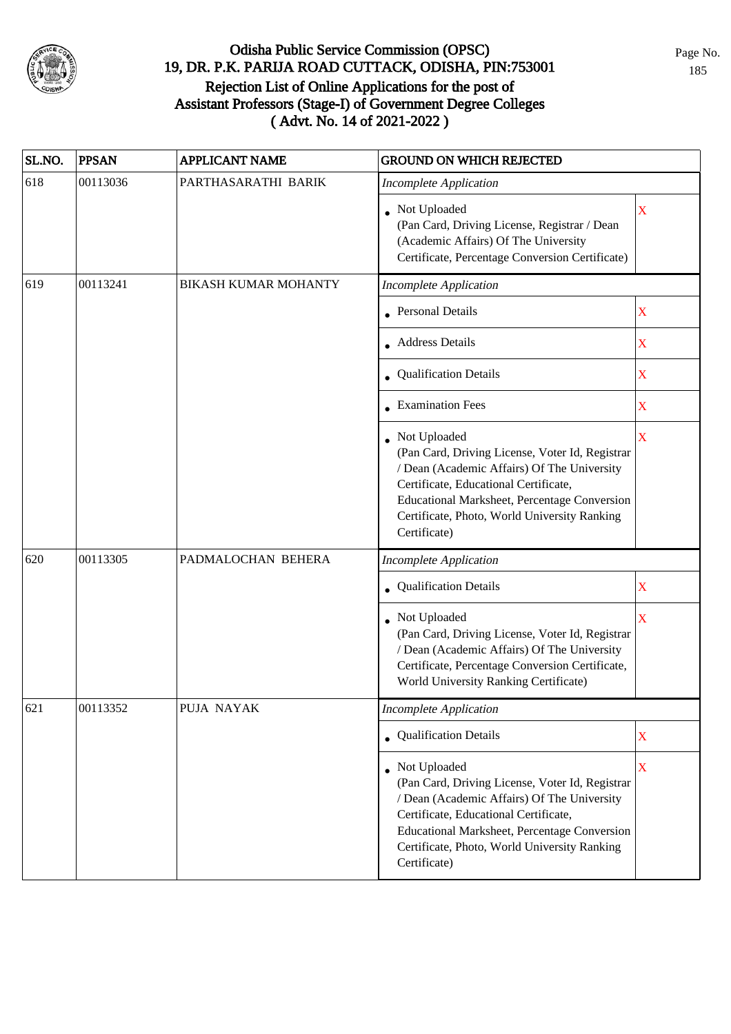# Odisha Public Service Commission (OPSC)
## 19, DR. P.K. PARIJA ROAD CUTTACK, ODISHA, PIN:753001
## Rejection List of Online Applications for the post of Assistant Professors (Stage-I) of Government Degree Colleges
## ( Advt. No. 14 of 2021-2022 )

| SL.NO. | PPSAN | APPLICANT NAME | GROUND ON WHICH REJECTED | |
|---|---|---|---|---|
| 618 | 00113036 | PARTHASARATHI BARIK | *Incomplete Application* | |
| | | | • Not Uploaded (Pan Card, Driving License, Registrar / Dean (Academic Affairs) Of The University Certificate, Percentage Conversion Certificate) | X |
| 619 | 00113241 | BIKASH KUMAR MOHANTY | *Incomplete Application* | |
| | | | • Personal Details | X |
| | | | • Address Details | X |
| | | | • Qualification Details | X |
| | | | • Examination Fees | X |
| | | | • Not Uploaded (Pan Card, Driving License, Voter Id, Registrar / Dean (Academic Affairs) Of The University Certificate, Educational Certificate, Educational Marksheet, Percentage Conversion Certificate, Photo, World University Ranking Certificate) | X |
| 620 | 00113305 | PADMALOCHAN BEHERA | *Incomplete Application* | |
| | | | • Qualification Details | X |
| | | | • Not Uploaded (Pan Card, Driving License, Voter Id, Registrar / Dean (Academic Affairs) Of The University Certificate, Percentage Conversion Certificate, World University Ranking Certificate) | X |
| 621 | 00113352 | PUJA NAYAK | *Incomplete Application* | |
| | | | • Qualification Details | X |
| | | | • Not Uploaded (Pan Card, Driving License, Voter Id, Registrar / Dean (Academic Affairs) Of The University Certificate, Educational Certificate, Educational Marksheet, Percentage Conversion Certificate, Photo, World University Ranking Certificate) | X |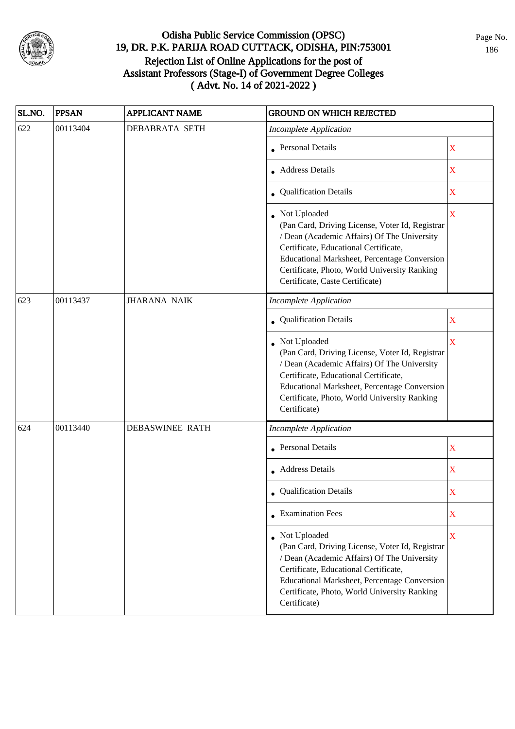# Odisha Public Service Commission (OPSC)
## 19, DR. P.K. PARIJA ROAD CUTTACK, ODISHA, PIN:753001
## Rejection List of Online Applications for the post of Assistant Professors (Stage-I) of Government Degree Colleges
## ( Advt. No. 14 of 2021-2022 )

| SL.NO. | PPSAN | APPLICANT NAME | GROUND ON WHICH REJECTED | |
|---|---|---|---|---|
| 622 | 00113404 | DEBABRATA SETH | *Incomplete Application* | |
| | | | • Personal Details | X |
| | | | • Address Details | X |
| | | | • Qualification Details | X |
| | | | • Not Uploaded (Pan Card, Driving License, Voter Id, Registrar / Dean (Academic Affairs) Of The University Certificate, Educational Certificate, Educational Marksheet, Percentage Conversion Certificate, Photo, World University Ranking Certificate, Caste Certificate) | X |
| 623 | 00113437 | JHARANA NAIK | *Incomplete Application* | |
| | | | • Qualification Details | X |
| | | | • Not Uploaded (Pan Card, Driving License, Voter Id, Registrar / Dean (Academic Affairs) Of The University Certificate, Educational Certificate, Educational Marksheet, Percentage Conversion Certificate, Photo, World University Ranking Certificate) | X |
| 624 | 00113440 | DEBASWINEE RATH | *Incomplete Application* | |
| | | | • Personal Details | X |
| | | | • Address Details | X |
| | | | • Qualification Details | X |
| | | | • Examination Fees | X |
| | | | • Not Uploaded (Pan Card, Driving License, Voter Id, Registrar / Dean (Academic Affairs) Of The University Certificate, Educational Certificate, Educational Marksheet, Percentage Conversion Certificate, Photo, World University Ranking Certificate) | X |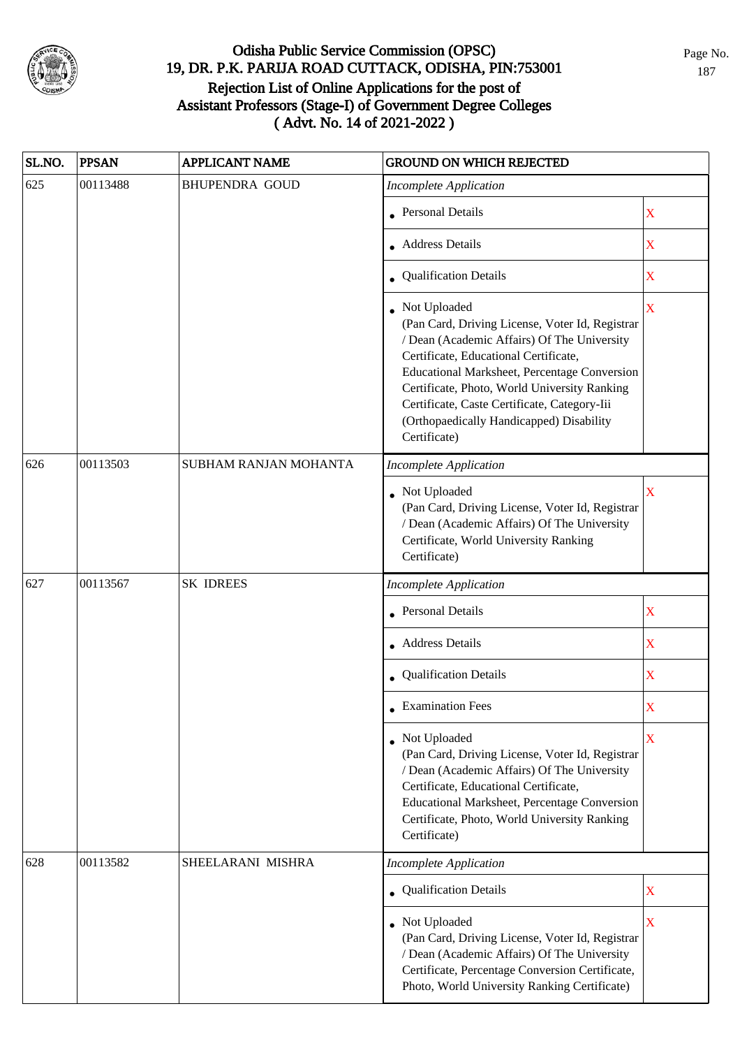# Odisha Public Service Commission (OPSC)
## 19, DR. P.K. PARIJA ROAD CUTTACK, ODISHA, PIN:753001
## Rejection List of Online Applications for the post of Assistant Professors (Stage-I) of Government Degree Colleges ( Advt. No. 14 of 2021-2022 )

| SL.NO. | PPSAN | APPLICANT NAME | GROUND ON WHICH REJECTED | |
|---|---|---|---|---|
| 625 | 00113488 | BHUPENDRA GOUD | *Incomplete Application* | |
| | | | • Personal Details | X |
| | | | • Address Details | X |
| | | | • Qualification Details | X |
| | | | • Not Uploaded (Pan Card, Driving License, Voter Id, Registrar / Dean (Academic Affairs) Of The University Certificate, Educational Certificate, Educational Marksheet, Percentage Conversion Certificate, Photo, World University Ranking Certificate, Caste Certificate, Category-Iii (Orthopaedically Handicapped) Disability Certificate) | X |
| 626 | 00113503 | SUBHAM RANJAN MOHANTA | *Incomplete Application* | |
| | | | • Not Uploaded (Pan Card, Driving License, Voter Id, Registrar / Dean (Academic Affairs) Of The University Certificate, World University Ranking Certificate) | X |
| 627 | 00113567 | SK IDREES | *Incomplete Application* | |
| | | | • Personal Details | X |
| | | | • Address Details | X |
| | | | • Qualification Details | X |
| | | | • Examination Fees | X |
| | | | • Not Uploaded (Pan Card, Driving License, Voter Id, Registrar / Dean (Academic Affairs) Of The University Certificate, Educational Certificate, Educational Marksheet, Percentage Conversion Certificate, Photo, World University Ranking Certificate) | X |
| 628 | 00113582 | SHEELARANI MISHRA | *Incomplete Application* | |
| | | | • Qualification Details | X |
| | | | • Not Uploaded (Pan Card, Driving License, Voter Id, Registrar / Dean (Academic Affairs) Of The University Certificate, Percentage Conversion Certificate, Photo, World University Ranking Certificate) | X |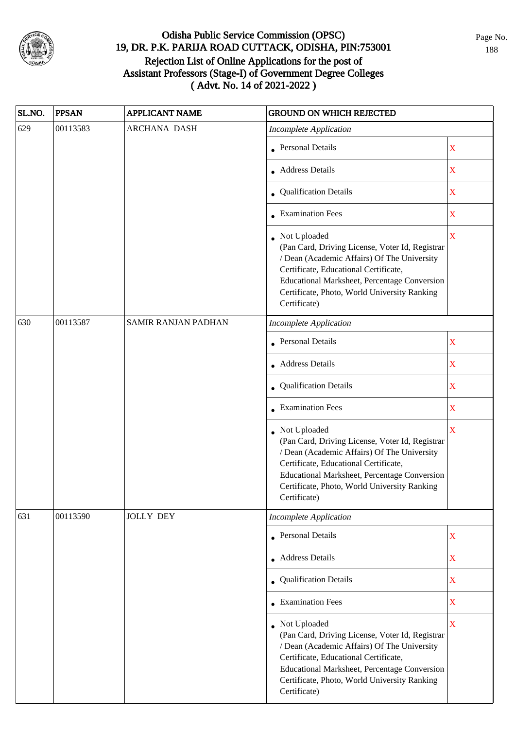# Odisha Public Service Commission (OPSC)

## 19, DR. P.K. PARIJA ROAD CUTTACK, ODISHA, PIN:753001

## Rejection List of Online Applications for the post of Assistant Professors (Stage-I) of Government Degree Colleges ( Advt. No. 14 of 2021-2022 )

| SL.NO. | PPSAN | APPLICANT NAME | GROUND ON WHICH REJECTED | |
|---|---|---|---|---|
| 629 | 00113583 | ARCHANA DASH | *Incomplete Application* | |
| | | | • Personal Details | X |
| | | | • Address Details | X |
| | | | • Qualification Details | X |
| | | | • Examination Fees | X |
| | | | • Not Uploaded (Pan Card, Driving License, Voter Id, Registrar / Dean (Academic Affairs) Of The University Certificate, Educational Certificate, Educational Marksheet, Percentage Conversion Certificate, Photo, World University Ranking Certificate) | X |
| 630 | 00113587 | SAMIR RANJAN PADHAN | *Incomplete Application* | |
| | | | • Personal Details | X |
| | | | • Address Details | X |
| | | | • Qualification Details | X |
| | | | • Examination Fees | X |
| | | | • Not Uploaded (Pan Card, Driving License, Voter Id, Registrar / Dean (Academic Affairs) Of The University Certificate, Educational Certificate, Educational Marksheet, Percentage Conversion Certificate, Photo, World University Ranking Certificate) | X |
| 631 | 00113590 | JOLLY DEY | *Incomplete Application* | |
| | | | • Personal Details | X |
| | | | • Address Details | X |
| | | | • Qualification Details | X |
| | | | • Examination Fees | X |
| | | | • Not Uploaded (Pan Card, Driving License, Voter Id, Registrar / Dean (Academic Affairs) Of The University Certificate, Educational Certificate, Educational Marksheet, Percentage Conversion Certificate, Photo, World University Ranking Certificate) | X |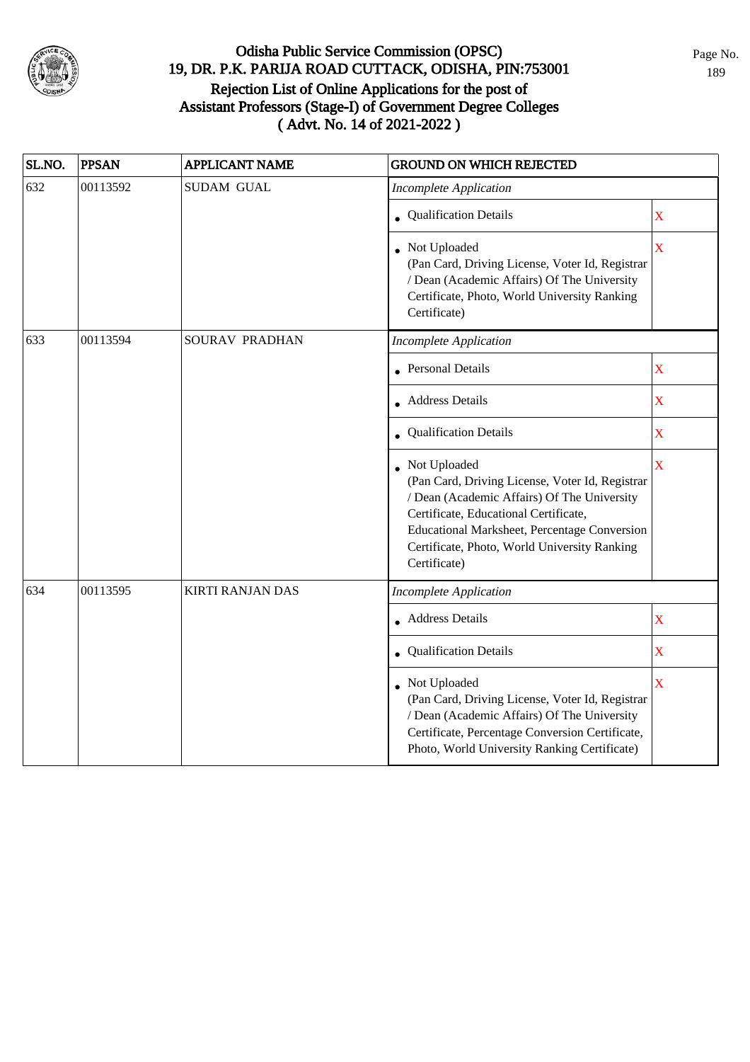# Odisha Public Service Commission (OPSC)
## 19, DR. P.K. PARIJA ROAD CUTTACK, ODISHA, PIN:753001
## Rejection List of Online Applications for the post of Assistant Professors (Stage-I) of Government Degree Colleges ( Advt. No. 14 of 2021-2022 )

| SL.NO. | PPSAN | APPLICANT NAME | GROUND ON WHICH REJECTED | |
|---|---|---|---|---|
| 632 | 00113592 | SUDAM GUAL | *Incomplete Application* | |
| | | | • Qualification Details | X |
| | | | • Not Uploaded (Pan Card, Driving License, Voter Id, Registrar / Dean (Academic Affairs) Of The University Certificate, Photo, World University Ranking Certificate) | X |
| 633 | 00113594 | SOURAV PRADHAN | *Incomplete Application* | |
| | | | • Personal Details | X |
| | | | • Address Details | X |
| | | | • Qualification Details | X |
| | | | • Not Uploaded (Pan Card, Driving License, Voter Id, Registrar / Dean (Academic Affairs) Of The University Certificate, Educational Certificate, Educational Marksheet, Percentage Conversion Certificate, Photo, World University Ranking Certificate) | X |
| 634 | 00113595 | KIRTI RANJAN DAS | *Incomplete Application* | |
| | | | • Address Details | X |
| | | | • Qualification Details | X |
| | | | • Not Uploaded (Pan Card, Driving License, Voter Id, Registrar / Dean (Academic Affairs) Of The University Certificate, Percentage Conversion Certificate, Photo, World University Ranking Certificate) | X |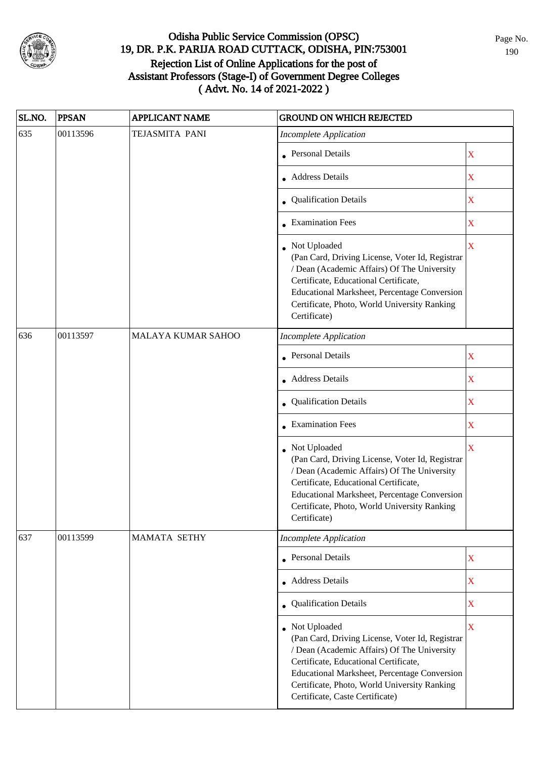# Odisha Public Service Commission (OPSC)
## 19, DR. P.K. PARIJA ROAD CUTTACK, ODISHA, PIN:753001
## Rejection List of Online Applications for the post of Assistant Professors (Stage-I) of Government Degree Colleges ( Advt. No. 14 of 2021-2022 )

| SL.NO. | PPSAN | APPLICANT NAME | GROUND ON WHICH REJECTED | |
|---|---|---|---|---|
| 635 | 00113596 | TEJASMITA PANI | *Incomplete Application* | |
| | | | • Personal Details | X |
| | | | • Address Details | X |
| | | | • Qualification Details | X |
| | | | • Examination Fees | X |
| | | | • Not Uploaded (Pan Card, Driving License, Voter Id, Registrar / Dean (Academic Affairs) Of The University Certificate, Educational Certificate, Educational Marksheet, Percentage Conversion Certificate, Photo, World University Ranking Certificate) | X |
| 636 | 00113597 | MALAYA KUMAR SAHOO | *Incomplete Application* | |
| | | | • Personal Details | X |
| | | | • Address Details | X |
| | | | • Qualification Details | X |
| | | | • Examination Fees | X |
| | | | • Not Uploaded (Pan Card, Driving License, Voter Id, Registrar / Dean (Academic Affairs) Of The University Certificate, Educational Certificate, Educational Marksheet, Percentage Conversion Certificate, Photo, World University Ranking Certificate) | X |
| 637 | 00113599 | MAMATA SETHY | *Incomplete Application* | |
| | | | • Personal Details | X |
| | | | • Address Details | X |
| | | | • Qualification Details | X |
| | | | • Not Uploaded (Pan Card, Driving License, Voter Id, Registrar / Dean (Academic Affairs) Of The University Certificate, Educational Certificate, Educational Marksheet, Percentage Conversion Certificate, Photo, World University Ranking Certificate, Caste Certificate) | X |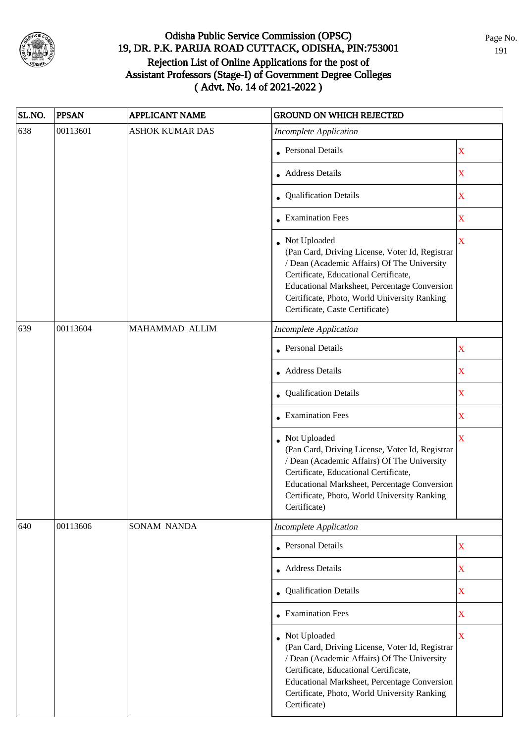# Odisha Public Service Commission (OPSC)
## 19, DR. P.K. PARIJA ROAD CUTTACK, ODISHA, PIN:753001
## Rejection List of Online Applications for the post of Assistant Professors (Stage-I) of Government Degree Colleges
## ( Advt. No. 14 of 2021-2022 )

| SL.NO. | PPSAN | APPLICANT NAME | GROUND ON WHICH REJECTED | |
|---|---|---|---|---|
| 638 | 00113601 | ASHOK KUMAR DAS | *Incomplete Application* | |
| | | | • Personal Details | X |
| | | | • Address Details | X |
| | | | • Qualification Details | X |
| | | | • Examination Fees | X |
| | | | • Not Uploaded (Pan Card, Driving License, Voter Id, Registrar / Dean (Academic Affairs) Of The University Certificate, Educational Certificate, Educational Marksheet, Percentage Conversion Certificate, Photo, World University Ranking Certificate, Caste Certificate) | X |
| 639 | 00113604 | MAHAMMAD ALLIM | *Incomplete Application* | |
| | | | • Personal Details | X |
| | | | • Address Details | X |
| | | | • Qualification Details | X |
| | | | • Examination Fees | X |
| | | | • Not Uploaded (Pan Card, Driving License, Voter Id, Registrar / Dean (Academic Affairs) Of The University Certificate, Educational Certificate, Educational Marksheet, Percentage Conversion Certificate, Photo, World University Ranking Certificate) | X |
| 640 | 00113606 | SONAM NANDA | *Incomplete Application* | |
| | | | • Personal Details | X |
| | | | • Address Details | X |
| | | | • Qualification Details | X |
| | | | • Examination Fees | X |
| | | | • Not Uploaded (Pan Card, Driving License, Voter Id, Registrar / Dean (Academic Affairs) Of The University Certificate, Educational Certificate, Educational Marksheet, Percentage Conversion Certificate, Photo, World University Ranking Certificate) | X |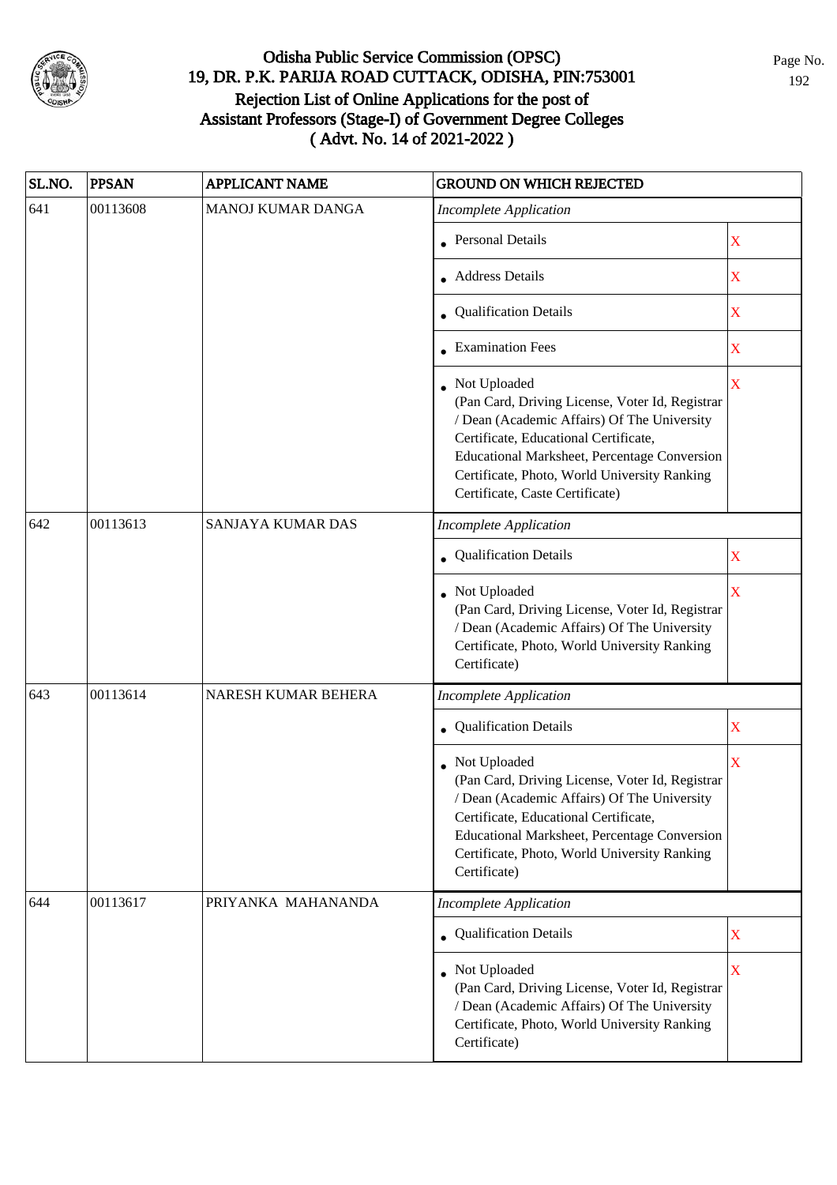# Odisha Public Service Commission (OPSC)
## 19, DR. P.K. PARIJA ROAD CUTTACK, ODISHA, PIN:753001
## Rejection List of Online Applications for the post of Assistant Professors (Stage-I) of Government Degree Colleges
## ( Advt. No. 14 of 2021-2022 )

| SL.NO. | PPSAN | APPLICANT NAME | GROUND ON WHICH REJECTED | |
|---|---|---|---|---|
| 641 | 00113608 | MANOJ KUMAR DANGA | *Incomplete Application* | |
| | | | • Personal Details | X |
| | | | • Address Details | X |
| | | | • Qualification Details | X |
| | | | • Examination Fees | X |
| | | | • Not Uploaded (Pan Card, Driving License, Voter Id, Registrar / Dean (Academic Affairs) Of The University Certificate, Educational Certificate, Educational Marksheet, Percentage Conversion Certificate, Photo, World University Ranking Certificate, Caste Certificate) | X |
| 642 | 00113613 | SANJAYA KUMAR DAS | *Incomplete Application* | |
| | | | • Qualification Details | X |
| | | | • Not Uploaded (Pan Card, Driving License, Voter Id, Registrar / Dean (Academic Affairs) Of The University Certificate, Photo, World University Ranking Certificate) | X |
| 643 | 00113614 | NARESH KUMAR BEHERA | *Incomplete Application* | |
| | | | • Qualification Details | X |
| | | | • Not Uploaded (Pan Card, Driving License, Voter Id, Registrar / Dean (Academic Affairs) Of The University Certificate, Educational Certificate, Educational Marksheet, Percentage Conversion Certificate, Photo, World University Ranking Certificate) | X |
| 644 | 00113617 | PRIYANKA MAHANANDA | *Incomplete Application* | |
| | | | • Qualification Details | X |
| | | | • Not Uploaded (Pan Card, Driving License, Voter Id, Registrar / Dean (Academic Affairs) Of The University Certificate, Photo, World University Ranking Certificate) | X |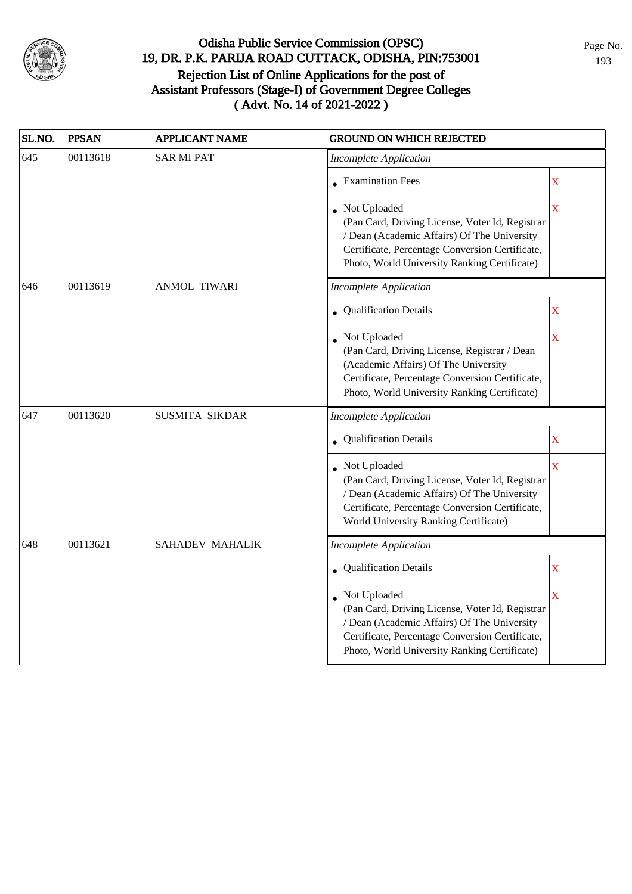# Odisha Public Service Commission (OPSC)

## 19, DR. P.K. PARIJA ROAD CUTTACK, ODISHA, PIN:753001

## Rejection List of Online Applications for the post of Assistant Professors (Stage-I) of Government Degree Colleges ( Advt. No. 14 of 2021-2022 )

| SL.NO. | PPSAN | APPLICANT NAME | GROUND ON WHICH REJECTED | |
|---|---|---|---|---|
| 645 | 00113618 | SAR MI PAT | *Incomplete Application* | |
| | | | • Examination Fees | X |
| | | | • Not Uploaded (Pan Card, Driving License, Voter Id, Registrar / Dean (Academic Affairs) Of The University Certificate, Percentage Conversion Certificate, Photo, World University Ranking Certificate) | X |
| 646 | 00113619 | ANMOL TIWARI | *Incomplete Application* | |
| | | | • Qualification Details | X |
| | | | • Not Uploaded (Pan Card, Driving License, Registrar / Dean (Academic Affairs) Of The University Certificate, Percentage Conversion Certificate, Photo, World University Ranking Certificate) | X |
| 647 | 00113620 | SUSMITA SIKDAR | *Incomplete Application* | |
| | | | • Qualification Details | X |
| | | | • Not Uploaded (Pan Card, Driving License, Voter Id, Registrar / Dean (Academic Affairs) Of The University Certificate, Percentage Conversion Certificate, World University Ranking Certificate) | X |
| 648 | 00113621 | SAHADEV MAHALIK | *Incomplete Application* | |
| | | | • Qualification Details | X |
| | | | • Not Uploaded (Pan Card, Driving License, Voter Id, Registrar / Dean (Academic Affairs) Of The University Certificate, Percentage Conversion Certificate, Photo, World University Ranking Certificate) | X |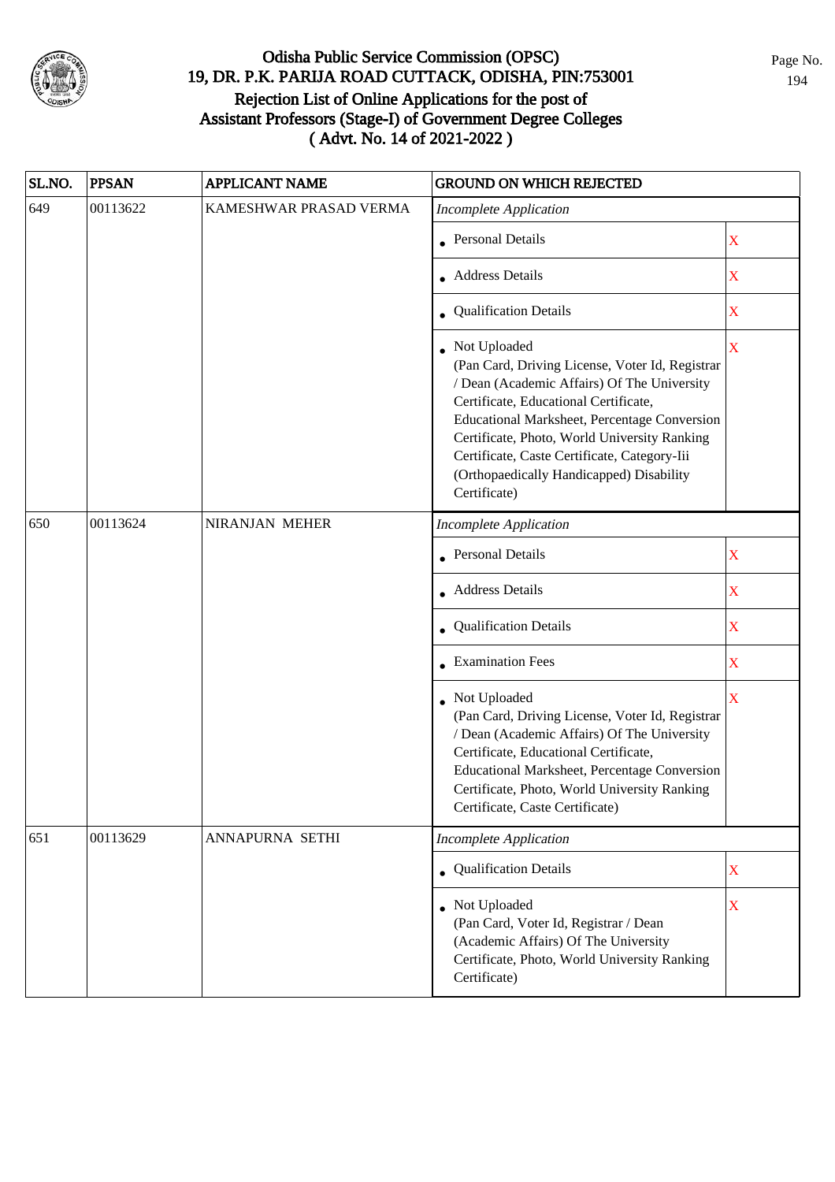# Odisha Public Service Commission (OPSC)
## 19, DR. P.K. PARIJA ROAD CUTTACK, ODISHA, PIN:753001
## Rejection List of Online Applications for the post of Assistant Professors (Stage-I) of Government Degree Colleges
## ( Advt. No. 14 of 2021-2022 )

| SL.NO. | PPSAN | APPLICANT NAME | GROUND ON WHICH REJECTED | |
|---|---|---|---|---|
| 649 | 00113622 | KAMESHWAR PRASAD VERMA | *Incomplete Application* | |
| | | | • Personal Details | X |
| | | | • Address Details | X |
| | | | • Qualification Details | X |
| | | | • Not Uploaded (Pan Card, Driving License, Voter Id, Registrar / Dean (Academic Affairs) Of The University Certificate, Educational Certificate, Educational Marksheet, Percentage Conversion Certificate, Photo, World University Ranking Certificate, Caste Certificate, Category-Iii (Orthopaedically Handicapped) Disability Certificate) | X |
| 650 | 00113624 | NIRANJAN MEHER | *Incomplete Application* | |
| | | | • Personal Details | X |
| | | | • Address Details | X |
| | | | • Qualification Details | X |
| | | | • Examination Fees | X |
| | | | • Not Uploaded (Pan Card, Driving License, Voter Id, Registrar / Dean (Academic Affairs) Of The University Certificate, Educational Certificate, Educational Marksheet, Percentage Conversion Certificate, Photo, World University Ranking Certificate, Caste Certificate) | X |
| 651 | 00113629 | ANNAPURNA SETHI | *Incomplete Application* | |
| | | | • Qualification Details | X |
| | | | • Not Uploaded (Pan Card, Voter Id, Registrar / Dean (Academic Affairs) Of The University Certificate, Photo, World University Ranking Certificate) | X |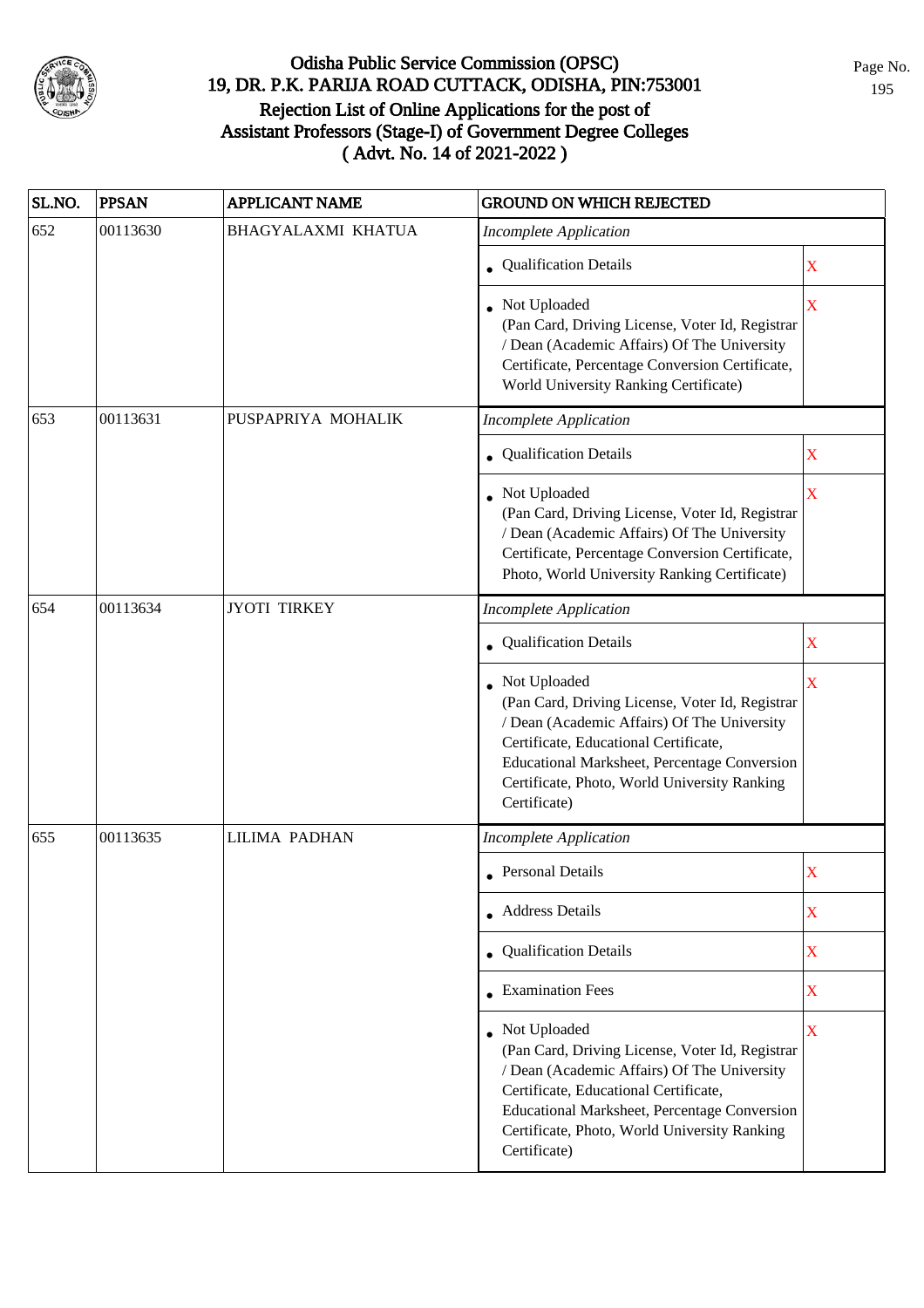# Odisha Public Service Commission (OPSC)
## 19, DR. P.K. PARIJA ROAD CUTTACK, ODISHA, PIN:753001
## Rejection List of Online Applications for the post of Assistant Professors (Stage-I) of Government Degree Colleges ( Advt. No. 14 of 2021-2022 )

| SL.NO. | PPSAN | APPLICANT NAME | GROUND ON WHICH REJECTED | |
|---|---|---|---|---|
| 652 | 00113630 | BHAGYALAXMI KHATUA | *Incomplete Application* | |
| | | | • Qualification Details | X |
| | | | • Not Uploaded (Pan Card, Driving License, Voter Id, Registrar / Dean (Academic Affairs) Of The University Certificate, Percentage Conversion Certificate, World University Ranking Certificate) | X |
| 653 | 00113631 | PUSPAPRIYA MOHALIK | *Incomplete Application* | |
| | | | • Qualification Details | X |
| | | | • Not Uploaded (Pan Card, Driving License, Voter Id, Registrar / Dean (Academic Affairs) Of The University Certificate, Percentage Conversion Certificate, Photo, World University Ranking Certificate) | X |
| 654 | 00113634 | JYOTI TIRKEY | *Incomplete Application* | |
| | | | • Qualification Details | X |
| | | | • Not Uploaded (Pan Card, Driving License, Voter Id, Registrar / Dean (Academic Affairs) Of The University Certificate, Educational Certificate, Educational Marksheet, Percentage Conversion Certificate, Photo, World University Ranking Certificate) | X |
| 655 | 00113635 | LILIMA PADHAN | *Incomplete Application* | |
| | | | • Personal Details | X |
| | | | • Address Details | X |
| | | | • Qualification Details | X |
| | | | • Examination Fees | X |
| | | | • Not Uploaded (Pan Card, Driving License, Voter Id, Registrar / Dean (Academic Affairs) Of The University Certificate, Educational Certificate, Educational Marksheet, Percentage Conversion Certificate, Photo, World University Ranking Certificate) | X |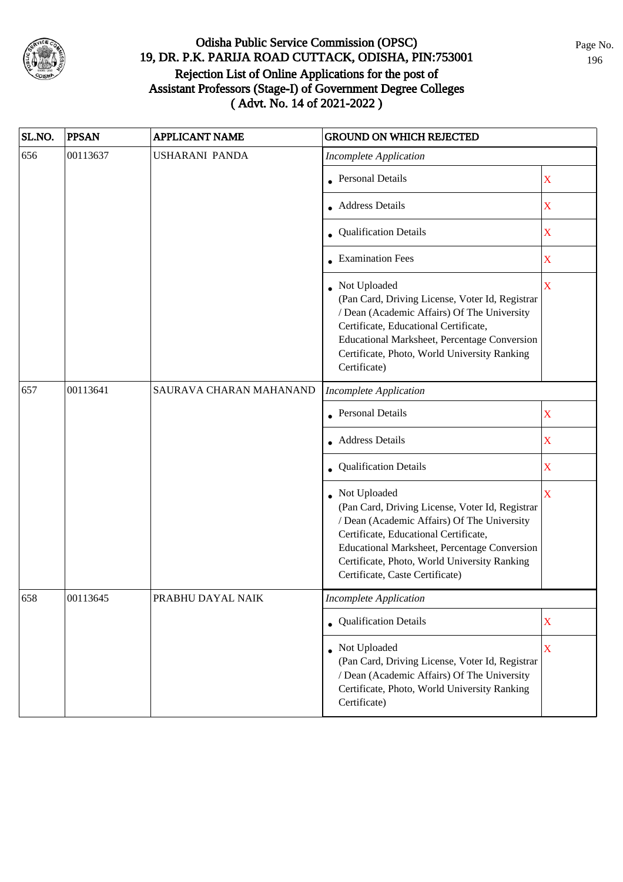# Odisha Public Service Commission (OPSC)
## 19, DR. P.K. PARIJA ROAD CUTTACK, ODISHA, PIN:753001
## Rejection List of Online Applications for the post of Assistant Professors (Stage-I) of Government Degree Colleges ( Advt. No. 14 of 2021-2022 )

| SL.NO. | PPSAN | APPLICANT NAME | GROUND ON WHICH REJECTED | |
|---|---|---|---|---|
| 656 | 00113637 | USHARANI PANDA | *Incomplete Application* | |
| | | | • Personal Details | X |
| | | | • Address Details | X |
| | | | • Qualification Details | X |
| | | | • Examination Fees | X |
| | | | • Not Uploaded (Pan Card, Driving License, Voter Id, Registrar / Dean (Academic Affairs) Of The University Certificate, Educational Certificate, Educational Marksheet, Percentage Conversion Certificate, Photo, World University Ranking Certificate) | X |
| 657 | 00113641 | SAURAVA CHARAN MAHANAND | *Incomplete Application* | |
| | | | • Personal Details | X |
| | | | • Address Details | X |
| | | | • Qualification Details | X |
| | | | • Not Uploaded (Pan Card, Driving License, Voter Id, Registrar / Dean (Academic Affairs) Of The University Certificate, Educational Certificate, Educational Marksheet, Percentage Conversion Certificate, Photo, World University Ranking Certificate, Caste Certificate) | X |
| 658 | 00113645 | PRABHU DAYAL NAIK | *Incomplete Application* | |
| | | | • Qualification Details | X |
| | | | • Not Uploaded (Pan Card, Driving License, Voter Id, Registrar / Dean (Academic Affairs) Of The University Certificate, Photo, World University Ranking Certificate) | X |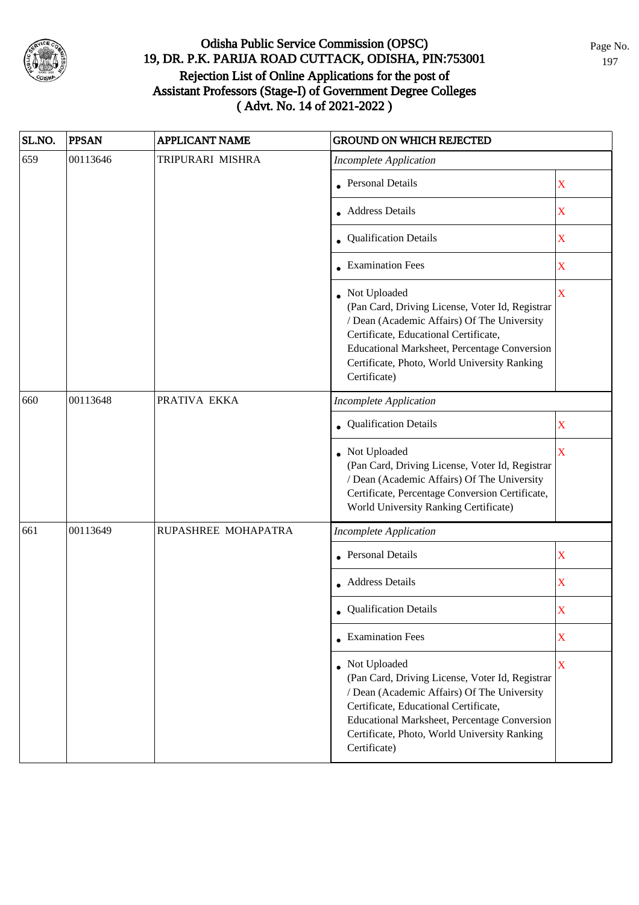# Odisha Public Service Commission (OPSC)
## 19, DR. P.K. PARIJA ROAD CUTTACK, ODISHA, PIN:753001
## Rejection List of Online Applications for the post of Assistant Professors (Stage-I) of Government Degree Colleges ( Advt. No. 14 of 2021-2022 )

| SL.NO. | PPSAN | APPLICANT NAME | GROUND ON WHICH REJECTED | |
|---|---|---|---|---|
| 659 | 00113646 | TRIPURARI MISHRA | *Incomplete Application* | |
| | | | • Personal Details | X |
| | | | • Address Details | X |
| | | | • Qualification Details | X |
| | | | • Examination Fees | X |
| | | | • Not Uploaded (Pan Card, Driving License, Voter Id, Registrar / Dean (Academic Affairs) Of The University Certificate, Educational Certificate, Educational Marksheet, Percentage Conversion Certificate, Photo, World University Ranking Certificate) | X |
| 660 | 00113648 | PRATIVA EKKA | *Incomplete Application* | |
| | | | • Qualification Details | X |
| | | | • Not Uploaded (Pan Card, Driving License, Voter Id, Registrar / Dean (Academic Affairs) Of The University Certificate, Percentage Conversion Certificate, World University Ranking Certificate) | X |
| 661 | 00113649 | RUPASHREE MOHAPATRA | *Incomplete Application* | |
| | | | • Personal Details | X |
| | | | • Address Details | X |
| | | | • Qualification Details | X |
| | | | • Examination Fees | X |
| | | | • Not Uploaded (Pan Card, Driving License, Voter Id, Registrar / Dean (Academic Affairs) Of The University Certificate, Educational Certificate, Educational Marksheet, Percentage Conversion Certificate, Photo, World University Ranking Certificate) | X |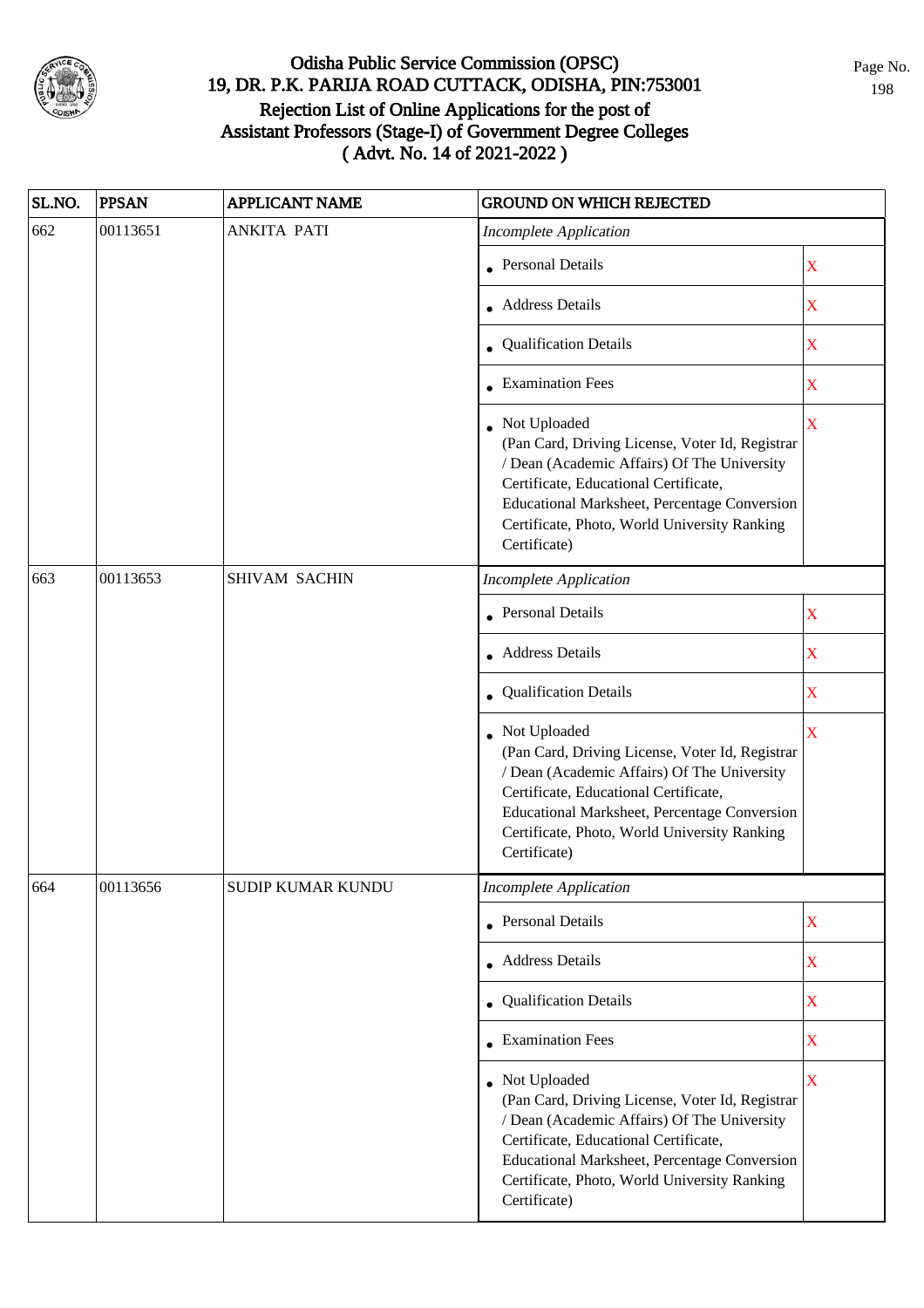# Odisha Public Service Commission (OPSC)
## 19, DR. P.K. PARIJA ROAD CUTTACK, ODISHA, PIN:753001
## Rejection List of Online Applications for the post of Assistant Professors (Stage-I) of Government Degree Colleges
## ( Advt. No. 14 of 2021-2022 )

| SL.NO. | PPSAN | APPLICANT NAME | GROUND ON WHICH REJECTED | |
|---|---|---|---|---|
| 662 | 00113651 | ANKITA PATI | *Incomplete Application* | |
| | | | • Personal Details | X |
| | | | • Address Details | X |
| | | | • Qualification Details | X |
| | | | • Examination Fees | X |
| | | | • Not Uploaded (Pan Card, Driving License, Voter Id, Registrar / Dean (Academic Affairs) Of The University Certificate, Educational Certificate, Educational Marksheet, Percentage Conversion Certificate, Photo, World University Ranking Certificate) | X |
| 663 | 00113653 | SHIVAM SACHIN | *Incomplete Application* | |
| | | | • Personal Details | X |
| | | | • Address Details | X |
| | | | • Qualification Details | X |
| | | | • Not Uploaded (Pan Card, Driving License, Voter Id, Registrar / Dean (Academic Affairs) Of The University Certificate, Educational Certificate, Educational Marksheet, Percentage Conversion Certificate, Photo, World University Ranking Certificate) | X |
| 664 | 00113656 | SUDIP KUMAR KUNDU | *Incomplete Application* | |
| | | | • Personal Details | X |
| | | | • Address Details | X |
| | | | • Qualification Details | X |
| | | | • Examination Fees | X |
| | | | • Not Uploaded (Pan Card, Driving License, Voter Id, Registrar / Dean (Academic Affairs) Of The University Certificate, Educational Certificate, Educational Marksheet, Percentage Conversion Certificate, Photo, World University Ranking Certificate) | X |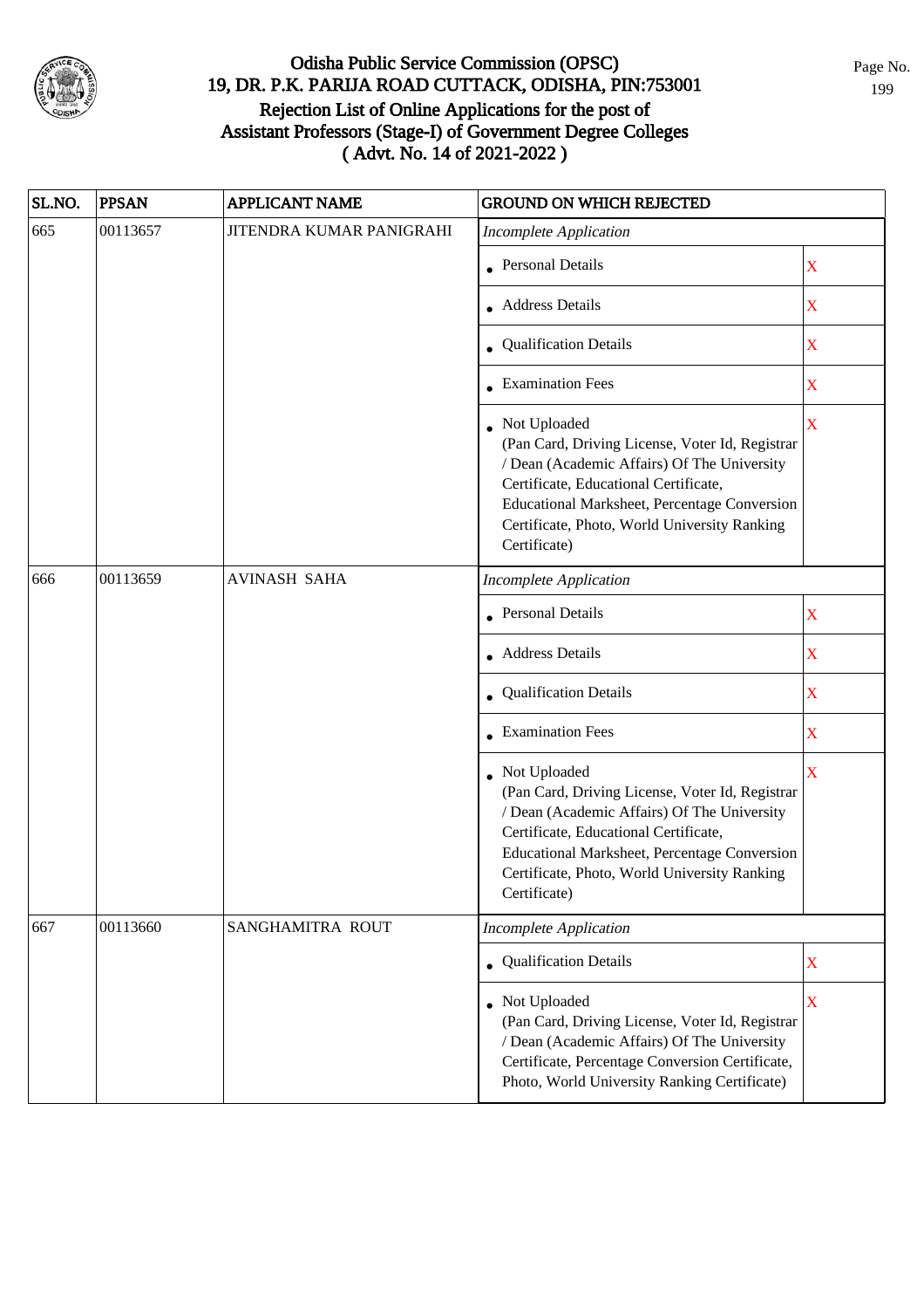# Odisha Public Service Commission (OPSC)

## 19, DR. P.K. PARIJA ROAD CUTTACK, ODISHA, PIN:753001

## Rejection List of Online Applications for the post of Assistant Professors (Stage-I) of Government Degree Colleges ( Advt. No. 14 of 2021-2022 )

| SL.NO. | PPSAN | APPLICANT NAME | GROUND ON WHICH REJECTED | |
|---|---|---|---|---|
| 665 | 00113657 | JITENDRA KUMAR PANIGRAHI | *Incomplete Application* | |
| | | | • Personal Details | X |
| | | | • Address Details | X |
| | | | • Qualification Details | X |
| | | | • Examination Fees | X |
| | | | • Not Uploaded (Pan Card, Driving License, Voter Id, Registrar / Dean (Academic Affairs) Of The University Certificate, Educational Certificate, Educational Marksheet, Percentage Conversion Certificate, Photo, World University Ranking Certificate) | X |
| 666 | 00113659 | AVINASH SAHA | *Incomplete Application* | |
| | | | • Personal Details | X |
| | | | • Address Details | X |
| | | | • Qualification Details | X |
| | | | • Examination Fees | X |
| | | | • Not Uploaded (Pan Card, Driving License, Voter Id, Registrar / Dean (Academic Affairs) Of The University Certificate, Educational Certificate, Educational Marksheet, Percentage Conversion Certificate, Photo, World University Ranking Certificate) | X |
| 667 | 00113660 | SANGHAMITRA ROUT | *Incomplete Application* | |
| | | | • Qualification Details | X |
| | | | • Not Uploaded (Pan Card, Driving License, Voter Id, Registrar / Dean (Academic Affairs) Of The University Certificate, Percentage Conversion Certificate, Photo, World University Ranking Certificate) | X |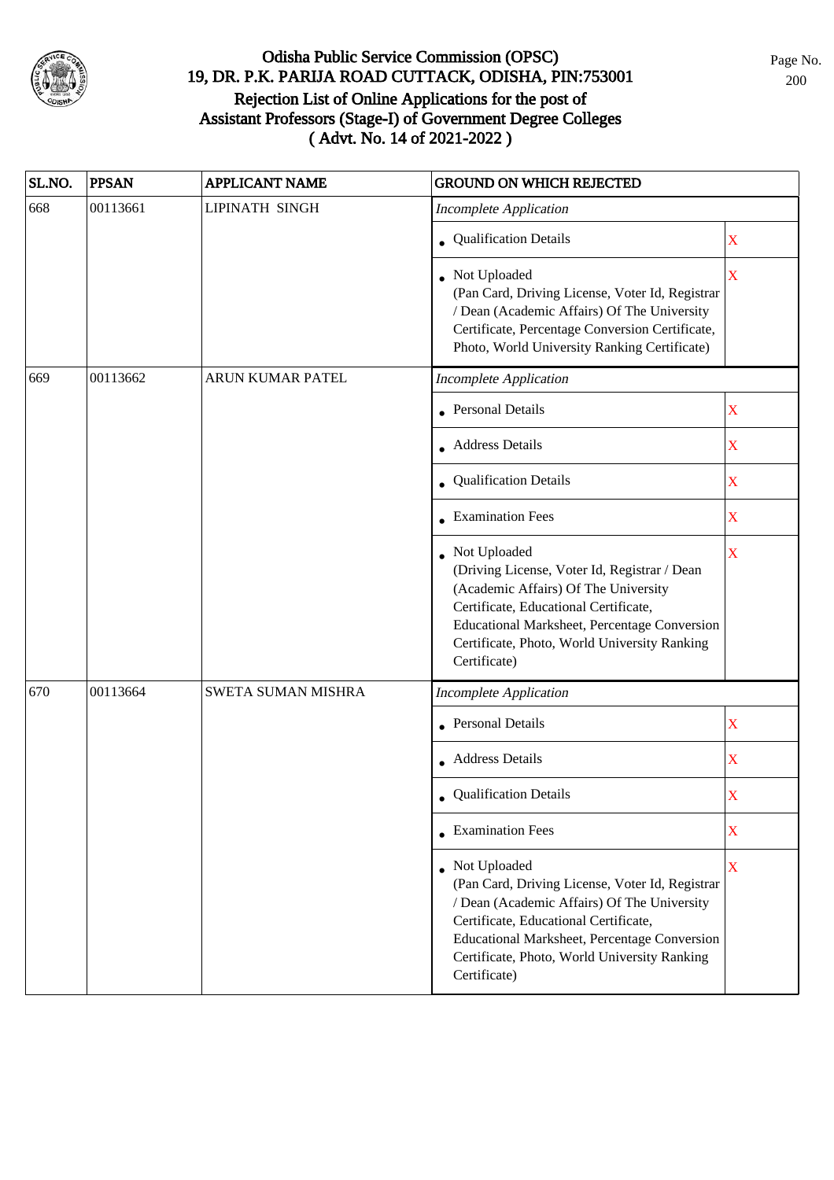# Odisha Public Service Commission (OPSC)
## 19, DR. P.K. PARIJA ROAD CUTTACK, ODISHA, PIN:753001
## Rejection List of Online Applications for the post of Assistant Professors (Stage-I) of Government Degree Colleges
## ( Advt. No. 14 of 2021-2022 )

| SL.NO. | PPSAN | APPLICANT NAME | GROUND ON WHICH REJECTED | |
|---|---|---|---|---|
| 668 | 00113661 | LIPINATH SINGH | *Incomplete Application* | |
| | | | • Qualification Details | X |
| | | | • Not Uploaded (Pan Card, Driving License, Voter Id, Registrar / Dean (Academic Affairs) Of The University Certificate, Percentage Conversion Certificate, Photo, World University Ranking Certificate) | X |
| 669 | 00113662 | ARUN KUMAR PATEL | *Incomplete Application* | |
| | | | • Personal Details | X |
| | | | • Address Details | X |
| | | | • Qualification Details | X |
| | | | • Examination Fees | X |
| | | | • Not Uploaded (Driving License, Voter Id, Registrar / Dean (Academic Affairs) Of The University Certificate, Educational Certificate, Educational Marksheet, Percentage Conversion Certificate, Photo, World University Ranking Certificate) | X |
| 670 | 00113664 | SWETA SUMAN MISHRA | *Incomplete Application* | |
| | | | • Personal Details | X |
| | | | • Address Details | X |
| | | | • Qualification Details | X |
| | | | • Examination Fees | X |
| | | | • Not Uploaded (Pan Card, Driving License, Voter Id, Registrar / Dean (Academic Affairs) Of The University Certificate, Educational Certificate, Educational Marksheet, Percentage Conversion Certificate, Photo, World University Ranking Certificate) | X |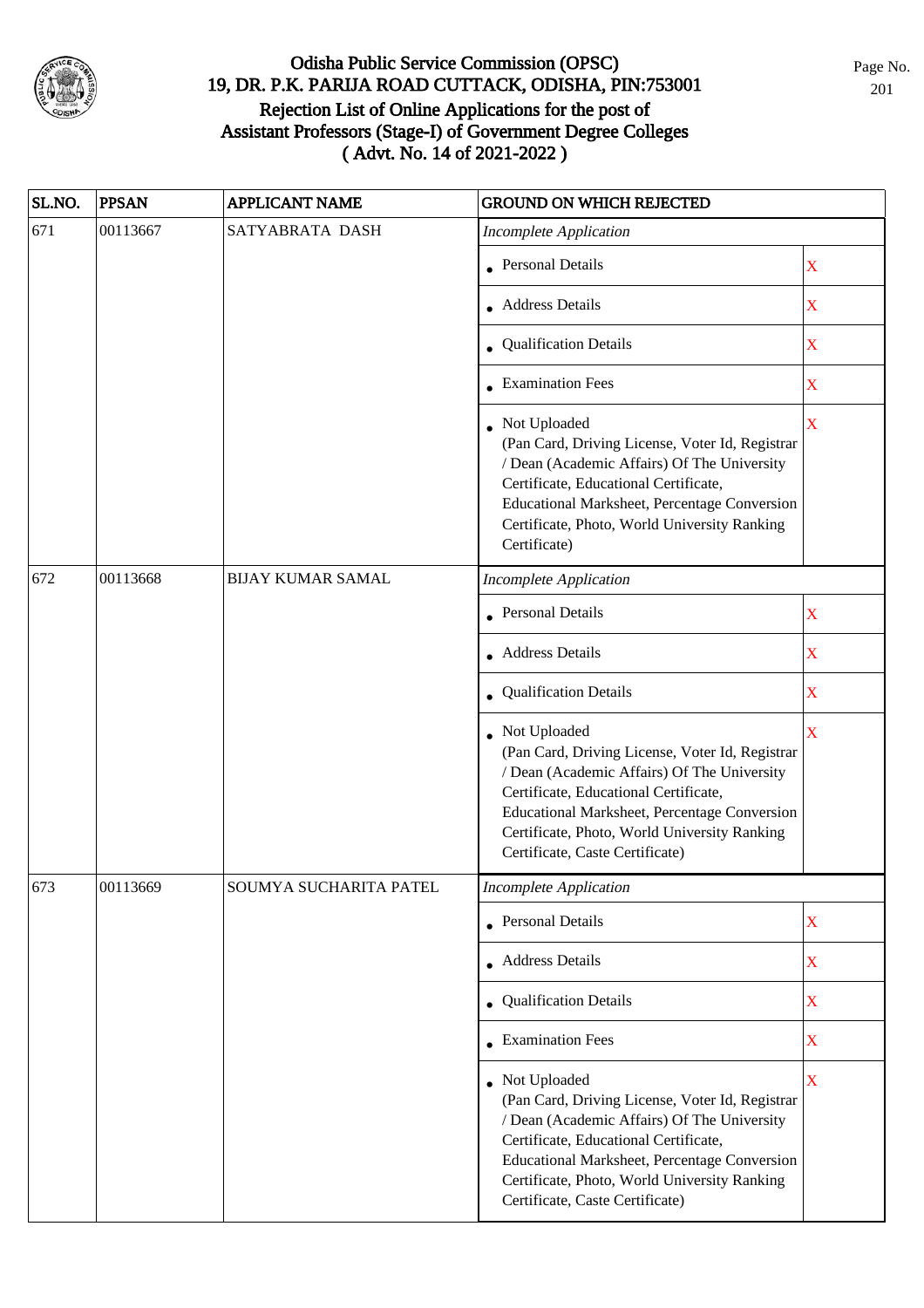# Odisha Public Service Commission (OPSC)
## 19, DR. P.K. PARIJA ROAD CUTTACK, ODISHA, PIN:753001
## Rejection List of Online Applications for the post of Assistant Professors (Stage-I) of Government Degree Colleges ( Advt. No. 14 of 2021-2022 )

| SL.NO. | PPSAN | APPLICANT NAME | GROUND ON WHICH REJECTED | |
|---|---|---|---|---|
| 671 | 00113667 | SATYABRATA DASH | *Incomplete Application* | |
| | | | • Personal Details | X |
| | | | • Address Details | X |
| | | | • Qualification Details | X |
| | | | • Examination Fees | X |
| | | | • Not Uploaded (Pan Card, Driving License, Voter Id, Registrar / Dean (Academic Affairs) Of The University Certificate, Educational Certificate, Educational Marksheet, Percentage Conversion Certificate, Photo, World University Ranking Certificate) | X |
| 672 | 00113668 | BIJAY KUMAR SAMAL | *Incomplete Application* | |
| | | | • Personal Details | X |
| | | | • Address Details | X |
| | | | • Qualification Details | X |
| | | | • Not Uploaded (Pan Card, Driving License, Voter Id, Registrar / Dean (Academic Affairs) Of The University Certificate, Educational Certificate, Educational Marksheet, Percentage Conversion Certificate, Photo, World University Ranking Certificate, Caste Certificate) | X |
| 673 | 00113669 | SOUMYA SUCHARITA PATEL | *Incomplete Application* | |
| | | | • Personal Details | X |
| | | | • Address Details | X |
| | | | • Qualification Details | X |
| | | | • Examination Fees | X |
| | | | • Not Uploaded (Pan Card, Driving License, Voter Id, Registrar / Dean (Academic Affairs) Of The University Certificate, Educational Certificate, Educational Marksheet, Percentage Conversion Certificate, Photo, World University Ranking Certificate, Caste Certificate) | X |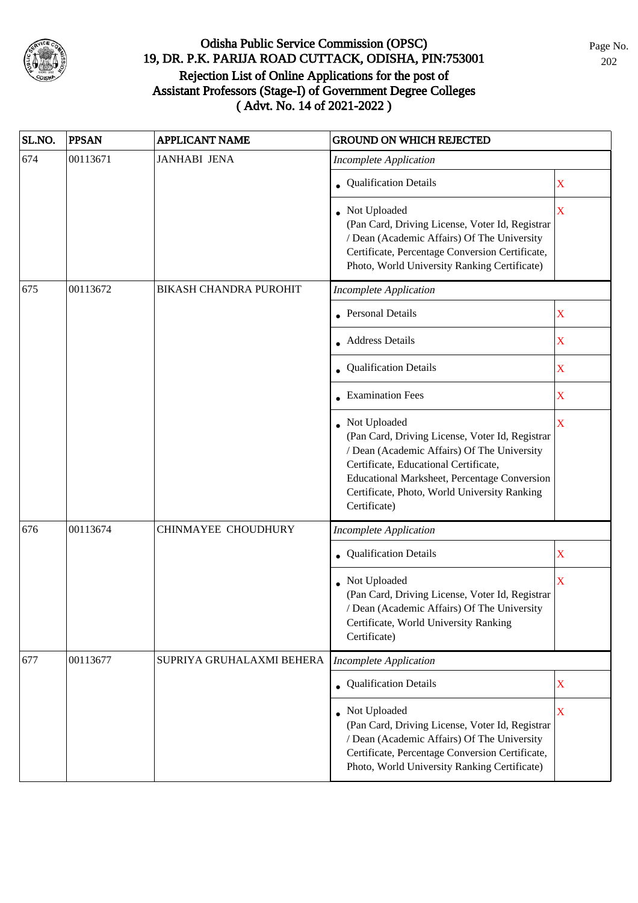# Odisha Public Service Commission (OPSC)
## 19, DR. P.K. PARIJA ROAD CUTTACK, ODISHA, PIN:753001
## Rejection List of Online Applications for the post of Assistant Professors (Stage-I) of Government Degree Colleges
## ( Advt. No. 14 of 2021-2022 )

| SL.NO. | PPSAN | APPLICANT NAME | GROUND ON WHICH REJECTED | |
|---|---|---|---|---|
| 674 | 00113671 | JANHABI JENA | *Incomplete Application* | |
| | | | • Qualification Details | X |
| | | | • Not Uploaded (Pan Card, Driving License, Voter Id, Registrar / Dean (Academic Affairs) Of The University Certificate, Percentage Conversion Certificate, Photo, World University Ranking Certificate) | X |
| 675 | 00113672 | BIKASH CHANDRA PUROHIT | *Incomplete Application* | |
| | | | • Personal Details | X |
| | | | • Address Details | X |
| | | | • Qualification Details | X |
| | | | • Examination Fees | X |
| | | | • Not Uploaded (Pan Card, Driving License, Voter Id, Registrar / Dean (Academic Affairs) Of The University Certificate, Educational Certificate, Educational Marksheet, Percentage Conversion Certificate, Photo, World University Ranking Certificate) | X |
| 676 | 00113674 | CHINMAYEE CHOUDHURY | *Incomplete Application* | |
| | | | • Qualification Details | X |
| | | | • Not Uploaded (Pan Card, Driving License, Voter Id, Registrar / Dean (Academic Affairs) Of The University Certificate, World University Ranking Certificate) | X |
| 677 | 00113677 | SUPRIYA GRUHALAXMI BEHERA | *Incomplete Application* | |
| | | | • Qualification Details | X |
| | | | • Not Uploaded (Pan Card, Driving License, Voter Id, Registrar / Dean (Academic Affairs) Of The University Certificate, Percentage Conversion Certificate, Photo, World University Ranking Certificate) | X |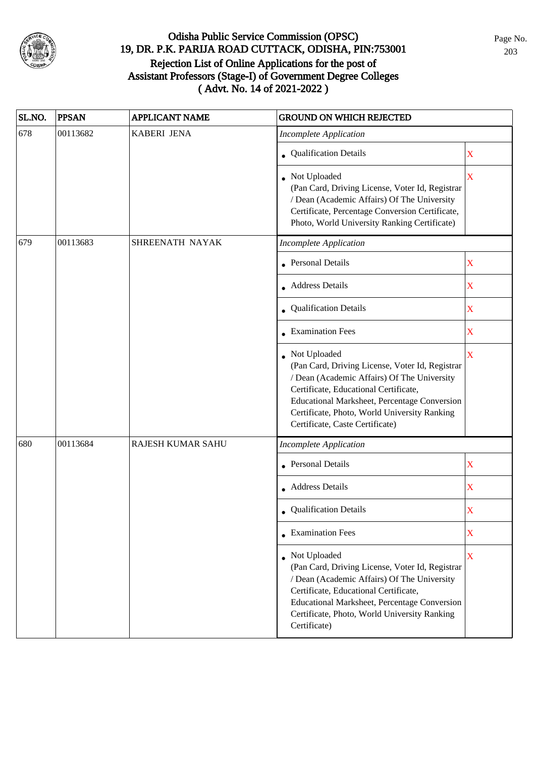# Odisha Public Service Commission (OPSC)
## 19, DR. P.K. PARIJA ROAD CUTTACK, ODISHA, PIN:753001
## Rejection List of Online Applications for the post of Assistant Professors (Stage-I) of Government Degree Colleges
## ( Advt. No. 14 of 2021-2022 )

| SL.NO. | PPSAN | APPLICANT NAME | GROUND ON WHICH REJECTED | |
|---|---|---|---|---|
| 678 | 00113682 | KABERI JENA | *Incomplete Application* | |
| | | | • Qualification Details | X |
| | | | • Not Uploaded (Pan Card, Driving License, Voter Id, Registrar / Dean (Academic Affairs) Of The University Certificate, Percentage Conversion Certificate, Photo, World University Ranking Certificate) | X |
| 679 | 00113683 | SHREENATH NAYAK | *Incomplete Application* | |
| | | | • Personal Details | X |
| | | | • Address Details | X |
| | | | • Qualification Details | X |
| | | | • Examination Fees | X |
| | | | • Not Uploaded (Pan Card, Driving License, Voter Id, Registrar / Dean (Academic Affairs) Of The University Certificate, Educational Certificate, Educational Marksheet, Percentage Conversion Certificate, Photo, World University Ranking Certificate, Caste Certificate) | X |
| 680 | 00113684 | RAJESH KUMAR SAHU | *Incomplete Application* | |
| | | | • Personal Details | X |
| | | | • Address Details | X |
| | | | • Qualification Details | X |
| | | | • Examination Fees | X |
| | | | • Not Uploaded (Pan Card, Driving License, Voter Id, Registrar / Dean (Academic Affairs) Of The University Certificate, Educational Certificate, Educational Marksheet, Percentage Conversion Certificate, Photo, World University Ranking Certificate) | X |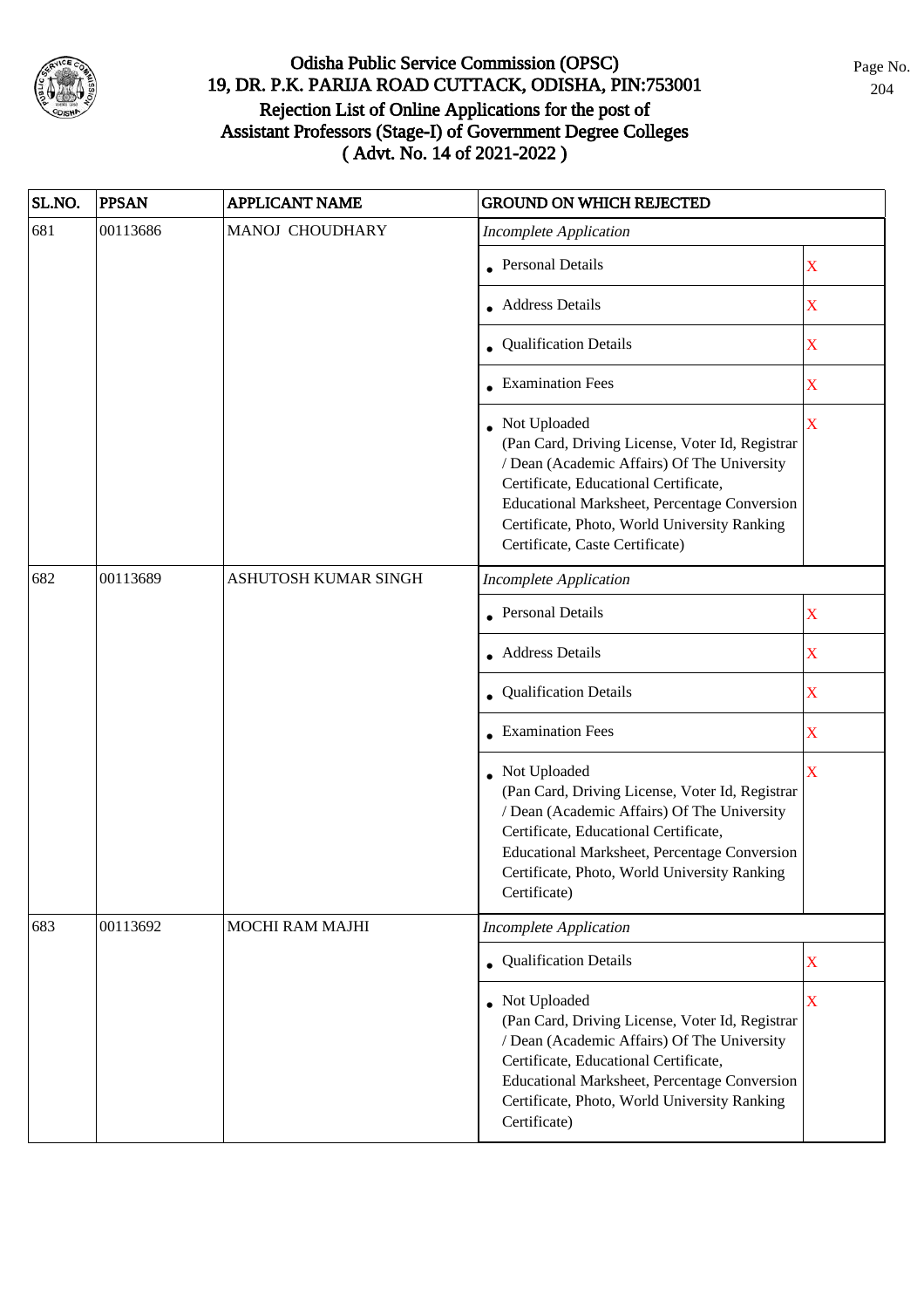# Odisha Public Service Commission (OPSC)
## 19, DR. P.K. PARIJA ROAD CUTTACK, ODISHA, PIN:753001
## Rejection List of Online Applications for the post of Assistant Professors (Stage-I) of Government Degree Colleges ( Advt. No. 14 of 2021-2022 )

| SL.NO. | PPSAN | APPLICANT NAME | GROUND ON WHICH REJECTED | |
|---|---|---|---|---|
| 681 | 00113686 | MANOJ CHOUDHARY | *Incomplete Application* | |
| | | | • Personal Details | X |
| | | | • Address Details | X |
| | | | • Qualification Details | X |
| | | | • Examination Fees | X |
| | | | • Not Uploaded (Pan Card, Driving License, Voter Id, Registrar / Dean (Academic Affairs) Of The University Certificate, Educational Certificate, Educational Marksheet, Percentage Conversion Certificate, Photo, World University Ranking Certificate, Caste Certificate) | X |
| 682 | 00113689 | ASHUTOSH KUMAR SINGH | *Incomplete Application* | |
| | | | • Personal Details | X |
| | | | • Address Details | X |
| | | | • Qualification Details | X |
| | | | • Examination Fees | X |
| | | | • Not Uploaded (Pan Card, Driving License, Voter Id, Registrar / Dean (Academic Affairs) Of The University Certificate, Educational Certificate, Educational Marksheet, Percentage Conversion Certificate, Photo, World University Ranking Certificate) | X |
| 683 | 00113692 | MOCHI RAM MAJHI | *Incomplete Application* | |
| | | | • Qualification Details | X |
| | | | • Not Uploaded (Pan Card, Driving License, Voter Id, Registrar / Dean (Academic Affairs) Of The University Certificate, Educational Certificate, Educational Marksheet, Percentage Conversion Certificate, Photo, World University Ranking Certificate) | X |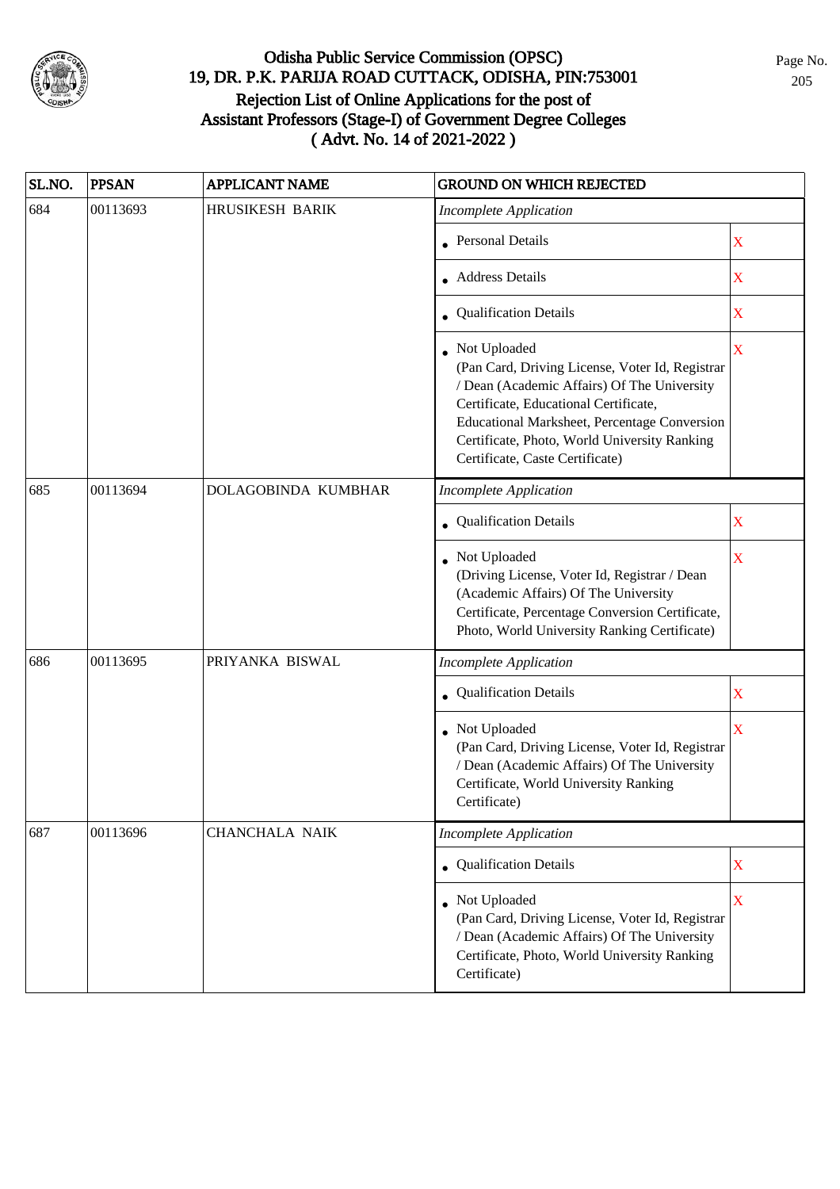# Odisha Public Service Commission (OPSC)
## 19, DR. P.K. PARIJA ROAD CUTTACK, ODISHA, PIN:753001
## Rejection List of Online Applications for the post of Assistant Professors (Stage-I) of Government Degree Colleges ( Advt. No. 14 of 2021-2022 )

| SL.NO. | PPSAN | APPLICANT NAME | GROUND ON WHICH REJECTED | |
|---|---|---|---|---|
| 684 | 00113693 | HRUSIKESH BARIK | *Incomplete Application* | |
| | | | • Personal Details | X |
| | | | • Address Details | X |
| | | | • Qualification Details | X |
| | | | • Not Uploaded (Pan Card, Driving License, Voter Id, Registrar / Dean (Academic Affairs) Of The University Certificate, Educational Certificate, Educational Marksheet, Percentage Conversion Certificate, Photo, World University Ranking Certificate, Caste Certificate) | X |
| 685 | 00113694 | DOLAGOBINDA KUMBHAR | *Incomplete Application* | |
| | | | • Qualification Details | X |
| | | | • Not Uploaded (Driving License, Voter Id, Registrar / Dean (Academic Affairs) Of The University Certificate, Percentage Conversion Certificate, Photo, World University Ranking Certificate) | X |
| 686 | 00113695 | PRIYANKA BISWAL | *Incomplete Application* | |
| | | | • Qualification Details | X |
| | | | • Not Uploaded (Pan Card, Driving License, Voter Id, Registrar / Dean (Academic Affairs) Of The University Certificate, World University Ranking Certificate) | X |
| 687 | 00113696 | CHANCHALA NAIK | *Incomplete Application* | |
| | | | • Qualification Details | X |
| | | | • Not Uploaded (Pan Card, Driving License, Voter Id, Registrar / Dean (Academic Affairs) Of The University Certificate, Photo, World University Ranking Certificate) | X |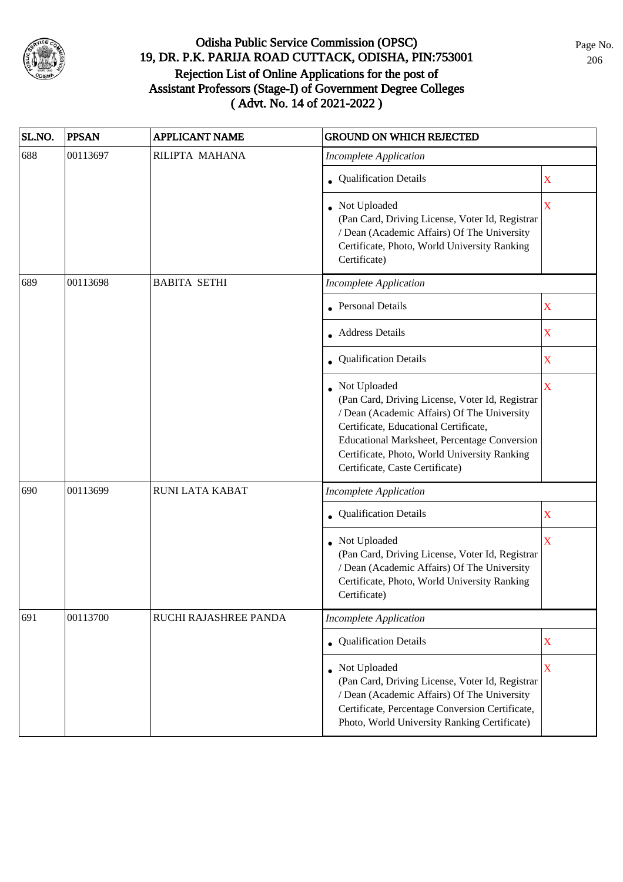# Odisha Public Service Commission (OPSC)
## 19, DR. P.K. PARIJA ROAD CUTTACK, ODISHA, PIN:753001
## Rejection List of Online Applications for the post of Assistant Professors (Stage-I) of Government Degree Colleges ( Advt. No. 14 of 2021-2022 )

| SL.NO. | PPSAN | APPLICANT NAME | GROUND ON WHICH REJECTED | |
|---|---|---|---|---|
| 688 | 00113697 | RILIPTA MAHANA | *Incomplete Application* | |
| | | | • Qualification Details | X |
| | | | • Not Uploaded (Pan Card, Driving License, Voter Id, Registrar / Dean (Academic Affairs) Of The University Certificate, Photo, World University Ranking Certificate) | X |
| 689 | 00113698 | BABITA SETHI | *Incomplete Application* | |
| | | | • Personal Details | X |
| | | | • Address Details | X |
| | | | • Qualification Details | X |
| | | | • Not Uploaded (Pan Card, Driving License, Voter Id, Registrar / Dean (Academic Affairs) Of The University Certificate, Educational Certificate, Educational Marksheet, Percentage Conversion Certificate, Photo, World University Ranking Certificate, Caste Certificate) | X |
| 690 | 00113699 | RUNI LATA KABAT | *Incomplete Application* | |
| | | | • Qualification Details | X |
| | | | • Not Uploaded (Pan Card, Driving License, Voter Id, Registrar / Dean (Academic Affairs) Of The University Certificate, Photo, World University Ranking Certificate) | X |
| 691 | 00113700 | RUCHI RAJASHREE PANDA | *Incomplete Application* | |
| | | | • Qualification Details | X |
| | | | • Not Uploaded (Pan Card, Driving License, Voter Id, Registrar / Dean (Academic Affairs) Of The University Certificate, Percentage Conversion Certificate, Photo, World University Ranking Certificate) | X |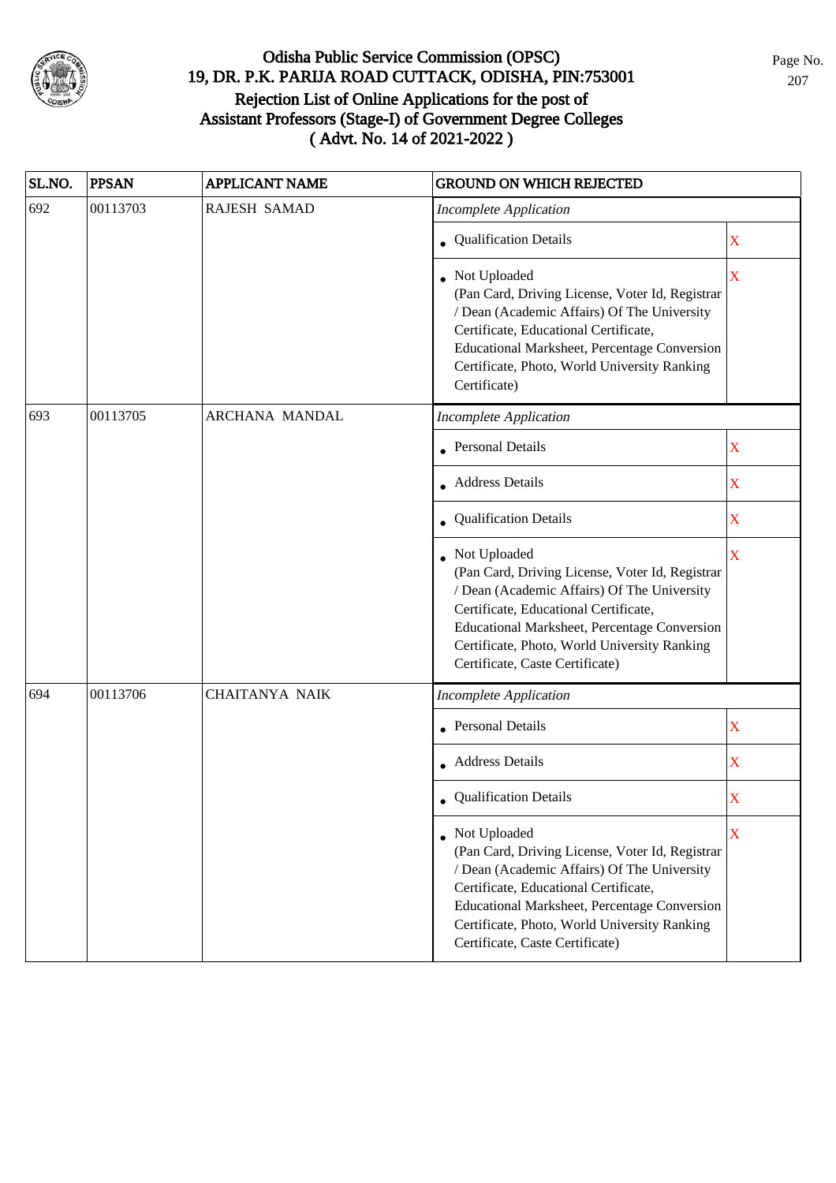# Odisha Public Service Commission (OPSC)

## 19, DR. P.K. PARIJA ROAD CUTTACK, ODISHA, PIN:753001

## Rejection List of Online Applications for the post of Assistant Professors (Stage-I) of Government Degree Colleges ( Advt. No. 14 of 2021-2022 )

| SL.NO. | PPSAN | APPLICANT NAME | GROUND ON WHICH REJECTED | |
|---|---|---|---|---|
| 692 | 00113703 | RAJESH SAMAD | *Incomplete Application* | |
| | | | • Qualification Details | X |
| | | | • Not Uploaded (Pan Card, Driving License, Voter Id, Registrar / Dean (Academic Affairs) Of The University Certificate, Educational Certificate, Educational Marksheet, Percentage Conversion Certificate, Photo, World University Ranking Certificate) | X |
| 693 | 00113705 | ARCHANA MANDAL | *Incomplete Application* | |
| | | | • Personal Details | X |
| | | | • Address Details | X |
| | | | • Qualification Details | X |
| | | | • Not Uploaded (Pan Card, Driving License, Voter Id, Registrar / Dean (Academic Affairs) Of The University Certificate, Educational Certificate, Educational Marksheet, Percentage Conversion Certificate, Photo, World University Ranking Certificate, Caste Certificate) | X |
| 694 | 00113706 | CHAITANYA NAIK | *Incomplete Application* | |
| | | | • Personal Details | X |
| | | | • Address Details | X |
| | | | • Qualification Details | X |
| | | | • Not Uploaded (Pan Card, Driving License, Voter Id, Registrar / Dean (Academic Affairs) Of The University Certificate, Educational Certificate, Educational Marksheet, Percentage Conversion Certificate, Photo, World University Ranking Certificate, Caste Certificate) | X |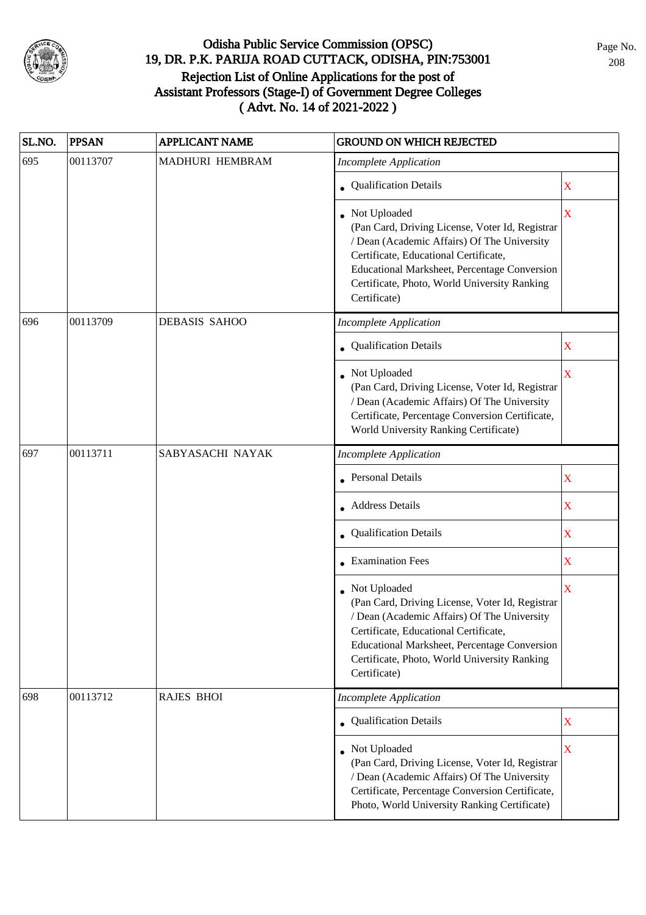# Odisha Public Service Commission (OPSC)
## 19, DR. P.K. PARIJA ROAD CUTTACK, ODISHA, PIN:753001
## Rejection List of Online Applications for the post of Assistant Professors (Stage-I) of Government Degree Colleges
## ( Advt. No. 14 of 2021-2022 )

| SL.NO. | PPSAN | APPLICANT NAME | GROUND ON WHICH REJECTED | |
|---|---|---|---|---|
| 695 | 00113707 | MADHURI HEMBRAM | *Incomplete Application* | |
| | | | • Qualification Details | X |
| | | | • Not Uploaded (Pan Card, Driving License, Voter Id, Registrar / Dean (Academic Affairs) Of The University Certificate, Educational Certificate, Educational Marksheet, Percentage Conversion Certificate, Photo, World University Ranking Certificate) | X |
| 696 | 00113709 | DEBASIS SAHOO | *Incomplete Application* | |
| | | | • Qualification Details | X |
| | | | • Not Uploaded (Pan Card, Driving License, Voter Id, Registrar / Dean (Academic Affairs) Of The University Certificate, Percentage Conversion Certificate, World University Ranking Certificate) | X |
| 697 | 00113711 | SABYASACHI NAYAK | *Incomplete Application* | |
| | | | • Personal Details | X |
| | | | • Address Details | X |
| | | | • Qualification Details | X |
| | | | • Examination Fees | X |
| | | | • Not Uploaded (Pan Card, Driving License, Voter Id, Registrar / Dean (Academic Affairs) Of The University Certificate, Educational Certificate, Educational Marksheet, Percentage Conversion Certificate, Photo, World University Ranking Certificate) | X |
| 698 | 00113712 | RAJES BHOI | *Incomplete Application* | |
| | | | • Qualification Details | X |
| | | | • Not Uploaded (Pan Card, Driving License, Voter Id, Registrar / Dean (Academic Affairs) Of The University Certificate, Percentage Conversion Certificate, Photo, World University Ranking Certificate) | X |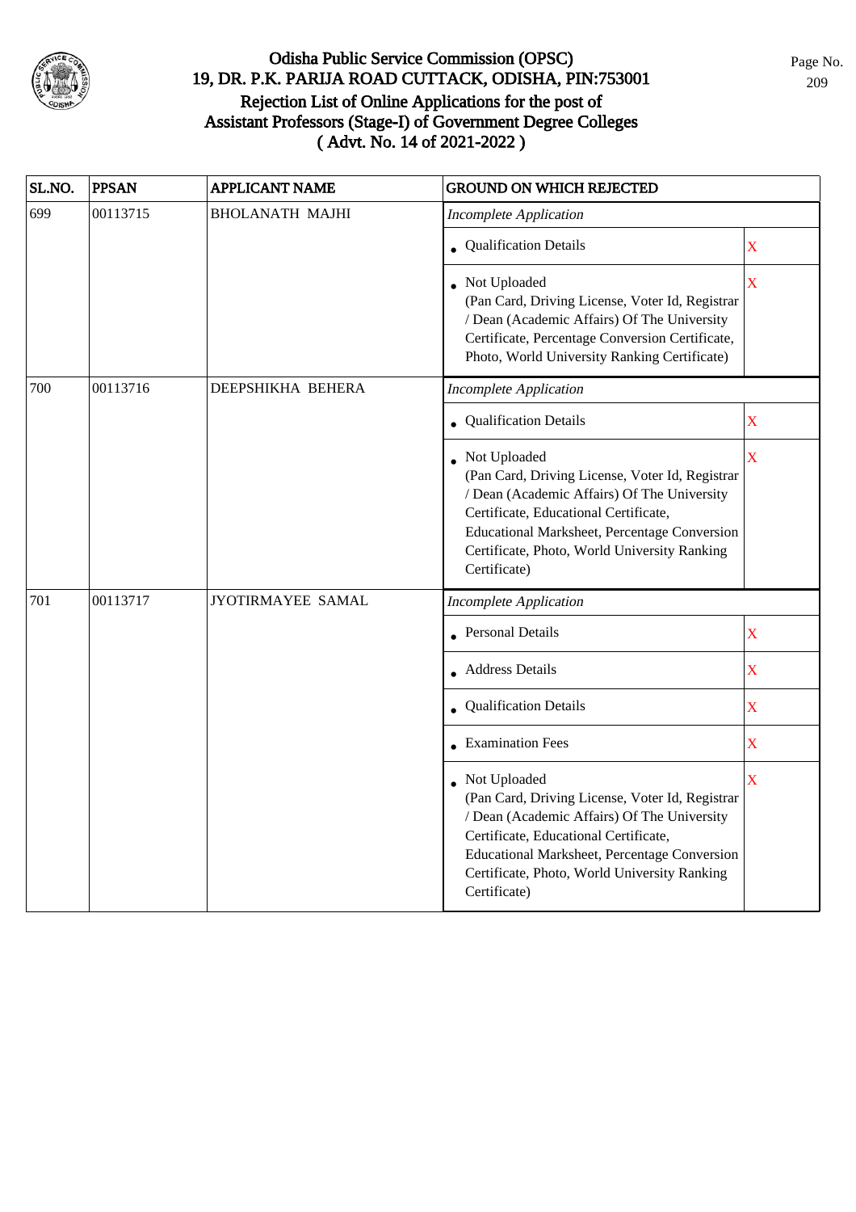# Odisha Public Service Commission (OPSC)
## 19, DR. P.K. PARIJA ROAD CUTTACK, ODISHA, PIN:753001
## Rejection List of Online Applications for the post of Assistant Professors (Stage-I) of Government Degree Colleges ( Advt. No. 14 of 2021-2022 )

| SL.NO. | PPSAN | APPLICANT NAME | GROUND ON WHICH REJECTED | |
|---|---|---|---|---|
| 699 | 00113715 | BHOLANATH MAJHI | *Incomplete Application* | |
| | | | • Qualification Details | X |
| | | | • Not Uploaded (Pan Card, Driving License, Voter Id, Registrar / Dean (Academic Affairs) Of The University Certificate, Percentage Conversion Certificate, Photo, World University Ranking Certificate) | X |
| 700 | 00113716 | DEEPSHIKHA BEHERA | *Incomplete Application* | |
| | | | • Qualification Details | X |
| | | | • Not Uploaded (Pan Card, Driving License, Voter Id, Registrar / Dean (Academic Affairs) Of The University Certificate, Educational Certificate, Educational Marksheet, Percentage Conversion Certificate, Photo, World University Ranking Certificate) | X |
| 701 | 00113717 | JYOTIRMAYEE SAMAL | *Incomplete Application* | |
| | | | • Personal Details | X |
| | | | • Address Details | X |
| | | | • Qualification Details | X |
| | | | • Examination Fees | X |
| | | | • Not Uploaded (Pan Card, Driving License, Voter Id, Registrar / Dean (Academic Affairs) Of The University Certificate, Educational Certificate, Educational Marksheet, Percentage Conversion Certificate, Photo, World University Ranking Certificate) | X |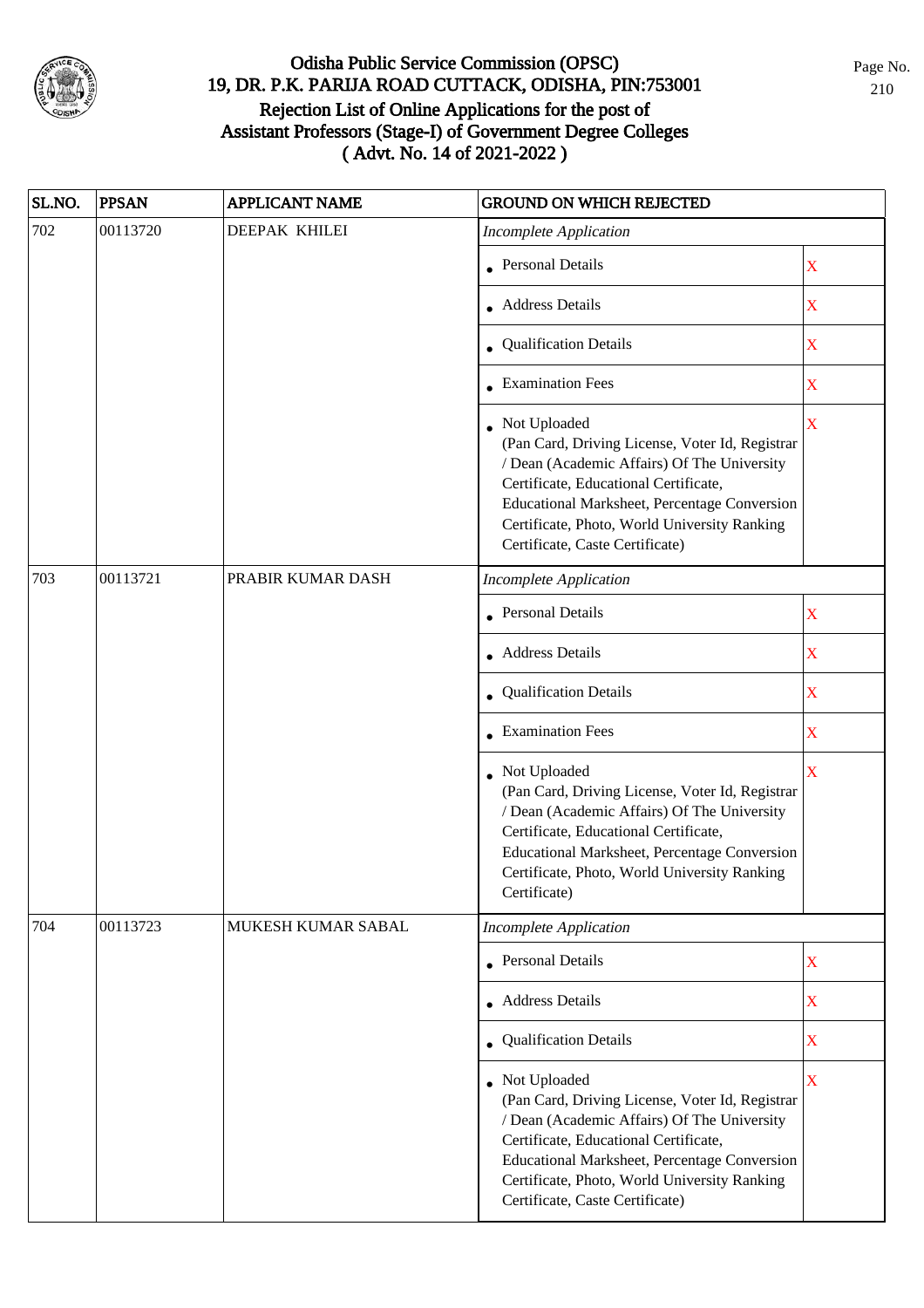# Odisha Public Service Commission (OPSC)

## 19, DR. P.K. PARIJA ROAD CUTTACK, ODISHA, PIN:753001

## Rejection List of Online Applications for the post of Assistant Professors (Stage-I) of Government Degree Colleges ( Advt. No. 14 of 2021-2022 )

| SL.NO. | PPSAN | APPLICANT NAME | GROUND ON WHICH REJECTED | |
|---|---|---|---|---|
| 702 | 00113720 | DEEPAK KHILEI | *Incomplete Application* | |
| | | | • Personal Details | X |
| | | | • Address Details | X |
| | | | • Qualification Details | X |
| | | | • Examination Fees | X |
| | | | • Not Uploaded (Pan Card, Driving License, Voter Id, Registrar / Dean (Academic Affairs) Of The University Certificate, Educational Certificate, Educational Marksheet, Percentage Conversion Certificate, Photo, World University Ranking Certificate, Caste Certificate) | X |
| 703 | 00113721 | PRABIR KUMAR DASH | *Incomplete Application* | |
| | | | • Personal Details | X |
| | | | • Address Details | X |
| | | | • Qualification Details | X |
| | | | • Examination Fees | X |
| | | | • Not Uploaded (Pan Card, Driving License, Voter Id, Registrar / Dean (Academic Affairs) Of The University Certificate, Educational Certificate, Educational Marksheet, Percentage Conversion Certificate, Photo, World University Ranking Certificate) | X |
| 704 | 00113723 | MUKESH KUMAR SABAL | *Incomplete Application* | |
| | | | • Personal Details | X |
| | | | • Address Details | X |
| | | | • Qualification Details | X |
| | | | • Not Uploaded (Pan Card, Driving License, Voter Id, Registrar / Dean (Academic Affairs) Of The University Certificate, Educational Certificate, Educational Marksheet, Percentage Conversion Certificate, Photo, World University Ranking Certificate, Caste Certificate) | X |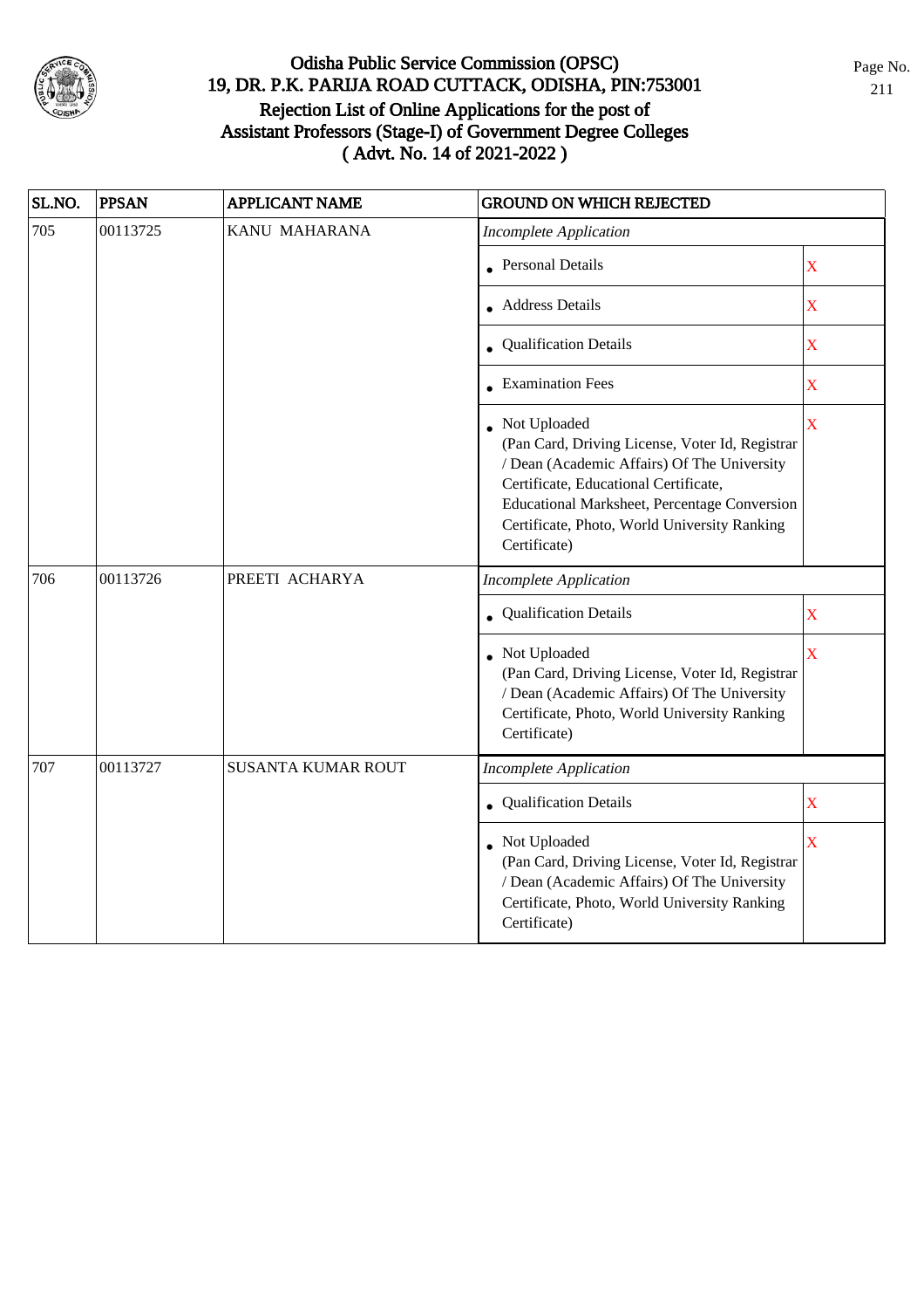# Odisha Public Service Commission (OPSC)
## 19, DR. P.K. PARIJA ROAD CUTTACK, ODISHA, PIN:753001
## Rejection List of Online Applications for the post of Assistant Professors (Stage-I) of Government Degree Colleges ( Advt. No. 14 of 2021-2022 )

| SL.NO. | PPSAN | APPLICANT NAME | GROUND ON WHICH REJECTED | |
|---|---|---|---|---|
| 705 | 00113725 | KANU MAHARANA | *Incomplete Application* | |
| | | | • Personal Details | X |
| | | | • Address Details | X |
| | | | • Qualification Details | X |
| | | | • Examination Fees | X |
| | | | • Not Uploaded (Pan Card, Driving License, Voter Id, Registrar / Dean (Academic Affairs) Of The University Certificate, Educational Certificate, Educational Marksheet, Percentage Conversion Certificate, Photo, World University Ranking Certificate) | X |
| 706 | 00113726 | PREETI ACHARYA | *Incomplete Application* | |
| | | | • Qualification Details | X |
| | | | • Not Uploaded (Pan Card, Driving License, Voter Id, Registrar / Dean (Academic Affairs) Of The University Certificate, Photo, World University Ranking Certificate) | X |
| 707 | 00113727 | SUSANTA KUMAR ROUT | *Incomplete Application* | |
| | | | • Qualification Details | X |
| | | | • Not Uploaded (Pan Card, Driving License, Voter Id, Registrar / Dean (Academic Affairs) Of The University Certificate, Photo, World University Ranking Certificate) | X |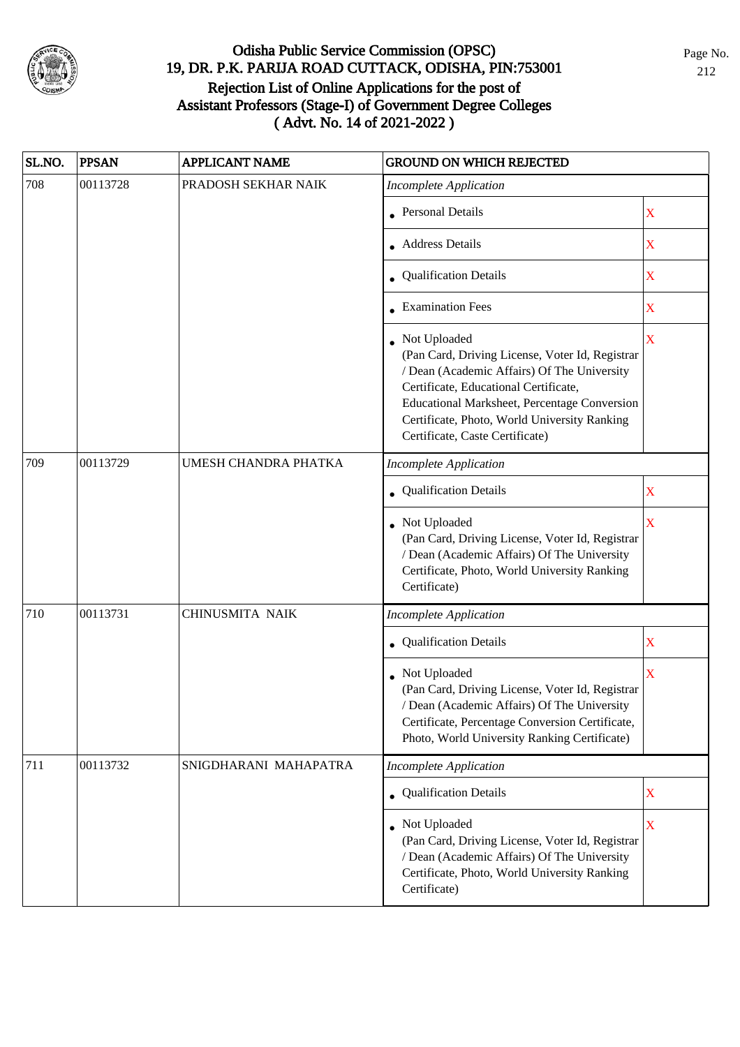# Odisha Public Service Commission (OPSC)
## 19, DR. P.K. PARIJA ROAD CUTTACK, ODISHA, PIN:753001
## Rejection List of Online Applications for the post of Assistant Professors (Stage-I) of Government Degree Colleges
## ( Advt. No. 14 of 2021-2022 )

| SL.NO. | PPSAN | APPLICANT NAME | GROUND ON WHICH REJECTED | |
|---|---|---|---|---|
| 708 | 00113728 | PRADOSH SEKHAR NAIK | *Incomplete Application* | |
| | | | • Personal Details | X |
| | | | • Address Details | X |
| | | | • Qualification Details | X |
| | | | • Examination Fees | X |
| | | | • Not Uploaded (Pan Card, Driving License, Voter Id, Registrar / Dean (Academic Affairs) Of The University Certificate, Educational Certificate, Educational Marksheet, Percentage Conversion Certificate, Photo, World University Ranking Certificate, Caste Certificate) | X |
| 709 | 00113729 | UMESH CHANDRA PHATKA | *Incomplete Application* | |
| | | | • Qualification Details | X |
| | | | • Not Uploaded (Pan Card, Driving License, Voter Id, Registrar / Dean (Academic Affairs) Of The University Certificate, Photo, World University Ranking Certificate) | X |
| 710 | 00113731 | CHINUSMITA NAIK | *Incomplete Application* | |
| | | | • Qualification Details | X |
| | | | • Not Uploaded (Pan Card, Driving License, Voter Id, Registrar / Dean (Academic Affairs) Of The University Certificate, Percentage Conversion Certificate, Photo, World University Ranking Certificate) | X |
| 711 | 00113732 | SNIGDHARANI MAHAPATRA | *Incomplete Application* | |
| | | | • Qualification Details | X |
| | | | • Not Uploaded (Pan Card, Driving License, Voter Id, Registrar / Dean (Academic Affairs) Of The University Certificate, Photo, World University Ranking Certificate) | X |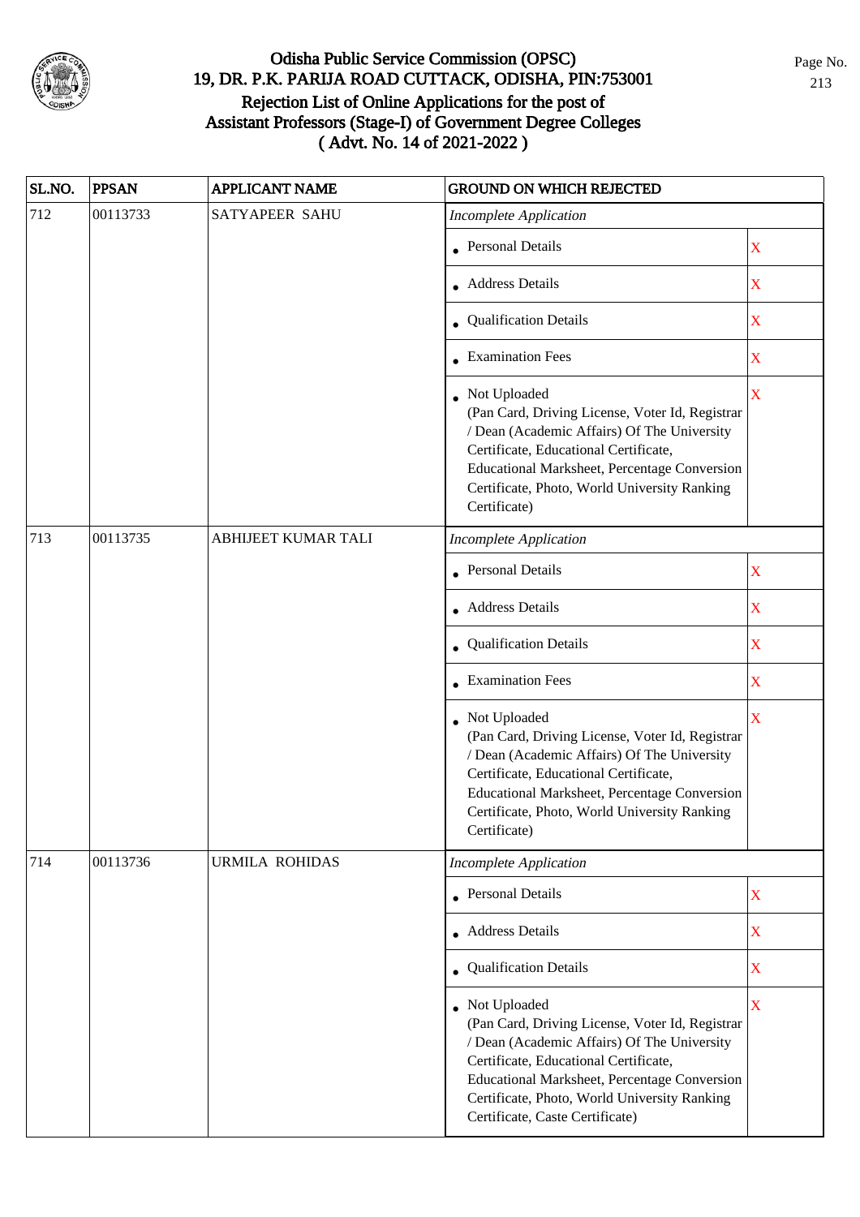# Odisha Public Service Commission (OPSC)

## 19, DR. P.K. PARIJA ROAD CUTTACK, ODISHA, PIN:753001

## Rejection List of Online Applications for the post of Assistant Professors (Stage-I) of Government Degree Colleges ( Advt. No. 14 of 2021-2022 )

| SL.NO. | PPSAN | APPLICANT NAME | GROUND ON WHICH REJECTED | |
|---|---|---|---|---|
| 712 | 00113733 | SATYAPEER SAHU | *Incomplete Application* | |
| | | | • Personal Details | X |
| | | | • Address Details | X |
| | | | • Qualification Details | X |
| | | | • Examination Fees | X |
| | | | • Not Uploaded (Pan Card, Driving License, Voter Id, Registrar / Dean (Academic Affairs) Of The University Certificate, Educational Certificate, Educational Marksheet, Percentage Conversion Certificate, Photo, World University Ranking Certificate) | X |
| 713 | 00113735 | ABHIJEET KUMAR TALI | *Incomplete Application* | |
| | | | • Personal Details | X |
| | | | • Address Details | X |
| | | | • Qualification Details | X |
| | | | • Examination Fees | X |
| | | | • Not Uploaded (Pan Card, Driving License, Voter Id, Registrar / Dean (Academic Affairs) Of The University Certificate, Educational Certificate, Educational Marksheet, Percentage Conversion Certificate, Photo, World University Ranking Certificate) | X |
| 714 | 00113736 | URMILA ROHIDAS | *Incomplete Application* | |
| | | | • Personal Details | X |
| | | | • Address Details | X |
| | | | • Qualification Details | X |
| | | | • Not Uploaded (Pan Card, Driving License, Voter Id, Registrar / Dean (Academic Affairs) Of The University Certificate, Educational Certificate, Educational Marksheet, Percentage Conversion Certificate, Photo, World University Ranking Certificate, Caste Certificate) | X |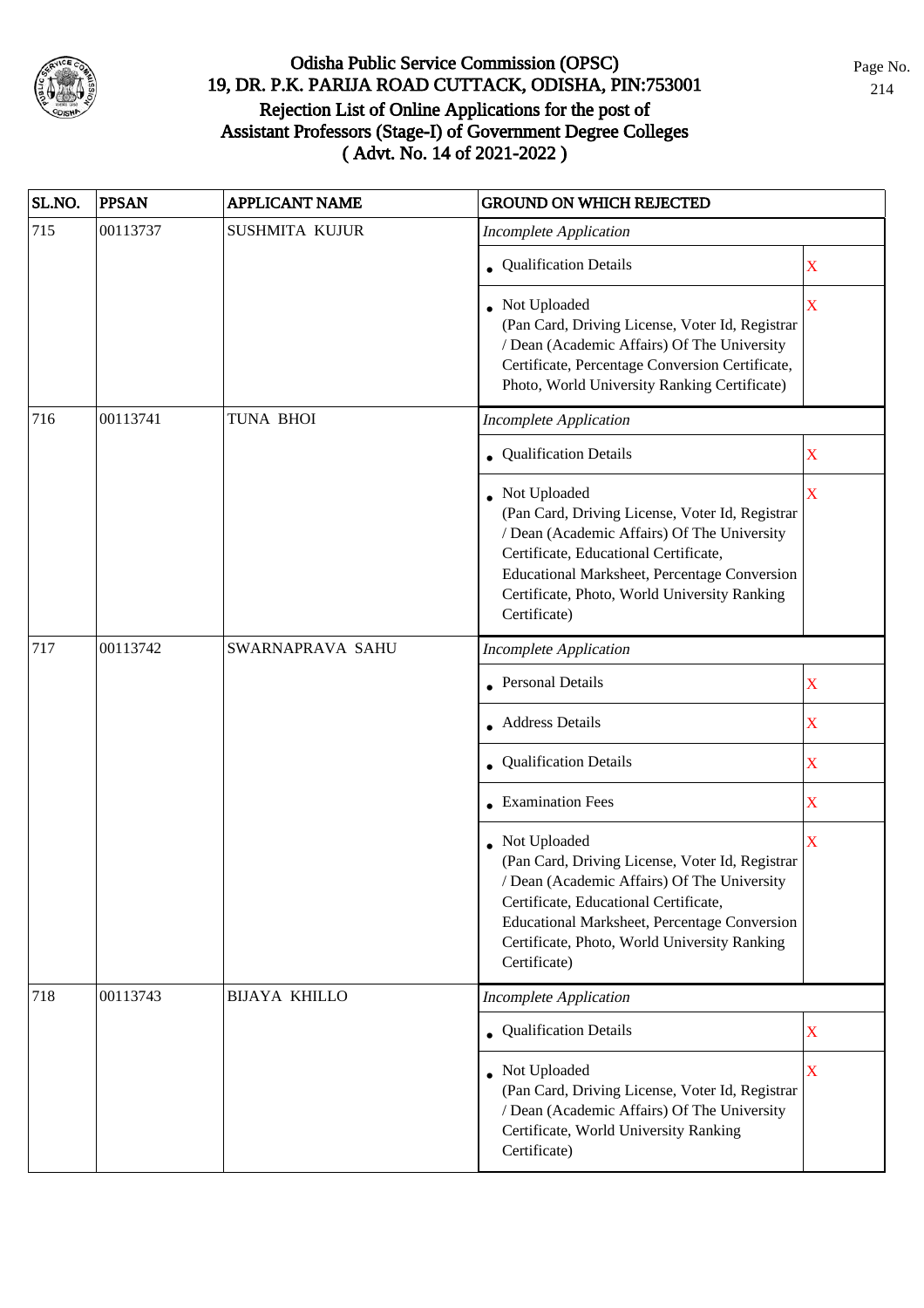# Odisha Public Service Commission (OPSC)
## 19, DR. P.K. PARIJA ROAD CUTTACK, ODISHA, PIN:753001
## Rejection List of Online Applications for the post of Assistant Professors (Stage-I) of Government Degree Colleges
## ( Advt. No. 14 of 2021-2022 )

| SL.NO. | PPSAN | APPLICANT NAME | GROUND ON WHICH REJECTED | |
|---|---|---|---|---|
| 715 | 00113737 | SUSHMITA KUJUR | *Incomplete Application* | |
| | | | • Qualification Details | X |
| | | | • Not Uploaded (Pan Card, Driving License, Voter Id, Registrar / Dean (Academic Affairs) Of The University Certificate, Percentage Conversion Certificate, Photo, World University Ranking Certificate) | X |
| 716 | 00113741 | TUNA BHOI | *Incomplete Application* | |
| | | | • Qualification Details | X |
| | | | • Not Uploaded (Pan Card, Driving License, Voter Id, Registrar / Dean (Academic Affairs) Of The University Certificate, Educational Certificate, Educational Marksheet, Percentage Conversion Certificate, Photo, World University Ranking Certificate) | X |
| 717 | 00113742 | SWARNAPRAVA SAHU | *Incomplete Application* | |
| | | | • Personal Details | X |
| | | | • Address Details | X |
| | | | • Qualification Details | X |
| | | | • Examination Fees | X |
| | | | • Not Uploaded (Pan Card, Driving License, Voter Id, Registrar / Dean (Academic Affairs) Of The University Certificate, Educational Certificate, Educational Marksheet, Percentage Conversion Certificate, Photo, World University Ranking Certificate) | X |
| 718 | 00113743 | BIJAYA KHILLO | *Incomplete Application* | |
| | | | • Qualification Details | X |
| | | | • Not Uploaded (Pan Card, Driving License, Voter Id, Registrar / Dean (Academic Affairs) Of The University Certificate, World University Ranking Certificate) | X |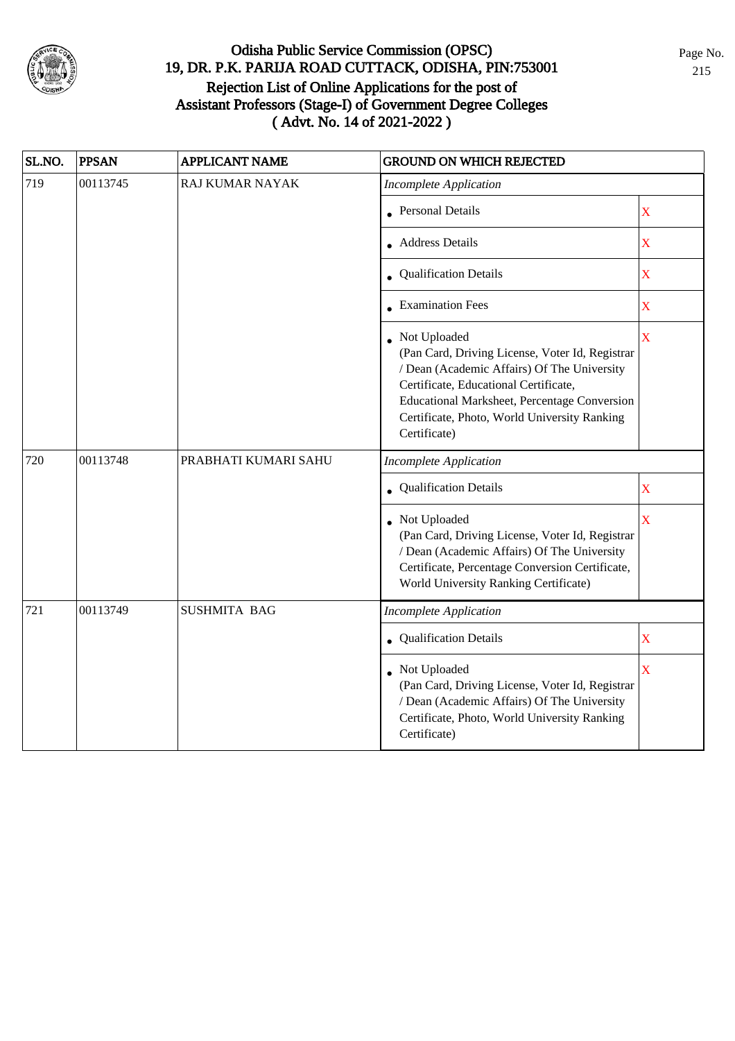# Odisha Public Service Commission (OPSC)

## 19, DR. P.K. PARIJA ROAD CUTTACK, ODISHA, PIN:753001

## Rejection List of Online Applications for the post of Assistant Professors (Stage-I) of Government Degree Colleges ( Advt. No. 14 of 2021-2022 )

| SL.NO. | PPSAN | APPLICANT NAME | GROUND ON WHICH REJECTED | |
|---|---|---|---|---|
| 719 | 00113745 | RAJ KUMAR NAYAK | *Incomplete Application* | |
| | | | • Personal Details | X |
| | | | • Address Details | X |
| | | | • Qualification Details | X |
| | | | • Examination Fees | X |
| | | | • Not Uploaded (Pan Card, Driving License, Voter Id, Registrar / Dean (Academic Affairs) Of The University Certificate, Educational Certificate, Educational Marksheet, Percentage Conversion Certificate, Photo, World University Ranking Certificate) | X |
| 720 | 00113748 | PRABHATI KUMARI SAHU | *Incomplete Application* | |
| | | | • Qualification Details | X |
| | | | • Not Uploaded (Pan Card, Driving License, Voter Id, Registrar / Dean (Academic Affairs) Of The University Certificate, Percentage Conversion Certificate, World University Ranking Certificate) | X |
| 721 | 00113749 | SUSHMITA BAG | *Incomplete Application* | |
| | | | • Qualification Details | X |
| | | | • Not Uploaded (Pan Card, Driving License, Voter Id, Registrar / Dean (Academic Affairs) Of The University Certificate, Photo, World University Ranking Certificate) | X |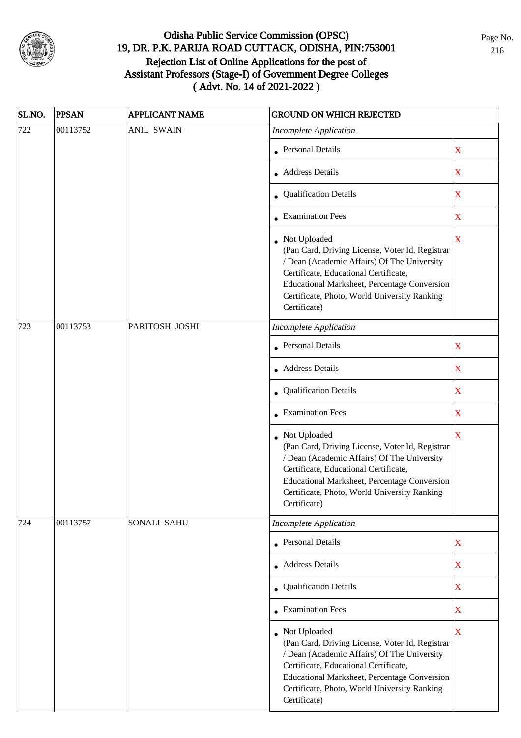# Odisha Public Service Commission (OPSC)
## 19, DR. P.K. PARIJA ROAD CUTTACK, ODISHA, PIN:753001
## Rejection List of Online Applications for the post of Assistant Professors (Stage-I) of Government Degree Colleges ( Advt. No. 14 of 2021-2022 )

| SL.NO. | PPSAN | APPLICANT NAME | GROUND ON WHICH REJECTED | |
|---|---|---|---|---|
| 722 | 00113752 | ANIL SWAIN | *Incomplete Application* | |
| | | | • Personal Details | X |
| | | | • Address Details | X |
| | | | • Qualification Details | X |
| | | | • Examination Fees | X |
| | | | • Not Uploaded (Pan Card, Driving License, Voter Id, Registrar / Dean (Academic Affairs) Of The University Certificate, Educational Certificate, Educational Marksheet, Percentage Conversion Certificate, Photo, World University Ranking Certificate) | X |
| 723 | 00113753 | PARITOSH JOSHI | *Incomplete Application* | |
| | | | • Personal Details | X |
| | | | • Address Details | X |
| | | | • Qualification Details | X |
| | | | • Examination Fees | X |
| | | | • Not Uploaded (Pan Card, Driving License, Voter Id, Registrar / Dean (Academic Affairs) Of The University Certificate, Educational Certificate, Educational Marksheet, Percentage Conversion Certificate, Photo, World University Ranking Certificate) | X |
| 724 | 00113757 | SONALI SAHU | *Incomplete Application* | |
| | | | • Personal Details | X |
| | | | • Address Details | X |
| | | | • Qualification Details | X |
| | | | • Examination Fees | X |
| | | | • Not Uploaded (Pan Card, Driving License, Voter Id, Registrar / Dean (Academic Affairs) Of The University Certificate, Educational Certificate, Educational Marksheet, Percentage Conversion Certificate, Photo, World University Ranking Certificate) | X |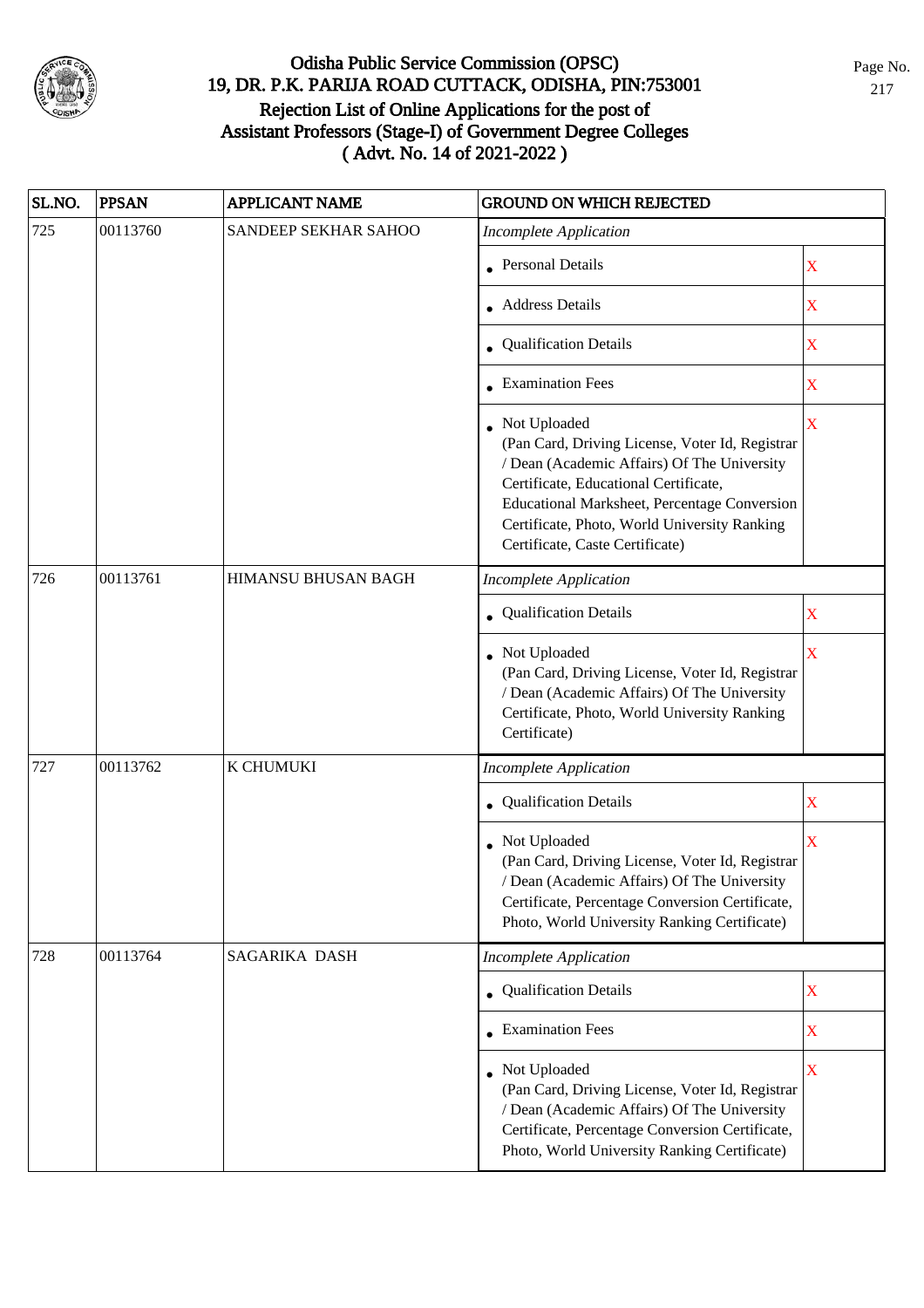# Odisha Public Service Commission (OPSC)
## 19, DR. P.K. PARIJA ROAD CUTTACK, ODISHA, PIN:753001
## Rejection List of Online Applications for the post of Assistant Professors (Stage-I) of Government Degree Colleges ( Advt. No. 14 of 2021-2022 )

| SL.NO. | PPSAN | APPLICANT NAME | GROUND ON WHICH REJECTED | |
|---|---|---|---|---|
| 725 | 00113760 | SANDEEP SEKHAR SAHOO | *Incomplete Application* | |
| | | | • Personal Details | X |
| | | | • Address Details | X |
| | | | • Qualification Details | X |
| | | | • Examination Fees | X |
| | | | • Not Uploaded (Pan Card, Driving License, Voter Id, Registrar / Dean (Academic Affairs) Of The University Certificate, Educational Certificate, Educational Marksheet, Percentage Conversion Certificate, Photo, World University Ranking Certificate, Caste Certificate) | X |
| 726 | 00113761 | HIMANSU BHUSAN BAGH | *Incomplete Application* | |
| | | | • Qualification Details | X |
| | | | • Not Uploaded (Pan Card, Driving License, Voter Id, Registrar / Dean (Academic Affairs) Of The University Certificate, Photo, World University Ranking Certificate) | X |
| 727 | 00113762 | K CHUMUKI | *Incomplete Application* | |
| | | | • Qualification Details | X |
| | | | • Not Uploaded (Pan Card, Driving License, Voter Id, Registrar / Dean (Academic Affairs) Of The University Certificate, Percentage Conversion Certificate, Photo, World University Ranking Certificate) | X |
| 728 | 00113764 | SAGARIKA DASH | *Incomplete Application* | |
| | | | • Qualification Details | X |
| | | | • Examination Fees | X |
| | | | • Not Uploaded (Pan Card, Driving License, Voter Id, Registrar / Dean (Academic Affairs) Of The University Certificate, Percentage Conversion Certificate, Photo, World University Ranking Certificate) | X |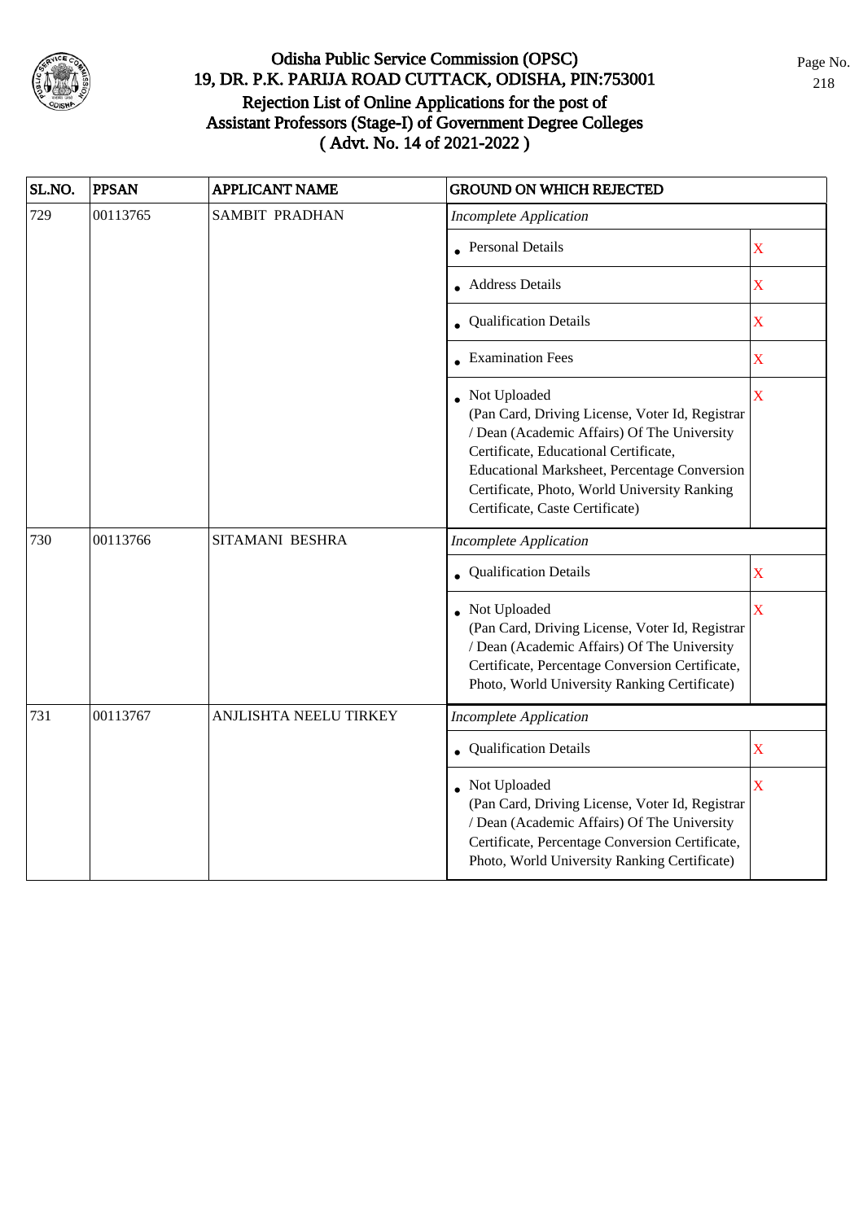# Odisha Public Service Commission (OPSC)
## 19, DR. P.K. PARIJA ROAD CUTTACK, ODISHA, PIN:753001
### Rejection List of Online Applications for the post of Assistant Professors (Stage-I) of Government Degree Colleges ( Advt. No. 14 of 2021-2022 )

| SL.NO. | PPSAN | APPLICANT NAME | GROUND ON WHICH REJECTED | |
|---|---|---|---|---|
| 729 | 00113765 | SAMBIT PRADHAN | *Incomplete Application* | |
| | | | • Personal Details | X |
| | | | • Address Details | X |
| | | | • Qualification Details | X |
| | | | • Examination Fees | X |
| | | | • Not Uploaded (Pan Card, Driving License, Voter Id, Registrar / Dean (Academic Affairs) Of The University Certificate, Educational Certificate, Educational Marksheet, Percentage Conversion Certificate, Photo, World University Ranking Certificate, Caste Certificate) | X |
| 730 | 00113766 | SITAMANI BESHRA | *Incomplete Application* | |
| | | | • Qualification Details | X |
| | | | • Not Uploaded (Pan Card, Driving License, Voter Id, Registrar / Dean (Academic Affairs) Of The University Certificate, Percentage Conversion Certificate, Photo, World University Ranking Certificate) | X |
| 731 | 00113767 | ANJLISHTA NEELU TIRKEY | *Incomplete Application* | |
| | | | • Qualification Details | X |
| | | | • Not Uploaded (Pan Card, Driving License, Voter Id, Registrar / Dean (Academic Affairs) Of The University Certificate, Percentage Conversion Certificate, Photo, World University Ranking Certificate) | X |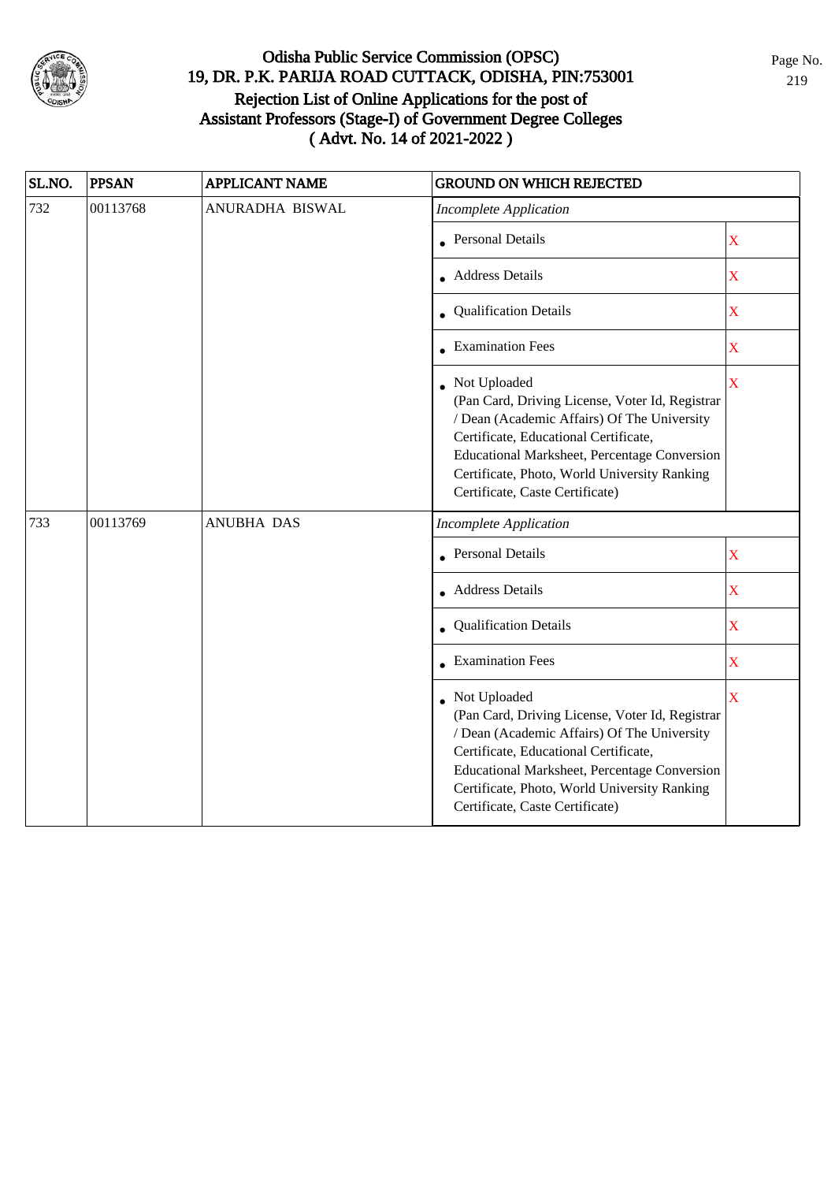# Odisha Public Service Commission (OPSC)
## 19, DR. P.K. PARIJA ROAD CUTTACK, ODISHA, PIN:753001
## Rejection List of Online Applications for the post of Assistant Professors (Stage-I) of Government Degree Colleges ( Advt. No. 14 of 2021-2022 )

| SL.NO. | PPSAN | APPLICANT NAME | GROUND ON WHICH REJECTED | |
|---|---|---|---|---|
| 732 | 00113768 | ANURADHA BISWAL | *Incomplete Application* | |
| | | | • Personal Details | X |
| | | | • Address Details | X |
| | | | • Qualification Details | X |
| | | | • Examination Fees | X |
| | | | • Not Uploaded (Pan Card, Driving License, Voter Id, Registrar / Dean (Academic Affairs) Of The University Certificate, Educational Certificate, Educational Marksheet, Percentage Conversion Certificate, Photo, World University Ranking Certificate, Caste Certificate) | X |
| 733 | 00113769 | ANUBHA DAS | *Incomplete Application* | |
| | | | • Personal Details | X |
| | | | • Address Details | X |
| | | | • Qualification Details | X |
| | | | • Examination Fees | X |
| | | | • Not Uploaded (Pan Card, Driving License, Voter Id, Registrar / Dean (Academic Affairs) Of The University Certificate, Educational Certificate, Educational Marksheet, Percentage Conversion Certificate, Photo, World University Ranking Certificate, Caste Certificate) | X |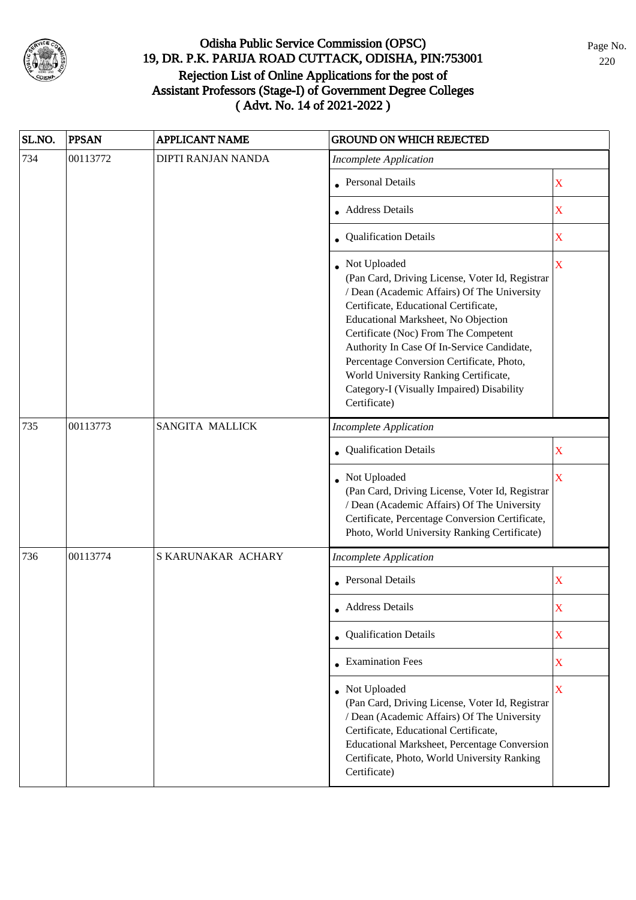# Odisha Public Service Commission (OPSC)
## 19, DR. P.K. PARIJA ROAD CUTTACK, ODISHA, PIN:753001
## Rejection List of Online Applications for the post of Assistant Professors (Stage-I) of Government Degree Colleges
## ( Advt. No. 14 of 2021-2022 )

| SL.NO. | PPSAN | APPLICANT NAME | GROUND ON WHICH REJECTED | |
|---|---|---|---|---|
| 734 | 00113772 | DIPTI RANJAN NANDA | *Incomplete Application* | |
| | | | • Personal Details | X |
| | | | • Address Details | X |
| | | | • Qualification Details | X |
| | | | • Not Uploaded (Pan Card, Driving License, Voter Id, Registrar / Dean (Academic Affairs) Of The University Certificate, Educational Certificate, Educational Marksheet, No Objection Certificate (Noc) From The Competent Authority In Case Of In-Service Candidate, Percentage Conversion Certificate, Photo, World University Ranking Certificate, Category-I (Visually Impaired) Disability Certificate) | X |
| 735 | 00113773 | SANGITA MALLICK | *Incomplete Application* | |
| | | | • Qualification Details | X |
| | | | • Not Uploaded (Pan Card, Driving License, Voter Id, Registrar / Dean (Academic Affairs) Of The University Certificate, Percentage Conversion Certificate, Photo, World University Ranking Certificate) | X |
| 736 | 00113774 | S KARUNAKAR ACHARY | *Incomplete Application* | |
| | | | • Personal Details | X |
| | | | • Address Details | X |
| | | | • Qualification Details | X |
| | | | • Examination Fees | X |
| | | | • Not Uploaded (Pan Card, Driving License, Voter Id, Registrar / Dean (Academic Affairs) Of The University Certificate, Educational Certificate, Educational Marksheet, Percentage Conversion Certificate, Photo, World University Ranking Certificate) | X |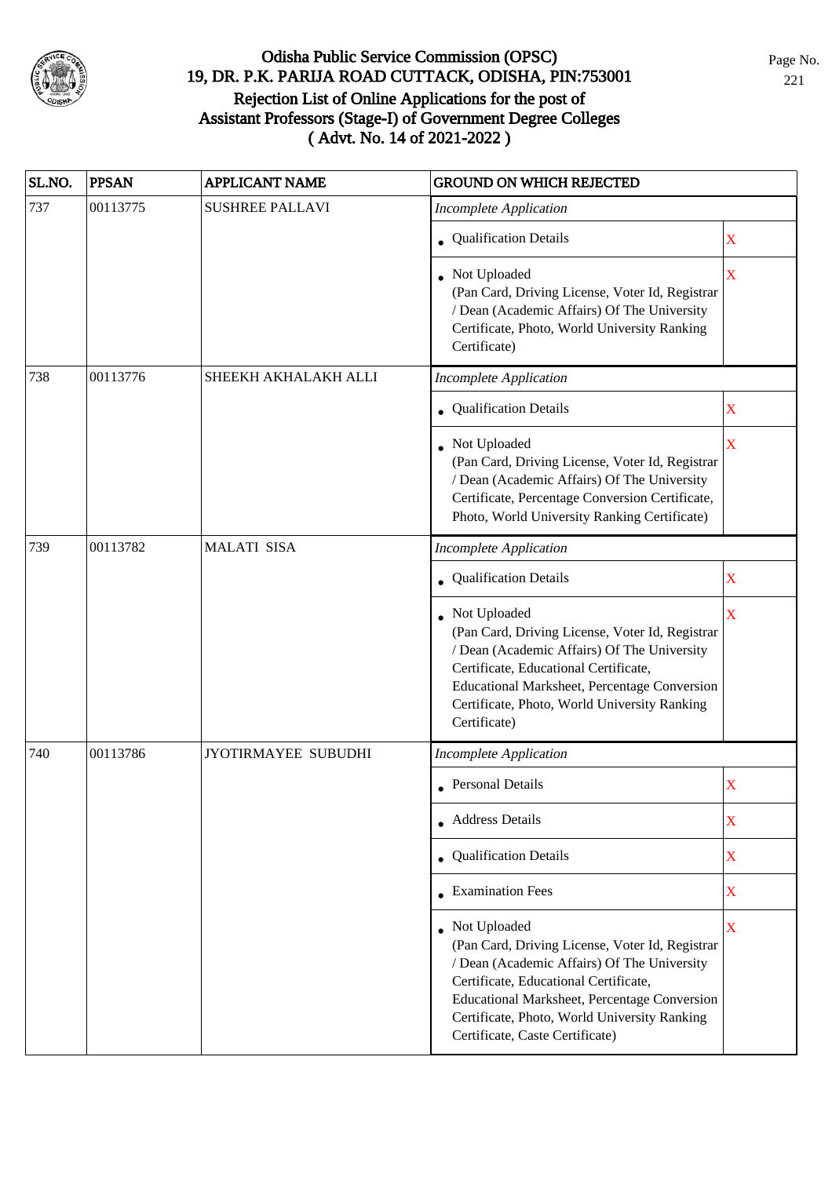# Odisha Public Service Commission (OPSC)
## 19, DR. P.K. PARIJA ROAD CUTTACK, ODISHA, PIN:753001
## Rejection List of Online Applications for the post of Assistant Professors (Stage-I) of Government Degree Colleges ( Advt. No. 14 of 2021-2022 )

| SL.NO. | PPSAN | APPLICANT NAME | GROUND ON WHICH REJECTED | |
|---|---|---|---|---|
| 737 | 00113775 | SUSHREE PALLAVI | *Incomplete Application* | |
| | | | • Qualification Details | X |
| | | | • Not Uploaded (Pan Card, Driving License, Voter Id, Registrar / Dean (Academic Affairs) Of The University Certificate, Photo, World University Ranking Certificate) | X |
| 738 | 00113776 | SHEEKH AKHALAKH ALLI | *Incomplete Application* | |
| | | | • Qualification Details | X |
| | | | • Not Uploaded (Pan Card, Driving License, Voter Id, Registrar / Dean (Academic Affairs) Of The University Certificate, Percentage Conversion Certificate, Photo, World University Ranking Certificate) | X |
| 739 | 00113782 | MALATI SISA | *Incomplete Application* | |
| | | | • Qualification Details | X |
| | | | • Not Uploaded (Pan Card, Driving License, Voter Id, Registrar / Dean (Academic Affairs) Of The University Certificate, Educational Certificate, Educational Marksheet, Percentage Conversion Certificate, Photo, World University Ranking Certificate) | X |
| 740 | 00113786 | JYOTIRMAYEE SUBUDHI | *Incomplete Application* | |
| | | | • Personal Details | X |
| | | | • Address Details | X |
| | | | • Qualification Details | X |
| | | | • Examination Fees | X |
| | | | • Not Uploaded (Pan Card, Driving License, Voter Id, Registrar / Dean (Academic Affairs) Of The University Certificate, Educational Certificate, Educational Marksheet, Percentage Conversion Certificate, Photo, World University Ranking Certificate, Caste Certificate) | X |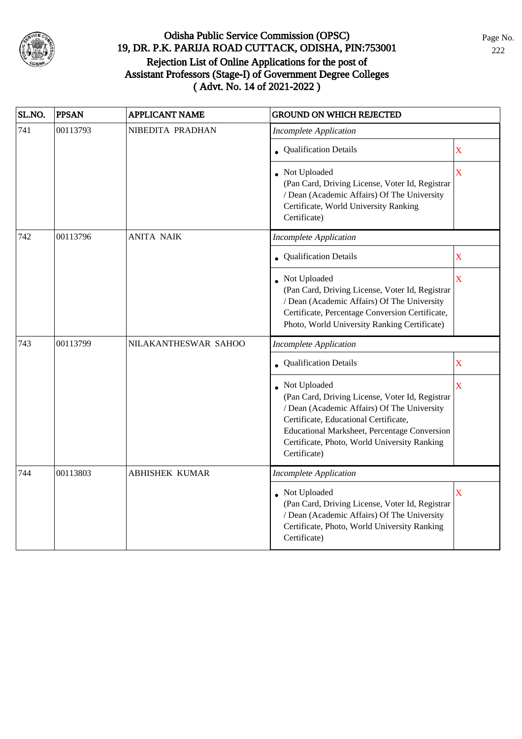# Odisha Public Service Commission (OPSC)
## 19, DR. P.K. PARIJA ROAD CUTTACK, ODISHA, PIN:753001
## Rejection List of Online Applications for the post of Assistant Professors (Stage-I) of Government Degree Colleges ( Advt. No. 14 of 2021-2022 )

| SL.NO. | PPSAN | APPLICANT NAME | GROUND ON WHICH REJECTED | |
|---|---|---|---|---|
| 741 | 00113793 | NIBEDITA PRADHAN | *Incomplete Application* | |
| | | | • Qualification Details | X |
| | | | • Not Uploaded (Pan Card, Driving License, Voter Id, Registrar / Dean (Academic Affairs) Of The University Certificate, World University Ranking Certificate) | X |
| 742 | 00113796 | ANITA NAIK | *Incomplete Application* | |
| | | | • Qualification Details | X |
| | | | • Not Uploaded (Pan Card, Driving License, Voter Id, Registrar / Dean (Academic Affairs) Of The University Certificate, Percentage Conversion Certificate, Photo, World University Ranking Certificate) | X |
| 743 | 00113799 | NILAKANTHESWAR SAHOO | *Incomplete Application* | |
| | | | • Qualification Details | X |
| | | | • Not Uploaded (Pan Card, Driving License, Voter Id, Registrar / Dean (Academic Affairs) Of The University Certificate, Educational Certificate, Educational Marksheet, Percentage Conversion Certificate, Photo, World University Ranking Certificate) | X |
| 744 | 00113803 | ABHISHEK KUMAR | *Incomplete Application* | |
| | | | • Not Uploaded (Pan Card, Driving License, Voter Id, Registrar / Dean (Academic Affairs) Of The University Certificate, Photo, World University Ranking Certificate) | X |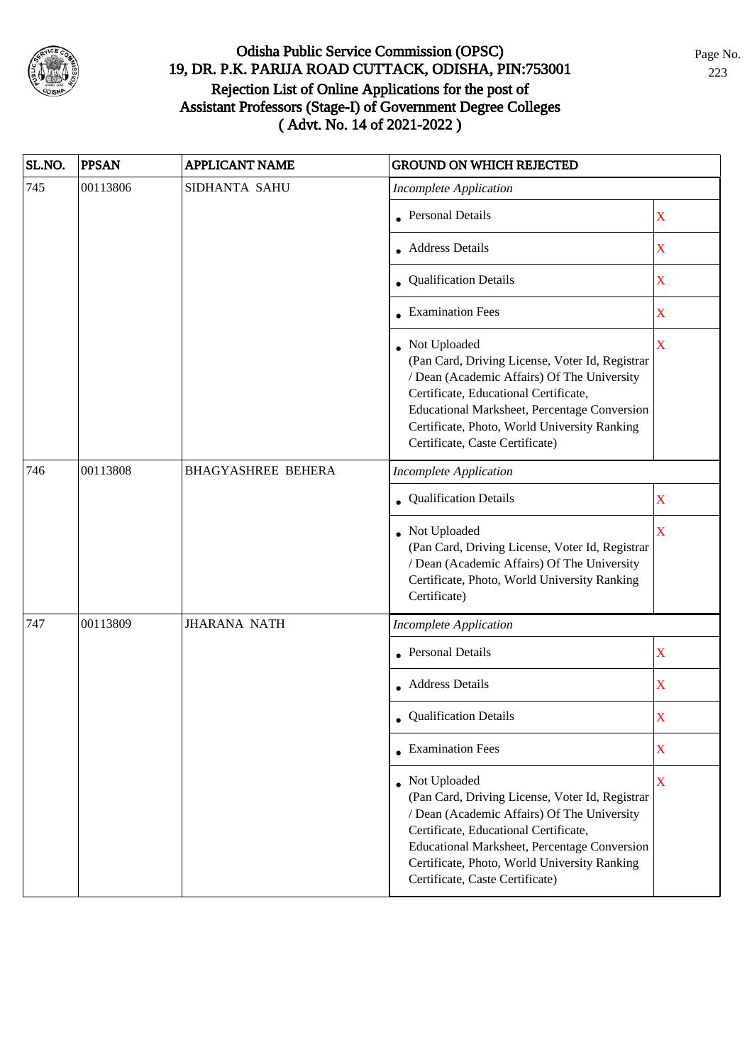# Odisha Public Service Commission (OPSC)
## 19, DR. P.K. PARIJA ROAD CUTTACK, ODISHA, PIN:753001
## Rejection List of Online Applications for the post of Assistant Professors (Stage-I) of Government Degree Colleges
## ( Advt. No. 14 of 2021-2022 )

| SL.NO. | PPSAN | APPLICANT NAME | GROUND ON WHICH REJECTED | |
|---|---|---|---|---|
| 745 | 00113806 | SIDHANTA SAHU | *Incomplete Application* | |
| | | | • Personal Details | X |
| | | | • Address Details | X |
| | | | • Qualification Details | X |
| | | | • Examination Fees | X |
| | | | • Not Uploaded (Pan Card, Driving License, Voter Id, Registrar / Dean (Academic Affairs) Of The University Certificate, Educational Certificate, Educational Marksheet, Percentage Conversion Certificate, Photo, World University Ranking Certificate, Caste Certificate) | X |
| 746 | 00113808 | BHAGYASHREE BEHERA | *Incomplete Application* | |
| | | | • Qualification Details | X |
| | | | • Not Uploaded (Pan Card, Driving License, Voter Id, Registrar / Dean (Academic Affairs) Of The University Certificate, Photo, World University Ranking Certificate) | X |
| 747 | 00113809 | JHARANA NATH | *Incomplete Application* | |
| | | | • Personal Details | X |
| | | | • Address Details | X |
| | | | • Qualification Details | X |
| | | | • Examination Fees | X |
| | | | • Not Uploaded (Pan Card, Driving License, Voter Id, Registrar / Dean (Academic Affairs) Of The University Certificate, Educational Certificate, Educational Marksheet, Percentage Conversion Certificate, Photo, World University Ranking Certificate, Caste Certificate) | X |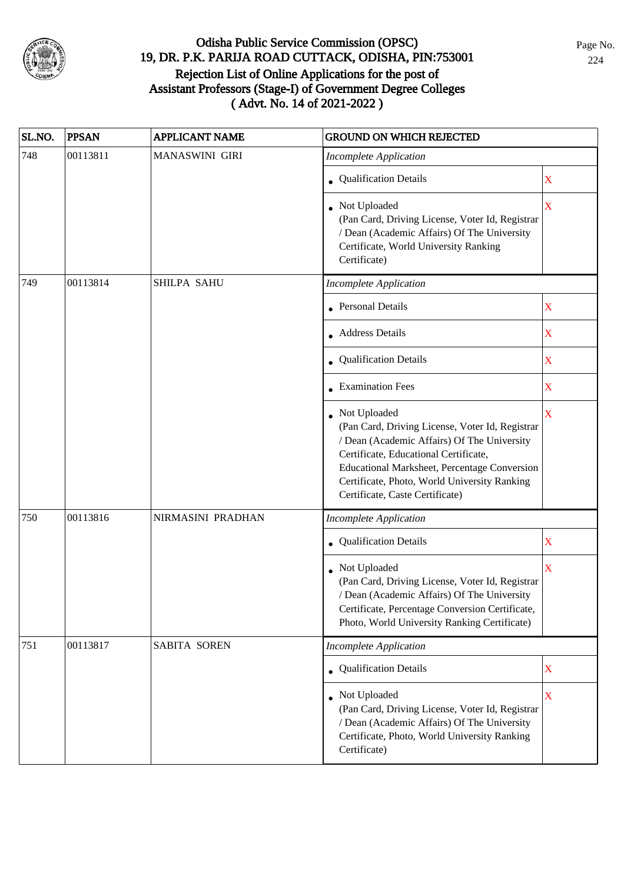# Odisha Public Service Commission (OPSC)
## 19, DR. P.K. PARIJA ROAD CUTTACK, ODISHA, PIN:753001
## Rejection List of Online Applications for the post of Assistant Professors (Stage-I) of Government Degree Colleges ( Advt. No. 14 of 2021-2022 )

| SL.NO. | PPSAN | APPLICANT NAME | GROUND ON WHICH REJECTED | |
|---|---|---|---|---|
| 748 | 00113811 | MANASWINI GIRI | *Incomplete Application* | |
| | | | • Qualification Details | X |
| | | | • Not Uploaded (Pan Card, Driving License, Voter Id, Registrar / Dean (Academic Affairs) Of The University Certificate, World University Ranking Certificate) | X |
| 749 | 00113814 | SHILPA SAHU | *Incomplete Application* | |
| | | | • Personal Details | X |
| | | | • Address Details | X |
| | | | • Qualification Details | X |
| | | | • Examination Fees | X |
| | | | • Not Uploaded (Pan Card, Driving License, Voter Id, Registrar / Dean (Academic Affairs) Of The University Certificate, Educational Certificate, Educational Marksheet, Percentage Conversion Certificate, Photo, World University Ranking Certificate, Caste Certificate) | X |
| 750 | 00113816 | NIRMASINI PRADHAN | *Incomplete Application* | |
| | | | • Qualification Details | X |
| | | | • Not Uploaded (Pan Card, Driving License, Voter Id, Registrar / Dean (Academic Affairs) Of The University Certificate, Percentage Conversion Certificate, Photo, World University Ranking Certificate) | X |
| 751 | 00113817 | SABITA SOREN | *Incomplete Application* | |
| | | | • Qualification Details | X |
| | | | • Not Uploaded (Pan Card, Driving License, Voter Id, Registrar / Dean (Academic Affairs) Of The University Certificate, Photo, World University Ranking Certificate) | X |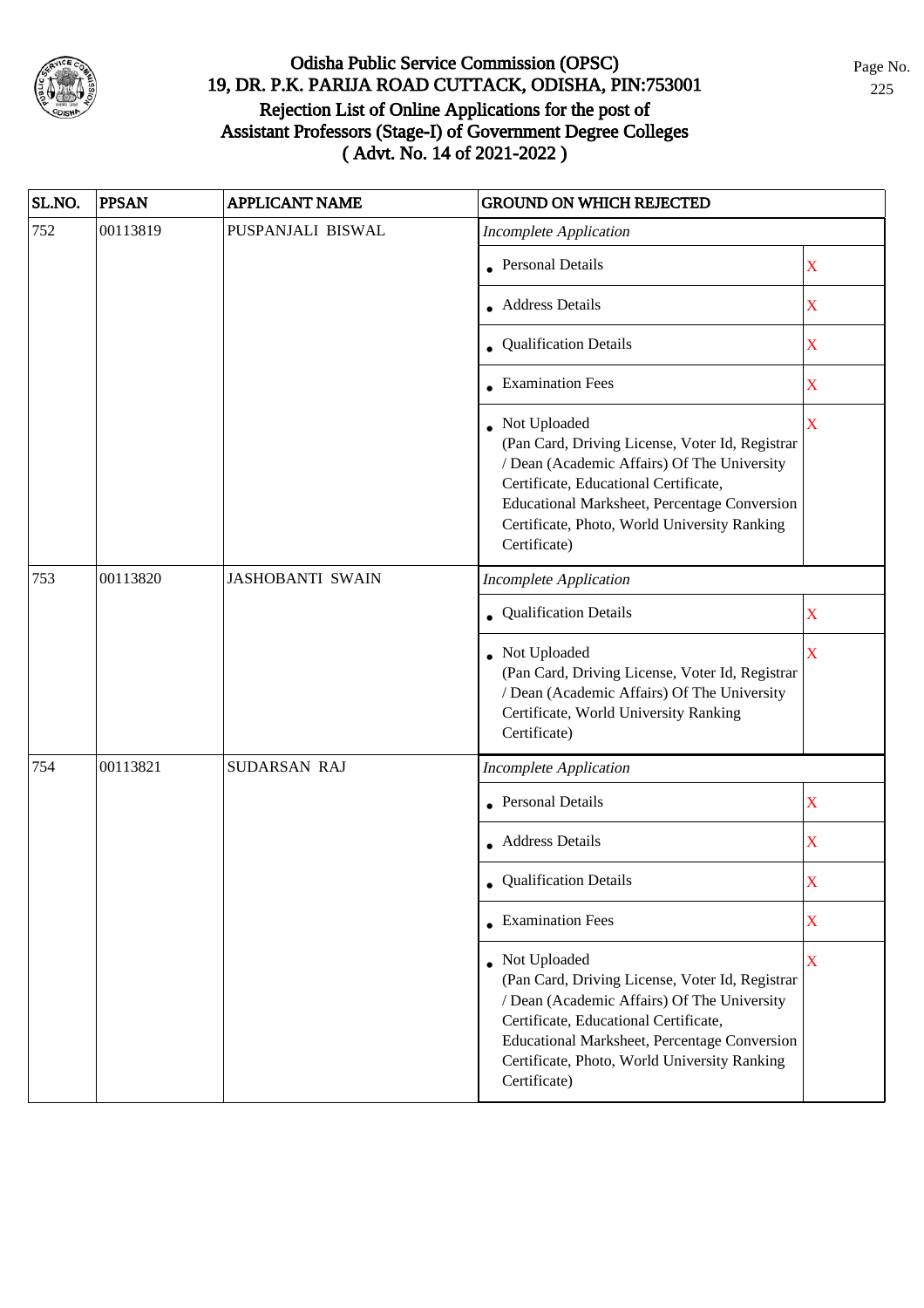# Odisha Public Service Commission (OPSC)
## 19, DR. P.K. PARIJA ROAD CUTTACK, ODISHA, PIN:753001
## Rejection List of Online Applications for the post of Assistant Professors (Stage-I) of Government Degree Colleges
## ( Advt. No. 14 of 2021-2022 )

| SL.NO. | PPSAN | APPLICANT NAME | GROUND ON WHICH REJECTED | |
|---|---|---|---|---|
| 752 | 00113819 | PUSPANJALI BISWAL | *Incomplete Application* | |
| | | | • Personal Details | X |
| | | | • Address Details | X |
| | | | • Qualification Details | X |
| | | | • Examination Fees | X |
| | | | • Not Uploaded (Pan Card, Driving License, Voter Id, Registrar / Dean (Academic Affairs) Of The University Certificate, Educational Certificate, Educational Marksheet, Percentage Conversion Certificate, Photo, World University Ranking Certificate) | X |
| 753 | 00113820 | JASHOBANTI SWAIN | *Incomplete Application* | |
| | | | • Qualification Details | X |
| | | | • Not Uploaded (Pan Card, Driving License, Voter Id, Registrar / Dean (Academic Affairs) Of The University Certificate, World University Ranking Certificate) | X |
| 754 | 00113821 | SUDARSAN RAJ | *Incomplete Application* | |
| | | | • Personal Details | X |
| | | | • Address Details | X |
| | | | • Qualification Details | X |
| | | | • Examination Fees | X |
| | | | • Not Uploaded (Pan Card, Driving License, Voter Id, Registrar / Dean (Academic Affairs) Of The University Certificate, Educational Certificate, Educational Marksheet, Percentage Conversion Certificate, Photo, World University Ranking Certificate) | X |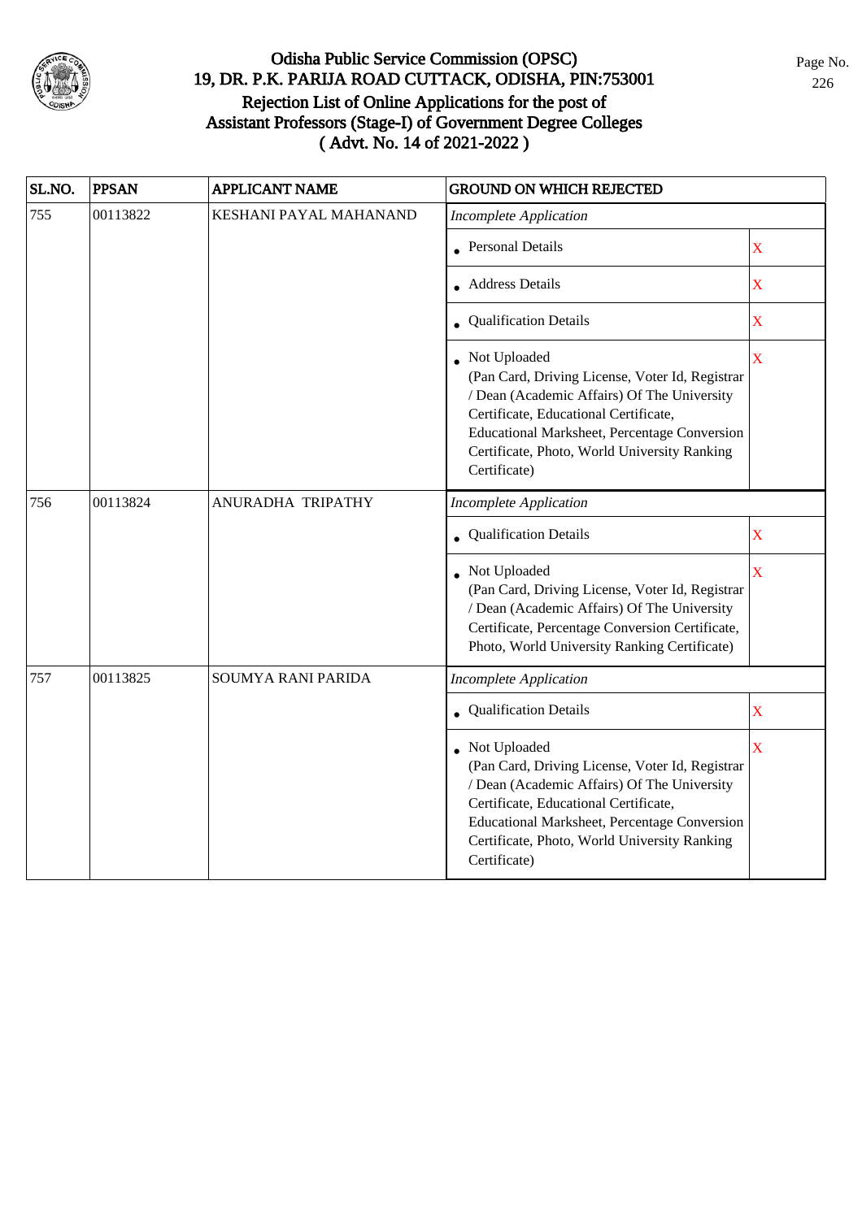# Odisha Public Service Commission (OPSC)
## 19, DR. P.K. PARIJA ROAD CUTTACK, ODISHA, PIN:753001
## Rejection List of Online Applications for the post of Assistant Professors (Stage-I) of Government Degree Colleges ( Advt. No. 14 of 2021-2022 )

| SL.NO. | PPSAN | APPLICANT NAME | GROUND ON WHICH REJECTED | |
|---|---|---|---|---|
| 755 | 00113822 | KESHANI PAYAL MAHANAND | *Incomplete Application* | |
| | | | • Personal Details | X |
| | | | • Address Details | X |
| | | | • Qualification Details | X |
| | | | • Not Uploaded (Pan Card, Driving License, Voter Id, Registrar / Dean (Academic Affairs) Of The University Certificate, Educational Certificate, Educational Marksheet, Percentage Conversion Certificate, Photo, World University Ranking Certificate) | X |
| 756 | 00113824 | ANURADHA TRIPATHY | *Incomplete Application* | |
| | | | • Qualification Details | X |
| | | | • Not Uploaded (Pan Card, Driving License, Voter Id, Registrar / Dean (Academic Affairs) Of The University Certificate, Percentage Conversion Certificate, Photo, World University Ranking Certificate) | X |
| 757 | 00113825 | SOUMYA RANI PARIDA | *Incomplete Application* | |
| | | | • Qualification Details | X |
| | | | • Not Uploaded (Pan Card, Driving License, Voter Id, Registrar / Dean (Academic Affairs) Of The University Certificate, Educational Certificate, Educational Marksheet, Percentage Conversion Certificate, Photo, World University Ranking Certificate) | X |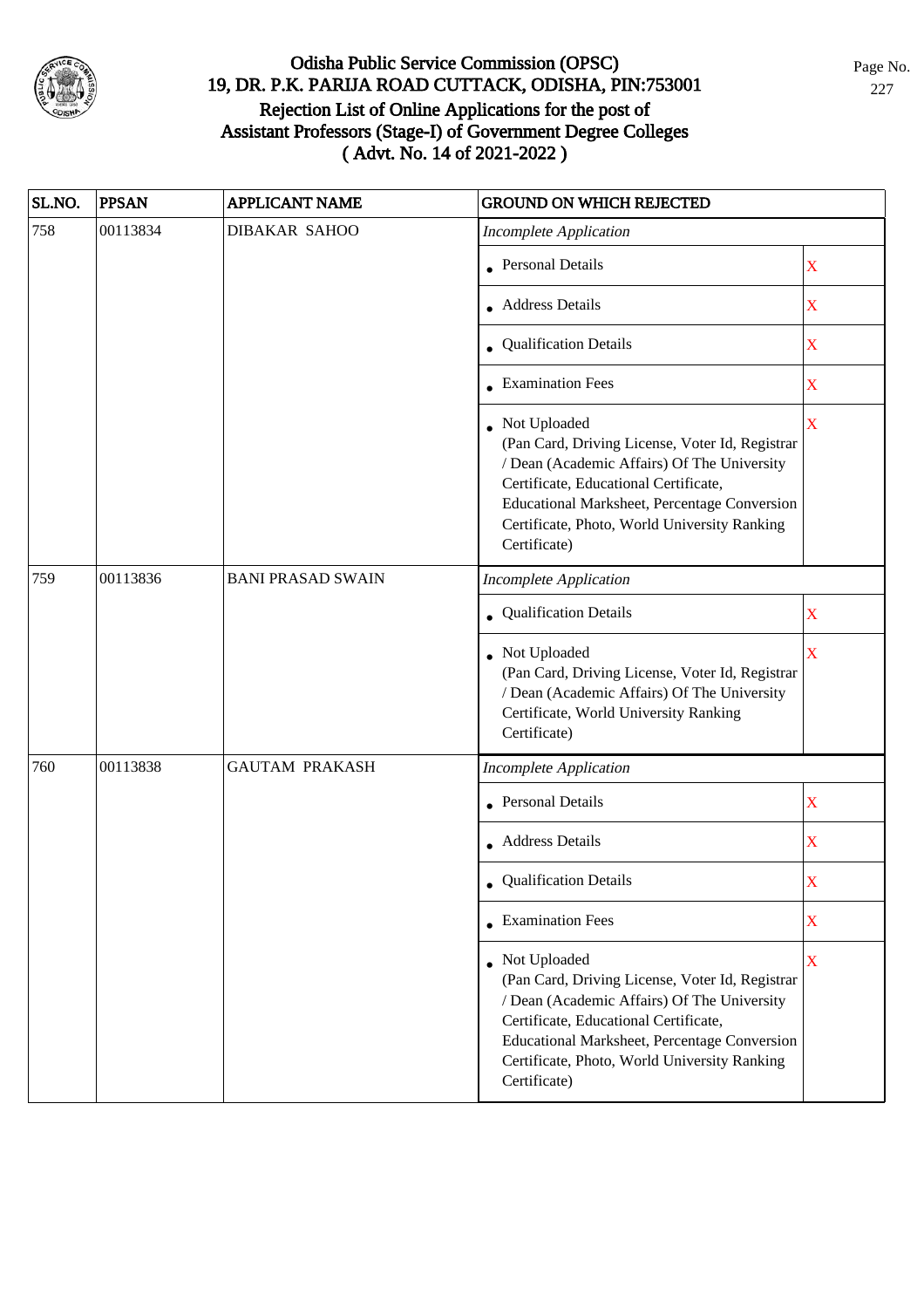# Odisha Public Service Commission (OPSC)
## 19, DR. P.K. PARIJA ROAD CUTTACK, ODISHA, PIN:753001
## Rejection List of Online Applications for the post of Assistant Professors (Stage-I) of Government Degree Colleges
## ( Advt. No. 14 of 2021-2022 )

| SL.NO. | PPSAN | APPLICANT NAME | GROUND ON WHICH REJECTED | |
|---|---|---|---|---|
| 758 | 00113834 | DIBAKAR SAHOO | *Incomplete Application* | |
| | | | • Personal Details | X |
| | | | • Address Details | X |
| | | | • Qualification Details | X |
| | | | • Examination Fees | X |
| | | | • Not Uploaded (Pan Card, Driving License, Voter Id, Registrar / Dean (Academic Affairs) Of The University Certificate, Educational Certificate, Educational Marksheet, Percentage Conversion Certificate, Photo, World University Ranking Certificate) | X |
| 759 | 00113836 | BANI PRASAD SWAIN | *Incomplete Application* | |
| | | | • Qualification Details | X |
| | | | • Not Uploaded (Pan Card, Driving License, Voter Id, Registrar / Dean (Academic Affairs) Of The University Certificate, World University Ranking Certificate) | X |
| 760 | 00113838 | GAUTAM PRAKASH | *Incomplete Application* | |
| | | | • Personal Details | X |
| | | | • Address Details | X |
| | | | • Qualification Details | X |
| | | | • Examination Fees | X |
| | | | • Not Uploaded (Pan Card, Driving License, Voter Id, Registrar / Dean (Academic Affairs) Of The University Certificate, Educational Certificate, Educational Marksheet, Percentage Conversion Certificate, Photo, World University Ranking Certificate) | X |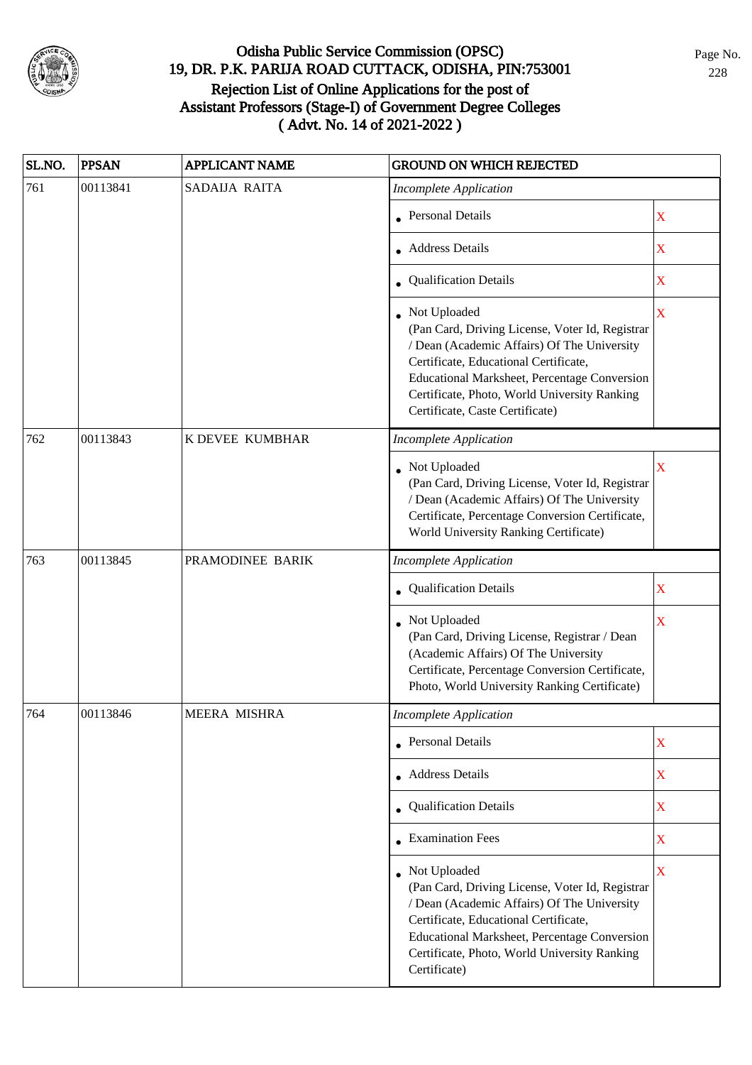# Odisha Public Service Commission (OPSC)
## 19, DR. P.K. PARIJA ROAD CUTTACK, ODISHA, PIN:753001
## Rejection List of Online Applications for the post of Assistant Professors (Stage-I) of Government Degree Colleges
## ( Advt. No. 14 of 2021-2022 )

| SL.NO. | PPSAN | APPLICANT NAME | GROUND ON WHICH REJECTED | |
|---|---|---|---|---|
| 761 | 00113841 | SADAIJA RAITA | *Incomplete Application* | |
| | | | • Personal Details | X |
| | | | • Address Details | X |
| | | | • Qualification Details | X |
| | | | • Not Uploaded (Pan Card, Driving License, Voter Id, Registrar / Dean (Academic Affairs) Of The University Certificate, Educational Certificate, Educational Marksheet, Percentage Conversion Certificate, Photo, World University Ranking Certificate, Caste Certificate) | X |
| 762 | 00113843 | K DEVEE KUMBHAR | *Incomplete Application* | |
| | | | • Not Uploaded (Pan Card, Driving License, Voter Id, Registrar / Dean (Academic Affairs) Of The University Certificate, Percentage Conversion Certificate, World University Ranking Certificate) | X |
| 763 | 00113845 | PRAMODINEE BARIK | *Incomplete Application* | |
| | | | • Qualification Details | X |
| | | | • Not Uploaded (Pan Card, Driving License, Registrar / Dean (Academic Affairs) Of The University Certificate, Percentage Conversion Certificate, Photo, World University Ranking Certificate) | X |
| 764 | 00113846 | MEERA MISHRA | *Incomplete Application* | |
| | | | • Personal Details | X |
| | | | • Address Details | X |
| | | | • Qualification Details | X |
| | | | • Examination Fees | X |
| | | | • Not Uploaded (Pan Card, Driving License, Voter Id, Registrar / Dean (Academic Affairs) Of The University Certificate, Educational Certificate, Educational Marksheet, Percentage Conversion Certificate, Photo, World University Ranking Certificate) | X |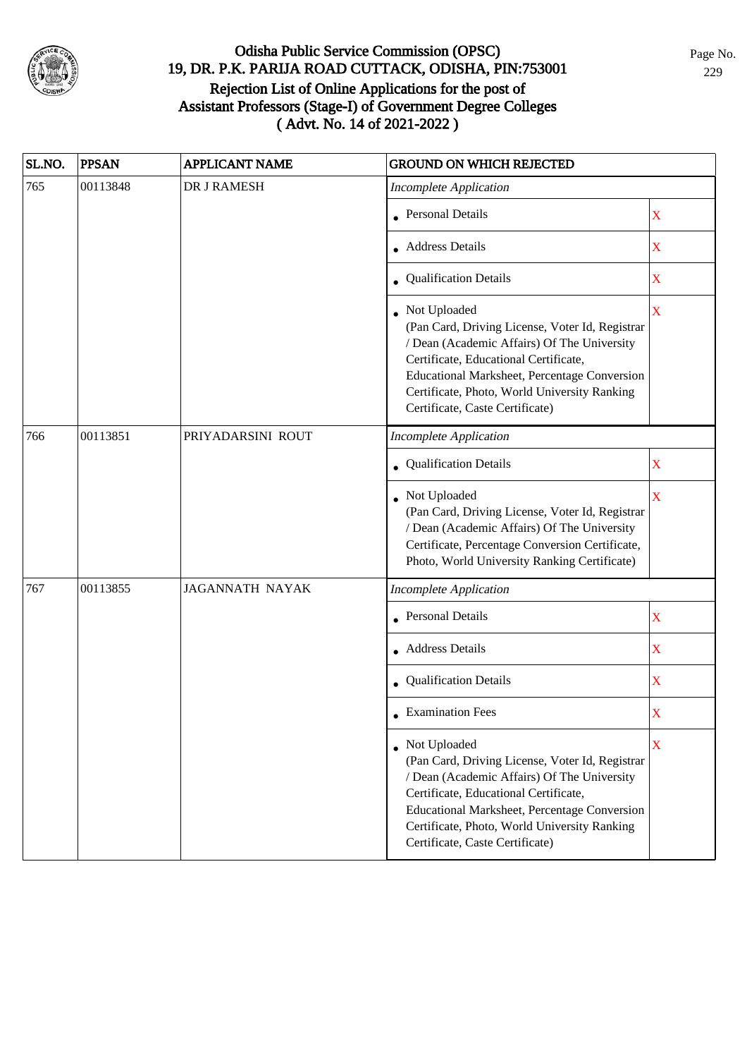# Odisha Public Service Commission (OPSC)
## 19, DR. P.K. PARIJA ROAD CUTTACK, ODISHA, PIN:753001
## Rejection List of Online Applications for the post of Assistant Professors (Stage-I) of Government Degree Colleges
## ( Advt. No. 14 of 2021-2022 )

| SL.NO. | PPSAN | APPLICANT NAME | GROUND ON WHICH REJECTED | |
|---|---|---|---|---|
| 765 | 00113848 | DR J RAMESH | *Incomplete Application* | |
| | | | • Personal Details | X |
| | | | • Address Details | X |
| | | | • Qualification Details | X |
| | | | • Not Uploaded (Pan Card, Driving License, Voter Id, Registrar / Dean (Academic Affairs) Of The University Certificate, Educational Certificate, Educational Marksheet, Percentage Conversion Certificate, Photo, World University Ranking Certificate, Caste Certificate) | X |
| 766 | 00113851 | PRIYADARSINI ROUT | *Incomplete Application* | |
| | | | • Qualification Details | X |
| | | | • Not Uploaded (Pan Card, Driving License, Voter Id, Registrar / Dean (Academic Affairs) Of The University Certificate, Percentage Conversion Certificate, Photo, World University Ranking Certificate) | X |
| 767 | 00113855 | JAGANNATH NAYAK | *Incomplete Application* | |
| | | | • Personal Details | X |
| | | | • Address Details | X |
| | | | • Qualification Details | X |
| | | | • Examination Fees | X |
| | | | • Not Uploaded (Pan Card, Driving License, Voter Id, Registrar / Dean (Academic Affairs) Of The University Certificate, Educational Certificate, Educational Marksheet, Percentage Conversion Certificate, Photo, World University Ranking Certificate, Caste Certificate) | X |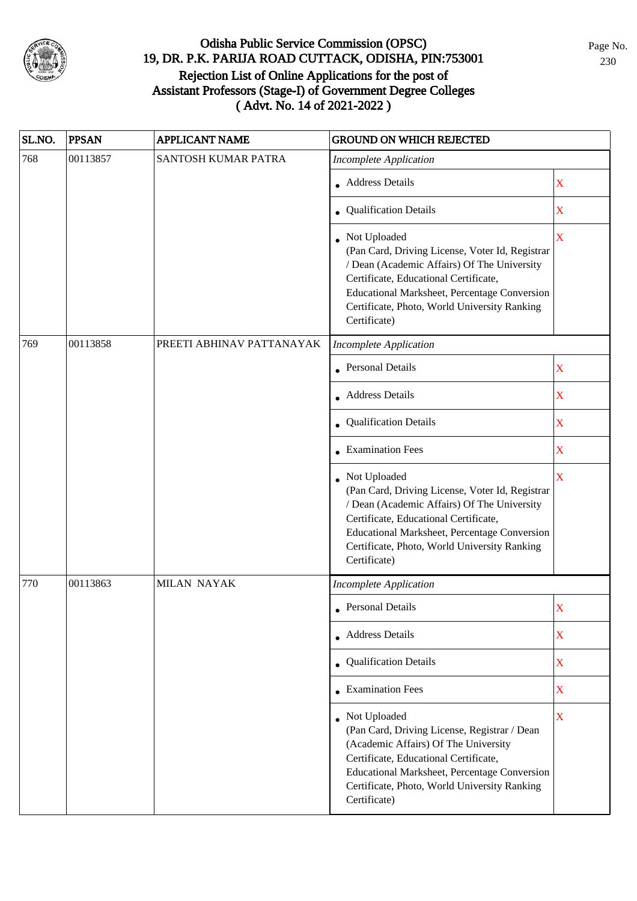# Odisha Public Service Commission (OPSC)
## 19, DR. P.K. PARIJA ROAD CUTTACK, ODISHA, PIN:753001
## Rejection List of Online Applications for the post of Assistant Professors (Stage-I) of Government Degree Colleges ( Advt. No. 14 of 2021-2022 )

| SL.NO. | PPSAN | APPLICANT NAME | GROUND ON WHICH REJECTED | |
|---|---|---|---|---|
| 768 | 00113857 | SANTOSH KUMAR PATRA | *Incomplete Application* | |
| | | | • Address Details | X |
| | | | • Qualification Details | X |
| | | | • Not Uploaded (Pan Card, Driving License, Voter Id, Registrar / Dean (Academic Affairs) Of The University Certificate, Educational Certificate, Educational Marksheet, Percentage Conversion Certificate, Photo, World University Ranking Certificate) | X |
| 769 | 00113858 | PREETI ABHINAV PATTANAYAK | *Incomplete Application* | |
| | | | • Personal Details | X |
| | | | • Address Details | X |
| | | | • Qualification Details | X |
| | | | • Examination Fees | X |
| | | | • Not Uploaded (Pan Card, Driving License, Voter Id, Registrar / Dean (Academic Affairs) Of The University Certificate, Educational Certificate, Educational Marksheet, Percentage Conversion Certificate, Photo, World University Ranking Certificate) | X |
| 770 | 00113863 | MILAN NAYAK | *Incomplete Application* | |
| | | | • Personal Details | X |
| | | | • Address Details | X |
| | | | • Qualification Details | X |
| | | | • Examination Fees | X |
| | | | • Not Uploaded (Pan Card, Driving License, Registrar / Dean (Academic Affairs) Of The University Certificate, Educational Certificate, Educational Marksheet, Percentage Conversion Certificate, Photo, World University Ranking Certificate) | X |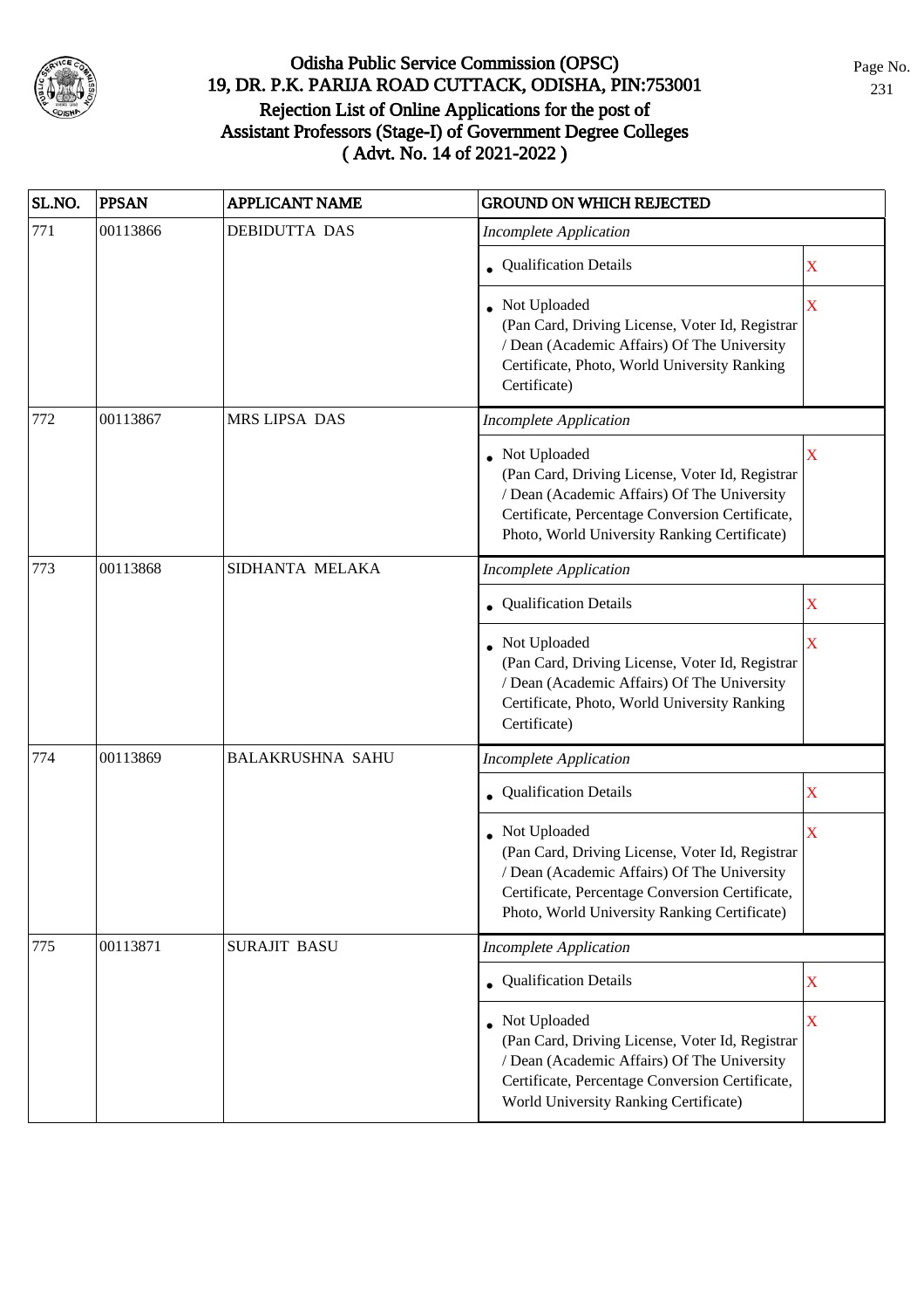# Odisha Public Service Commission (OPSC)

## 19, DR. P.K. PARIJA ROAD CUTTACK, ODISHA, PIN:753001

## Rejection List of Online Applications for the post of Assistant Professors (Stage-I) of Government Degree Colleges ( Advt. No. 14 of 2021-2022 )

| SL.NO. | PPSAN | APPLICANT NAME | GROUND ON WHICH REJECTED | |
|---|---|---|---|---|
| 771 | 00113866 | DEBIDUTTA DAS | *Incomplete Application* | |
| | | | • Qualification Details | X |
| | | | • Not Uploaded (Pan Card, Driving License, Voter Id, Registrar / Dean (Academic Affairs) Of The University Certificate, Photo, World University Ranking Certificate) | X |
| 772 | 00113867 | MRS LIPSA DAS | *Incomplete Application* | |
| | | | • Not Uploaded (Pan Card, Driving License, Voter Id, Registrar / Dean (Academic Affairs) Of The University Certificate, Percentage Conversion Certificate, Photo, World University Ranking Certificate) | X |
| 773 | 00113868 | SIDHANTA MELAKA | *Incomplete Application* | |
| | | | • Qualification Details | X |
| | | | • Not Uploaded (Pan Card, Driving License, Voter Id, Registrar / Dean (Academic Affairs) Of The University Certificate, Photo, World University Ranking Certificate) | X |
| 774 | 00113869 | BALAKRUSHNA SAHU | *Incomplete Application* | |
| | | | • Qualification Details | X |
| | | | • Not Uploaded (Pan Card, Driving License, Voter Id, Registrar / Dean (Academic Affairs) Of The University Certificate, Percentage Conversion Certificate, Photo, World University Ranking Certificate) | X |
| 775 | 00113871 | SURAJIT BASU | *Incomplete Application* | |
| | | | • Qualification Details | X |
| | | | • Not Uploaded (Pan Card, Driving License, Voter Id, Registrar / Dean (Academic Affairs) Of The University Certificate, Percentage Conversion Certificate, World University Ranking Certificate) | X |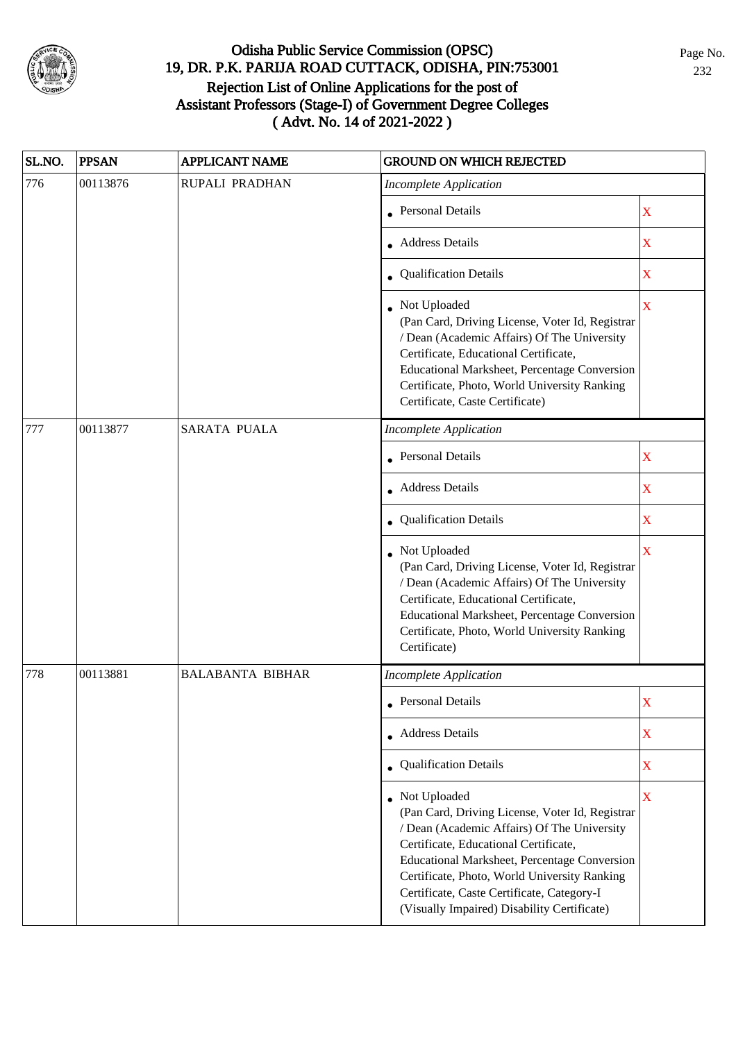# Odisha Public Service Commission (OPSC)
## 19, DR. P.K. PARIJA ROAD CUTTACK, ODISHA, PIN:753001
## Rejection List of Online Applications for the post of Assistant Professors (Stage-I) of Government Degree Colleges ( Advt. No. 14 of 2021-2022 )

| SL.NO. | PPSAN | APPLICANT NAME | GROUND ON WHICH REJECTED | |
|---|---|---|---|---|
| 776 | 00113876 | RUPALI PRADHAN | *Incomplete Application* | |
| | | | • Personal Details | X |
| | | | • Address Details | X |
| | | | • Qualification Details | X |
| | | | • Not Uploaded (Pan Card, Driving License, Voter Id, Registrar / Dean (Academic Affairs) Of The University Certificate, Educational Certificate, Educational Marksheet, Percentage Conversion Certificate, Photo, World University Ranking Certificate, Caste Certificate) | X |
| 777 | 00113877 | SARATA PUALA | *Incomplete Application* | |
| | | | • Personal Details | X |
| | | | • Address Details | X |
| | | | • Qualification Details | X |
| | | | • Not Uploaded (Pan Card, Driving License, Voter Id, Registrar / Dean (Academic Affairs) Of The University Certificate, Educational Certificate, Educational Marksheet, Percentage Conversion Certificate, Photo, World University Ranking Certificate) | X |
| 778 | 00113881 | BALABANTA BIBHAR | *Incomplete Application* | |
| | | | • Personal Details | X |
| | | | • Address Details | X |
| | | | • Qualification Details | X |
| | | | • Not Uploaded (Pan Card, Driving License, Voter Id, Registrar / Dean (Academic Affairs) Of The University Certificate, Educational Certificate, Educational Marksheet, Percentage Conversion Certificate, Photo, World University Ranking Certificate, Caste Certificate, Category-I (Visually Impaired) Disability Certificate) | X |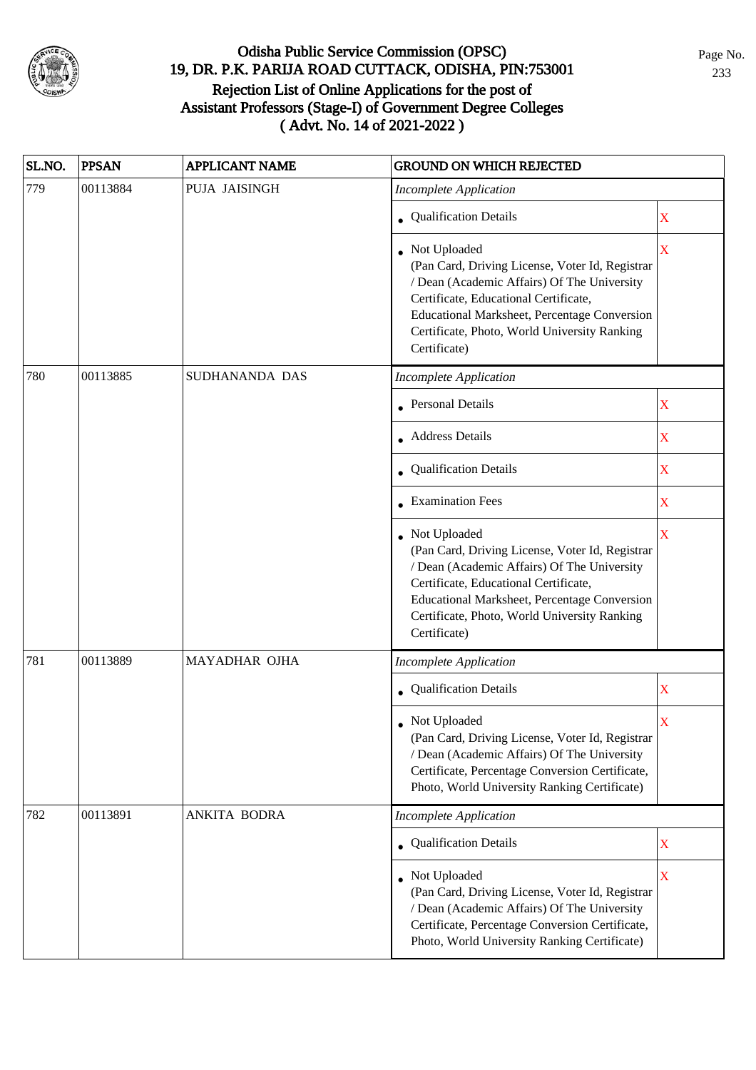# Odisha Public Service Commission (OPSC)
## 19, DR. P.K. PARIJA ROAD CUTTACK, ODISHA, PIN:753001
## Rejection List of Online Applications for the post of Assistant Professors (Stage-I) of Government Degree Colleges
## ( Advt. No. 14 of 2021-2022 )

| SL.NO. | PPSAN | APPLICANT NAME | GROUND ON WHICH REJECTED | |
|---|---|---|---|---|
| 779 | 00113884 | PUJA JAISINGH | *Incomplete Application* | |
| | | | • Qualification Details | X |
| | | | • Not Uploaded (Pan Card, Driving License, Voter Id, Registrar / Dean (Academic Affairs) Of The University Certificate, Educational Certificate, Educational Marksheet, Percentage Conversion Certificate, Photo, World University Ranking Certificate) | X |
| 780 | 00113885 | SUDHANANDA DAS | *Incomplete Application* | |
| | | | • Personal Details | X |
| | | | • Address Details | X |
| | | | • Qualification Details | X |
| | | | • Examination Fees | X |
| | | | • Not Uploaded (Pan Card, Driving License, Voter Id, Registrar / Dean (Academic Affairs) Of The University Certificate, Educational Certificate, Educational Marksheet, Percentage Conversion Certificate, Photo, World University Ranking Certificate) | X |
| 781 | 00113889 | MAYADHAR OJHA | *Incomplete Application* | |
| | | | • Qualification Details | X |
| | | | • Not Uploaded (Pan Card, Driving License, Voter Id, Registrar / Dean (Academic Affairs) Of The University Certificate, Percentage Conversion Certificate, Photo, World University Ranking Certificate) | X |
| 782 | 00113891 | ANKITA BODRA | *Incomplete Application* | |
| | | | • Qualification Details | X |
| | | | • Not Uploaded (Pan Card, Driving License, Voter Id, Registrar / Dean (Academic Affairs) Of The University Certificate, Percentage Conversion Certificate, Photo, World University Ranking Certificate) | X |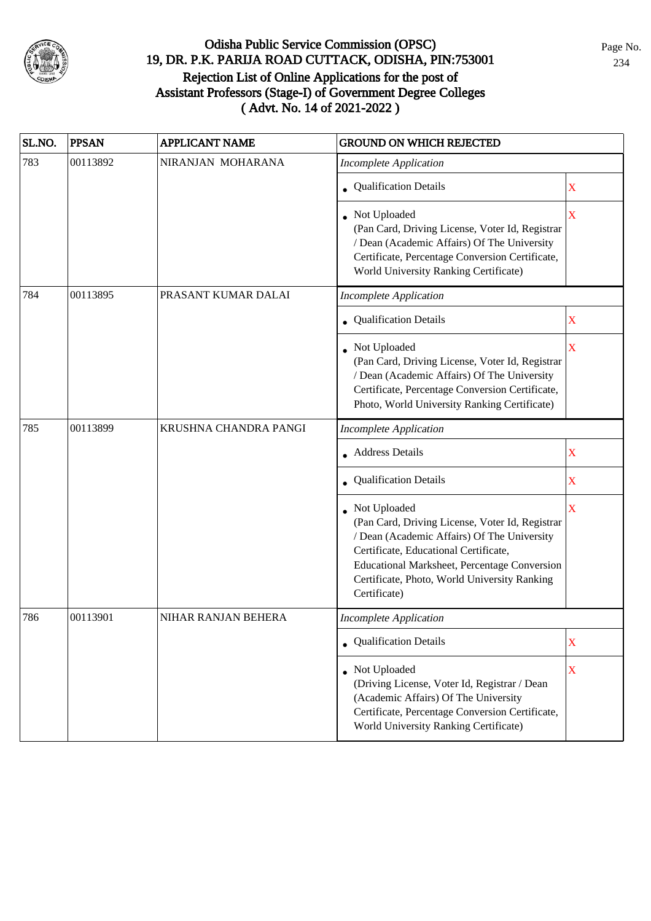# Odisha Public Service Commission (OPSC)
## 19, DR. P.K. PARIJA ROAD CUTTACK, ODISHA, PIN:753001
## Rejection List of Online Applications for the post of Assistant Professors (Stage-I) of Government Degree Colleges ( Advt. No. 14 of 2021-2022 )

| SL.NO. | PPSAN | APPLICANT NAME | GROUND ON WHICH REJECTED | |
|---|---|---|---|---|
| 783 | 00113892 | NIRANJAN MOHARANA | *Incomplete Application* | |
| | | | • Qualification Details | X |
| | | | • Not Uploaded (Pan Card, Driving License, Voter Id, Registrar / Dean (Academic Affairs) Of The University Certificate, Percentage Conversion Certificate, World University Ranking Certificate) | X |
| 784 | 00113895 | PRASANT KUMAR DALAI | *Incomplete Application* | |
| | | | • Qualification Details | X |
| | | | • Not Uploaded (Pan Card, Driving License, Voter Id, Registrar / Dean (Academic Affairs) Of The University Certificate, Percentage Conversion Certificate, Photo, World University Ranking Certificate) | X |
| 785 | 00113899 | KRUSHNA CHANDRA PANGI | *Incomplete Application* | |
| | | | • Address Details | X |
| | | | • Qualification Details | X |
| | | | • Not Uploaded (Pan Card, Driving License, Voter Id, Registrar / Dean (Academic Affairs) Of The University Certificate, Educational Certificate, Educational Marksheet, Percentage Conversion Certificate, Photo, World University Ranking Certificate) | X |
| 786 | 00113901 | NIHAR RANJAN BEHERA | *Incomplete Application* | |
| | | | • Qualification Details | X |
| | | | • Not Uploaded (Driving License, Voter Id, Registrar / Dean (Academic Affairs) Of The University Certificate, Percentage Conversion Certificate, World University Ranking Certificate) | X |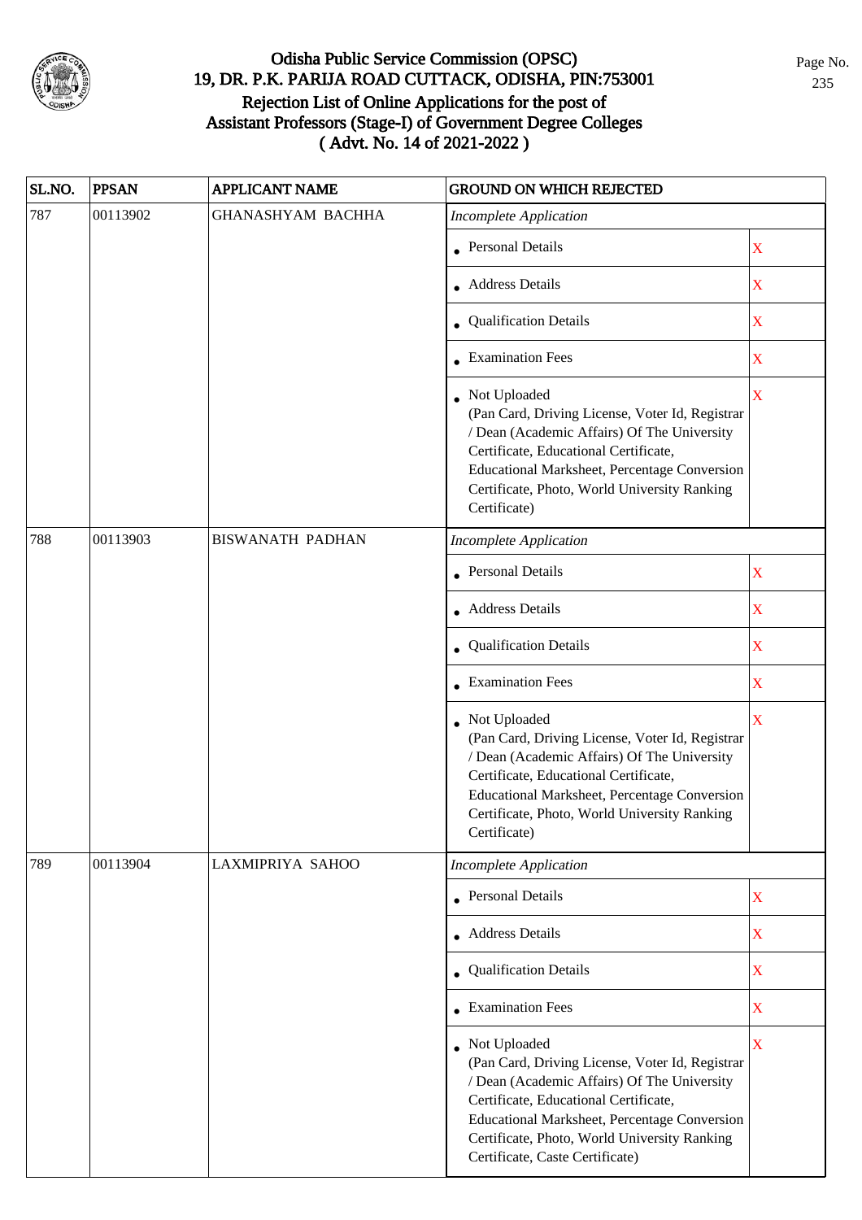# Odisha Public Service Commission (OPSC)
## 19, DR. P.K. PARIJA ROAD CUTTACK, ODISHA, PIN:753001
## Rejection List of Online Applications for the post of Assistant Professors (Stage-I) of Government Degree Colleges ( Advt. No. 14 of 2021-2022 )

| SL.NO. | PPSAN | APPLICANT NAME | GROUND ON WHICH REJECTED | |
|---|---|---|---|---|
| 787 | 00113902 | GHANASHYAM BACHHA | *Incomplete Application* | |
| | | | • Personal Details | X |
| | | | • Address Details | X |
| | | | • Qualification Details | X |
| | | | • Examination Fees | X |
| | | | • Not Uploaded (Pan Card, Driving License, Voter Id, Registrar / Dean (Academic Affairs) Of The University Certificate, Educational Certificate, Educational Marksheet, Percentage Conversion Certificate, Photo, World University Ranking Certificate) | X |
| 788 | 00113903 | BISWANATH PADHAN | *Incomplete Application* | |
| | | | • Personal Details | X |
| | | | • Address Details | X |
| | | | • Qualification Details | X |
| | | | • Examination Fees | X |
| | | | • Not Uploaded (Pan Card, Driving License, Voter Id, Registrar / Dean (Academic Affairs) Of The University Certificate, Educational Certificate, Educational Marksheet, Percentage Conversion Certificate, Photo, World University Ranking Certificate) | X |
| 789 | 00113904 | LAXMIPRIYA SAHOO | *Incomplete Application* | |
| | | | • Personal Details | X |
| | | | • Address Details | X |
| | | | • Qualification Details | X |
| | | | • Examination Fees | X |
| | | | • Not Uploaded (Pan Card, Driving License, Voter Id, Registrar / Dean (Academic Affairs) Of The University Certificate, Educational Certificate, Educational Marksheet, Percentage Conversion Certificate, Photo, World University Ranking Certificate, Caste Certificate) | X |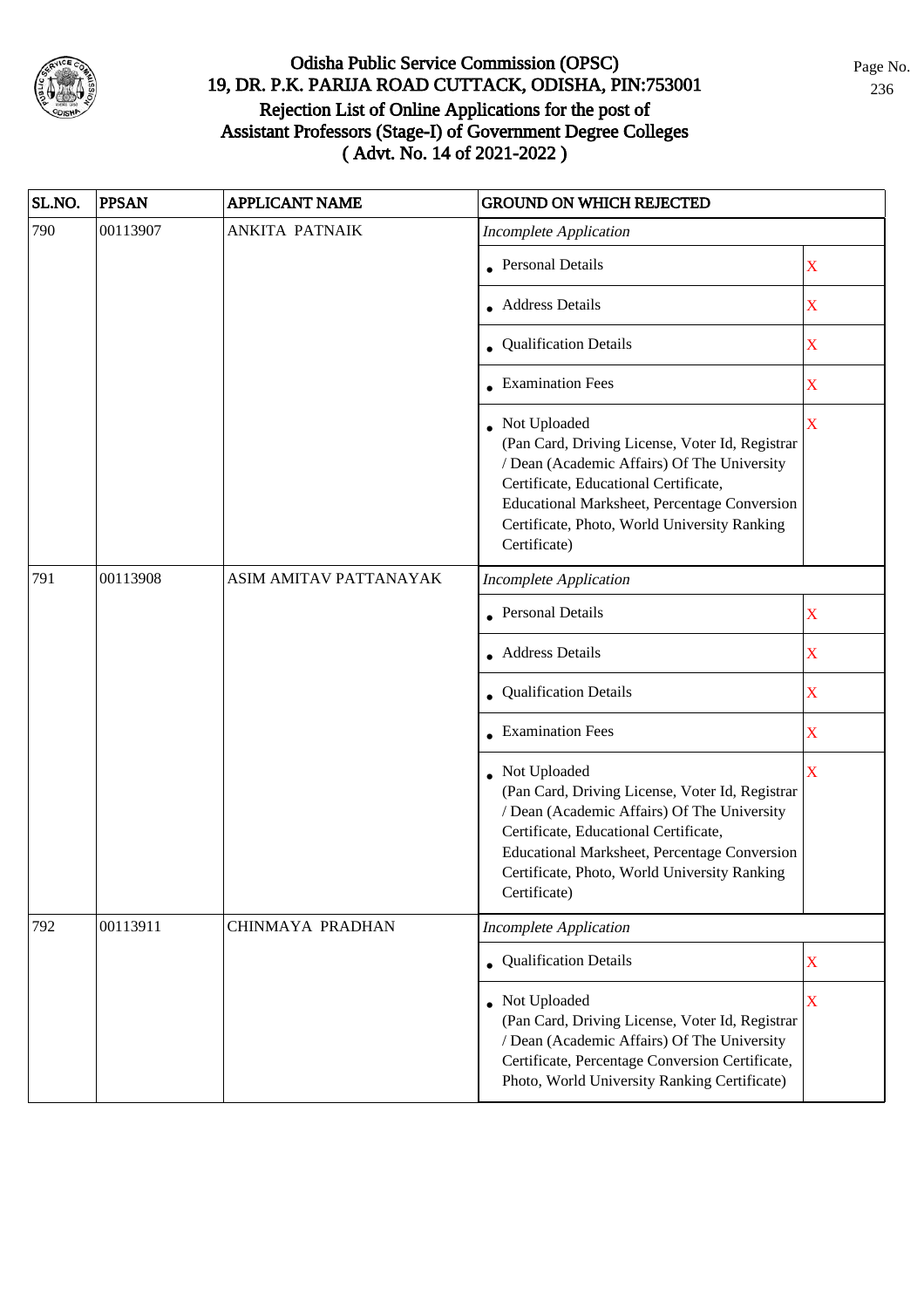# Odisha Public Service Commission (OPSC)
## 19, DR. P.K. PARIJA ROAD CUTTACK, ODISHA, PIN:753001
## Rejection List of Online Applications for the post of Assistant Professors (Stage-I) of Government Degree Colleges ( Advt. No. 14 of 2021-2022 )

| SL.NO. | PPSAN | APPLICANT NAME | GROUND ON WHICH REJECTED | |
|---|---|---|---|---|
| 790 | 00113907 | ANKITA PATNAIK | *Incomplete Application* | |
| | | | • Personal Details | X |
| | | | • Address Details | X |
| | | | • Qualification Details | X |
| | | | • Examination Fees | X |
| | | | • Not Uploaded (Pan Card, Driving License, Voter Id, Registrar / Dean (Academic Affairs) Of The University Certificate, Educational Certificate, Educational Marksheet, Percentage Conversion Certificate, Photo, World University Ranking Certificate) | X |
| 791 | 00113908 | ASIM AMITAV PATTANAYAK | *Incomplete Application* | |
| | | | • Personal Details | X |
| | | | • Address Details | X |
| | | | • Qualification Details | X |
| | | | • Examination Fees | X |
| | | | • Not Uploaded (Pan Card, Driving License, Voter Id, Registrar / Dean (Academic Affairs) Of The University Certificate, Educational Certificate, Educational Marksheet, Percentage Conversion Certificate, Photo, World University Ranking Certificate) | X |
| 792 | 00113911 | CHINMAYA PRADHAN | *Incomplete Application* | |
| | | | • Qualification Details | X |
| | | | • Not Uploaded (Pan Card, Driving License, Voter Id, Registrar / Dean (Academic Affairs) Of The University Certificate, Percentage Conversion Certificate, Photo, World University Ranking Certificate) | X |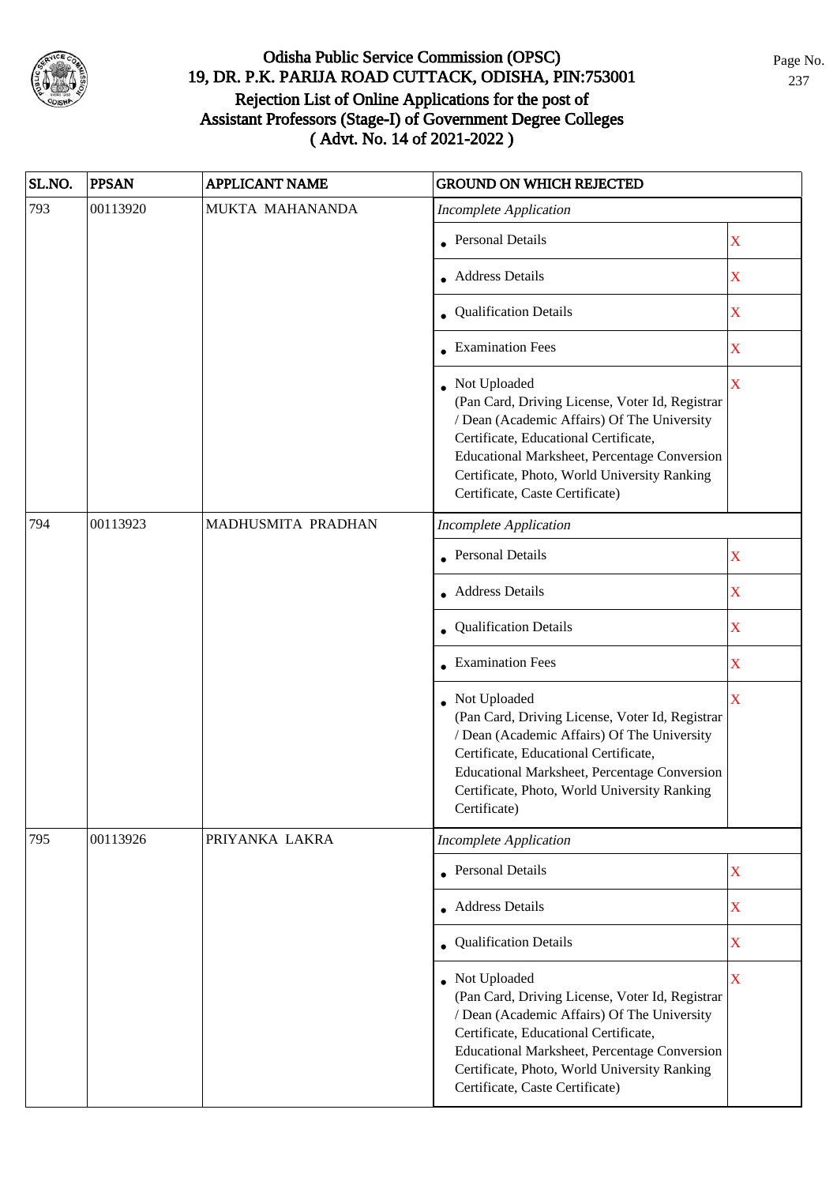# Odisha Public Service Commission (OPSC)
## 19, DR. P.K. PARIJA ROAD CUTTACK, ODISHA, PIN:753001
## Rejection List of Online Applications for the post of Assistant Professors (Stage-I) of Government Degree Colleges ( Advt. No. 14 of 2021-2022 )

| SL.NO. | PPSAN | APPLICANT NAME | GROUND ON WHICH REJECTED | |
|---|---|---|---|---|
| 793 | 00113920 | MUKTA MAHANANDA | *Incomplete Application* | |
| | | | • Personal Details | X |
| | | | • Address Details | X |
| | | | • Qualification Details | X |
| | | | • Examination Fees | X |
| | | | • Not Uploaded (Pan Card, Driving License, Voter Id, Registrar / Dean (Academic Affairs) Of The University Certificate, Educational Certificate, Educational Marksheet, Percentage Conversion Certificate, Photo, World University Ranking Certificate, Caste Certificate) | X |
| 794 | 00113923 | MADHUSMITA PRADHAN | *Incomplete Application* | |
| | | | • Personal Details | X |
| | | | • Address Details | X |
| | | | • Qualification Details | X |
| | | | • Examination Fees | X |
| | | | • Not Uploaded (Pan Card, Driving License, Voter Id, Registrar / Dean (Academic Affairs) Of The University Certificate, Educational Certificate, Educational Marksheet, Percentage Conversion Certificate, Photo, World University Ranking Certificate) | X |
| 795 | 00113926 | PRIYANKA LAKRA | *Incomplete Application* | |
| | | | • Personal Details | X |
| | | | • Address Details | X |
| | | | • Qualification Details | X |
| | | | • Not Uploaded (Pan Card, Driving License, Voter Id, Registrar / Dean (Academic Affairs) Of The University Certificate, Educational Certificate, Educational Marksheet, Percentage Conversion Certificate, Photo, World University Ranking Certificate, Caste Certificate) | X |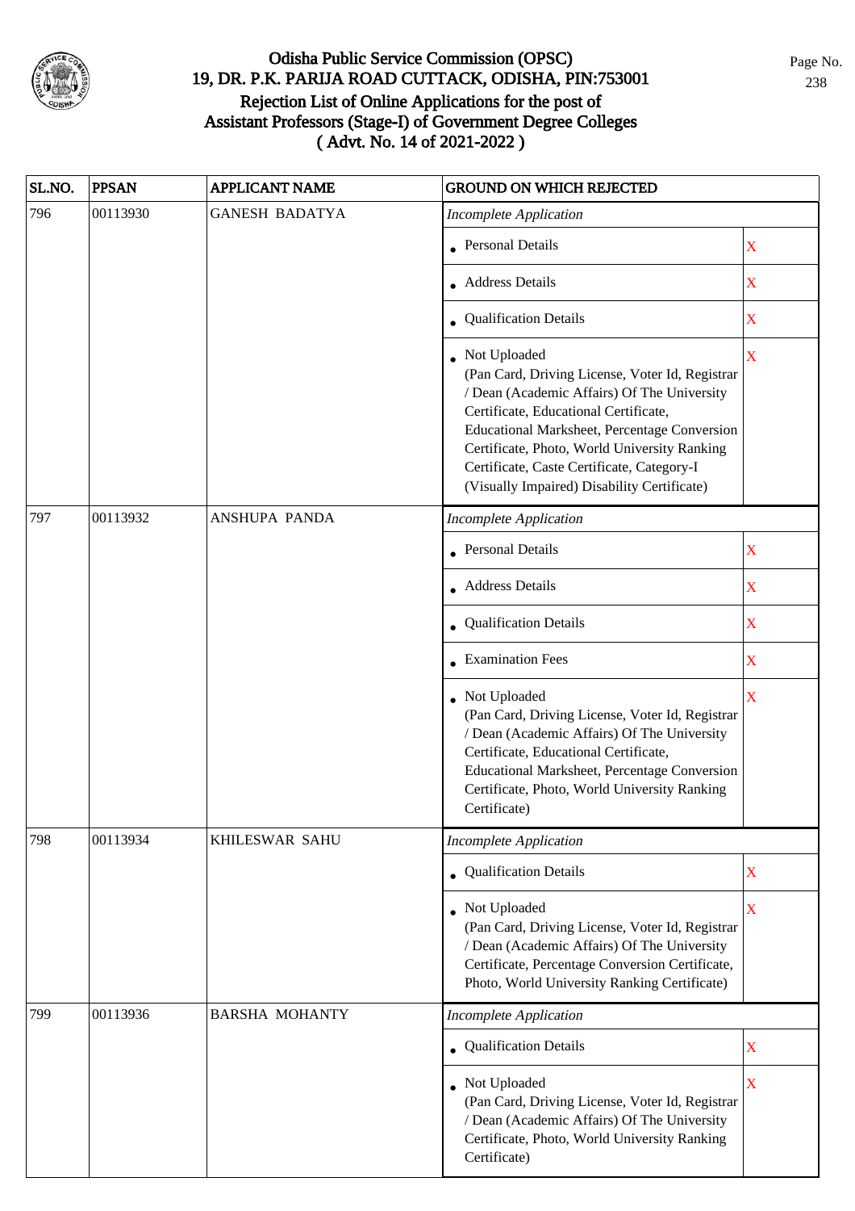# Odisha Public Service Commission (OPSC)
## 19, DR. P.K. PARIJA ROAD CUTTACK, ODISHA, PIN:753001
## Rejection List of Online Applications for the post of Assistant Professors (Stage-I) of Government Degree Colleges ( Advt. No. 14 of 2021-2022 )

| SL.NO. | PPSAN | APPLICANT NAME | GROUND ON WHICH REJECTED | |
|---|---|---|---|---|
| 796 | 00113930 | GANESH BADATYA | *Incomplete Application* | |
| | | | • Personal Details | X |
| | | | • Address Details | X |
| | | | • Qualification Details | X |
| | | | • Not Uploaded (Pan Card, Driving License, Voter Id, Registrar / Dean (Academic Affairs) Of The University Certificate, Educational Certificate, Educational Marksheet, Percentage Conversion Certificate, Photo, World University Ranking Certificate, Caste Certificate, Category-I (Visually Impaired) Disability Certificate) | X |
| 797 | 00113932 | ANSHUPA PANDA | *Incomplete Application* | |
| | | | • Personal Details | X |
| | | | • Address Details | X |
| | | | • Qualification Details | X |
| | | | • Examination Fees | X |
| | | | • Not Uploaded (Pan Card, Driving License, Voter Id, Registrar / Dean (Academic Affairs) Of The University Certificate, Educational Certificate, Educational Marksheet, Percentage Conversion Certificate, Photo, World University Ranking Certificate) | X |
| 798 | 00113934 | KHILESWAR SAHU | *Incomplete Application* | |
| | | | • Qualification Details | X |
| | | | • Not Uploaded (Pan Card, Driving License, Voter Id, Registrar / Dean (Academic Affairs) Of The University Certificate, Percentage Conversion Certificate, Photo, World University Ranking Certificate) | X |
| 799 | 00113936 | BARSHA MOHANTY | *Incomplete Application* | |
| | | | • Qualification Details | X |
| | | | • Not Uploaded (Pan Card, Driving License, Voter Id, Registrar / Dean (Academic Affairs) Of The University Certificate, Photo, World University Ranking Certificate) | X |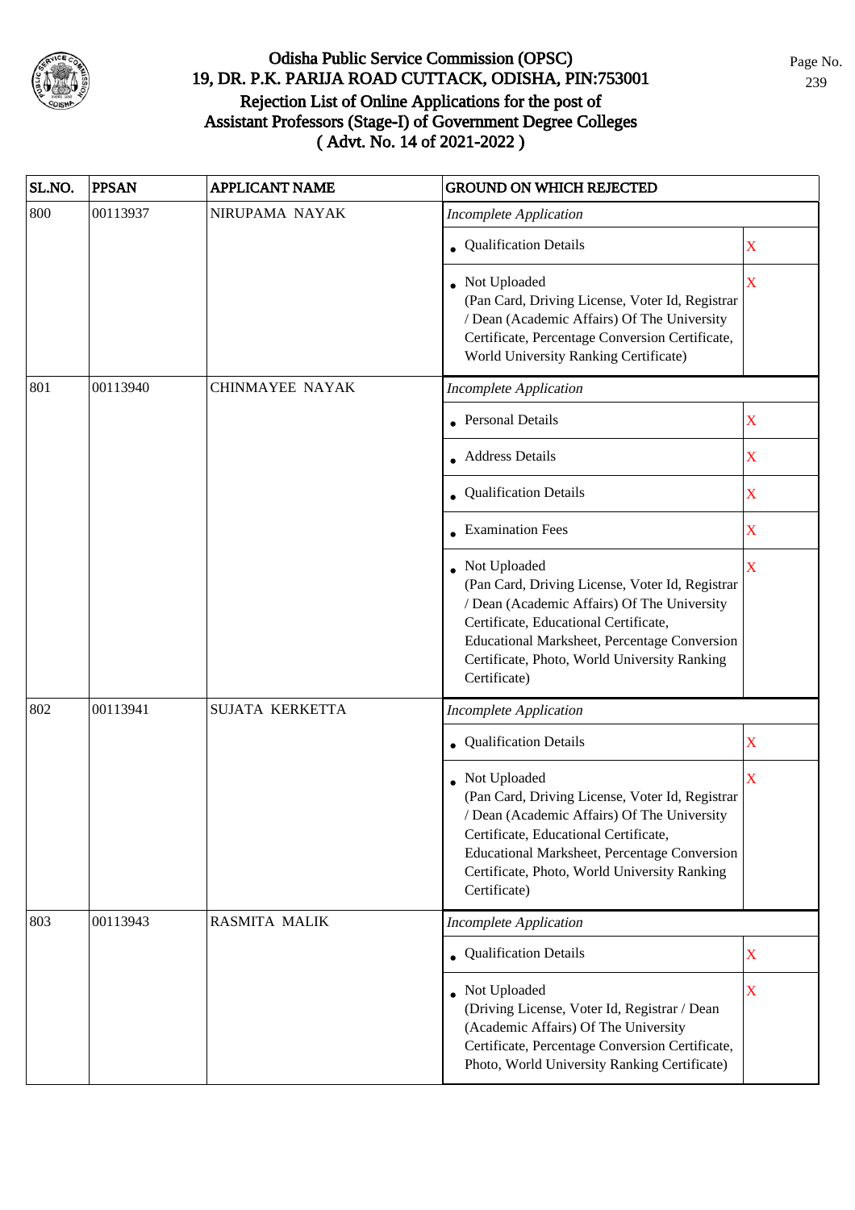# Odisha Public Service Commission (OPSC)
## 19, DR. P.K. PARIJA ROAD CUTTACK, ODISHA, PIN:753001
## Rejection List of Online Applications for the post of Assistant Professors (Stage-I) of Government Degree Colleges ( Advt. No. 14 of 2021-2022 )

| SL.NO. | PPSAN | APPLICANT NAME | GROUND ON WHICH REJECTED | |
|---|---|---|---|---|
| 800 | 00113937 | NIRUPAMA NAYAK | *Incomplete Application* | |
| | | | • Qualification Details | X |
| | | | • Not Uploaded (Pan Card, Driving License, Voter Id, Registrar / Dean (Academic Affairs) Of The University Certificate, Percentage Conversion Certificate, World University Ranking Certificate) | X |
| 801 | 00113940 | CHINMAYEE NAYAK | *Incomplete Application* | |
| | | | • Personal Details | X |
| | | | • Address Details | X |
| | | | • Qualification Details | X |
| | | | • Examination Fees | X |
| | | | • Not Uploaded (Pan Card, Driving License, Voter Id, Registrar / Dean (Academic Affairs) Of The University Certificate, Educational Certificate, Educational Marksheet, Percentage Conversion Certificate, Photo, World University Ranking Certificate) | X |
| 802 | 00113941 | SUJATA KERKETTA | *Incomplete Application* | |
| | | | • Qualification Details | X |
| | | | • Not Uploaded (Pan Card, Driving License, Voter Id, Registrar / Dean (Academic Affairs) Of The University Certificate, Educational Certificate, Educational Marksheet, Percentage Conversion Certificate, Photo, World University Ranking Certificate) | X |
| 803 | 00113943 | RASMITA MALIK | *Incomplete Application* | |
| | | | • Qualification Details | X |
| | | | • Not Uploaded (Driving License, Voter Id, Registrar / Dean (Academic Affairs) Of The University Certificate, Percentage Conversion Certificate, Photo, World University Ranking Certificate) | X |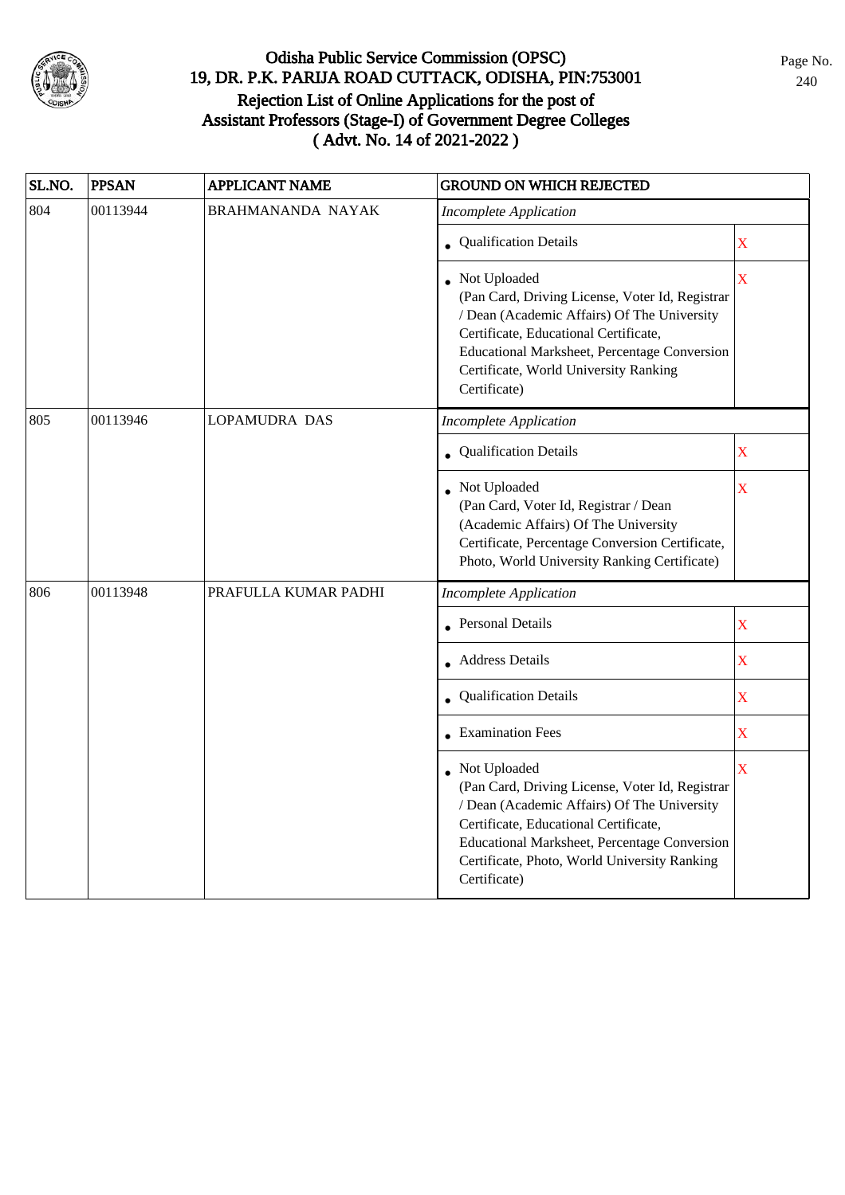# Odisha Public Service Commission (OPSC)
## 19, DR. P.K. PARIJA ROAD CUTTACK, ODISHA, PIN:753001
## Rejection List of Online Applications for the post of Assistant Professors (Stage-I) of Government Degree Colleges ( Advt. No. 14 of 2021-2022 )

| SL.NO. | PPSAN | APPLICANT NAME | GROUND ON WHICH REJECTED | |
|---|---|---|---|---|
| 804 | 00113944 | BRAHMANANDA NAYAK | *Incomplete Application* | |
| | | | • Qualification Details | X |
| | | | • Not Uploaded (Pan Card, Driving License, Voter Id, Registrar / Dean (Academic Affairs) Of The University Certificate, Educational Certificate, Educational Marksheet, Percentage Conversion Certificate, World University Ranking Certificate) | X |
| 805 | 00113946 | LOPAMUDRA DAS | *Incomplete Application* | |
| | | | • Qualification Details | X |
| | | | • Not Uploaded (Pan Card, Voter Id, Registrar / Dean (Academic Affairs) Of The University Certificate, Percentage Conversion Certificate, Photo, World University Ranking Certificate) | X |
| 806 | 00113948 | PRAFULLA KUMAR PADHI | *Incomplete Application* | |
| | | | • Personal Details | X |
| | | | • Address Details | X |
| | | | • Qualification Details | X |
| | | | • Examination Fees | X |
| | | | • Not Uploaded (Pan Card, Driving License, Voter Id, Registrar / Dean (Academic Affairs) Of The University Certificate, Educational Certificate, Educational Marksheet, Percentage Conversion Certificate, Photo, World University Ranking Certificate) | X |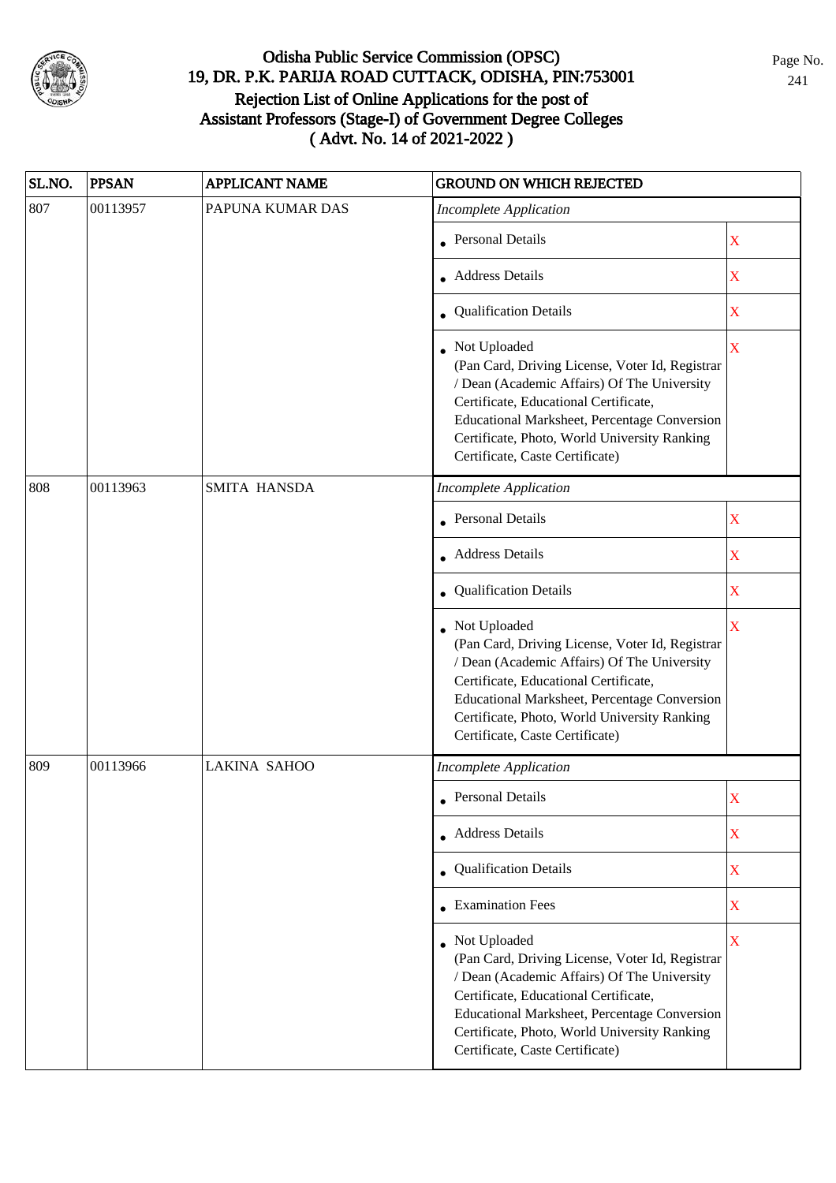# Odisha Public Service Commission (OPSC)
## 19, DR. P.K. PARIJA ROAD CUTTACK, ODISHA, PIN:753001
## Rejection List of Online Applications for the post of Assistant Professors (Stage-I) of Government Degree Colleges ( Advt. No. 14 of 2021-2022 )

| SL.NO. | PPSAN | APPLICANT NAME | GROUND ON WHICH REJECTED | |
|---|---|---|---|---|
| 807 | 00113957 | PAPUNA KUMAR DAS | *Incomplete Application* | |
| | | | • Personal Details | X |
| | | | • Address Details | X |
| | | | • Qualification Details | X |
| | | | • Not Uploaded (Pan Card, Driving License, Voter Id, Registrar / Dean (Academic Affairs) Of The University Certificate, Educational Certificate, Educational Marksheet, Percentage Conversion Certificate, Photo, World University Ranking Certificate, Caste Certificate) | X |
| 808 | 00113963 | SMITA HANSDA | *Incomplete Application* | |
| | | | • Personal Details | X |
| | | | • Address Details | X |
| | | | • Qualification Details | X |
| | | | • Not Uploaded (Pan Card, Driving License, Voter Id, Registrar / Dean (Academic Affairs) Of The University Certificate, Educational Certificate, Educational Marksheet, Percentage Conversion Certificate, Photo, World University Ranking Certificate, Caste Certificate) | X |
| 809 | 00113966 | LAKINA SAHOO | *Incomplete Application* | |
| | | | • Personal Details | X |
| | | | • Address Details | X |
| | | | • Qualification Details | X |
| | | | • Examination Fees | X |
| | | | • Not Uploaded (Pan Card, Driving License, Voter Id, Registrar / Dean (Academic Affairs) Of The University Certificate, Educational Certificate, Educational Marksheet, Percentage Conversion Certificate, Photo, World University Ranking Certificate, Caste Certificate) | X |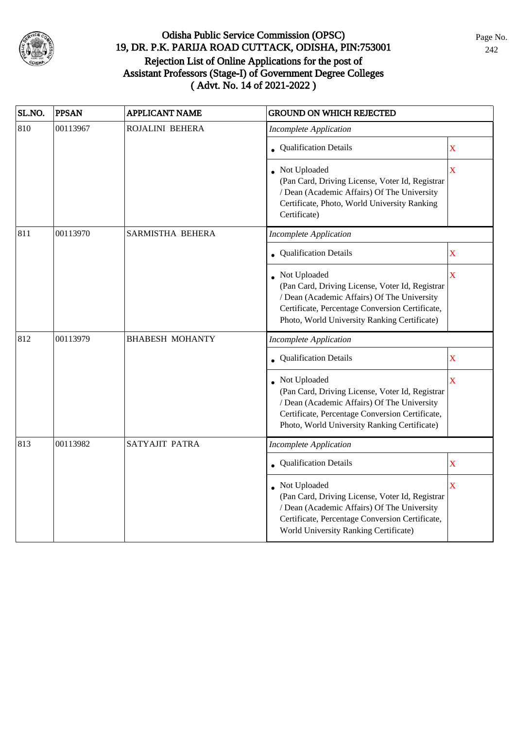# Odisha Public Service Commission (OPSC)
## 19, DR. P.K. PARIJA ROAD CUTTACK, ODISHA, PIN:753001
## Rejection List of Online Applications for the post of Assistant Professors (Stage-I) of Government Degree Colleges ( Advt. No. 14 of 2021-2022 )

| SL.NO. | PPSAN | APPLICANT NAME | GROUND ON WHICH REJECTED | |
|---|---|---|---|---|
| 810 | 00113967 | ROJALINI BEHERA | *Incomplete Application* | |
| | | | • Qualification Details | X |
| | | | • Not Uploaded (Pan Card, Driving License, Voter Id, Registrar / Dean (Academic Affairs) Of The University Certificate, Photo, World University Ranking Certificate) | X |
| 811 | 00113970 | SARMISTHA BEHERA | *Incomplete Application* | |
| | | | • Qualification Details | X |
| | | | • Not Uploaded (Pan Card, Driving License, Voter Id, Registrar / Dean (Academic Affairs) Of The University Certificate, Percentage Conversion Certificate, Photo, World University Ranking Certificate) | X |
| 812 | 00113979 | BHABESH MOHANTY | *Incomplete Application* | |
| | | | • Qualification Details | X |
| | | | • Not Uploaded (Pan Card, Driving License, Voter Id, Registrar / Dean (Academic Affairs) Of The University Certificate, Percentage Conversion Certificate, Photo, World University Ranking Certificate) | X |
| 813 | 00113982 | SATYAJIT PATRA | *Incomplete Application* | |
| | | | • Qualification Details | X |
| | | | • Not Uploaded (Pan Card, Driving License, Voter Id, Registrar / Dean (Academic Affairs) Of The University Certificate, Percentage Conversion Certificate, World University Ranking Certificate) | X |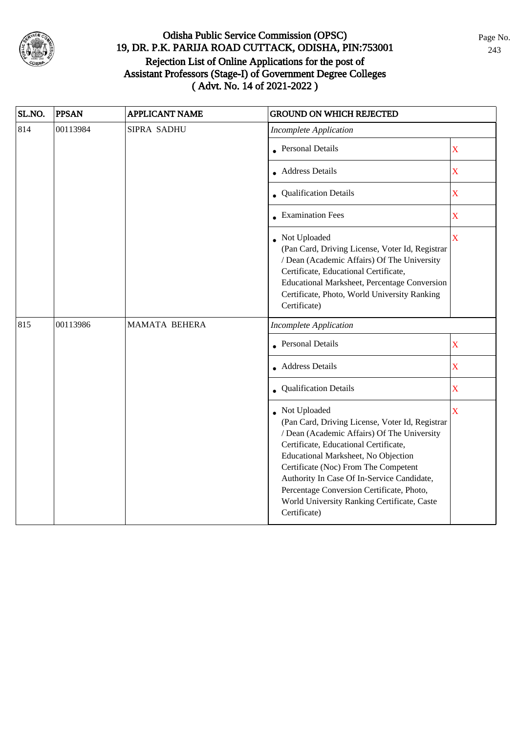# Odisha Public Service Commission (OPSC)
## 19, DR. P.K. PARIJA ROAD CUTTACK, ODISHA, PIN:753001
## Rejection List of Online Applications for the post of Assistant Professors (Stage-I) of Government Degree Colleges ( Advt. No. 14 of 2021-2022 )

| SL.NO. | PPSAN | APPLICANT NAME | GROUND ON WHICH REJECTED | |
|---|---|---|---|---|
| 814 | 00113984 | SIPRA SADHU | *Incomplete Application* | |
| | | | • Personal Details | X |
| | | | • Address Details | X |
| | | | • Qualification Details | X |
| | | | • Examination Fees | X |
| | | | • Not Uploaded (Pan Card, Driving License, Voter Id, Registrar / Dean (Academic Affairs) Of The University Certificate, Educational Certificate, Educational Marksheet, Percentage Conversion Certificate, Photo, World University Ranking Certificate) | X |
| 815 | 00113986 | MAMATA BEHERA | *Incomplete Application* | |
| | | | • Personal Details | X |
| | | | • Address Details | X |
| | | | • Qualification Details | X |
| | | | • Not Uploaded (Pan Card, Driving License, Voter Id, Registrar / Dean (Academic Affairs) Of The University Certificate, Educational Certificate, Educational Marksheet, No Objection Certificate (Noc) From The Competent Authority In Case Of In-Service Candidate, Percentage Conversion Certificate, Photo, World University Ranking Certificate, Caste Certificate) | X |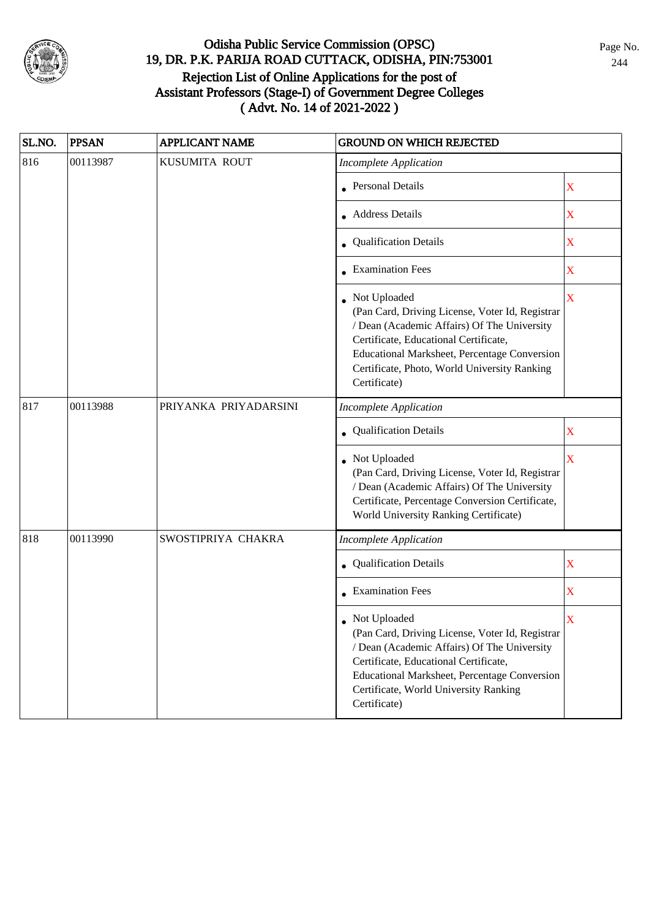# Odisha Public Service Commission (OPSC)

## 19, DR. P.K. PARIJA ROAD CUTTACK, ODISHA, PIN:753001

## Rejection List of Online Applications for the post of Assistant Professors (Stage-I) of Government Degree Colleges ( Advt. No. 14 of 2021-2022 )

| SL.NO. | PPSAN | APPLICANT NAME | GROUND ON WHICH REJECTED | |
|---|---|---|---|---|
| 816 | 00113987 | KUSUMITA ROUT | *Incomplete Application* | |
| | | | • Personal Details | X |
| | | | • Address Details | X |
| | | | • Qualification Details | X |
| | | | • Examination Fees | X |
| | | | • Not Uploaded (Pan Card, Driving License, Voter Id, Registrar / Dean (Academic Affairs) Of The University Certificate, Educational Certificate, Educational Marksheet, Percentage Conversion Certificate, Photo, World University Ranking Certificate) | X |
| 817 | 00113988 | PRIYANKA PRIYADARSINI | *Incomplete Application* | |
| | | | • Qualification Details | X |
| | | | • Not Uploaded (Pan Card, Driving License, Voter Id, Registrar / Dean (Academic Affairs) Of The University Certificate, Percentage Conversion Certificate, World University Ranking Certificate) | X |
| 818 | 00113990 | SWOSTIPRIYA CHAKRA | *Incomplete Application* | |
| | | | • Qualification Details | X |
| | | | • Examination Fees | X |
| | | | • Not Uploaded (Pan Card, Driving License, Voter Id, Registrar / Dean (Academic Affairs) Of The University Certificate, Educational Certificate, Educational Marksheet, Percentage Conversion Certificate, World University Ranking Certificate) | X |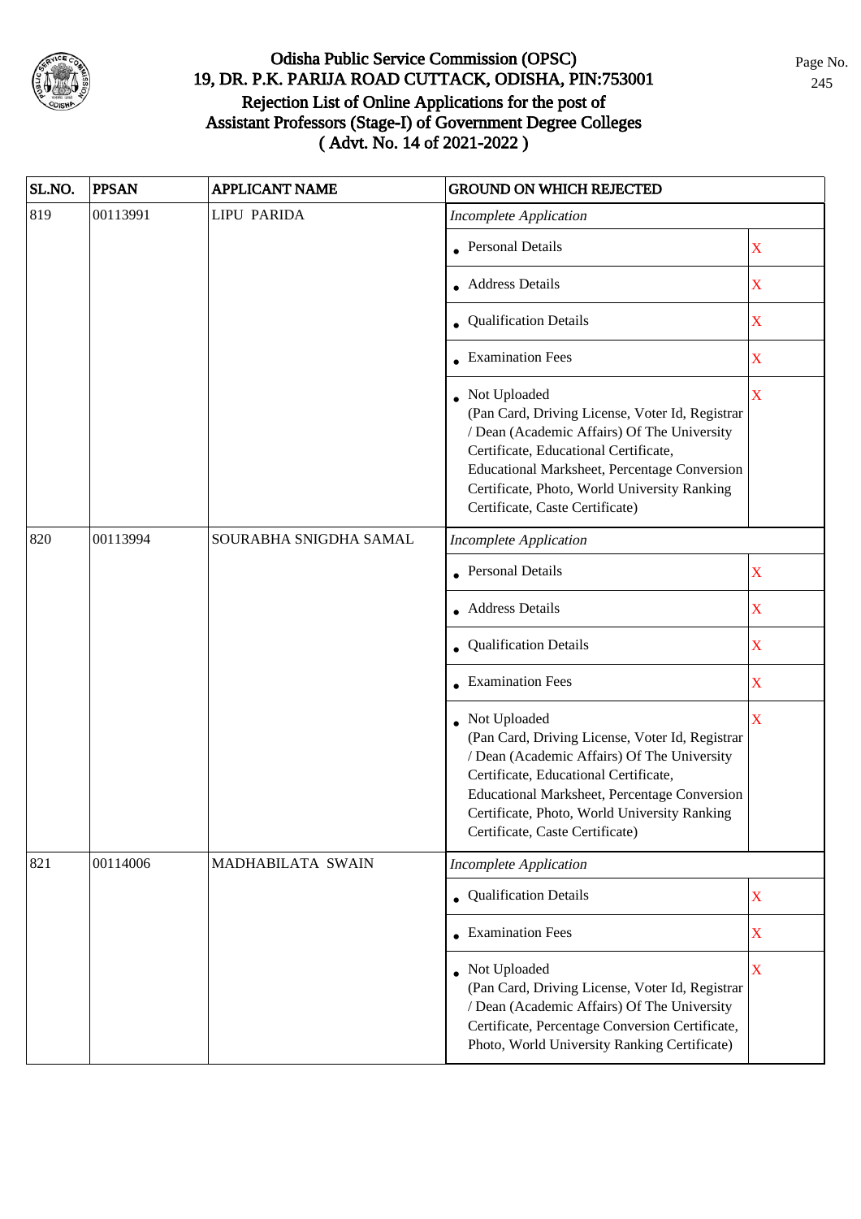# Odisha Public Service Commission (OPSC)
## 19, DR. P.K. PARIJA ROAD CUTTACK, ODISHA, PIN:753001
## Rejection List of Online Applications for the post of Assistant Professors (Stage-I) of Government Degree Colleges ( Advt. No. 14 of 2021-2022 )

| SL.NO. | PPSAN | APPLICANT NAME | GROUND ON WHICH REJECTED | |
|---|---|---|---|---|
| 819 | 00113991 | LIPU PARIDA | *Incomplete Application* | |
| | | | • Personal Details | X |
| | | | • Address Details | X |
| | | | • Qualification Details | X |
| | | | • Examination Fees | X |
| | | | • Not Uploaded (Pan Card, Driving License, Voter Id, Registrar / Dean (Academic Affairs) Of The University Certificate, Educational Certificate, Educational Marksheet, Percentage Conversion Certificate, Photo, World University Ranking Certificate, Caste Certificate) | X |
| 820 | 00113994 | SOURABHA SNIGDHA SAMAL | *Incomplete Application* | |
| | | | • Personal Details | X |
| | | | • Address Details | X |
| | | | • Qualification Details | X |
| | | | • Examination Fees | X |
| | | | • Not Uploaded (Pan Card, Driving License, Voter Id, Registrar / Dean (Academic Affairs) Of The University Certificate, Educational Certificate, Educational Marksheet, Percentage Conversion Certificate, Photo, World University Ranking Certificate, Caste Certificate) | X |
| 821 | 00114006 | MADHABILATA SWAIN | *Incomplete Application* | |
| | | | • Qualification Details | X |
| | | | • Examination Fees | X |
| | | | • Not Uploaded (Pan Card, Driving License, Voter Id, Registrar / Dean (Academic Affairs) Of The University Certificate, Percentage Conversion Certificate, Photo, World University Ranking Certificate) | X |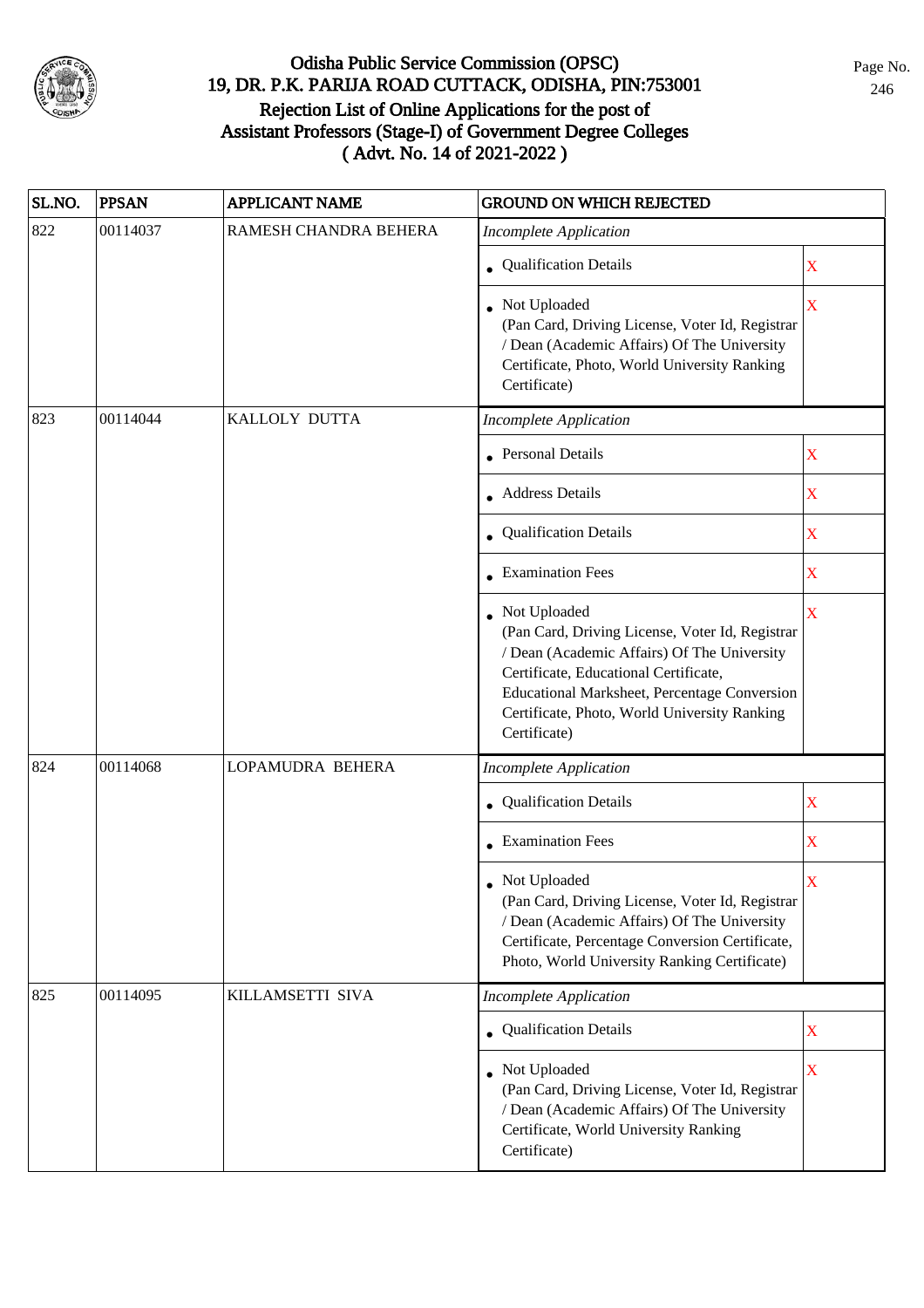# Odisha Public Service Commission (OPSC)

## 19, DR. P.K. PARIJA ROAD CUTTACK, ODISHA, PIN:753001

## Rejection List of Online Applications for the post of Assistant Professors (Stage-I) of Government Degree Colleges ( Advt. No. 14 of 2021-2022 )

| SL.NO. | PPSAN | APPLICANT NAME | GROUND ON WHICH REJECTED | |
|---|---|---|---|---|
| 822 | 00114037 | RAMESH CHANDRA BEHERA | *Incomplete Application* | |
| | | | • Qualification Details | X |
| | | | • Not Uploaded (Pan Card, Driving License, Voter Id, Registrar / Dean (Academic Affairs) Of The University Certificate, Photo, World University Ranking Certificate) | X |
| 823 | 00114044 | KALLOLY DUTTA | *Incomplete Application* | |
| | | | • Personal Details | X |
| | | | • Address Details | X |
| | | | • Qualification Details | X |
| | | | • Examination Fees | X |
| | | | • Not Uploaded (Pan Card, Driving License, Voter Id, Registrar / Dean (Academic Affairs) Of The University Certificate, Educational Certificate, Educational Marksheet, Percentage Conversion Certificate, Photo, World University Ranking Certificate) | X |
| 824 | 00114068 | LOPAMUDRA BEHERA | *Incomplete Application* | |
| | | | • Qualification Details | X |
| | | | • Examination Fees | X |
| | | | • Not Uploaded (Pan Card, Driving License, Voter Id, Registrar / Dean (Academic Affairs) Of The University Certificate, Percentage Conversion Certificate, Photo, World University Ranking Certificate) | X |
| 825 | 00114095 | KILLAMSETTI SIVA | *Incomplete Application* | |
| | | | • Qualification Details | X |
| | | | • Not Uploaded (Pan Card, Driving License, Voter Id, Registrar / Dean (Academic Affairs) Of The University Certificate, World University Ranking Certificate) | X |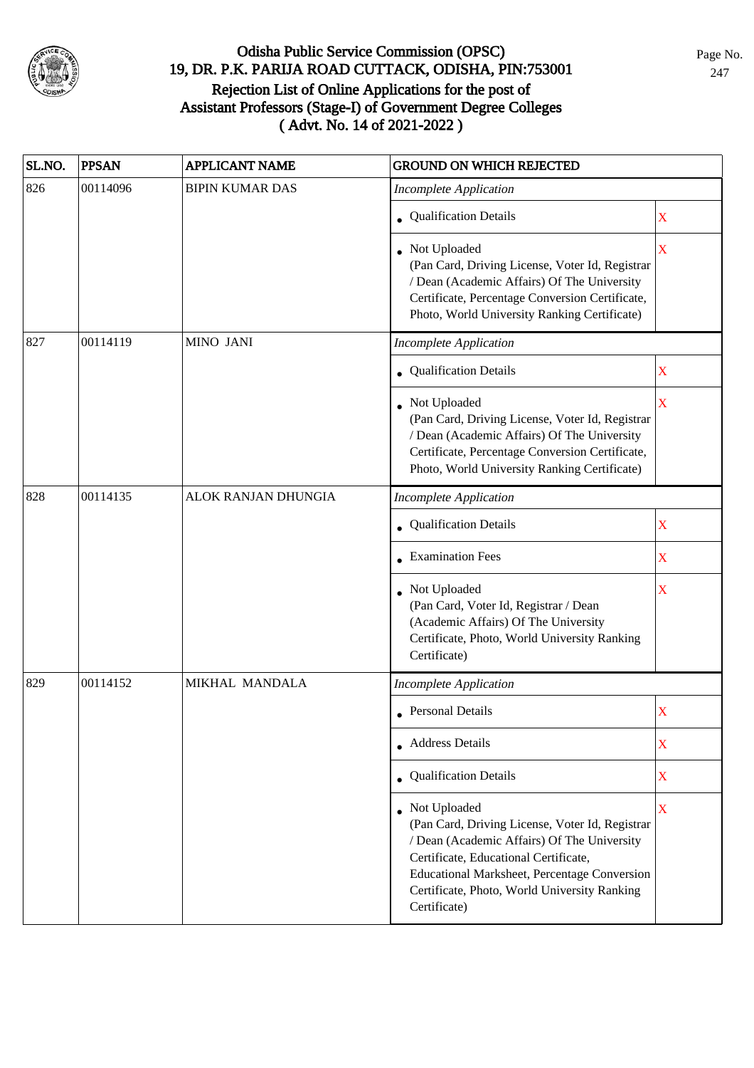# Odisha Public Service Commission (OPSC)
## 19, DR. P.K. PARIJA ROAD CUTTACK, ODISHA, PIN:753001
## Rejection List of Online Applications for the post of Assistant Professors (Stage-I) of Government Degree Colleges
## ( Advt. No. 14 of 2021-2022 )

| SL.NO. | PPSAN | APPLICANT NAME | GROUND ON WHICH REJECTED | |
|---|---|---|---|---|
| 826 | 00114096 | BIPIN KUMAR DAS | *Incomplete Application* | |
| | | | • Qualification Details | X |
| | | | • Not Uploaded (Pan Card, Driving License, Voter Id, Registrar / Dean (Academic Affairs) Of The University Certificate, Percentage Conversion Certificate, Photo, World University Ranking Certificate) | X |
| 827 | 00114119 | MINO JANI | *Incomplete Application* | |
| | | | • Qualification Details | X |
| | | | • Not Uploaded (Pan Card, Driving License, Voter Id, Registrar / Dean (Academic Affairs) Of The University Certificate, Percentage Conversion Certificate, Photo, World University Ranking Certificate) | X |
| 828 | 00114135 | ALOK RANJAN DHUNGIA | *Incomplete Application* | |
| | | | • Qualification Details | X |
| | | | • Examination Fees | X |
| | | | • Not Uploaded (Pan Card, Voter Id, Registrar / Dean (Academic Affairs) Of The University Certificate, Photo, World University Ranking Certificate) | X |
| 829 | 00114152 | MIKHAL MANDALA | *Incomplete Application* | |
| | | | • Personal Details | X |
| | | | • Address Details | X |
| | | | • Qualification Details | X |
| | | | • Not Uploaded (Pan Card, Driving License, Voter Id, Registrar / Dean (Academic Affairs) Of The University Certificate, Educational Certificate, Educational Marksheet, Percentage Conversion Certificate, Photo, World University Ranking Certificate) | X |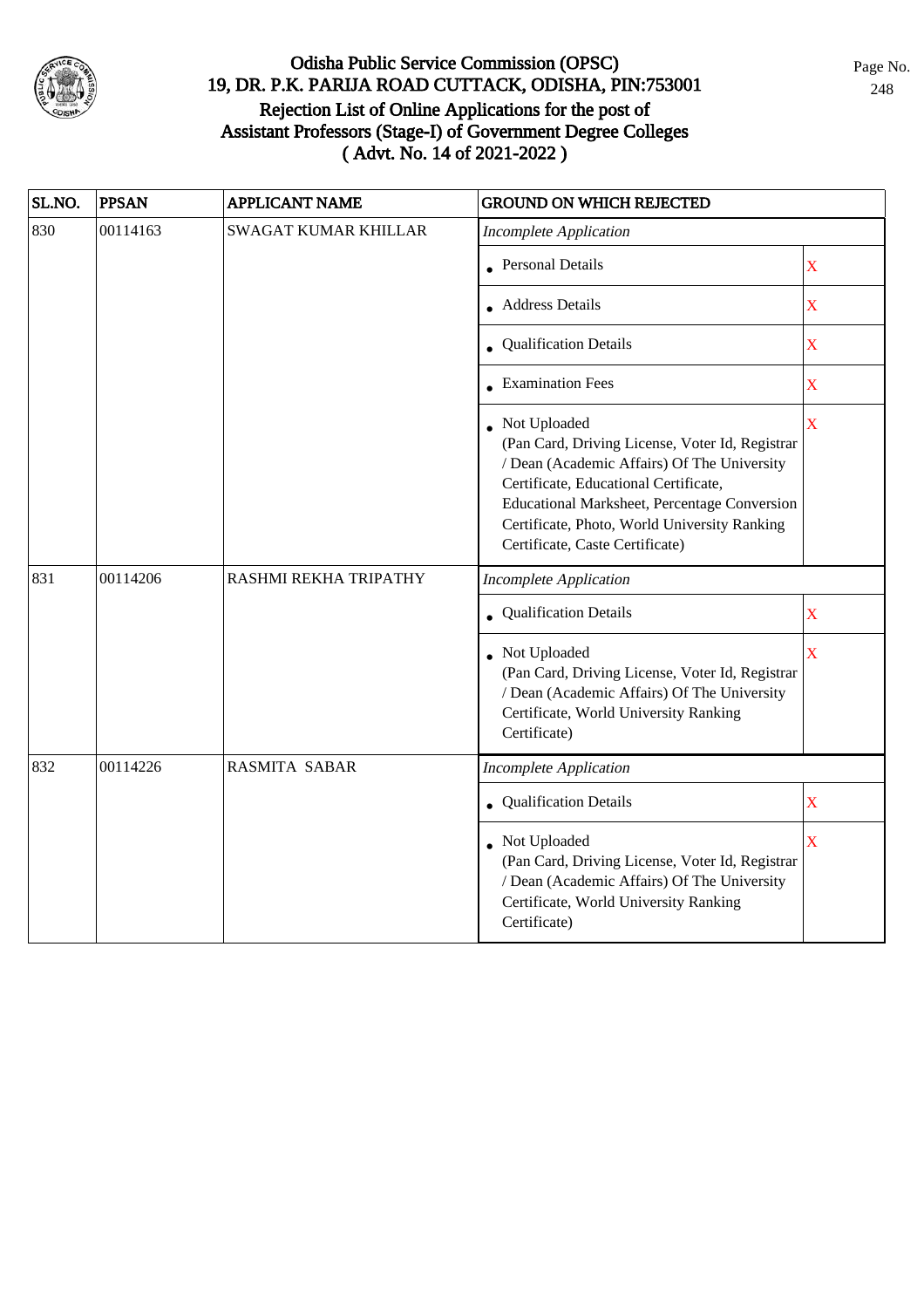# Odisha Public Service Commission (OPSC)
## 19, DR. P.K. PARIJA ROAD CUTTACK, ODISHA, PIN:753001
## Rejection List of Online Applications for the post of Assistant Professors (Stage-I) of Government Degree Colleges
## ( Advt. No. 14 of 2021-2022 )

| SL.NO. | PPSAN | APPLICANT NAME | GROUND ON WHICH REJECTED | |
|---|---|---|---|---|
| 830 | 00114163 | SWAGAT KUMAR KHILLAR | *Incomplete Application* | |
| | | | • Personal Details | X |
| | | | • Address Details | X |
| | | | • Qualification Details | X |
| | | | • Examination Fees | X |
| | | | • Not Uploaded (Pan Card, Driving License, Voter Id, Registrar / Dean (Academic Affairs) Of The University Certificate, Educational Certificate, Educational Marksheet, Percentage Conversion Certificate, Photo, World University Ranking Certificate, Caste Certificate) | X |
| 831 | 00114206 | RASHMI REKHA TRIPATHY | *Incomplete Application* | |
| | | | • Qualification Details | X |
| | | | • Not Uploaded (Pan Card, Driving License, Voter Id, Registrar / Dean (Academic Affairs) Of The University Certificate, World University Ranking Certificate) | X |
| 832 | 00114226 | RASMITA SABAR | *Incomplete Application* | |
| | | | • Qualification Details | X |
| | | | • Not Uploaded (Pan Card, Driving License, Voter Id, Registrar / Dean (Academic Affairs) Of The University Certificate, World University Ranking Certificate) | X |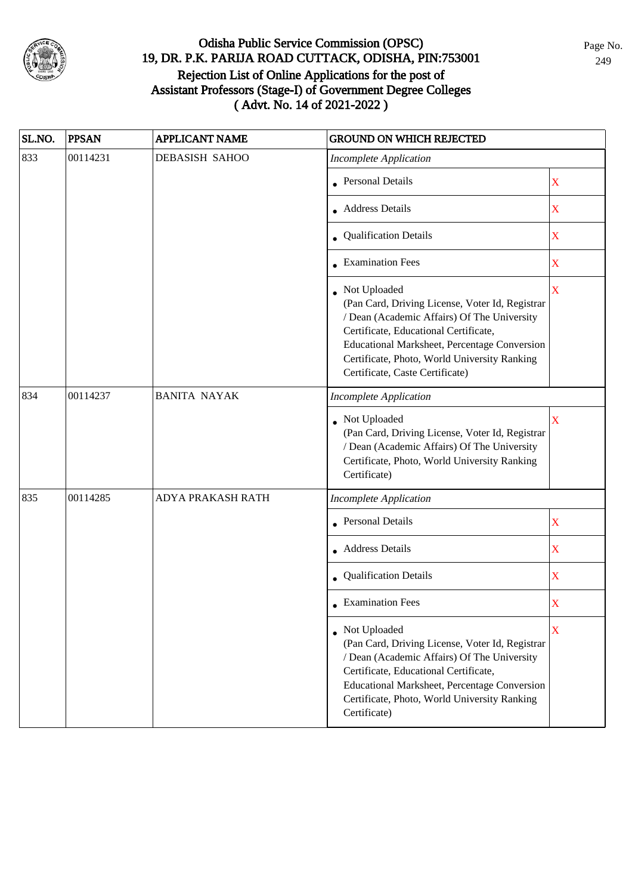# Odisha Public Service Commission (OPSC)
## 19, DR. P.K. PARIJA ROAD CUTTACK, ODISHA, PIN:753001
## Rejection List of Online Applications for the post of Assistant Professors (Stage-I) of Government Degree Colleges ( Advt. No. 14 of 2021-2022 )

| SL.NO. | PPSAN | APPLICANT NAME | GROUND ON WHICH REJECTED | |
|---|---|---|---|---|
| 833 | 00114231 | DEBASISH SAHOO | *Incomplete Application* | |
| | | | • Personal Details | X |
| | | | • Address Details | X |
| | | | • Qualification Details | X |
| | | | • Examination Fees | X |
| | | | • Not Uploaded (Pan Card, Driving License, Voter Id, Registrar / Dean (Academic Affairs) Of The University Certificate, Educational Certificate, Educational Marksheet, Percentage Conversion Certificate, Photo, World University Ranking Certificate, Caste Certificate) | X |
| 834 | 00114237 | BANITA NAYAK | *Incomplete Application* | |
| | | | • Not Uploaded (Pan Card, Driving License, Voter Id, Registrar / Dean (Academic Affairs) Of The University Certificate, Photo, World University Ranking Certificate) | X |
| 835 | 00114285 | ADYA PRAKASH RATH | *Incomplete Application* | |
| | | | • Personal Details | X |
| | | | • Address Details | X |
| | | | • Qualification Details | X |
| | | | • Examination Fees | X |
| | | | • Not Uploaded (Pan Card, Driving License, Voter Id, Registrar / Dean (Academic Affairs) Of The University Certificate, Educational Certificate, Educational Marksheet, Percentage Conversion Certificate, Photo, World University Ranking Certificate) | X |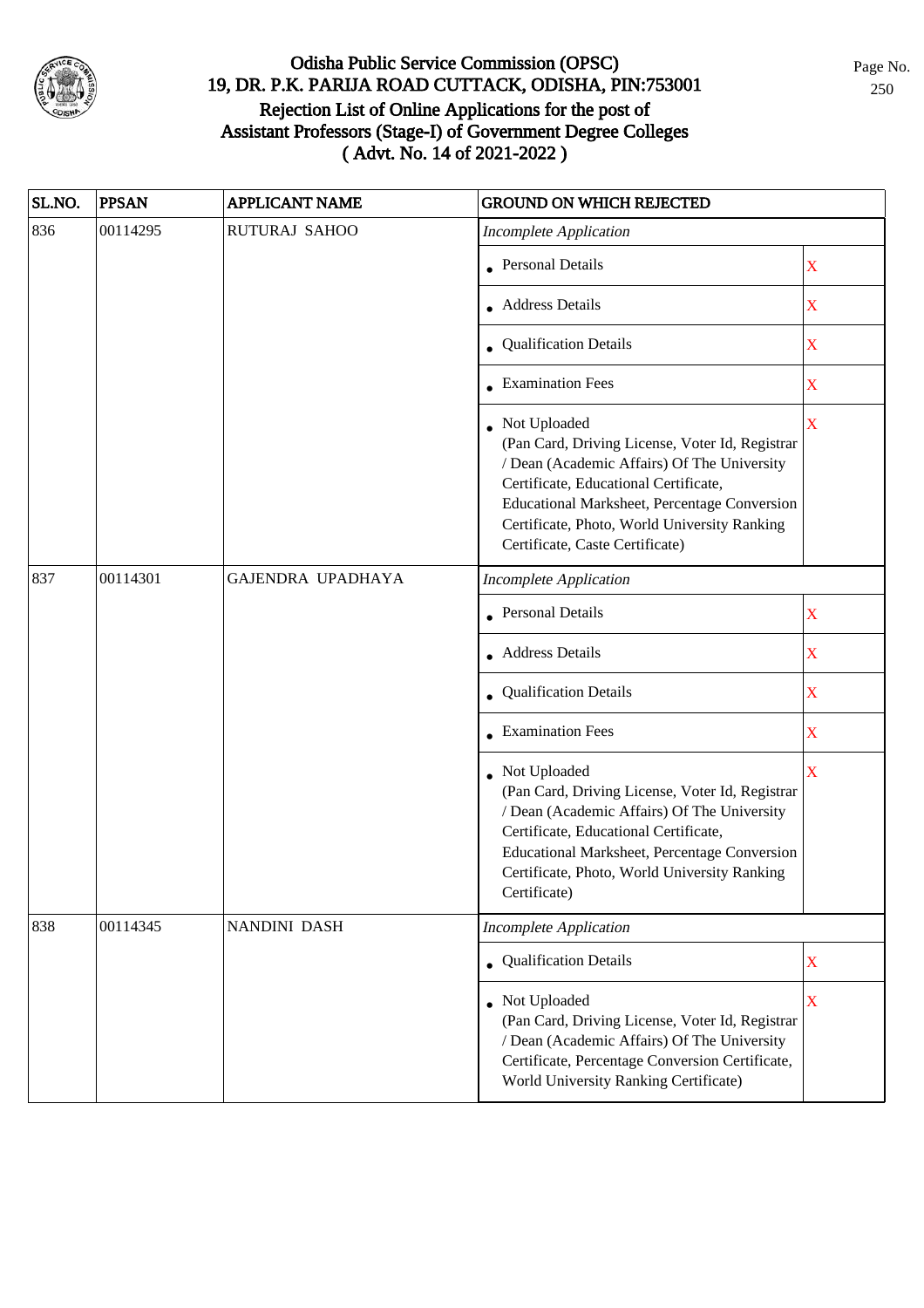# Odisha Public Service Commission (OPSC)
## 19, DR. P.K. PARIJA ROAD CUTTACK, ODISHA, PIN:753001
## Rejection List of Online Applications for the post of Assistant Professors (Stage-I) of Government Degree Colleges ( Advt. No. 14 of 2021-2022 )

| SL.NO. | PPSAN | APPLICANT NAME | GROUND ON WHICH REJECTED | |
|---|---|---|---|---|
| 836 | 00114295 | RUTURAJ SAHOO | *Incomplete Application* | |
| | | | • Personal Details | X |
| | | | • Address Details | X |
| | | | • Qualification Details | X |
| | | | • Examination Fees | X |
| | | | • Not Uploaded (Pan Card, Driving License, Voter Id, Registrar / Dean (Academic Affairs) Of The University Certificate, Educational Certificate, Educational Marksheet, Percentage Conversion Certificate, Photo, World University Ranking Certificate, Caste Certificate) | X |
| 837 | 00114301 | GAJENDRA UPADHAYA | *Incomplete Application* | |
| | | | • Personal Details | X |
| | | | • Address Details | X |
| | | | • Qualification Details | X |
| | | | • Examination Fees | X |
| | | | • Not Uploaded (Pan Card, Driving License, Voter Id, Registrar / Dean (Academic Affairs) Of The University Certificate, Educational Certificate, Educational Marksheet, Percentage Conversion Certificate, Photo, World University Ranking Certificate) | X |
| 838 | 00114345 | NANDINI DASH | *Incomplete Application* | |
| | | | • Qualification Details | X |
| | | | • Not Uploaded (Pan Card, Driving License, Voter Id, Registrar / Dean (Academic Affairs) Of The University Certificate, Percentage Conversion Certificate, World University Ranking Certificate) | X |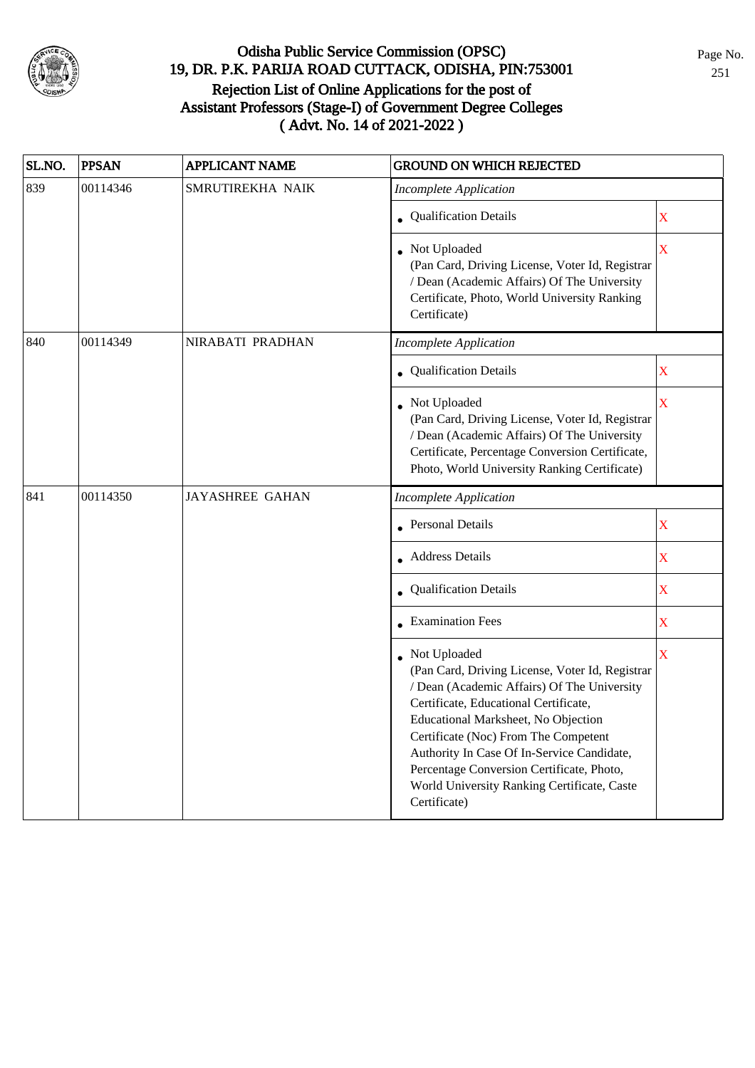# Odisha Public Service Commission (OPSC)
## 19, DR. P.K. PARIJA ROAD CUTTACK, ODISHA, PIN:753001
## Rejection List of Online Applications for the post of Assistant Professors (Stage-I) of Government Degree Colleges ( Advt. No. 14 of 2021-2022 )

| SL.NO. | PPSAN | APPLICANT NAME | GROUND ON WHICH REJECTED | |
|---|---|---|---|---|
| 839 | 00114346 | SMRUTIREKHA NAIK | *Incomplete Application* | |
| | | | • Qualification Details | X |
| | | | • Not Uploaded (Pan Card, Driving License, Voter Id, Registrar / Dean (Academic Affairs) Of The University Certificate, Photo, World University Ranking Certificate) | X |
| 840 | 00114349 | NIRABATI PRADHAN | *Incomplete Application* | |
| | | | • Qualification Details | X |
| | | | • Not Uploaded (Pan Card, Driving License, Voter Id, Registrar / Dean (Academic Affairs) Of The University Certificate, Percentage Conversion Certificate, Photo, World University Ranking Certificate) | X |
| 841 | 00114350 | JAYASHREE GAHAN | *Incomplete Application* | |
| | | | • Personal Details | X |
| | | | • Address Details | X |
| | | | • Qualification Details | X |
| | | | • Examination Fees | X |
| | | | • Not Uploaded (Pan Card, Driving License, Voter Id, Registrar / Dean (Academic Affairs) Of The University Certificate, Educational Certificate, Educational Marksheet, No Objection Certificate (Noc) From The Competent Authority In Case Of In-Service Candidate, Percentage Conversion Certificate, Photo, World University Ranking Certificate, Caste Certificate) | X |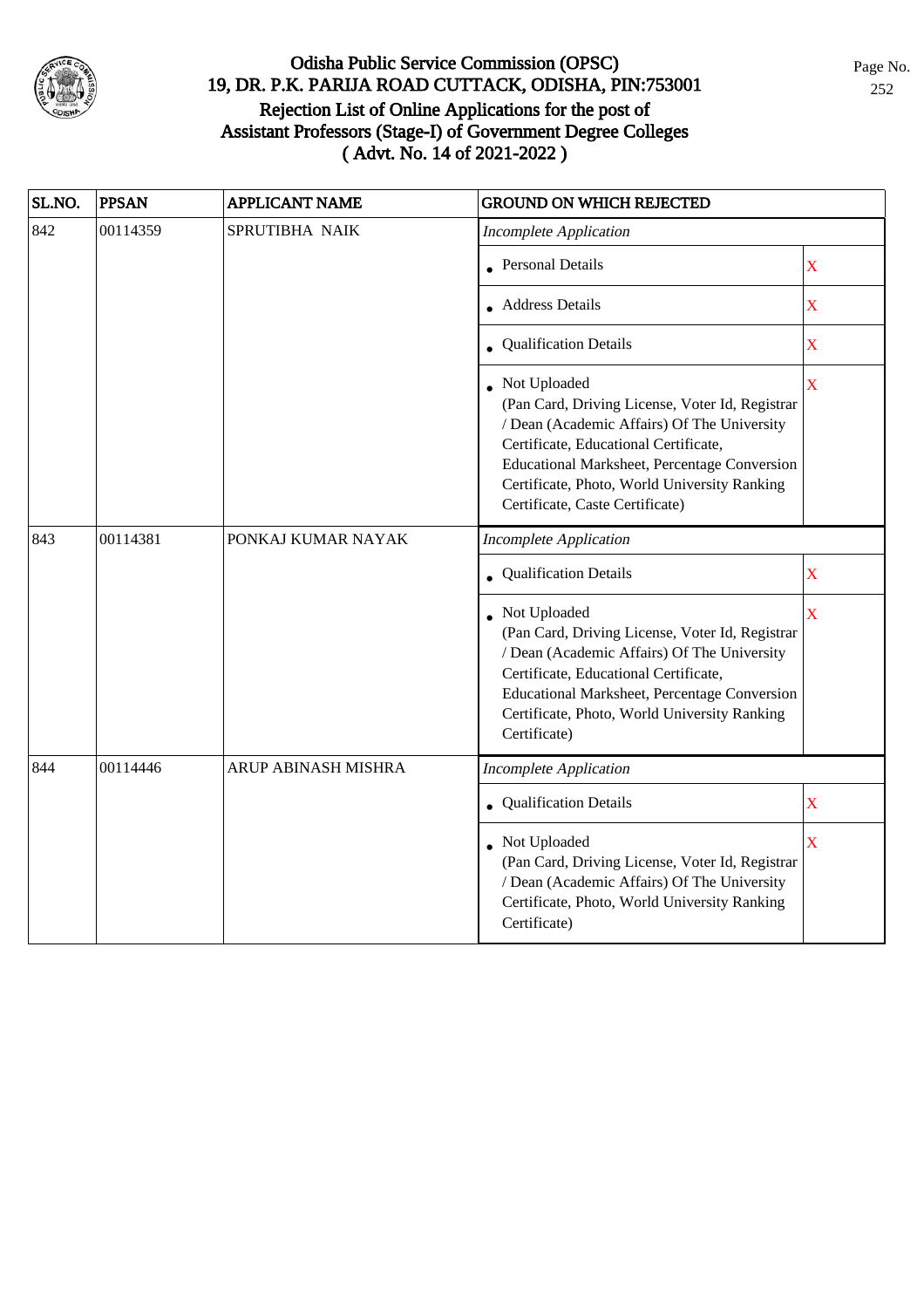# Odisha Public Service Commission (OPSC)
## 19, DR. P.K. PARIJA ROAD CUTTACK, ODISHA, PIN:753001
## Rejection List of Online Applications for the post of Assistant Professors (Stage-I) of Government Degree Colleges ( Advt. No. 14 of 2021-2022 )

| SL.NO. | PPSAN | APPLICANT NAME | GROUND ON WHICH REJECTED | |
|---|---|---|---|---|
| 842 | 00114359 | SPRUTIBHA NAIK | *Incomplete Application* | |
| | | | • Personal Details | X |
| | | | • Address Details | X |
| | | | • Qualification Details | X |
| | | | • Not Uploaded (Pan Card, Driving License, Voter Id, Registrar / Dean (Academic Affairs) Of The University Certificate, Educational Certificate, Educational Marksheet, Percentage Conversion Certificate, Photo, World University Ranking Certificate, Caste Certificate) | X |
| 843 | 00114381 | PONKAJ KUMAR NAYAK | *Incomplete Application* | |
| | | | • Qualification Details | X |
| | | | • Not Uploaded (Pan Card, Driving License, Voter Id, Registrar / Dean (Academic Affairs) Of The University Certificate, Educational Certificate, Educational Marksheet, Percentage Conversion Certificate, Photo, World University Ranking Certificate) | X |
| 844 | 00114446 | ARUP ABINASH MISHRA | *Incomplete Application* | |
| | | | • Qualification Details | X |
| | | | • Not Uploaded (Pan Card, Driving License, Voter Id, Registrar / Dean (Academic Affairs) Of The University Certificate, Photo, World University Ranking Certificate) | X |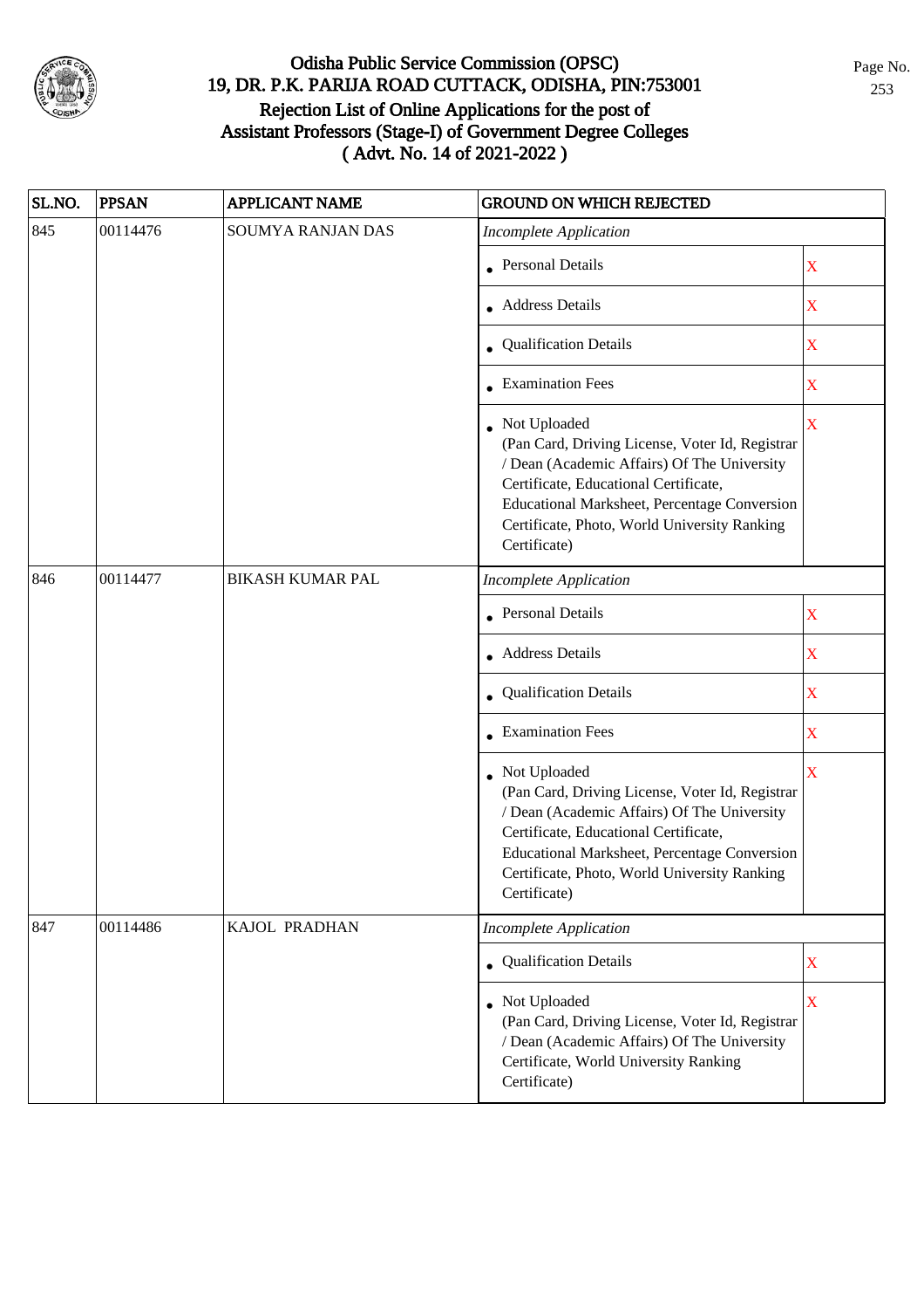# Odisha Public Service Commission (OPSC)
## 19, DR. P.K. PARIJA ROAD CUTTACK, ODISHA, PIN:753001
## Rejection List of Online Applications for the post of Assistant Professors (Stage-I) of Government Degree Colleges
## ( Advt. No. 14 of 2021-2022 )

| SL.NO. | PPSAN | APPLICANT NAME | GROUND ON WHICH REJECTED | |
|---|---|---|---|---|
| 845 | 00114476 | SOUMYA RANJAN DAS | *Incomplete Application* | |
| | | | • Personal Details | X |
| | | | • Address Details | X |
| | | | • Qualification Details | X |
| | | | • Examination Fees | X |
| | | | • Not Uploaded (Pan Card, Driving License, Voter Id, Registrar / Dean (Academic Affairs) Of The University Certificate, Educational Certificate, Educational Marksheet, Percentage Conversion Certificate, Photo, World University Ranking Certificate) | X |
| 846 | 00114477 | BIKASH KUMAR PAL | *Incomplete Application* | |
| | | | • Personal Details | X |
| | | | • Address Details | X |
| | | | • Qualification Details | X |
| | | | • Examination Fees | X |
| | | | • Not Uploaded (Pan Card, Driving License, Voter Id, Registrar / Dean (Academic Affairs) Of The University Certificate, Educational Certificate, Educational Marksheet, Percentage Conversion Certificate, Photo, World University Ranking Certificate) | X |
| 847 | 00114486 | KAJOL PRADHAN | *Incomplete Application* | |
| | | | • Qualification Details | X |
| | | | • Not Uploaded (Pan Card, Driving License, Voter Id, Registrar / Dean (Academic Affairs) Of The University Certificate, World University Ranking Certificate) | X |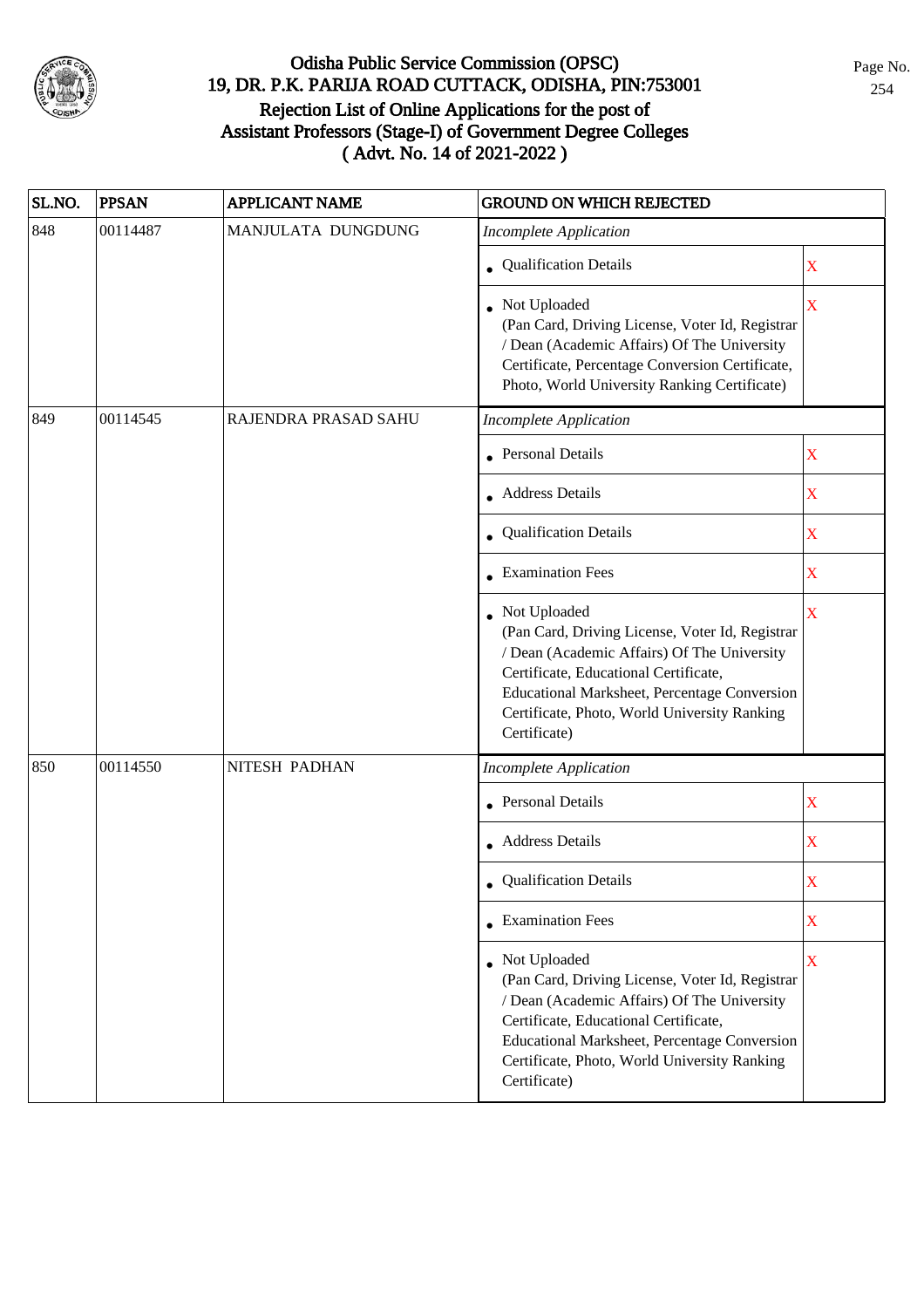# Odisha Public Service Commission (OPSC)
## 19, DR. P.K. PARIJA ROAD CUTTACK, ODISHA, PIN:753001
## Rejection List of Online Applications for the post of Assistant Professors (Stage-I) of Government Degree Colleges ( Advt. No. 14 of 2021-2022 )

| SL.NO. | PPSAN | APPLICANT NAME | GROUND ON WHICH REJECTED | |
|---|---|---|---|---|
| 848 | 00114487 | MANJULATA DUNGDUNG | *Incomplete Application* | |
| | | | • Qualification Details | X |
| | | | • Not Uploaded (Pan Card, Driving License, Voter Id, Registrar / Dean (Academic Affairs) Of The University Certificate, Percentage Conversion Certificate, Photo, World University Ranking Certificate) | X |
| 849 | 00114545 | RAJENDRA PRASAD SAHU | *Incomplete Application* | |
| | | | • Personal Details | X |
| | | | • Address Details | X |
| | | | • Qualification Details | X |
| | | | • Examination Fees | X |
| | | | • Not Uploaded (Pan Card, Driving License, Voter Id, Registrar / Dean (Academic Affairs) Of The University Certificate, Educational Certificate, Educational Marksheet, Percentage Conversion Certificate, Photo, World University Ranking Certificate) | X |
| 850 | 00114550 | NITESH PADHAN | *Incomplete Application* | |
| | | | • Personal Details | X |
| | | | • Address Details | X |
| | | | • Qualification Details | X |
| | | | • Examination Fees | X |
| | | | • Not Uploaded (Pan Card, Driving License, Voter Id, Registrar / Dean (Academic Affairs) Of The University Certificate, Educational Certificate, Educational Marksheet, Percentage Conversion Certificate, Photo, World University Ranking Certificate) | X |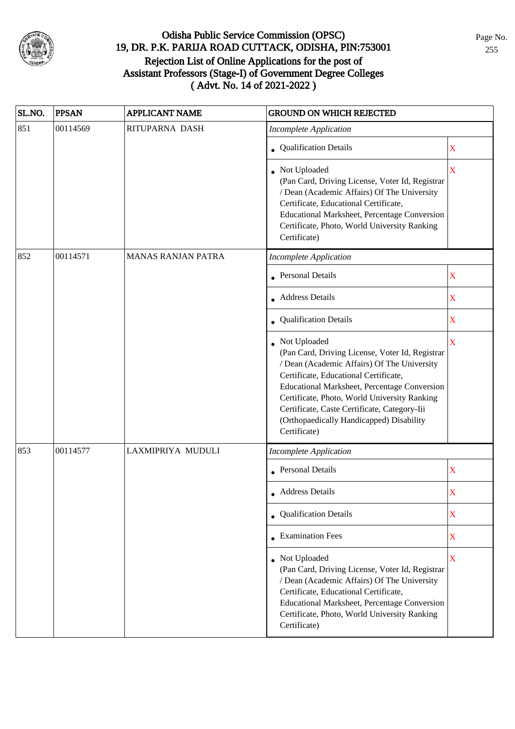# Odisha Public Service Commission (OPSC)

## 19, DR. P.K. PARIJA ROAD CUTTACK, ODISHA, PIN:753001

## Rejection List of Online Applications for the post of Assistant Professors (Stage-I) of Government Degree Colleges ( Advt. No. 14 of 2021-2022 )

| SL.NO. | PPSAN | APPLICANT NAME | GROUND ON WHICH REJECTED | |
|---|---|---|---|---|
| 851 | 00114569 | RITUPARNA DASH | *Incomplete Application* | |
| | | | • Qualification Details | X |
| | | | • Not Uploaded (Pan Card, Driving License, Voter Id, Registrar / Dean (Academic Affairs) Of The University Certificate, Educational Certificate, Educational Marksheet, Percentage Conversion Certificate, Photo, World University Ranking Certificate) | X |
| 852 | 00114571 | MANAS RANJAN PATRA | *Incomplete Application* | |
| | | | • Personal Details | X |
| | | | • Address Details | X |
| | | | • Qualification Details | X |
| | | | • Not Uploaded (Pan Card, Driving License, Voter Id, Registrar / Dean (Academic Affairs) Of The University Certificate, Educational Certificate, Educational Marksheet, Percentage Conversion Certificate, Photo, World University Ranking Certificate, Caste Certificate, Category-Iii (Orthopaedically Handicapped) Disability Certificate) | X |
| 853 | 00114577 | LAXMIPRIYA MUDULI | *Incomplete Application* | |
| | | | • Personal Details | X |
| | | | • Address Details | X |
| | | | • Qualification Details | X |
| | | | • Examination Fees | X |
| | | | • Not Uploaded (Pan Card, Driving License, Voter Id, Registrar / Dean (Academic Affairs) Of The University Certificate, Educational Certificate, Educational Marksheet, Percentage Conversion Certificate, Photo, World University Ranking Certificate) | X |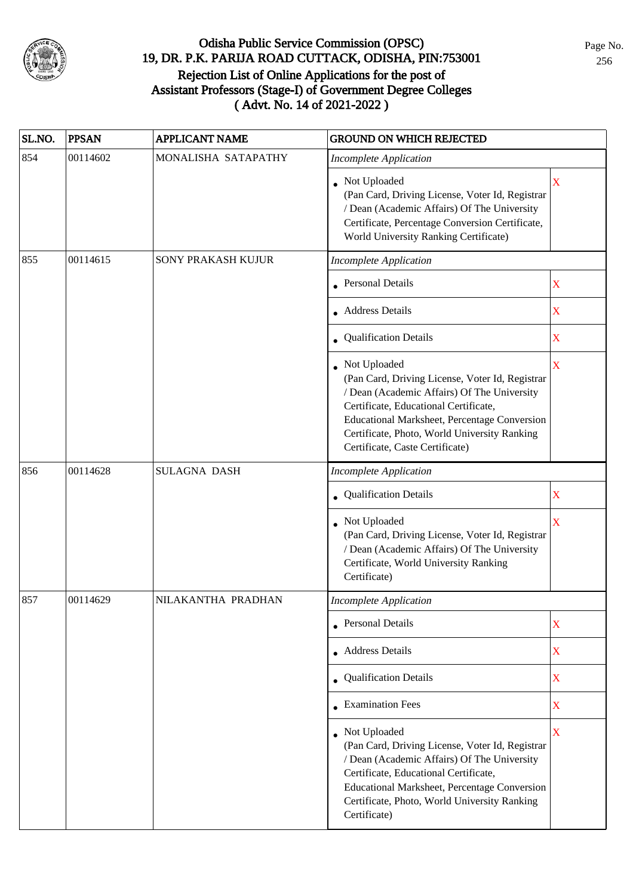# Odisha Public Service Commission (OPSC)
## 19, DR. P.K. PARIJA ROAD CUTTACK, ODISHA, PIN:753001
## Rejection List of Online Applications for the post of Assistant Professors (Stage-I) of Government Degree Colleges
## ( Advt. No. 14 of 2021-2022 )

| SL.NO. | PPSAN | APPLICANT NAME | GROUND ON WHICH REJECTED | |
|---|---|---|---|---|
| 854 | 00114602 | MONALISHA SATAPATHY | *Incomplete Application* | |
| | | | • Not Uploaded (Pan Card, Driving License, Voter Id, Registrar / Dean (Academic Affairs) Of The University Certificate, Percentage Conversion Certificate, World University Ranking Certificate) | X |
| 855 | 00114615 | SONY PRAKASH KUJUR | *Incomplete Application* | |
| | | | • Personal Details | X |
| | | | • Address Details | X |
| | | | • Qualification Details | X |
| | | | • Not Uploaded (Pan Card, Driving License, Voter Id, Registrar / Dean (Academic Affairs) Of The University Certificate, Educational Certificate, Educational Marksheet, Percentage Conversion Certificate, Photo, World University Ranking Certificate, Caste Certificate) | X |
| 856 | 00114628 | SULAGNA DASH | *Incomplete Application* | |
| | | | • Qualification Details | X |
| | | | • Not Uploaded (Pan Card, Driving License, Voter Id, Registrar / Dean (Academic Affairs) Of The University Certificate, World University Ranking Certificate) | X |
| 857 | 00114629 | NILAKANTHA PRADHAN | *Incomplete Application* | |
| | | | • Personal Details | X |
| | | | • Address Details | X |
| | | | • Qualification Details | X |
| | | | • Examination Fees | X |
| | | | • Not Uploaded (Pan Card, Driving License, Voter Id, Registrar / Dean (Academic Affairs) Of The University Certificate, Educational Certificate, Educational Marksheet, Percentage Conversion Certificate, Photo, World University Ranking Certificate) | X |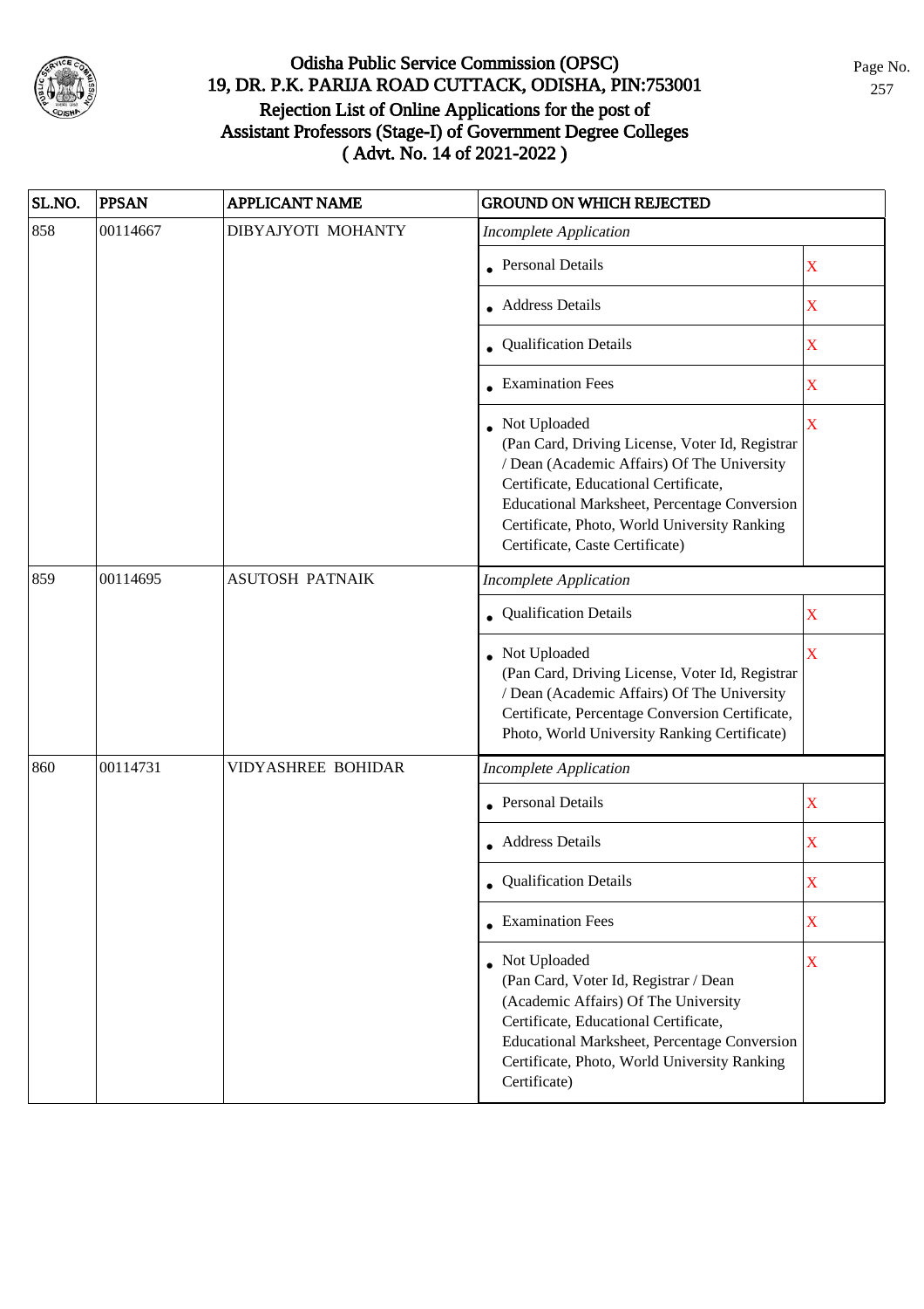# Odisha Public Service Commission (OPSC)
## 19, DR. P.K. PARIJA ROAD CUTTACK, ODISHA, PIN:753001
## Rejection List of Online Applications for the post of Assistant Professors (Stage-I) of Government Degree Colleges
## ( Advt. No. 14 of 2021-2022 )

| SL.NO. | PPSAN | APPLICANT NAME | GROUND ON WHICH REJECTED | |
|---|---|---|---|---|
| 858 | 00114667 | DIBYAJYOTI MOHANTY | *Incomplete Application* | |
| | | | • Personal Details | X |
| | | | • Address Details | X |
| | | | • Qualification Details | X |
| | | | • Examination Fees | X |
| | | | • Not Uploaded (Pan Card, Driving License, Voter Id, Registrar / Dean (Academic Affairs) Of The University Certificate, Educational Certificate, Educational Marksheet, Percentage Conversion Certificate, Photo, World University Ranking Certificate, Caste Certificate) | X |
| 859 | 00114695 | ASUTOSH PATNAIK | *Incomplete Application* | |
| | | | • Qualification Details | X |
| | | | • Not Uploaded (Pan Card, Driving License, Voter Id, Registrar / Dean (Academic Affairs) Of The University Certificate, Percentage Conversion Certificate, Photo, World University Ranking Certificate) | X |
| 860 | 00114731 | VIDYASHREE BOHIDAR | *Incomplete Application* | |
| | | | • Personal Details | X |
| | | | • Address Details | X |
| | | | • Qualification Details | X |
| | | | • Examination Fees | X |
| | | | • Not Uploaded (Pan Card, Voter Id, Registrar / Dean (Academic Affairs) Of The University Certificate, Educational Certificate, Educational Marksheet, Percentage Conversion Certificate, Photo, World University Ranking Certificate) | X |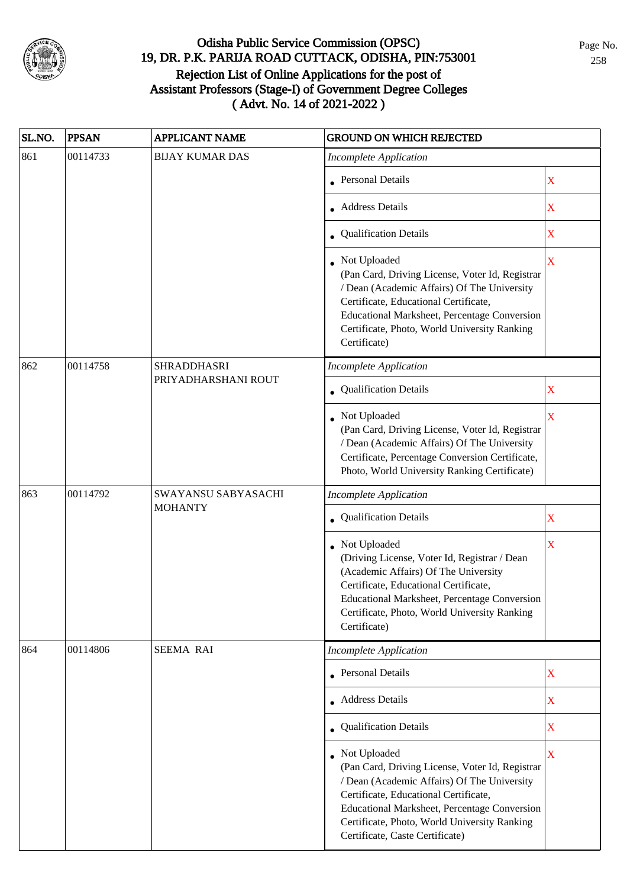# Odisha Public Service Commission (OPSC)
## 19, DR. P.K. PARIJA ROAD CUTTACK, ODISHA, PIN:753001
## Rejection List of Online Applications for the post of Assistant Professors (Stage-I) of Government Degree Colleges
## ( Advt. No. 14 of 2021-2022 )

| SL.NO. | PPSAN | APPLICANT NAME | GROUND ON WHICH REJECTED | |
|---|---|---|---|---|
| 861 | 00114733 | BIJAY KUMAR DAS | *Incomplete Application* | |
| | | | • Personal Details | X |
| | | | • Address Details | X |
| | | | • Qualification Details | X |
| | | | • Not Uploaded (Pan Card, Driving License, Voter Id, Registrar / Dean (Academic Affairs) Of The University Certificate, Educational Certificate, Educational Marksheet, Percentage Conversion Certificate, Photo, World University Ranking Certificate) | X |
| 862 | 00114758 | SHRADDHASRI PRIYADHARSHANI ROUT | *Incomplete Application* | |
| | | | • Qualification Details | X |
| | | | • Not Uploaded (Pan Card, Driving License, Voter Id, Registrar / Dean (Academic Affairs) Of The University Certificate, Percentage Conversion Certificate, Photo, World University Ranking Certificate) | X |
| 863 | 00114792 | SWAYANSU SABYASACHI MOHANTY | *Incomplete Application* | |
| | | | • Qualification Details | X |
| | | | • Not Uploaded (Driving License, Voter Id, Registrar / Dean (Academic Affairs) Of The University Certificate, Educational Certificate, Educational Marksheet, Percentage Conversion Certificate, Photo, World University Ranking Certificate) | X |
| 864 | 00114806 | SEEMA RAI | *Incomplete Application* | |
| | | | • Personal Details | X |
| | | | • Address Details | X |
| | | | • Qualification Details | X |
| | | | • Not Uploaded (Pan Card, Driving License, Voter Id, Registrar / Dean (Academic Affairs) Of The University Certificate, Educational Certificate, Educational Marksheet, Percentage Conversion Certificate, Photo, World University Ranking Certificate, Caste Certificate) | X |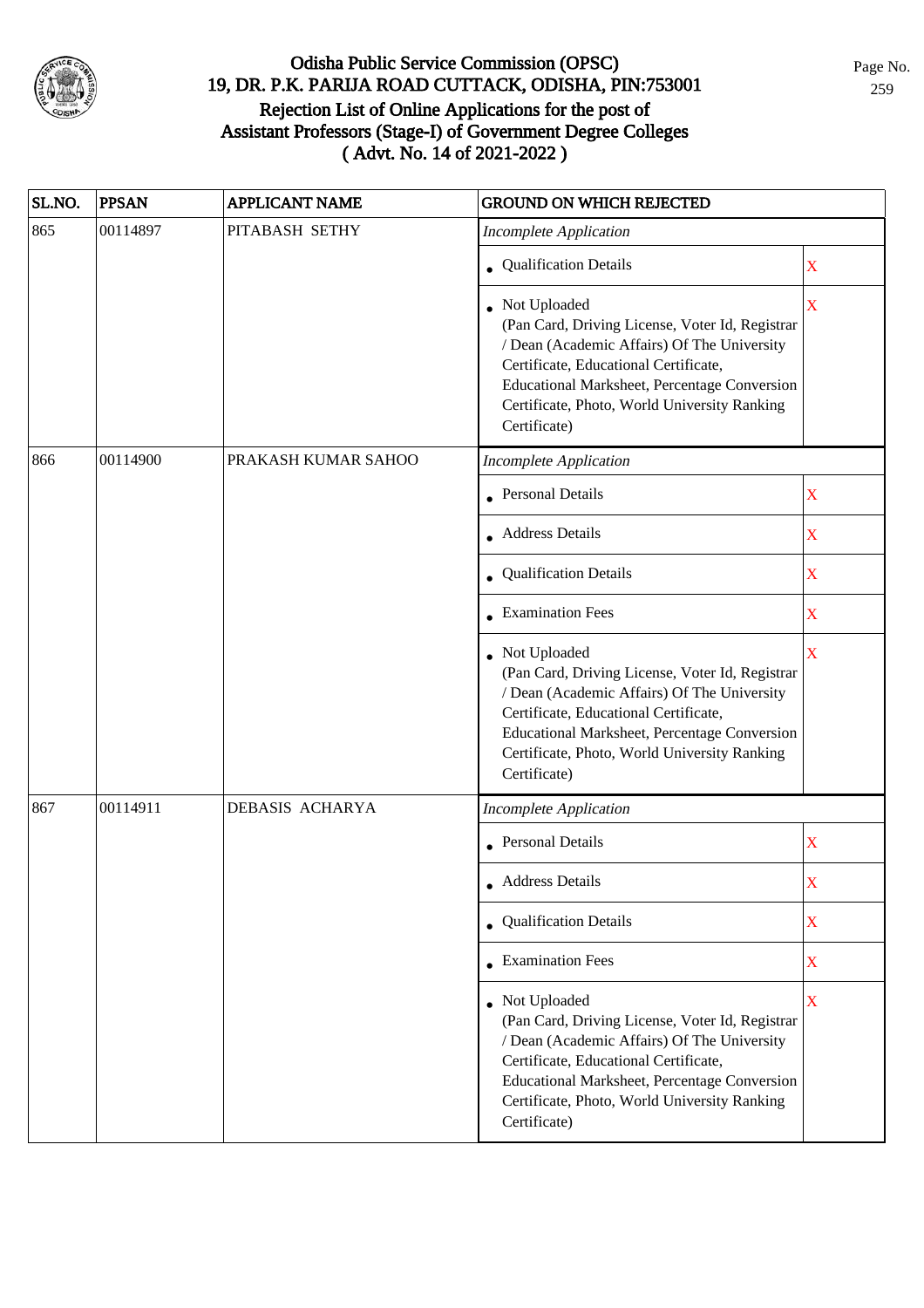# Odisha Public Service Commission (OPSC)
## 19, DR. P.K. PARIJA ROAD CUTTACK, ODISHA, PIN:753001
## Rejection List of Online Applications for the post of Assistant Professors (Stage-I) of Government Degree Colleges ( Advt. No. 14 of 2021-2022 )

| SL.NO. | PPSAN | APPLICANT NAME | GROUND ON WHICH REJECTED | |
|---|---|---|---|---|
| 865 | 00114897 | PITABASH SETHY | *Incomplete Application* | |
| | | | • Qualification Details | X |
| | | | • Not Uploaded (Pan Card, Driving License, Voter Id, Registrar / Dean (Academic Affairs) Of The University Certificate, Educational Certificate, Educational Marksheet, Percentage Conversion Certificate, Photo, World University Ranking Certificate) | X |
| 866 | 00114900 | PRAKASH KUMAR SAHOO | *Incomplete Application* | |
| | | | • Personal Details | X |
| | | | • Address Details | X |
| | | | • Qualification Details | X |
| | | | • Examination Fees | X |
| | | | • Not Uploaded (Pan Card, Driving License, Voter Id, Registrar / Dean (Academic Affairs) Of The University Certificate, Educational Certificate, Educational Marksheet, Percentage Conversion Certificate, Photo, World University Ranking Certificate) | X |
| 867 | 00114911 | DEBASIS ACHARYA | *Incomplete Application* | |
| | | | • Personal Details | X |
| | | | • Address Details | X |
| | | | • Qualification Details | X |
| | | | • Examination Fees | X |
| | | | • Not Uploaded (Pan Card, Driving License, Voter Id, Registrar / Dean (Academic Affairs) Of The University Certificate, Educational Certificate, Educational Marksheet, Percentage Conversion Certificate, Photo, World University Ranking Certificate) | X |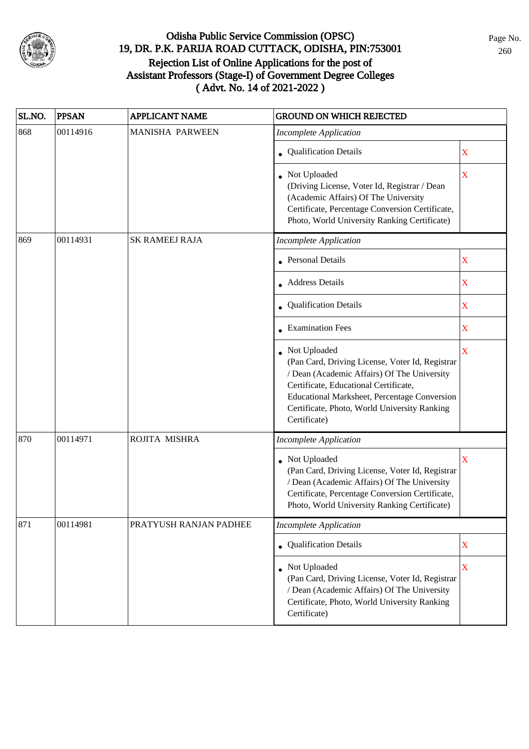# Odisha Public Service Commission (OPSC)
## 19, DR. P.K. PARIJA ROAD CUTTACK, ODISHA, PIN:753001
## Rejection List of Online Applications for the post of Assistant Professors (Stage-I) of Government Degree Colleges ( Advt. No. 14 of 2021-2022 )

| SL.NO. | PPSAN | APPLICANT NAME | GROUND ON WHICH REJECTED | |
|---|---|---|---|---|
| 868 | 00114916 | MANISHA PARWEEN | *Incomplete Application* | |
| | | | • Qualification Details | X |
| | | | • Not Uploaded (Driving License, Voter Id, Registrar / Dean (Academic Affairs) Of The University Certificate, Percentage Conversion Certificate, Photo, World University Ranking Certificate) | X |
| 869 | 00114931 | SK RAMEEJ RAJA | *Incomplete Application* | |
| | | | • Personal Details | X |
| | | | • Address Details | X |
| | | | • Qualification Details | X |
| | | | • Examination Fees | X |
| | | | • Not Uploaded (Pan Card, Driving License, Voter Id, Registrar / Dean (Academic Affairs) Of The University Certificate, Educational Certificate, Educational Marksheet, Percentage Conversion Certificate, Photo, World University Ranking Certificate) | X |
| 870 | 00114971 | ROJITA MISHRA | *Incomplete Application* | |
| | | | • Not Uploaded (Pan Card, Driving License, Voter Id, Registrar / Dean (Academic Affairs) Of The University Certificate, Percentage Conversion Certificate, Photo, World University Ranking Certificate) | X |
| 871 | 00114981 | PRATYUSH RANJAN PADHEE | *Incomplete Application* | |
| | | | • Qualification Details | X |
| | | | • Not Uploaded (Pan Card, Driving License, Voter Id, Registrar / Dean (Academic Affairs) Of The University Certificate, Photo, World University Ranking Certificate) | X |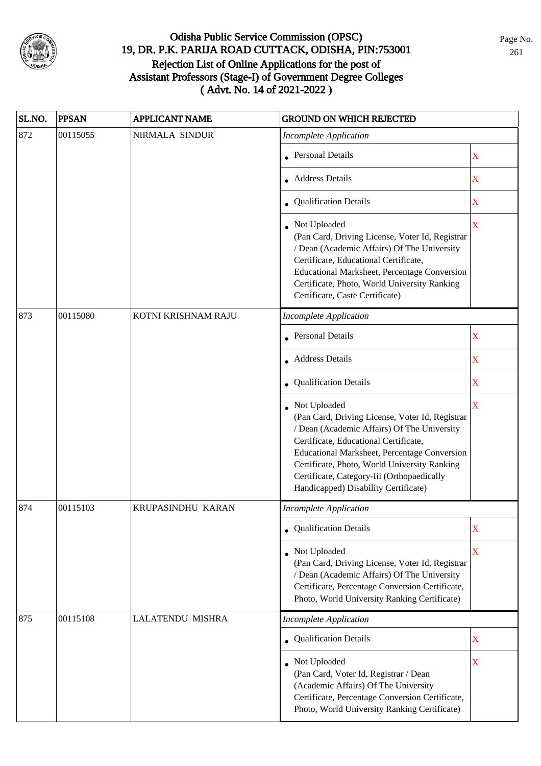# Odisha Public Service Commission (OPSC)
## 19, DR. P.K. PARIJA ROAD CUTTACK, ODISHA, PIN:753001
## Rejection List of Online Applications for the post of Assistant Professors (Stage-I) of Government Degree Colleges ( Advt. No. 14 of 2021-2022 )

| SL.NO. | PPSAN | APPLICANT NAME | GROUND ON WHICH REJECTED | |
|---|---|---|---|---|
| 872 | 00115055 | NIRMALA SINDUR | *Incomplete Application* | |
| | | | • Personal Details | X |
| | | | • Address Details | X |
| | | | • Qualification Details | X |
| | | | • Not Uploaded (Pan Card, Driving License, Voter Id, Registrar / Dean (Academic Affairs) Of The University Certificate, Educational Certificate, Educational Marksheet, Percentage Conversion Certificate, Photo, World University Ranking Certificate, Caste Certificate) | X |
| 873 | 00115080 | KOTNI KRISHNAM RAJU | *Incomplete Application* | |
| | | | • Personal Details | X |
| | | | • Address Details | X |
| | | | • Qualification Details | X |
| | | | • Not Uploaded (Pan Card, Driving License, Voter Id, Registrar / Dean (Academic Affairs) Of The University Certificate, Educational Certificate, Educational Marksheet, Percentage Conversion Certificate, Photo, World University Ranking Certificate, Category-Iii (Orthopaedically Handicapped) Disability Certificate) | X |
| 874 | 00115103 | KRUPASINDHU KARAN | *Incomplete Application* | |
| | | | • Qualification Details | X |
| | | | • Not Uploaded (Pan Card, Driving License, Voter Id, Registrar / Dean (Academic Affairs) Of The University Certificate, Percentage Conversion Certificate, Photo, World University Ranking Certificate) | X |
| 875 | 00115108 | LALATENDU MISHRA | *Incomplete Application* | |
| | | | • Qualification Details | X |
| | | | • Not Uploaded (Pan Card, Voter Id, Registrar / Dean (Academic Affairs) Of The University Certificate, Percentage Conversion Certificate, Photo, World University Ranking Certificate) | X |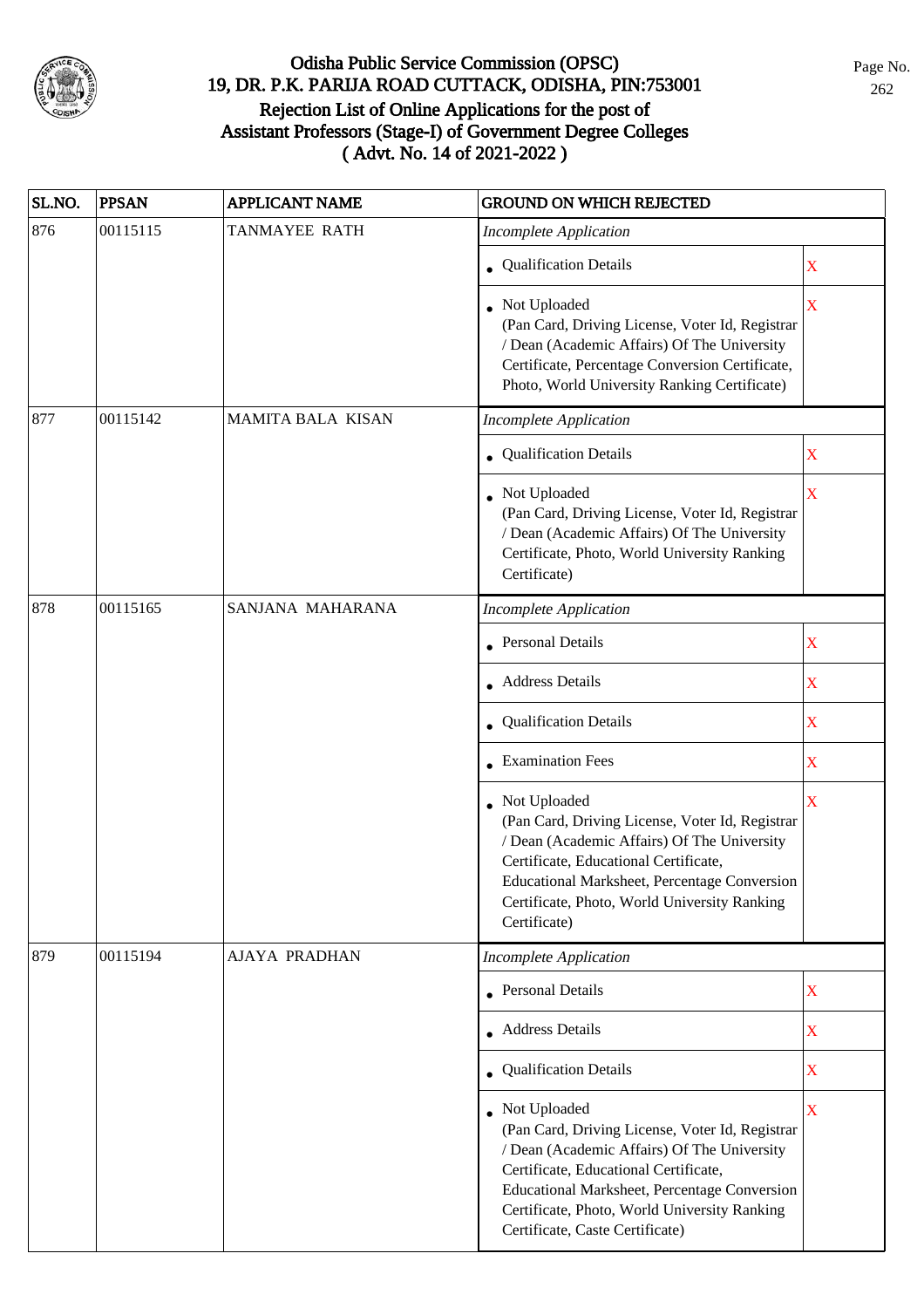# Odisha Public Service Commission (OPSC)
## 19, DR. P.K. PARIJA ROAD CUTTACK, ODISHA, PIN:753001
## Rejection List of Online Applications for the post of Assistant Professors (Stage-I) of Government Degree Colleges
## ( Advt. No. 14 of 2021-2022 )

| SL.NO. | PPSAN | APPLICANT NAME | GROUND ON WHICH REJECTED | |
|---|---|---|---|---|
| 876 | 00115115 | TANMAYEE RATH | *Incomplete Application* | |
| | | | • Qualification Details | X |
| | | | • Not Uploaded (Pan Card, Driving License, Voter Id, Registrar / Dean (Academic Affairs) Of The University Certificate, Percentage Conversion Certificate, Photo, World University Ranking Certificate) | X |
| 877 | 00115142 | MAMITA BALA KISAN | *Incomplete Application* | |
| | | | • Qualification Details | X |
| | | | • Not Uploaded (Pan Card, Driving License, Voter Id, Registrar / Dean (Academic Affairs) Of The University Certificate, Photo, World University Ranking Certificate) | X |
| 878 | 00115165 | SANJANA MAHARANA | *Incomplete Application* | |
| | | | • Personal Details | X |
| | | | • Address Details | X |
| | | | • Qualification Details | X |
| | | | • Examination Fees | X |
| | | | • Not Uploaded (Pan Card, Driving License, Voter Id, Registrar / Dean (Academic Affairs) Of The University Certificate, Educational Certificate, Educational Marksheet, Percentage Conversion Certificate, Photo, World University Ranking Certificate) | X |
| 879 | 00115194 | AJAYA PRADHAN | *Incomplete Application* | |
| | | | • Personal Details | X |
| | | | • Address Details | X |
| | | | • Qualification Details | X |
| | | | • Not Uploaded (Pan Card, Driving License, Voter Id, Registrar / Dean (Academic Affairs) Of The University Certificate, Educational Certificate, Educational Marksheet, Percentage Conversion Certificate, Photo, World University Ranking Certificate, Caste Certificate) | X |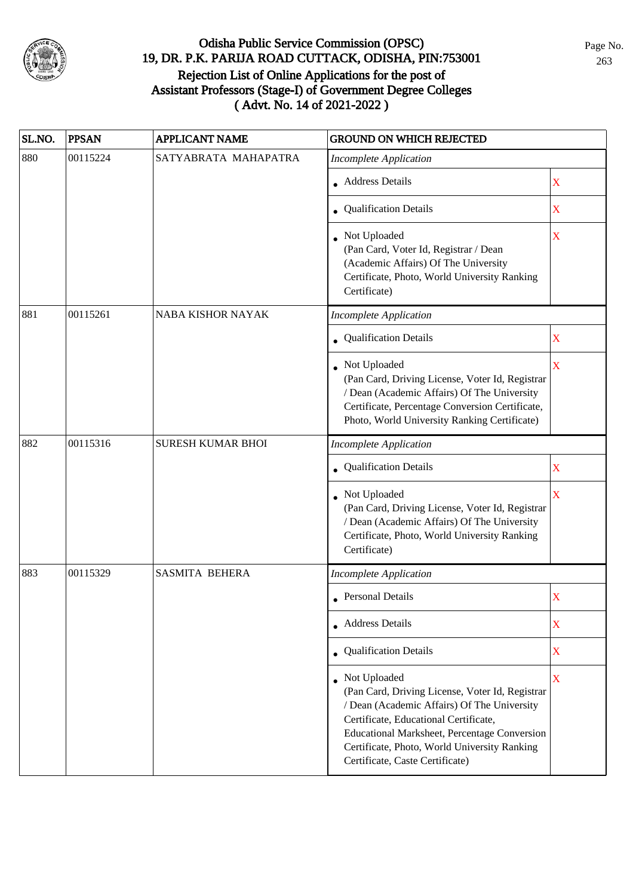# Odisha Public Service Commission (OPSC)
## 19, DR. P.K. PARIJA ROAD CUTTACK, ODISHA, PIN:753001
## Rejection List of Online Applications for the post of Assistant Professors (Stage-I) of Government Degree Colleges
## ( Advt. No. 14 of 2021-2022 )

| SL.NO. | PPSAN | APPLICANT NAME | GROUND ON WHICH REJECTED | |
|---|---|---|---|---|
| 880 | 00115224 | SATYABRATA MAHAPATRA | *Incomplete Application* | |
| | | | • Address Details | X |
| | | | • Qualification Details | X |
| | | | • Not Uploaded (Pan Card, Voter Id, Registrar / Dean (Academic Affairs) Of The University Certificate, Photo, World University Ranking Certificate) | X |
| 881 | 00115261 | NABA KISHOR NAYAK | *Incomplete Application* | |
| | | | • Qualification Details | X |
| | | | • Not Uploaded (Pan Card, Driving License, Voter Id, Registrar / Dean (Academic Affairs) Of The University Certificate, Percentage Conversion Certificate, Photo, World University Ranking Certificate) | X |
| 882 | 00115316 | SURESH KUMAR BHOI | *Incomplete Application* | |
| | | | • Qualification Details | X |
| | | | • Not Uploaded (Pan Card, Driving License, Voter Id, Registrar / Dean (Academic Affairs) Of The University Certificate, Photo, World University Ranking Certificate) | X |
| 883 | 00115329 | SASMITA BEHERA | *Incomplete Application* | |
| | | | • Personal Details | X |
| | | | • Address Details | X |
| | | | • Qualification Details | X |
| | | | • Not Uploaded (Pan Card, Driving License, Voter Id, Registrar / Dean (Academic Affairs) Of The University Certificate, Educational Certificate, Educational Marksheet, Percentage Conversion Certificate, Photo, World University Ranking Certificate, Caste Certificate) | X |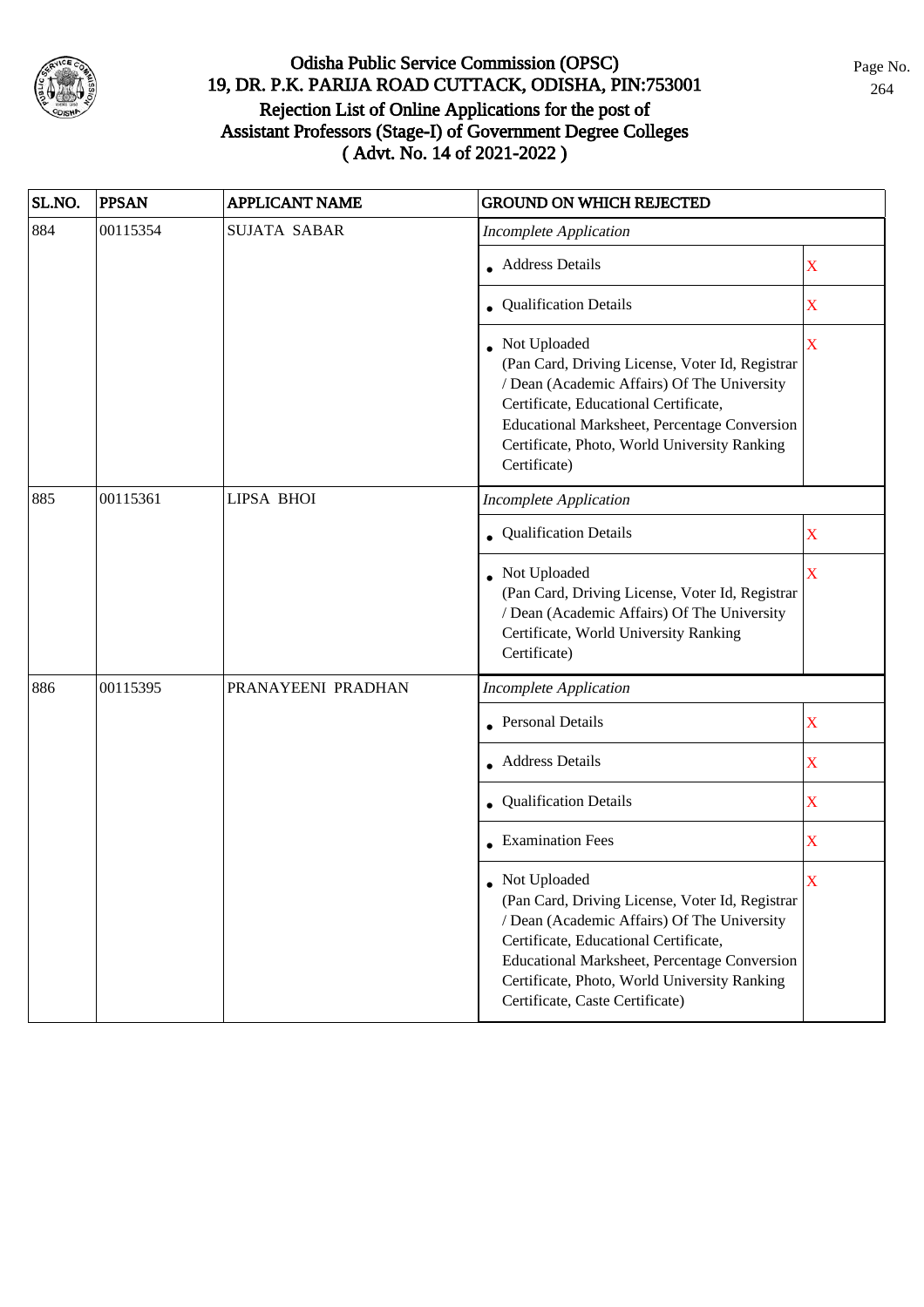# Odisha Public Service Commission (OPSC)
## 19, DR. P.K. PARIJA ROAD CUTTACK, ODISHA, PIN:753001
## Rejection List of Online Applications for the post of Assistant Professors (Stage-I) of Government Degree Colleges ( Advt. No. 14 of 2021-2022 )

| SL.NO. | PPSAN | APPLICANT NAME | GROUND ON WHICH REJECTED | |
|---|---|---|---|---|
| 884 | 00115354 | SUJATA SABAR | *Incomplete Application* | |
| | | | • Address Details | X |
| | | | • Qualification Details | X |
| | | | • Not Uploaded (Pan Card, Driving License, Voter Id, Registrar / Dean (Academic Affairs) Of The University Certificate, Educational Certificate, Educational Marksheet, Percentage Conversion Certificate, Photo, World University Ranking Certificate) | X |
| 885 | 00115361 | LIPSA BHOI | *Incomplete Application* | |
| | | | • Qualification Details | X |
| | | | • Not Uploaded (Pan Card, Driving License, Voter Id, Registrar / Dean (Academic Affairs) Of The University Certificate, World University Ranking Certificate) | X |
| 886 | 00115395 | PRANAYEENI PRADHAN | *Incomplete Application* | |
| | | | • Personal Details | X |
| | | | • Address Details | X |
| | | | • Qualification Details | X |
| | | | • Examination Fees | X |
| | | | • Not Uploaded (Pan Card, Driving License, Voter Id, Registrar / Dean (Academic Affairs) Of The University Certificate, Educational Certificate, Educational Marksheet, Percentage Conversion Certificate, Photo, World University Ranking Certificate, Caste Certificate) | X |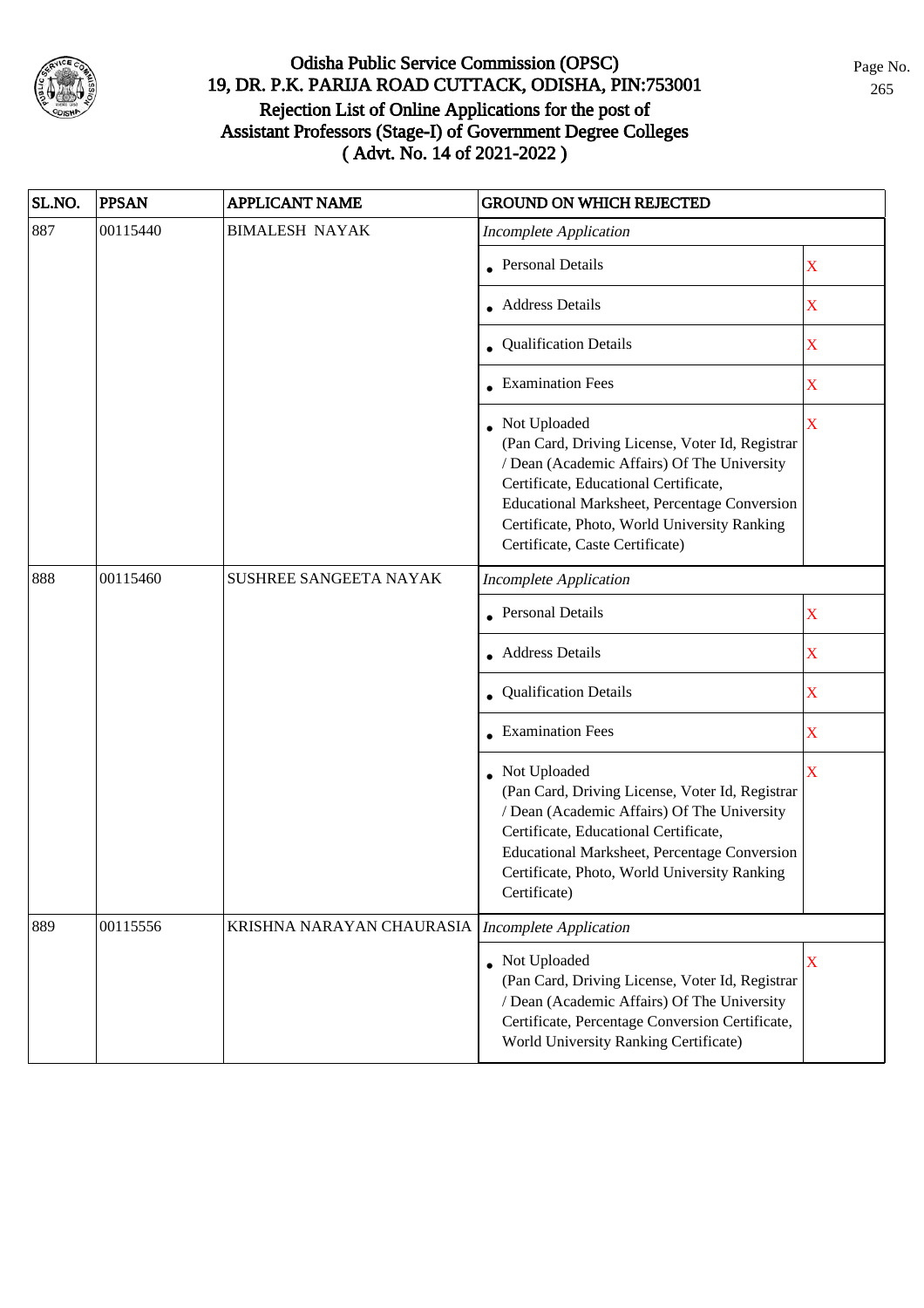# Odisha Public Service Commission (OPSC)
## 19, DR. P.K. PARIJA ROAD CUTTACK, ODISHA, PIN:753001
## Rejection List of Online Applications for the post of Assistant Professors (Stage-I) of Government Degree Colleges ( Advt. No. 14 of 2021-2022 )

| SL.NO. | PPSAN | APPLICANT NAME | GROUND ON WHICH REJECTED | |
|---|---|---|---|---|
| 887 | 00115440 | BIMALESH NAYAK | *Incomplete Application* | |
| | | | • Personal Details | X |
| | | | • Address Details | X |
| | | | • Qualification Details | X |
| | | | • Examination Fees | X |
| | | | • Not Uploaded (Pan Card, Driving License, Voter Id, Registrar / Dean (Academic Affairs) Of The University Certificate, Educational Certificate, Educational Marksheet, Percentage Conversion Certificate, Photo, World University Ranking Certificate, Caste Certificate) | X |
| 888 | 00115460 | SUSHREE SANGEETA NAYAK | *Incomplete Application* | |
| | | | • Personal Details | X |
| | | | • Address Details | X |
| | | | • Qualification Details | X |
| | | | • Examination Fees | X |
| | | | • Not Uploaded (Pan Card, Driving License, Voter Id, Registrar / Dean (Academic Affairs) Of The University Certificate, Educational Certificate, Educational Marksheet, Percentage Conversion Certificate, Photo, World University Ranking Certificate) | X |
| 889 | 00115556 | KRISHNA NARAYAN CHAURASIA | *Incomplete Application* | |
| | | | • Not Uploaded (Pan Card, Driving License, Voter Id, Registrar / Dean (Academic Affairs) Of The University Certificate, Percentage Conversion Certificate, World University Ranking Certificate) | X |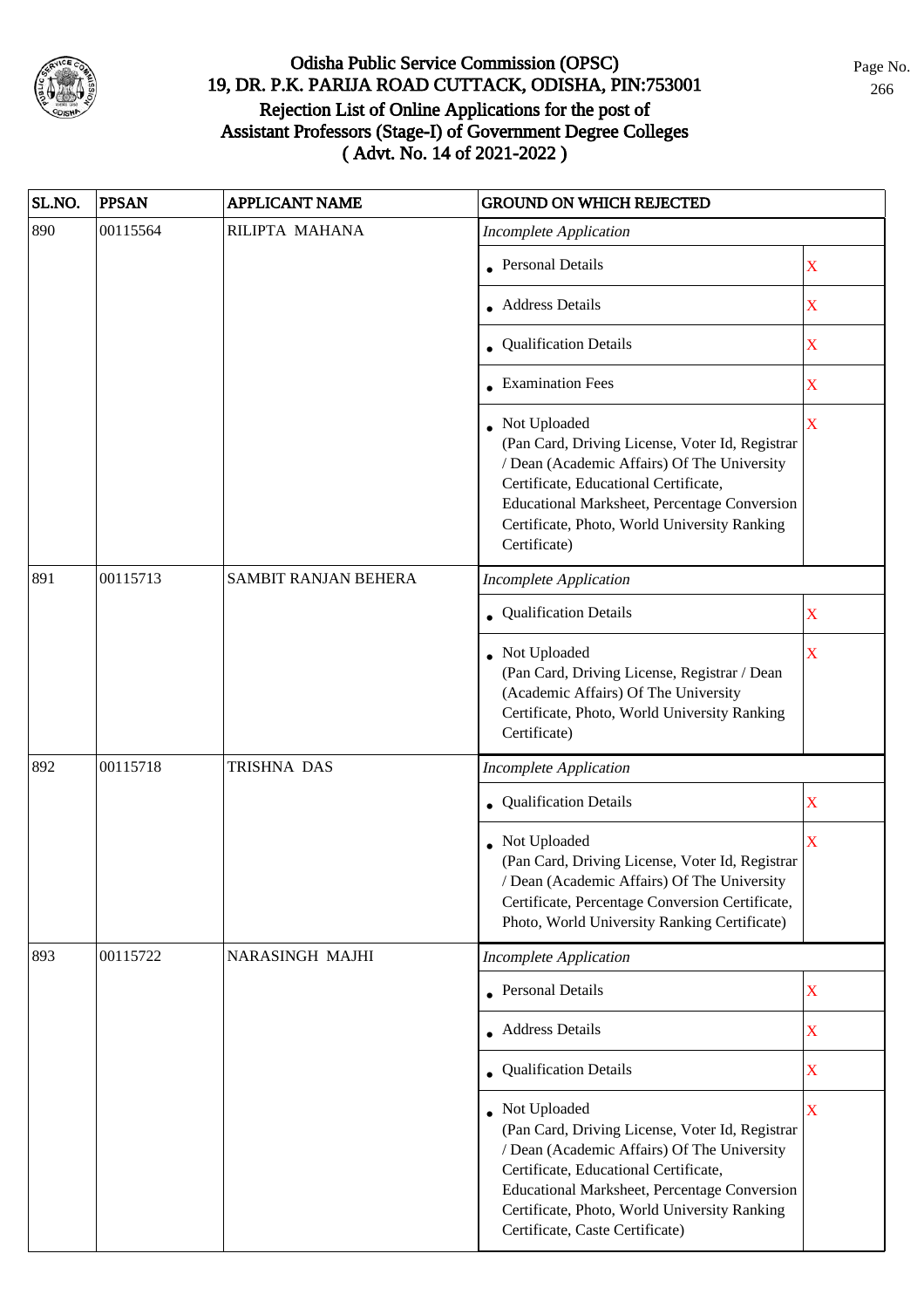# Odisha Public Service Commission (OPSC)
## 19, DR. P.K. PARIJA ROAD CUTTACK, ODISHA, PIN:753001
## Rejection List of Online Applications for the post of Assistant Professors (Stage-I) of Government Degree Colleges
## ( Advt. No. 14 of 2021-2022 )

| SL.NO. | PPSAN | APPLICANT NAME | GROUND ON WHICH REJECTED | |
|---|---|---|---|---|
| 890 | 00115564 | RILIPTA MAHANA | *Incomplete Application* | |
| | | | • Personal Details | X |
| | | | • Address Details | X |
| | | | • Qualification Details | X |
| | | | • Examination Fees | X |
| | | | • Not Uploaded (Pan Card, Driving License, Voter Id, Registrar / Dean (Academic Affairs) Of The University Certificate, Educational Certificate, Educational Marksheet, Percentage Conversion Certificate, Photo, World University Ranking Certificate) | X |
| 891 | 00115713 | SAMBIT RANJAN BEHERA | *Incomplete Application* | |
| | | | • Qualification Details | X |
| | | | • Not Uploaded (Pan Card, Driving License, Registrar / Dean (Academic Affairs) Of The University Certificate, Photo, World University Ranking Certificate) | X |
| 892 | 00115718 | TRISHNA DAS | *Incomplete Application* | |
| | | | • Qualification Details | X |
| | | | • Not Uploaded (Pan Card, Driving License, Voter Id, Registrar / Dean (Academic Affairs) Of The University Certificate, Percentage Conversion Certificate, Photo, World University Ranking Certificate) | X |
| 893 | 00115722 | NARASINGH MAJHI | *Incomplete Application* | |
| | | | • Personal Details | X |
| | | | • Address Details | X |
| | | | • Qualification Details | X |
| | | | • Not Uploaded (Pan Card, Driving License, Voter Id, Registrar / Dean (Academic Affairs) Of The University Certificate, Educational Certificate, Educational Marksheet, Percentage Conversion Certificate, Photo, World University Ranking Certificate, Caste Certificate) | X |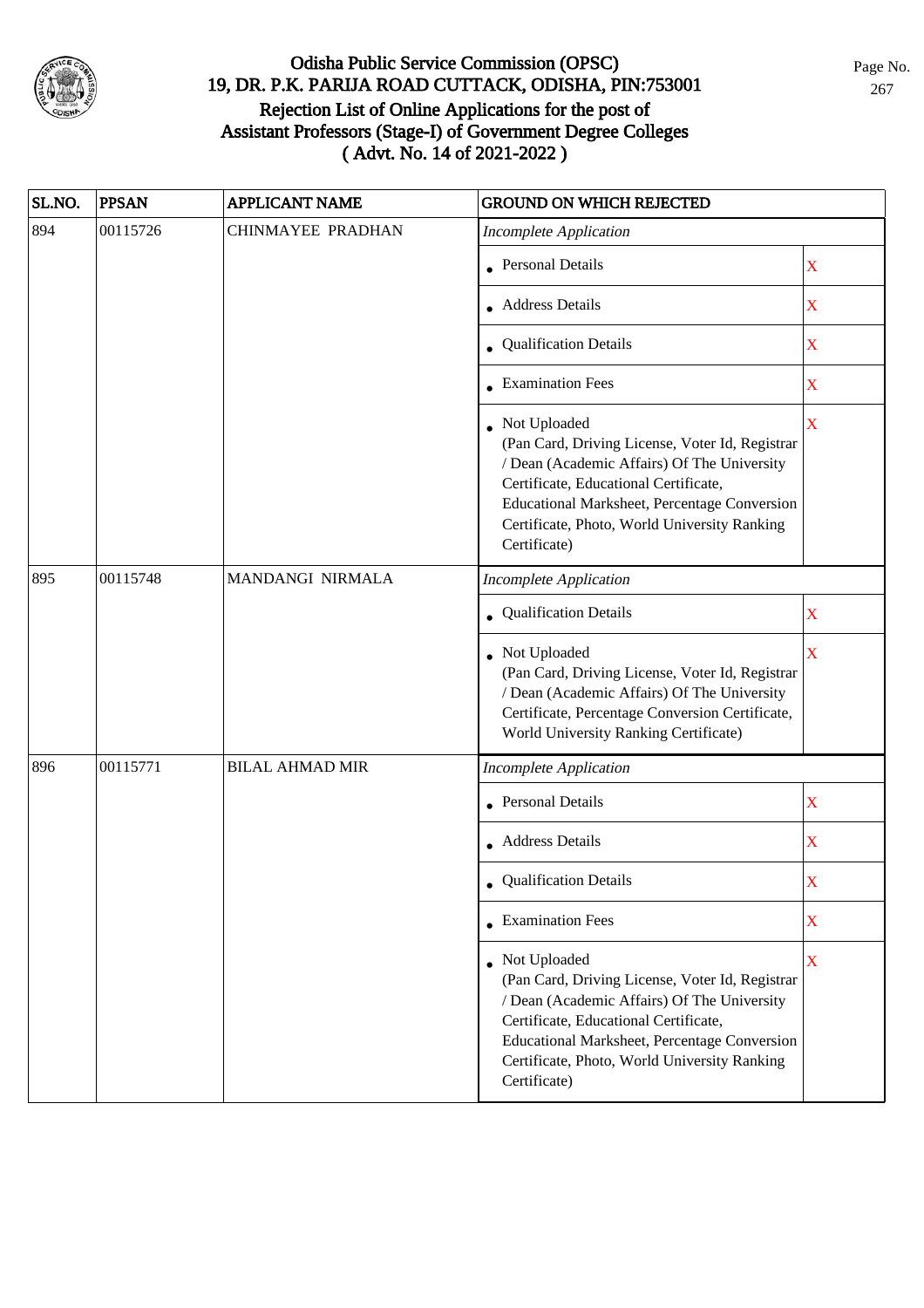# Odisha Public Service Commission (OPSC)
## 19, DR. P.K. PARIJA ROAD CUTTACK, ODISHA, PIN:753001
## Rejection List of Online Applications for the post of Assistant Professors (Stage-I) of Government Degree Colleges
## ( Advt. No. 14 of 2021-2022 )

| SL.NO. | PPSAN | APPLICANT NAME | GROUND ON WHICH REJECTED | |
|---|---|---|---|---|
| 894 | 00115726 | CHINMAYEE PRADHAN | *Incomplete Application* | |
| | | | • Personal Details | X |
| | | | • Address Details | X |
| | | | • Qualification Details | X |
| | | | • Examination Fees | X |
| | | | • Not Uploaded (Pan Card, Driving License, Voter Id, Registrar / Dean (Academic Affairs) Of The University Certificate, Educational Certificate, Educational Marksheet, Percentage Conversion Certificate, Photo, World University Ranking Certificate) | X |
| 895 | 00115748 | MANDANGI NIRMALA | *Incomplete Application* | |
| | | | • Qualification Details | X |
| | | | • Not Uploaded (Pan Card, Driving License, Voter Id, Registrar / Dean (Academic Affairs) Of The University Certificate, Percentage Conversion Certificate, World University Ranking Certificate) | X |
| 896 | 00115771 | BILAL AHMAD MIR | *Incomplete Application* | |
| | | | • Personal Details | X |
| | | | • Address Details | X |
| | | | • Qualification Details | X |
| | | | • Examination Fees | X |
| | | | • Not Uploaded (Pan Card, Driving License, Voter Id, Registrar / Dean (Academic Affairs) Of The University Certificate, Educational Certificate, Educational Marksheet, Percentage Conversion Certificate, Photo, World University Ranking Certificate) | X |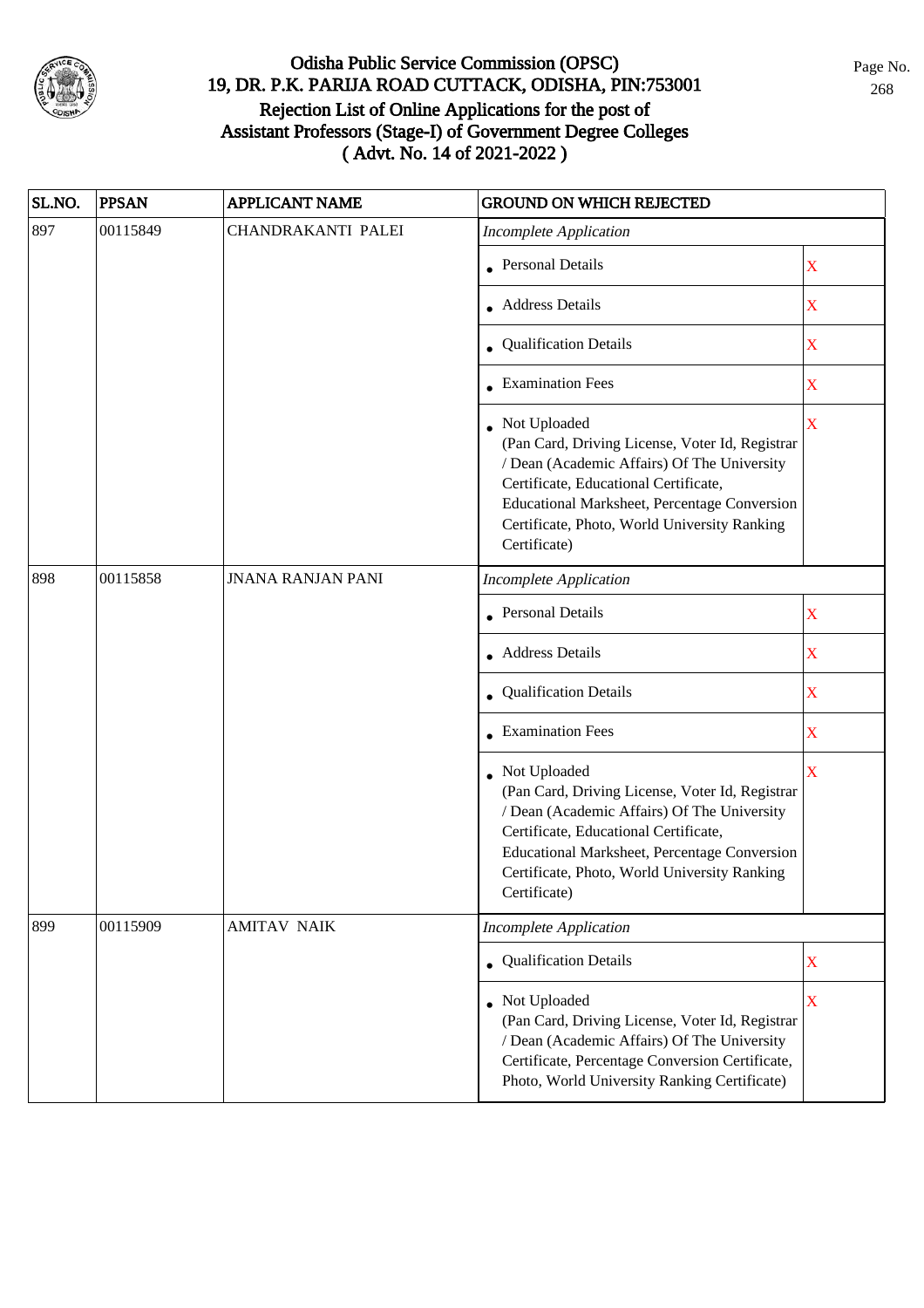# Odisha Public Service Commission (OPSC)
## 19, DR. P.K. PARIJA ROAD CUTTACK, ODISHA, PIN:753001
## Rejection List of Online Applications for the post of Assistant Professors (Stage-I) of Government Degree Colleges
## ( Advt. No. 14 of 2021-2022 )

| SL.NO. | PPSAN | APPLICANT NAME | GROUND ON WHICH REJECTED | |
|---|---|---|---|---|
| 897 | 00115849 | CHANDRAKANTI PALEI | *Incomplete Application* | |
| | | | • Personal Details | X |
| | | | • Address Details | X |
| | | | • Qualification Details | X |
| | | | • Examination Fees | X |
| | | | • Not Uploaded (Pan Card, Driving License, Voter Id, Registrar / Dean (Academic Affairs) Of The University Certificate, Educational Certificate, Educational Marksheet, Percentage Conversion Certificate, Photo, World University Ranking Certificate) | X |
| 898 | 00115858 | JNANA RANJAN PANI | *Incomplete Application* | |
| | | | • Personal Details | X |
| | | | • Address Details | X |
| | | | • Qualification Details | X |
| | | | • Examination Fees | X |
| | | | • Not Uploaded (Pan Card, Driving License, Voter Id, Registrar / Dean (Academic Affairs) Of The University Certificate, Educational Certificate, Educational Marksheet, Percentage Conversion Certificate, Photo, World University Ranking Certificate) | X |
| 899 | 00115909 | AMITAV NAIK | *Incomplete Application* | |
| | | | • Qualification Details | X |
| | | | • Not Uploaded (Pan Card, Driving License, Voter Id, Registrar / Dean (Academic Affairs) Of The University Certificate, Percentage Conversion Certificate, Photo, World University Ranking Certificate) | X |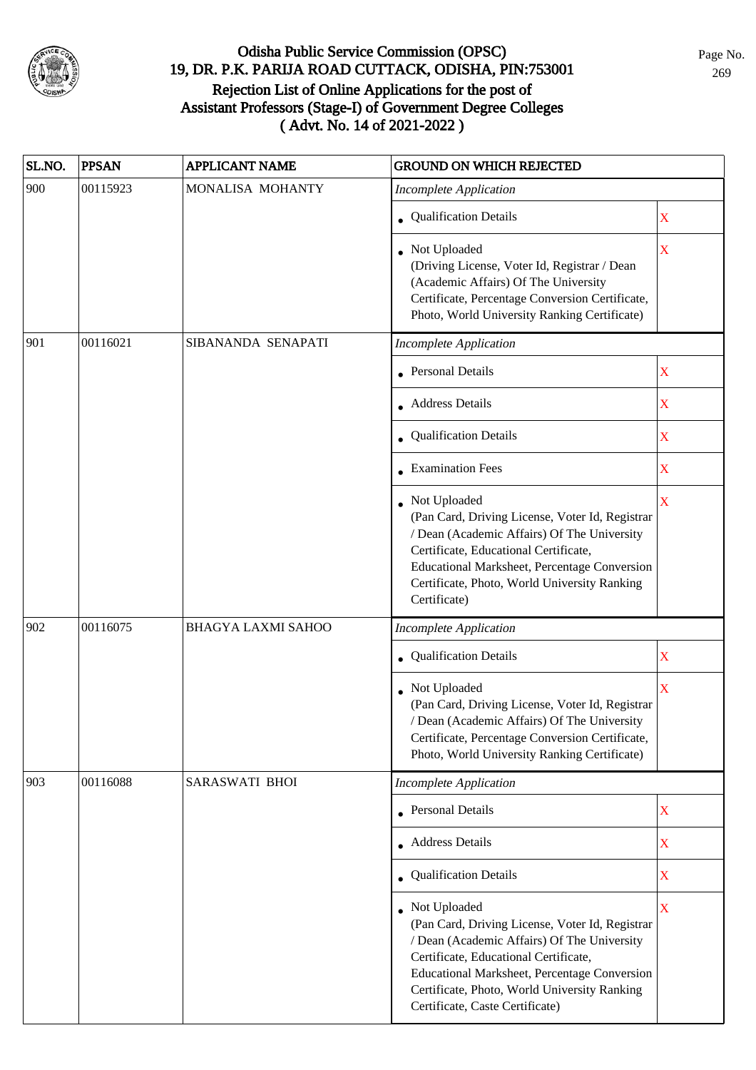# Odisha Public Service Commission (OPSC)
## 19, DR. P.K. PARIJA ROAD CUTTACK, ODISHA, PIN:753001
## Rejection List of Online Applications for the post of Assistant Professors (Stage-I) of Government Degree Colleges ( Advt. No. 14 of 2021-2022 )

| SL.NO. | PPSAN | APPLICANT NAME | GROUND ON WHICH REJECTED | |
|---|---|---|---|---|
| 900 | 00115923 | MONALISA MOHANTY | *Incomplete Application* | |
| | | | • Qualification Details | X |
| | | | • Not Uploaded (Driving License, Voter Id, Registrar / Dean (Academic Affairs) Of The University Certificate, Percentage Conversion Certificate, Photo, World University Ranking Certificate) | X |
| 901 | 00116021 | SIBANANDA SENAPATI | *Incomplete Application* | |
| | | | • Personal Details | X |
| | | | • Address Details | X |
| | | | • Qualification Details | X |
| | | | • Examination Fees | X |
| | | | • Not Uploaded (Pan Card, Driving License, Voter Id, Registrar / Dean (Academic Affairs) Of The University Certificate, Educational Certificate, Educational Marksheet, Percentage Conversion Certificate, Photo, World University Ranking Certificate) | X |
| 902 | 00116075 | BHAGYA LAXMI SAHOO | *Incomplete Application* | |
| | | | • Qualification Details | X |
| | | | • Not Uploaded (Pan Card, Driving License, Voter Id, Registrar / Dean (Academic Affairs) Of The University Certificate, Percentage Conversion Certificate, Photo, World University Ranking Certificate) | X |
| 903 | 00116088 | SARASWATI BHOI | *Incomplete Application* | |
| | | | • Personal Details | X |
| | | | • Address Details | X |
| | | | • Qualification Details | X |
| | | | • Not Uploaded (Pan Card, Driving License, Voter Id, Registrar / Dean (Academic Affairs) Of The University Certificate, Educational Certificate, Educational Marksheet, Percentage Conversion Certificate, Photo, World University Ranking Certificate, Caste Certificate) | X |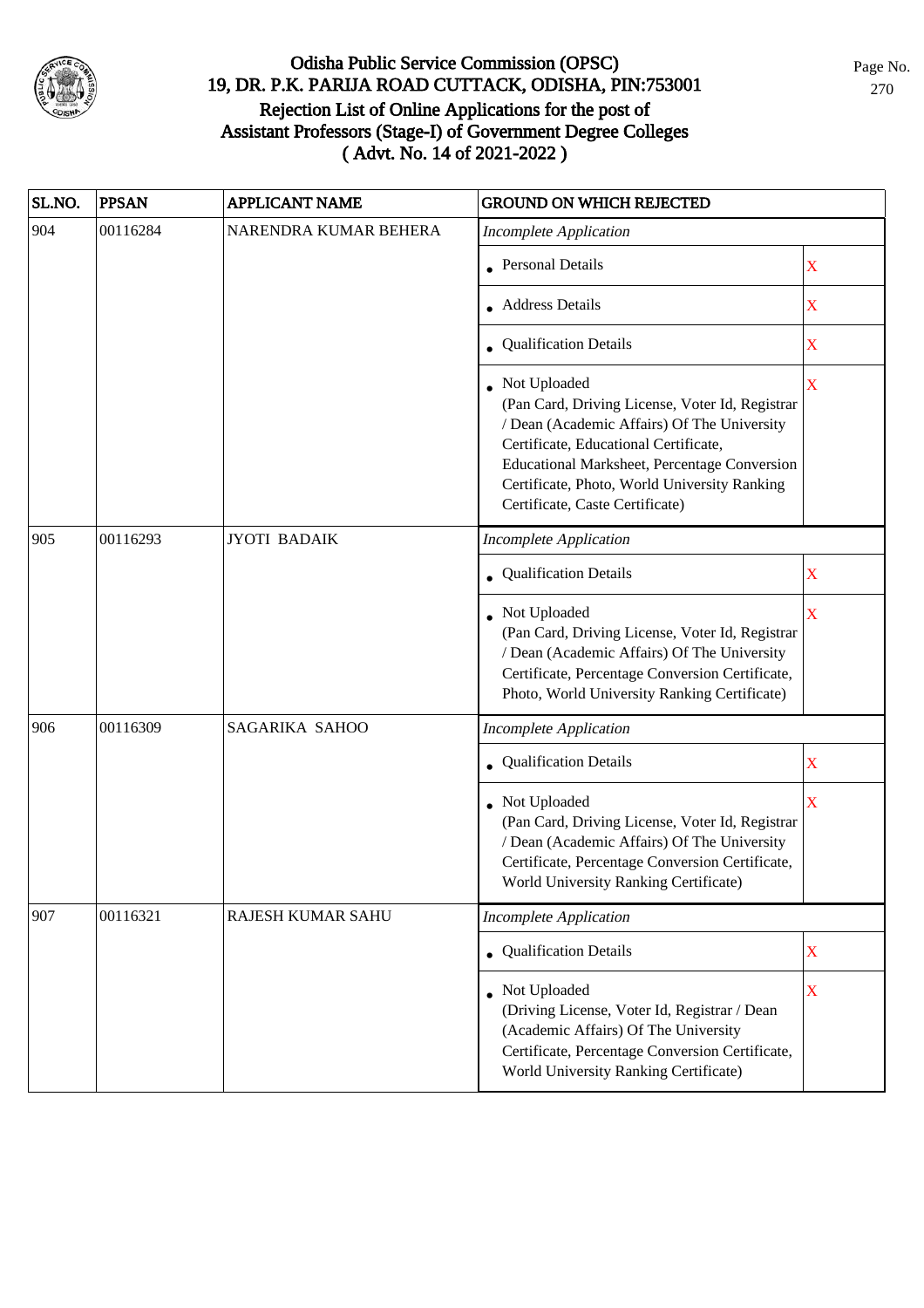# Odisha Public Service Commission (OPSC)
## 19, DR. P.K. PARIJA ROAD CUTTACK, ODISHA, PIN:753001
## Rejection List of Online Applications for the post of Assistant Professors (Stage-I) of Government Degree Colleges ( Advt. No. 14 of 2021-2022 )

| SL.NO. | PPSAN | APPLICANT NAME | GROUND ON WHICH REJECTED | |
|---|---|---|---|---|
| 904 | 00116284 | NARENDRA KUMAR BEHERA | *Incomplete Application* | |
| | | | • Personal Details | X |
| | | | • Address Details | X |
| | | | • Qualification Details | X |
| | | | • Not Uploaded (Pan Card, Driving License, Voter Id, Registrar / Dean (Academic Affairs) Of The University Certificate, Educational Certificate, Educational Marksheet, Percentage Conversion Certificate, Photo, World University Ranking Certificate, Caste Certificate) | X |
| 905 | 00116293 | JYOTI BADAIK | *Incomplete Application* | |
| | | | • Qualification Details | X |
| | | | • Not Uploaded (Pan Card, Driving License, Voter Id, Registrar / Dean (Academic Affairs) Of The University Certificate, Percentage Conversion Certificate, Photo, World University Ranking Certificate) | X |
| 906 | 00116309 | SAGARIKA SAHOO | *Incomplete Application* | |
| | | | • Qualification Details | X |
| | | | • Not Uploaded (Pan Card, Driving License, Voter Id, Registrar / Dean (Academic Affairs) Of The University Certificate, Percentage Conversion Certificate, World University Ranking Certificate) | X |
| 907 | 00116321 | RAJESH KUMAR SAHU | *Incomplete Application* | |
| | | | • Qualification Details | X |
| | | | • Not Uploaded (Driving License, Voter Id, Registrar / Dean (Academic Affairs) Of The University Certificate, Percentage Conversion Certificate, World University Ranking Certificate) | X |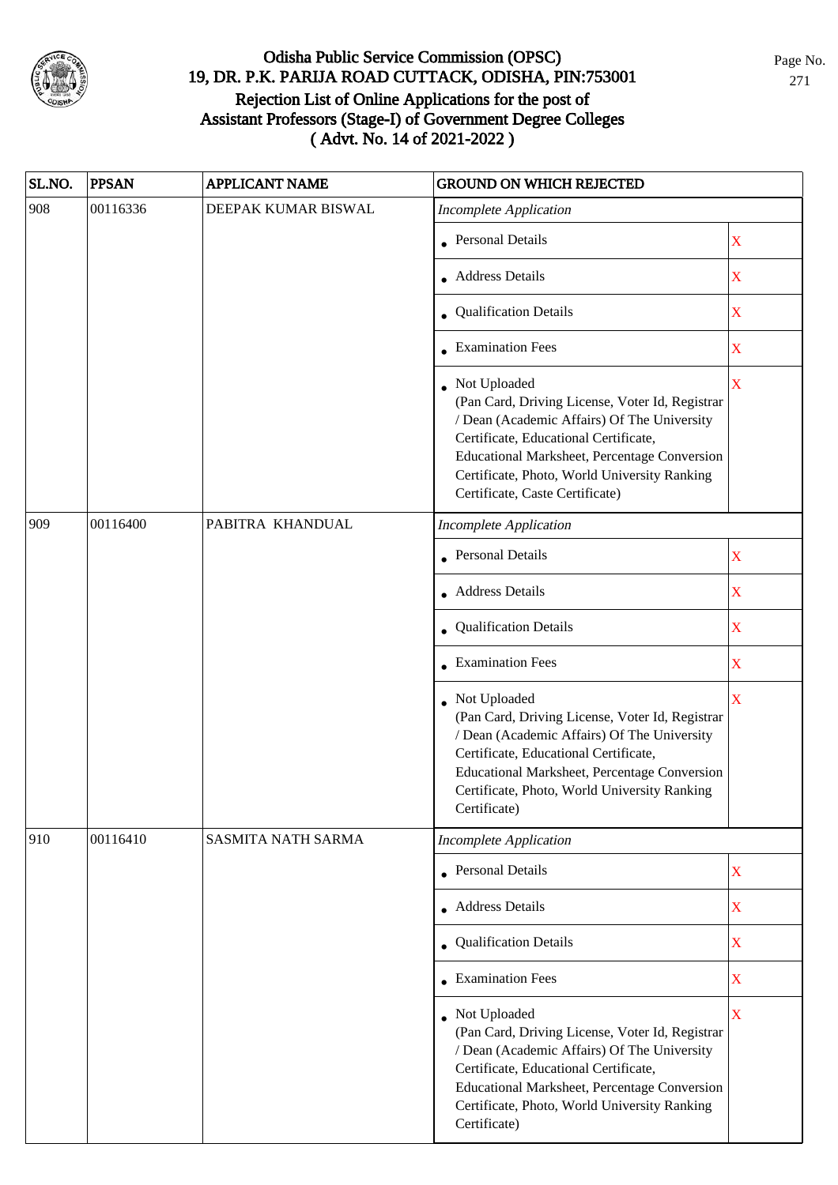# Odisha Public Service Commission (OPSC)
## 19, DR. P.K. PARIJA ROAD CUTTACK, ODISHA, PIN:753001
## Rejection List of Online Applications for the post of Assistant Professors (Stage-I) of Government Degree Colleges
## ( Advt. No. 14 of 2021-2022 )

| SL.NO. | PPSAN | APPLICANT NAME | GROUND ON WHICH REJECTED | |
|---|---|---|---|---|
| 908 | 00116336 | DEEPAK KUMAR BISWAL | *Incomplete Application* | |
| | | | • Personal Details | X |
| | | | • Address Details | X |
| | | | • Qualification Details | X |
| | | | • Examination Fees | X |
| | | | • Not Uploaded (Pan Card, Driving License, Voter Id, Registrar / Dean (Academic Affairs) Of The University Certificate, Educational Certificate, Educational Marksheet, Percentage Conversion Certificate, Photo, World University Ranking Certificate, Caste Certificate) | X |
| 909 | 00116400 | PABITRA KHANDUAL | *Incomplete Application* | |
| | | | • Personal Details | X |
| | | | • Address Details | X |
| | | | • Qualification Details | X |
| | | | • Examination Fees | X |
| | | | • Not Uploaded (Pan Card, Driving License, Voter Id, Registrar / Dean (Academic Affairs) Of The University Certificate, Educational Certificate, Educational Marksheet, Percentage Conversion Certificate, Photo, World University Ranking Certificate) | X |
| 910 | 00116410 | SASMITA NATH SARMA | *Incomplete Application* | |
| | | | • Personal Details | X |
| | | | • Address Details | X |
| | | | • Qualification Details | X |
| | | | • Examination Fees | X |
| | | | • Not Uploaded (Pan Card, Driving License, Voter Id, Registrar / Dean (Academic Affairs) Of The University Certificate, Educational Certificate, Educational Marksheet, Percentage Conversion Certificate, Photo, World University Ranking Certificate) | X |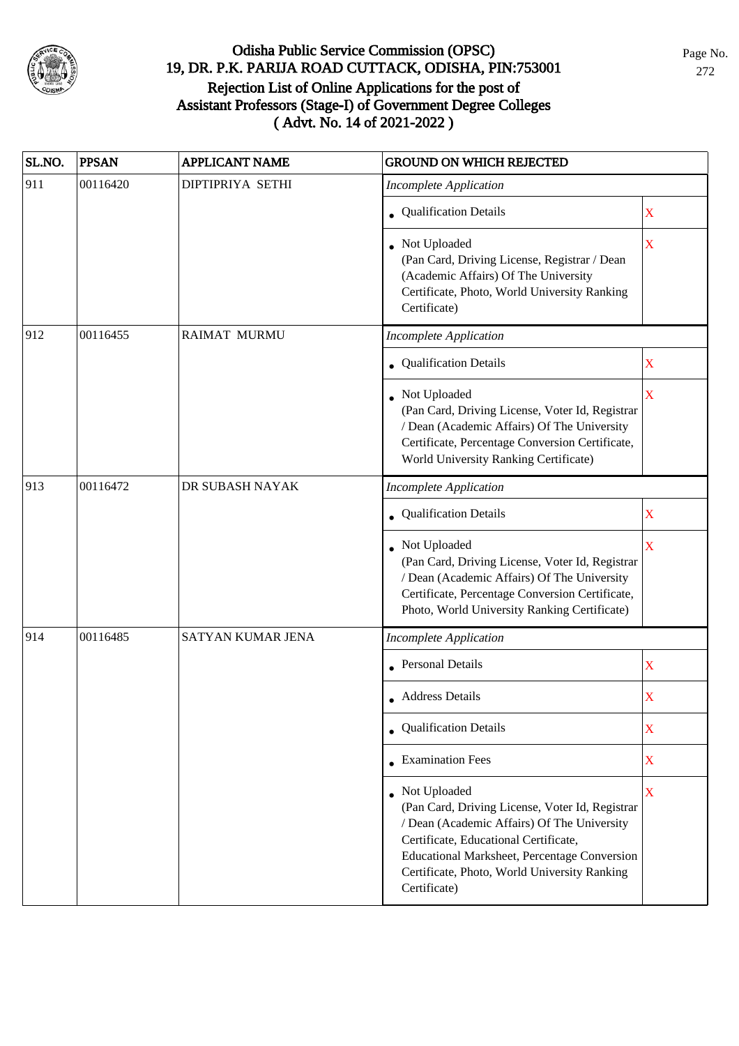# Odisha Public Service Commission (OPSC)
## 19, DR. P.K. PARIJA ROAD CUTTACK, ODISHA, PIN:753001
## Rejection List of Online Applications for the post of Assistant Professors (Stage-I) of Government Degree Colleges ( Advt. No. 14 of 2021-2022 )

| SL.NO. | PPSAN | APPLICANT NAME | GROUND ON WHICH REJECTED | |
|---|---|---|---|---|
| 911 | 00116420 | DIPTIPRIYA SETHI | *Incomplete Application* | |
| | | | • Qualification Details | X |
| | | | • Not Uploaded (Pan Card, Driving License, Registrar / Dean (Academic Affairs) Of The University Certificate, Photo, World University Ranking Certificate) | X |
| 912 | 00116455 | RAIMAT MURMU | *Incomplete Application* | |
| | | | • Qualification Details | X |
| | | | • Not Uploaded (Pan Card, Driving License, Voter Id, Registrar / Dean (Academic Affairs) Of The University Certificate, Percentage Conversion Certificate, World University Ranking Certificate) | X |
| 913 | 00116472 | DR SUBASH NAYAK | *Incomplete Application* | |
| | | | • Qualification Details | X |
| | | | • Not Uploaded (Pan Card, Driving License, Voter Id, Registrar / Dean (Academic Affairs) Of The University Certificate, Percentage Conversion Certificate, Photo, World University Ranking Certificate) | X |
| 914 | 00116485 | SATYAN KUMAR JENA | *Incomplete Application* | |
| | | | • Personal Details | X |
| | | | • Address Details | X |
| | | | • Qualification Details | X |
| | | | • Examination Fees | X |
| | | | • Not Uploaded (Pan Card, Driving License, Voter Id, Registrar / Dean (Academic Affairs) Of The University Certificate, Educational Certificate, Educational Marksheet, Percentage Conversion Certificate, Photo, World University Ranking Certificate) | X |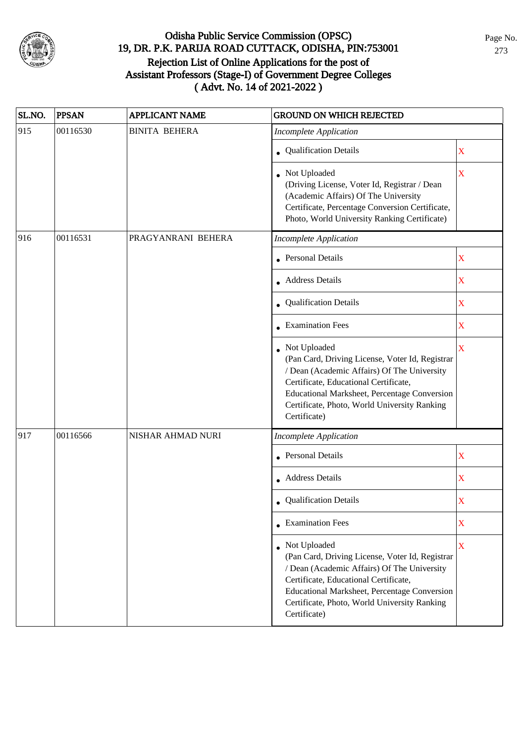# Odisha Public Service Commission (OPSC)
## 19, DR. P.K. PARIJA ROAD CUTTACK, ODISHA, PIN:753001
## Rejection List of Online Applications for the post of Assistant Professors (Stage-I) of Government Degree Colleges ( Advt. No. 14 of 2021-2022 )

| SL.NO. | PPSAN | APPLICANT NAME | GROUND ON WHICH REJECTED | |
|---|---|---|---|---|
| 915 | 00116530 | BINITA BEHERA | *Incomplete Application* | |
| | | | • Qualification Details | X |
| | | | • Not Uploaded (Driving License, Voter Id, Registrar / Dean (Academic Affairs) Of The University Certificate, Percentage Conversion Certificate, Photo, World University Ranking Certificate) | X |
| 916 | 00116531 | PRAGYANRANI BEHERA | *Incomplete Application* | |
| | | | • Personal Details | X |
| | | | • Address Details | X |
| | | | • Qualification Details | X |
| | | | • Examination Fees | X |
| | | | • Not Uploaded (Pan Card, Driving License, Voter Id, Registrar / Dean (Academic Affairs) Of The University Certificate, Educational Certificate, Educational Marksheet, Percentage Conversion Certificate, Photo, World University Ranking Certificate) | X |
| 917 | 00116566 | NISHAR AHMAD NURI | *Incomplete Application* | |
| | | | • Personal Details | X |
| | | | • Address Details | X |
| | | | • Qualification Details | X |
| | | | • Examination Fees | X |
| | | | • Not Uploaded (Pan Card, Driving License, Voter Id, Registrar / Dean (Academic Affairs) Of The University Certificate, Educational Certificate, Educational Marksheet, Percentage Conversion Certificate, Photo, World University Ranking Certificate) | X |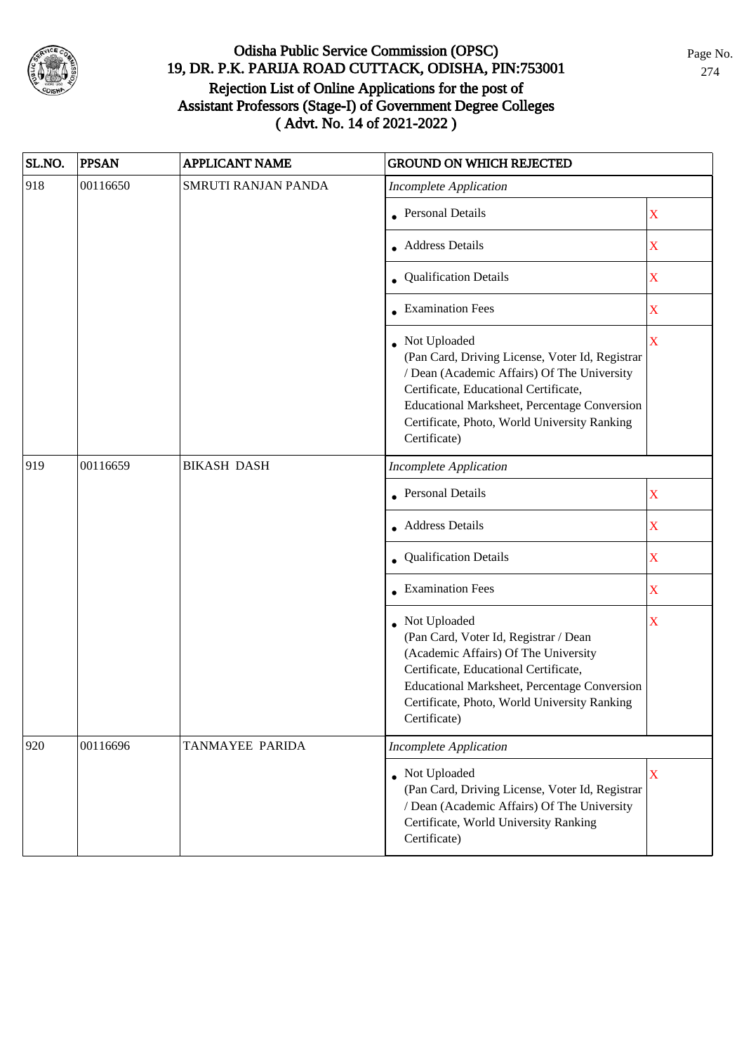# Odisha Public Service Commission (OPSC)

## 19, DR. P.K. PARIJA ROAD CUTTACK, ODISHA, PIN:753001

## Rejection List of Online Applications for the post of Assistant Professors (Stage-I) of Government Degree Colleges ( Advt. No. 14 of 2021-2022 )

| SL.NO. | PPSAN | APPLICANT NAME | GROUND ON WHICH REJECTED | |
|---|---|---|---|---|
| 918 | 00116650 | SMRUTI RANJAN PANDA | *Incomplete Application* | |
| | | | • Personal Details | X |
| | | | • Address Details | X |
| | | | • Qualification Details | X |
| | | | • Examination Fees | X |
| | | | • Not Uploaded (Pan Card, Driving License, Voter Id, Registrar / Dean (Academic Affairs) Of The University Certificate, Educational Certificate, Educational Marksheet, Percentage Conversion Certificate, Photo, World University Ranking Certificate) | X |
| 919 | 00116659 | BIKASH DASH | *Incomplete Application* | |
| | | | • Personal Details | X |
| | | | • Address Details | X |
| | | | • Qualification Details | X |
| | | | • Examination Fees | X |
| | | | • Not Uploaded (Pan Card, Voter Id, Registrar / Dean (Academic Affairs) Of The University Certificate, Educational Certificate, Educational Marksheet, Percentage Conversion Certificate, Photo, World University Ranking Certificate) | X |
| 920 | 00116696 | TANMAYEE PARIDA | *Incomplete Application* | |
| | | | • Not Uploaded (Pan Card, Driving License, Voter Id, Registrar / Dean (Academic Affairs) Of The University Certificate, World University Ranking Certificate) | X |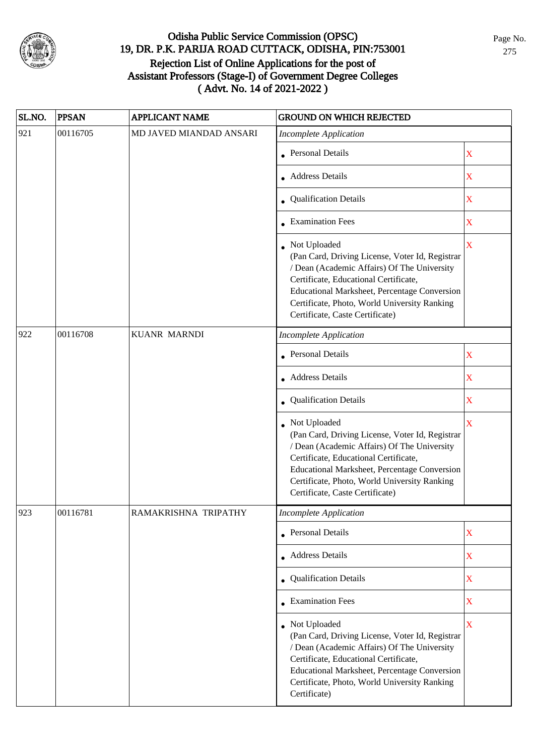# Odisha Public Service Commission (OPSC)
## 19, DR. P.K. PARIJA ROAD CUTTACK, ODISHA, PIN:753001
## Rejection List of Online Applications for the post of Assistant Professors (Stage-I) of Government Degree Colleges ( Advt. No. 14 of 2021-2022 )

| SL.NO. | PPSAN | APPLICANT NAME | GROUND ON WHICH REJECTED | |
|---|---|---|---|---|
| 921 | 00116705 | MD JAVED MIANDAD ANSARI | *Incomplete Application* | |
| | | | • Personal Details | X |
| | | | • Address Details | X |
| | | | • Qualification Details | X |
| | | | • Examination Fees | X |
| | | | • Not Uploaded (Pan Card, Driving License, Voter Id, Registrar / Dean (Academic Affairs) Of The University Certificate, Educational Certificate, Educational Marksheet, Percentage Conversion Certificate, Photo, World University Ranking Certificate, Caste Certificate) | X |
| 922 | 00116708 | KUANR MARNDI | *Incomplete Application* | |
| | | | • Personal Details | X |
| | | | • Address Details | X |
| | | | • Qualification Details | X |
| | | | • Not Uploaded (Pan Card, Driving License, Voter Id, Registrar / Dean (Academic Affairs) Of The University Certificate, Educational Certificate, Educational Marksheet, Percentage Conversion Certificate, Photo, World University Ranking Certificate, Caste Certificate) | X |
| 923 | 00116781 | RAMAKRISHNA TRIPATHY | *Incomplete Application* | |
| | | | • Personal Details | X |
| | | | • Address Details | X |
| | | | • Qualification Details | X |
| | | | • Examination Fees | X |
| | | | • Not Uploaded (Pan Card, Driving License, Voter Id, Registrar / Dean (Academic Affairs) Of The University Certificate, Educational Certificate, Educational Marksheet, Percentage Conversion Certificate, Photo, World University Ranking Certificate) | X |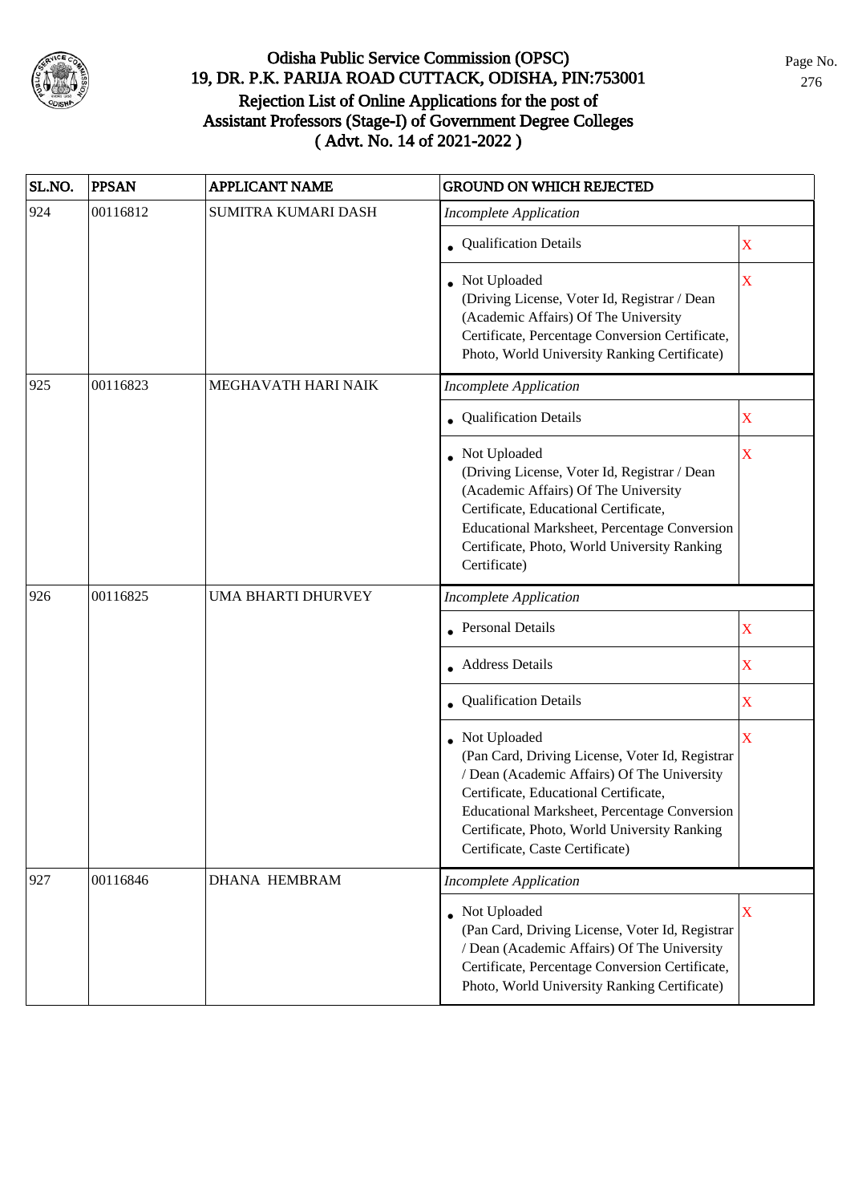# Odisha Public Service Commission (OPSC)
## 19, DR. P.K. PARIJA ROAD CUTTACK, ODISHA, PIN:753001
## Rejection List of Online Applications for the post of Assistant Professors (Stage-I) of Government Degree Colleges ( Advt. No. 14 of 2021-2022 )

| SL.NO. | PPSAN | APPLICANT NAME | GROUND ON WHICH REJECTED | |
|---|---|---|---|---|
| 924 | 00116812 | SUMITRA KUMARI DASH | *Incomplete Application* | |
| | | | • Qualification Details | X |
| | | | • Not Uploaded (Driving License, Voter Id, Registrar / Dean (Academic Affairs) Of The University Certificate, Percentage Conversion Certificate, Photo, World University Ranking Certificate) | X |
| 925 | 00116823 | MEGHAVATH HARI NAIK | *Incomplete Application* | |
| | | | • Qualification Details | X |
| | | | • Not Uploaded (Driving License, Voter Id, Registrar / Dean (Academic Affairs) Of The University Certificate, Educational Certificate, Educational Marksheet, Percentage Conversion Certificate, Photo, World University Ranking Certificate) | X |
| 926 | 00116825 | UMA BHARTI DHURVEY | *Incomplete Application* | |
| | | | • Personal Details | X |
| | | | • Address Details | X |
| | | | • Qualification Details | X |
| | | | • Not Uploaded (Pan Card, Driving License, Voter Id, Registrar / Dean (Academic Affairs) Of The University Certificate, Educational Certificate, Educational Marksheet, Percentage Conversion Certificate, Photo, World University Ranking Certificate, Caste Certificate) | X |
| 927 | 00116846 | DHANA HEMBRAM | *Incomplete Application* | |
| | | | • Not Uploaded (Pan Card, Driving License, Voter Id, Registrar / Dean (Academic Affairs) Of The University Certificate, Percentage Conversion Certificate, Photo, World University Ranking Certificate) | X |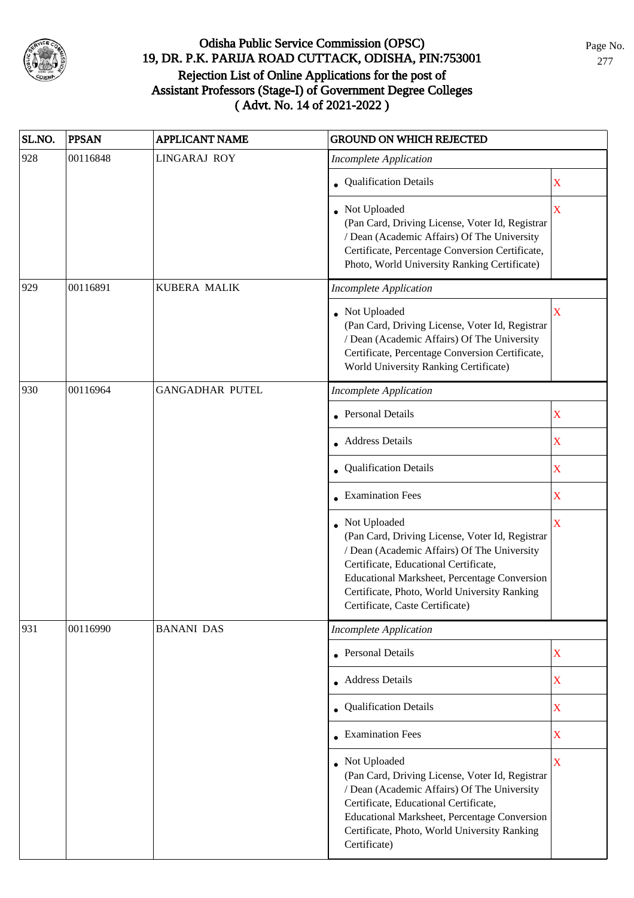# Odisha Public Service Commission (OPSC)
## 19, DR. P.K. PARIJA ROAD CUTTACK, ODISHA, PIN:753001
## Rejection List of Online Applications for the post of Assistant Professors (Stage-I) of Government Degree Colleges
## ( Advt. No. 14 of 2021-2022 )

| SL.NO. | PPSAN | APPLICANT NAME | GROUND ON WHICH REJECTED | |
|---|---|---|---|---|
| 928 | 00116848 | LINGARAJ ROY | *Incomplete Application* | |
| | | | • Qualification Details | X |
| | | | • Not Uploaded (Pan Card, Driving License, Voter Id, Registrar / Dean (Academic Affairs) Of The University Certificate, Percentage Conversion Certificate, Photo, World University Ranking Certificate) | X |
| 929 | 00116891 | KUBERA MALIK | *Incomplete Application* | |
| | | | • Not Uploaded (Pan Card, Driving License, Voter Id, Registrar / Dean (Academic Affairs) Of The University Certificate, Percentage Conversion Certificate, World University Ranking Certificate) | X |
| 930 | 00116964 | GANGADHAR PUTEL | *Incomplete Application* | |
| | | | • Personal Details | X |
| | | | • Address Details | X |
| | | | • Qualification Details | X |
| | | | • Examination Fees | X |
| | | | • Not Uploaded (Pan Card, Driving License, Voter Id, Registrar / Dean (Academic Affairs) Of The University Certificate, Educational Certificate, Educational Marksheet, Percentage Conversion Certificate, Photo, World University Ranking Certificate, Caste Certificate) | X |
| 931 | 00116990 | BANANI DAS | *Incomplete Application* | |
| | | | • Personal Details | X |
| | | | • Address Details | X |
| | | | • Qualification Details | X |
| | | | • Examination Fees | X |
| | | | • Not Uploaded (Pan Card, Driving License, Voter Id, Registrar / Dean (Academic Affairs) Of The University Certificate, Educational Certificate, Educational Marksheet, Percentage Conversion Certificate, Photo, World University Ranking Certificate) | X |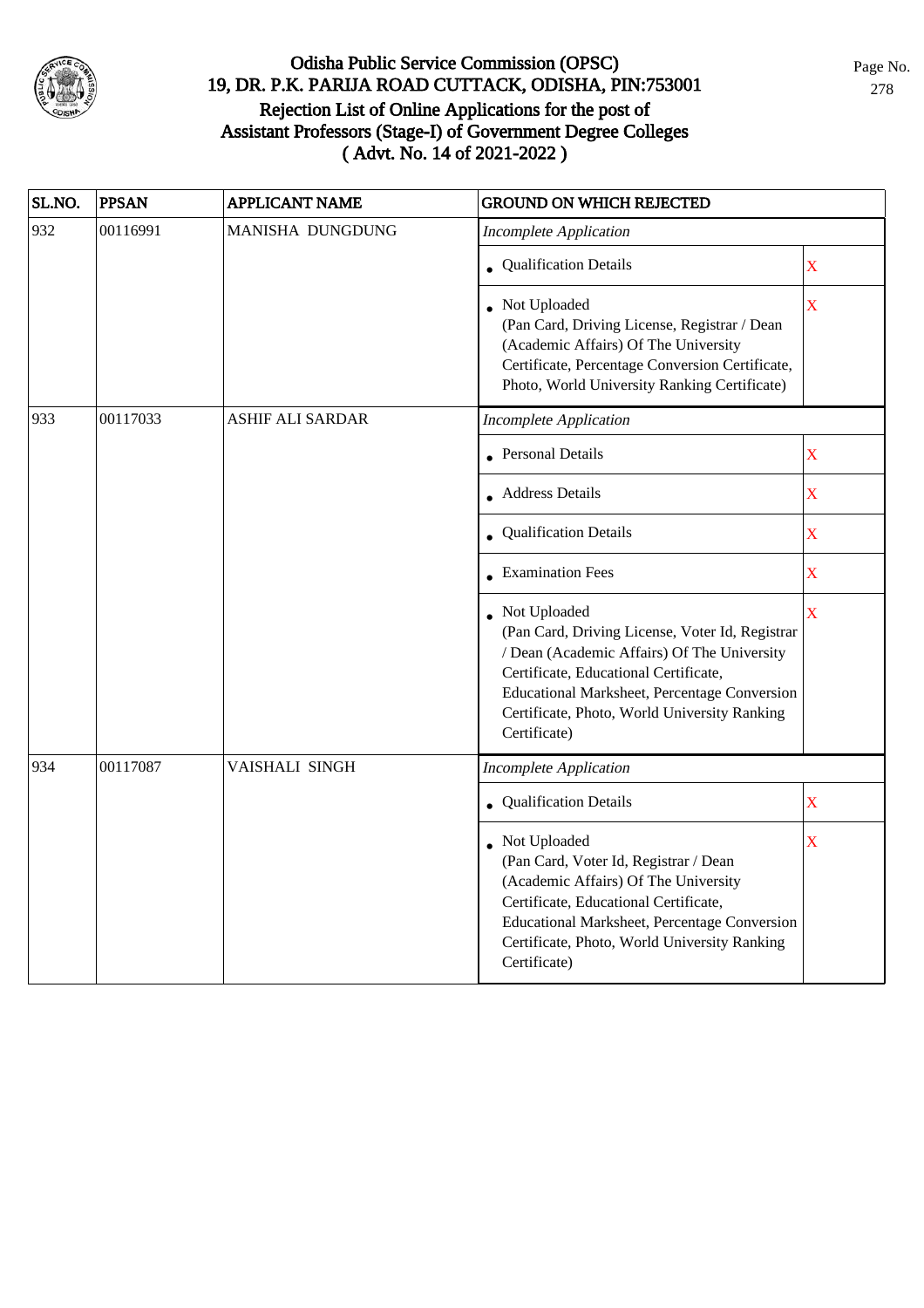# Odisha Public Service Commission (OPSC)
## 19, DR. P.K. PARIJA ROAD CUTTACK, ODISHA, PIN:753001
## Rejection List of Online Applications for the post of Assistant Professors (Stage-I) of Government Degree Colleges
## ( Advt. No. 14 of 2021-2022 )

| SL.NO. | PPSAN | APPLICANT NAME | GROUND ON WHICH REJECTED | |
|---|---|---|---|---|
| 932 | 00116991 | MANISHA DUNGDUNG | *Incomplete Application* | |
| | | | • Qualification Details | X |
| | | | • Not Uploaded (Pan Card, Driving License, Registrar / Dean (Academic Affairs) Of The University Certificate, Percentage Conversion Certificate, Photo, World University Ranking Certificate) | X |
| 933 | 00117033 | ASHIF ALI SARDAR | *Incomplete Application* | |
| | | | • Personal Details | X |
| | | | • Address Details | X |
| | | | • Qualification Details | X |
| | | | • Examination Fees | X |
| | | | • Not Uploaded (Pan Card, Driving License, Voter Id, Registrar / Dean (Academic Affairs) Of The University Certificate, Educational Certificate, Educational Marksheet, Percentage Conversion Certificate, Photo, World University Ranking Certificate) | X |
| 934 | 00117087 | VAISHALI SINGH | *Incomplete Application* | |
| | | | • Qualification Details | X |
| | | | • Not Uploaded (Pan Card, Voter Id, Registrar / Dean (Academic Affairs) Of The University Certificate, Educational Certificate, Educational Marksheet, Percentage Conversion Certificate, Photo, World University Ranking Certificate) | X |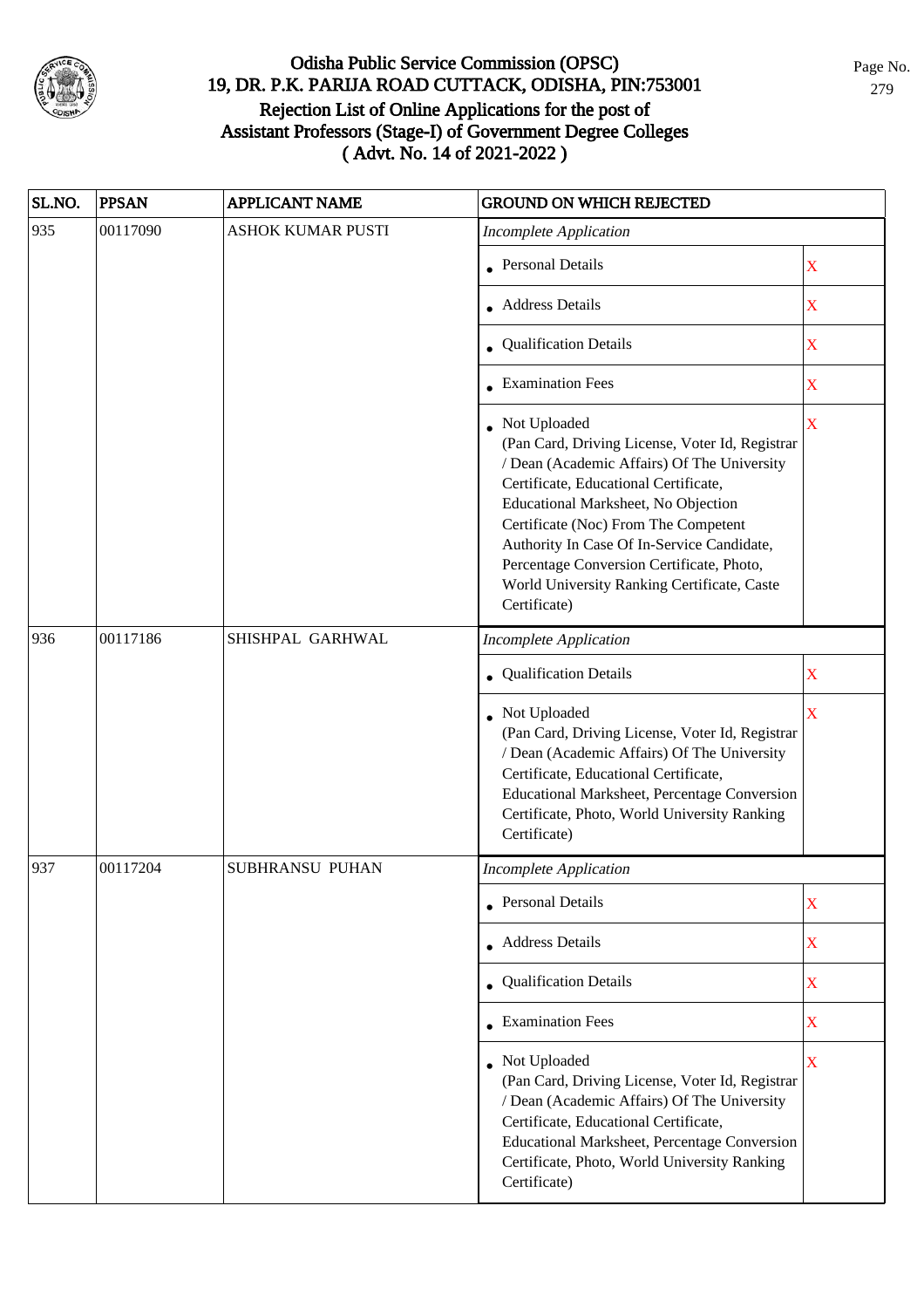# Odisha Public Service Commission (OPSC)
## 19, DR. P.K. PARIJA ROAD CUTTACK, ODISHA, PIN:753001
## Rejection List of Online Applications for the post of Assistant Professors (Stage-I) of Government Degree Colleges
## ( Advt. No. 14 of 2021-2022 )

| SL.NO. | PPSAN | APPLICANT NAME | GROUND ON WHICH REJECTED | |
|---|---|---|---|---|
| 935 | 00117090 | ASHOK KUMAR PUSTI | *Incomplete Application* | |
| | | | • Personal Details | X |
| | | | • Address Details | X |
| | | | • Qualification Details | X |
| | | | • Examination Fees | X |
| | | | • Not Uploaded (Pan Card, Driving License, Voter Id, Registrar / Dean (Academic Affairs) Of The University Certificate, Educational Certificate, Educational Marksheet, No Objection Certificate (Noc) From The Competent Authority In Case Of In-Service Candidate, Percentage Conversion Certificate, Photo, World University Ranking Certificate, Caste Certificate) | X |
| 936 | 00117186 | SHISHPAL GARHWAL | *Incomplete Application* | |
| | | | • Qualification Details | X |
| | | | • Not Uploaded (Pan Card, Driving License, Voter Id, Registrar / Dean (Academic Affairs) Of The University Certificate, Educational Certificate, Educational Marksheet, Percentage Conversion Certificate, Photo, World University Ranking Certificate) | X |
| 937 | 00117204 | SUBHRANSU PUHAN | *Incomplete Application* | |
| | | | • Personal Details | X |
| | | | • Address Details | X |
| | | | • Qualification Details | X |
| | | | • Examination Fees | X |
| | | | • Not Uploaded (Pan Card, Driving License, Voter Id, Registrar / Dean (Academic Affairs) Of The University Certificate, Educational Certificate, Educational Marksheet, Percentage Conversion Certificate, Photo, World University Ranking Certificate) | X |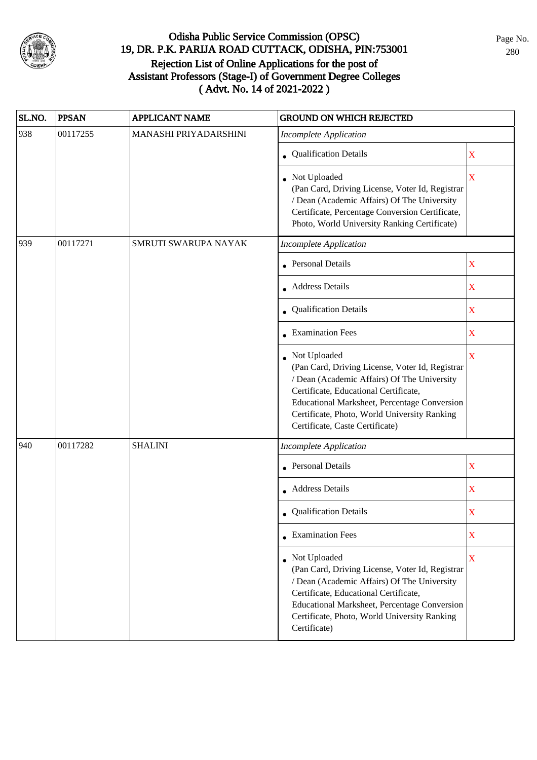# Odisha Public Service Commission (OPSC)
## 19, DR. P.K. PARIJA ROAD CUTTACK, ODISHA, PIN:753001
## Rejection List of Online Applications for the post of Assistant Professors (Stage-I) of Government Degree Colleges
## ( Advt. No. 14 of 2021-2022 )

| SL.NO. | PPSAN | APPLICANT NAME | GROUND ON WHICH REJECTED | |
|---|---|---|---|---|
| 938 | 00117255 | MANASHI PRIYADARSHINI | *Incomplete Application* | |
| | | | • Qualification Details | X |
| | | | • Not Uploaded (Pan Card, Driving License, Voter Id, Registrar / Dean (Academic Affairs) Of The University Certificate, Percentage Conversion Certificate, Photo, World University Ranking Certificate) | X |
| 939 | 00117271 | SMRUTI SWARUPA NAYAK | *Incomplete Application* | |
| | | | • Personal Details | X |
| | | | • Address Details | X |
| | | | • Qualification Details | X |
| | | | • Examination Fees | X |
| | | | • Not Uploaded (Pan Card, Driving License, Voter Id, Registrar / Dean (Academic Affairs) Of The University Certificate, Educational Certificate, Educational Marksheet, Percentage Conversion Certificate, Photo, World University Ranking Certificate, Caste Certificate) | X |
| 940 | 00117282 | SHALINI | *Incomplete Application* | |
| | | | • Personal Details | X |
| | | | • Address Details | X |
| | | | • Qualification Details | X |
| | | | • Examination Fees | X |
| | | | • Not Uploaded (Pan Card, Driving License, Voter Id, Registrar / Dean (Academic Affairs) Of The University Certificate, Educational Certificate, Educational Marksheet, Percentage Conversion Certificate, Photo, World University Ranking Certificate) | X |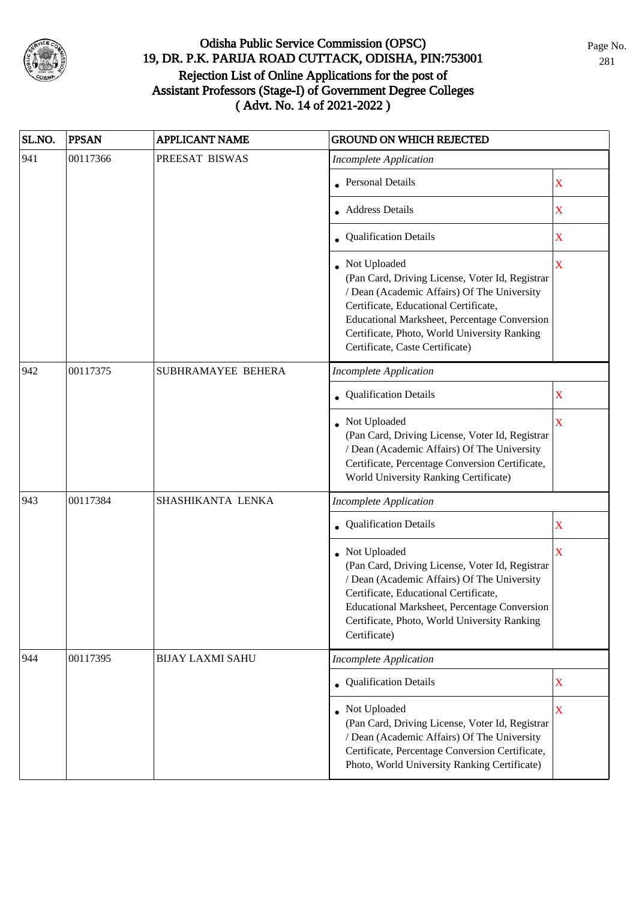# Odisha Public Service Commission (OPSC)
## 19, DR. P.K. PARIJA ROAD CUTTACK, ODISHA, PIN:753001
## Rejection List of Online Applications for the post of Assistant Professors (Stage-I) of Government Degree Colleges
## ( Advt. No. 14 of 2021-2022 )

| SL.NO. | PPSAN | APPLICANT NAME | GROUND ON WHICH REJECTED | |
|---|---|---|---|---|
| 941 | 00117366 | PREESAT BISWAS | *Incomplete Application* | |
| | | | • Personal Details | X |
| | | | • Address Details | X |
| | | | • Qualification Details | X |
| | | | • Not Uploaded (Pan Card, Driving License, Voter Id, Registrar / Dean (Academic Affairs) Of The University Certificate, Educational Certificate, Educational Marksheet, Percentage Conversion Certificate, Photo, World University Ranking Certificate, Caste Certificate) | X |
| 942 | 00117375 | SUBHRAMAYEE BEHERA | *Incomplete Application* | |
| | | | • Qualification Details | X |
| | | | • Not Uploaded (Pan Card, Driving License, Voter Id, Registrar / Dean (Academic Affairs) Of The University Certificate, Percentage Conversion Certificate, World University Ranking Certificate) | X |
| 943 | 00117384 | SHASHIKANTA LENKA | *Incomplete Application* | |
| | | | • Qualification Details | X |
| | | | • Not Uploaded (Pan Card, Driving License, Voter Id, Registrar / Dean (Academic Affairs) Of The University Certificate, Educational Certificate, Educational Marksheet, Percentage Conversion Certificate, Photo, World University Ranking Certificate) | X |
| 944 | 00117395 | BIJAY LAXMI SAHU | *Incomplete Application* | |
| | | | • Qualification Details | X |
| | | | • Not Uploaded (Pan Card, Driving License, Voter Id, Registrar / Dean (Academic Affairs) Of The University Certificate, Percentage Conversion Certificate, Photo, World University Ranking Certificate) | X |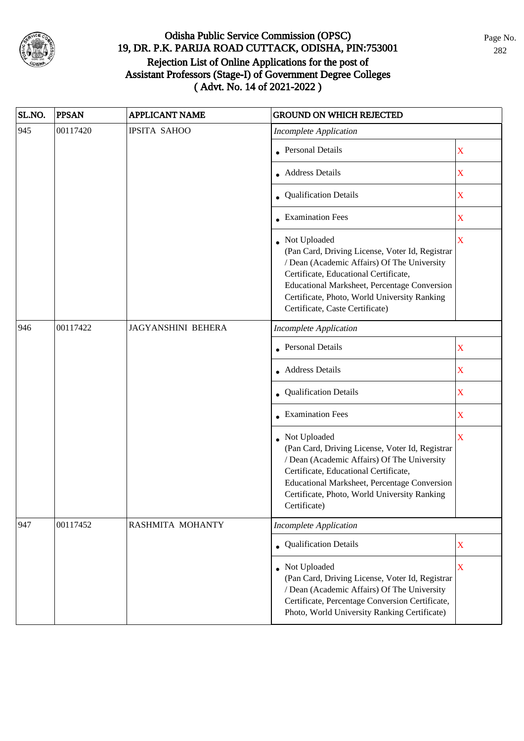# Odisha Public Service Commission (OPSC)
## 19, DR. P.K. PARIJA ROAD CUTTACK, ODISHA, PIN:753001
## Rejection List of Online Applications for the post of Assistant Professors (Stage-I) of Government Degree Colleges
## ( Advt. No. 14 of 2021-2022 )

| SL.NO. | PPSAN | APPLICANT NAME | GROUND ON WHICH REJECTED | |
|---|---|---|---|---|
| 945 | 00117420 | IPSITA SAHOO | *Incomplete Application* | |
| | | | • Personal Details | X |
| | | | • Address Details | X |
| | | | • Qualification Details | X |
| | | | • Examination Fees | X |
| | | | • Not Uploaded (Pan Card, Driving License, Voter Id, Registrar / Dean (Academic Affairs) Of The University Certificate, Educational Certificate, Educational Marksheet, Percentage Conversion Certificate, Photo, World University Ranking Certificate, Caste Certificate) | X |
| 946 | 00117422 | JAGYANSHINI BEHERA | *Incomplete Application* | |
| | | | • Personal Details | X |
| | | | • Address Details | X |
| | | | • Qualification Details | X |
| | | | • Examination Fees | X |
| | | | • Not Uploaded (Pan Card, Driving License, Voter Id, Registrar / Dean (Academic Affairs) Of The University Certificate, Educational Certificate, Educational Marksheet, Percentage Conversion Certificate, Photo, World University Ranking Certificate) | X |
| 947 | 00117452 | RASHMITA MOHANTY | *Incomplete Application* | |
| | | | • Qualification Details | X |
| | | | • Not Uploaded (Pan Card, Driving License, Voter Id, Registrar / Dean (Academic Affairs) Of The University Certificate, Percentage Conversion Certificate, Photo, World University Ranking Certificate) | X |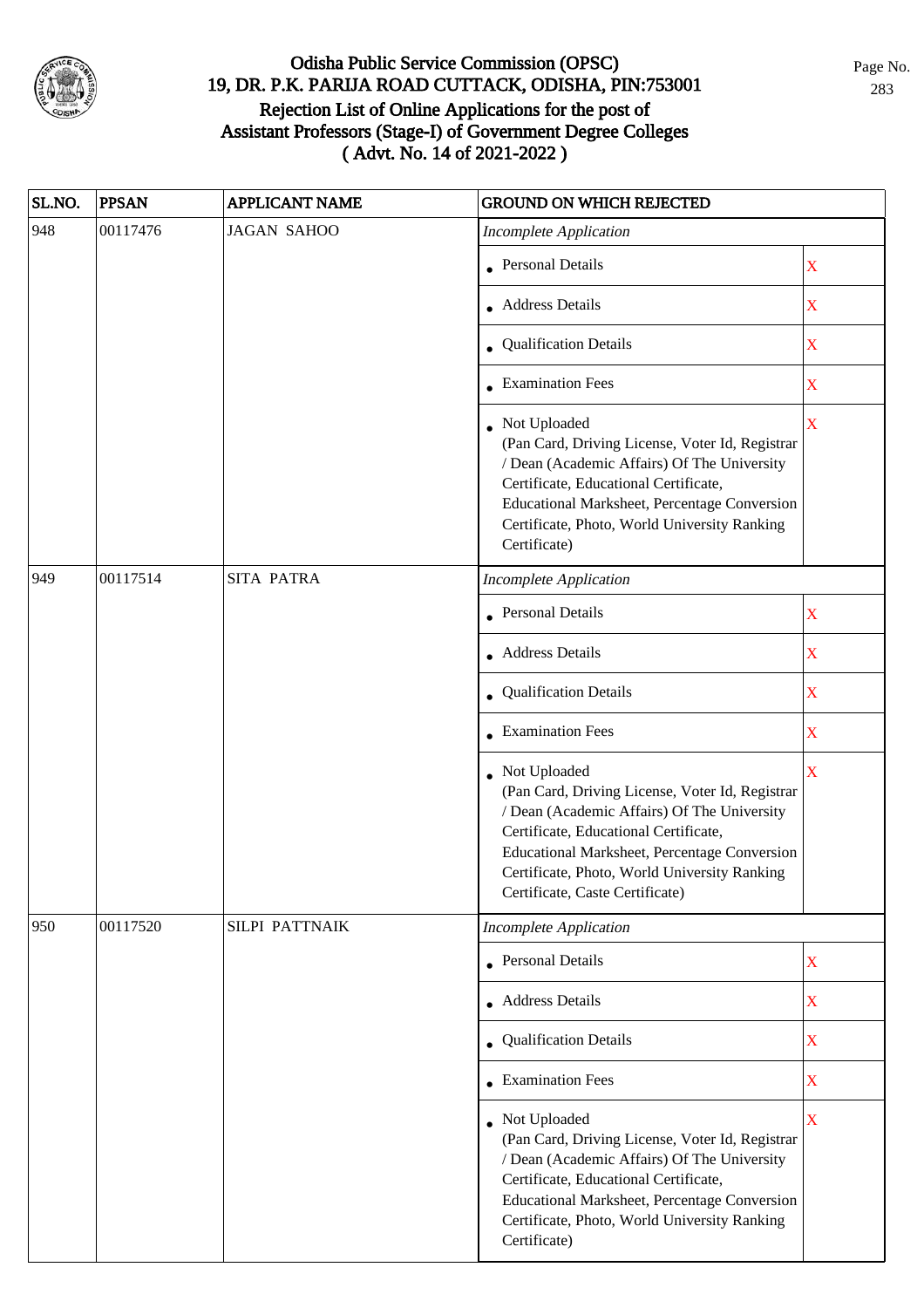# Odisha Public Service Commission (OPSC)
## 19, DR. P.K. PARIJA ROAD CUTTACK, ODISHA, PIN:753001
## Rejection List of Online Applications for the post of Assistant Professors (Stage-I) of Government Degree Colleges ( Advt. No. 14 of 2021-2022 )

| SL.NO. | PPSAN | APPLICANT NAME | GROUND ON WHICH REJECTED | |
|---|---|---|---|---|
| 948 | 00117476 | JAGAN SAHOO | *Incomplete Application* | |
| | | | • Personal Details | X |
| | | | • Address Details | X |
| | | | • Qualification Details | X |
| | | | • Examination Fees | X |
| | | | • Not Uploaded (Pan Card, Driving License, Voter Id, Registrar / Dean (Academic Affairs) Of The University Certificate, Educational Certificate, Educational Marksheet, Percentage Conversion Certificate, Photo, World University Ranking Certificate) | X |
| 949 | 00117514 | SITA PATRA | *Incomplete Application* | |
| | | | • Personal Details | X |
| | | | • Address Details | X |
| | | | • Qualification Details | X |
| | | | • Examination Fees | X |
| | | | • Not Uploaded (Pan Card, Driving License, Voter Id, Registrar / Dean (Academic Affairs) Of The University Certificate, Educational Certificate, Educational Marksheet, Percentage Conversion Certificate, Photo, World University Ranking Certificate, Caste Certificate) | X |
| 950 | 00117520 | SILPI PATTNAIK | *Incomplete Application* | |
| | | | • Personal Details | X |
| | | | • Address Details | X |
| | | | • Qualification Details | X |
| | | | • Examination Fees | X |
| | | | • Not Uploaded (Pan Card, Driving License, Voter Id, Registrar / Dean (Academic Affairs) Of The University Certificate, Educational Certificate, Educational Marksheet, Percentage Conversion Certificate, Photo, World University Ranking Certificate) | X |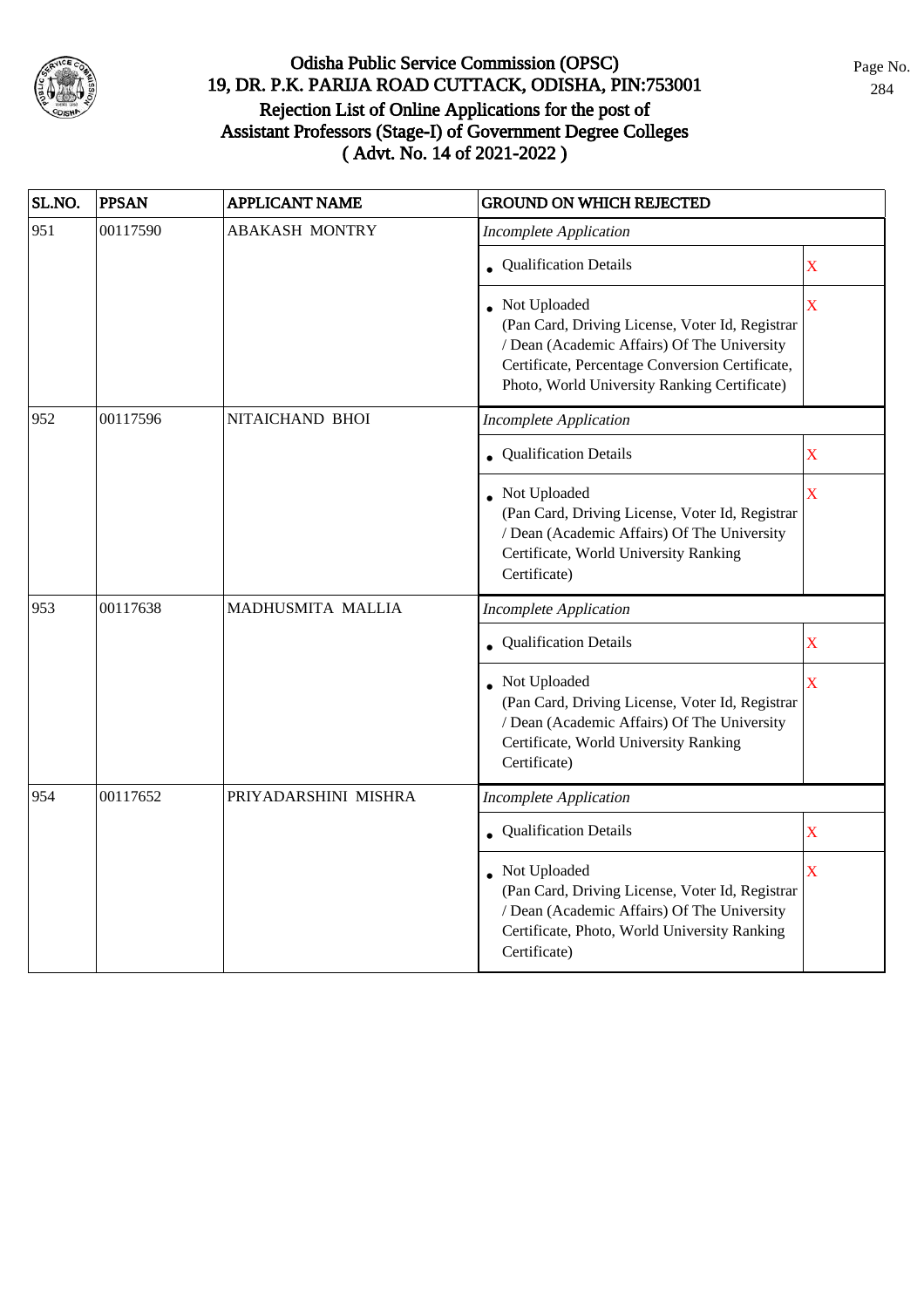# Odisha Public Service Commission (OPSC)
## 19, DR. P.K. PARIJA ROAD CUTTACK, ODISHA, PIN:753001
## Rejection List of Online Applications for the post of Assistant Professors (Stage-I) of Government Degree Colleges
## ( Advt. No. 14 of 2021-2022 )

| SL.NO. | PPSAN | APPLICANT NAME | GROUND ON WHICH REJECTED | |
|---|---|---|---|---|
| 951 | 00117590 | ABAKASH MONTRY | *Incomplete Application* | |
| | | | • Qualification Details | X |
| | | | • Not Uploaded (Pan Card, Driving License, Voter Id, Registrar / Dean (Academic Affairs) Of The University Certificate, Percentage Conversion Certificate, Photo, World University Ranking Certificate) | X |
| 952 | 00117596 | NITAICHAND BHOI | *Incomplete Application* | |
| | | | • Qualification Details | X |
| | | | • Not Uploaded (Pan Card, Driving License, Voter Id, Registrar / Dean (Academic Affairs) Of The University Certificate, World University Ranking Certificate) | X |
| 953 | 00117638 | MADHUSMITA MALLIA | *Incomplete Application* | |
| | | | • Qualification Details | X |
| | | | • Not Uploaded (Pan Card, Driving License, Voter Id, Registrar / Dean (Academic Affairs) Of The University Certificate, World University Ranking Certificate) | X |
| 954 | 00117652 | PRIYADARSHINI MISHRA | *Incomplete Application* | |
| | | | • Qualification Details | X |
| | | | • Not Uploaded (Pan Card, Driving License, Voter Id, Registrar / Dean (Academic Affairs) Of The University Certificate, Photo, World University Ranking Certificate) | X |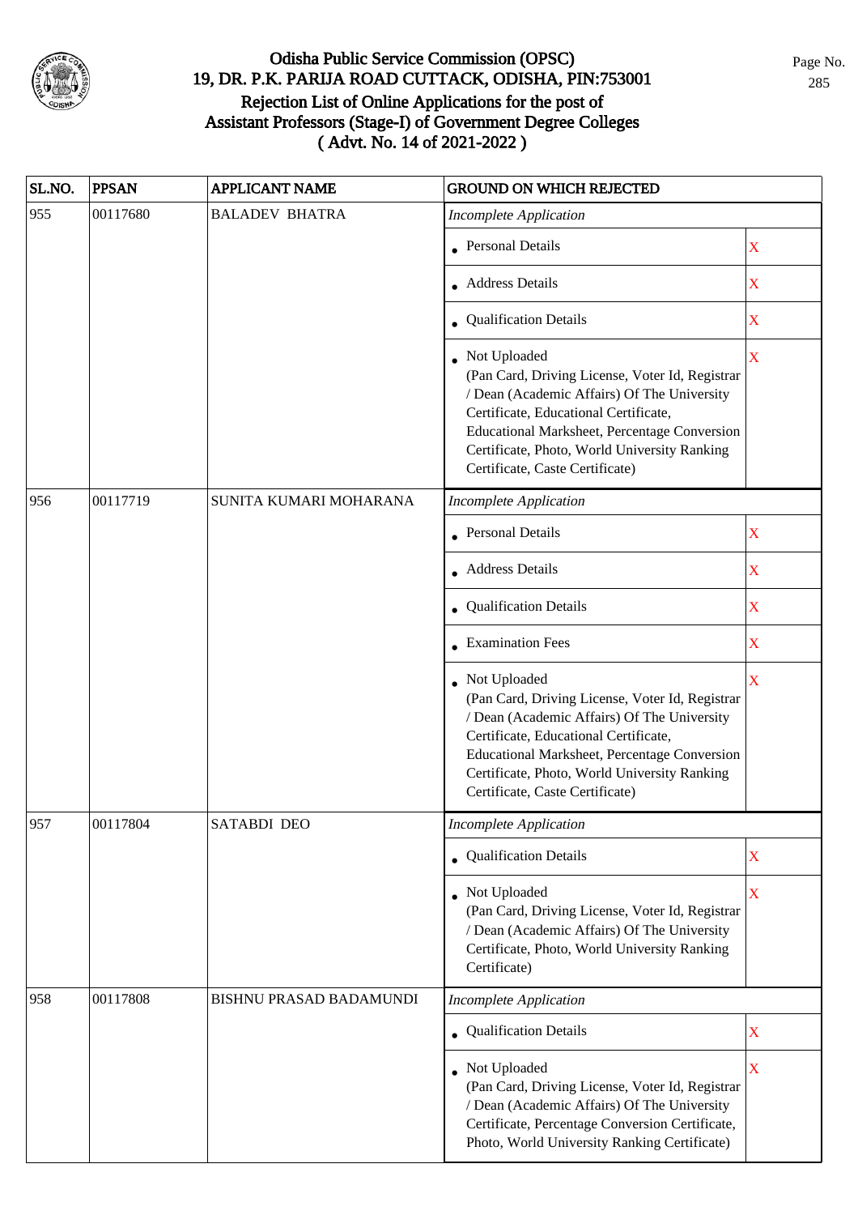# Odisha Public Service Commission (OPSC)
## 19, DR. P.K. PARIJA ROAD CUTTACK, ODISHA, PIN:753001
## Rejection List of Online Applications for the post of Assistant Professors (Stage-I) of Government Degree Colleges
## ( Advt. No. 14 of 2021-2022 )

| SL.NO. | PPSAN | APPLICANT NAME | GROUND ON WHICH REJECTED | |
|---|---|---|---|---|
| 955 | 00117680 | BALADEV BHATRA | *Incomplete Application* | |
| | | | • Personal Details | X |
| | | | • Address Details | X |
| | | | • Qualification Details | X |
| | | | • Not Uploaded (Pan Card, Driving License, Voter Id, Registrar / Dean (Academic Affairs) Of The University Certificate, Educational Certificate, Educational Marksheet, Percentage Conversion Certificate, Photo, World University Ranking Certificate, Caste Certificate) | X |
| 956 | 00117719 | SUNITA KUMARI MOHARANA | *Incomplete Application* | |
| | | | • Personal Details | X |
| | | | • Address Details | X |
| | | | • Qualification Details | X |
| | | | • Examination Fees | X |
| | | | • Not Uploaded (Pan Card, Driving License, Voter Id, Registrar / Dean (Academic Affairs) Of The University Certificate, Educational Certificate, Educational Marksheet, Percentage Conversion Certificate, Photo, World University Ranking Certificate, Caste Certificate) | X |
| 957 | 00117804 | SATABDI DEO | *Incomplete Application* | |
| | | | • Qualification Details | X |
| | | | • Not Uploaded (Pan Card, Driving License, Voter Id, Registrar / Dean (Academic Affairs) Of The University Certificate, Photo, World University Ranking Certificate) | X |
| 958 | 00117808 | BISHNU PRASAD BADAMUNDI | *Incomplete Application* | |
| | | | • Qualification Details | X |
| | | | • Not Uploaded (Pan Card, Driving License, Voter Id, Registrar / Dean (Academic Affairs) Of The University Certificate, Percentage Conversion Certificate, Photo, World University Ranking Certificate) | X |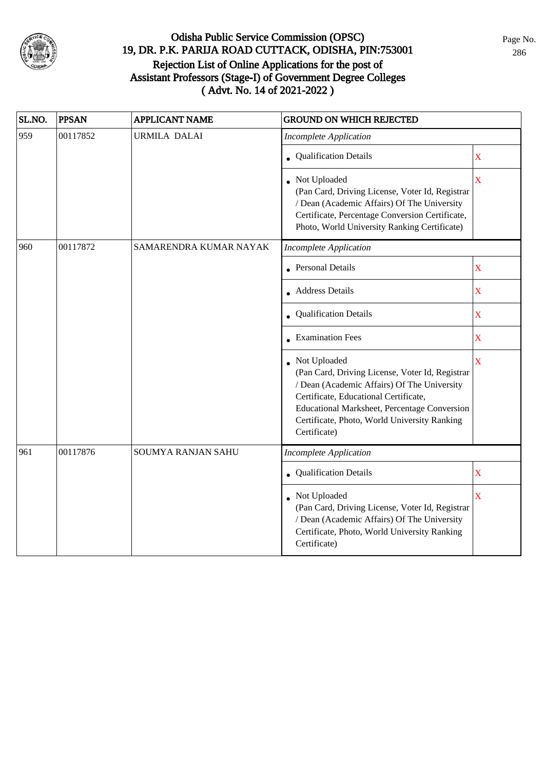# Odisha Public Service Commission (OPSC)
## 19, DR. P.K. PARIJA ROAD CUTTACK, ODISHA, PIN:753001
## Rejection List of Online Applications for the post of Assistant Professors (Stage-I) of Government Degree Colleges ( Advt. No. 14 of 2021-2022 )

| SL.NO. | PPSAN | APPLICANT NAME | GROUND ON WHICH REJECTED | |
|---|---|---|---|---|
| 959 | 00117852 | URMILA DALAI | *Incomplete Application* | |
| | | | • Qualification Details | X |
| | | | • Not Uploaded (Pan Card, Driving License, Voter Id, Registrar / Dean (Academic Affairs) Of The University Certificate, Percentage Conversion Certificate, Photo, World University Ranking Certificate) | X |
| 960 | 00117872 | SAMARENDRA KUMAR NAYAK | *Incomplete Application* | |
| | | | • Personal Details | X |
| | | | • Address Details | X |
| | | | • Qualification Details | X |
| | | | • Examination Fees | X |
| | | | • Not Uploaded (Pan Card, Driving License, Voter Id, Registrar / Dean (Academic Affairs) Of The University Certificate, Educational Certificate, Educational Marksheet, Percentage Conversion Certificate, Photo, World University Ranking Certificate) | X |
| 961 | 00117876 | SOUMYA RANJAN SAHU | *Incomplete Application* | |
| | | | • Qualification Details | X |
| | | | • Not Uploaded (Pan Card, Driving License, Voter Id, Registrar / Dean (Academic Affairs) Of The University Certificate, Photo, World University Ranking Certificate) | X |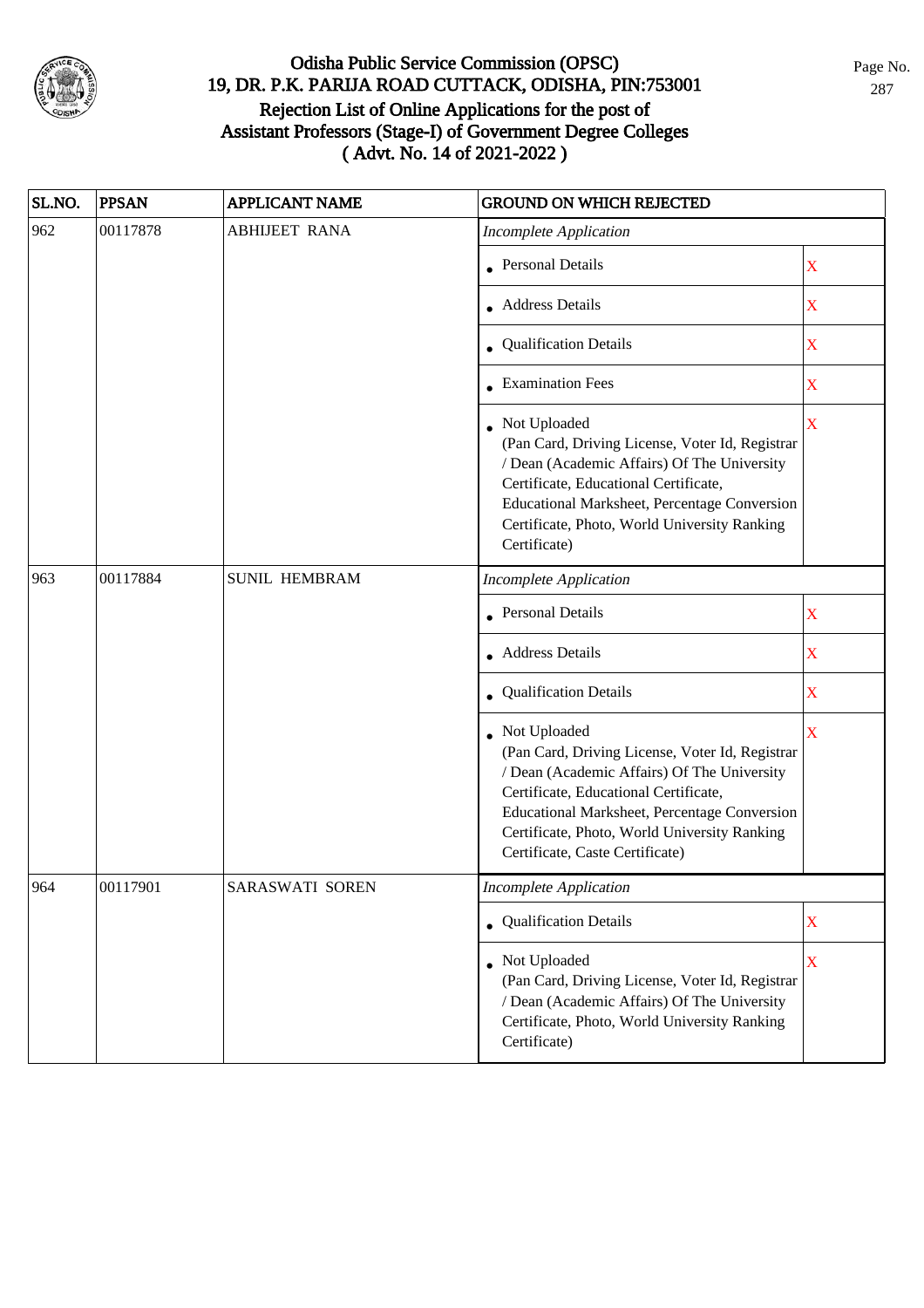# Odisha Public Service Commission (OPSC)
## 19, DR. P.K. PARIJA ROAD CUTTACK, ODISHA, PIN:753001
## Rejection List of Online Applications for the post of Assistant Professors (Stage-I) of Government Degree Colleges
## ( Advt. No. 14 of 2021-2022 )

| SL.NO. | PPSAN | APPLICANT NAME | GROUND ON WHICH REJECTED | |
|---|---|---|---|---|
| 962 | 00117878 | ABHIJEET RANA | *Incomplete Application* | |
| | | | • Personal Details | X |
| | | | • Address Details | X |
| | | | • Qualification Details | X |
| | | | • Examination Fees | X |
| | | | • Not Uploaded (Pan Card, Driving License, Voter Id, Registrar / Dean (Academic Affairs) Of The University Certificate, Educational Certificate, Educational Marksheet, Percentage Conversion Certificate, Photo, World University Ranking Certificate) | X |
| 963 | 00117884 | SUNIL HEMBRAM | *Incomplete Application* | |
| | | | • Personal Details | X |
| | | | • Address Details | X |
| | | | • Qualification Details | X |
| | | | • Not Uploaded (Pan Card, Driving License, Voter Id, Registrar / Dean (Academic Affairs) Of The University Certificate, Educational Certificate, Educational Marksheet, Percentage Conversion Certificate, Photo, World University Ranking Certificate, Caste Certificate) | X |
| 964 | 00117901 | SARASWATI SOREN | *Incomplete Application* | |
| | | | • Qualification Details | X |
| | | | • Not Uploaded (Pan Card, Driving License, Voter Id, Registrar / Dean (Academic Affairs) Of The University Certificate, Photo, World University Ranking Certificate) | X |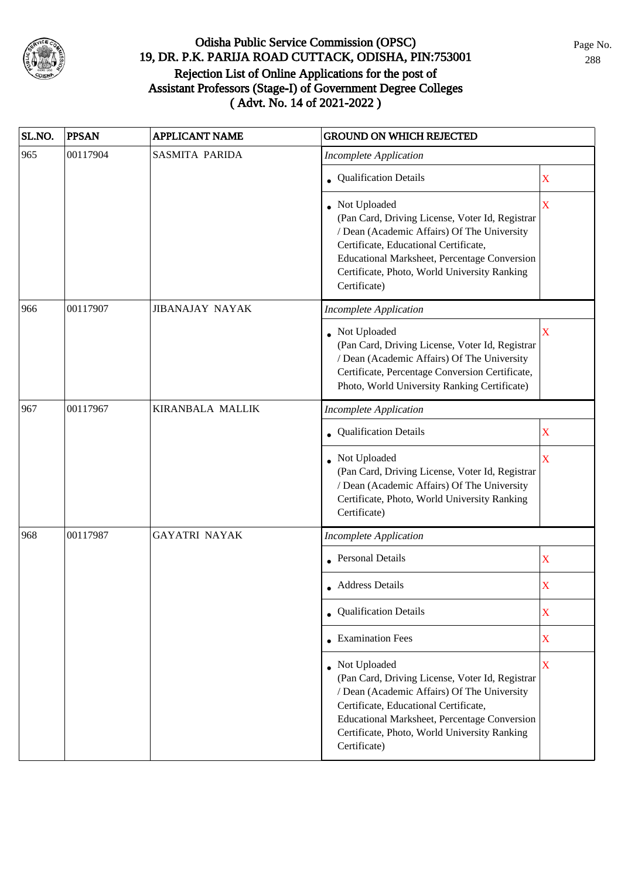# Odisha Public Service Commission (OPSC)
## 19, DR. P.K. PARIJA ROAD CUTTACK, ODISHA, PIN:753001
## Rejection List of Online Applications for the post of Assistant Professors (Stage-I) of Government Degree Colleges ( Advt. No. 14 of 2021-2022 )

| SL.NO. | PPSAN | APPLICANT NAME | GROUND ON WHICH REJECTED | |
|---|---|---|---|---|
| 965 | 00117904 | SASMITA PARIDA | *Incomplete Application* | |
| | | | • Qualification Details | X |
| | | | • Not Uploaded (Pan Card, Driving License, Voter Id, Registrar / Dean (Academic Affairs) Of The University Certificate, Educational Certificate, Educational Marksheet, Percentage Conversion Certificate, Photo, World University Ranking Certificate) | X |
| 966 | 00117907 | JIBANAJAY NAYAK | *Incomplete Application* | |
| | | | • Not Uploaded (Pan Card, Driving License, Voter Id, Registrar / Dean (Academic Affairs) Of The University Certificate, Percentage Conversion Certificate, Photo, World University Ranking Certificate) | X |
| 967 | 00117967 | KIRANBALA MALLIK | *Incomplete Application* | |
| | | | • Qualification Details | X |
| | | | • Not Uploaded (Pan Card, Driving License, Voter Id, Registrar / Dean (Academic Affairs) Of The University Certificate, Photo, World University Ranking Certificate) | X |
| 968 | 00117987 | GAYATRI NAYAK | *Incomplete Application* | |
| | | | • Personal Details | X |
| | | | • Address Details | X |
| | | | • Qualification Details | X |
| | | | • Examination Fees | X |
| | | | • Not Uploaded (Pan Card, Driving License, Voter Id, Registrar / Dean (Academic Affairs) Of The University Certificate, Educational Certificate, Educational Marksheet, Percentage Conversion Certificate, Photo, World University Ranking Certificate) | X |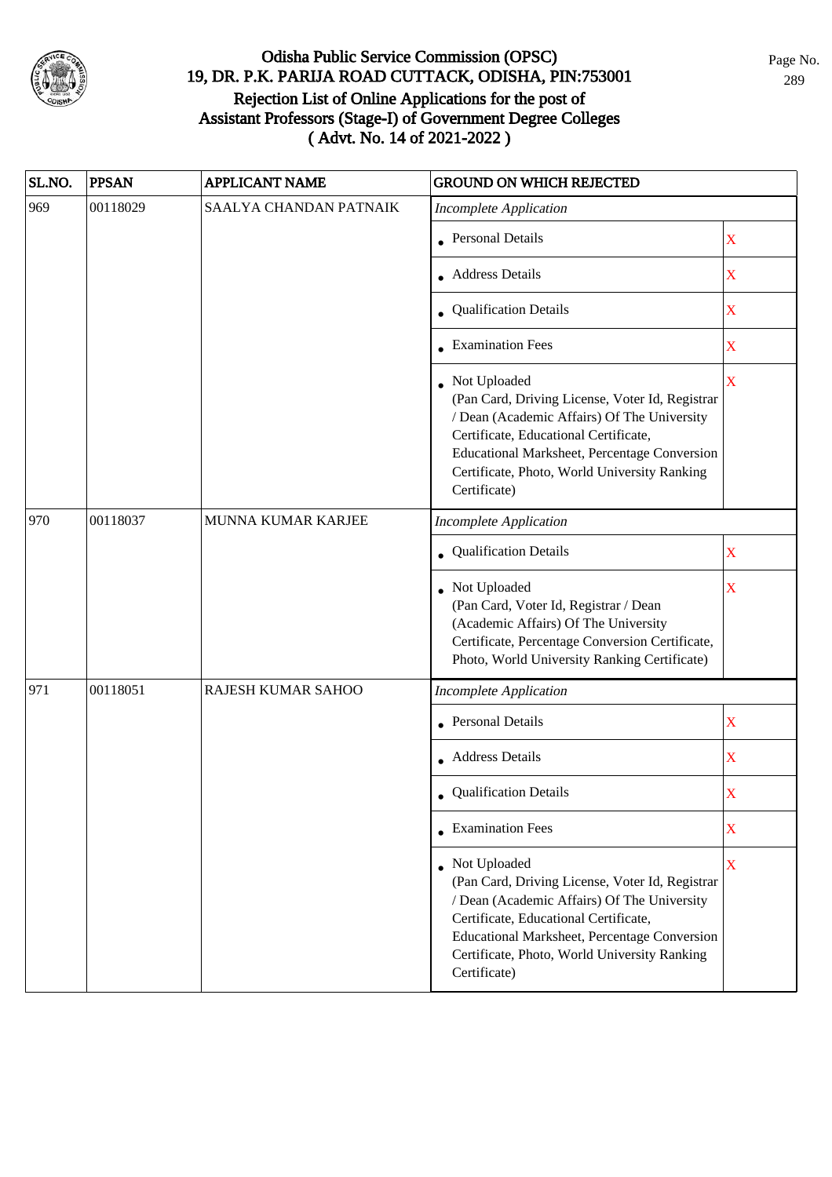# Odisha Public Service Commission (OPSC)
## 19, DR. P.K. PARIJA ROAD CUTTACK, ODISHA, PIN:753001
## Rejection List of Online Applications for the post of Assistant Professors (Stage-I) of Government Degree Colleges ( Advt. No. 14 of 2021-2022 )

| SL.NO. | PPSAN | APPLICANT NAME | GROUND ON WHICH REJECTED | |
|---|---|---|---|---|
| 969 | 00118029 | SAALYA CHANDAN PATNAIK | *Incomplete Application* | |
| | | | • Personal Details | X |
| | | | • Address Details | X |
| | | | • Qualification Details | X |
| | | | • Examination Fees | X |
| | | | • Not Uploaded (Pan Card, Driving License, Voter Id, Registrar / Dean (Academic Affairs) Of The University Certificate, Educational Certificate, Educational Marksheet, Percentage Conversion Certificate, Photo, World University Ranking Certificate) | X |
| 970 | 00118037 | MUNNA KUMAR KARJEE | *Incomplete Application* | |
| | | | • Qualification Details | X |
| | | | • Not Uploaded (Pan Card, Voter Id, Registrar / Dean (Academic Affairs) Of The University Certificate, Percentage Conversion Certificate, Photo, World University Ranking Certificate) | X |
| 971 | 00118051 | RAJESH KUMAR SAHOO | *Incomplete Application* | |
| | | | • Personal Details | X |
| | | | • Address Details | X |
| | | | • Qualification Details | X |
| | | | • Examination Fees | X |
| | | | • Not Uploaded (Pan Card, Driving License, Voter Id, Registrar / Dean (Academic Affairs) Of The University Certificate, Educational Certificate, Educational Marksheet, Percentage Conversion Certificate, Photo, World University Ranking Certificate) | X |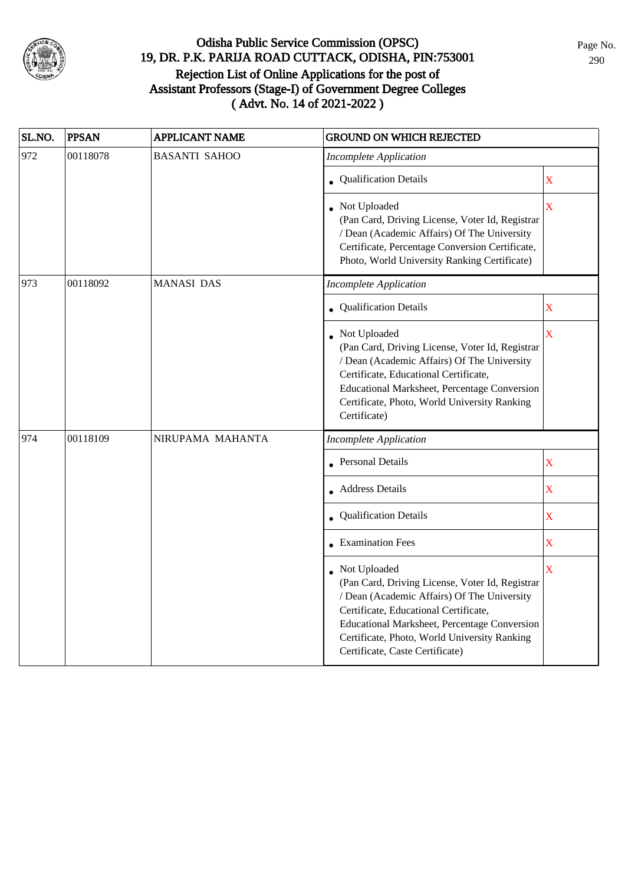# Odisha Public Service Commission (OPSC)
## 19, DR. P.K. PARIJA ROAD CUTTACK, ODISHA, PIN:753001
## Rejection List of Online Applications for the post of Assistant Professors (Stage-I) of Government Degree Colleges ( Advt. No. 14 of 2021-2022 )

| SL.NO. | PPSAN | APPLICANT NAME | GROUND ON WHICH REJECTED | |
|---|---|---|---|---|
| 972 | 00118078 | BASANTI SAHOO | *Incomplete Application* | |
| | | | • Qualification Details | X |
| | | | • Not Uploaded (Pan Card, Driving License, Voter Id, Registrar / Dean (Academic Affairs) Of The University Certificate, Percentage Conversion Certificate, Photo, World University Ranking Certificate) | X |
| 973 | 00118092 | MANASI DAS | *Incomplete Application* | |
| | | | • Qualification Details | X |
| | | | • Not Uploaded (Pan Card, Driving License, Voter Id, Registrar / Dean (Academic Affairs) Of The University Certificate, Educational Certificate, Educational Marksheet, Percentage Conversion Certificate, Photo, World University Ranking Certificate) | X |
| 974 | 00118109 | NIRUPAMA MAHANTA | *Incomplete Application* | |
| | | | • Personal Details | X |
| | | | • Address Details | X |
| | | | • Qualification Details | X |
| | | | • Examination Fees | X |
| | | | • Not Uploaded (Pan Card, Driving License, Voter Id, Registrar / Dean (Academic Affairs) Of The University Certificate, Educational Certificate, Educational Marksheet, Percentage Conversion Certificate, Photo, World University Ranking Certificate, Caste Certificate) | X |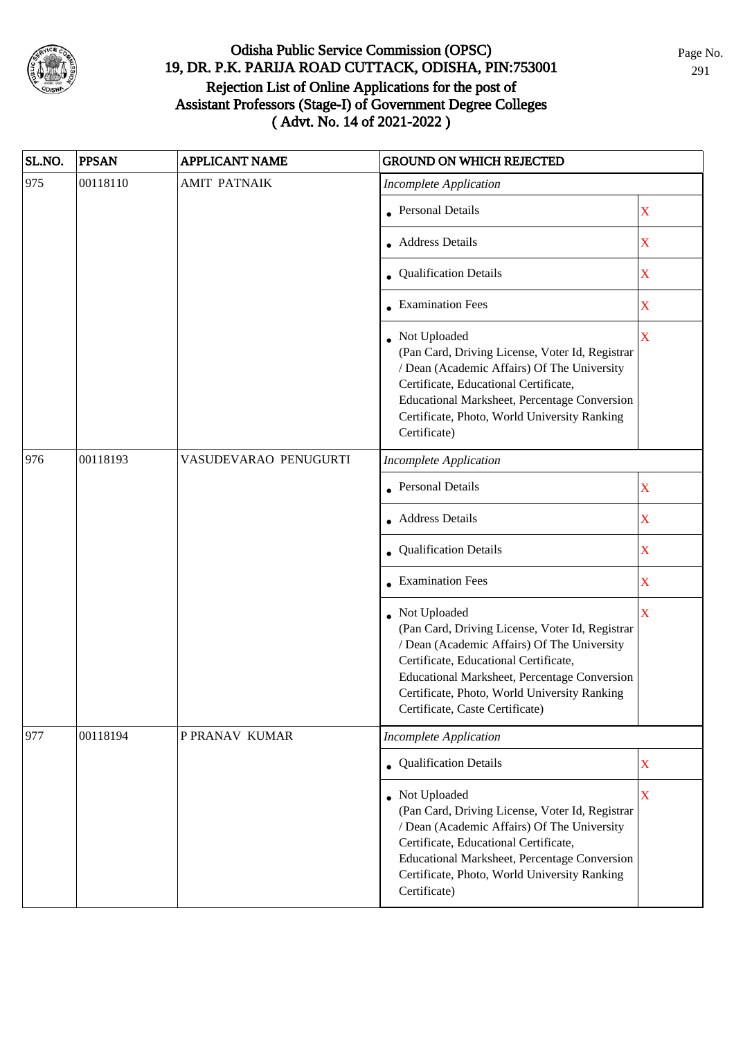# Odisha Public Service Commission (OPSC)
## 19, DR. P.K. PARIJA ROAD CUTTACK, ODISHA, PIN:753001
## Rejection List of Online Applications for the post of Assistant Professors (Stage-I) of Government Degree Colleges ( Advt. No. 14 of 2021-2022 )

| SL.NO. | PPSAN | APPLICANT NAME | GROUND ON WHICH REJECTED | |
|---|---|---|---|---|
| 975 | 00118110 | AMIT PATNAIK | *Incomplete Application* | |
| | | | • Personal Details | X |
| | | | • Address Details | X |
| | | | • Qualification Details | X |
| | | | • Examination Fees | X |
| | | | • Not Uploaded (Pan Card, Driving License, Voter Id, Registrar / Dean (Academic Affairs) Of The University Certificate, Educational Certificate, Educational Marksheet, Percentage Conversion Certificate, Photo, World University Ranking Certificate) | X |
| 976 | 00118193 | VASUDEVARAO PENUGURTI | *Incomplete Application* | |
| | | | • Personal Details | X |
| | | | • Address Details | X |
| | | | • Qualification Details | X |
| | | | • Examination Fees | X |
| | | | • Not Uploaded (Pan Card, Driving License, Voter Id, Registrar / Dean (Academic Affairs) Of The University Certificate, Educational Certificate, Educational Marksheet, Percentage Conversion Certificate, Photo, World University Ranking Certificate, Caste Certificate) | X |
| 977 | 00118194 | P PRANAV KUMAR | *Incomplete Application* | |
| | | | • Qualification Details | X |
| | | | • Not Uploaded (Pan Card, Driving License, Voter Id, Registrar / Dean (Academic Affairs) Of The University Certificate, Educational Certificate, Educational Marksheet, Percentage Conversion Certificate, Photo, World University Ranking Certificate) | X |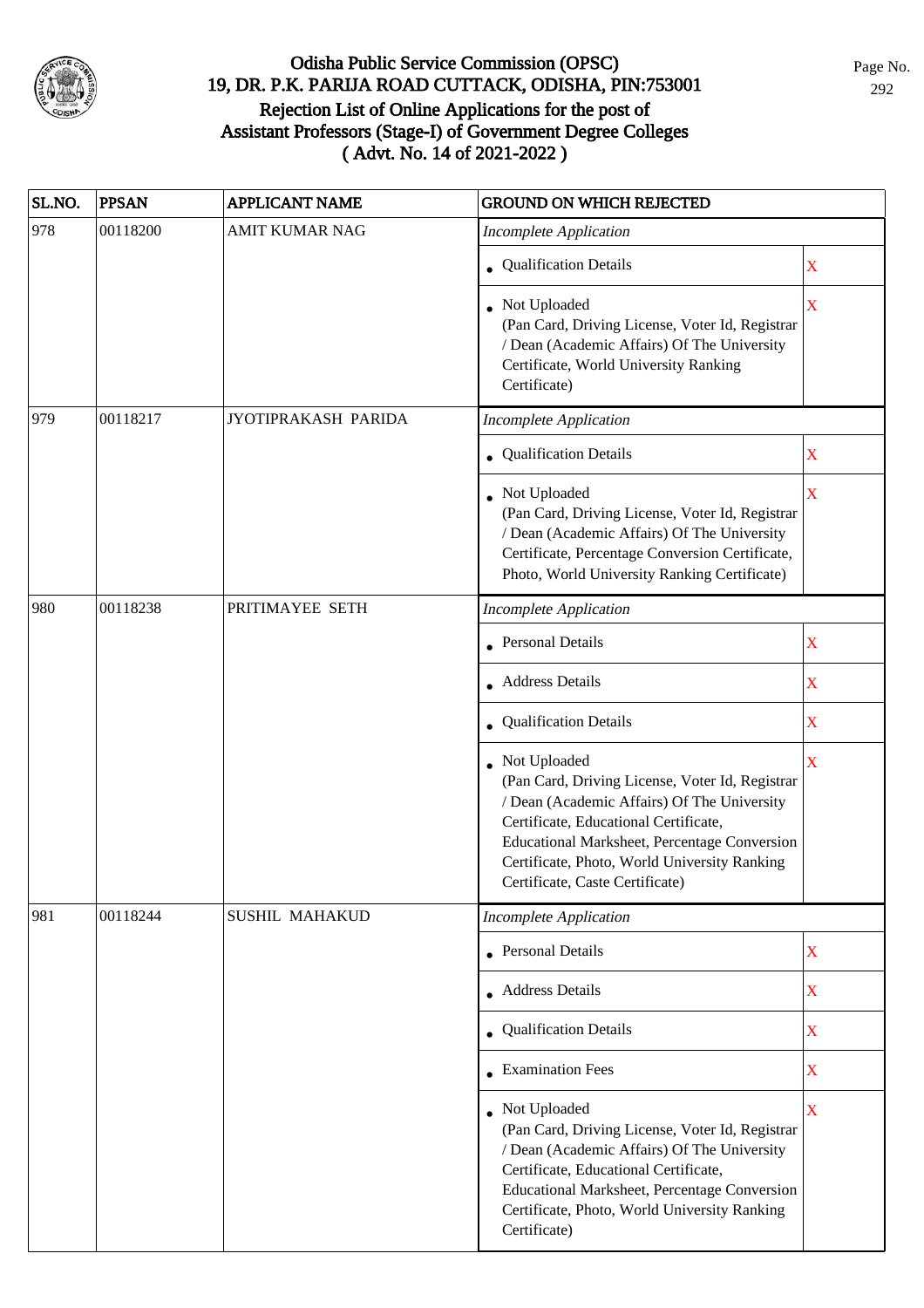# Odisha Public Service Commission (OPSC)
## 19, DR. P.K. PARIJA ROAD CUTTACK, ODISHA, PIN:753001
## Rejection List of Online Applications for the post of Assistant Professors (Stage-I) of Government Degree Colleges
## ( Advt. No. 14 of 2021-2022 )

| SL.NO. | PPSAN | APPLICANT NAME | GROUND ON WHICH REJECTED | |
|---|---|---|---|---|
| 978 | 00118200 | AMIT KUMAR NAG | *Incomplete Application* | |
| | | | • Qualification Details | X |
| | | | • Not Uploaded (Pan Card, Driving License, Voter Id, Registrar / Dean (Academic Affairs) Of The University Certificate, World University Ranking Certificate) | X |
| 979 | 00118217 | JYOTIPRAKASH PARIDA | *Incomplete Application* | |
| | | | • Qualification Details | X |
| | | | • Not Uploaded (Pan Card, Driving License, Voter Id, Registrar / Dean (Academic Affairs) Of The University Certificate, Percentage Conversion Certificate, Photo, World University Ranking Certificate) | X |
| 980 | 00118238 | PRITIMAYEE SETH | *Incomplete Application* | |
| | | | • Personal Details | X |
| | | | • Address Details | X |
| | | | • Qualification Details | X |
| | | | • Not Uploaded (Pan Card, Driving License, Voter Id, Registrar / Dean (Academic Affairs) Of The University Certificate, Educational Certificate, Educational Marksheet, Percentage Conversion Certificate, Photo, World University Ranking Certificate, Caste Certificate) | X |
| 981 | 00118244 | SUSHIL MAHAKUD | *Incomplete Application* | |
| | | | • Personal Details | X |
| | | | • Address Details | X |
| | | | • Qualification Details | X |
| | | | • Examination Fees | X |
| | | | • Not Uploaded (Pan Card, Driving License, Voter Id, Registrar / Dean (Academic Affairs) Of The University Certificate, Educational Certificate, Educational Marksheet, Percentage Conversion Certificate, Photo, World University Ranking Certificate) | X |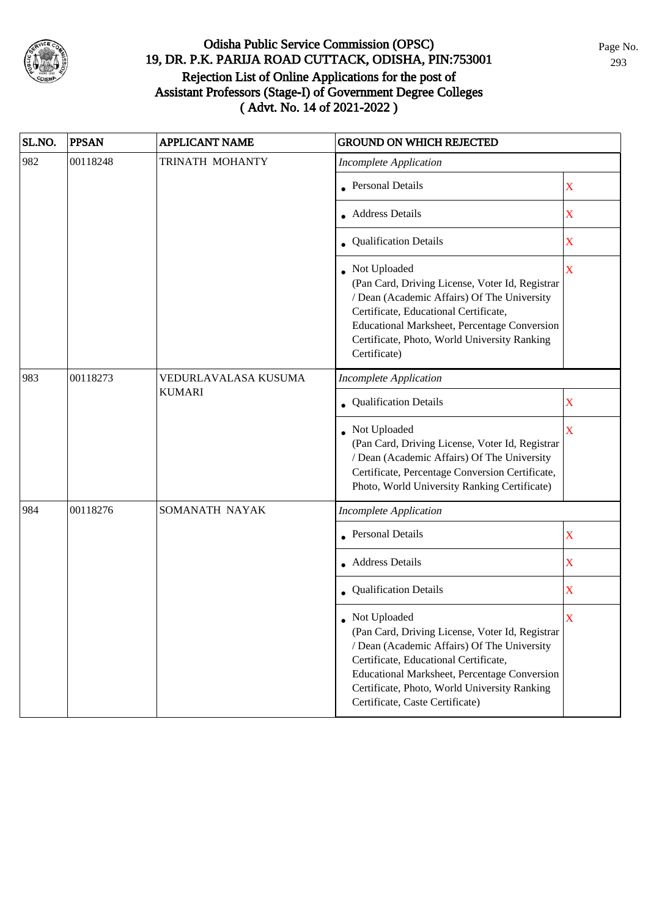# Odisha Public Service Commission (OPSC)
## 19, DR. P.K. PARIJA ROAD CUTTACK, ODISHA, PIN:753001
## Rejection List of Online Applications for the post of Assistant Professors (Stage-I) of Government Degree Colleges
## ( Advt. No. 14 of 2021-2022 )

| SL.NO. | PPSAN | APPLICANT NAME | GROUND ON WHICH REJECTED | |
|---|---|---|---|---|
| 982 | 00118248 | TRINATH MOHANTY | *Incomplete Application* | |
| | | | • Personal Details | X |
| | | | • Address Details | X |
| | | | • Qualification Details | X |
| | | | • Not Uploaded (Pan Card, Driving License, Voter Id, Registrar / Dean (Academic Affairs) Of The University Certificate, Educational Certificate, Educational Marksheet, Percentage Conversion Certificate, Photo, World University Ranking Certificate) | X |
| 983 | 00118273 | VEDURLAVALASA KUSUMA KUMARI | *Incomplete Application* | |
| | | | • Qualification Details | X |
| | | | • Not Uploaded (Pan Card, Driving License, Voter Id, Registrar / Dean (Academic Affairs) Of The University Certificate, Percentage Conversion Certificate, Photo, World University Ranking Certificate) | X |
| 984 | 00118276 | SOMANATH NAYAK | *Incomplete Application* | |
| | | | • Personal Details | X |
| | | | • Address Details | X |
| | | | • Qualification Details | X |
| | | | • Not Uploaded (Pan Card, Driving License, Voter Id, Registrar / Dean (Academic Affairs) Of The University Certificate, Educational Certificate, Educational Marksheet, Percentage Conversion Certificate, Photo, World University Ranking Certificate, Caste Certificate) | X |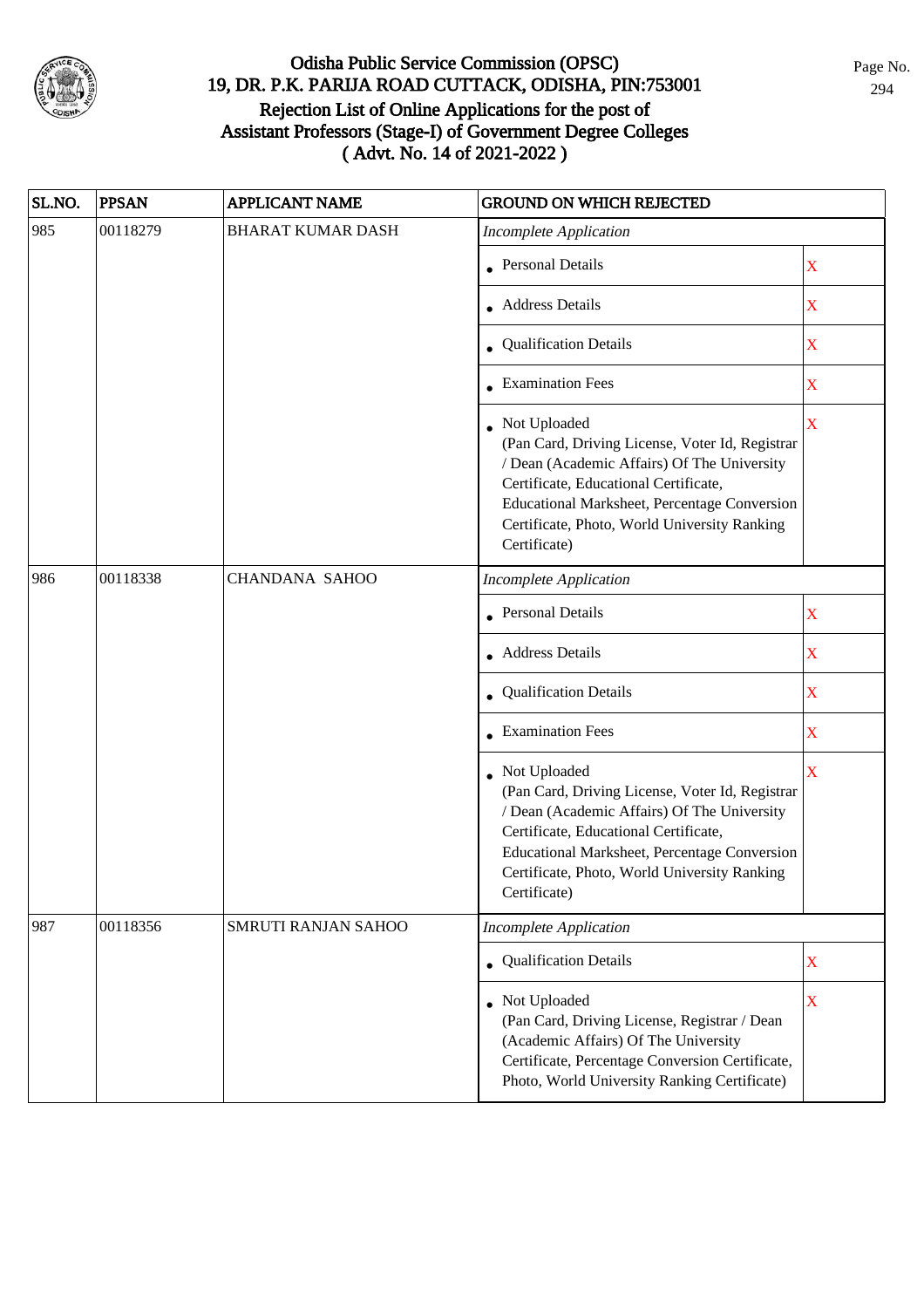# Odisha Public Service Commission (OPSC)
## 19, DR. P.K. PARIJA ROAD CUTTACK, ODISHA, PIN:753001
## Rejection List of Online Applications for the post of Assistant Professors (Stage-I) of Government Degree Colleges ( Advt. No. 14 of 2021-2022 )

| SL.NO. | PPSAN | APPLICANT NAME | GROUND ON WHICH REJECTED | |
|---|---|---|---|---|
| 985 | 00118279 | BHARAT KUMAR DASH | *Incomplete Application* | |
| | | | • Personal Details | X |
| | | | • Address Details | X |
| | | | • Qualification Details | X |
| | | | • Examination Fees | X |
| | | | • Not Uploaded (Pan Card, Driving License, Voter Id, Registrar / Dean (Academic Affairs) Of The University Certificate, Educational Certificate, Educational Marksheet, Percentage Conversion Certificate, Photo, World University Ranking Certificate) | X |
| 986 | 00118338 | CHANDANA SAHOO | *Incomplete Application* | |
| | | | • Personal Details | X |
| | | | • Address Details | X |
| | | | • Qualification Details | X |
| | | | • Examination Fees | X |
| | | | • Not Uploaded (Pan Card, Driving License, Voter Id, Registrar / Dean (Academic Affairs) Of The University Certificate, Educational Certificate, Educational Marksheet, Percentage Conversion Certificate, Photo, World University Ranking Certificate) | X |
| 987 | 00118356 | SMRUTI RANJAN SAHOO | *Incomplete Application* | |
| | | | • Qualification Details | X |
| | | | • Not Uploaded (Pan Card, Driving License, Registrar / Dean (Academic Affairs) Of The University Certificate, Percentage Conversion Certificate, Photo, World University Ranking Certificate) | X |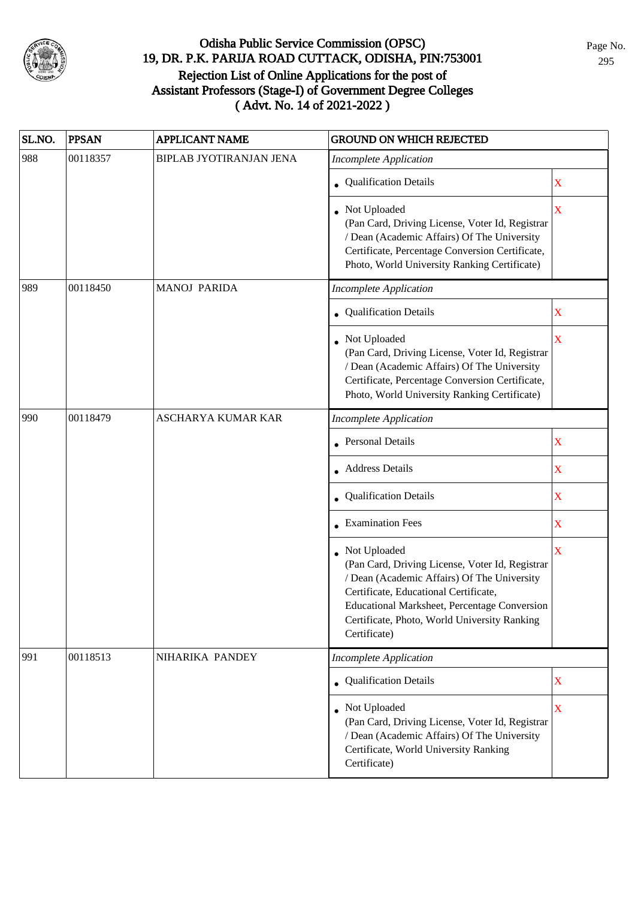# Odisha Public Service Commission (OPSC)
## 19, DR. P.K. PARIJA ROAD CUTTACK, ODISHA, PIN:753001
## Rejection List of Online Applications for the post of Assistant Professors (Stage-I) of Government Degree Colleges
## ( Advt. No. 14 of 2021-2022 )

| SL.NO. | PPSAN | APPLICANT NAME | GROUND ON WHICH REJECTED | |
|---|---|---|---|---|
| 988 | 00118357 | BIPLAB JYOTIRANJAN JENA | *Incomplete Application* | |
| | | | • Qualification Details | X |
| | | | • Not Uploaded (Pan Card, Driving License, Voter Id, Registrar / Dean (Academic Affairs) Of The University Certificate, Percentage Conversion Certificate, Photo, World University Ranking Certificate) | X |
| 989 | 00118450 | MANOJ PARIDA | *Incomplete Application* | |
| | | | • Qualification Details | X |
| | | | • Not Uploaded (Pan Card, Driving License, Voter Id, Registrar / Dean (Academic Affairs) Of The University Certificate, Percentage Conversion Certificate, Photo, World University Ranking Certificate) | X |
| 990 | 00118479 | ASCHARYA KUMAR KAR | *Incomplete Application* | |
| | | | • Personal Details | X |
| | | | • Address Details | X |
| | | | • Qualification Details | X |
| | | | • Examination Fees | X |
| | | | • Not Uploaded (Pan Card, Driving License, Voter Id, Registrar / Dean (Academic Affairs) Of The University Certificate, Educational Certificate, Educational Marksheet, Percentage Conversion Certificate, Photo, World University Ranking Certificate) | X |
| 991 | 00118513 | NIHARIKA PANDEY | *Incomplete Application* | |
| | | | • Qualification Details | X |
| | | | • Not Uploaded (Pan Card, Driving License, Voter Id, Registrar / Dean (Academic Affairs) Of The University Certificate, World University Ranking Certificate) | X |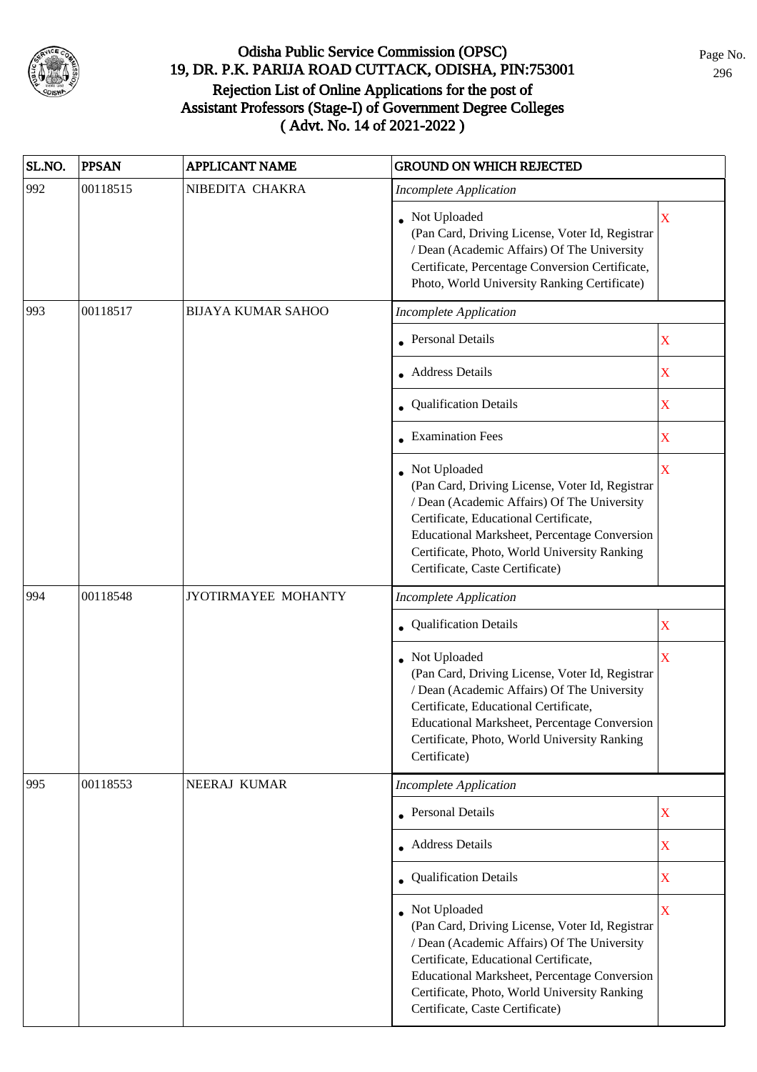# Odisha Public Service Commission (OPSC)
## 19, DR. P.K. PARIJA ROAD CUTTACK, ODISHA, PIN:753001
## Rejection List of Online Applications for the post of Assistant Professors (Stage-I) of Government Degree Colleges ( Advt. No. 14 of 2021-2022 )

| SL.NO. | PPSAN | APPLICANT NAME | GROUND ON WHICH REJECTED | |
|---|---|---|---|---|
| 992 | 00118515 | NIBEDITA CHAKRA | *Incomplete Application* | |
| | | | • Not Uploaded (Pan Card, Driving License, Voter Id, Registrar / Dean (Academic Affairs) Of The University Certificate, Percentage Conversion Certificate, Photo, World University Ranking Certificate) | X |
| 993 | 00118517 | BIJAYA KUMAR SAHOO | *Incomplete Application* | |
| | | | • Personal Details | X |
| | | | • Address Details | X |
| | | | • Qualification Details | X |
| | | | • Examination Fees | X |
| | | | • Not Uploaded (Pan Card, Driving License, Voter Id, Registrar / Dean (Academic Affairs) Of The University Certificate, Educational Certificate, Educational Marksheet, Percentage Conversion Certificate, Photo, World University Ranking Certificate, Caste Certificate) | X |
| 994 | 00118548 | JYOTIRMAYEE MOHANTY | *Incomplete Application* | |
| | | | • Qualification Details | X |
| | | | • Not Uploaded (Pan Card, Driving License, Voter Id, Registrar / Dean (Academic Affairs) Of The University Certificate, Educational Certificate, Educational Marksheet, Percentage Conversion Certificate, Photo, World University Ranking Certificate) | X |
| 995 | 00118553 | NEERAJ KUMAR | *Incomplete Application* | |
| | | | • Personal Details | X |
| | | | • Address Details | X |
| | | | • Qualification Details | X |
| | | | • Not Uploaded (Pan Card, Driving License, Voter Id, Registrar / Dean (Academic Affairs) Of The University Certificate, Educational Certificate, Educational Marksheet, Percentage Conversion Certificate, Photo, World University Ranking Certificate, Caste Certificate) | X |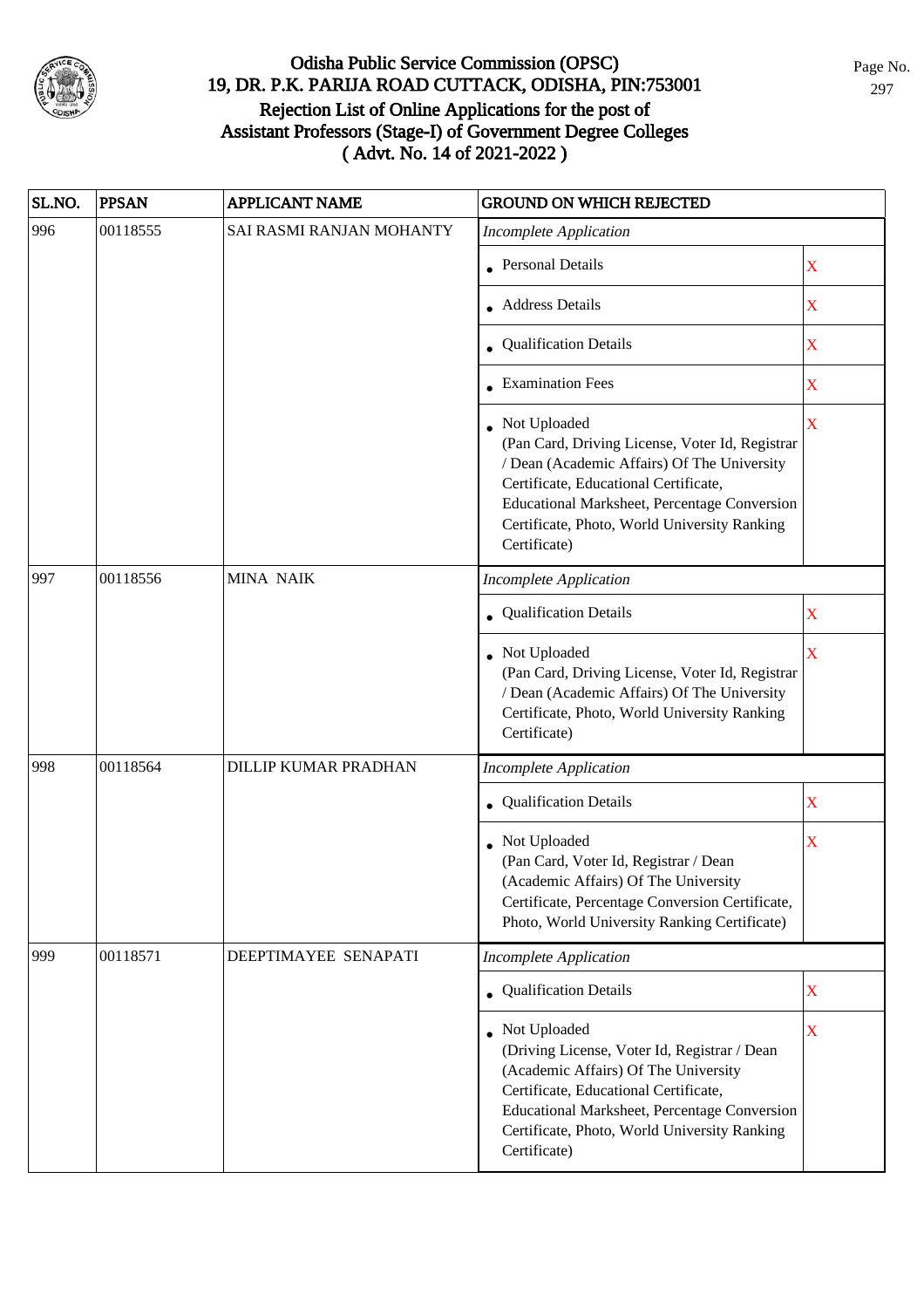# Odisha Public Service Commission (OPSC)
## 19, DR. P.K. PARIJA ROAD CUTTACK, ODISHA, PIN:753001
## Rejection List of Online Applications for the post of Assistant Professors (Stage-I) of Government Degree Colleges ( Advt. No. 14 of 2021-2022 )

| SL.NO. | PPSAN | APPLICANT NAME | GROUND ON WHICH REJECTED | |
|---|---|---|---|---|
| 996 | 00118555 | SAI RASMI RANJAN MOHANTY | *Incomplete Application* | |
| | | | • Personal Details | X |
| | | | • Address Details | X |
| | | | • Qualification Details | X |
| | | | • Examination Fees | X |
| | | | • Not Uploaded (Pan Card, Driving License, Voter Id, Registrar / Dean (Academic Affairs) Of The University Certificate, Educational Certificate, Educational Marksheet, Percentage Conversion Certificate, Photo, World University Ranking Certificate) | X |
| 997 | 00118556 | MINA NAIK | *Incomplete Application* | |
| | | | • Qualification Details | X |
| | | | • Not Uploaded (Pan Card, Driving License, Voter Id, Registrar / Dean (Academic Affairs) Of The University Certificate, Photo, World University Ranking Certificate) | X |
| 998 | 00118564 | DILLIP KUMAR PRADHAN | *Incomplete Application* | |
| | | | • Qualification Details | X |
| | | | • Not Uploaded (Pan Card, Voter Id, Registrar / Dean (Academic Affairs) Of The University Certificate, Percentage Conversion Certificate, Photo, World University Ranking Certificate) | X |
| 999 | 00118571 | DEEPTIMAYEE SENAPATI | *Incomplete Application* | |
| | | | • Qualification Details | X |
| | | | • Not Uploaded (Driving License, Voter Id, Registrar / Dean (Academic Affairs) Of The University Certificate, Educational Certificate, Educational Marksheet, Percentage Conversion Certificate, Photo, World University Ranking Certificate) | X |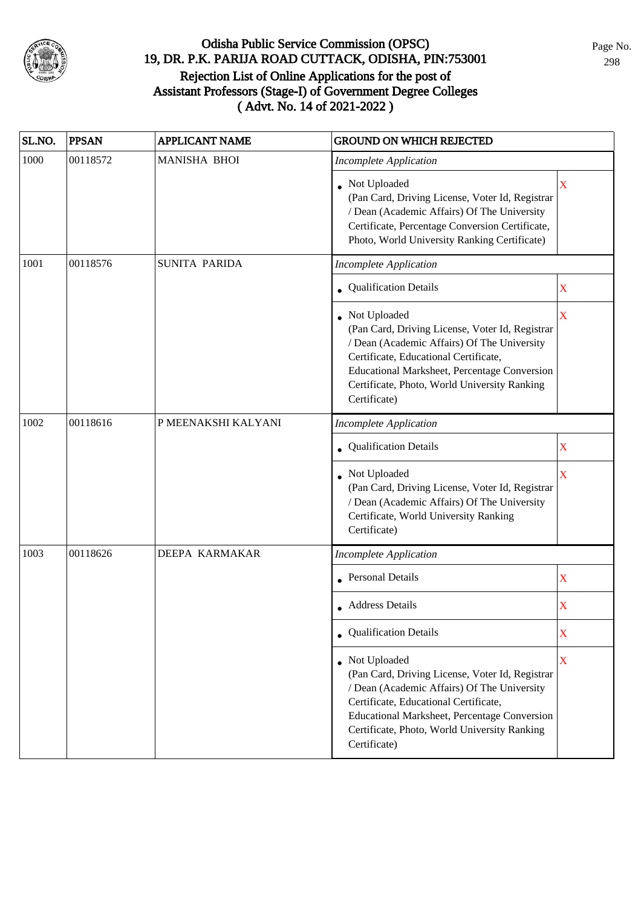# Odisha Public Service Commission (OPSC)
## 19, DR. P.K. PARIJA ROAD CUTTACK, ODISHA, PIN:753001
## Rejection List of Online Applications for the post of Assistant Professors (Stage-I) of Government Degree Colleges ( Advt. No. 14 of 2021-2022 )

| SL.NO. | PPSAN | APPLICANT NAME | GROUND ON WHICH REJECTED | |
|---|---|---|---|---|
| 1000 | 00118572 | MANISHA BHOI | *Incomplete Application* | |
| | | | • Not Uploaded (Pan Card, Driving License, Voter Id, Registrar / Dean (Academic Affairs) Of The University Certificate, Percentage Conversion Certificate, Photo, World University Ranking Certificate) | X |
| 1001 | 00118576 | SUNITA PARIDA | *Incomplete Application* | |
| | | | • Qualification Details | X |
| | | | • Not Uploaded (Pan Card, Driving License, Voter Id, Registrar / Dean (Academic Affairs) Of The University Certificate, Educational Certificate, Educational Marksheet, Percentage Conversion Certificate, Photo, World University Ranking Certificate) | X |
| 1002 | 00118616 | P MEENAKSHI KALYANI | *Incomplete Application* | |
| | | | • Qualification Details | X |
| | | | • Not Uploaded (Pan Card, Driving License, Voter Id, Registrar / Dean (Academic Affairs) Of The University Certificate, World University Ranking Certificate) | X |
| 1003 | 00118626 | DEEPA KARMAKAR | *Incomplete Application* | |
| | | | • Personal Details | X |
| | | | • Address Details | X |
| | | | • Qualification Details | X |
| | | | • Not Uploaded (Pan Card, Driving License, Voter Id, Registrar / Dean (Academic Affairs) Of The University Certificate, Educational Certificate, Educational Marksheet, Percentage Conversion Certificate, Photo, World University Ranking Certificate) | X |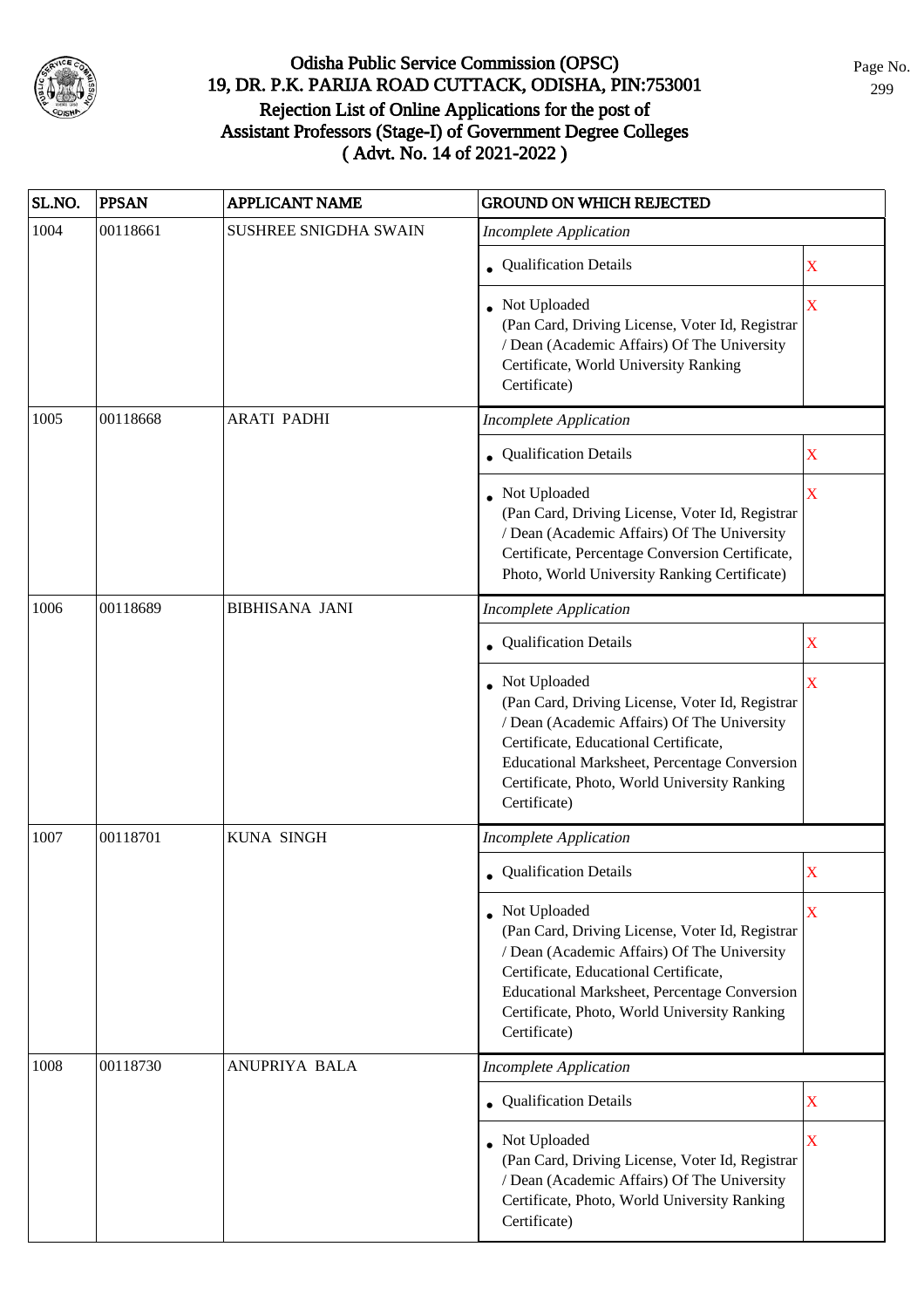# Odisha Public Service Commission (OPSC)
## 19, DR. P.K. PARIJA ROAD CUTTACK, ODISHA, PIN:753001
## Rejection List of Online Applications for the post of Assistant Professors (Stage-I) of Government Degree Colleges
## ( Advt. No. 14 of 2021-2022 )

| SL.NO. | PPSAN | APPLICANT NAME | GROUND ON WHICH REJECTED | |
|---|---|---|---|---|
| 1004 | 00118661 | SUSHREE SNIGDHA SWAIN | *Incomplete Application* | |
| | | | • Qualification Details | X |
| | | | • Not Uploaded (Pan Card, Driving License, Voter Id, Registrar / Dean (Academic Affairs) Of The University Certificate, World University Ranking Certificate) | X |
| 1005 | 00118668 | ARATI PADHI | *Incomplete Application* | |
| | | | • Qualification Details | X |
| | | | • Not Uploaded (Pan Card, Driving License, Voter Id, Registrar / Dean (Academic Affairs) Of The University Certificate, Percentage Conversion Certificate, Photo, World University Ranking Certificate) | X |
| 1006 | 00118689 | BIBHISANA JANI | *Incomplete Application* | |
| | | | • Qualification Details | X |
| | | | • Not Uploaded (Pan Card, Driving License, Voter Id, Registrar / Dean (Academic Affairs) Of The University Certificate, Educational Certificate, Educational Marksheet, Percentage Conversion Certificate, Photo, World University Ranking Certificate) | X |
| 1007 | 00118701 | KUNA SINGH | *Incomplete Application* | |
| | | | • Qualification Details | X |
| | | | • Not Uploaded (Pan Card, Driving License, Voter Id, Registrar / Dean (Academic Affairs) Of The University Certificate, Educational Certificate, Educational Marksheet, Percentage Conversion Certificate, Photo, World University Ranking Certificate) | X |
| 1008 | 00118730 | ANUPRIYA BALA | *Incomplete Application* | |
| | | | • Qualification Details | X |
| | | | • Not Uploaded (Pan Card, Driving License, Voter Id, Registrar / Dean (Academic Affairs) Of The University Certificate, Photo, World University Ranking Certificate) | X |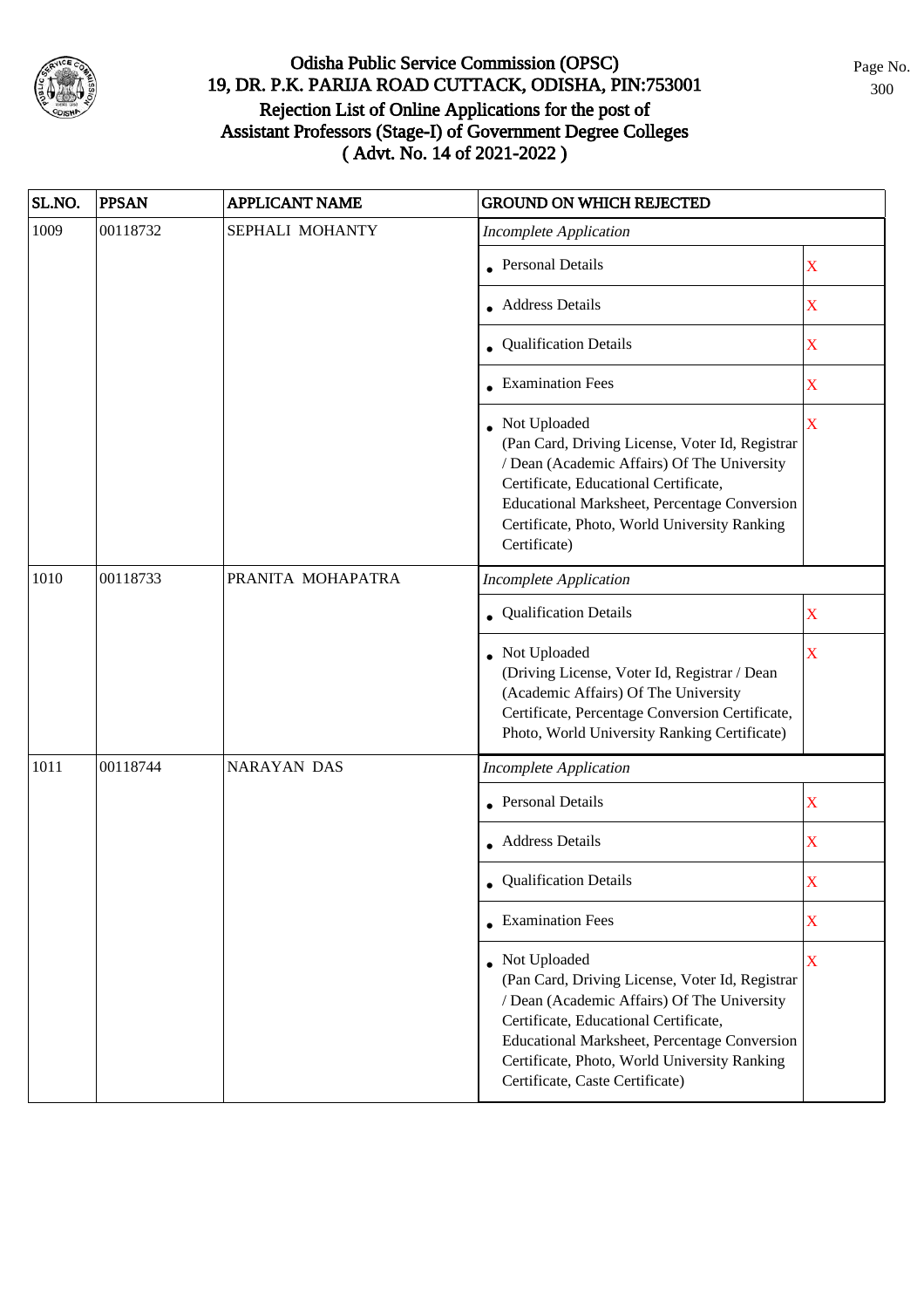# Odisha Public Service Commission (OPSC)
## 19, DR. P.K. PARIJA ROAD CUTTACK, ODISHA, PIN:753001
## Rejection List of Online Applications for the post of Assistant Professors (Stage-I) of Government Degree Colleges ( Advt. No. 14 of 2021-2022 )

| SL.NO. | PPSAN | APPLICANT NAME | GROUND ON WHICH REJECTED | |
|---|---|---|---|---|
| 1009 | 00118732 | SEPHALI MOHANTY | *Incomplete Application* | |
| | | | • Personal Details | X |
| | | | • Address Details | X |
| | | | • Qualification Details | X |
| | | | • Examination Fees | X |
| | | | • Not Uploaded (Pan Card, Driving License, Voter Id, Registrar / Dean (Academic Affairs) Of The University Certificate, Educational Certificate, Educational Marksheet, Percentage Conversion Certificate, Photo, World University Ranking Certificate) | X |
| 1010 | 00118733 | PRANITA MOHAPATRA | *Incomplete Application* | |
| | | | • Qualification Details | X |
| | | | • Not Uploaded (Driving License, Voter Id, Registrar / Dean (Academic Affairs) Of The University Certificate, Percentage Conversion Certificate, Photo, World University Ranking Certificate) | X |
| 1011 | 00118744 | NARAYAN DAS | *Incomplete Application* | |
| | | | • Personal Details | X |
| | | | • Address Details | X |
| | | | • Qualification Details | X |
| | | | • Examination Fees | X |
| | | | • Not Uploaded (Pan Card, Driving License, Voter Id, Registrar / Dean (Academic Affairs) Of The University Certificate, Educational Certificate, Educational Marksheet, Percentage Conversion Certificate, Photo, World University Ranking Certificate, Caste Certificate) | X |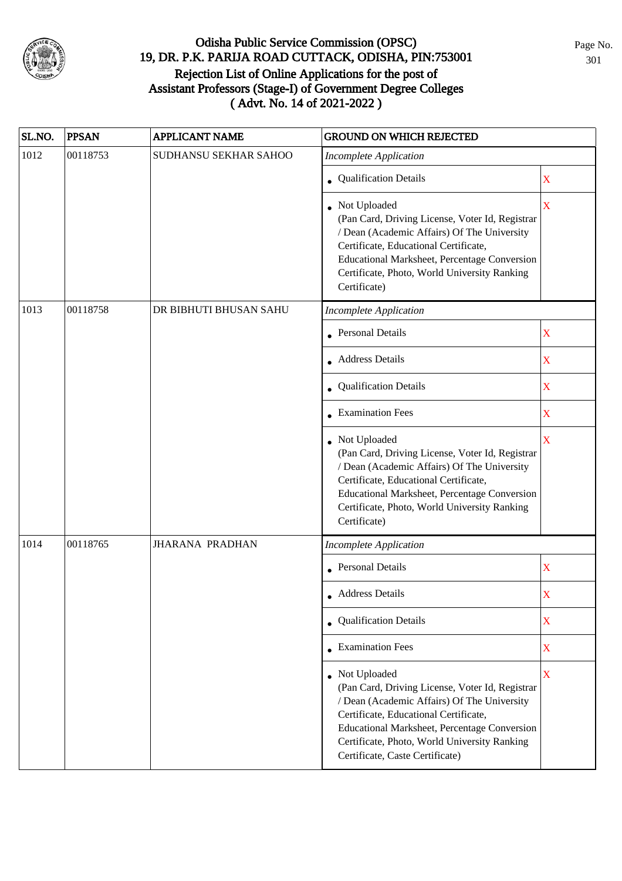# Odisha Public Service Commission (OPSC)
## 19, DR. P.K. PARIJA ROAD CUTTACK, ODISHA, PIN:753001
## Rejection List of Online Applications for the post of Assistant Professors (Stage-I) of Government Degree Colleges
## ( Advt. No. 14 of 2021-2022 )

| SL.NO. | PPSAN | APPLICANT NAME | GROUND ON WHICH REJECTED | |
|---|---|---|---|---|
| 1012 | 00118753 | SUDHANSU SEKHAR SAHOO | *Incomplete Application* | |
| | | | • Qualification Details | X |
| | | | • Not Uploaded (Pan Card, Driving License, Voter Id, Registrar / Dean (Academic Affairs) Of The University Certificate, Educational Certificate, Educational Marksheet, Percentage Conversion Certificate, Photo, World University Ranking Certificate) | X |
| 1013 | 00118758 | DR BIBHUTI BHUSAN SAHU | *Incomplete Application* | |
| | | | • Personal Details | X |
| | | | • Address Details | X |
| | | | • Qualification Details | X |
| | | | • Examination Fees | X |
| | | | • Not Uploaded (Pan Card, Driving License, Voter Id, Registrar / Dean (Academic Affairs) Of The University Certificate, Educational Certificate, Educational Marksheet, Percentage Conversion Certificate, Photo, World University Ranking Certificate) | X |
| 1014 | 00118765 | JHARANA PRADHAN | *Incomplete Application* | |
| | | | • Personal Details | X |
| | | | • Address Details | X |
| | | | • Qualification Details | X |
| | | | • Examination Fees | X |
| | | | • Not Uploaded (Pan Card, Driving License, Voter Id, Registrar / Dean (Academic Affairs) Of The University Certificate, Educational Certificate, Educational Marksheet, Percentage Conversion Certificate, Photo, World University Ranking Certificate, Caste Certificate) | X |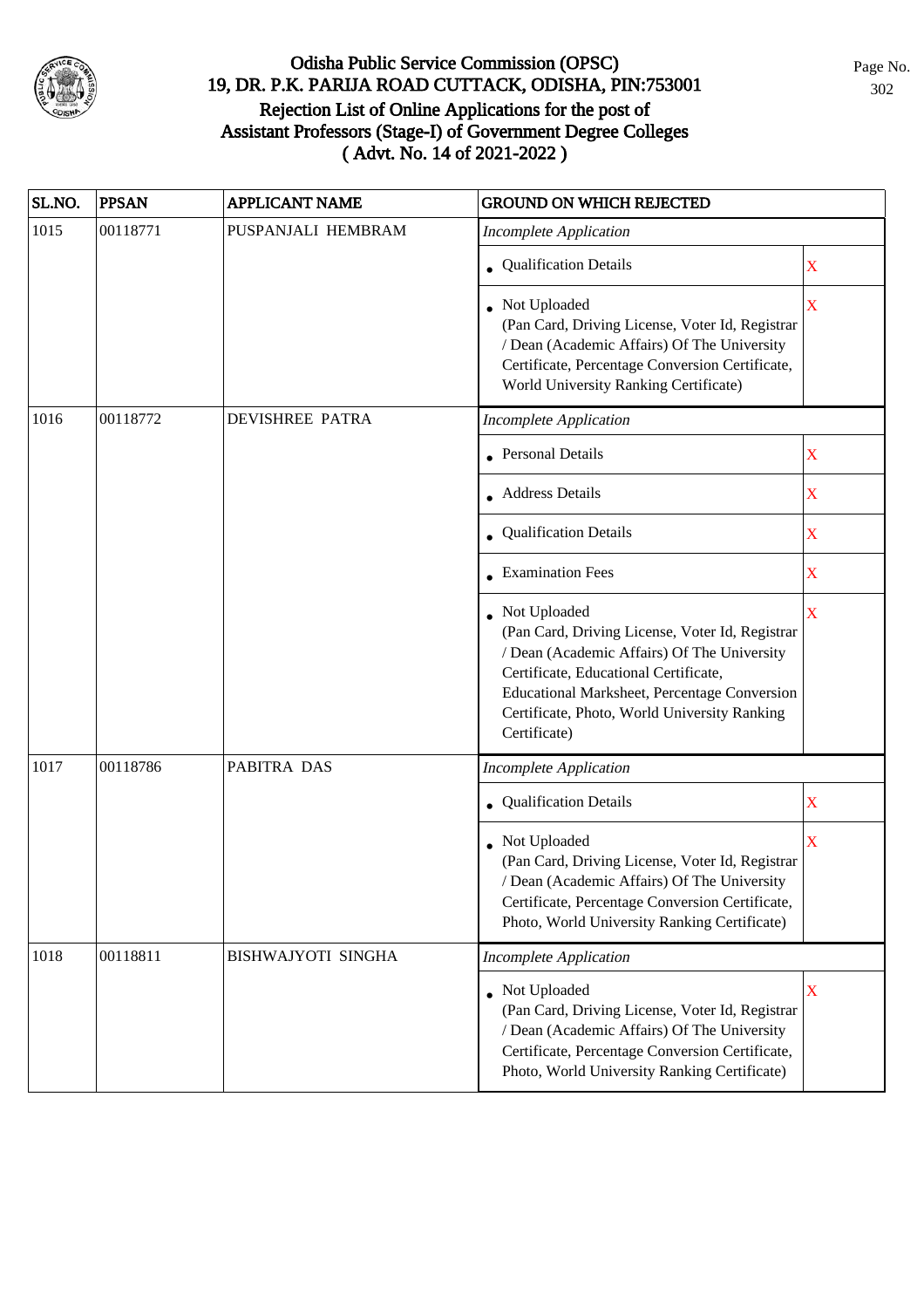# Odisha Public Service Commission (OPSC)
## 19, DR. P.K. PARIJA ROAD CUTTACK, ODISHA, PIN:753001
## Rejection List of Online Applications for the post of Assistant Professors (Stage-I) of Government Degree Colleges ( Advt. No. 14 of 2021-2022 )

| SL.NO. | PPSAN | APPLICANT NAME | GROUND ON WHICH REJECTED | |
|---|---|---|---|---|
| 1015 | 00118771 | PUSPANJALI HEMBRAM | *Incomplete Application* | |
| | | | • Qualification Details | X |
| | | | • Not Uploaded (Pan Card, Driving License, Voter Id, Registrar / Dean (Academic Affairs) Of The University Certificate, Percentage Conversion Certificate, World University Ranking Certificate) | X |
| 1016 | 00118772 | DEVISHREE PATRA | *Incomplete Application* | |
| | | | • Personal Details | X |
| | | | • Address Details | X |
| | | | • Qualification Details | X |
| | | | • Examination Fees | X |
| | | | • Not Uploaded (Pan Card, Driving License, Voter Id, Registrar / Dean (Academic Affairs) Of The University Certificate, Educational Certificate, Educational Marksheet, Percentage Conversion Certificate, Photo, World University Ranking Certificate) | X |
| 1017 | 00118786 | PABITRA DAS | *Incomplete Application* | |
| | | | • Qualification Details | X |
| | | | • Not Uploaded (Pan Card, Driving License, Voter Id, Registrar / Dean (Academic Affairs) Of The University Certificate, Percentage Conversion Certificate, Photo, World University Ranking Certificate) | X |
| 1018 | 00118811 | BISHWAJYOTI SINGHA | *Incomplete Application* | |
| | | | • Not Uploaded (Pan Card, Driving License, Voter Id, Registrar / Dean (Academic Affairs) Of The University Certificate, Percentage Conversion Certificate, Photo, World University Ranking Certificate) | X |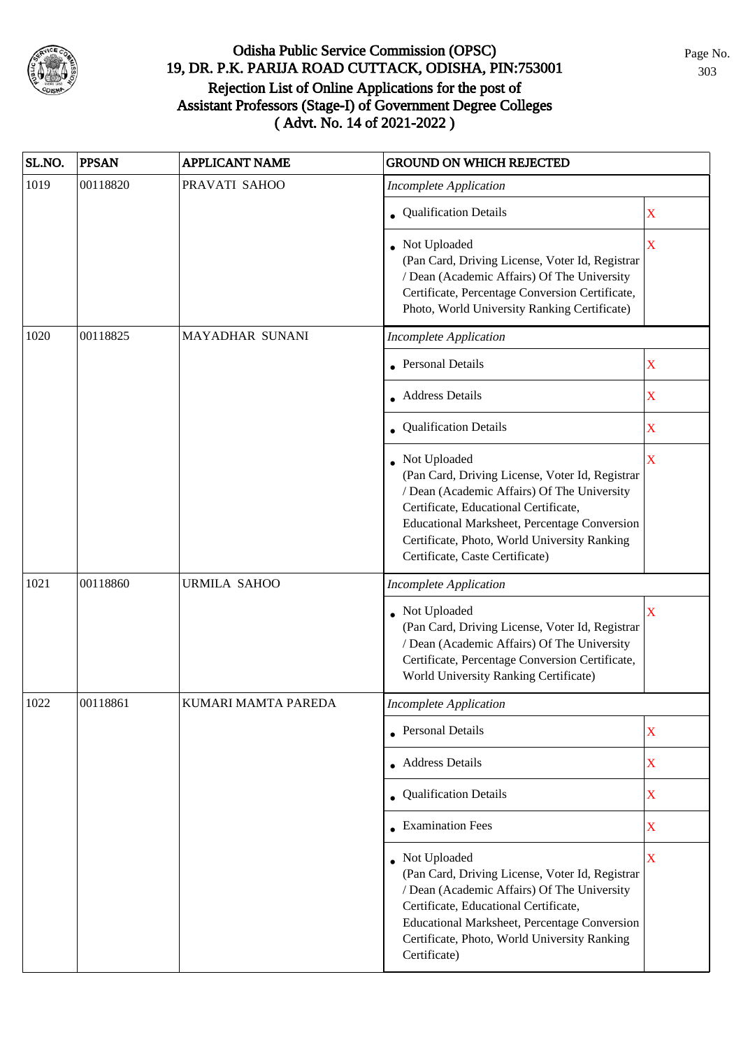# Odisha Public Service Commission (OPSC)
## 19, DR. P.K. PARIJA ROAD CUTTACK, ODISHA, PIN:753001
## Rejection List of Online Applications for the post of Assistant Professors (Stage-I) of Government Degree Colleges
## ( Advt. No. 14 of 2021-2022 )

| SL.NO. | PPSAN | APPLICANT NAME | GROUND ON WHICH REJECTED | |
|---|---|---|---|---|
| 1019 | 00118820 | PRAVATI SAHOO | *Incomplete Application* | |
| | | | • Qualification Details | X |
| | | | • Not Uploaded (Pan Card, Driving License, Voter Id, Registrar / Dean (Academic Affairs) Of The University Certificate, Percentage Conversion Certificate, Photo, World University Ranking Certificate) | X |
| 1020 | 00118825 | MAYADHAR SUNANI | *Incomplete Application* | |
| | | | • Personal Details | X |
| | | | • Address Details | X |
| | | | • Qualification Details | X |
| | | | • Not Uploaded (Pan Card, Driving License, Voter Id, Registrar / Dean (Academic Affairs) Of The University Certificate, Educational Certificate, Educational Marksheet, Percentage Conversion Certificate, Photo, World University Ranking Certificate, Caste Certificate) | X |
| 1021 | 00118860 | URMILA SAHOO | *Incomplete Application* | |
| | | | • Not Uploaded (Pan Card, Driving License, Voter Id, Registrar / Dean (Academic Affairs) Of The University Certificate, Percentage Conversion Certificate, World University Ranking Certificate) | X |
| 1022 | 00118861 | KUMARI MAMTA PAREDA | *Incomplete Application* | |
| | | | • Personal Details | X |
| | | | • Address Details | X |
| | | | • Qualification Details | X |
| | | | • Examination Fees | X |
| | | | • Not Uploaded (Pan Card, Driving License, Voter Id, Registrar / Dean (Academic Affairs) Of The University Certificate, Educational Certificate, Educational Marksheet, Percentage Conversion Certificate, Photo, World University Ranking Certificate) | X |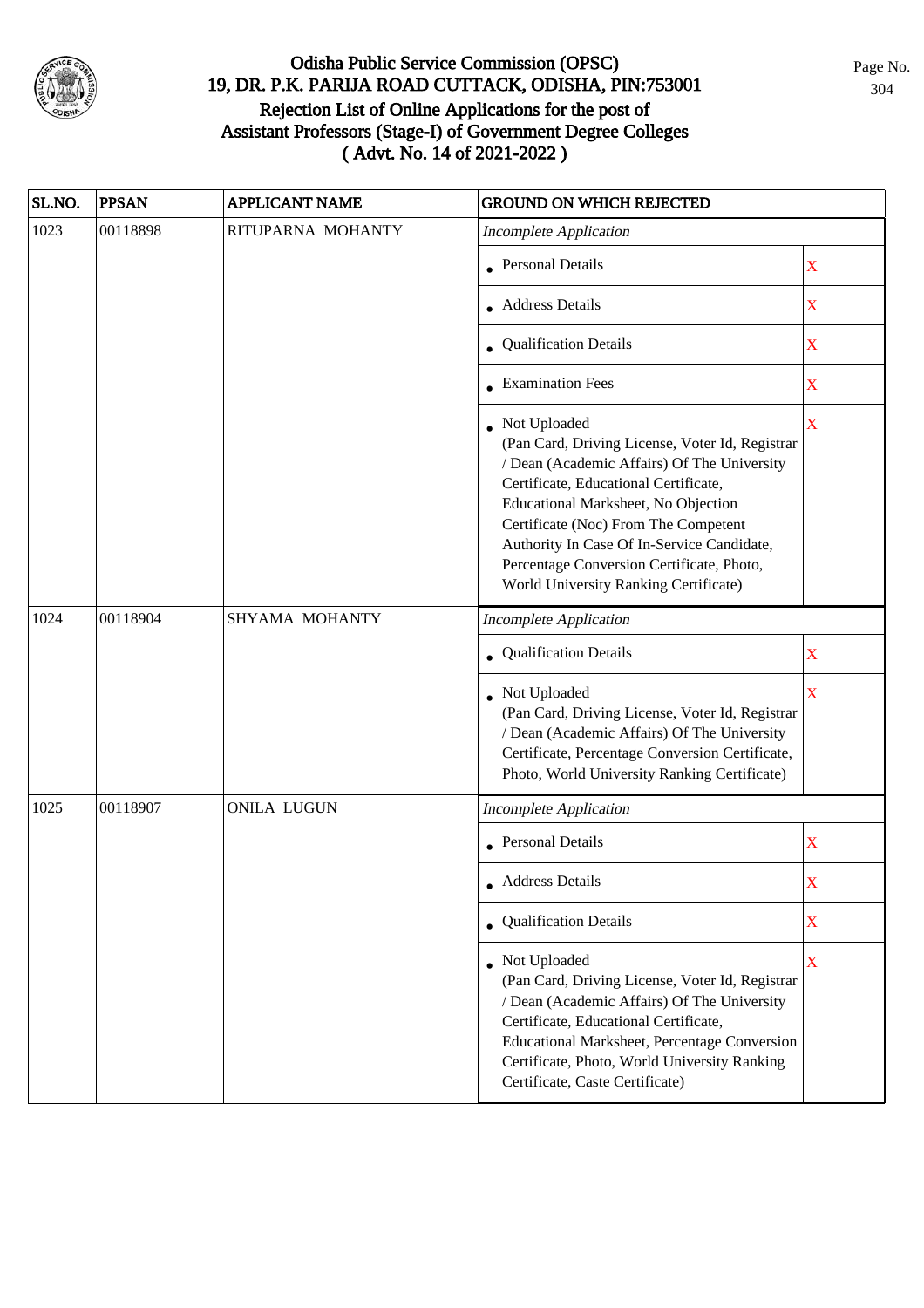# Odisha Public Service Commission (OPSC)
## 19, DR. P.K. PARIJA ROAD CUTTACK, ODISHA, PIN:753001
## Rejection List of Online Applications for the post of Assistant Professors (Stage-I) of Government Degree Colleges
## ( Advt. No. 14 of 2021-2022 )

| SL.NO. | PPSAN | APPLICANT NAME | GROUND ON WHICH REJECTED | |
|---|---|---|---|---|
| 1023 | 00118898 | RITUPARNA MOHANTY | *Incomplete Application* | |
| | | | • Personal Details | X |
| | | | • Address Details | X |
| | | | • Qualification Details | X |
| | | | • Examination Fees | X |
| | | | • Not Uploaded (Pan Card, Driving License, Voter Id, Registrar / Dean (Academic Affairs) Of The University Certificate, Educational Certificate, Educational Marksheet, No Objection Certificate (Noc) From The Competent Authority In Case Of In-Service Candidate, Percentage Conversion Certificate, Photo, World University Ranking Certificate) | X |
| 1024 | 00118904 | SHYAMA MOHANTY | *Incomplete Application* | |
| | | | • Qualification Details | X |
| | | | • Not Uploaded (Pan Card, Driving License, Voter Id, Registrar / Dean (Academic Affairs) Of The University Certificate, Percentage Conversion Certificate, Photo, World University Ranking Certificate) | X |
| 1025 | 00118907 | ONILA LUGUN | *Incomplete Application* | |
| | | | • Personal Details | X |
| | | | • Address Details | X |
| | | | • Qualification Details | X |
| | | | • Not Uploaded (Pan Card, Driving License, Voter Id, Registrar / Dean (Academic Affairs) Of The University Certificate, Educational Certificate, Educational Marksheet, Percentage Conversion Certificate, Photo, World University Ranking Certificate, Caste Certificate) | X |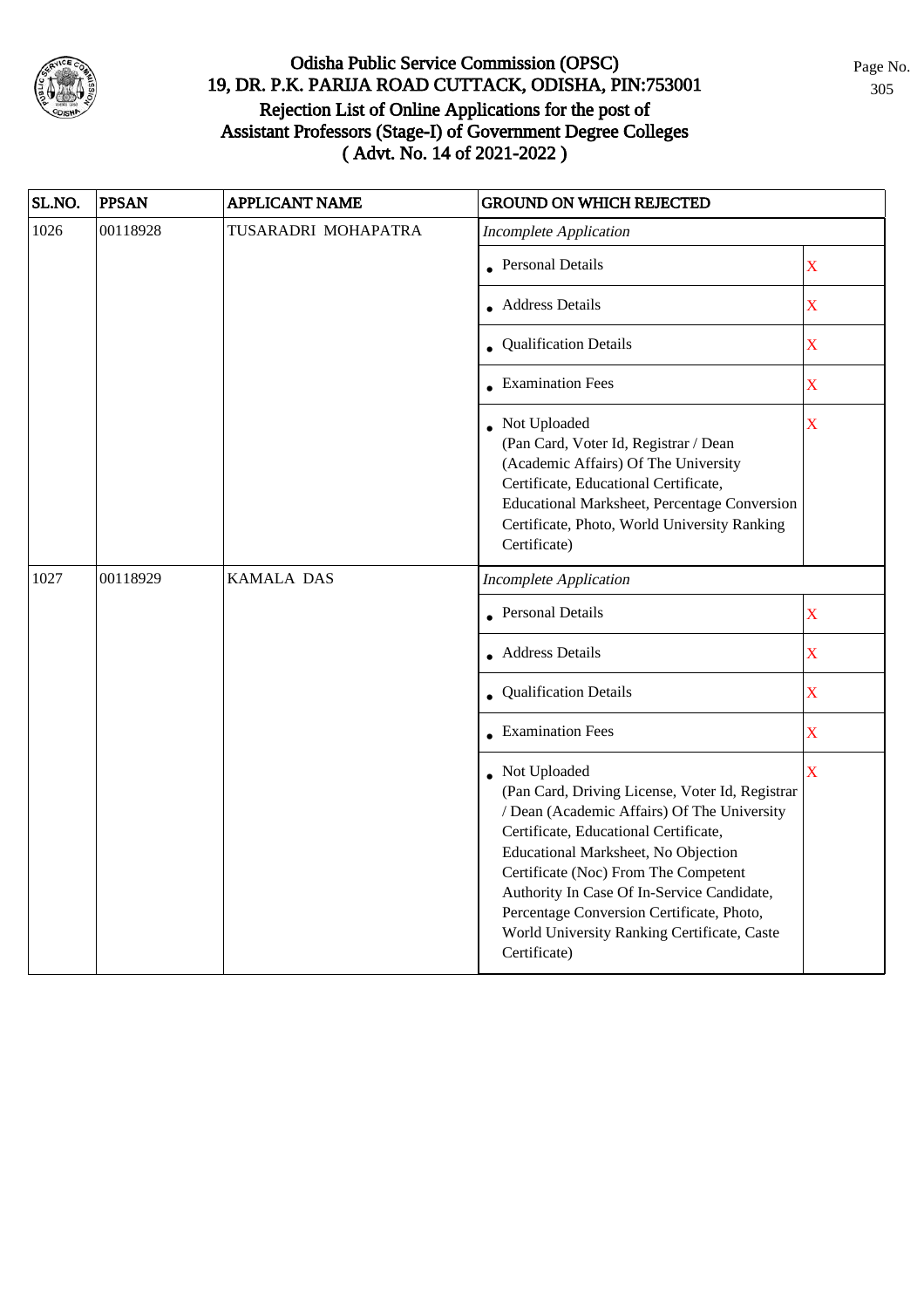# Odisha Public Service Commission (OPSC)
## 19, DR. P.K. PARIJA ROAD CUTTACK, ODISHA, PIN:753001
## Rejection List of Online Applications for the post of Assistant Professors (Stage-I) of Government Degree Colleges ( Advt. No. 14 of 2021-2022 )

| SL.NO. | PPSAN | APPLICANT NAME | GROUND ON WHICH REJECTED | |
|---|---|---|---|---|
| 1026 | 00118928 | TUSARADRI MOHAPATRA | *Incomplete Application* | |
| | | | • Personal Details | X |
| | | | • Address Details | X |
| | | | • Qualification Details | X |
| | | | • Examination Fees | X |
| | | | • Not Uploaded (Pan Card, Voter Id, Registrar / Dean (Academic Affairs) Of The University Certificate, Educational Certificate, Educational Marksheet, Percentage Conversion Certificate, Photo, World University Ranking Certificate) | X |
| 1027 | 00118929 | KAMALA DAS | *Incomplete Application* | |
| | | | • Personal Details | X |
| | | | • Address Details | X |
| | | | • Qualification Details | X |
| | | | • Examination Fees | X |
| | | | • Not Uploaded (Pan Card, Driving License, Voter Id, Registrar / Dean (Academic Affairs) Of The University Certificate, Educational Certificate, Educational Marksheet, No Objection Certificate (Noc) From The Competent Authority In Case Of In-Service Candidate, Percentage Conversion Certificate, Photo, World University Ranking Certificate, Caste Certificate) | X |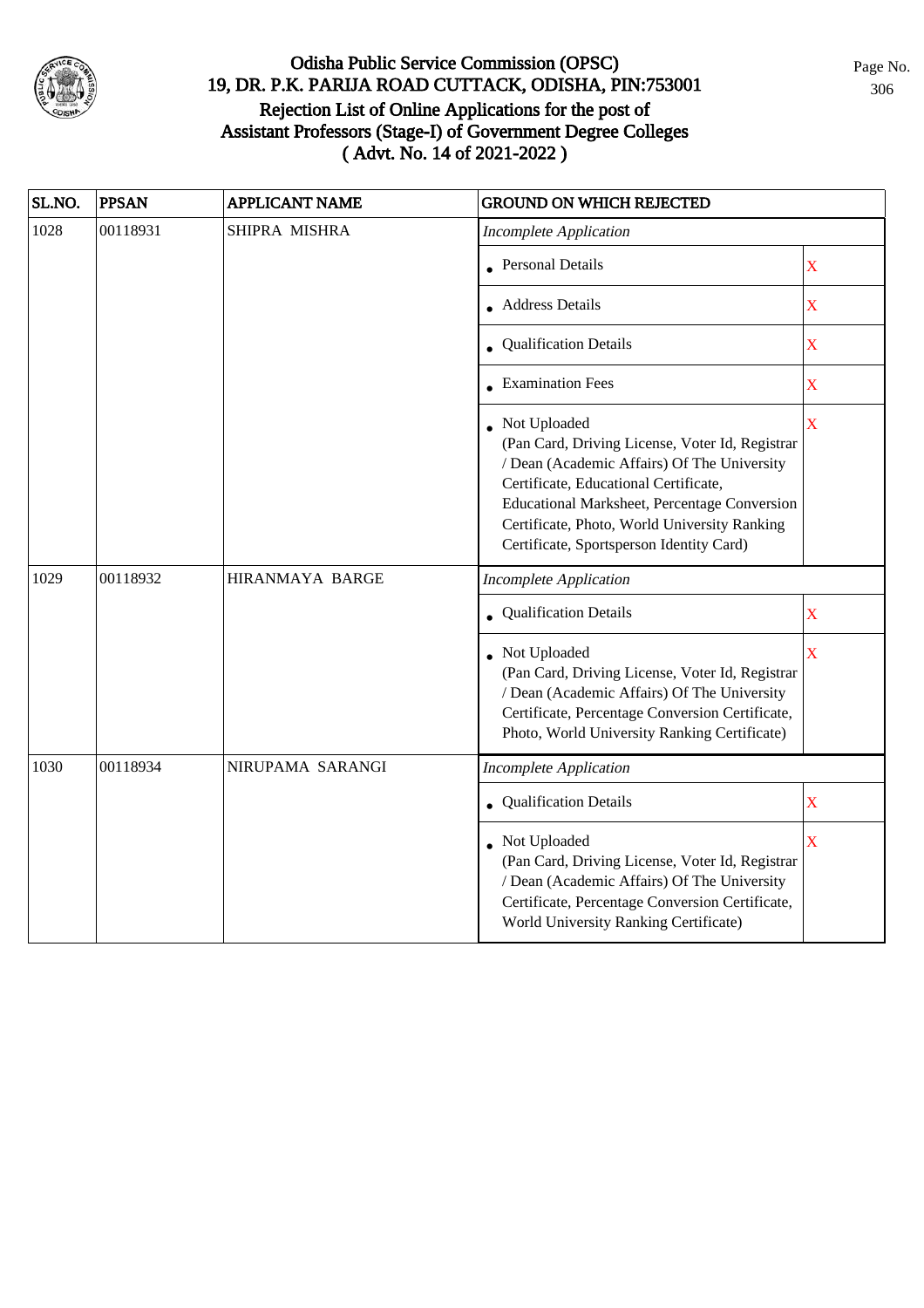# Odisha Public Service Commission (OPSC)
## 19, DR. P.K. PARIJA ROAD CUTTACK, ODISHA, PIN:753001
## Rejection List of Online Applications for the post of Assistant Professors (Stage-I) of Government Degree Colleges
## ( Advt. No. 14 of 2021-2022 )

| SL.NO. | PPSAN | APPLICANT NAME | GROUND ON WHICH REJECTED | |
|---|---|---|---|---|
| 1028 | 00118931 | SHIPRA MISHRA | *Incomplete Application* | |
| | | | • Personal Details | X |
| | | | • Address Details | X |
| | | | • Qualification Details | X |
| | | | • Examination Fees | X |
| | | | • Not Uploaded (Pan Card, Driving License, Voter Id, Registrar / Dean (Academic Affairs) Of The University Certificate, Educational Certificate, Educational Marksheet, Percentage Conversion Certificate, Photo, World University Ranking Certificate, Sportsperson Identity Card) | X |
| 1029 | 00118932 | HIRANMAYA BARGE | *Incomplete Application* | |
| | | | • Qualification Details | X |
| | | | • Not Uploaded (Pan Card, Driving License, Voter Id, Registrar / Dean (Academic Affairs) Of The University Certificate, Percentage Conversion Certificate, Photo, World University Ranking Certificate) | X |
| 1030 | 00118934 | NIRUPAMA SARANGI | *Incomplete Application* | |
| | | | • Qualification Details | X |
| | | | • Not Uploaded (Pan Card, Driving License, Voter Id, Registrar / Dean (Academic Affairs) Of The University Certificate, Percentage Conversion Certificate, World University Ranking Certificate) | X |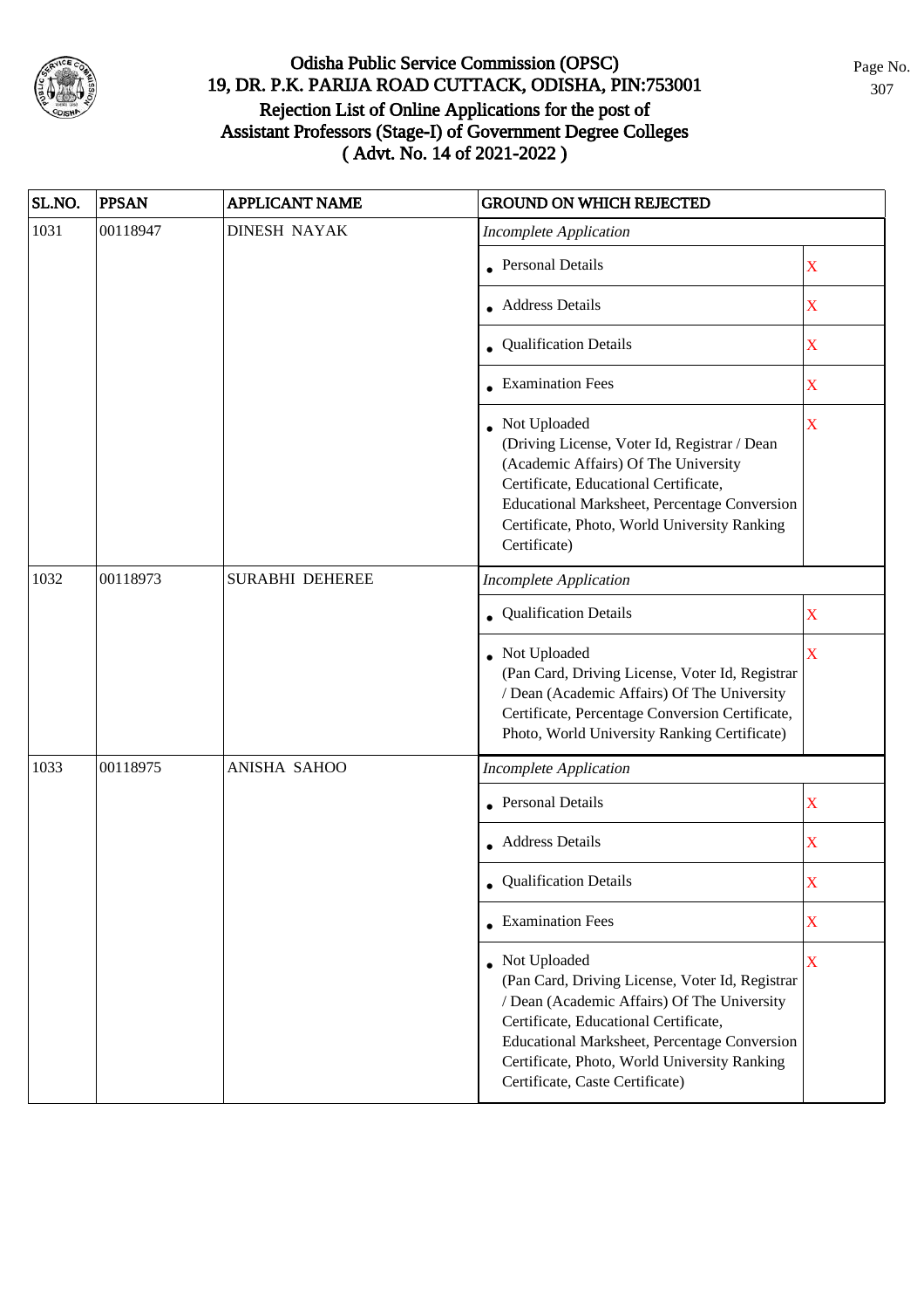# Odisha Public Service Commission (OPSC)
## 19, DR. P.K. PARIJA ROAD CUTTACK, ODISHA, PIN:753001
## Rejection List of Online Applications for the post of Assistant Professors (Stage-I) of Government Degree Colleges
## ( Advt. No. 14 of 2021-2022 )

| SL.NO. | PPSAN | APPLICANT NAME | GROUND ON WHICH REJECTED | |
|---|---|---|---|---|
| 1031 | 00118947 | DINESH NAYAK | *Incomplete Application* | |
| | | | • Personal Details | X |
| | | | • Address Details | X |
| | | | • Qualification Details | X |
| | | | • Examination Fees | X |
| | | | • Not Uploaded (Driving License, Voter Id, Registrar / Dean (Academic Affairs) Of The University Certificate, Educational Certificate, Educational Marksheet, Percentage Conversion Certificate, Photo, World University Ranking Certificate) | X |
| 1032 | 00118973 | SURABHI DEHEREE | *Incomplete Application* | |
| | | | • Qualification Details | X |
| | | | • Not Uploaded (Pan Card, Driving License, Voter Id, Registrar / Dean (Academic Affairs) Of The University Certificate, Percentage Conversion Certificate, Photo, World University Ranking Certificate) | X |
| 1033 | 00118975 | ANISHA SAHOO | *Incomplete Application* | |
| | | | • Personal Details | X |
| | | | • Address Details | X |
| | | | • Qualification Details | X |
| | | | • Examination Fees | X |
| | | | • Not Uploaded (Pan Card, Driving License, Voter Id, Registrar / Dean (Academic Affairs) Of The University Certificate, Educational Certificate, Educational Marksheet, Percentage Conversion Certificate, Photo, World University Ranking Certificate, Caste Certificate) | X |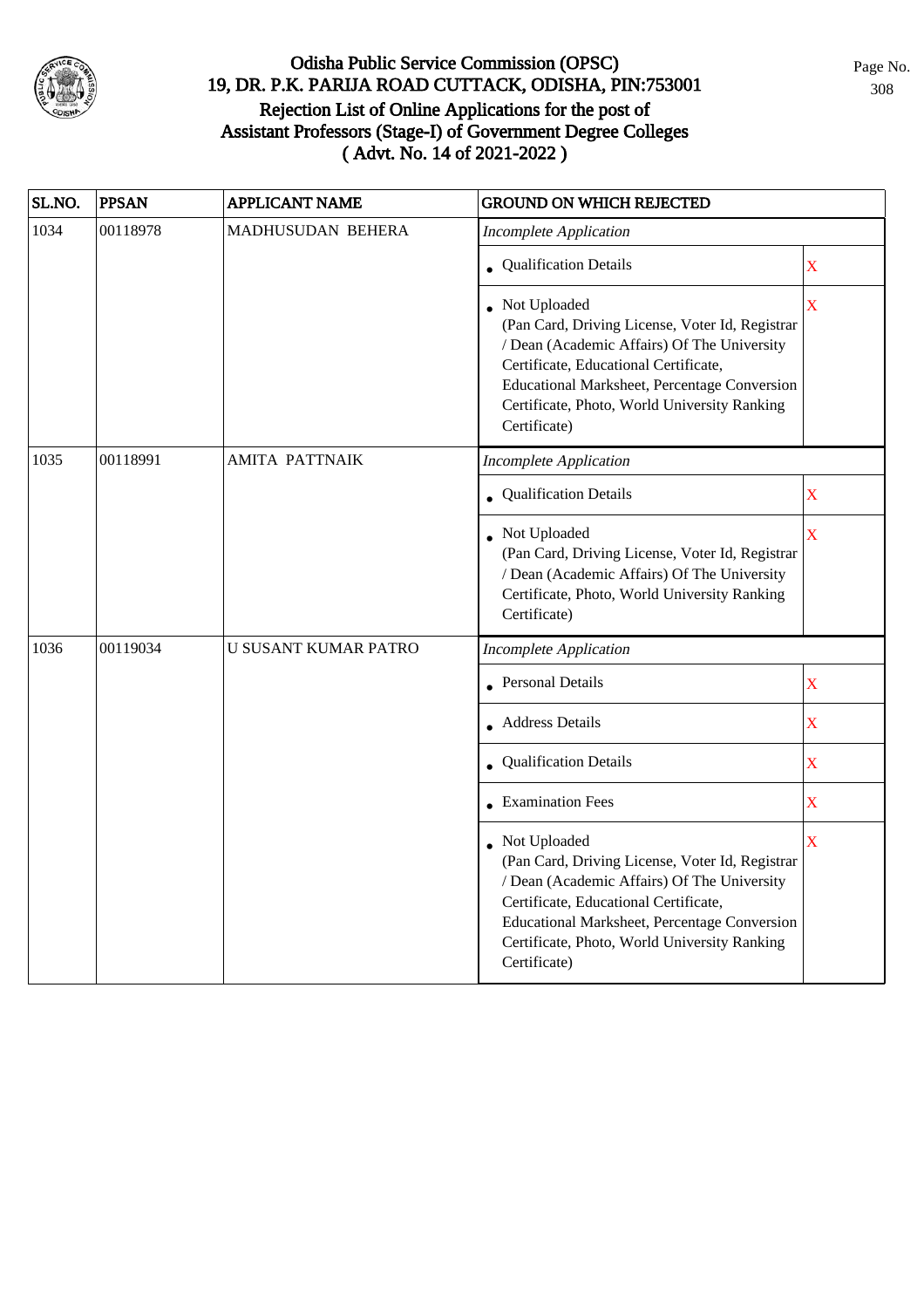# Odisha Public Service Commission (OPSC)
## 19, DR. P.K. PARIJA ROAD CUTTACK, ODISHA, PIN:753001
## Rejection List of Online Applications for the post of Assistant Professors (Stage-I) of Government Degree Colleges ( Advt. No. 14 of 2021-2022 )

| SL.NO. | PPSAN | APPLICANT NAME | GROUND ON WHICH REJECTED | |
|---|---|---|---|---|
| 1034 | 00118978 | MADHUSUDAN BEHERA | *Incomplete Application* | |
| | | | • Qualification Details | X |
| | | | • Not Uploaded (Pan Card, Driving License, Voter Id, Registrar / Dean (Academic Affairs) Of The University Certificate, Educational Certificate, Educational Marksheet, Percentage Conversion Certificate, Photo, World University Ranking Certificate) | X |
| 1035 | 00118991 | AMITA PATTNAIK | *Incomplete Application* | |
| | | | • Qualification Details | X |
| | | | • Not Uploaded (Pan Card, Driving License, Voter Id, Registrar / Dean (Academic Affairs) Of The University Certificate, Photo, World University Ranking Certificate) | X |
| 1036 | 00119034 | U SUSANT KUMAR PATRO | *Incomplete Application* | |
| | | | • Personal Details | X |
| | | | • Address Details | X |
| | | | • Qualification Details | X |
| | | | • Examination Fees | X |
| | | | • Not Uploaded (Pan Card, Driving License, Voter Id, Registrar / Dean (Academic Affairs) Of The University Certificate, Educational Certificate, Educational Marksheet, Percentage Conversion Certificate, Photo, World University Ranking Certificate) | X |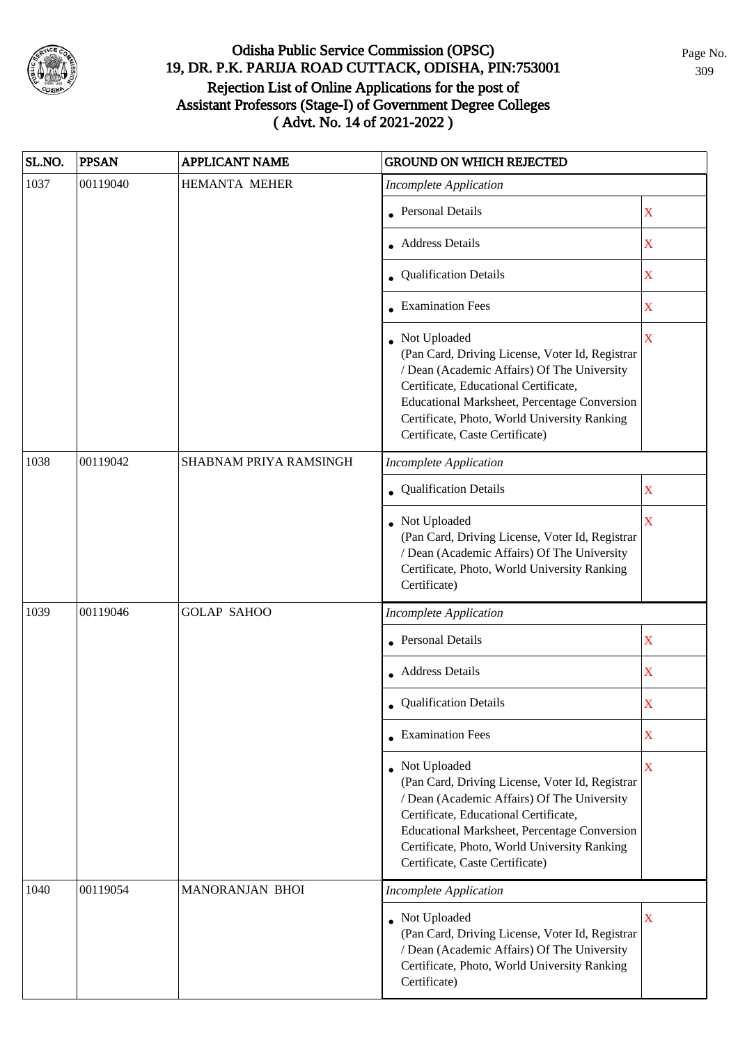# Odisha Public Service Commission (OPSC)
## 19, DR. P.K. PARIJA ROAD CUTTACK, ODISHA, PIN:753001
## Rejection List of Online Applications for the post of Assistant Professors (Stage-I) of Government Degree Colleges
## ( Advt. No. 14 of 2021-2022 )

| SL.NO. | PPSAN | APPLICANT NAME | GROUND ON WHICH REJECTED | |
|---|---|---|---|---|
| 1037 | 00119040 | HEMANTA MEHER | *Incomplete Application* | |
| | | | • Personal Details | X |
| | | | • Address Details | X |
| | | | • Qualification Details | X |
| | | | • Examination Fees | X |
| | | | • Not Uploaded (Pan Card, Driving License, Voter Id, Registrar / Dean (Academic Affairs) Of The University Certificate, Educational Certificate, Educational Marksheet, Percentage Conversion Certificate, Photo, World University Ranking Certificate, Caste Certificate) | X |
| 1038 | 00119042 | SHABNAM PRIYA RAMSINGH | *Incomplete Application* | |
| | | | • Qualification Details | X |
| | | | • Not Uploaded (Pan Card, Driving License, Voter Id, Registrar / Dean (Academic Affairs) Of The University Certificate, Photo, World University Ranking Certificate) | X |
| 1039 | 00119046 | GOLAP SAHOO | *Incomplete Application* | |
| | | | • Personal Details | X |
| | | | • Address Details | X |
| | | | • Qualification Details | X |
| | | | • Examination Fees | X |
| | | | • Not Uploaded (Pan Card, Driving License, Voter Id, Registrar / Dean (Academic Affairs) Of The University Certificate, Educational Certificate, Educational Marksheet, Percentage Conversion Certificate, Photo, World University Ranking Certificate, Caste Certificate) | X |
| 1040 | 00119054 | MANORANJAN BHOI | *Incomplete Application* | |
| | | | • Not Uploaded (Pan Card, Driving License, Voter Id, Registrar / Dean (Academic Affairs) Of The University Certificate, Photo, World University Ranking Certificate) | X |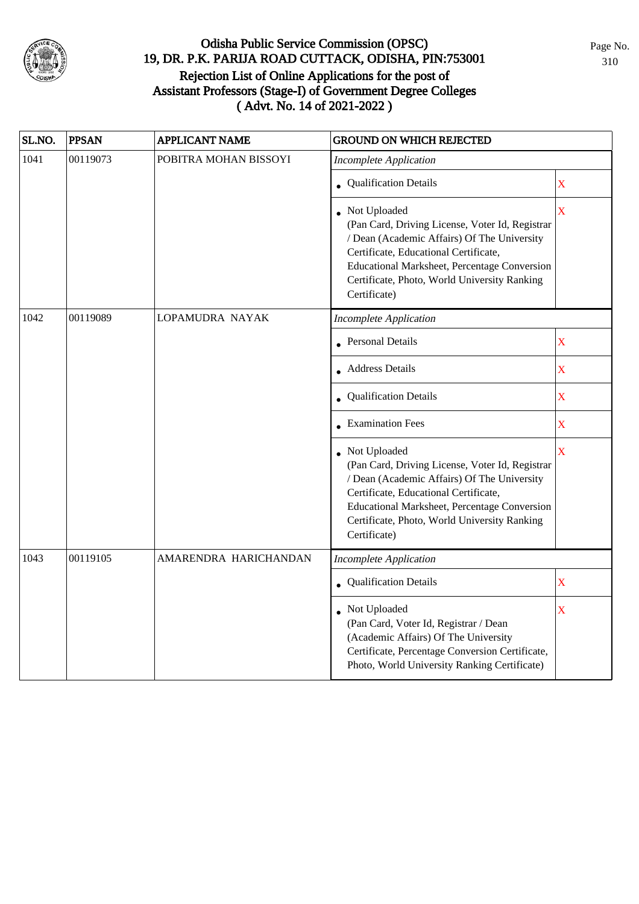# Odisha Public Service Commission (OPSC)

## 19, DR. P.K. PARIJA ROAD CUTTACK, ODISHA, PIN:753001

## Rejection List of Online Applications for the post of Assistant Professors (Stage-I) of Government Degree Colleges ( Advt. No. 14 of 2021-2022 )

| SL.NO. | PPSAN | APPLICANT NAME | GROUND ON WHICH REJECTED | |
|---|---|---|---|---|
| 1041 | 00119073 | POBITRA MOHAN BISSOYI | *Incomplete Application* | |
| | | | • Qualification Details | X |
| | | | • Not Uploaded (Pan Card, Driving License, Voter Id, Registrar / Dean (Academic Affairs) Of The University Certificate, Educational Certificate, Educational Marksheet, Percentage Conversion Certificate, Photo, World University Ranking Certificate) | X |
| 1042 | 00119089 | LOPAMUDRA NAYAK | *Incomplete Application* | |
| | | | • Personal Details | X |
| | | | • Address Details | X |
| | | | • Qualification Details | X |
| | | | • Examination Fees | X |
| | | | • Not Uploaded (Pan Card, Driving License, Voter Id, Registrar / Dean (Academic Affairs) Of The University Certificate, Educational Certificate, Educational Marksheet, Percentage Conversion Certificate, Photo, World University Ranking Certificate) | X |
| 1043 | 00119105 | AMARENDRA HARICHANDAN | *Incomplete Application* | |
| | | | • Qualification Details | X |
| | | | • Not Uploaded (Pan Card, Voter Id, Registrar / Dean (Academic Affairs) Of The University Certificate, Percentage Conversion Certificate, Photo, World University Ranking Certificate) | X |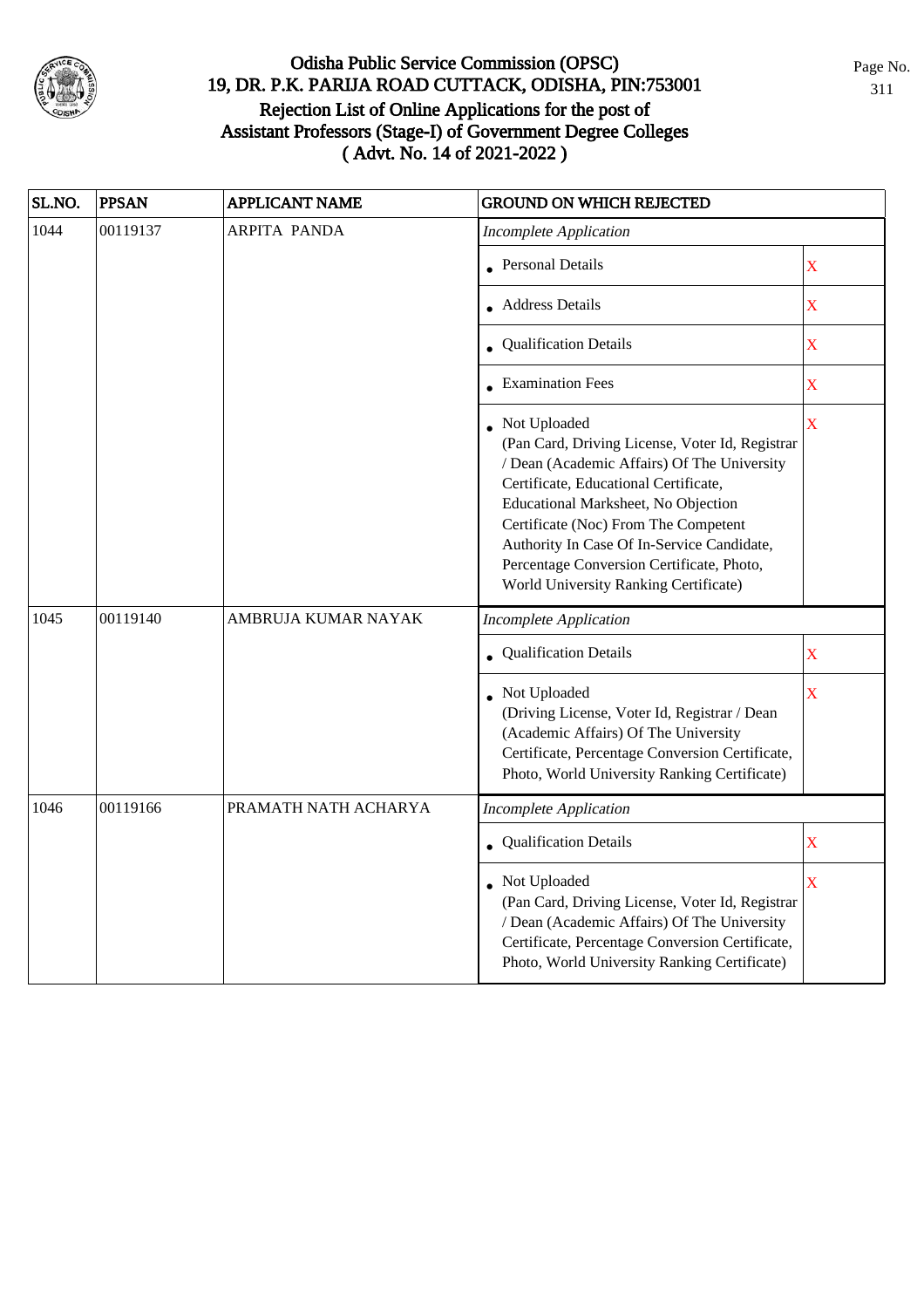# Odisha Public Service Commission (OPSC)
## 19, DR. P.K. PARIJA ROAD CUTTACK, ODISHA, PIN:753001
## Rejection List of Online Applications for the post of Assistant Professors (Stage-I) of Government Degree Colleges
## ( Advt. No. 14 of 2021-2022 )

| SL.NO. | PPSAN | APPLICANT NAME | GROUND ON WHICH REJECTED | |
|---|---|---|---|---|
| 1044 | 00119137 | ARPITA PANDA | *Incomplete Application* | |
| | | | • Personal Details | X |
| | | | • Address Details | X |
| | | | • Qualification Details | X |
| | | | • Examination Fees | X |
| | | | • Not Uploaded (Pan Card, Driving License, Voter Id, Registrar / Dean (Academic Affairs) Of The University Certificate, Educational Certificate, Educational Marksheet, No Objection Certificate (Noc) From The Competent Authority In Case Of In-Service Candidate, Percentage Conversion Certificate, Photo, World University Ranking Certificate) | X |
| 1045 | 00119140 | AMBRUJA KUMAR NAYAK | *Incomplete Application* | |
| | | | • Qualification Details | X |
| | | | • Not Uploaded (Driving License, Voter Id, Registrar / Dean (Academic Affairs) Of The University Certificate, Percentage Conversion Certificate, Photo, World University Ranking Certificate) | X |
| 1046 | 00119166 | PRAMATH NATH ACHARYA | *Incomplete Application* | |
| | | | • Qualification Details | X |
| | | | • Not Uploaded (Pan Card, Driving License, Voter Id, Registrar / Dean (Academic Affairs) Of The University Certificate, Percentage Conversion Certificate, Photo, World University Ranking Certificate) | X |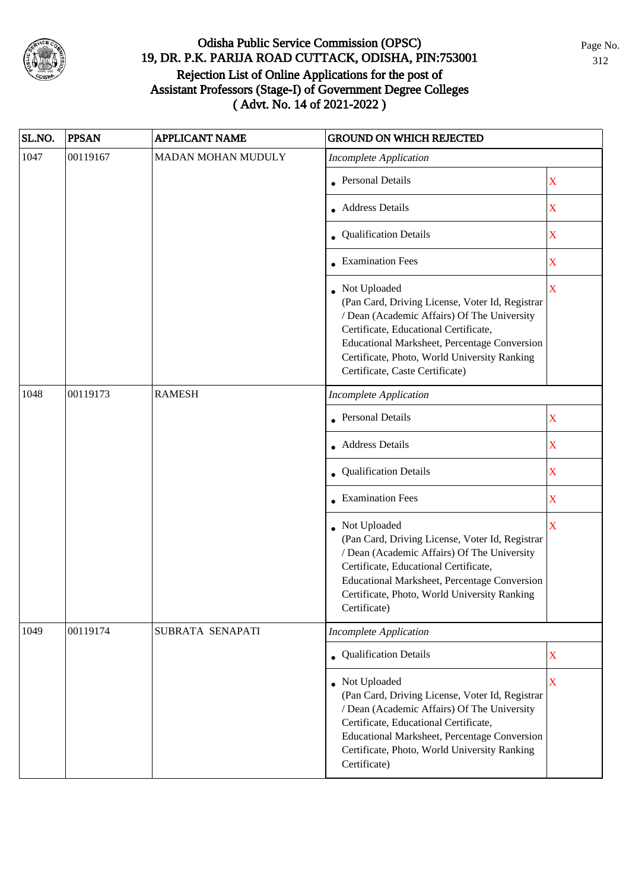# Odisha Public Service Commission (OPSC)
## 19, DR. P.K. PARIJA ROAD CUTTACK, ODISHA, PIN:753001
## Rejection List of Online Applications for the post of Assistant Professors (Stage-I) of Government Degree Colleges ( Advt. No. 14 of 2021-2022 )

| SL.NO. | PPSAN | APPLICANT NAME | GROUND ON WHICH REJECTED | |
|---|---|---|---|---|
| 1047 | 00119167 | MADAN MOHAN MUDULY | *Incomplete Application* | |
| | | | • Personal Details | X |
| | | | • Address Details | X |
| | | | • Qualification Details | X |
| | | | • Examination Fees | X |
| | | | • Not Uploaded (Pan Card, Driving License, Voter Id, Registrar / Dean (Academic Affairs) Of The University Certificate, Educational Certificate, Educational Marksheet, Percentage Conversion Certificate, Photo, World University Ranking Certificate, Caste Certificate) | X |
| 1048 | 00119173 | RAMESH | *Incomplete Application* | |
| | | | • Personal Details | X |
| | | | • Address Details | X |
| | | | • Qualification Details | X |
| | | | • Examination Fees | X |
| | | | • Not Uploaded (Pan Card, Driving License, Voter Id, Registrar / Dean (Academic Affairs) Of The University Certificate, Educational Certificate, Educational Marksheet, Percentage Conversion Certificate, Photo, World University Ranking Certificate) | X |
| 1049 | 00119174 | SUBRATA SENAPATI | *Incomplete Application* | |
| | | | • Qualification Details | X |
| | | | • Not Uploaded (Pan Card, Driving License, Voter Id, Registrar / Dean (Academic Affairs) Of The University Certificate, Educational Certificate, Educational Marksheet, Percentage Conversion Certificate, Photo, World University Ranking Certificate) | X |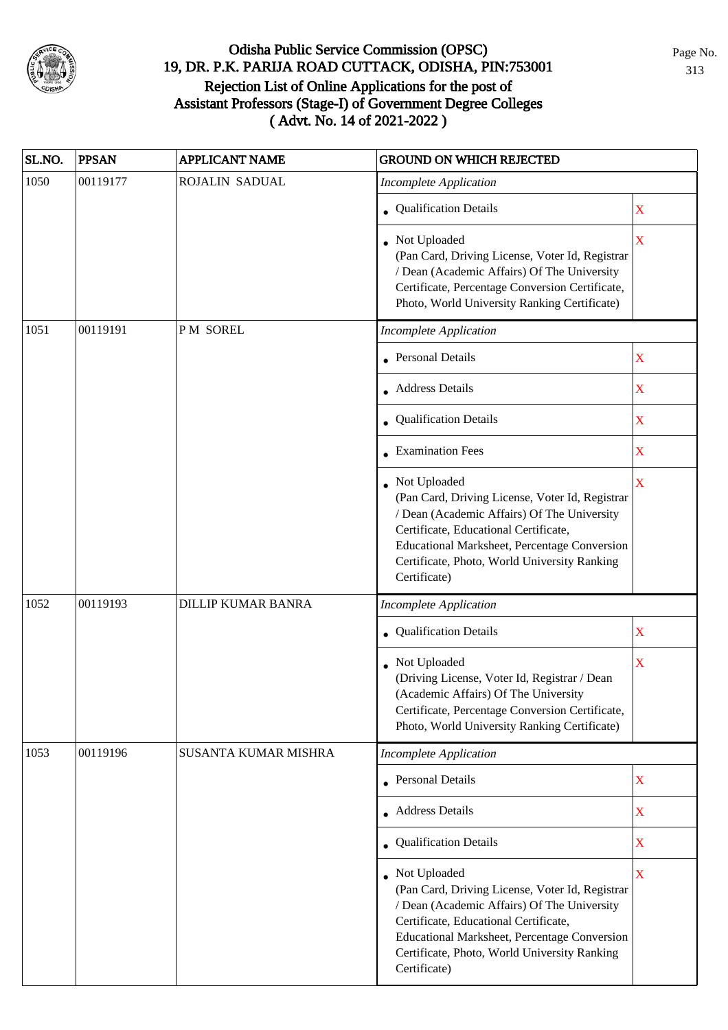# Odisha Public Service Commission (OPSC)
## 19, DR. P.K. PARIJA ROAD CUTTACK, ODISHA, PIN:753001
## Rejection List of Online Applications for the post of Assistant Professors (Stage-I) of Government Degree Colleges
## ( Advt. No. 14 of 2021-2022 )

| SL.NO. | PPSAN | APPLICANT NAME | GROUND ON WHICH REJECTED | |
|---|---|---|---|---|
| 1050 | 00119177 | ROJALIN SADUAL | *Incomplete Application* | |
| | | | • Qualification Details | X |
| | | | • Not Uploaded (Pan Card, Driving License, Voter Id, Registrar / Dean (Academic Affairs) Of The University Certificate, Percentage Conversion Certificate, Photo, World University Ranking Certificate) | X |
| 1051 | 00119191 | P M SOREL | *Incomplete Application* | |
| | | | • Personal Details | X |
| | | | • Address Details | X |
| | | | • Qualification Details | X |
| | | | • Examination Fees | X |
| | | | • Not Uploaded (Pan Card, Driving License, Voter Id, Registrar / Dean (Academic Affairs) Of The University Certificate, Educational Certificate, Educational Marksheet, Percentage Conversion Certificate, Photo, World University Ranking Certificate) | X |
| 1052 | 00119193 | DILLIP KUMAR BANRA | *Incomplete Application* | |
| | | | • Qualification Details | X |
| | | | • Not Uploaded (Driving License, Voter Id, Registrar / Dean (Academic Affairs) Of The University Certificate, Percentage Conversion Certificate, Photo, World University Ranking Certificate) | X |
| 1053 | 00119196 | SUSANTA KUMAR MISHRA | *Incomplete Application* | |
| | | | • Personal Details | X |
| | | | • Address Details | X |
| | | | • Qualification Details | X |
| | | | • Not Uploaded (Pan Card, Driving License, Voter Id, Registrar / Dean (Academic Affairs) Of The University Certificate, Educational Certificate, Educational Marksheet, Percentage Conversion Certificate, Photo, World University Ranking Certificate) | X |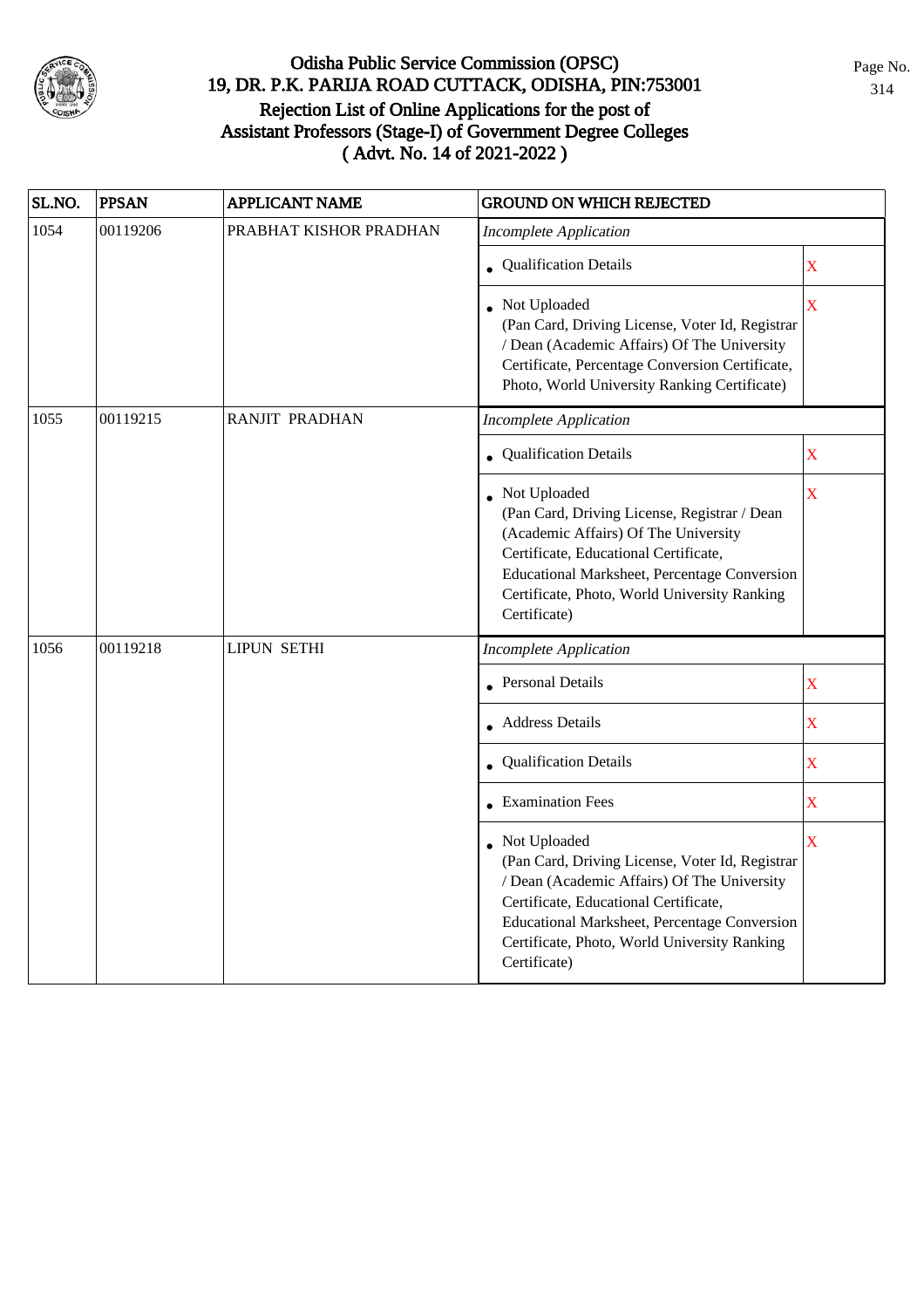# Odisha Public Service Commission (OPSC)
## 19, DR. P.K. PARIJA ROAD CUTTACK, ODISHA, PIN:753001
## Rejection List of Online Applications for the post of Assistant Professors (Stage-I) of Government Degree Colleges ( Advt. No. 14 of 2021-2022 )

| SL.NO. | PPSAN | APPLICANT NAME | GROUND ON WHICH REJECTED | |
|---|---|---|---|---|
| 1054 | 00119206 | PRABHAT KISHOR PRADHAN | *Incomplete Application* | |
| | | | • Qualification Details | X |
| | | | • Not Uploaded (Pan Card, Driving License, Voter Id, Registrar / Dean (Academic Affairs) Of The University Certificate, Percentage Conversion Certificate, Photo, World University Ranking Certificate) | X |
| 1055 | 00119215 | RANJIT PRADHAN | *Incomplete Application* | |
| | | | • Qualification Details | X |
| | | | • Not Uploaded (Pan Card, Driving License, Registrar / Dean (Academic Affairs) Of The University Certificate, Educational Certificate, Educational Marksheet, Percentage Conversion Certificate, Photo, World University Ranking Certificate) | X |
| 1056 | 00119218 | LIPUN SETHI | *Incomplete Application* | |
| | | | • Personal Details | X |
| | | | • Address Details | X |
| | | | • Qualification Details | X |
| | | | • Examination Fees | X |
| | | | • Not Uploaded (Pan Card, Driving License, Voter Id, Registrar / Dean (Academic Affairs) Of The University Certificate, Educational Certificate, Educational Marksheet, Percentage Conversion Certificate, Photo, World University Ranking Certificate) | X |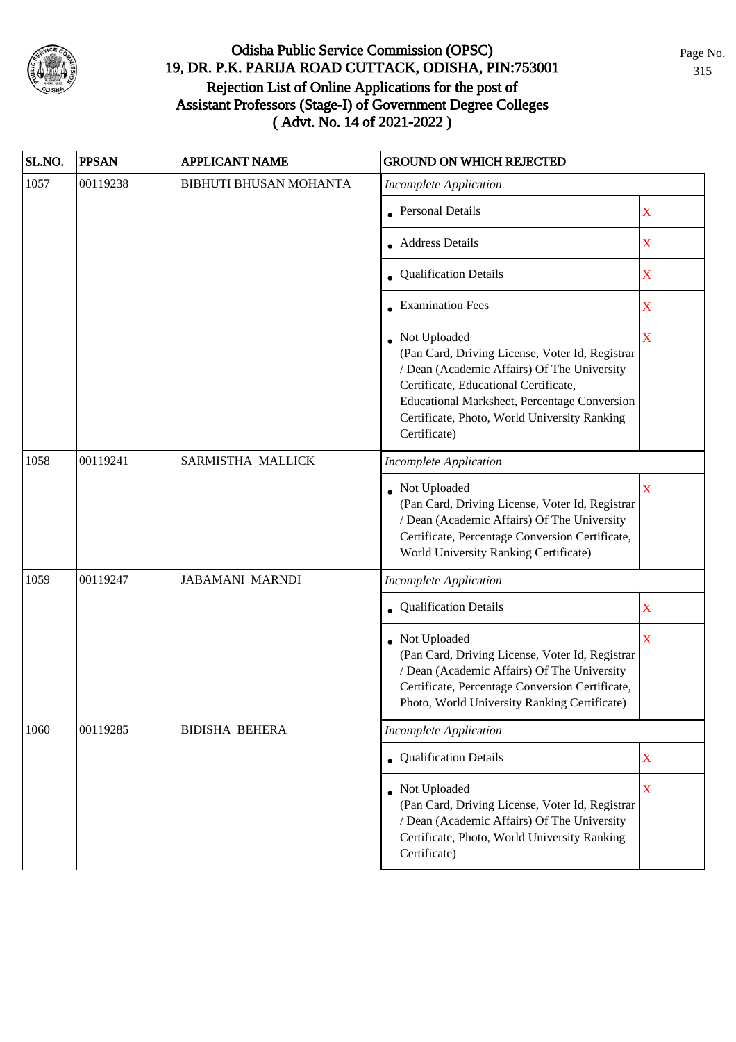# Odisha Public Service Commission (OPSC)
## 19, DR. P.K. PARIJA ROAD CUTTACK, ODISHA, PIN:753001
## Rejection List of Online Applications for the post of Assistant Professors (Stage-I) of Government Degree Colleges
## ( Advt. No. 14 of 2021-2022 )

| SL.NO. | PPSAN | APPLICANT NAME | GROUND ON WHICH REJECTED | |
|---|---|---|---|---|
| 1057 | 00119238 | BIBHUTI BHUSAN MOHANTA | *Incomplete Application* | |
| | | | • Personal Details | X |
| | | | • Address Details | X |
| | | | • Qualification Details | X |
| | | | • Examination Fees | X |
| | | | • Not Uploaded (Pan Card, Driving License, Voter Id, Registrar / Dean (Academic Affairs) Of The University Certificate, Educational Certificate, Educational Marksheet, Percentage Conversion Certificate, Photo, World University Ranking Certificate) | X |
| 1058 | 00119241 | SARMISTHA MALLICK | *Incomplete Application* | |
| | | | • Not Uploaded (Pan Card, Driving License, Voter Id, Registrar / Dean (Academic Affairs) Of The University Certificate, Percentage Conversion Certificate, World University Ranking Certificate) | X |
| 1059 | 00119247 | JABAMANI MARNDI | *Incomplete Application* | |
| | | | • Qualification Details | X |
| | | | • Not Uploaded (Pan Card, Driving License, Voter Id, Registrar / Dean (Academic Affairs) Of The University Certificate, Percentage Conversion Certificate, Photo, World University Ranking Certificate) | X |
| 1060 | 00119285 | BIDISHA BEHERA | *Incomplete Application* | |
| | | | • Qualification Details | X |
| | | | • Not Uploaded (Pan Card, Driving License, Voter Id, Registrar / Dean (Academic Affairs) Of The University Certificate, Photo, World University Ranking Certificate) | X |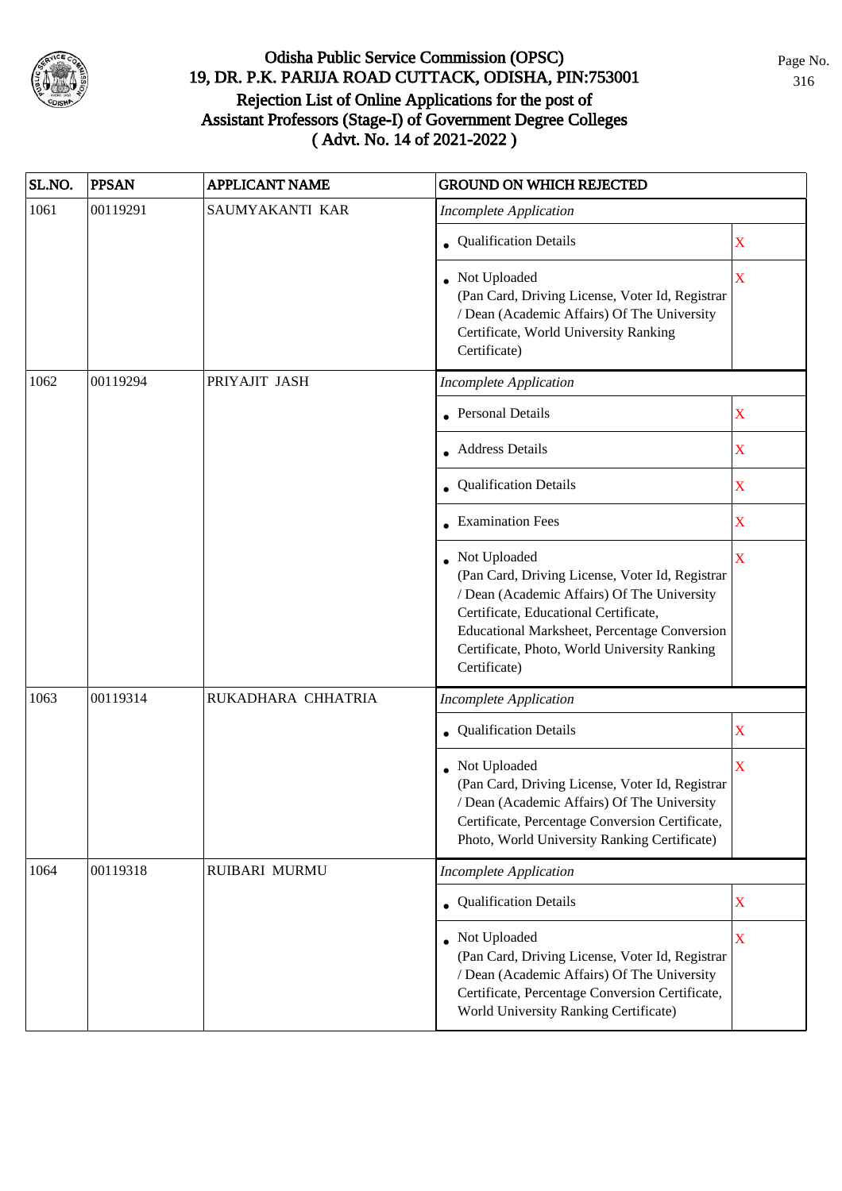# Odisha Public Service Commission (OPSC)
## 19, DR. P.K. PARIJA ROAD CUTTACK, ODISHA, PIN:753001
## Rejection List of Online Applications for the post of Assistant Professors (Stage-I) of Government Degree Colleges ( Advt. No. 14 of 2021-2022 )

| SL.NO. | PPSAN | APPLICANT NAME | GROUND ON WHICH REJECTED | |
|---|---|---|---|---|
| 1061 | 00119291 | SAUMYAKANTI KAR | *Incomplete Application* | |
| | | | • Qualification Details | X |
| | | | • Not Uploaded (Pan Card, Driving License, Voter Id, Registrar / Dean (Academic Affairs) Of The University Certificate, World University Ranking Certificate) | X |
| 1062 | 00119294 | PRIYAJIT JASH | *Incomplete Application* | |
| | | | • Personal Details | X |
| | | | • Address Details | X |
| | | | • Qualification Details | X |
| | | | • Examination Fees | X |
| | | | • Not Uploaded (Pan Card, Driving License, Voter Id, Registrar / Dean (Academic Affairs) Of The University Certificate, Educational Certificate, Educational Marksheet, Percentage Conversion Certificate, Photo, World University Ranking Certificate) | X |
| 1063 | 00119314 | RUKADHARA CHHATRIA | *Incomplete Application* | |
| | | | • Qualification Details | X |
| | | | • Not Uploaded (Pan Card, Driving License, Voter Id, Registrar / Dean (Academic Affairs) Of The University Certificate, Percentage Conversion Certificate, Photo, World University Ranking Certificate) | X |
| 1064 | 00119318 | RUIBARI MURMU | *Incomplete Application* | |
| | | | • Qualification Details | X |
| | | | • Not Uploaded (Pan Card, Driving License, Voter Id, Registrar / Dean (Academic Affairs) Of The University Certificate, Percentage Conversion Certificate, World University Ranking Certificate) | X |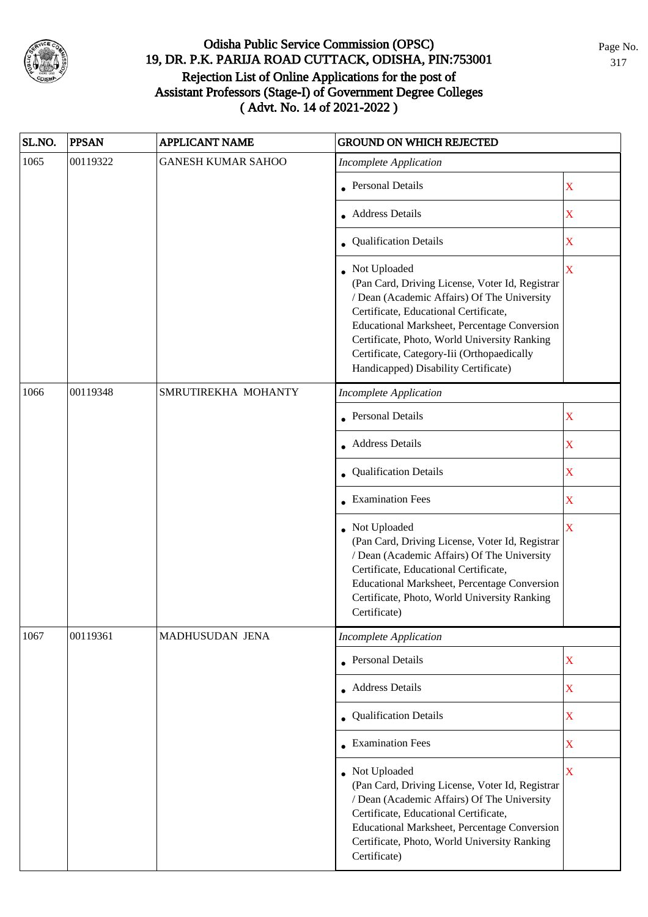# Odisha Public Service Commission (OPSC)
## 19, DR. P.K. PARIJA ROAD CUTTACK, ODISHA, PIN:753001
## Rejection List of Online Applications for the post of Assistant Professors (Stage-I) of Government Degree Colleges
## ( Advt. No. 14 of 2021-2022 )

| SL.NO. | PPSAN | APPLICANT NAME | GROUND ON WHICH REJECTED | |
|---|---|---|---|---|
| 1065 | 00119322 | GANESH KUMAR SAHOO | *Incomplete Application* | |
| | | | • Personal Details | X |
| | | | • Address Details | X |
| | | | • Qualification Details | X |
| | | | • Not Uploaded (Pan Card, Driving License, Voter Id, Registrar / Dean (Academic Affairs) Of The University Certificate, Educational Certificate, Educational Marksheet, Percentage Conversion Certificate, Photo, World University Ranking Certificate, Category-Iii (Orthopaedically Handicapped) Disability Certificate) | X |
| 1066 | 00119348 | SMRUTIREKHA MOHANTY | *Incomplete Application* | |
| | | | • Personal Details | X |
| | | | • Address Details | X |
| | | | • Qualification Details | X |
| | | | • Examination Fees | X |
| | | | • Not Uploaded (Pan Card, Driving License, Voter Id, Registrar / Dean (Academic Affairs) Of The University Certificate, Educational Certificate, Educational Marksheet, Percentage Conversion Certificate, Photo, World University Ranking Certificate) | X |
| 1067 | 00119361 | MADHUSUDAN JENA | *Incomplete Application* | |
| | | | • Personal Details | X |
| | | | • Address Details | X |
| | | | • Qualification Details | X |
| | | | • Examination Fees | X |
| | | | • Not Uploaded (Pan Card, Driving License, Voter Id, Registrar / Dean (Academic Affairs) Of The University Certificate, Educational Certificate, Educational Marksheet, Percentage Conversion Certificate, Photo, World University Ranking Certificate) | X |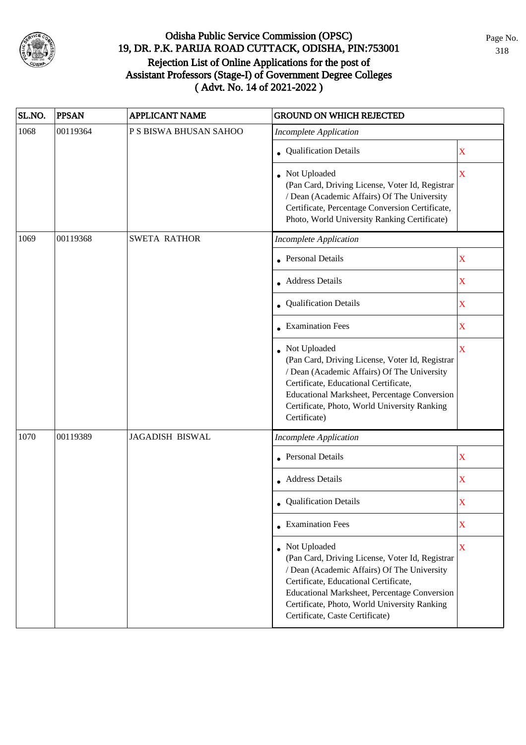# Odisha Public Service Commission (OPSC)
## 19, DR. P.K. PARIJA ROAD CUTTACK, ODISHA, PIN:753001
## Rejection List of Online Applications for the post of Assistant Professors (Stage-I) of Government Degree Colleges ( Advt. No. 14 of 2021-2022 )

| SL.NO. | PPSAN | APPLICANT NAME | GROUND ON WHICH REJECTED | |
|---|---|---|---|---|
| 1068 | 00119364 | P S BISWA BHUSAN SAHOO | *Incomplete Application* | |
| | | | • Qualification Details | X |
| | | | • Not Uploaded (Pan Card, Driving License, Voter Id, Registrar / Dean (Academic Affairs) Of The University Certificate, Percentage Conversion Certificate, Photo, World University Ranking Certificate) | X |
| 1069 | 00119368 | SWETA RATHOR | *Incomplete Application* | |
| | | | • Personal Details | X |
| | | | • Address Details | X |
| | | | • Qualification Details | X |
| | | | • Examination Fees | X |
| | | | • Not Uploaded (Pan Card, Driving License, Voter Id, Registrar / Dean (Academic Affairs) Of The University Certificate, Educational Certificate, Educational Marksheet, Percentage Conversion Certificate, Photo, World University Ranking Certificate) | X |
| 1070 | 00119389 | JAGADISH BISWAL | *Incomplete Application* | |
| | | | • Personal Details | X |
| | | | • Address Details | X |
| | | | • Qualification Details | X |
| | | | • Examination Fees | X |
| | | | • Not Uploaded (Pan Card, Driving License, Voter Id, Registrar / Dean (Academic Affairs) Of The University Certificate, Educational Certificate, Educational Marksheet, Percentage Conversion Certificate, Photo, World University Ranking Certificate, Caste Certificate) | X |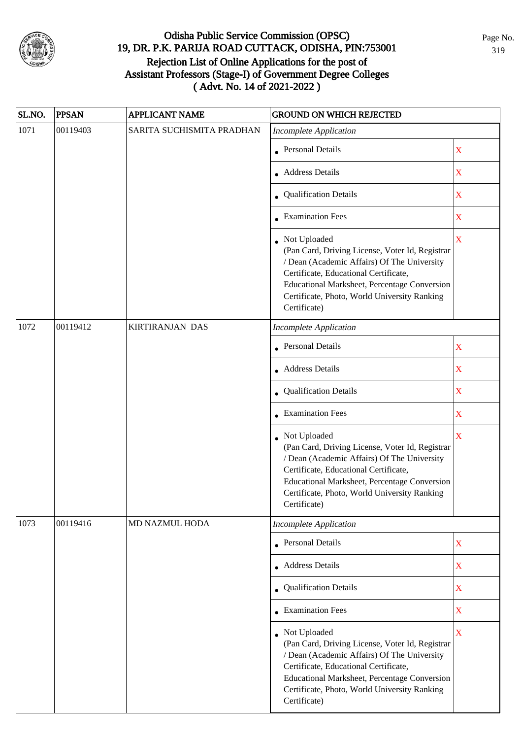# Odisha Public Service Commission (OPSC)
## 19, DR. P.K. PARIJA ROAD CUTTACK, ODISHA, PIN:753001
## Rejection List of Online Applications for the post of Assistant Professors (Stage-I) of Government Degree Colleges ( Advt. No. 14 of 2021-2022 )

| SL.NO. | PPSAN | APPLICANT NAME | GROUND ON WHICH REJECTED | |
|---|---|---|---|---|
| 1071 | 00119403 | SARITA SUCHISMITA PRADHAN | *Incomplete Application* | |
| | | | • Personal Details | X |
| | | | • Address Details | X |
| | | | • Qualification Details | X |
| | | | • Examination Fees | X |
| | | | • Not Uploaded (Pan Card, Driving License, Voter Id, Registrar / Dean (Academic Affairs) Of The University Certificate, Educational Certificate, Educational Marksheet, Percentage Conversion Certificate, Photo, World University Ranking Certificate) | X |
| 1072 | 00119412 | KIRTIRANJAN DAS | *Incomplete Application* | |
| | | | • Personal Details | X |
| | | | • Address Details | X |
| | | | • Qualification Details | X |
| | | | • Examination Fees | X |
| | | | • Not Uploaded (Pan Card, Driving License, Voter Id, Registrar / Dean (Academic Affairs) Of The University Certificate, Educational Certificate, Educational Marksheet, Percentage Conversion Certificate, Photo, World University Ranking Certificate) | X |
| 1073 | 00119416 | MD NAZMUL HODA | *Incomplete Application* | |
| | | | • Personal Details | X |
| | | | • Address Details | X |
| | | | • Qualification Details | X |
| | | | • Examination Fees | X |
| | | | • Not Uploaded (Pan Card, Driving License, Voter Id, Registrar / Dean (Academic Affairs) Of The University Certificate, Educational Certificate, Educational Marksheet, Percentage Conversion Certificate, Photo, World University Ranking Certificate) | X |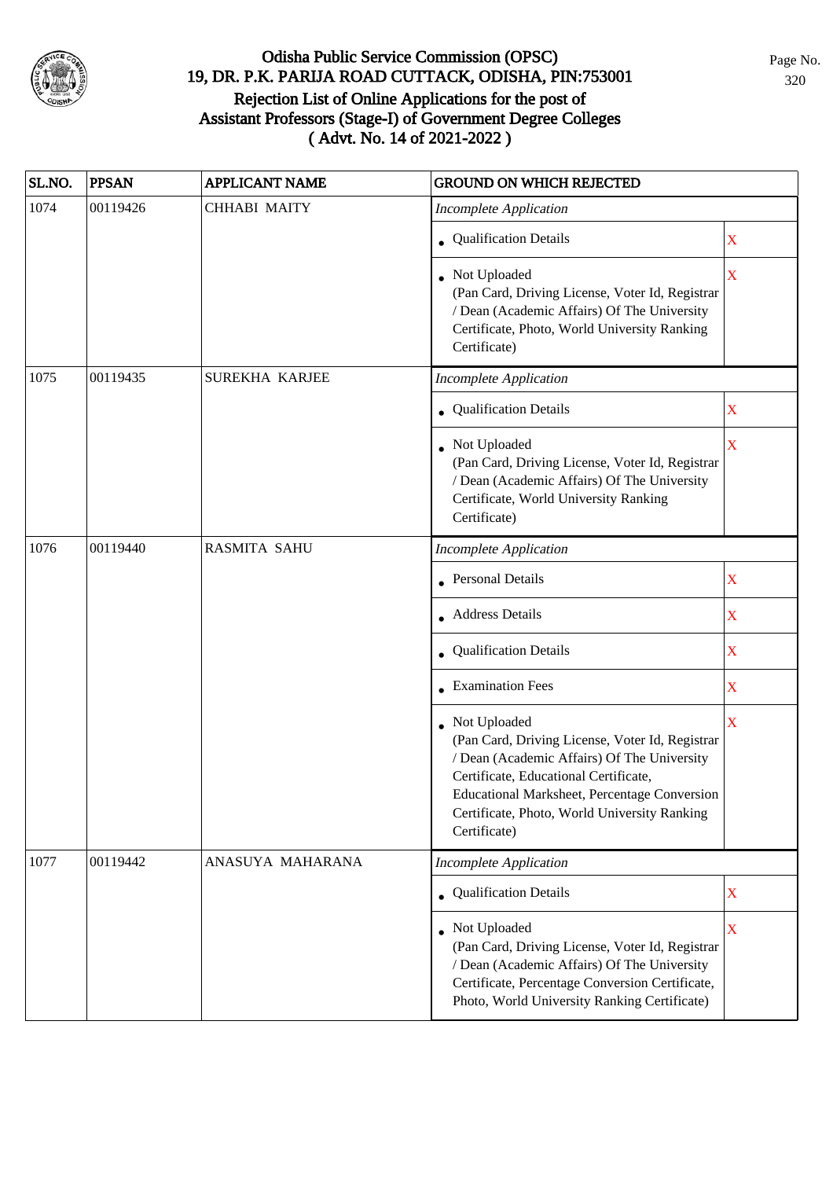# Odisha Public Service Commission (OPSC)
## 19, DR. P.K. PARIJA ROAD CUTTACK, ODISHA, PIN:753001
## Rejection List of Online Applications for the post of Assistant Professors (Stage-I) of Government Degree Colleges
## ( Advt. No. 14 of 2021-2022 )

| SL.NO. | PPSAN | APPLICANT NAME | GROUND ON WHICH REJECTED | |
|---|---|---|---|---|
| 1074 | 00119426 | CHHABI MAITY | *Incomplete Application* | |
| | | | • Qualification Details | X |
| | | | • Not Uploaded (Pan Card, Driving License, Voter Id, Registrar / Dean (Academic Affairs) Of The University Certificate, Photo, World University Ranking Certificate) | X |
| 1075 | 00119435 | SUREKHA KARJEE | *Incomplete Application* | |
| | | | • Qualification Details | X |
| | | | • Not Uploaded (Pan Card, Driving License, Voter Id, Registrar / Dean (Academic Affairs) Of The University Certificate, World University Ranking Certificate) | X |
| 1076 | 00119440 | RASMITA SAHU | *Incomplete Application* | |
| | | | • Personal Details | X |
| | | | • Address Details | X |
| | | | • Qualification Details | X |
| | | | • Examination Fees | X |
| | | | • Not Uploaded (Pan Card, Driving License, Voter Id, Registrar / Dean (Academic Affairs) Of The University Certificate, Educational Certificate, Educational Marksheet, Percentage Conversion Certificate, Photo, World University Ranking Certificate) | X |
| 1077 | 00119442 | ANASUYA MAHARANA | *Incomplete Application* | |
| | | | • Qualification Details | X |
| | | | • Not Uploaded (Pan Card, Driving License, Voter Id, Registrar / Dean (Academic Affairs) Of The University Certificate, Percentage Conversion Certificate, Photo, World University Ranking Certificate) | X |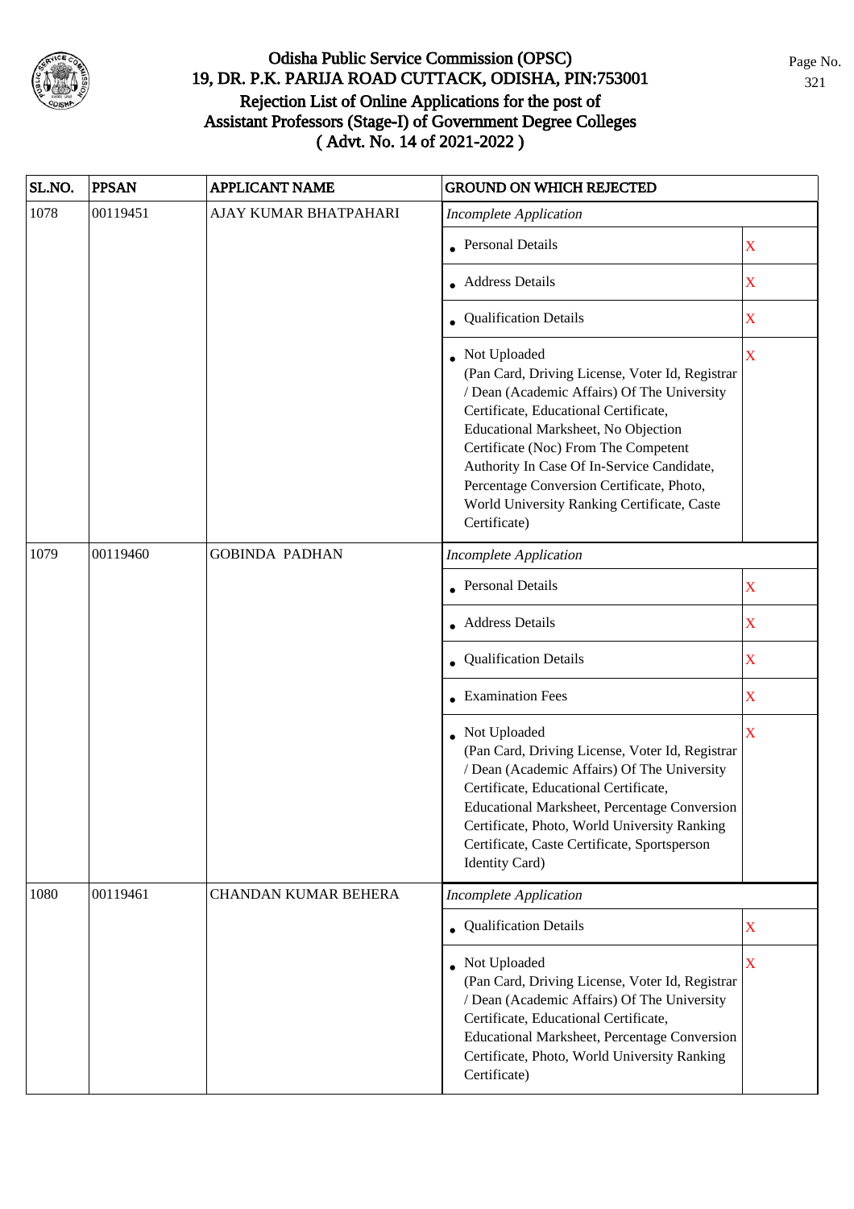# Odisha Public Service Commission (OPSC)
## 19, DR. P.K. PARIJA ROAD CUTTACK, ODISHA, PIN:753001
## Rejection List of Online Applications for the post of Assistant Professors (Stage-I) of Government Degree Colleges
## ( Advt. No. 14 of 2021-2022 )

| SL.NO. | PPSAN | APPLICANT NAME | GROUND ON WHICH REJECTED | |
|---|---|---|---|---|
| 1078 | 00119451 | AJAY KUMAR BHATPAHARI | *Incomplete Application* | |
| | | | • Personal Details | X |
| | | | • Address Details | X |
| | | | • Qualification Details | X |
| | | | • Not Uploaded (Pan Card, Driving License, Voter Id, Registrar / Dean (Academic Affairs) Of The University Certificate, Educational Certificate, Educational Marksheet, No Objection Certificate (Noc) From The Competent Authority In Case Of In-Service Candidate, Percentage Conversion Certificate, Photo, World University Ranking Certificate, Caste Certificate) | X |
| 1079 | 00119460 | GOBINDA PADHAN | *Incomplete Application* | |
| | | | • Personal Details | X |
| | | | • Address Details | X |
| | | | • Qualification Details | X |
| | | | • Examination Fees | X |
| | | | • Not Uploaded (Pan Card, Driving License, Voter Id, Registrar / Dean (Academic Affairs) Of The University Certificate, Educational Certificate, Educational Marksheet, Percentage Conversion Certificate, Photo, World University Ranking Certificate, Caste Certificate, Sportsperson Identity Card) | X |
| 1080 | 00119461 | CHANDAN KUMAR BEHERA | *Incomplete Application* | |
| | | | • Qualification Details | X |
| | | | • Not Uploaded (Pan Card, Driving License, Voter Id, Registrar / Dean (Academic Affairs) Of The University Certificate, Educational Certificate, Educational Marksheet, Percentage Conversion Certificate, Photo, World University Ranking Certificate) | X |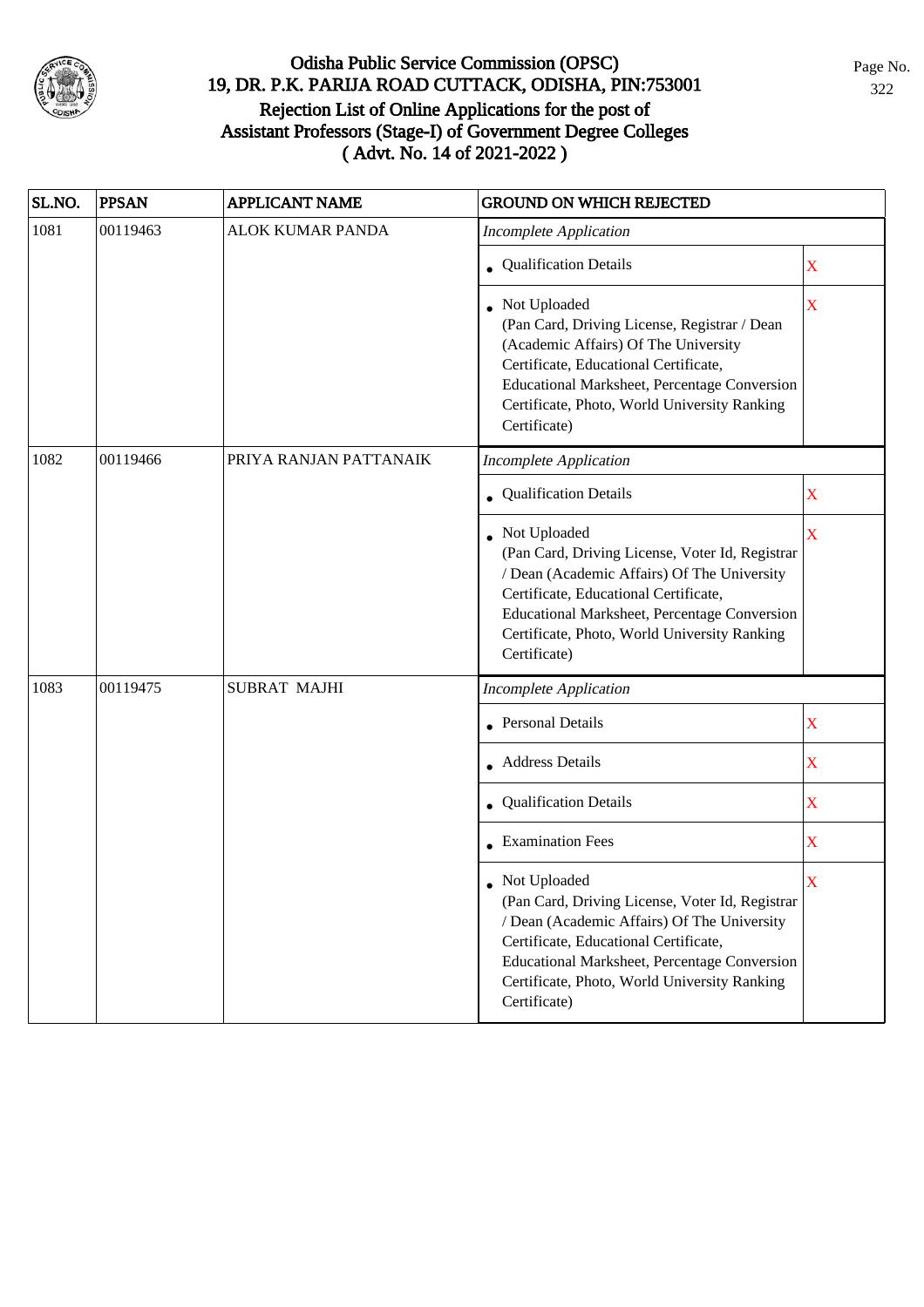# Odisha Public Service Commission (OPSC)
## 19, DR. P.K. PARIJA ROAD CUTTACK, ODISHA, PIN:753001
## Rejection List of Online Applications for the post of Assistant Professors (Stage-I) of Government Degree Colleges ( Advt. No. 14 of 2021-2022 )

| SL.NO. | PPSAN | APPLICANT NAME | GROUND ON WHICH REJECTED | |
|---|---|---|---|---|
| 1081 | 00119463 | ALOK KUMAR PANDA | *Incomplete Application* | |
| | | | • Qualification Details | X |
| | | | • Not Uploaded (Pan Card, Driving License, Registrar / Dean (Academic Affairs) Of The University Certificate, Educational Certificate, Educational Marksheet, Percentage Conversion Certificate, Photo, World University Ranking Certificate) | X |
| 1082 | 00119466 | PRIYA RANJAN PATTANAIK | *Incomplete Application* | |
| | | | • Qualification Details | X |
| | | | • Not Uploaded (Pan Card, Driving License, Voter Id, Registrar / Dean (Academic Affairs) Of The University Certificate, Educational Certificate, Educational Marksheet, Percentage Conversion Certificate, Photo, World University Ranking Certificate) | X |
| 1083 | 00119475 | SUBRAT MAJHI | *Incomplete Application* | |
| | | | • Personal Details | X |
| | | | • Address Details | X |
| | | | • Qualification Details | X |
| | | | • Examination Fees | X |
| | | | • Not Uploaded (Pan Card, Driving License, Voter Id, Registrar / Dean (Academic Affairs) Of The University Certificate, Educational Certificate, Educational Marksheet, Percentage Conversion Certificate, Photo, World University Ranking Certificate) | X |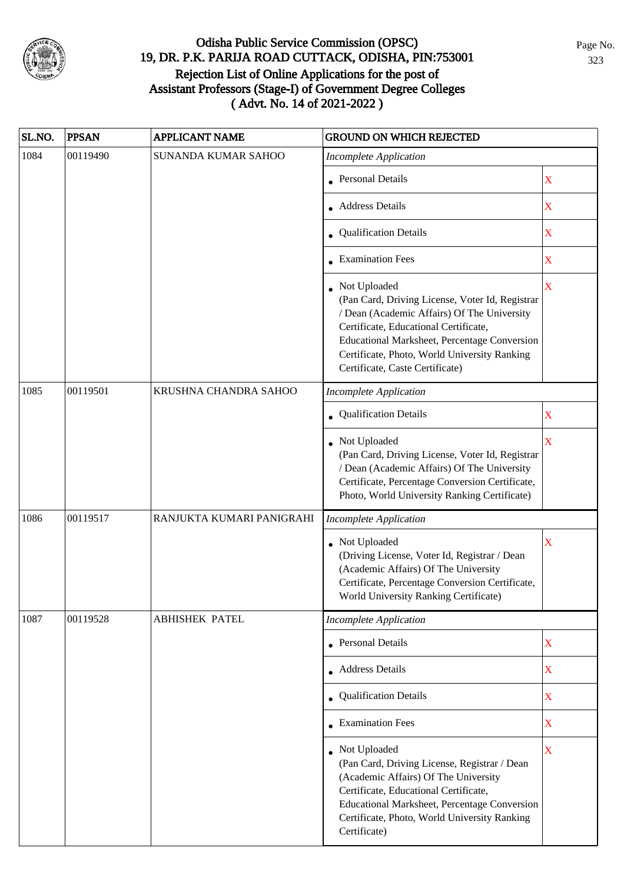# Odisha Public Service Commission (OPSC)
## 19, DR. P.K. PARIJA ROAD CUTTACK, ODISHA, PIN:753001
## Rejection List of Online Applications for the post of Assistant Professors (Stage-I) of Government Degree Colleges
## ( Advt. No. 14 of 2021-2022 )

| SL.NO. | PPSAN | APPLICANT NAME | GROUND ON WHICH REJECTED | |
|---|---|---|---|---|
| 1084 | 00119490 | SUNANDA KUMAR SAHOO | *Incomplete Application* | |
| | | | • Personal Details | X |
| | | | • Address Details | X |
| | | | • Qualification Details | X |
| | | | • Examination Fees | X |
| | | | • Not Uploaded (Pan Card, Driving License, Voter Id, Registrar / Dean (Academic Affairs) Of The University Certificate, Educational Certificate, Educational Marksheet, Percentage Conversion Certificate, Photo, World University Ranking Certificate, Caste Certificate) | X |
| 1085 | 00119501 | KRUSHNA CHANDRA SAHOO | *Incomplete Application* | |
| | | | • Qualification Details | X |
| | | | • Not Uploaded (Pan Card, Driving License, Voter Id, Registrar / Dean (Academic Affairs) Of The University Certificate, Percentage Conversion Certificate, Photo, World University Ranking Certificate) | X |
| 1086 | 00119517 | RANJUKTA KUMARI PANIGRAHI | *Incomplete Application* | |
| | | | • Not Uploaded (Driving License, Voter Id, Registrar / Dean (Academic Affairs) Of The University Certificate, Percentage Conversion Certificate, World University Ranking Certificate) | X |
| 1087 | 00119528 | ABHISHEK PATEL | *Incomplete Application* | |
| | | | • Personal Details | X |
| | | | • Address Details | X |
| | | | • Qualification Details | X |
| | | | • Examination Fees | X |
| | | | • Not Uploaded (Pan Card, Driving License, Registrar / Dean (Academic Affairs) Of The University Certificate, Educational Certificate, Educational Marksheet, Percentage Conversion Certificate, Photo, World University Ranking Certificate) | X |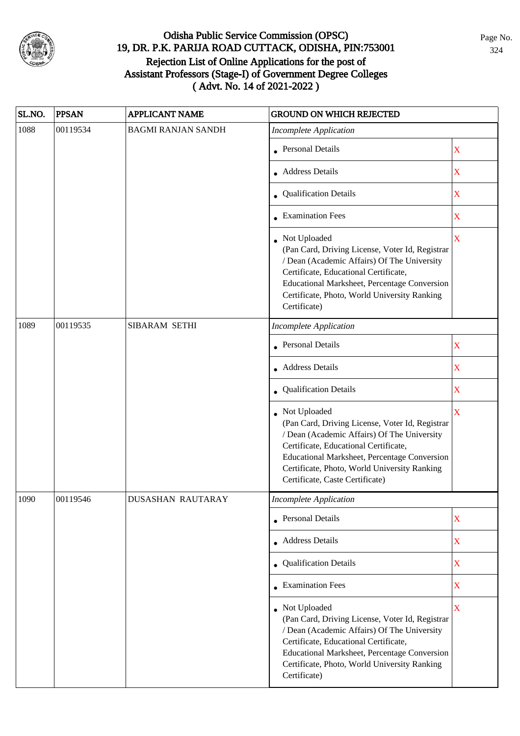# Odisha Public Service Commission (OPSC)

## 19, DR. P.K. PARIJA ROAD CUTTACK, ODISHA, PIN:753001

## Rejection List of Online Applications for the post of Assistant Professors (Stage-I) of Government Degree Colleges ( Advt. No. 14 of 2021-2022 )

| SL.NO. | PPSAN | APPLICANT NAME | GROUND ON WHICH REJECTED | |
|---|---|---|---|---|
| 1088 | 00119534 | BAGMI RANJAN SANDH | *Incomplete Application* | |
| | | | • Personal Details | X |
| | | | • Address Details | X |
| | | | • Qualification Details | X |
| | | | • Examination Fees | X |
| | | | • Not Uploaded (Pan Card, Driving License, Voter Id, Registrar / Dean (Academic Affairs) Of The University Certificate, Educational Certificate, Educational Marksheet, Percentage Conversion Certificate, Photo, World University Ranking Certificate) | X |
| 1089 | 00119535 | SIBARAM SETHI | *Incomplete Application* | |
| | | | • Personal Details | X |
| | | | • Address Details | X |
| | | | • Qualification Details | X |
| | | | • Not Uploaded (Pan Card, Driving License, Voter Id, Registrar / Dean (Academic Affairs) Of The University Certificate, Educational Certificate, Educational Marksheet, Percentage Conversion Certificate, Photo, World University Ranking Certificate, Caste Certificate) | X |
| 1090 | 00119546 | DUSASHAN RAUTARAY | *Incomplete Application* | |
| | | | • Personal Details | X |
| | | | • Address Details | X |
| | | | • Qualification Details | X |
| | | | • Examination Fees | X |
| | | | • Not Uploaded (Pan Card, Driving License, Voter Id, Registrar / Dean (Academic Affairs) Of The University Certificate, Educational Certificate, Educational Marksheet, Percentage Conversion Certificate, Photo, World University Ranking Certificate) | X |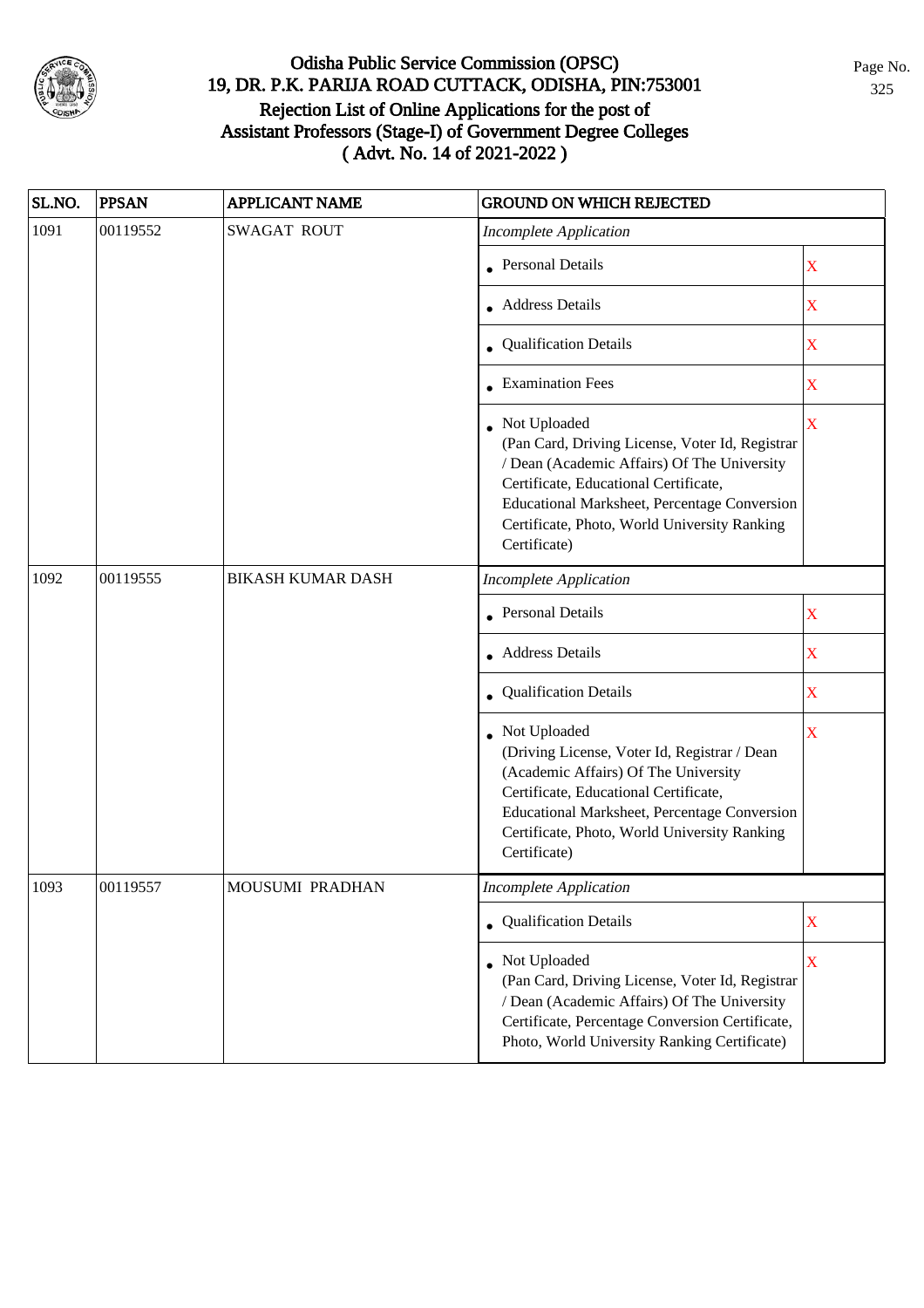# Odisha Public Service Commission (OPSC)
## 19, DR. P.K. PARIJA ROAD CUTTACK, ODISHA, PIN:753001
## Rejection List of Online Applications for the post of Assistant Professors (Stage-I) of Government Degree Colleges
## ( Advt. No. 14 of 2021-2022 )

| SL.NO. | PPSAN | APPLICANT NAME | GROUND ON WHICH REJECTED | |
|---|---|---|---|---|
| 1091 | 00119552 | SWAGAT ROUT | *Incomplete Application* | |
| | | | • Personal Details | X |
| | | | • Address Details | X |
| | | | • Qualification Details | X |
| | | | • Examination Fees | X |
| | | | • Not Uploaded (Pan Card, Driving License, Voter Id, Registrar / Dean (Academic Affairs) Of The University Certificate, Educational Certificate, Educational Marksheet, Percentage Conversion Certificate, Photo, World University Ranking Certificate) | X |
| 1092 | 00119555 | BIKASH KUMAR DASH | *Incomplete Application* | |
| | | | • Personal Details | X |
| | | | • Address Details | X |
| | | | • Qualification Details | X |
| | | | • Not Uploaded (Driving License, Voter Id, Registrar / Dean (Academic Affairs) Of The University Certificate, Educational Certificate, Educational Marksheet, Percentage Conversion Certificate, Photo, World University Ranking Certificate) | X |
| 1093 | 00119557 | MOUSUMI PRADHAN | *Incomplete Application* | |
| | | | • Qualification Details | X |
| | | | • Not Uploaded (Pan Card, Driving License, Voter Id, Registrar / Dean (Academic Affairs) Of The University Certificate, Percentage Conversion Certificate, Photo, World University Ranking Certificate) | X |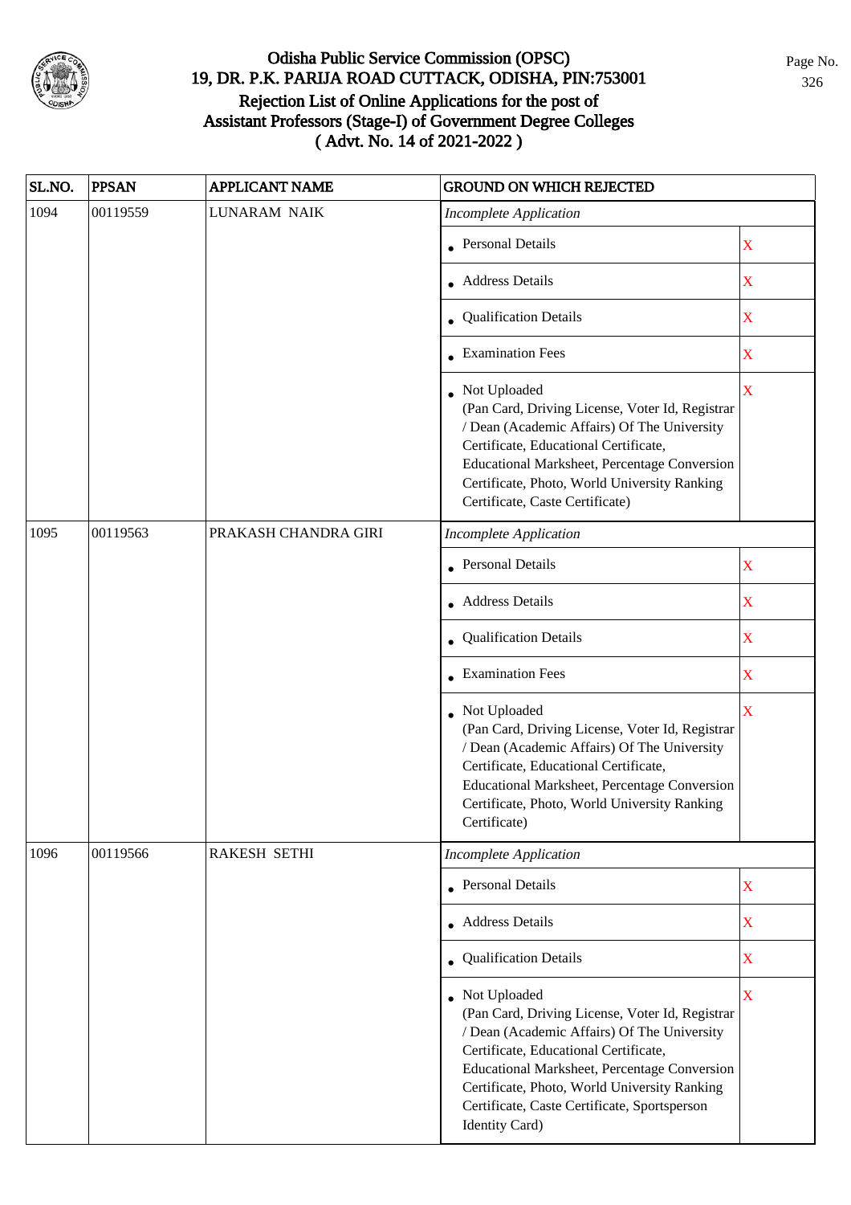# Odisha Public Service Commission (OPSC)
## 19, DR. P.K. PARIJA ROAD CUTTACK, ODISHA, PIN:753001
## Rejection List of Online Applications for the post of Assistant Professors (Stage-I) of Government Degree Colleges ( Advt. No. 14 of 2021-2022 )

| SL.NO. | PPSAN | APPLICANT NAME | GROUND ON WHICH REJECTED | |
|---|---|---|---|---|
| 1094 | 00119559 | LUNARAM NAIK | *Incomplete Application* | |
| | | | • Personal Details | X |
| | | | • Address Details | X |
| | | | • Qualification Details | X |
| | | | • Examination Fees | X |
| | | | • Not Uploaded (Pan Card, Driving License, Voter Id, Registrar / Dean (Academic Affairs) Of The University Certificate, Educational Certificate, Educational Marksheet, Percentage Conversion Certificate, Photo, World University Ranking Certificate, Caste Certificate) | X |
| 1095 | 00119563 | PRAKASH CHANDRA GIRI | *Incomplete Application* | |
| | | | • Personal Details | X |
| | | | • Address Details | X |
| | | | • Qualification Details | X |
| | | | • Examination Fees | X |
| | | | • Not Uploaded (Pan Card, Driving License, Voter Id, Registrar / Dean (Academic Affairs) Of The University Certificate, Educational Certificate, Educational Marksheet, Percentage Conversion Certificate, Photo, World University Ranking Certificate) | X |
| 1096 | 00119566 | RAKESH SETHI | *Incomplete Application* | |
| | | | • Personal Details | X |
| | | | • Address Details | X |
| | | | • Qualification Details | X |
| | | | • Not Uploaded (Pan Card, Driving License, Voter Id, Registrar / Dean (Academic Affairs) Of The University Certificate, Educational Certificate, Educational Marksheet, Percentage Conversion Certificate, Photo, World University Ranking Certificate, Caste Certificate, Sportsperson Identity Card) | X |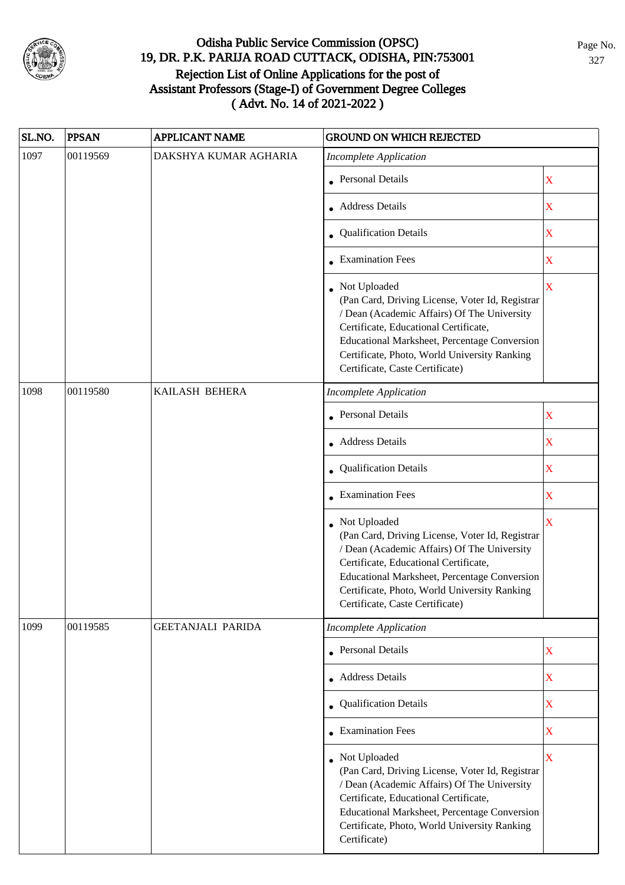# Odisha Public Service Commission (OPSC)
## 19, DR. P.K. PARIJA ROAD CUTTACK, ODISHA, PIN:753001
## Rejection List of Online Applications for the post of Assistant Professors (Stage-I) of Government Degree Colleges
## ( Advt. No. 14 of 2021-2022 )

| SL.NO. | PPSAN | APPLICANT NAME | GROUND ON WHICH REJECTED | |
|---|---|---|---|---|
| 1097 | 00119569 | DAKSHYA KUMAR AGHARIA | *Incomplete Application* | |
| | | | • Personal Details | X |
| | | | • Address Details | X |
| | | | • Qualification Details | X |
| | | | • Examination Fees | X |
| | | | • Not Uploaded (Pan Card, Driving License, Voter Id, Registrar / Dean (Academic Affairs) Of The University Certificate, Educational Certificate, Educational Marksheet, Percentage Conversion Certificate, Photo, World University Ranking Certificate, Caste Certificate) | X |
| 1098 | 00119580 | KAILASH BEHERA | *Incomplete Application* | |
| | | | • Personal Details | X |
| | | | • Address Details | X |
| | | | • Qualification Details | X |
| | | | • Examination Fees | X |
| | | | • Not Uploaded (Pan Card, Driving License, Voter Id, Registrar / Dean (Academic Affairs) Of The University Certificate, Educational Certificate, Educational Marksheet, Percentage Conversion Certificate, Photo, World University Ranking Certificate, Caste Certificate) | X |
| 1099 | 00119585 | GEETANJALI PARIDA | *Incomplete Application* | |
| | | | • Personal Details | X |
| | | | • Address Details | X |
| | | | • Qualification Details | X |
| | | | • Examination Fees | X |
| | | | • Not Uploaded (Pan Card, Driving License, Voter Id, Registrar / Dean (Academic Affairs) Of The University Certificate, Educational Certificate, Educational Marksheet, Percentage Conversion Certificate, Photo, World University Ranking Certificate) | X |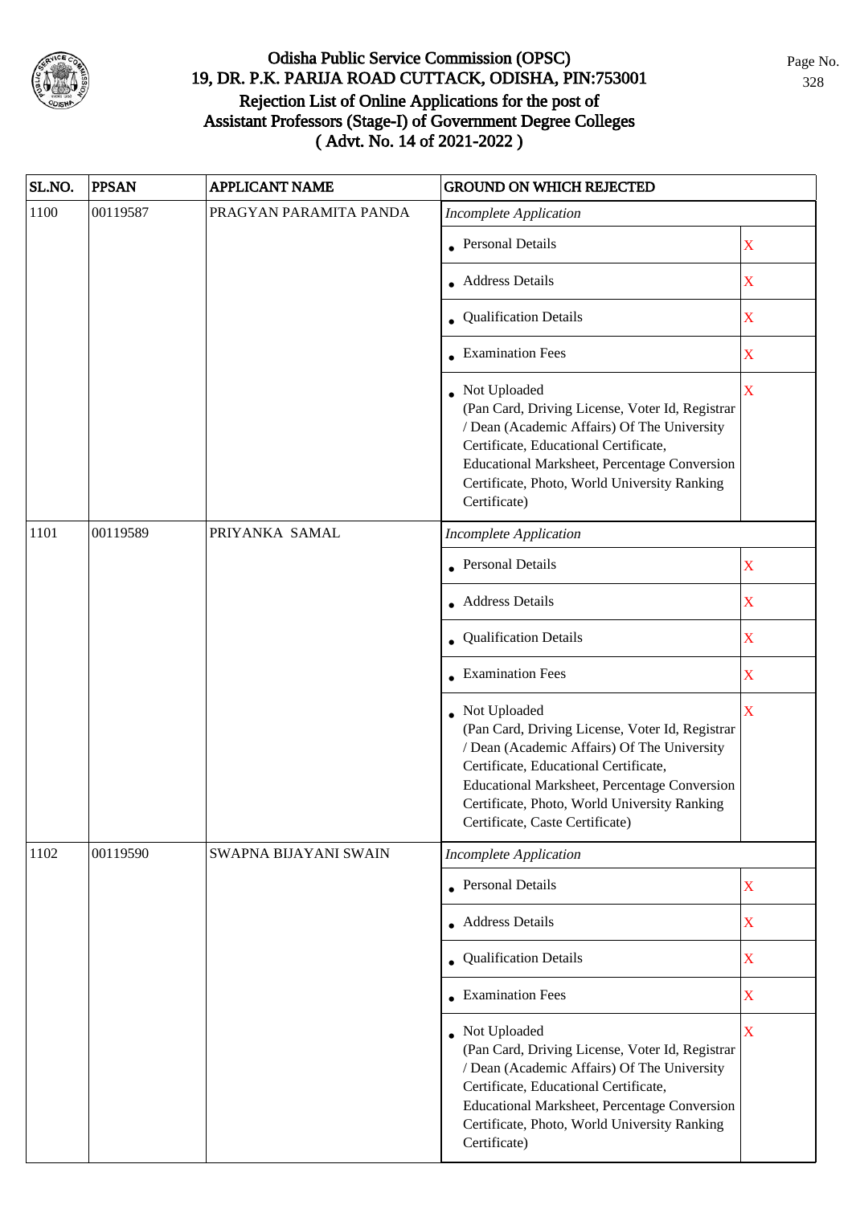# Odisha Public Service Commission (OPSC)
## 19, DR. P.K. PARIJA ROAD CUTTACK, ODISHA, PIN:753001
## Rejection List of Online Applications for the post of Assistant Professors (Stage-I) of Government Degree Colleges
## ( Advt. No. 14 of 2021-2022 )

| SL.NO. | PPSAN | APPLICANT NAME | GROUND ON WHICH REJECTED | |
|---|---|---|---|---|
| 1100 | 00119587 | PRAGYAN PARAMITA PANDA | *Incomplete Application* | |
| | | | • Personal Details | X |
| | | | • Address Details | X |
| | | | • Qualification Details | X |
| | | | • Examination Fees | X |
| | | | • Not Uploaded (Pan Card, Driving License, Voter Id, Registrar / Dean (Academic Affairs) Of The University Certificate, Educational Certificate, Educational Marksheet, Percentage Conversion Certificate, Photo, World University Ranking Certificate) | X |
| 1101 | 00119589 | PRIYANKA SAMAL | *Incomplete Application* | |
| | | | • Personal Details | X |
| | | | • Address Details | X |
| | | | • Qualification Details | X |
| | | | • Examination Fees | X |
| | | | • Not Uploaded (Pan Card, Driving License, Voter Id, Registrar / Dean (Academic Affairs) Of The University Certificate, Educational Certificate, Educational Marksheet, Percentage Conversion Certificate, Photo, World University Ranking Certificate, Caste Certificate) | X |
| 1102 | 00119590 | SWAPNA BIJAYANI SWAIN | *Incomplete Application* | |
| | | | • Personal Details | X |
| | | | • Address Details | X |
| | | | • Qualification Details | X |
| | | | • Examination Fees | X |
| | | | • Not Uploaded (Pan Card, Driving License, Voter Id, Registrar / Dean (Academic Affairs) Of The University Certificate, Educational Certificate, Educational Marksheet, Percentage Conversion Certificate, Photo, World University Ranking Certificate) | X |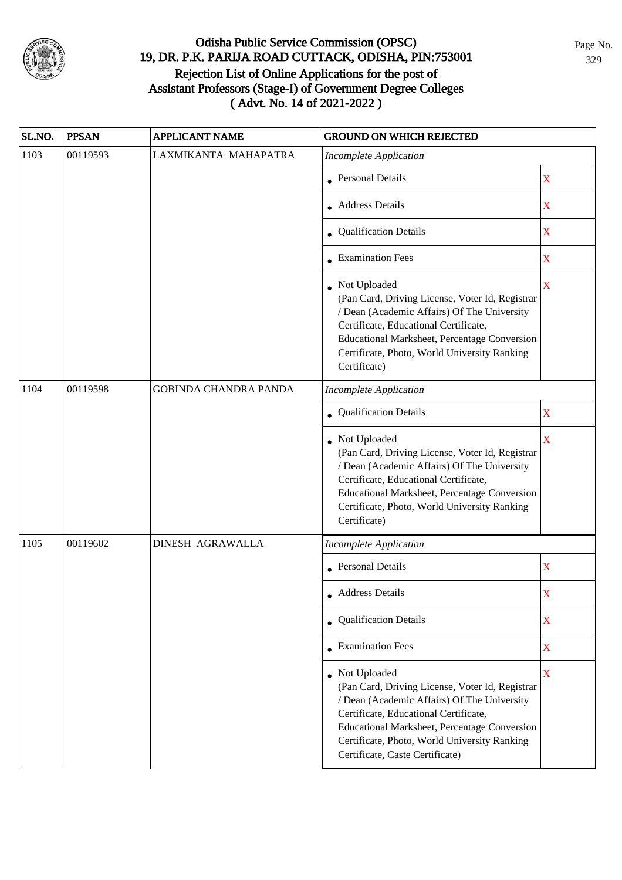# Odisha Public Service Commission (OPSC)
## 19, DR. P.K. PARIJA ROAD CUTTACK, ODISHA, PIN:753001
## Rejection List of Online Applications for the post of Assistant Professors (Stage-I) of Government Degree Colleges ( Advt. No. 14 of 2021-2022 )

| SL.NO. | PPSAN | APPLICANT NAME | GROUND ON WHICH REJECTED | |
|---|---|---|---|---|
| 1103 | 00119593 | LAXMIKANTA MAHAPATRA | *Incomplete Application* | |
| | | | • Personal Details | X |
| | | | • Address Details | X |
| | | | • Qualification Details | X |
| | | | • Examination Fees | X |
| | | | • Not Uploaded (Pan Card, Driving License, Voter Id, Registrar / Dean (Academic Affairs) Of The University Certificate, Educational Certificate, Educational Marksheet, Percentage Conversion Certificate, Photo, World University Ranking Certificate) | X |
| 1104 | 00119598 | GOBINDA CHANDRA PANDA | *Incomplete Application* | |
| | | | • Qualification Details | X |
| | | | • Not Uploaded (Pan Card, Driving License, Voter Id, Registrar / Dean (Academic Affairs) Of The University Certificate, Educational Certificate, Educational Marksheet, Percentage Conversion Certificate, Photo, World University Ranking Certificate) | X |
| 1105 | 00119602 | DINESH AGRAWALLA | *Incomplete Application* | |
| | | | • Personal Details | X |
| | | | • Address Details | X |
| | | | • Qualification Details | X |
| | | | • Examination Fees | X |
| | | | • Not Uploaded (Pan Card, Driving License, Voter Id, Registrar / Dean (Academic Affairs) Of The University Certificate, Educational Certificate, Educational Marksheet, Percentage Conversion Certificate, Photo, World University Ranking Certificate, Caste Certificate) | X |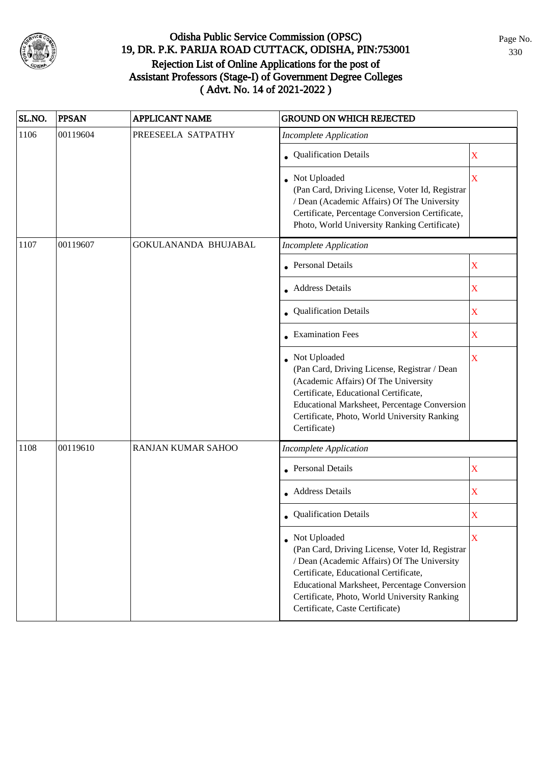# Odisha Public Service Commission (OPSC)
## 19, DR. P.K. PARIJA ROAD CUTTACK, ODISHA, PIN:753001
## Rejection List of Online Applications for the post of Assistant Professors (Stage-I) of Government Degree Colleges
## ( Advt. No. 14 of 2021-2022 )

| SL.NO. | PPSAN | APPLICANT NAME | GROUND ON WHICH REJECTED | |
|---|---|---|---|---|
| 1106 | 00119604 | PREESEELA SATPATHY | *Incomplete Application* | |
| | | | • Qualification Details | X |
| | | | • Not Uploaded (Pan Card, Driving License, Voter Id, Registrar / Dean (Academic Affairs) Of The University Certificate, Percentage Conversion Certificate, Photo, World University Ranking Certificate) | X |
| 1107 | 00119607 | GOKULANANDA BHUJABAL | *Incomplete Application* | |
| | | | • Personal Details | X |
| | | | • Address Details | X |
| | | | • Qualification Details | X |
| | | | • Examination Fees | X |
| | | | • Not Uploaded (Pan Card, Driving License, Registrar / Dean (Academic Affairs) Of The University Certificate, Educational Certificate, Educational Marksheet, Percentage Conversion Certificate, Photo, World University Ranking Certificate) | X |
| 1108 | 00119610 | RANJAN KUMAR SAHOO | *Incomplete Application* | |
| | | | • Personal Details | X |
| | | | • Address Details | X |
| | | | • Qualification Details | X |
| | | | • Not Uploaded (Pan Card, Driving License, Voter Id, Registrar / Dean (Academic Affairs) Of The University Certificate, Educational Certificate, Educational Marksheet, Percentage Conversion Certificate, Photo, World University Ranking Certificate, Caste Certificate) | X |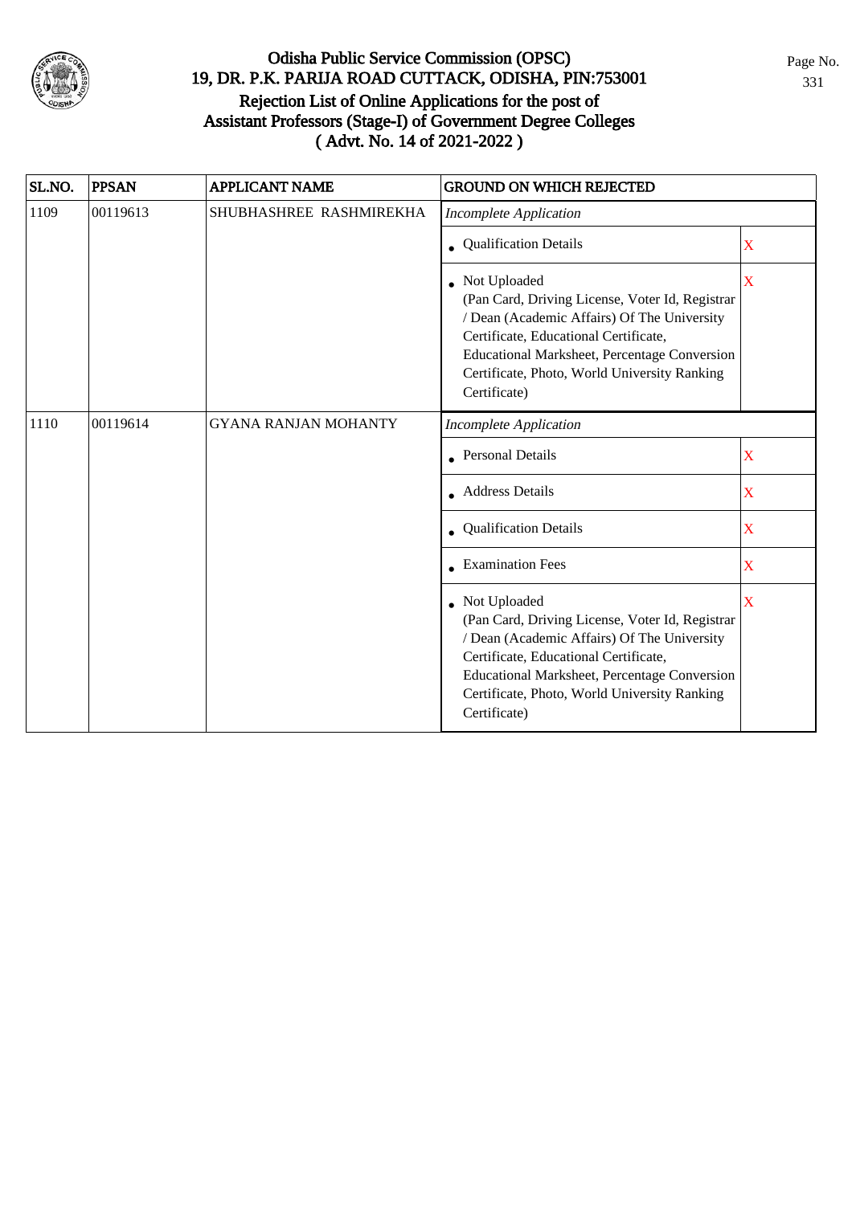# Odisha Public Service Commission (OPSC)
## 19, DR. P.K. PARIJA ROAD CUTTACK, ODISHA, PIN:753001
## Rejection List of Online Applications for the post of Assistant Professors (Stage-I) of Government Degree Colleges
## ( Advt. No. 14 of 2021-2022 )

| SL.NO. | PPSAN | APPLICANT NAME | GROUND ON WHICH REJECTED | |
|---|---|---|---|---|
| 1109 | 00119613 | SHUBHASHREE RASHMIREKHA | *Incomplete Application* | |
| | | | • Qualification Details | X |
| | | | • Not Uploaded (Pan Card, Driving License, Voter Id, Registrar / Dean (Academic Affairs) Of The University Certificate, Educational Certificate, Educational Marksheet, Percentage Conversion Certificate, Photo, World University Ranking Certificate) | X |
| 1110 | 00119614 | GYANA RANJAN MOHANTY | *Incomplete Application* | |
| | | | • Personal Details | X |
| | | | • Address Details | X |
| | | | • Qualification Details | X |
| | | | • Examination Fees | X |
| | | | • Not Uploaded (Pan Card, Driving License, Voter Id, Registrar / Dean (Academic Affairs) Of The University Certificate, Educational Certificate, Educational Marksheet, Percentage Conversion Certificate, Photo, World University Ranking Certificate) | X |